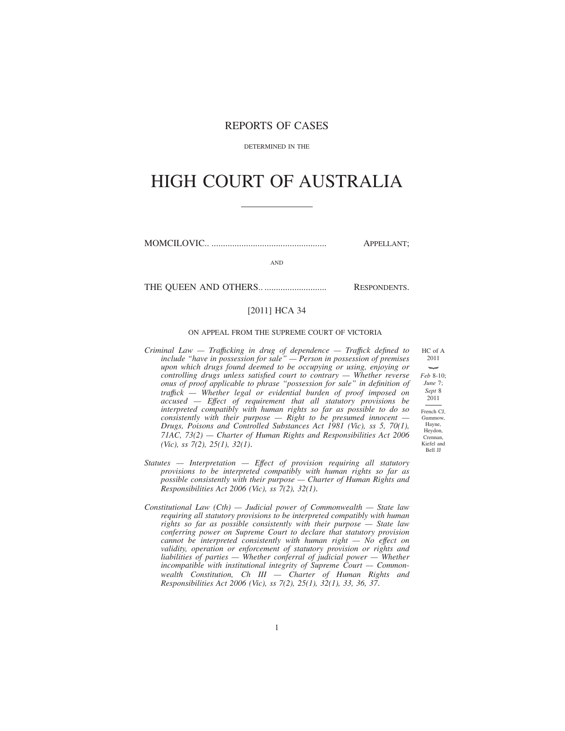REPORTS OF CASES

DETERMINED IN THE

# HIGH COURT OF AUSTRALIA

MOMCILOVIC.. .................................................. APPELLANT;

AND

THE QUEEN AND OTHERS.. ........................... RESPONDENTS.

[2011] HCA 34

ON APPEAL FROM THE SUPREME COURT OF VICTORIA

HC of A 2011

*Feb* 8-10; *June* 7; *Sept* 8 2011

French CJ, Gummow, Hayne, Heydon, Crennan, Kiefel and Bell JJ

*Criminal Law — Trafficking in drug of dependence — Traffick defined to include "have in possession for sale" — Person in possession of premises upon which drugs found deemed to be occupying or using, enjoying or controlling drugs unless satisfied court to contrary — Whether reverse onus of proof applicable to phrase "possession for sale" in definition of traffick — Whether legal or evidential burden of proof imposed on accused — Effect of requirement that all statutory provisions be interpreted compatibly with human rights so far as possible to do so consistently with their purpose — Right to be presumed innocent — Drugs, Poisons and Controlled Substances Act 1981 (Vic), ss 5, 70(1), 71AC, 73(2) — Charter of Human Rights and Responsibilities Act 2006 (Vic), ss 7(2), 25(1), 32(1).*

*Statutes — Interpretation — Effect of provision requiring all statutory provisions to be interpreted compatibly with human rights so far as possible consistently with their purpose — Charter of Human Rights and Responsibilities Act 2006 (Vic), ss 7(2), 32(1).*

*Constitutional Law (Cth) — Judicial power of Commonwealth — State law requiring all statutory provisions to be interpreted compatibly with human rights so far as possible consistently with their purpose — State law conferring power on Supreme Court to declare that statutory provision cannot be interpreted consistently with human right — No effect on validity, operation or enforcement of statutory provision or rights and liabilities of parties — Whether conferral of judicial power — Whether incompatible with institutional integrity of Supreme Court — Commonwealth Constitution, Ch III — Charter of Human Rights and Responsibilities Act 2006 (Vic), ss 7(2), 25(1), 32(1), 33, 36, 37.*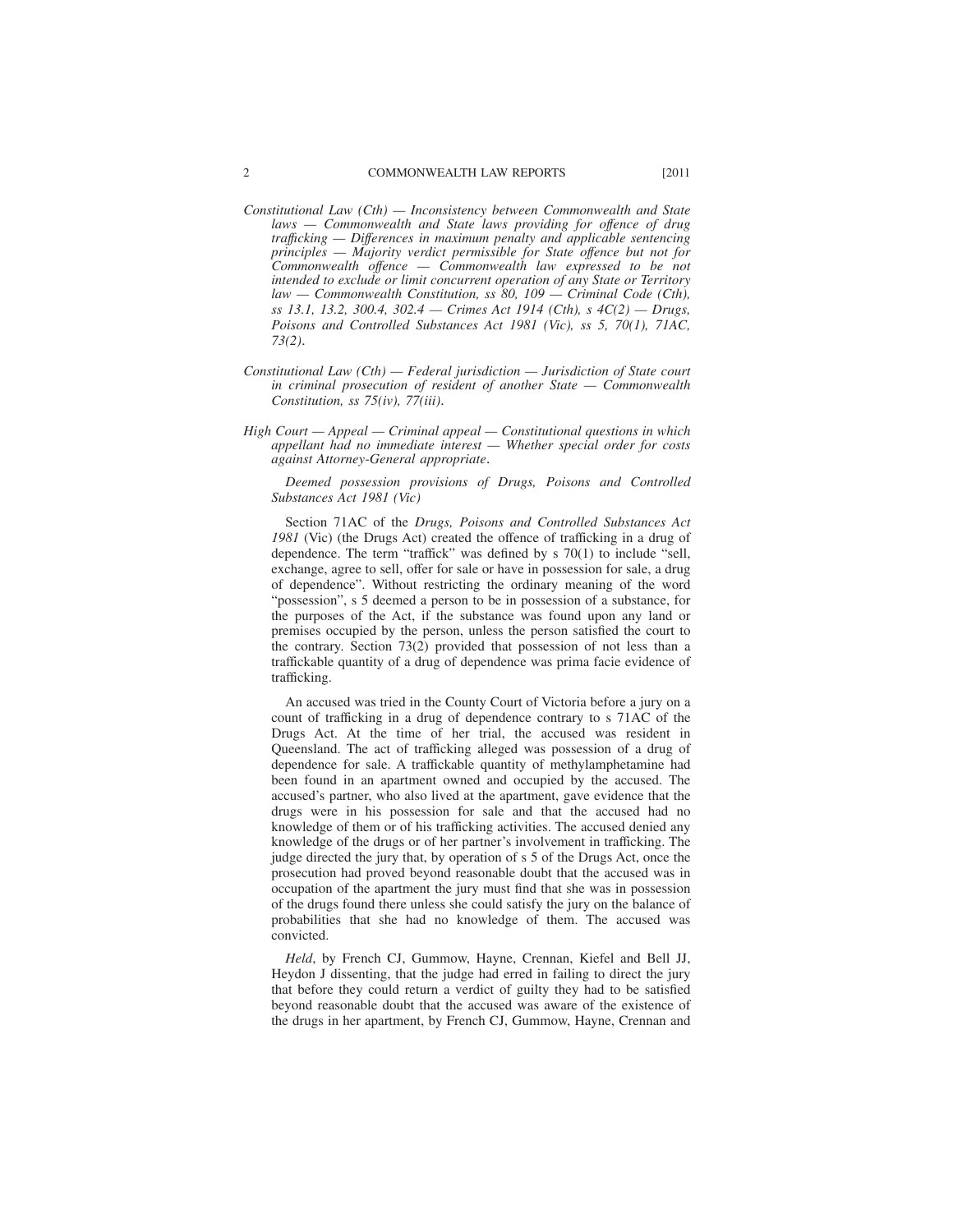*Constitutional Law (Cth) — Inconsistency between Commonwealth and State laws — Commonwealth and State laws providing for offence of drug trafficking — Differences in maximum penalty and applicable sentencing principles — Majority verdict permissible for State offence but not for Commonwealth offence — Commonwealth law expressed to be not intended to exclude or limit concurrent operation of any State or Territory law — Commonwealth Constitution, ss 80, 109 — Criminal Code (Cth), ss 13.1, 13.2, 300.4, 302.4 — Crimes Act 1914 (Cth), s 4C(2) — Drugs, Poisons and Controlled Substances Act 1981 (Vic), ss 5, 70(1), 71AC, 73(2).*

*Constitutional Law (Cth) — Federal jurisdiction — Jurisdiction of State court in criminal prosecution of resident of another State — Commonwealth Constitution, ss 75(iv), 77(iii).*

*High Court — Appeal — Criminal appeal — Constitutional questions in which appellant had no immediate interest — Whether special order for costs against Attorney-General appropriate.*

*Deemed possession provisions of Drugs, Poisons and Controlled Substances Act 1981 (Vic)*

Section 71AC of the *Drugs, Poisons and Controlled Substances Act 1981* (Vic) (the Drugs Act) created the offence of trafficking in a drug of dependence. The term "traffick" was defined by s 70(1) to include "sell, exchange, agree to sell, offer for sale or have in possession for sale, a drug of dependence". Without restricting the ordinary meaning of the word "possession", s 5 deemed a person to be in possession of a substance, for the purposes of the Act, if the substance was found upon any land or premises occupied by the person, unless the person satisfied the court to the contrary. Section 73(2) provided that possession of not less than a traffickable quantity of a drug of dependence was prima facie evidence of trafficking.

An accused was tried in the County Court of Victoria before a jury on a count of trafficking in a drug of dependence contrary to s 71AC of the Drugs Act. At the time of her trial, the accused was resident in Queensland. The act of trafficking alleged was possession of a drug of dependence for sale. A traffickable quantity of methylamphetamine had been found in an apartment owned and occupied by the accused. The accused's partner, who also lived at the apartment, gave evidence that the drugs were in his possession for sale and that the accused had no knowledge of them or of his trafficking activities. The accused denied any knowledge of the drugs or of her partner's involvement in trafficking. The judge directed the jury that, by operation of s 5 of the Drugs Act, once the prosecution had proved beyond reasonable doubt that the accused was in occupation of the apartment the jury must find that she was in possession of the drugs found there unless she could satisfy the jury on the balance of probabilities that she had no knowledge of them. The accused was convicted.

*Held*, by French CJ, Gummow, Hayne, Crennan, Kiefel and Bell JJ, Heydon J dissenting, that the judge had erred in failing to direct the jury that before they could return a verdict of guilty they had to be satisfied beyond reasonable doubt that the accused was aware of the existence of the drugs in her apartment, by French CJ, Gummow, Hayne, Crennan and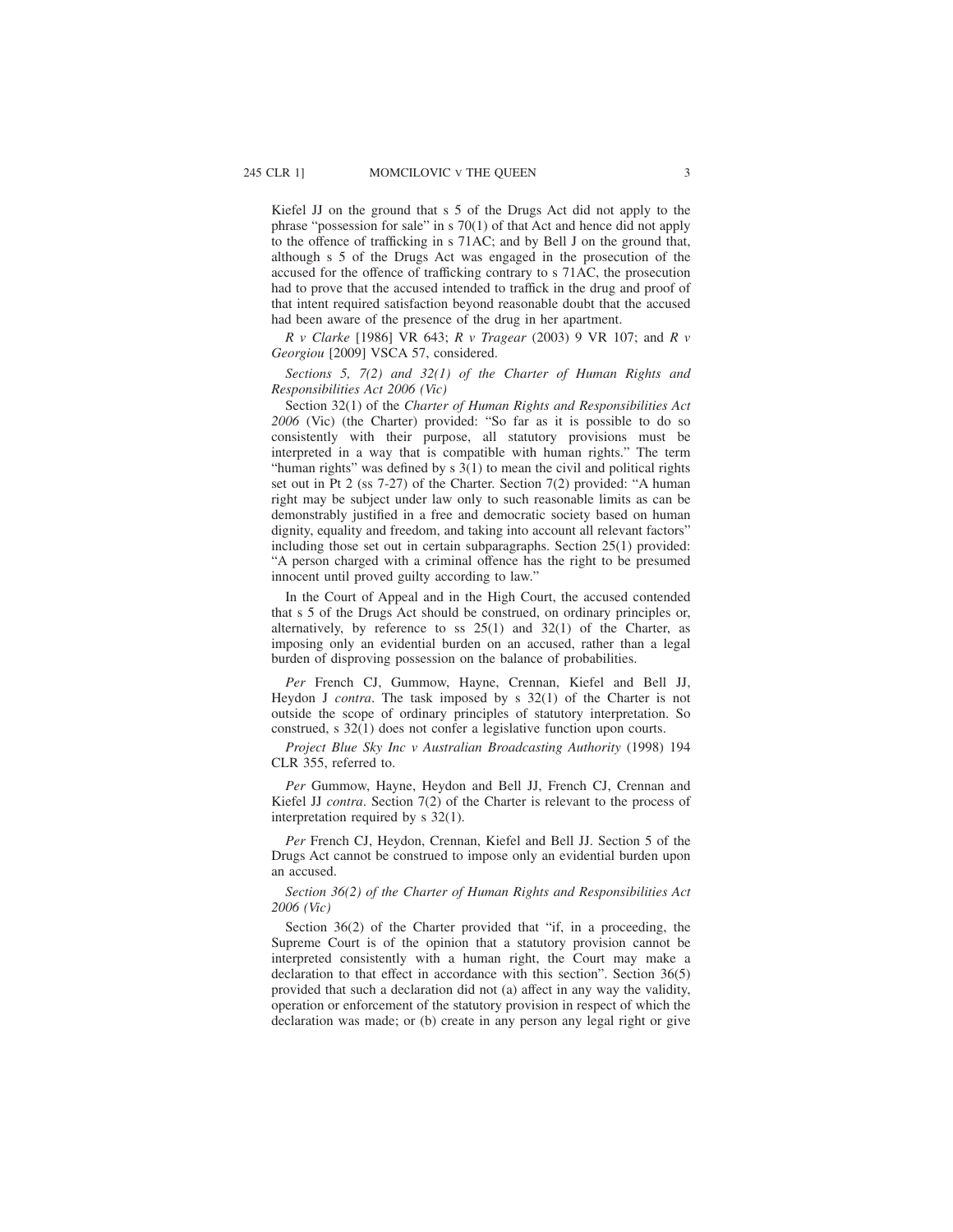Kiefel JJ on the ground that s 5 of the Drugs Act did not apply to the phrase "possession for sale" in s 70(1) of that Act and hence did not apply to the offence of trafficking in s 71AC; and by Bell J on the ground that, although s 5 of the Drugs Act was engaged in the prosecution of the accused for the offence of trafficking contrary to s 71AC, the prosecution had to prove that the accused intended to traffic in the drug and proof of that intent required satisfaction beyond reasonable doubt that the accused had been aware of the presence of the drug in her apartment.

*R v Clarke* [1986] VR 643; *R v Tragear* (2003) 9 VR 107; and *R v Georgiou* [2009] VSCA 57, considered.

*Sections 5, 7(2) and 32(1) of the Charter of Human Rights and Responsibilities Act 2006 (Vic)*

Section 32(1) of the *Charter of Human Rights and Responsibilities Act 2006* (Vic) (the Charter) provided: "So far as it is possible to do so consistently with their purpose, all statutory provisions must be interpreted in a way that is compatible with human rights." The term "human rights" was defined by s 3(1) to mean the civil and political rights set out in Pt 2 (ss 7-27) of the Charter. Section 7(2) provided: "A human right may be subject under law only to such reasonable limits as can be demonstrably justified in a free and democratic society based on human dignity, equality and freedom, and taking into account all relevant factors" including those set out in certain subparagraphs. Section 25(1) provided: "A person charged with a criminal offence has the right to be presumed innocent until proved guilty according to law."

In the Court of Appeal and in the High Court, the accused contended that s 5 of the Drugs Act should be construed, on ordinary principles or, alternatively, by reference to ss 25(1) and 32(1) of the Charter, as imposing only an evidential burden on an accused, rather than a legal burden of disproving possession on the balance of probabilities.

*Per* French CJ, Gummow, Hayne, Crennan, Kiefel and Bell JJ, Heydon J *contra*. The task imposed by s 32(1) of the Charter is not outside the scope of ordinary principles of statutory interpretation. So construed, s 32(1) does not confer a legislative function upon courts.

*Project Blue Sky Inc v Australian Broadcasting Authority* (1998) 194 CLR 355, referred to.

*Per* Gummow, Hayne, Heydon and Bell JJ, French CJ, Crennan and Kiefel JJ *contra*. Section 7(2) of the Charter is relevant to the process of interpretation required by s 32(1).

*Per* French CJ, Heydon, Crennan, Kiefel and Bell JJ. Section 5 of the Drugs Act cannot be construed to impose only an evidential burden upon an accused.

*Section 36(2) of the Charter of Human Rights and Responsibilities Act 2006 (Vic)*

Section 36(2) of the Charter provided that "if, in a proceeding, the Supreme Court is of the opinion that a statutory provision cannot be interpreted consistently with a human right, the Court may make a declaration to that effect in accordance with this section". Section 36(5) provided that such a declaration did not (a) affect in any way the validity, operation or enforcement of the statutory provision in respect of which the declaration was made; or (b) create in any person any legal right or give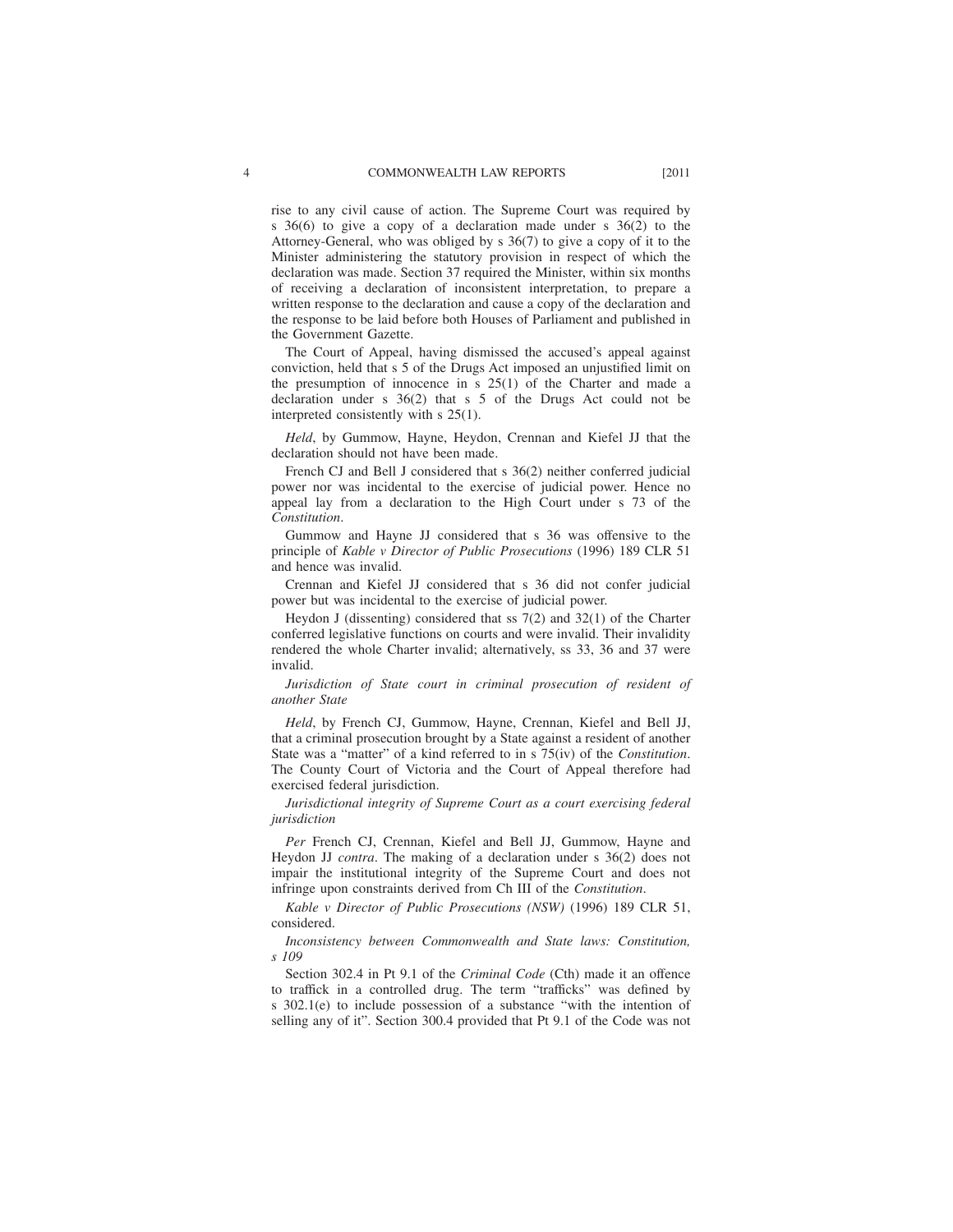rise to any civil cause of action. The Supreme Court was required by s 36(6) to give a copy of a declaration made under s 36(2) to the Attorney-General, who was obliged by s 36(7) to give a copy of it to the Minister administering the statutory provision in respect of which the declaration was made. Section 37 required the Minister, within six months of receiving a declaration of inconsistent interpretation, to prepare a written response to the declaration and cause a copy of the declaration and the response to be laid before both Houses of Parliament and published in the Government Gazette.

The Court of Appeal, having dismissed the accused's appeal against conviction, held that s 5 of the Drugs Act imposed an unjustified limit on the presumption of innocence in s 25(1) of the Charter and made a declaration under s 36(2) that s 5 of the Drugs Act could not be interpreted consistently with s 25(1).

*Held*, by Gummow, Hayne, Heydon, Crennan and Kiefel JJ that the declaration should not have been made.

French CJ and Bell J considered that s 36(2) neither conferred judicial power nor was incidental to the exercise of judicial power. Hence no appeal lay from a declaration to the High Court under s 73 of the *Constitution*.

Gummow and Hayne JJ considered that s 36 was offensive to the principle of *Kable v Director of Public Prosecutions* (1996) 189 CLR 51 and hence was invalid.

Crennan and Kiefel JJ considered that s 36 did not confer judicial power but was incidental to the exercise of judicial power.

Heydon J (dissenting) considered that ss 7(2) and 32(1) of the Charter conferred legislative functions on courts and were invalid. Their invalidity rendered the whole Charter invalid; alternatively, ss 33, 36 and 37 were invalid.

*Jurisdiction of State court in criminal prosecution of resident of another State*

*Held*, by French CJ, Gummow, Hayne, Crennan, Kiefel and Bell JJ, that a criminal prosecution brought by a State against a resident of another State was a "matter" of a kind referred to in s 75(iv) of the *Constitution*. The County Court of Victoria and the Court of Appeal therefore had exercised federal jurisdiction.

*Jurisdictional integrity of Supreme Court as a court exercising federal jurisdiction*

*Per* French CJ, Crennan, Kiefel and Bell JJ, Gummow, Hayne and Heydon JJ *contra*. The making of a declaration under s 36(2) does not impair the institutional integrity of the Supreme Court and does not infringe upon constraints derived from Ch III of the *Constitution*.

*Kable v Director of Public Prosecutions (NSW)* (1996) 189 CLR 51, considered.

*Inconsistency between Commonwealth and State laws: Constitution, s 109*

Section 302.4 in Pt 9.1 of the *Criminal Code* (Cth) made it an offence to traffick in a controlled drug. The term "trafficks" was defined by s 302.1(e) to include possession of a substance "with the intention of selling any of it". Section 300.4 provided that Pt 9.1 of the Code was not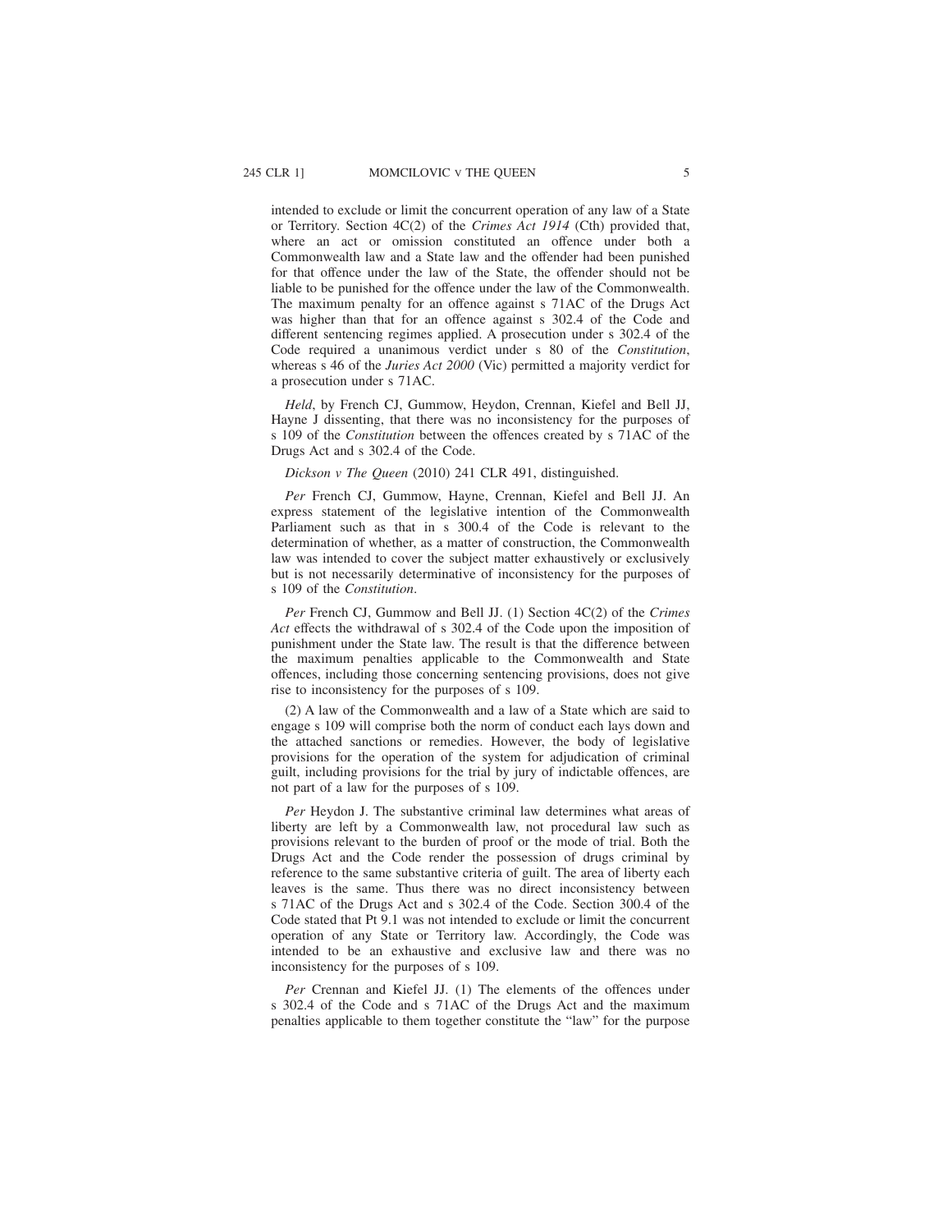intended to exclude or limit the concurrent operation of any law of a State or Territory. Section 4C(2) of the *Crimes Act 1914* (Cth) provided that, where an act or omission constituted an offence under both a Commonwealth law and a State law and the offender had been punished for that offence under the law of the State, the offender should not be liable to be punished for the offence under the law of the Commonwealth. The maximum penalty for an offence against s 71AC of the Drugs Act was higher than that for an offence against s 302.4 of the Code and different sentencing regimes applied. A prosecution under s 302.4 of the Code required a unanimous verdict under s 80 of the *Constitution*, whereas s 46 of the *Juries Act 2000* (Vic) permitted a majority verdict for a prosecution under s 71AC.

*Held*, by French CJ, Gummow, Heydon, Crennan, Kiefel and Bell JJ, Hayne J dissenting, that there was no inconsistency for the purposes of s 109 of the *Constitution* between the offences created by s 71AC of the Drugs Act and s 302.4 of the Code.

*Dickson v The Queen* (2010) 241 CLR 491, distinguished.

*Per* French CJ, Gummow, Hayne, Crennan, Kiefel and Bell JJ. An express statement of the legislative intention of the Commonwealth Parliament such as that in s 300.4 of the Code is relevant to the determination of whether, as a matter of construction, the Commonwealth law was intended to cover the subject matter exhaustively or exclusively but is not necessarily determinative of inconsistency for the purposes of s 109 of the *Constitution*.

*Per* French CJ, Gummow and Bell JJ. (1) Section 4C(2) of the *Crimes Act* effects the withdrawal of s 302.4 of the Code upon the imposition of punishment under the State law. The result is that the difference between the maximum penalties applicable to the Commonwealth and State offences, including those concerning sentencing provisions, does not give rise to inconsistency for the purposes of s 109.

(2) A law of the Commonwealth and a law of a State which are said to engage s 109 will comprise both the norm of conduct each lays down and the attached sanctions or remedies. However, the body of legislative provisions for the operation of the system for adjudication of criminal guilt, including provisions for the trial by jury of indictable offences, are not part of a law for the purposes of s 109.

*Per* Heydon J. The substantive criminal law determines what areas of liberty are left by a Commonwealth law, not procedural law such as provisions relevant to the burden of proof or the mode of trial. Both the Drugs Act and the Code render the possession of drugs criminal by reference to the same substantive criteria of guilt. The area of liberty each leaves is the same. Thus there was no direct inconsistency between s 71AC of the Drugs Act and s 302.4 of the Code. Section 300.4 of the Code stated that Pt 9.1 was not intended to exclude or limit the concurrent operation of any State or Territory law. Accordingly, the Code was intended to be an exhaustive and exclusive law and there was no inconsistency for the purposes of s 109.

*Per* Crennan and Kiefel JJ. (1) The elements of the offences under s 302.4 of the Code and s 71AC of the Drugs Act and the maximum penalties applicable to them together constitute the "law" for the purpose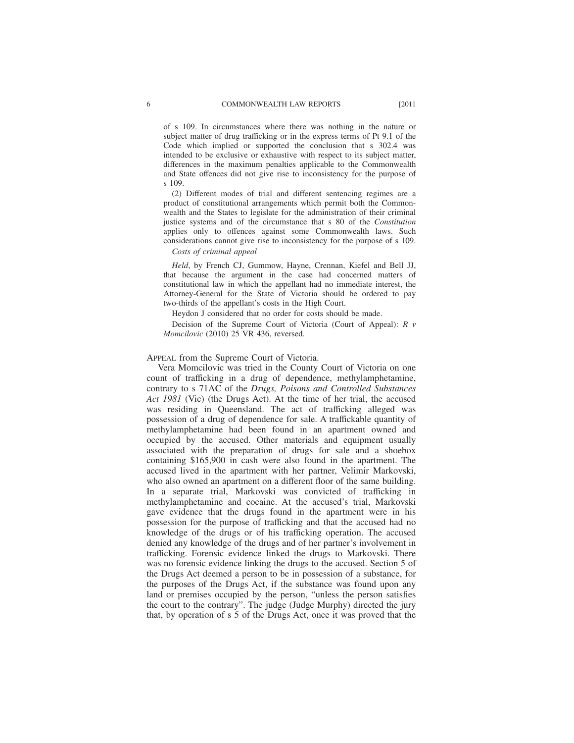of s 109. In circumstances where there was nothing in the nature or subject matter of drug trafficking or in the express terms of Pt 9.1 of the Code which implied or supported the conclusion that s 302.4 was intended to be exclusive or exhaustive with respect to its subject matter, differences in the maximum penalties applicable to the Commonwealth and State offences did not give rise to inconsistency for the purpose of s 109.

(2) Different modes of trial and different sentencing regimes are a product of constitutional arrangements which permit both the Commonwealth and the States to legislate for the administration of their criminal justice systems and of the circumstance that s 80 of the *Constitution* applies only to offences against some Commonwealth laws. Such considerations cannot give rise to inconsistency for the purpose of s 109.

*Costs of criminal appeal*

*Held*, by French CJ, Gummow, Hayne, Crennan, Kiefel and Bell JJ, that because the argument in the case had concerned matters of constitutional law in which the appellant had no immediate interest, the Attorney-General for the State of Victoria should be ordered to pay two-thirds of the appellant's costs in the High Court.

Heydon J considered that no order for costs should be made.

Decision of the Supreme Court of Victoria (Court of Appeal): *R v Momcilovic* (2010) 25 VR 436, reversed.

APPEAL from the Supreme Court of Victoria.

Vera Momcilovic was tried in the County Court of Victoria on one count of trafficking in a drug of dependence, methylamphetamine, contrary to s 71AC of the *Drugs, Poisons and Controlled Substances Act 1981* (Vic) (the Drugs Act). At the time of her trial, the accused was residing in Queensland. The act of trafficking alleged was possession of a drug of dependence for sale. A trafficable quantity of methylamphetamine had been found in an apartment owned and occupied by the accused. Other materials and equipment usually associated with the preparation of drugs for sale and a shoebox containing $165,900 in cash were also found in the apartment. The accused lived in the apartment with her partner, Velimir Markovski, who also owned an apartment on a different floor of the same building. In a separate trial, Markovski was convicted of trafficking in methylamphetamine and cocaine. At the accused's trial, Markovski gave evidence that the drugs found in the apartment were in his possession for the purpose of trafficking and that the accused had no knowledge of the drugs or of his trafficking operation. The accused denied any knowledge of the drugs and of her partner's involvement in trafficking. Forensic evidence linked the drugs to Markovski. There was no forensic evidence linking the drugs to the accused. Section 5 of the Drugs Act deemed a person to be in possession of a substance, for the purposes of the Drugs Act, if the substance was found upon any land or premises occupied by the person, "unless the person satisfies the court to the contrary". The judge (Judge Murphy) directed the jury that, by operation of s 5 of the Drugs Act, once it was proved that the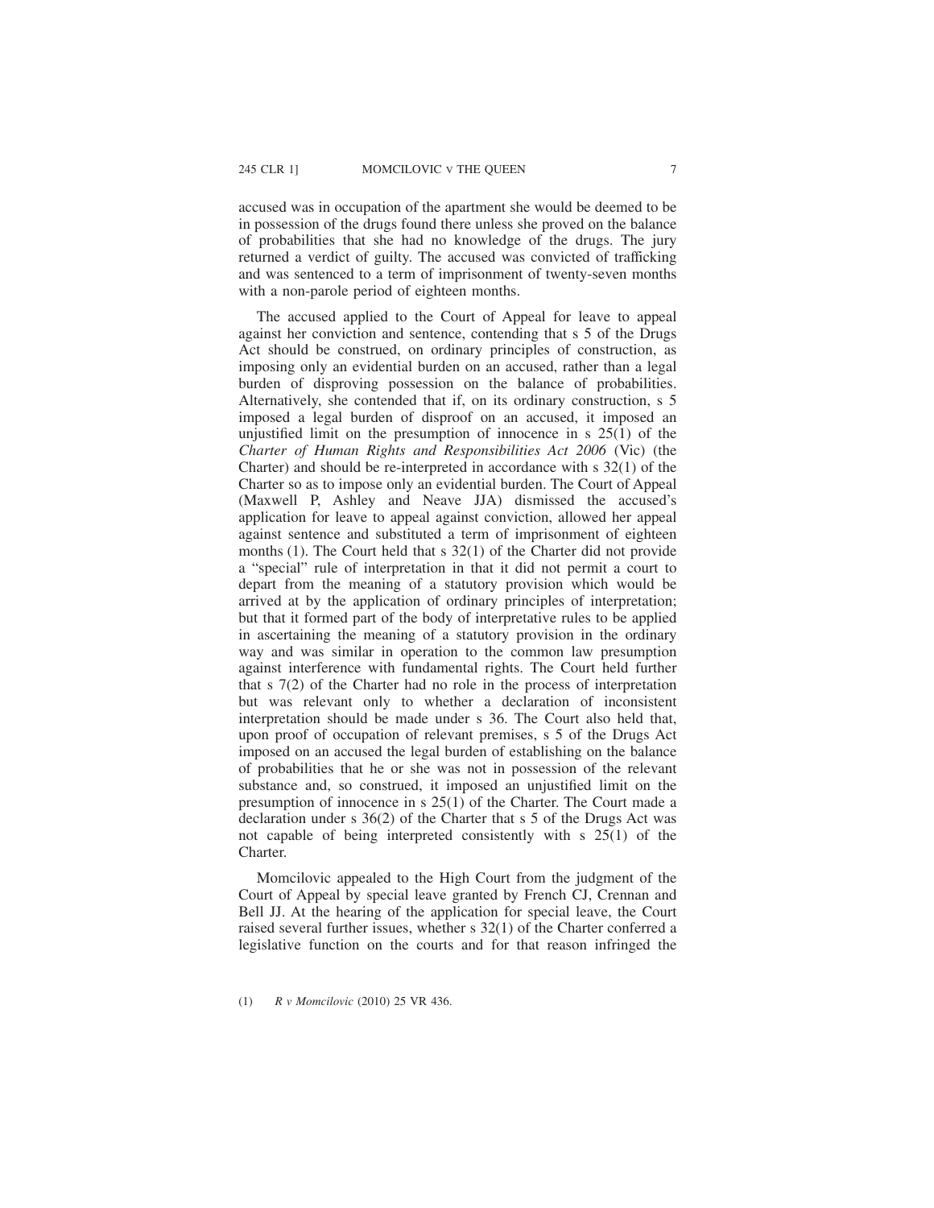accused was in occupation of the apartment she would be deemed to be in possession of the drugs found there unless she proved on the balance of probabilities that she had no knowledge of the drugs. The jury returned a verdict of guilty. The accused was convicted of trafficking and was sentenced to a term of imprisonment of twenty-seven months with a non-parole period of eighteen months.

The accused applied to the Court of Appeal for leave to appeal against her conviction and sentence, contending that s 5 of the Drugs Act should be construed, on ordinary principles of construction, as imposing only an evidential burden on an accused, rather than a legal burden of disproving possession on the balance of probabilities. Alternatively, she contended that if, on its ordinary construction, s 5 imposed a legal burden of disproof on an accused, it imposed an unjustified limit on the presumption of innocence in s 25(1) of the *Charter of Human Rights and Responsibilities Act 2006* (Vic) (the Charter) and should be re-interpreted in accordance with s 32(1) of the Charter so as to impose only an evidential burden. The Court of Appeal (Maxwell P, Ashley and Neave JJA) dismissed the accused's application for leave to appeal against conviction, allowed her appeal against sentence and substituted a term of imprisonment of eighteen months (1). The Court held that s 32(1) of the Charter did not provide a "special" rule of interpretation in that it did not permit a court to depart from the meaning of a statutory provision which would be arrived at by the application of ordinary principles of interpretation; but that it formed part of the body of interpretative rules to be applied in ascertaining the meaning of a statutory provision in the ordinary way and was similar in operation to the common law presumption against interference with fundamental rights. The Court held further that s 7(2) of the Charter had no role in the process of interpretation but was relevant only to whether a declaration of inconsistent interpretation should be made under s 36. The Court also held that, upon proof of occupation of relevant premises, s 5 of the Drugs Act imposed on an accused the legal burden of establishing on the balance of probabilities that he or she was not in possession of the relevant substance and, so construed, it imposed an unjustified limit on the presumption of innocence in s 25(1) of the Charter. The Court made a declaration under s 36(2) of the Charter that s 5 of the Drugs Act was not capable of being interpreted consistently with s 25(1) of the Charter.

Momcilovic appealed to the High Court from the judgment of the Court of Appeal by special leave granted by French CJ, Crennan and Bell JJ. At the hearing of the application for special leave, the Court raised several further issues, whether s 32(1) of the Charter conferred a legislative function on the courts and for that reason infringed the

(1) *R v Momcilovic* (2010) 25 VR 436.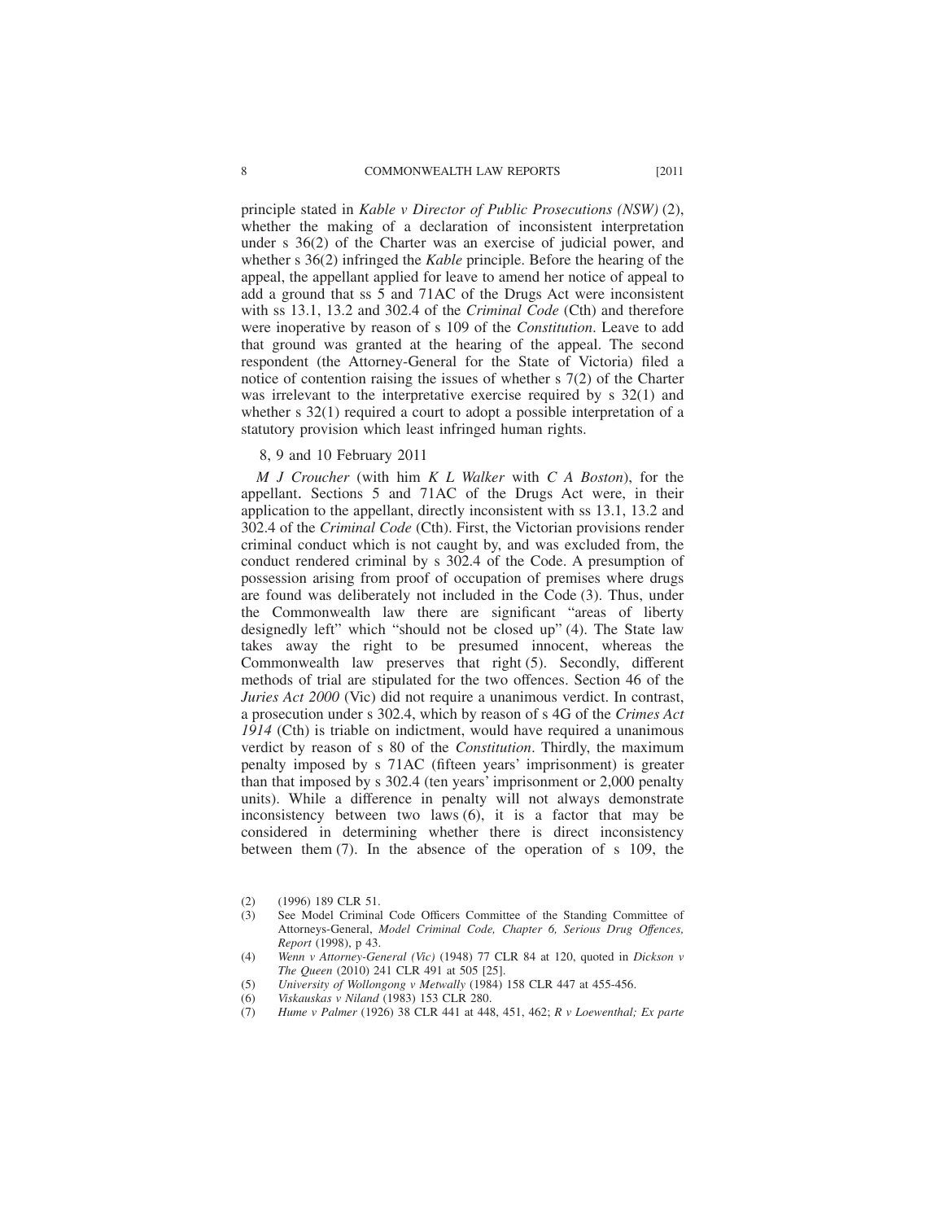principle stated in *Kable v Director of Public Prosecutions (NSW)* (2), whether the making of a declaration of inconsistent interpretation under s 36(2) of the Charter was an exercise of judicial power, and whether s 36(2) infringed the *Kable* principle. Before the hearing of the appeal, the appellant applied for leave to amend her notice of appeal to add a ground that ss 5 and 71AC of the Drugs Act were inconsistent with ss 13.1, 13.2 and 302.4 of the *Criminal Code* (Cth) and therefore were inoperative by reason of s 109 of the *Constitution*. Leave to add that ground was granted at the hearing of the appeal. The second respondent (the Attorney-General for the State of Victoria) filed a notice of contention raising the issues of whether s 7(2) of the Charter was irrelevant to the interpretative exercise required by s 32(1) and whether s 32(1) required a court to adopt a possible interpretation of a statutory provision which least infringed human rights.

8, 9 and 10 February 2011

*M J Croucher* (with him *K L Walker* with *C A Boston*), for the appellant. Sections 5 and 71AC of the Drugs Act were, in their application to the appellant, directly inconsistent with ss 13.1, 13.2 and 302.4 of the *Criminal Code* (Cth). First, the Victorian provisions render criminal conduct which is not caught by, and was excluded from, the conduct rendered criminal by s 302.4 of the Code. A presumption of possession arising from proof of occupation of premises where drugs are found was deliberately not included in the Code (3). Thus, under the Commonwealth law there are significant "areas of liberty designedly left" which "should not be closed up" (4). The State law takes away the right to be presumed innocent, whereas the Commonwealth law preserves that right (5). Secondly, different methods of trial are stipulated for the two offences. Section 46 of the *Juries Act 2000* (Vic) did not require a unanimous verdict. In contrast, a prosecution under s 302.4, which by reason of s 4G of the *Crimes Act 1914* (Cth) is triable on indictment, would have required a unanimous verdict by reason of s 80 of the *Constitution*. Thirdly, the maximum penalty imposed by s 71AC (fifteen years' imprisonment) is greater than that imposed by s 302.4 (ten years' imprisonment or 2,000 penalty units). While a difference in penalty will not always demonstrate inconsistency between two laws (6), it is a factor that may be considered in determining whether there is direct inconsistency between them (7). In the absence of the operation of s 109, the

(2) (1996) 189 CLR 51.

(3) See Model Criminal Code Officers Committee of the Standing Committee of Attorneys-General, *Model Criminal Code, Chapter 6, Serious Drug Offences, Report* (1998), p 43.

(4) *Wenn v Attorney-General (Vic)* (1948) 77 CLR 84 at 120, quoted in *Dickson v The Queen* (2010) 241 CLR 491 at 505 [25].

(5) *University of Wollongong v Metwally* (1984) 158 CLR 447 at 455-456.

(6) *Viskauskas v Niland* (1983) 153 CLR 280.

(7) *Hume v Palmer* (1926) 38 CLR 441 at 448, 451, 462; *R v Loewenthal; Ex parte*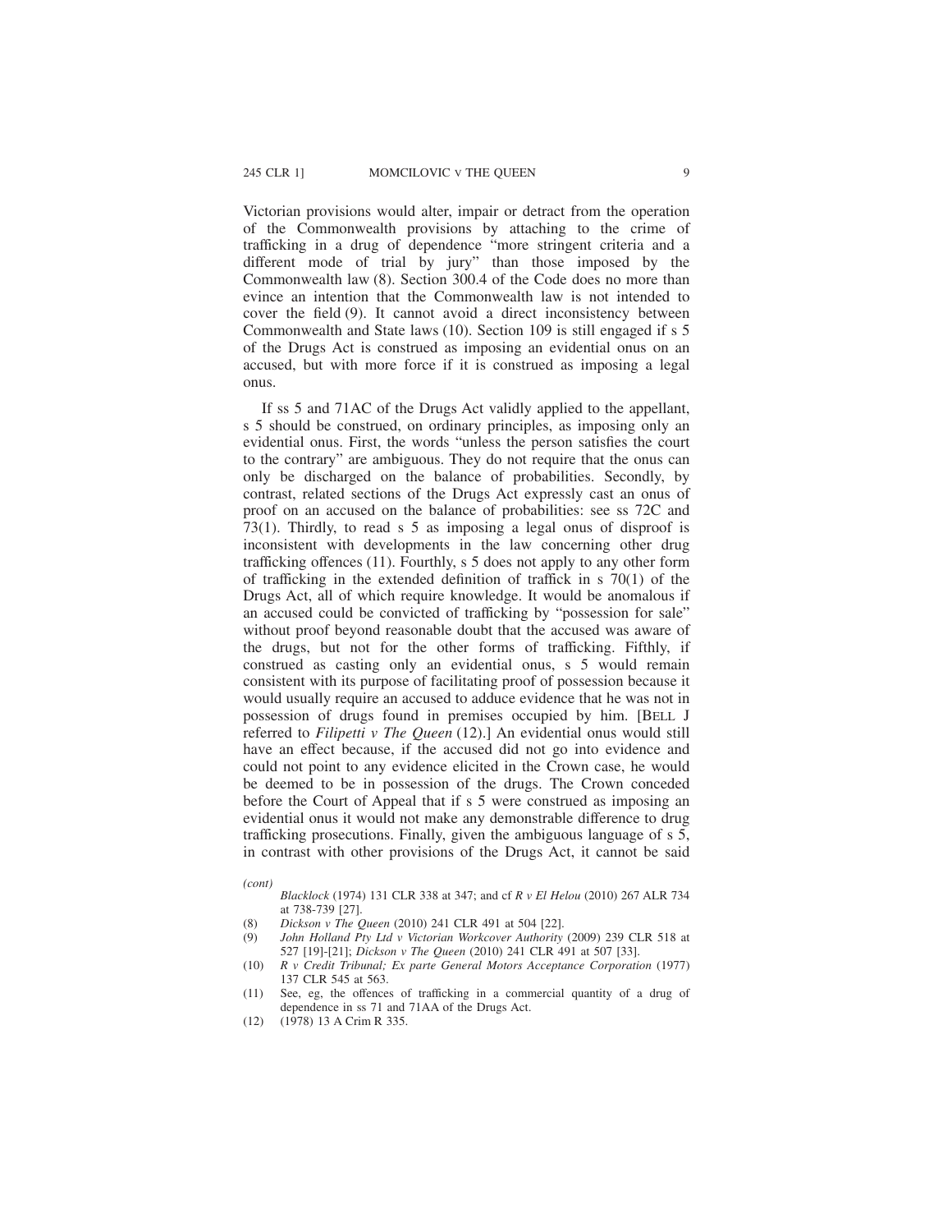Victorian provisions would alter, impair or detract from the operation of the Commonwealth provisions by attaching to the crime of trafficking in a drug of dependence "more stringent criteria and a different mode of trial by jury" than those imposed by the Commonwealth law (8). Section 300.4 of the Code does no more than evince an intention that the Commonwealth law is not intended to cover the field (9). It cannot avoid a direct inconsistency between Commonwealth and State laws (10). Section 109 is still engaged if s 5 of the Drugs Act is construed as imposing an evidential onus on an accused, but with more force if it is construed as imposing a legal onus.

If ss 5 and 71AC of the Drugs Act validly applied to the appellant, s 5 should be construed, on ordinary principles, as imposing only an evidential onus. First, the words "unless the person satisfies the court to the contrary" are ambiguous. They do not require that the onus can only be discharged on the balance of probabilities. Secondly, by contrast, related sections of the Drugs Act expressly cast an onus of proof on an accused on the balance of probabilities: see ss 72C and 73(1). Thirdly, to read s 5 as imposing a legal onus of disproof is inconsistent with developments in the law concerning other drug trafficking offences (11). Fourthly, s 5 does not apply to any other form of trafficking in the extended definition of traffick in s 70(1) of the Drugs Act, all of which require knowledge. It would be anomalous if an accused could be convicted of trafficking by "possession for sale" without proof beyond reasonable doubt that the accused was aware of the drugs, but not for the other forms of trafficking. Fifthly, if construed as casting only an evidential onus, s 5 would remain consistent with its purpose of facilitating proof of possession because it would usually require an accused to adduce evidence that he was not in possession of drugs found in premises occupied by him. [BELL J referred to *Filipetti v The Queen* (12).] An evidential onus would still have an effect because, if the accused did not go into evidence and could not point to any evidence elicited in the Crown case, he would be deemed to be in possession of the drugs. The Crown conceded before the Court of Appeal that if s 5 were construed as imposing an evidential onus it would not make any demonstrable difference to drug trafficking prosecutions. Finally, given the ambiguous language of s 5, in contrast with other provisions of the Drugs Act, it cannot be said

*(cont)*

*Blacklock* (1974) 131 CLR 338 at 347; and cf *R v El Helou* (2010) 267 ALR 734 at 738-739 [27].

(8) *Dickson v The Queen* (2010) 241 CLR 491 at 504 [22].

(9) *John Holland Pty Ltd v Victorian Workcover Authority* (2009) 239 CLR 518 at 527 [19]-[21]; *Dickson v The Queen* (2010) 241 CLR 491 at 507 [33].

(10) *R v Credit Tribunal; Ex parte General Motors Acceptance Corporation* (1977) 137 CLR 545 at 563.

(11) See, eg, the offences of trafficking in a commercial quantity of a drug of dependence in ss 71 and 71AA of the Drugs Act.

(12) (1978) 13 A Crim R 335.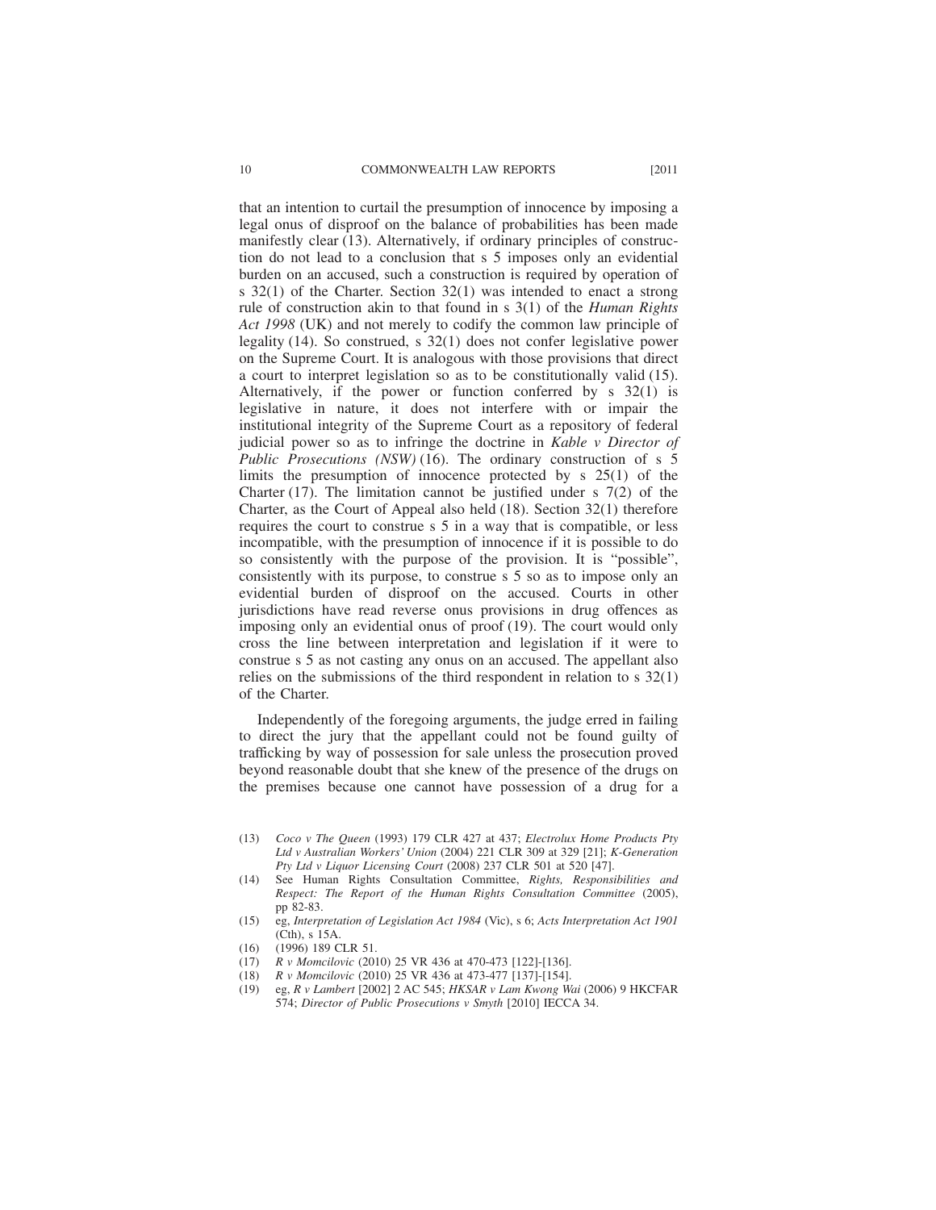that an intention to curtail the presumption of innocence by imposing a legal onus of disproof on the balance of probabilities has been made manifestly clear (13). Alternatively, if ordinary principles of construction do not lead to a conclusion that s 5 imposes only an evidential burden on an accused, such a construction is required by operation of s 32(1) of the Charter. Section 32(1) was intended to enact a strong rule of construction akin to that found in s 3(1) of the *Human Rights Act 1998* (UK) and not merely to codify the common law principle of legality (14). So construed, s 32(1) does not confer legislative power on the Supreme Court. It is analogous with those provisions that direct a court to interpret legislation so as to be constitutionally valid (15). Alternatively, if the power or function conferred by s 32(1) is legislative in nature, it does not interfere with or impair the institutional integrity of the Supreme Court as a repository of federal judicial power so as to infringe the doctrine in *Kable v Director of Public Prosecutions (NSW)* (16). The ordinary construction of s 5 limits the presumption of innocence protected by s 25(1) of the Charter (17). The limitation cannot be justified under s 7(2) of the Charter, as the Court of Appeal also held (18). Section 32(1) therefore requires the court to construe s 5 in a way that is compatible, or less incompatible, with the presumption of innocence if it is possible to do so consistently with the purpose of the provision. It is "possible", consistently with its purpose, to construe s 5 so as to impose only an evidential burden of disproof on the accused. Courts in other jurisdictions have read reverse onus provisions in drug offences as imposing only an evidential onus of proof (19). The court would only cross the line between interpretation and legislation if it were to construe s 5 as not casting any onus on an accused. The appellant also relies on the submissions of the third respondent in relation to s 32(1) of the Charter.

Independently of the foregoing arguments, the judge erred in failing to direct the jury that the appellant could not be found guilty of trafficking by way of possession for sale unless the prosecution proved beyond reasonable doubt that she knew of the presence of the drugs on the premises because one cannot have possession of a drug for a

(13) *Coco v The Queen* (1993) 179 CLR 427 at 437; *Electrolux Home Products Pty Ltd v Australian Workers' Union* (2004) 221 CLR 309 at 329 [21]; *K-Generation Pty Ltd v Liquor Licensing Court* (2008) 237 CLR 501 at 520 [47].

(14) See Human Rights Consultation Committee, *Rights, Responsibilities and Respect: The Report of the Human Rights Consultation Committee* (2005), pp 82-83.

(15) eg, *Interpretation of Legislation Act 1984* (Vic), s 6; *Acts Interpretation Act 1901* (Cth), s 15A.

(16) (1996) 189 CLR 51.

(17) *R v Momcilovic* (2010) 25 VR 436 at 470-473 [122]-[136].

(18) *R v Momcilovic* (2010) 25 VR 436 at 473-477 [137]-[154].

(19) eg, *R v Lambert* [2002] 2 AC 545; *HKSAR v Lam Kwong Wai* (2006) 9 HKCFAR 574; *Director of Public Prosecutions v Smyth* [2010] IECCA 34.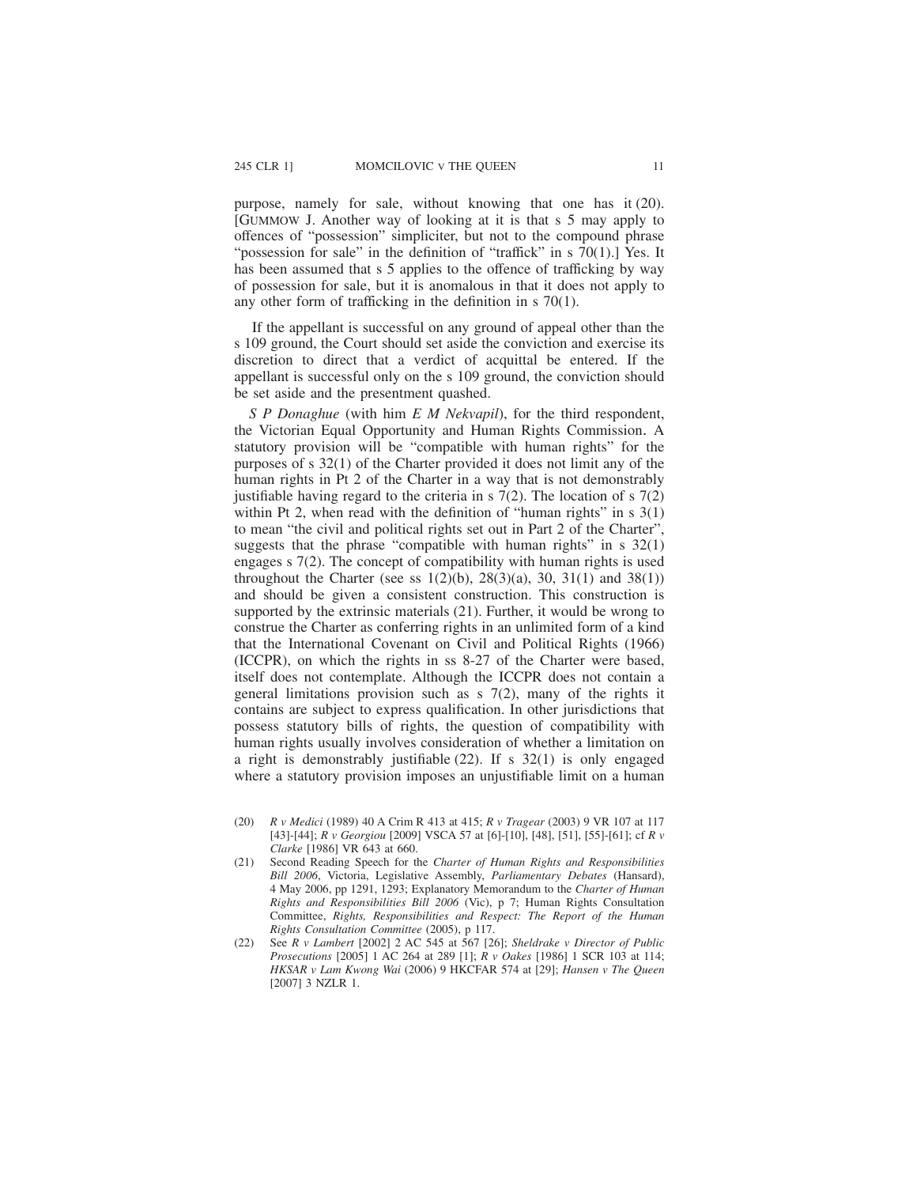purpose, namely for sale, without knowing that one has it (20). [GUMMOW J. Another way of looking at it is that s 5 may apply to offences of "possession" simpliciter, but not to the compound phrase "possession for sale" in the definition of "traffick" in s 70(1).] Yes. It has been assumed that s 5 applies to the offence of trafficking by way of possession for sale, but it is anomalous in that it does not apply to any other form of trafficking in the definition in s 70(1).

If the appellant is successful on any ground of appeal other than the s 109 ground, the Court should set aside the conviction and exercise its discretion to direct that a verdict of acquittal be entered. If the appellant is successful only on the s 109 ground, the conviction should be set aside and the presentment quashed.

*S P Donaghue* (with him *E M Nekvapil*), for the third respondent, the Victorian Equal Opportunity and Human Rights Commission. A statutory provision will be "compatible with human rights" for the purposes of s 32(1) of the Charter provided it does not limit any of the human rights in Pt 2 of the Charter in a way that is not demonstrably justifiable having regard to the criteria in s 7(2). The location of s 7(2) within Pt 2, when read with the definition of "human rights" in s 3(1) to mean "the civil and political rights set out in Part 2 of the Charter", suggests that the phrase "compatible with human rights" in s 32(1) engages s 7(2). The concept of compatibility with human rights is used throughout the Charter (see ss 1(2)(b), 28(3)(a), 30, 31(1) and 38(1)) and should be given a consistent construction. This construction is supported by the extrinsic materials (21). Further, it would be wrong to construe the Charter as conferring rights in an unlimited form of a kind that the International Covenant on Civil and Political Rights (1966) (ICCPR), on which the rights in ss 8-27 of the Charter were based, itself does not contemplate. Although the ICCPR does not contain a general limitations provision such as s 7(2), many of the rights it contains are subject to express qualification. In other jurisdictions that possess statutory bills of rights, the question of compatibility with human rights usually involves consideration of whether a limitation on a right is demonstrably justifiable (22). If s 32(1) is only engaged where a statutory provision imposes an unjustifiable limit on a human

(20) *R v Medici* (1989) 40 A Crim R 413 at 415; *R v Tragear* (2003) 9 VR 107 at 117 [43]-[44]; *R v Georgiou* [2009] VSCA 57 at [6]-[10], [48], [51], [55]-[61]; cf *R v Clarke* [1986] VR 643 at 660.

(21) Second Reading Speech for the *Charter of Human Rights and Responsibilities Bill 2006*, Victoria, Legislative Assembly, *Parliamentary Debates* (Hansard), 4 May 2006, pp 1291, 1293; Explanatory Memorandum to the *Charter of Human Rights and Responsibilities Bill 2006* (Vic), p 7; Human Rights Consultation Committee, *Rights, Responsibilities and Respect: The Report of the Human Rights Consultation Committee* (2005), p 117.

(22) See *R v Lambert* [2002] 2 AC 545 at 567 [26]; *Sheldrake v Director of Public Prosecutions* [2005] 1 AC 264 at 289 [1]; *R v Oakes* [1986] 1 SCR 103 at 114; *HKSAR v Lam Kwong Wai* (2006) 9 HKCFAR 574 at [29]; *Hansen v The Queen* [2007] 3 NZLR 1.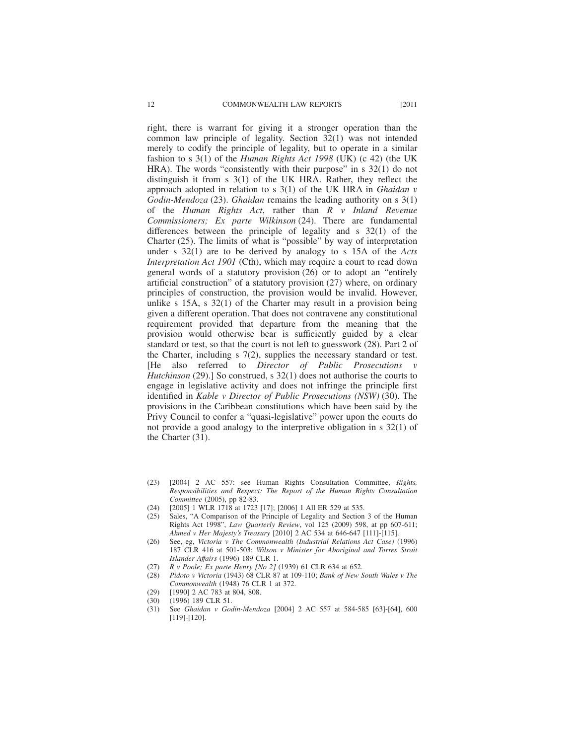right, there is warrant for giving it a stronger operation than the common law principle of legality. Section 32(1) was not intended merely to codify the principle of legality, but to operate in a similar fashion to s 3(1) of the *Human Rights Act 1998* (UK) (c 42) (the UK HRA). The words "consistently with their purpose" in s 32(1) do not distinguish it from s 3(1) of the UK HRA. Rather, they reflect the approach adopted in relation to s 3(1) of the UK HRA in *Ghaidan v Godin-Mendoza* (23). *Ghaidan* remains the leading authority on s 3(1) of the *Human Rights Act*, rather than *R v Inland Revenue Commissioners; Ex parte Wilkinson* (24). There are fundamental differences between the principle of legality and s 32(1) of the Charter (25). The limits of what is "possible" by way of interpretation under s 32(1) are to be derived by analogy to s 15A of the *Acts Interpretation Act 1901* (Cth), which may require a court to read down general words of a statutory provision (26) or to adopt an "entirely artificial construction" of a statutory provision (27) where, on ordinary principles of construction, the provision would be invalid. However, unlike s 15A, s 32(1) of the Charter may result in a provision being given a different operation. That does not contravene any constitutional requirement provided that departure from the meaning that the provision would otherwise bear is sufficiently guided by a clear standard or test, so that the court is not left to guesswork (28). Part 2 of the Charter, including s 7(2), supplies the necessary standard or test. [He also referred to *Director of Public Prosecutions v Hutchinson* (29).] So construed, s 32(1) does not authorise the courts to engage in legislative activity and does not infringe the principle first identified in *Kable v Director of Public Prosecutions (NSW)* (30). The provisions in the Caribbean constitutions which have been said by the Privy Council to confer a "quasi-legislative" power upon the courts do not provide a good analogy to the interpretive obligation in s 32(1) of the Charter (31).

(23) [2004] 2 AC 557: see Human Rights Consultation Committee, *Rights, Responsibilities and Respect: The Report of the Human Rights Consultation Committee* (2005), pp 82-83.
(24) [2005] 1 WLR 1718 at 1723 [17]; [2006] 1 All ER 529 at 535.
(25) Sales, "A Comparison of the Principle of Legality and Section 3 of the Human Rights Act 1998", *Law Quarterly Review*, vol 125 (2009) 598, at pp 607-611; *Ahmed v Her Majesty's Treasury* [2010] 2 AC 534 at 646-647 [111]-[115].
(26) See, eg, *Victoria v The Commonwealth (Industrial Relations Act Case)* (1996) 187 CLR 416 at 501-503; *Wilson v Minister for Aboriginal and Torres Strait Islander Affairs* (1996) 189 CLR 1.
(27) *R v Poole; Ex parte Henry [No 2]* (1939) 61 CLR 634 at 652.
(28) *Pidoto v Victoria* (1943) 68 CLR 87 at 109-110; *Bank of New South Wales v The Commonwealth* (1948) 76 CLR 1 at 372.
(29) [1990] 2 AC 783 at 804, 808.
(30) (1996) 189 CLR 51.
(31) See *Ghaidan v Godin-Mendoza* [2004] 2 AC 557 at 584-585 [63]-[64], 600 [119]-[120].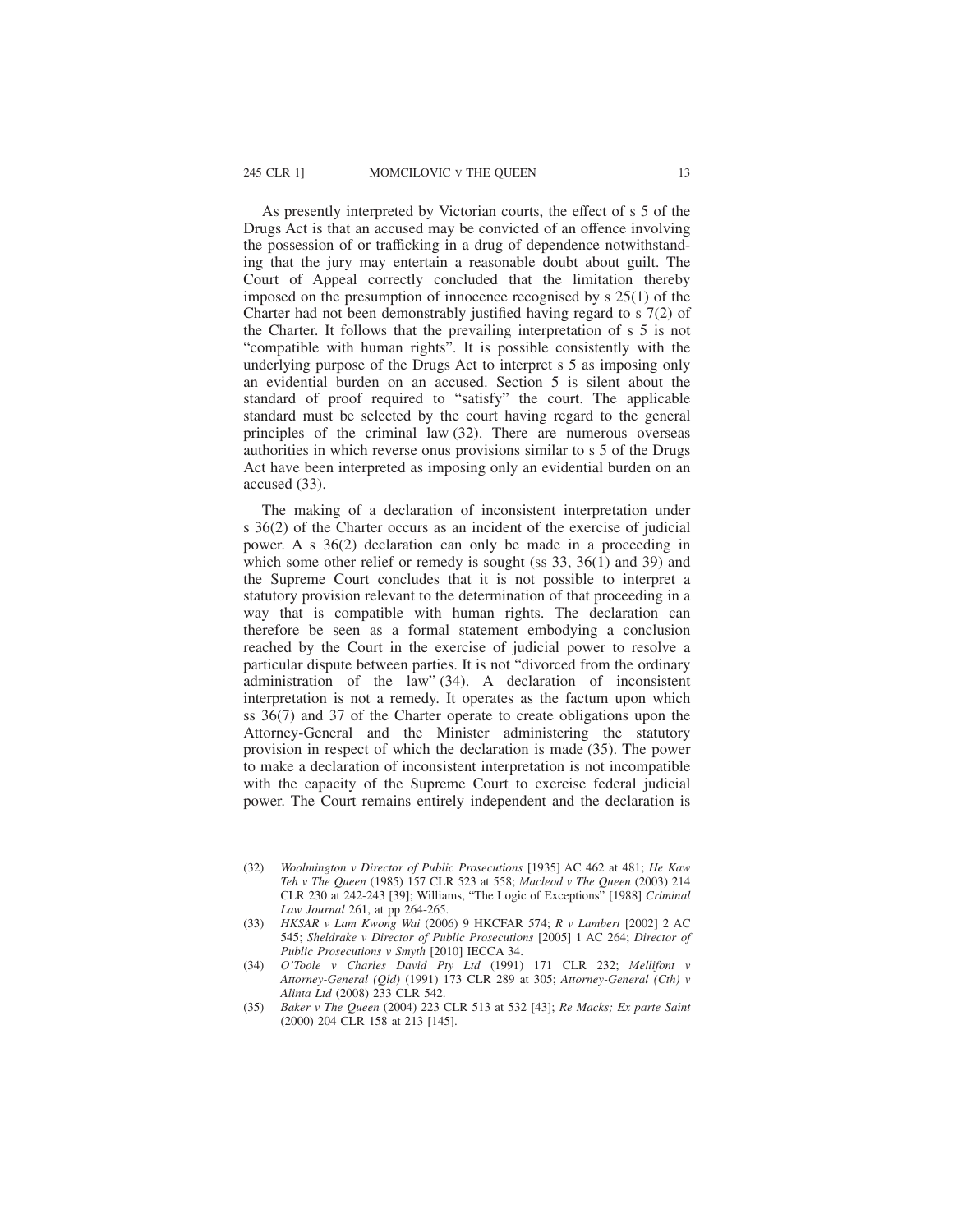As presently interpreted by Victorian courts, the effect of s 5 of the Drugs Act is that an accused may be convicted of an offence involving the possession of or trafficking in a drug of dependence notwithstanding that the jury may entertain a reasonable doubt about guilt. The Court of Appeal correctly concluded that the limitation thereby imposed on the presumption of innocence recognised by s 25(1) of the Charter had not been demonstrably justified having regard to s 7(2) of the Charter. It follows that the prevailing interpretation of s 5 is not "compatible with human rights". It is possible consistently with the underlying purpose of the Drugs Act to interpret s 5 as imposing only an evidential burden on an accused. Section 5 is silent about the standard of proof required to "satisfy" the court. The applicable standard must be selected by the court having regard to the general principles of the criminal law (32). There are numerous overseas authorities in which reverse onus provisions similar to s 5 of the Drugs Act have been interpreted as imposing only an evidential burden on an accused (33).

The making of a declaration of inconsistent interpretation under s 36(2) of the Charter occurs as an incident of the exercise of judicial power. A s 36(2) declaration can only be made in a proceeding in which some other relief or remedy is sought (ss 33, 36(1) and 39) and the Supreme Court concludes that it is not possible to interpret a statutory provision relevant to the determination of that proceeding in a way that is compatible with human rights. The declaration can therefore be seen as a formal statement embodying a conclusion reached by the Court in the exercise of judicial power to resolve a particular dispute between parties. It is not "divorced from the ordinary administration of the law" (34). A declaration of inconsistent interpretation is not a remedy. It operates as the factum upon which ss 36(7) and 37 of the Charter operate to create obligations upon the Attorney-General and the Minister administering the statutory provision in respect of which the declaration is made (35). The power to make a declaration of inconsistent interpretation is not incompatible with the capacity of the Supreme Court to exercise federal judicial power. The Court remains entirely independent and the declaration is

(32) *Woolmington v Director of Public Prosecutions* [1935] AC 462 at 481; *He Kaw Teh v The Queen* (1985) 157 CLR 523 at 558; *Macleod v The Queen* (2003) 214 CLR 230 at 242-243 [39]; Williams, "The Logic of Exceptions" [1988] *Criminal Law Journal* 261, at pp 264-265.

(33) *HKSAR v Lam Kwong Wai* (2006) 9 HKCFAR 574; *R v Lambert* [2002] 2 AC 545; *Sheldrake v Director of Public Prosecutions* [2005] 1 AC 264; *Director of Public Prosecutions v Smyth* [2010] IECCA 34.

(34) *O'Toole v Charles David Pty Ltd* (1991) 171 CLR 232; *Mellifont v Attorney-General (Qld)* (1991) 173 CLR 289 at 305; *Attorney-General (Cth) v Alinta Ltd* (2008) 233 CLR 542.

(35) *Baker v The Queen* (2004) 223 CLR 513 at 532 [43]; *Re Macks; Ex parte Saint* (2000) 204 CLR 158 at 213 [145].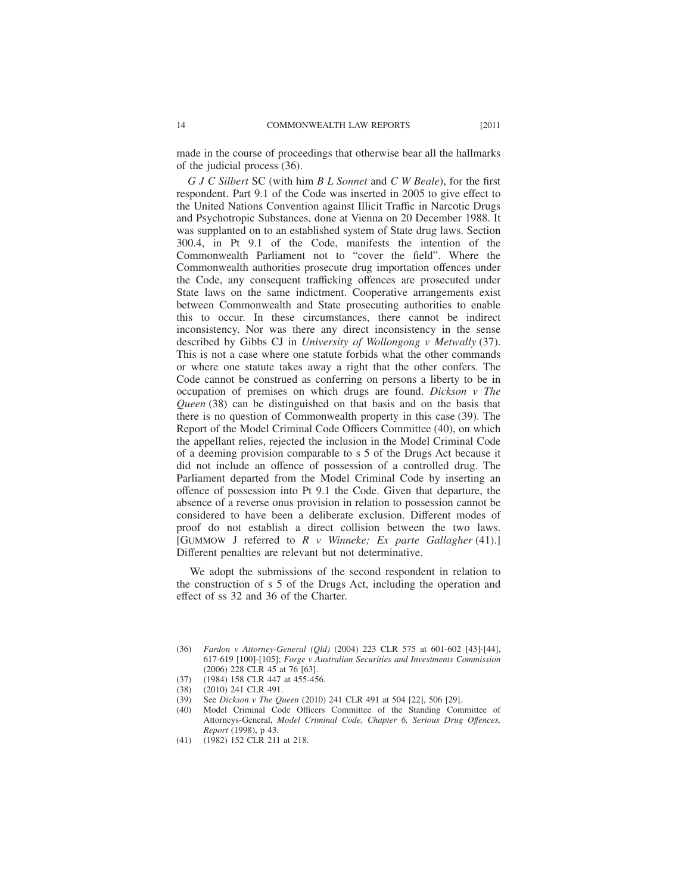made in the course of proceedings that otherwise bear all the hallmarks of the judicial process (36).

*G J C Silbert* SC (with him *B L Sonnet* and *C W Beale*), for the first respondent. Part 9.1 of the Code was inserted in 2005 to give effect to the United Nations Convention against Illicit Traffic in Narcotic Drugs and Psychotropic Substances, done at Vienna on 20 December 1988. It was supplanted on to an established system of State drug laws. Section 300.4, in Pt 9.1 of the Code, manifests the intention of the Commonwealth Parliament not to "cover the field". Where the Commonwealth authorities prosecute drug importation offences under the Code, any consequent trafficking offences are prosecuted under State laws on the same indictment. Cooperative arrangements exist between Commonwealth and State prosecuting authorities to enable this to occur. In these circumstances, there cannot be indirect inconsistency. Nor was there any direct inconsistency in the sense described by Gibbs CJ in *University of Wollongong v Metwally* (37). This is not a case where one statute forbids what the other commands or where one statute takes away a right that the other confers. The Code cannot be construed as conferring on persons a liberty to be in occupation of premises on which drugs are found. *Dickson v The Queen* (38) can be distinguished on that basis and on the basis that there is no question of Commonwealth property in this case (39). The Report of the Model Criminal Code Officers Committee (40), on which the appellant relies, rejected the inclusion in the Model Criminal Code of a deeming provision comparable to s 5 of the Drugs Act because it did not include an offence of possession of a controlled drug. The Parliament departed from the Model Criminal Code by inserting an offence of possession into Pt 9.1 the Code. Given that departure, the absence of a reverse onus provision in relation to possession cannot be considered to have been a deliberate exclusion. Different modes of proof do not establish a direct collision between the two laws. [GUMMOW J referred to *R v Winneke; Ex parte Gallagher* (41).] Different penalties are relevant but not determinative.

We adopt the submissions of the second respondent in relation to the construction of s 5 of the Drugs Act, including the operation and effect of ss 32 and 36 of the Charter.

(36) *Fardon v Attorney-General (Qld)* (2004) 223 CLR 575 at 601-602 [43]-[44], 617-619 [100]-[105]; *Forge v Australian Securities and Investments Commission* (2006) 228 CLR 45 at 76 [63].

(37) (1984) 158 CLR 447 at 455-456.

(38) (2010) 241 CLR 491.

(39) See *Dickson v The Queen* (2010) 241 CLR 491 at 504 [22], 506 [29].

(40) Model Criminal Code Officers Committee of the Standing Committee of Attorneys-General, *Model Criminal Code, Chapter 6, Serious Drug Offences, Report* (1998), p 43.

(41) (1982) 152 CLR 211 at 218.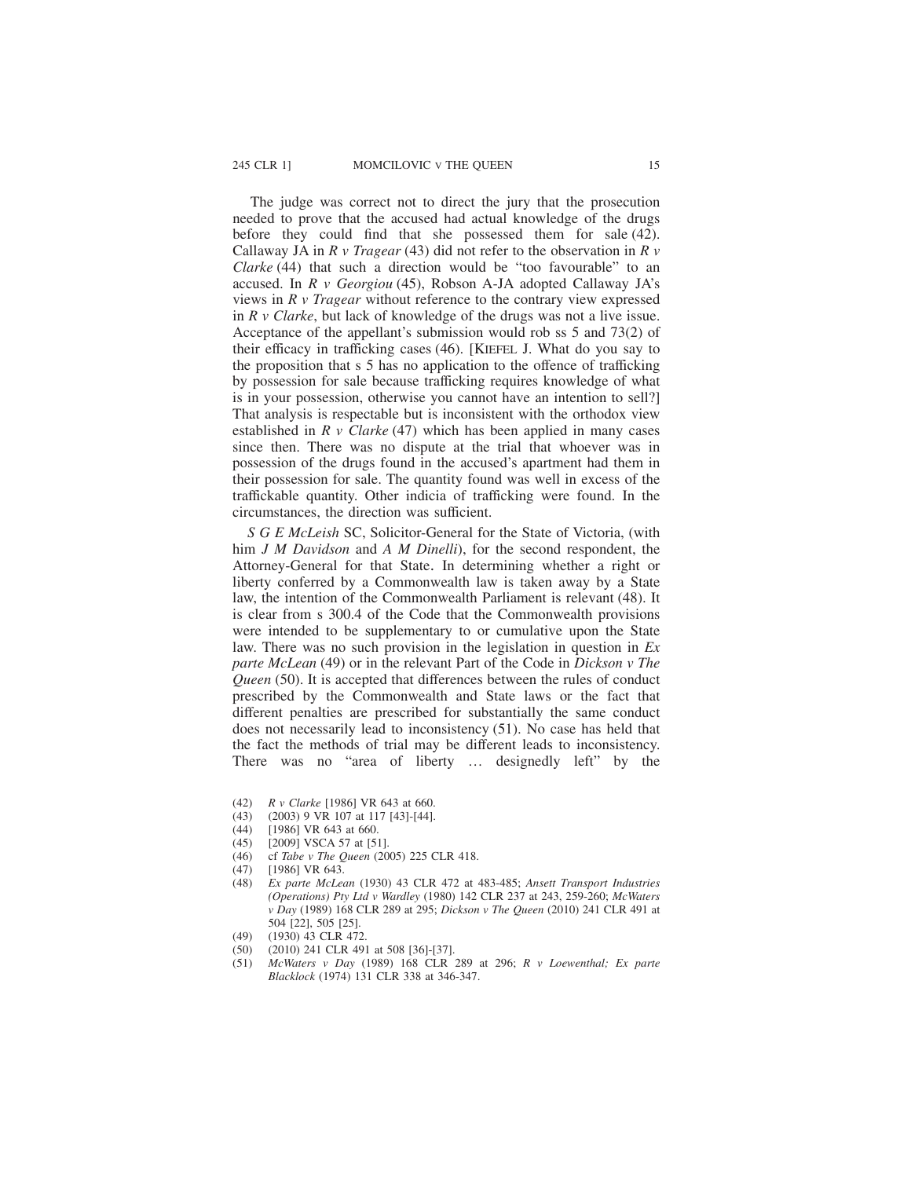The judge was correct not to direct the jury that the prosecution needed to prove that the accused had actual knowledge of the drugs before they could find that she possessed them for sale (42). Callaway JA in *R v Tragear* (43) did not refer to the observation in *R v Clarke* (44) that such a direction would be "too favourable" to an accused. In *R v Georgiou* (45), Robson A-JA adopted Callaway JA's views in *R v Tragear* without reference to the contrary view expressed in *R v Clarke*, but lack of knowledge of the drugs was not a live issue. Acceptance of the appellant's submission would rob ss 5 and 73(2) of their efficacy in trafficking cases (46). [KIEFEL J. What do you say to the proposition that s 5 has no application to the offence of trafficking by possession for sale because trafficking requires knowledge of what is in your possession, otherwise you cannot have an intention to sell?] That analysis is respectable but is inconsistent with the orthodox view established in *R v Clarke* (47) which has been applied in many cases since then. There was no dispute at the trial that whoever was in possession of the drugs found in the accused's apartment had them in their possession for sale. The quantity found was well in excess of the traffickable quantity. Other indicia of trafficking were found. In the circumstances, the direction was sufficient.

*S G E McLeish* SC, Solicitor-General for the State of Victoria, (with him *J M Davidson* and *A M Dinelli*), for the second respondent, the Attorney-General for that State. In determining whether a right or liberty conferred by a Commonwealth law is taken away by a State law, the intention of the Commonwealth Parliament is relevant (48). It is clear from s 300.4 of the Code that the Commonwealth provisions were intended to be supplementary to or cumulative upon the State law. There was no such provision in the legislation in question in *Ex parte McLean* (49) or in the relevant Part of the Code in *Dickson v The Queen* (50). It is accepted that differences between the rules of conduct prescribed by the Commonwealth and State laws or the fact that different penalties are prescribed for substantially the same conduct does not necessarily lead to inconsistency (51). No case has held that the fact the methods of trial may be different leads to inconsistency. There was no "area of liberty … designedly left" by the

(42) *R v Clarke* [1986] VR 643 at 660.
(43) (2003) 9 VR 107 at 117 [43]-[44].
(44) [1986] VR 643 at 660.
(45) [2009] VSCA 57 at [51].
(46) cf *Tabe v The Queen* (2005) 225 CLR 418.
(47) [1986] VR 643.
(48) *Ex parte McLean* (1930) 43 CLR 472 at 483-485; *Ansett Transport Industries (Operations) Pty Ltd v Wardley* (1980) 142 CLR 237 at 243, 259-260; *McWaters v Day* (1989) 168 CLR 289 at 295; *Dickson v The Queen* (2010) 241 CLR 491 at 504 [22], 505 [25].
(49) (1930) 43 CLR 472.
(50) (2010) 241 CLR 491 at 508 [36]-[37].
(51) *McWaters v Day* (1989) 168 CLR 289 at 296; *R v Loewenthal; Ex parte Blacklock* (1974) 131 CLR 338 at 346-347.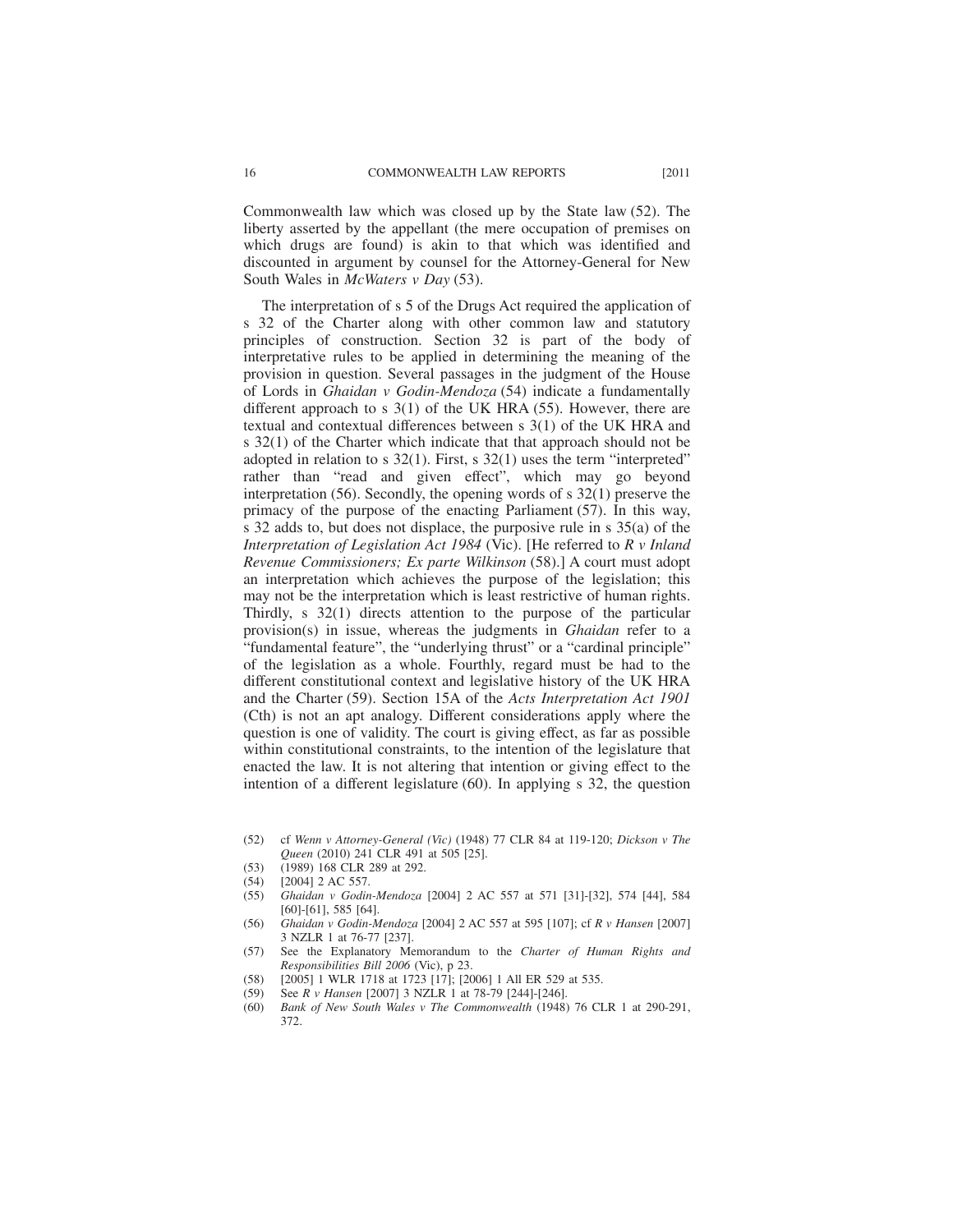Commonwealth law which was closed up by the State law (52). The liberty asserted by the appellant (the mere occupation of premises on which drugs are found) is akin to that which was identified and discounted in argument by counsel for the Attorney-General for New South Wales in *McWaters v Day* (53).

The interpretation of s 5 of the Drugs Act required the application of s 32 of the Charter along with other common law and statutory principles of construction. Section 32 is part of the body of interpretative rules to be applied in determining the meaning of the provision in question. Several passages in the judgment of the House of Lords in *Ghaidan v Godin-Mendoza* (54) indicate a fundamentally different approach to s 3(1) of the UK HRA (55). However, there are textual and contextual differences between s 3(1) of the UK HRA and s 32(1) of the Charter which indicate that that approach should not be adopted in relation to s 32(1). First, s 32(1) uses the term "interpreted" rather than "read and given effect", which may go beyond interpretation (56). Secondly, the opening words of s 32(1) preserve the primacy of the purpose of the enacting Parliament (57). In this way, s 32 adds to, but does not displace, the purposive rule in s 35(a) of the *Interpretation of Legislation Act 1984* (Vic). [He referred to *R v Inland Revenue Commissioners; Ex parte Wilkinson* (58).] A court must adopt an interpretation which achieves the purpose of the legislation; this may not be the interpretation which is least restrictive of human rights. Thirdly, s 32(1) directs attention to the purpose of the particular provision(s) in issue, whereas the judgments in *Ghaidan* refer to a "fundamental feature", the "underlying thrust" or a "cardinal principle" of the legislation as a whole. Fourthly, regard must be had to the different constitutional context and legislative history of the UK HRA and the Charter (59). Section 15A of the *Acts Interpretation Act 1901* (Cth) is not an apt analogy. Different considerations apply where the question is one of validity. The court is giving effect, as far as possible within constitutional constraints, to the intention of the legislature that enacted the law. It is not altering that intention or giving effect to the intention of a different legislature (60). In applying s 32, the question

(52) cf *Wenn v Attorney-General (Vic)* (1948) 77 CLR 84 at 119-120; *Dickson v The Queen* (2010) 241 CLR 491 at 505 [25].

(53) (1989) 168 CLR 289 at 292.

(54) [2004] 2 AC 557.

(55) *Ghaidan v Godin-Mendoza* [2004] 2 AC 557 at 571 [31]-[32], 574 [44], 584 [60]-[61], 585 [64].

(56) *Ghaidan v Godin-Mendoza* [2004] 2 AC 557 at 595 [107]; cf *R v Hansen* [2007] 3 NZLR 1 at 76-77 [237].

(57) See the Explanatory Memorandum to the *Charter of Human Rights and Responsibilities Bill 2006* (Vic), p 23.

(58) [2005] 1 WLR 1718 at 1723 [17]; [2006] 1 All ER 529 at 535.

(59) See *R v Hansen* [2007] 3 NZLR 1 at 78-79 [244]-[246].

(60) *Bank of New South Wales v The Commonwealth* (1948) 76 CLR 1 at 290-291, 372.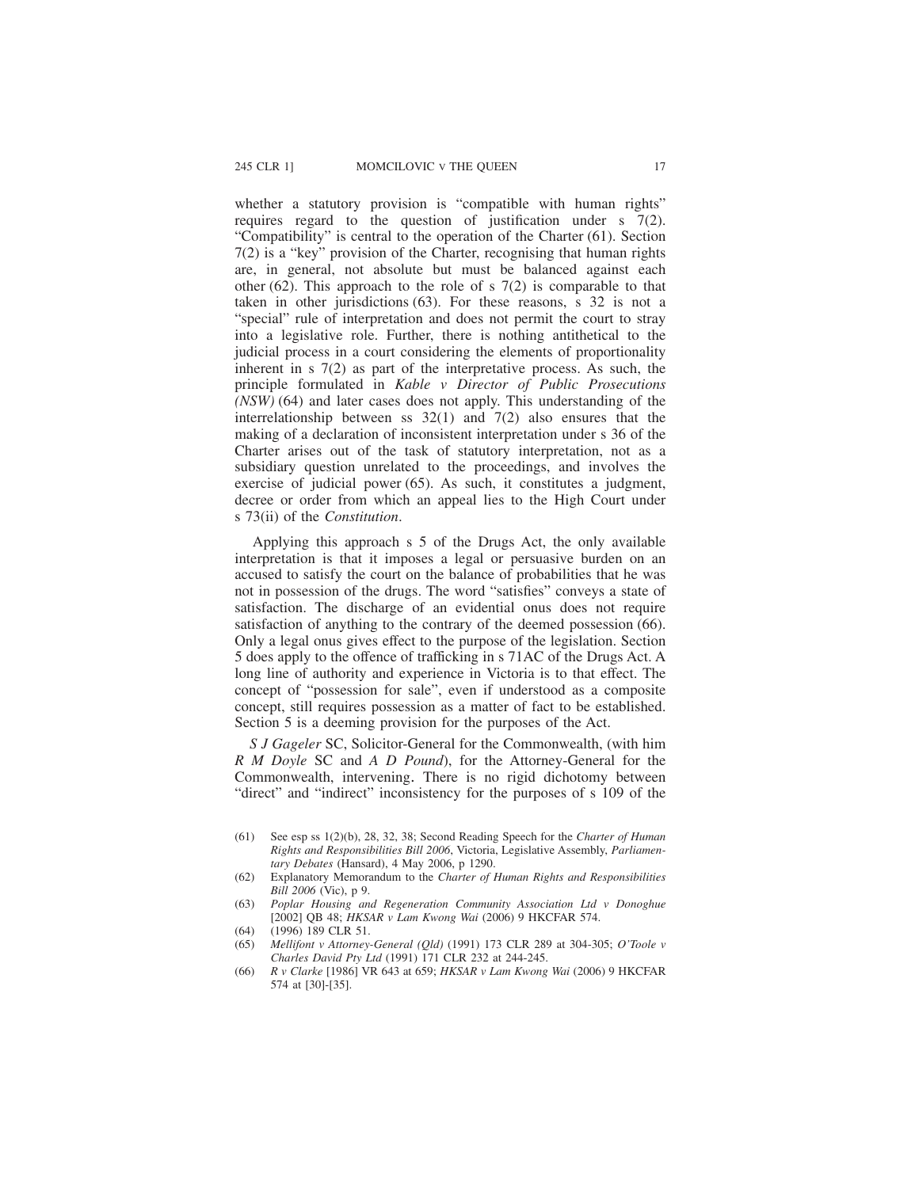whether a statutory provision is "compatible with human rights" requires regard to the question of justification under s 7(2). "Compatibility" is central to the operation of the Charter (61). Section 7(2) is a "key" provision of the Charter, recognising that human rights are, in general, not absolute but must be balanced against each other (62). This approach to the role of s 7(2) is comparable to that taken in other jurisdictions (63). For these reasons, s 32 is not a "special" rule of interpretation and does not permit the court to stray into a legislative role. Further, there is nothing antithetical to the judicial process in a court considering the elements of proportionality inherent in s 7(2) as part of the interpretative process. As such, the principle formulated in *Kable v Director of Public Prosecutions (NSW)* (64) and later cases does not apply. This understanding of the interrelationship between ss 32(1) and 7(2) also ensures that the making of a declaration of inconsistent interpretation under s 36 of the Charter arises out of the task of statutory interpretation, not as a subsidiary question unrelated to the proceedings, and involves the exercise of judicial power (65). As such, it constitutes a judgment, decree or order from which an appeal lies to the High Court under s 73(ii) of the *Constitution*.

Applying this approach s 5 of the Drugs Act, the only available interpretation is that it imposes a legal or persuasive burden on an accused to satisfy the court on the balance of probabilities that he was not in possession of the drugs. The word "satisfies" conveys a state of satisfaction. The discharge of an evidential onus does not require satisfaction of anything to the contrary of the deemed possession (66). Only a legal onus gives effect to the purpose of the legislation. Section 5 does apply to the offence of trafficking in s 71AC of the Drugs Act. A long line of authority and experience in Victoria is to that effect. The concept of "possession for sale", even if understood as a composite concept, still requires possession as a matter of fact to be established. Section 5 is a deeming provision for the purposes of the Act.

*S J Gageler* SC, Solicitor-General for the Commonwealth, (with him *R M Doyle* SC and *A D Pound*), for the Attorney-General for the Commonwealth, intervening. There is no rigid dichotomy between "direct" and "indirect" inconsistency for the purposes of s 109 of the

(61) See esp ss 1(2)(b), 28, 32, 38; Second Reading Speech for the *Charter of Human Rights and Responsibilities Bill 2006*, Victoria, Legislative Assembly, *Parliamentary Debates* (Hansard), 4 May 2006, p 1290.

(62) Explanatory Memorandum to the *Charter of Human Rights and Responsibilities Bill 2006* (Vic), p 9.

(63) *Poplar Housing and Regeneration Community Association Ltd v Donoghue* [2002] QB 48; *HKSAR v Lam Kwong Wai* (2006) 9 HKCFAR 574.

(64) (1996) 189 CLR 51.

(65) *Mellifont v Attorney-General (Qld)* (1991) 173 CLR 289 at 304-305; *O'Toole v Charles David Pty Ltd* (1991) 171 CLR 232 at 244-245.

(66) *R v Clarke* [1986] VR 643 at 659; *HKSAR v Lam Kwong Wai* (2006) 9 HKCFAR 574 at [30]-[35].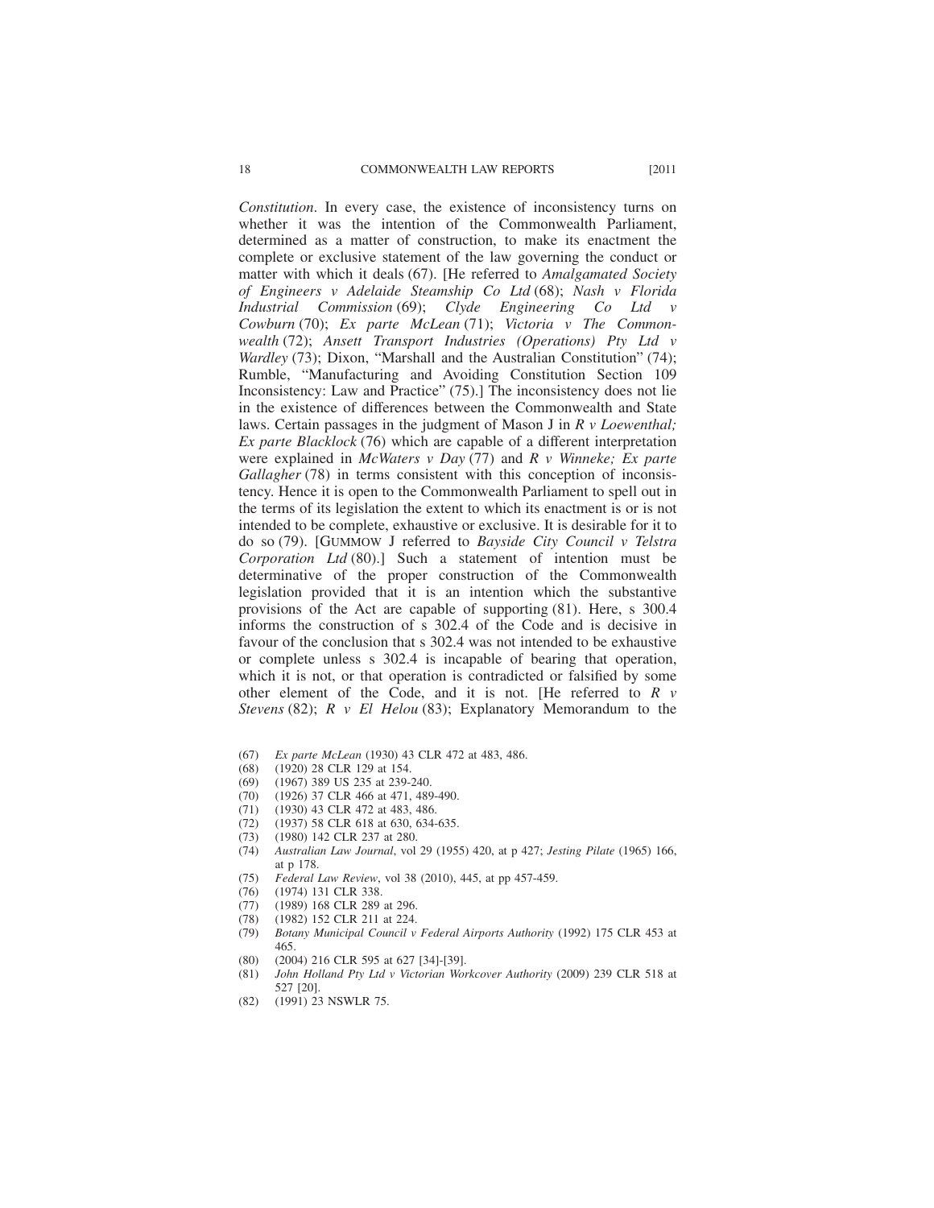*Constitution*. In every case, the existence of inconsistency turns on whether it was the intention of the Commonwealth Parliament, determined as a matter of construction, to make its enactment the complete or exclusive statement of the law governing the conduct or matter with which it deals (67). [He referred to *Amalgamated Society of Engineers v Adelaide Steamship Co Ltd* (68); *Nash v Florida Industrial Commission* (69); *Clyde Engineering Co Ltd v Cowburn* (70); *Ex parte McLean* (71); *Victoria v The Commonwealth* (72); *Ansett Transport Industries (Operations) Pty Ltd v Wardley* (73); Dixon, "Marshall and the Australian Constitution" (74); Rumble, "Manufacturing and Avoiding Constitution Section 109 Inconsistency: Law and Practice" (75).] The inconsistency does not lie in the existence of differences between the Commonwealth and State laws. Certain passages in the judgment of Mason J in *R v Loewenthal; Ex parte Blacklock* (76) which are capable of a different interpretation were explained in *McWaters v Day* (77) and *R v Winneke; Ex parte Gallagher* (78) in terms consistent with this conception of inconsistency. Hence it is open to the Commonwealth Parliament to spell out in the terms of its legislation the extent to which its enactment is or is not intended to be complete, exhaustive or exclusive. It is desirable for it to do so (79). [GUMMOW J referred to *Bayside City Council v Telstra Corporation Ltd* (80).] Such a statement of intention must be determinative of the proper construction of the Commonwealth legislation provided that it is an intention which the substantive provisions of the Act are capable of supporting (81). Here, s 300.4 informs the construction of s 302.4 of the Code and is decisive in favour of the conclusion that s 302.4 was not intended to be exhaustive or complete unless s 302.4 is incapable of bearing that operation, which it is not, or that operation is contradicted or falsified by some other element of the Code, and it is not. [He referred to *R v Stevens* (82); *R v El Helou* (83); Explanatory Memorandum to the

(67) *Ex parte McLean* (1930) 43 CLR 472 at 483, 486.
(68) (1920) 28 CLR 129 at 154.
(69) (1967) 389 US 235 at 239-240.
(70) (1926) 37 CLR 466 at 471, 489-490.
(71) (1930) 43 CLR 472 at 483, 486.
(72) (1937) 58 CLR 618 at 630, 634-635.
(73) (1980) 142 CLR 237 at 280.
(74) *Australian Law Journal*, vol 29 (1955) 420, at p 427; *Jesting Pilate* (1965) 166, at p 178.
(75) *Federal Law Review*, vol 38 (2010), 445, at pp 457-459.
(76) (1974) 131 CLR 338.
(77) (1989) 168 CLR 289 at 296.
(78) (1982) 152 CLR 211 at 224.
(79) *Botany Municipal Council v Federal Airports Authority* (1992) 175 CLR 453 at 465.
(80) (2004) 216 CLR 595 at 627 [34]-[39].
(81) *John Holland Pty Ltd v Victorian Workcover Authority* (2009) 239 CLR 518 at 527 [20].
(82) (1991) 23 NSWLR 75.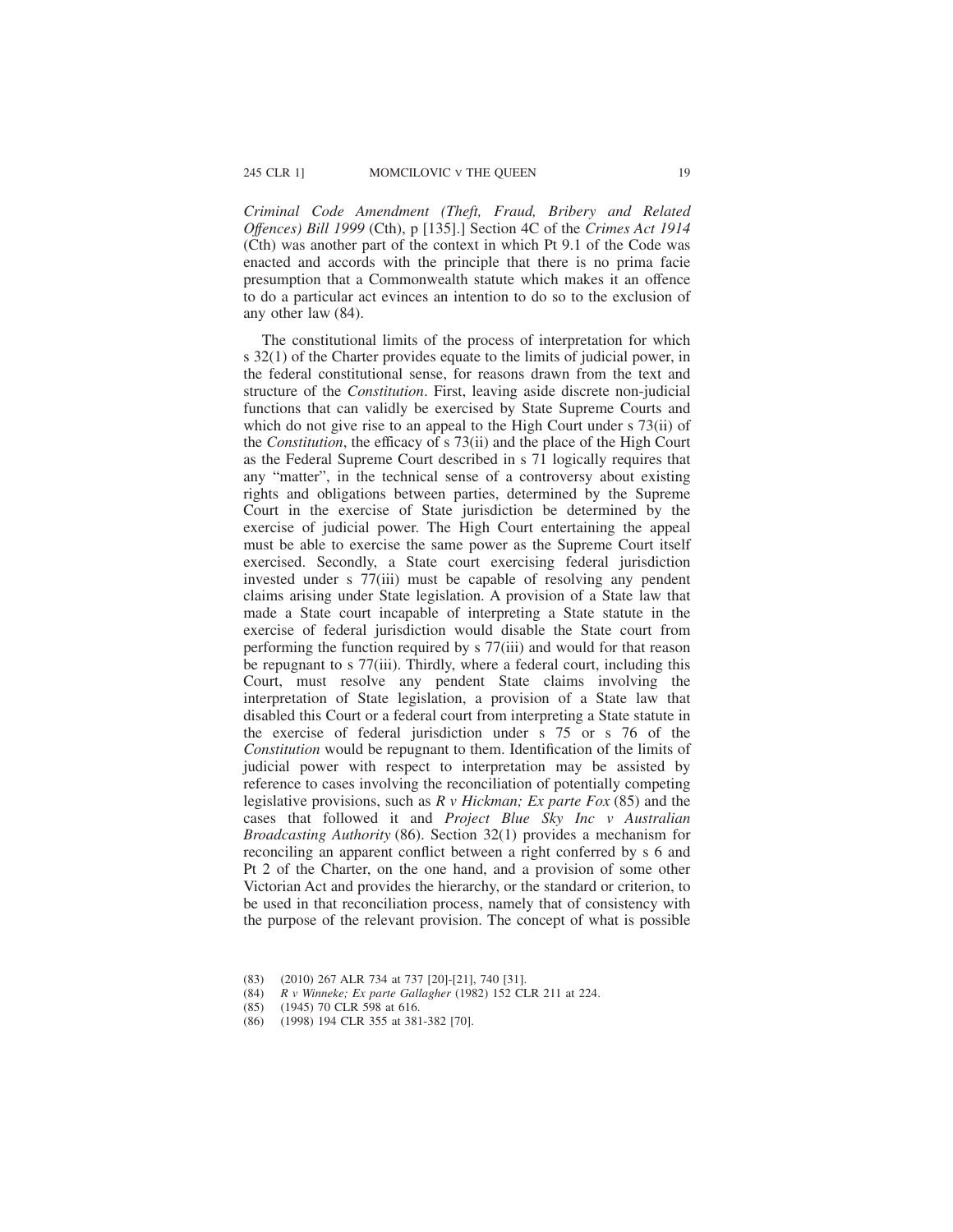*Criminal Code Amendment (Theft, Fraud, Bribery and Related Offences) Bill 1999* (Cth), p [135].] Section 4C of the *Crimes Act 1914* (Cth) was another part of the context in which Pt 9.1 of the Code was enacted and accords with the principle that there is no prima facie presumption that a Commonwealth statute which makes it an offence to do a particular act evinces an intention to do so to the exclusion of any other law (84).

The constitutional limits of the process of interpretation for which s 32(1) of the Charter provides equate to the limits of judicial power, in the federal constitutional sense, for reasons drawn from the text and structure of the *Constitution*. First, leaving aside discrete non-judicial functions that can validly be exercised by State Supreme Courts and which do not give rise to an appeal to the High Court under s 73(ii) of the *Constitution*, the efficacy of s 73(ii) and the place of the High Court as the Federal Supreme Court described in s 71 logically requires that any "matter", in the technical sense of a controversy about existing rights and obligations between parties, determined by the Supreme Court in the exercise of State jurisdiction be determined by the exercise of judicial power. The High Court entertaining the appeal must be able to exercise the same power as the Supreme Court itself exercised. Secondly, a State court exercising federal jurisdiction invested under s 77(iii) must be capable of resolving any pendent claims arising under State legislation. A provision of a State law that made a State court incapable of interpreting a State statute in the exercise of federal jurisdiction would disable the State court from performing the function required by s 77(iii) and would for that reason be repugnant to s 77(iii). Thirdly, where a federal court, including this Court, must resolve any pendent State claims involving the interpretation of State legislation, a provision of a State law that disabled this Court or a federal court from interpreting a State statute in the exercise of federal jurisdiction under s 75 or s 76 of the *Constitution* would be repugnant to them. Identification of the limits of judicial power with respect to interpretation may be assisted by reference to cases involving the reconciliation of potentially competing legislative provisions, such as *R v Hickman; Ex parte Fox* (85) and the cases that followed it and *Project Blue Sky Inc v Australian Broadcasting Authority* (86). Section 32(1) provides a mechanism for reconciling an apparent conflict between a right conferred by s 6 and Pt 2 of the Charter, on the one hand, and a provision of some other Victorian Act and provides the hierarchy, or the standard or criterion, to be used in that reconciliation process, namely that of consistency with the purpose of the relevant provision. The concept of what is possible

(83) (2010) 267 ALR 734 at 737 [20]-[21], 740 [31].

(84) *R v Winneke; Ex parte Gallagher* (1982) 152 CLR 211 at 224.

(85) (1945) 70 CLR 598 at 616.

(86) (1998) 194 CLR 355 at 381-382 [70].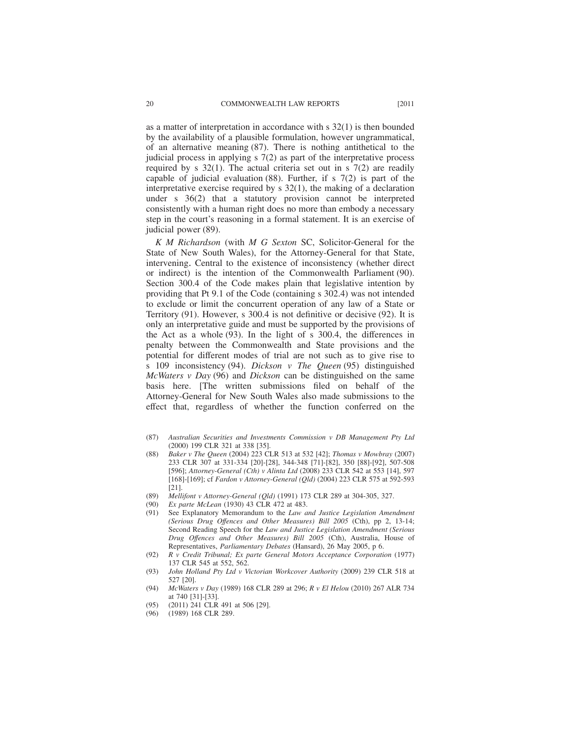as a matter of interpretation in accordance with s 32(1) is then bounded by the availability of a plausible formulation, however ungrammatical, of an alternative meaning (87). There is nothing antithetical to the judicial process in applying s 7(2) as part of the interpretative process required by s 32(1). The actual criteria set out in s 7(2) are readily capable of judicial evaluation (88). Further, if s 7(2) is part of the interpretative exercise required by s 32(1), the making of a declaration under s 36(2) that a statutory provision cannot be interpreted consistently with a human right does no more than embody a necessary step in the court's reasoning in a formal statement. It is an exercise of judicial power (89).

*K M Richardson* (with *M G Sexton* SC, Solicitor-General for the State of New South Wales), for the Attorney-General for that State, intervening. Central to the existence of inconsistency (whether direct or indirect) is the intention of the Commonwealth Parliament (90). Section 300.4 of the Code makes plain that legislative intention by providing that Pt 9.1 of the Code (containing s 302.4) was not intended to exclude or limit the concurrent operation of any law of a State or Territory (91). However, s 300.4 is not definitive or decisive (92). It is only an interpretative guide and must be supported by the provisions of the Act as a whole (93). In the light of s 300.4, the differences in penalty between the Commonwealth and State provisions and the potential for different modes of trial are not such as to give rise to s 109 inconsistency (94). *Dickson v The Queen* (95) distinguished *McWaters v Day* (96) and *Dickson* can be distinguished on the same basis here. [The written submissions filed on behalf of the Attorney-General for New South Wales also made submissions to the effect that, regardless of whether the function conferred on the

(87) *Australian Securities and Investments Commission v DB Management Pty Ltd* (2000) 199 CLR 321 at 338 [35].

(88) *Baker v The Queen* (2004) 223 CLR 513 at 532 [42]; *Thomas v Mowbray* (2007) 233 CLR 307 at 331-334 [20]-[28], 344-348 [71]-[82], 350 [88]-[92], 507-508 [596]; *Attorney-General (Cth) v Alinta Ltd* (2008) 233 CLR 542 at 553 [14], 597 [168]-[169]; cf *Fardon v Attorney-General (Qld)* (2004) 223 CLR 575 at 592-593 [21].

(89) *Mellifont v Attorney-General (Qld)* (1991) 173 CLR 289 at 304-305, 327.

(90) *Ex parte McLean* (1930) 43 CLR 472 at 483.

(91) See Explanatory Memorandum to the *Law and Justice Legislation Amendment (Serious Drug Offences and Other Measures) Bill 2005* (Cth), pp 2, 13-14; Second Reading Speech for the *Law and Justice Legislation Amendment (Serious Drug Offences and Other Measures) Bill 2005* (Cth), Australia, House of Representatives, *Parliamentary Debates* (Hansard), 26 May 2005, p 6.

(92) *R v Credit Tribunal; Ex parte General Motors Acceptance Corporation* (1977) 137 CLR 545 at 552, 562.

(93) *John Holland Pty Ltd v Victorian Workcover Authority* (2009) 239 CLR 518 at 527 [20].

(94) *McWaters v Day* (1989) 168 CLR 289 at 296; *R v El Helou* (2010) 267 ALR 734 at 740 [31]-[33].

(95) (2011) 241 CLR 491 at 506 [29].

(96) (1989) 168 CLR 289.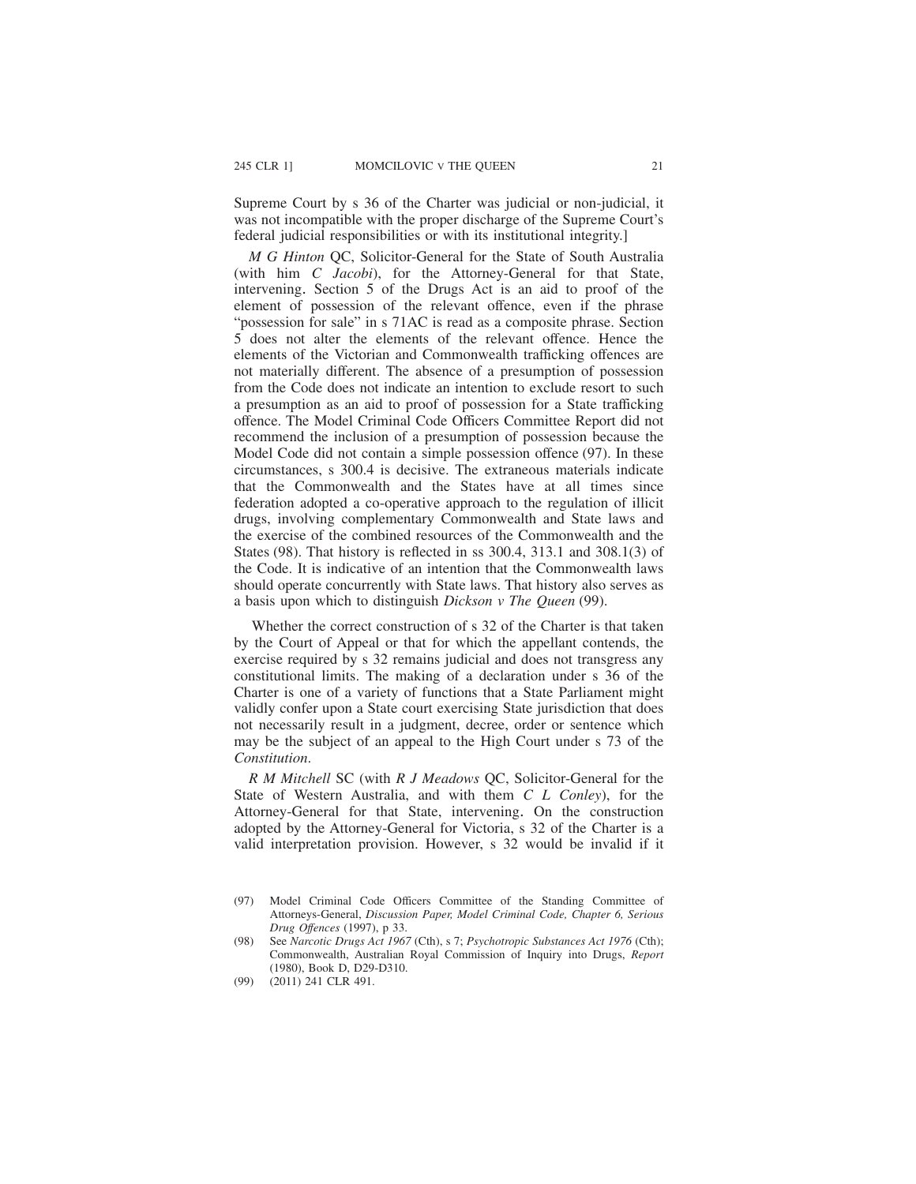Supreme Court by s 36 of the Charter was judicial or non-judicial, it was not incompatible with the proper discharge of the Supreme Court's federal judicial responsibilities or with its institutional integrity.]

*M G Hinton* QC, Solicitor-General for the State of South Australia (with him *C Jacobi*), for the Attorney-General for that State, intervening. Section 5 of the Drugs Act is an aid to proof of the element of possession of the relevant offence, even if the phrase "possession for sale" in s 71AC is read as a composite phrase. Section 5 does not alter the elements of the relevant offence. Hence the elements of the Victorian and Commonwealth trafficking offences are not materially different. The absence of a presumption of possession from the Code does not indicate an intention to exclude resort to such a presumption as an aid to proof of possession for a State trafficking offence. The Model Criminal Code Officers Committee Report did not recommend the inclusion of a presumption of possession because the Model Code did not contain a simple possession offence (97). In these circumstances, s 300.4 is decisive. The extraneous materials indicate that the Commonwealth and the States have at all times since federation adopted a co-operative approach to the regulation of illicit drugs, involving complementary Commonwealth and State laws and the exercise of the combined resources of the Commonwealth and the States (98). That history is reflected in ss 300.4, 313.1 and 308.1(3) of the Code. It is indicative of an intention that the Commonwealth laws should operate concurrently with State laws. That history also serves as a basis upon which to distinguish *Dickson v The Queen* (99).

Whether the correct construction of s 32 of the Charter is that taken by the Court of Appeal or that for which the appellant contends, the exercise required by s 32 remains judicial and does not transgress any constitutional limits. The making of a declaration under s 36 of the Charter is one of a variety of functions that a State Parliament might validly confer upon a State court exercising State jurisdiction that does not necessarily result in a judgment, decree, order or sentence which may be the subject of an appeal to the High Court under s 73 of the *Constitution*.

*R M Mitchell* SC (with *R J Meadows* QC, Solicitor-General for the State of Western Australia, and with them *C L Conley*), for the Attorney-General for that State, intervening. On the construction adopted by the Attorney-General for Victoria, s 32 of the Charter is a valid interpretation provision. However, s 32 would be invalid if it

(97) Model Criminal Code Officers Committee of the Standing Committee of Attorneys-General, *Discussion Paper, Model Criminal Code, Chapter 6, Serious Drug Offences* (1997), p 33.

(98) See *Narcotic Drugs Act 1967* (Cth), s 7; *Psychotropic Substances Act 1976* (Cth); Commonwealth, Australian Royal Commission of Inquiry into Drugs, *Report* (1980), Book D, D29-D310.

(99) (2011) 241 CLR 491.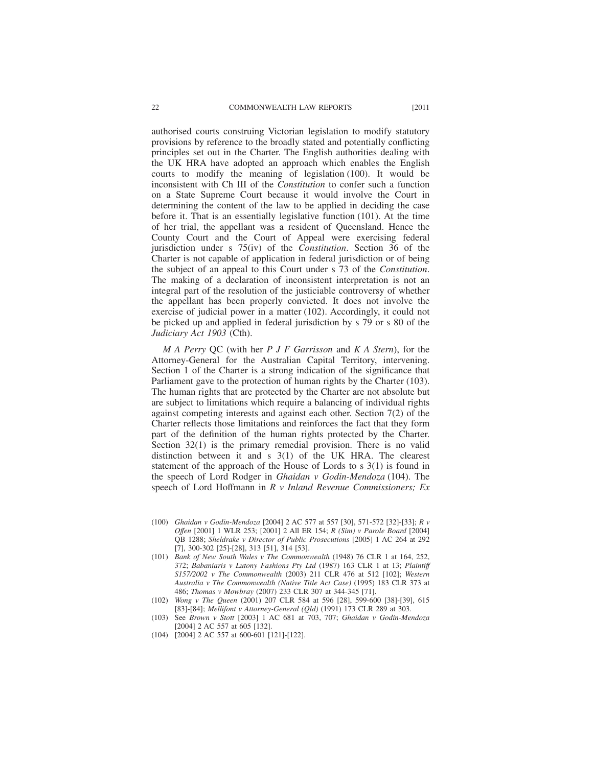authorised courts construing Victorian legislation to modify statutory provisions by reference to the broadly stated and potentially conflicting principles set out in the Charter. The English authorities dealing with the UK HRA have adopted an approach which enables the English courts to modify the meaning of legislation (100). It would be inconsistent with Ch III of the *Constitution* to confer such a function on a State Supreme Court because it would involve the Court in determining the content of the law to be applied in deciding the case before it. That is an essentially legislative function (101). At the time of her trial, the appellant was a resident of Queensland. Hence the County Court and the Court of Appeal were exercising federal jurisdiction under s 75(iv) of the *Constitution*. Section 36 of the Charter is not capable of application in federal jurisdiction or of being the subject of an appeal to this Court under s 73 of the *Constitution*. The making of a declaration of inconsistent interpretation is not an integral part of the resolution of the justiciable controversy of whether the appellant has been properly convicted. It does not involve the exercise of judicial power in a matter (102). Accordingly, it could not be picked up and applied in federal jurisdiction by s 79 or s 80 of the *Judiciary Act 1903* (Cth).

*M A Perry* QC (with her *P J F Garrisson* and *K A Stern*), for the Attorney-General for the Australian Capital Territory, intervening. Section 1 of the Charter is a strong indication of the significance that Parliament gave to the protection of human rights by the Charter (103). The human rights that are protected by the Charter are not absolute but are subject to limitations which require a balancing of individual rights against competing interests and against each other. Section 7(2) of the Charter reflects those limitations and reinforces the fact that they form part of the definition of the human rights protected by the Charter. Section 32(1) is the primary remedial provision. There is no valid distinction between it and s 3(1) of the UK HRA. The clearest statement of the approach of the House of Lords to s 3(1) is found in the speech of Lord Rodger in *Ghaidan v Godin-Mendoza* (104). The speech of Lord Hoffmann in *R v Inland Revenue Commissioners; Ex*

(100) *Ghaidan v Godin-Mendoza* [2004] 2 AC 577 at 557 [30], 571-572 [32]-[33]; *R v Offen* [2001] 1 WLR 253; [2001] 2 All ER 154; *R (Sim) v Parole Board* [2004] QB 1288; *Sheldrake v Director of Public Prosecutions* [2005] 1 AC 264 at 292 [7], 300-302 [25]-[28], 313 [51], 314 [53].

(101) *Bank of New South Wales v The Commonwealth* (1948) 76 CLR 1 at 164, 252, 372; *Babaniaris v Lutony Fashions Pty Ltd* (1987) 163 CLR 1 at 13; *Plaintiff S157/2002 v The Commonwealth* (2003) 211 CLR 476 at 512 [102]; *Western Australia v The Commonwealth (Native Title Act Case)* (1995) 183 CLR 373 at 486; *Thomas v Mowbray* (2007) 233 CLR 307 at 344-345 [71].

(102) *Wong v The Queen* (2001) 207 CLR 584 at 596 [28], 599-600 [38]-[39], 615 [83]-[84]; *Mellifont v Attorney-General (Qld)* (1991) 173 CLR 289 at 303.

(103) See *Brown v Stott* [2003] 1 AC 681 at 703, 707; *Ghaidan v Godin-Mendoza* [2004] 2 AC 557 at 605 [132].

(104) [2004] 2 AC 557 at 600-601 [121]-[122].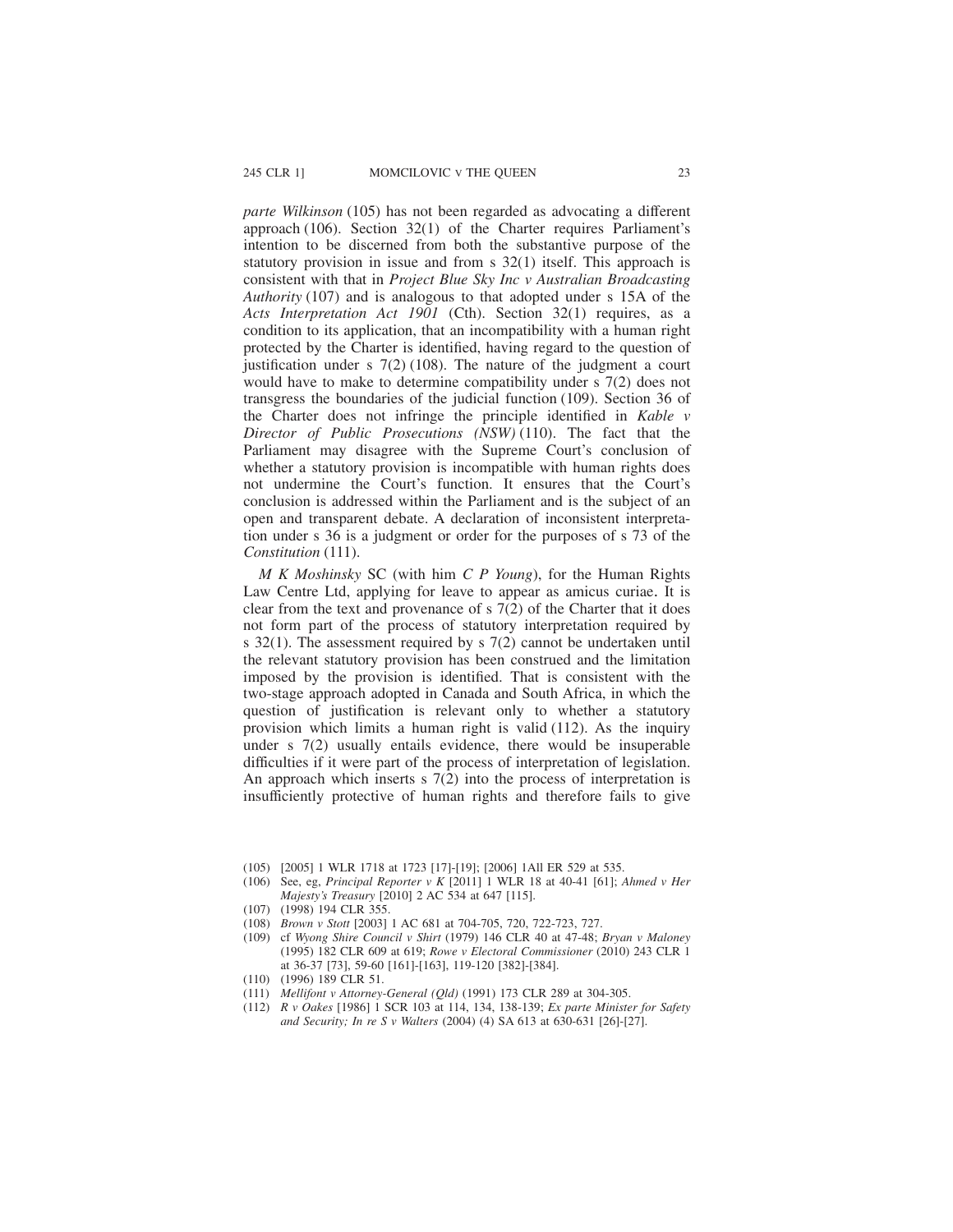*parte Wilkinson* (105) has not been regarded as advocating a different approach (106). Section 32(1) of the Charter requires Parliament's intention to be discerned from both the substantive purpose of the statutory provision in issue and from s 32(1) itself. This approach is consistent with that in *Project Blue Sky Inc v Australian Broadcasting Authority* (107) and is analogous to that adopted under s 15A of the *Acts Interpretation Act 1901* (Cth). Section 32(1) requires, as a condition to its application, that an incompatibility with a human right protected by the Charter is identified, having regard to the question of justification under s 7(2) (108). The nature of the judgment a court would have to make to determine compatibility under s 7(2) does not transgress the boundaries of the judicial function (109). Section 36 of the Charter does not infringe the principle identified in *Kable v Director of Public Prosecutions (NSW)* (110). The fact that the Parliament may disagree with the Supreme Court's conclusion of whether a statutory provision is incompatible with human rights does not undermine the Court's function. It ensures that the Court's conclusion is addressed within the Parliament and is the subject of an open and transparent debate. A declaration of inconsistent interpretation under s 36 is a judgment or order for the purposes of s 73 of the *Constitution* (111).

*M K Moshinsky* SC (with him *C P Young*), for the Human Rights Law Centre Ltd, applying for leave to appear as amicus curiae. It is clear from the text and provenance of s 7(2) of the Charter that it does not form part of the process of statutory interpretation required by s 32(1). The assessment required by s 7(2) cannot be undertaken until the relevant statutory provision has been construed and the limitation imposed by the provision is identified. That is consistent with the two-stage approach adopted in Canada and South Africa, in which the question of justification is relevant only to whether a statutory provision which limits a human right is valid (112). As the inquiry under s 7(2) usually entails evidence, there would be insuperable difficulties if it were part of the process of interpretation of legislation. An approach which inserts s 7(2) into the process of interpretation is insufficiently protective of human rights and therefore fails to give

(105) [2005] 1 WLR 1718 at 1723 [17]-[19]; [2006] 1All ER 529 at 535.

(106) See, eg, *Principal Reporter v K* [2011] 1 WLR 18 at 40-41 [61]; *Ahmed v Her Majesty's Treasury* [2010] 2 AC 534 at 647 [115].

(107) (1998) 194 CLR 355.

(108) *Brown v Stott* [2003] 1 AC 681 at 704-705, 720, 722-723, 727.

(109) cf *Wyong Shire Council v Shirt* (1979) 146 CLR 40 at 47-48; *Bryan v Maloney* (1995) 182 CLR 609 at 619; *Rowe v Electoral Commissioner* (2010) 243 CLR 1 at 36-37 [73], 59-60 [161]-[163], 119-120 [382]-[384].

(110) (1996) 189 CLR 51.

(111) *Mellifont v Attorney-General (Qld)* (1991) 173 CLR 289 at 304-305.

(112) *R v Oakes* [1986] 1 SCR 103 at 114, 134, 138-139; *Ex parte Minister for Safety and Security; In re S v Walters* (2004) (4) SA 613 at 630-631 [26]-[27].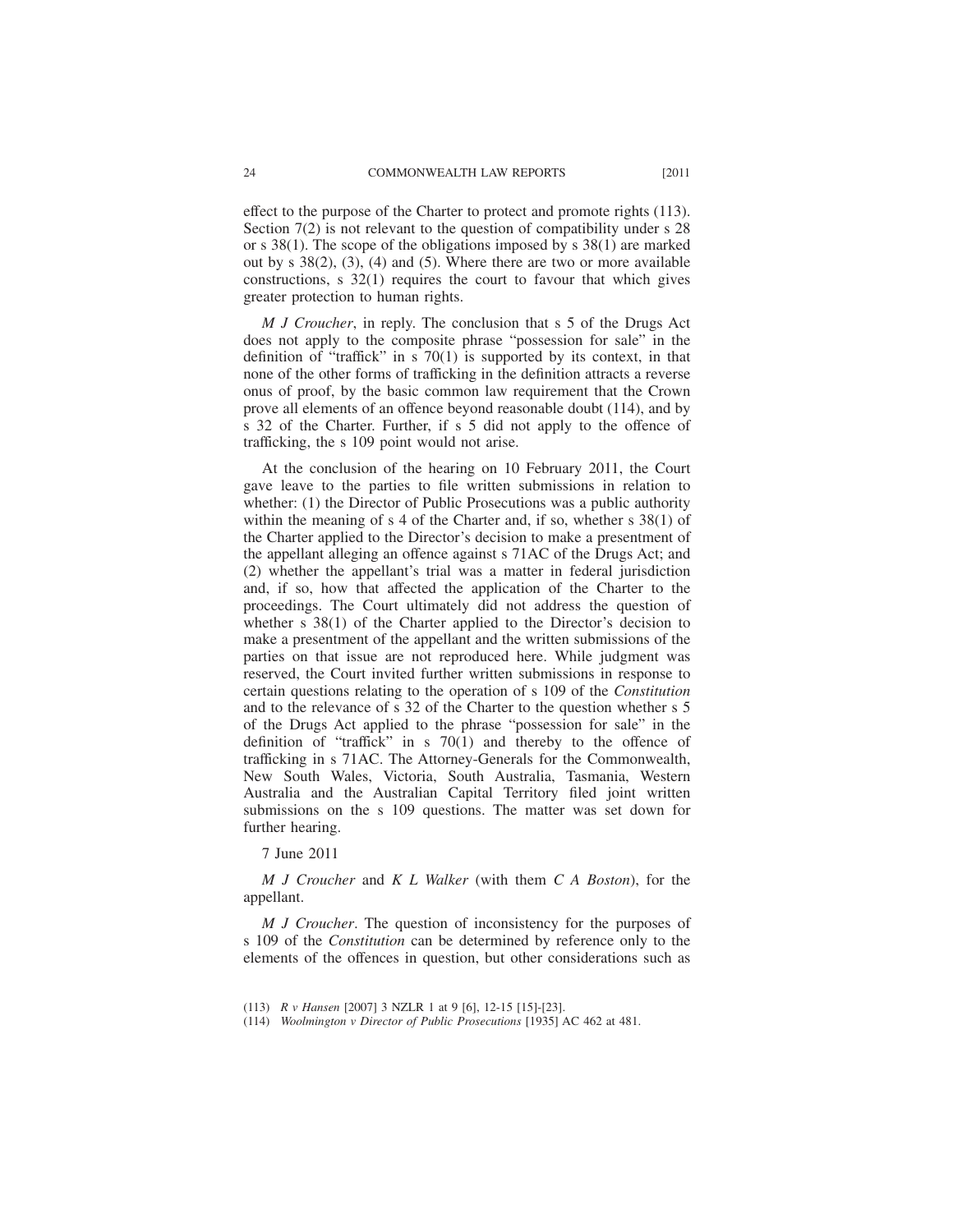effect to the purpose of the Charter to protect and promote rights (113). Section 7(2) is not relevant to the question of compatibility under s 28 or s 38(1). The scope of the obligations imposed by s 38(1) are marked out by s 38(2), (3), (4) and (5). Where there are two or more available constructions, s 32(1) requires the court to favour that which gives greater protection to human rights.

*M J Croucher*, in reply. The conclusion that s 5 of the Drugs Act does not apply to the composite phrase "possession for sale" in the definition of "traffick" in s 70(1) is supported by its context, in that none of the other forms of trafficking in the definition attracts a reverse onus of proof, by the basic common law requirement that the Crown prove all elements of an offence beyond reasonable doubt (114), and by s 32 of the Charter. Further, if s 5 did not apply to the offence of trafficking, the s 109 point would not arise.

At the conclusion of the hearing on 10 February 2011, the Court gave leave to the parties to file written submissions in relation to whether: (1) the Director of Public Prosecutions was a public authority within the meaning of s 4 of the Charter and, if so, whether s 38(1) of the Charter applied to the Director's decision to make a presentment of the appellant alleging an offence against s 71AC of the Drugs Act; and (2) whether the appellant's trial was a matter in federal jurisdiction and, if so, how that affected the application of the Charter to the proceedings. The Court ultimately did not address the question of whether s 38(1) of the Charter applied to the Director's decision to make a presentment of the appellant and the written submissions of the parties on that issue are not reproduced here. While judgment was reserved, the Court invited further written submissions in response to certain questions relating to the operation of s 109 of the *Constitution* and to the relevance of s 32 of the Charter to the question whether s 5 of the Drugs Act applied to the phrase "possession for sale" in the definition of "traffick" in s 70(1) and thereby to the offence of trafficking in s 71AC. The Attorney-Generals for the Commonwealth, New South Wales, Victoria, South Australia, Tasmania, Western Australia and the Australian Capital Territory filed joint written submissions on the s 109 questions. The matter was set down for further hearing.

7 June 2011

*M J Croucher* and *K L Walker* (with them *C A Boston*), for the appellant.

*M J Croucher*. The question of inconsistency for the purposes of s 109 of the *Constitution* can be determined by reference only to the elements of the offences in question, but other considerations such as

(113) *R v Hansen* [2007] 3 NZLR 1 at 9 [6], 12-15 [15]-[23].

(114) *Woolmington v Director of Public Prosecutions* [1935] AC 462 at 481.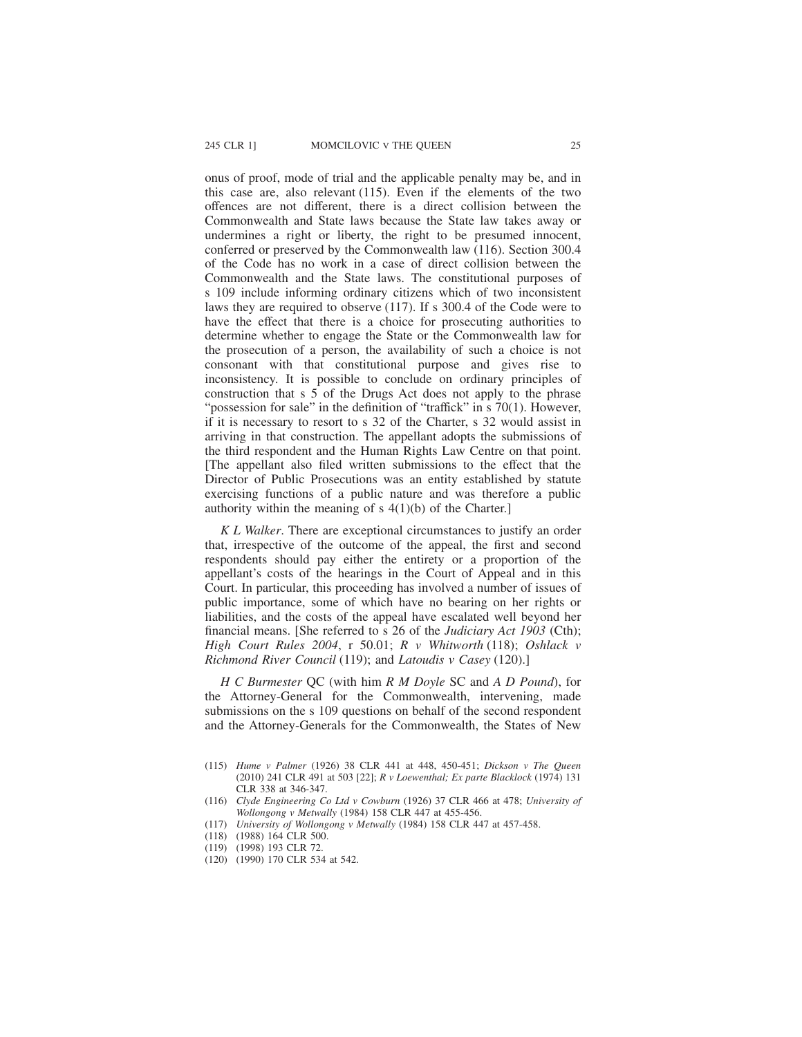onus of proof, mode of trial and the applicable penalty may be, and in this case are, also relevant (115). Even if the elements of the two offences are not different, there is a direct collision between the Commonwealth and State laws because the State law takes away or undermines a right or liberty, the right to be presumed innocent, conferred or preserved by the Commonwealth law (116). Section 300.4 of the Code has no work in a case of direct collision between the Commonwealth and the State laws. The constitutional purposes of s 109 include informing ordinary citizens which of two inconsistent laws they are required to observe (117). If s 300.4 of the Code were to have the effect that there is a choice for prosecuting authorities to determine whether to engage the State or the Commonwealth law for the prosecution of a person, the availability of such a choice is not consonant with that constitutional purpose and gives rise to inconsistency. It is possible to conclude on ordinary principles of construction that s 5 of the Drugs Act does not apply to the phrase "possession for sale" in the definition of "traffick" in s 70(1). However, if it is necessary to resort to s 32 of the Charter, s 32 would assist in arriving in that construction. The appellant adopts the submissions of the third respondent and the Human Rights Law Centre on that point. [The appellant also filed written submissions to the effect that the Director of Public Prosecutions was an entity established by statute exercising functions of a public nature and was therefore a public authority within the meaning of s 4(1)(b) of the Charter.]

*K L Walker*. There are exceptional circumstances to justify an order that, irrespective of the outcome of the appeal, the first and second respondents should pay either the entirety or a proportion of the appellant's costs of the hearings in the Court of Appeal and in this Court. In particular, this proceeding has involved a number of issues of public importance, some of which have no bearing on her rights or liabilities, and the costs of the appeal have escalated well beyond her financial means. [She referred to s 26 of the *Judiciary Act 1903* (Cth); *High Court Rules 2004*, r 50.01; *R v Whitworth* (118); *Oshlack v Richmond River Council* (119); and *Latoudis v Casey* (120).]

*H C Burmester* QC (with him *R M Doyle* SC and *A D Pound*), for the Attorney-General for the Commonwealth, intervening, made submissions on the s 109 questions on behalf of the second respondent and the Attorney-Generals for the Commonwealth, the States of New

(115) *Hume v Palmer* (1926) 38 CLR 441 at 448, 450-451; *Dickson v The Queen* (2010) 241 CLR 491 at 503 [22]; *R v Loewenthal; Ex parte Blacklock* (1974) 131 CLR 338 at 346-347.

(116) *Clyde Engineering Co Ltd v Cowburn* (1926) 37 CLR 466 at 478; *University of Wollongong v Metwally* (1984) 158 CLR 447 at 455-456.

(117) *University of Wollongong v Metwally* (1984) 158 CLR 447 at 457-458.

(118) (1988) 164 CLR 500.

(119) (1998) 193 CLR 72.

(120) (1990) 170 CLR 534 at 542.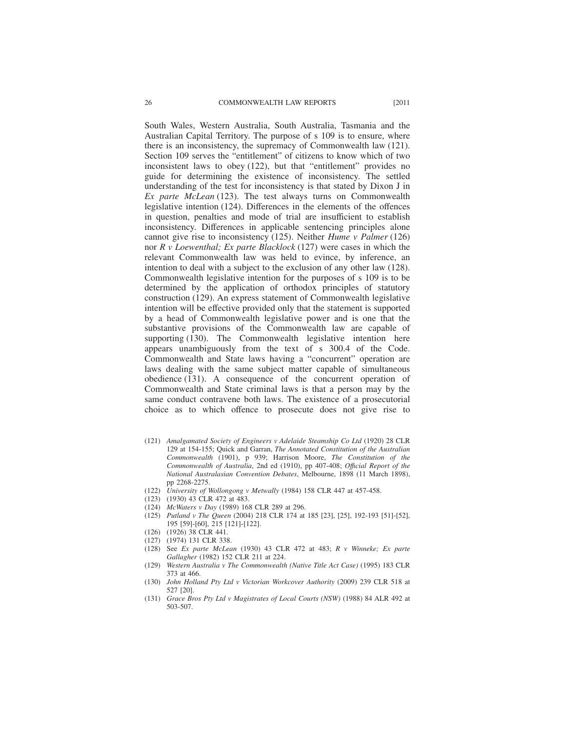South Wales, Western Australia, South Australia, Tasmania and the Australian Capital Territory. The purpose of s 109 is to ensure, where there is an inconsistency, the supremacy of Commonwealth law (121). Section 109 serves the "entitlement" of citizens to know which of two inconsistent laws to obey (122), but that "entitlement" provides no guide for determining the existence of inconsistency. The settled understanding of the test for inconsistency is that stated by Dixon J in *Ex parte McLean* (123). The test always turns on Commonwealth legislative intention (124). Differences in the elements of the offences in question, penalties and mode of trial are insufficient to establish inconsistency. Differences in applicable sentencing principles alone cannot give rise to inconsistency (125). Neither *Hume v Palmer* (126) nor *R v Loewenthal; Ex parte Blacklock* (127) were cases in which the relevant Commonwealth law was held to evince, by inference, an intention to deal with a subject to the exclusion of any other law (128). Commonwealth legislative intention for the purposes of s 109 is to be determined by the application of orthodox principles of statutory construction (129). An express statement of Commonwealth legislative intention will be effective provided only that the statement is supported by a head of Commonwealth legislative power and is one that the substantive provisions of the Commonwealth law are capable of supporting (130). The Commonwealth legislative intention here appears unambiguously from the text of s 300.4 of the Code. Commonwealth and State laws having a "concurrent" operation are laws dealing with the same subject matter capable of simultaneous obedience (131). A consequence of the concurrent operation of Commonwealth and State criminal laws is that a person may by the same conduct contravene both laws. The existence of a prosecutorial choice as to which offence to prosecute does not give rise to

(121) *Amalgamated Society of Engineers v Adelaide Steamship Co Ltd* (1920) 28 CLR 129 at 154-155; Quick and Garran, *The Annotated Constitution of the Australian Commonwealth* (1901), p 939; Harrison Moore, *The Constitution of the Commonwealth of Australia*, 2nd ed (1910), pp 407-408; *Official Report of the National Australasian Convention Debates*, Melbourne, 1898 (11 March 1898), pp 2268-2275.

(122) *University of Wollongong v Metwally* (1984) 158 CLR 447 at 457-458.

(123) (1930) 43 CLR 472 at 483.

(124) *McWaters v Day* (1989) 168 CLR 289 at 296.

(125) *Putland v The Queen* (2004) 218 CLR 174 at 185 [23], [25], 192-193 [51]-[52], 195 [59]-[60], 215 [121]-[122].

(126) (1926) 38 CLR 441.

(127) (1974) 131 CLR 338.

(128) See *Ex parte McLean* (1930) 43 CLR 472 at 483; *R v Winneke; Ex parte Gallagher* (1982) 152 CLR 211 at 224.

(129) *Western Australia v The Commonwealth (Native Title Act Case)* (1995) 183 CLR 373 at 466.

(130) *John Holland Pty Ltd v Victorian Workcover Authority* (2009) 239 CLR 518 at 527 [20].

(131) *Grace Bros Pty Ltd v Magistrates of Local Courts (NSW)* (1988) 84 ALR 492 at 503-507.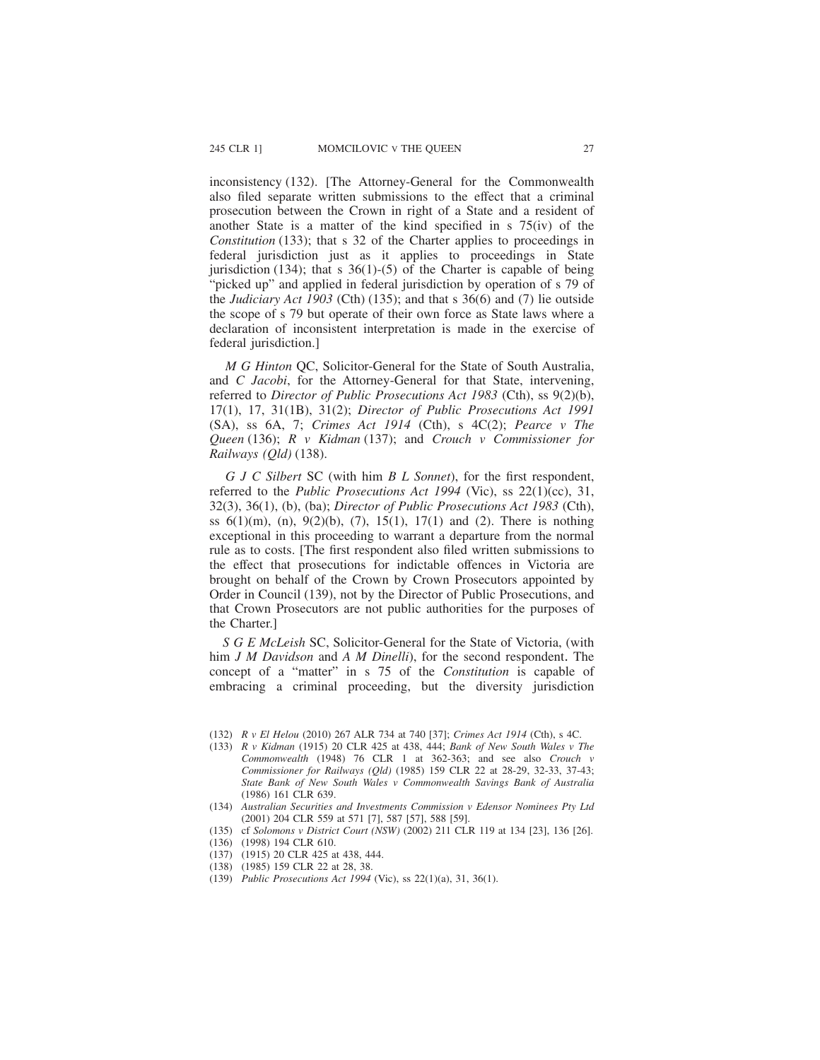inconsistency (132). [The Attorney-General for the Commonwealth also filed separate written submissions to the effect that a criminal prosecution between the Crown in right of a State and a resident of another State is a matter of the kind specified in s 75(iv) of the *Constitution* (133); that s 32 of the Charter applies to proceedings in federal jurisdiction just as it applies to proceedings in State jurisdiction (134); that s 36(1)-(5) of the Charter is capable of being "picked up" and applied in federal jurisdiction by operation of s 79 of the *Judiciary Act 1903* (Cth) (135); and that s 36(6) and (7) lie outside the scope of s 79 but operate of their own force as State laws where a declaration of inconsistent interpretation is made in the exercise of federal jurisdiction.]

*M G Hinton* QC, Solicitor-General for the State of South Australia, and *C Jacobi*, for the Attorney-General for that State, intervening, referred to *Director of Public Prosecutions Act 1983* (Cth), ss 9(2)(b), 17(1), 17, 31(1B), 31(2); *Director of Public Prosecutions Act 1991* (SA), ss 6A, 7; *Crimes Act 1914* (Cth), s 4C(2); *Pearce v The Queen* (136); *R v Kidman* (137); and *Crouch v Commissioner for Railways (Qld)* (138).

*G J C Silbert* SC (with him *B L Sonnet*), for the first respondent, referred to the *Public Prosecutions Act 1994* (Vic), ss 22(1)(cc), 31, 32(3), 36(1), (b), (ba); *Director of Public Prosecutions Act 1983* (Cth), ss 6(1)(m), (n), 9(2)(b), (7), 15(1), 17(1) and (2). There is nothing exceptional in this proceeding to warrant a departure from the normal rule as to costs. [The first respondent also filed written submissions to the effect that prosecutions for indictable offences in Victoria are brought on behalf of the Crown by Crown Prosecutors appointed by Order in Council (139), not by the Director of Public Prosecutions, and that Crown Prosecutors are not public authorities for the purposes of the Charter.]

*S G E McLeish* SC, Solicitor-General for the State of Victoria, (with him *J M Davidson* and *A M Dinelli*), for the second respondent. The concept of a "matter" in s 75 of the *Constitution* is capable of embracing a criminal proceeding, but the diversity jurisdiction

(132) *R v El Helou* (2010) 267 ALR 734 at 740 [37]; *Crimes Act 1914* (Cth), s 4C.

(133) *R v Kidman* (1915) 20 CLR 425 at 438, 444; *Bank of New South Wales v The Commonwealth* (1948) 76 CLR 1 at 362-363; and see also *Crouch v Commissioner for Railways (Qld)* (1985) 159 CLR 22 at 28-29, 32-33, 37-43; *State Bank of New South Wales v Commonwealth Savings Bank of Australia* (1986) 161 CLR 639.

(134) *Australian Securities and Investments Commission v Edensor Nominees Pty Ltd* (2001) 204 CLR 559 at 571 [7], 587 [57], 588 [59].

(135) cf *Solomons v District Court (NSW)* (2002) 211 CLR 119 at 134 [23], 136 [26].

(136) (1998) 194 CLR 610.

(137) (1915) 20 CLR 425 at 438, 444.

(138) (1985) 159 CLR 22 at 28, 38.

(139) *Public Prosecutions Act 1994* (Vic), ss 22(1)(a), 31, 36(1).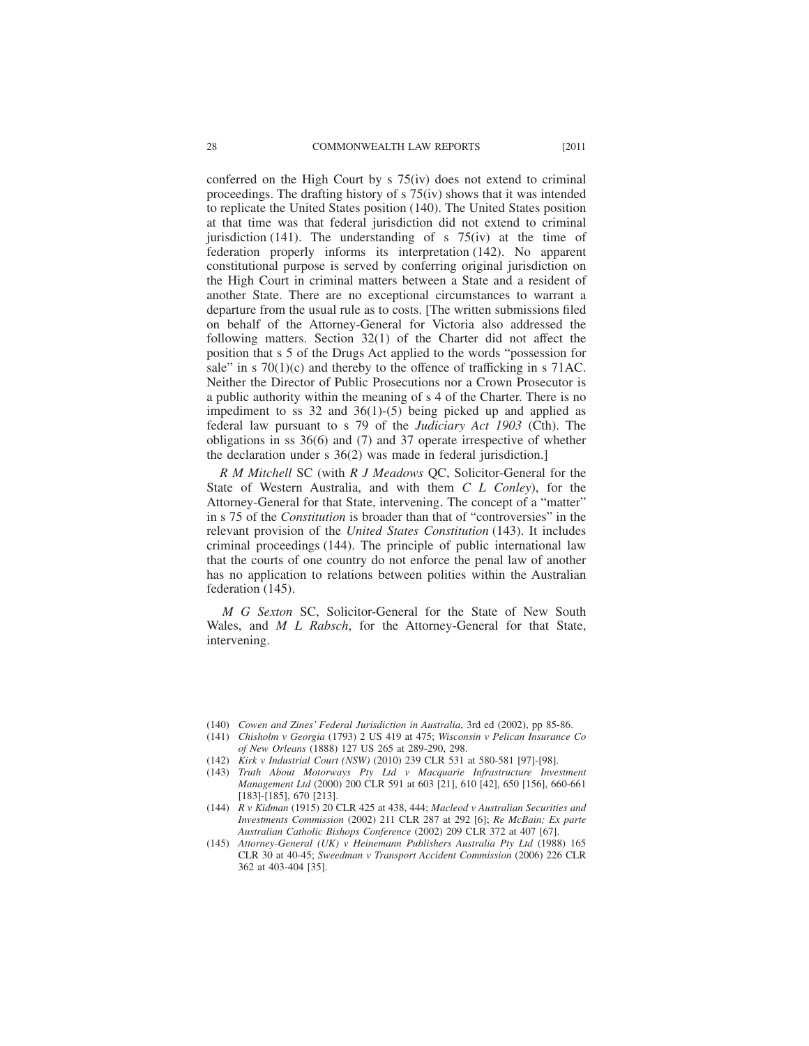conferred on the High Court by s 75(iv) does not extend to criminal proceedings. The drafting history of s 75(iv) shows that it was intended to replicate the United States position (140). The United States position at that time was that federal jurisdiction did not extend to criminal jurisdiction (141). The understanding of s 75(iv) at the time of federation properly informs its interpretation (142). No apparent constitutional purpose is served by conferring original jurisdiction on the High Court in criminal matters between a State and a resident of another State. There are no exceptional circumstances to warrant a departure from the usual rule as to costs. [The written submissions filed on behalf of the Attorney-General for Victoria also addressed the following matters. Section 32(1) of the Charter did not affect the position that s 5 of the Drugs Act applied to the words "possession for sale" in s 70(1)(c) and thereby to the offence of trafficking in s 71AC. Neither the Director of Public Prosecutions nor a Crown Prosecutor is a public authority within the meaning of s 4 of the Charter. There is no impediment to ss 32 and 36(1)-(5) being picked up and applied as federal law pursuant to s 79 of the *Judiciary Act 1903* (Cth). The obligations in ss 36(6) and (7) and 37 operate irrespective of whether the declaration under s 36(2) was made in federal jurisdiction.]

*R M Mitchell* SC (with *R J Meadows* QC, Solicitor-General for the State of Western Australia, and with them *C L Conley*), for the Attorney-General for that State, intervening. The concept of a "matter" in s 75 of the *Constitution* is broader than that of "controversies" in the relevant provision of the *United States Constitution* (143). It includes criminal proceedings (144). The principle of public international law that the courts of one country do not enforce the penal law of another has no application to relations between polities within the Australian federation (145).

*M G Sexton* SC, Solicitor-General for the State of New South Wales, and *M L Rabsch*, for the Attorney-General for that State, intervening.

(140) *Cowen and Zines' Federal Jurisdiction in Australia*, 3rd ed (2002), pp 85-86.

(141) *Chisholm v Georgia* (1793) 2 US 419 at 475; *Wisconsin v Pelican Insurance Co of New Orleans* (1888) 127 US 265 at 289-290, 298.

(142) *Kirk v Industrial Court (NSW)* (2010) 239 CLR 531 at 580-581 [97]-[98].

(143) *Truth About Motorways Pty Ltd v Macquarie Infrastructure Investment Management Ltd* (2000) 200 CLR 591 at 603 [21], 610 [42], 650 [156], 660-661 [183]-[185], 670 [213].

(144) *R v Kidman* (1915) 20 CLR 425 at 438, 444; *Macleod v Australian Securities and Investments Commission* (2002) 211 CLR 287 at 292 [6]; *Re McBain; Ex parte Australian Catholic Bishops Conference* (2002) 209 CLR 372 at 407 [67].

(145) *Attorney-General (UK) v Heinemann Publishers Australia Pty Ltd* (1988) 165 CLR 30 at 40-45; *Sweedman v Transport Accident Commission* (2006) 226 CLR 362 at 403-404 [35].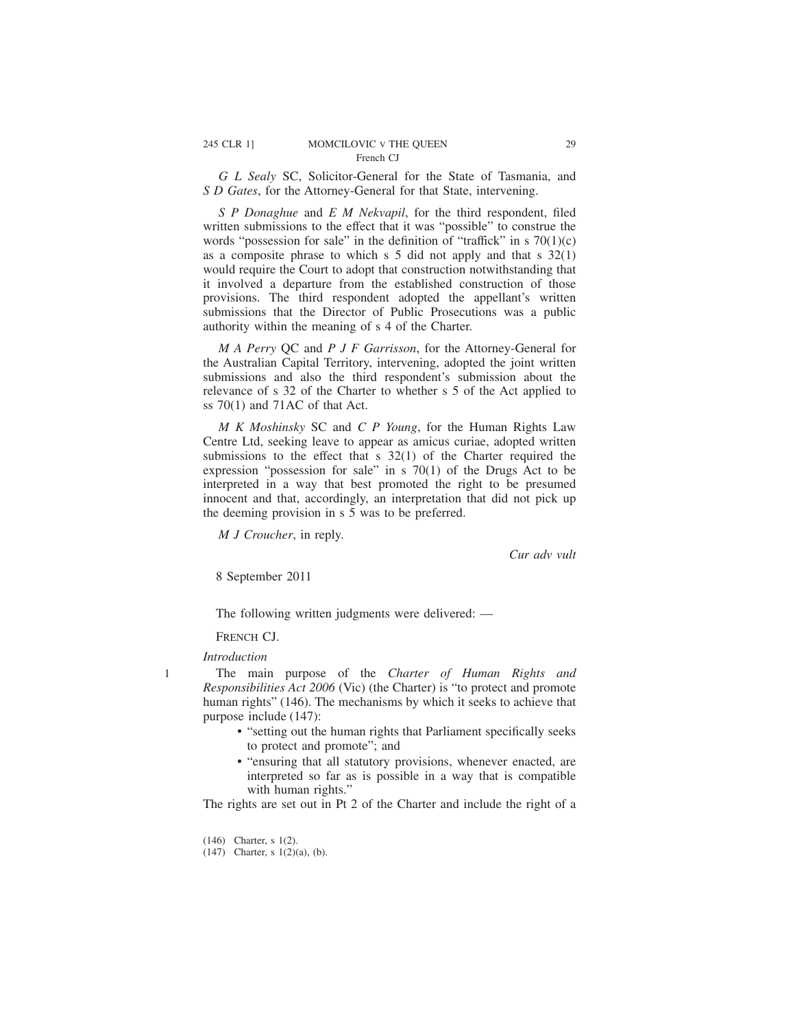*G L Sealy* SC, Solicitor-General for the State of Tasmania, and *S D Gates*, for the Attorney-General for that State, intervening.

*S P Donaghue* and *E M Nekvapil*, for the third respondent, filed written submissions to the effect that it was "possible" to construe the words "possession for sale" in the definition of "traffick" in s 70(1)(c) as a composite phrase to which s 5 did not apply and that s 32(1) would require the Court to adopt that construction notwithstanding that it involved a departure from the established construction of those provisions. The third respondent adopted the appellant's written submissions that the Director of Public Prosecutions was a public authority within the meaning of s 4 of the Charter.

*M A Perry* QC and *P J F Garrisson*, for the Attorney-General for the Australian Capital Territory, intervening, adopted the joint written submissions and also the third respondent's submission about the relevance of s 32 of the Charter to whether s 5 of the Act applied to ss 70(1) and 71AC of that Act.

*M K Moshinsky* SC and *C P Young*, for the Human Rights Law Centre Ltd, seeking leave to appear as amicus curiae, adopted written submissions to the effect that s 32(1) of the Charter required the expression "possession for sale" in s 70(1) of the Drugs Act to be interpreted in a way that best promoted the right to be presumed innocent and that, accordingly, an interpretation that did not pick up the deeming provision in s 5 was to be preferred.

*M J Croucher*, in reply.

*Cur adv vult*

8 September 2011

The following written judgments were delivered: —

FRENCH CJ.

*Introduction*

1 The main purpose of the *Charter of Human Rights and Responsibilities Act 2006* (Vic) (the Charter) is "to protect and promote human rights" (146). The mechanisms by which it seeks to achieve that purpose include (147):

- "setting out the human rights that Parliament specifically seeks to protect and promote"; and
- "ensuring that all statutory provisions, whenever enacted, are interpreted so far as is possible in a way that is compatible with human rights."

The rights are set out in Pt 2 of the Charter and include the right of a

(146) Charter, s 1(2).

(147) Charter, s 1(2)(a), (b).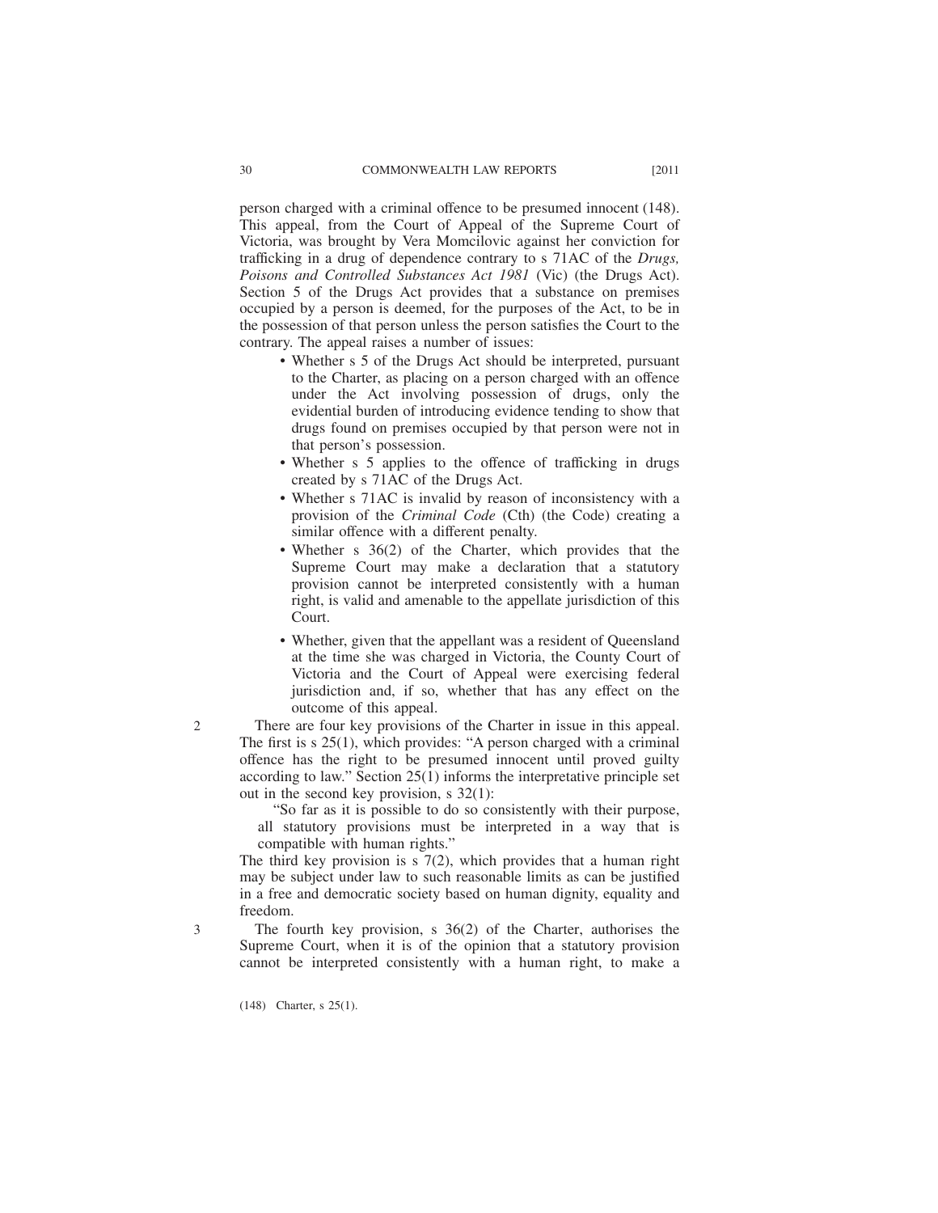person charged with a criminal offence to be presumed innocent (148). This appeal, from the Court of Appeal of the Supreme Court of Victoria, was brought by Vera Momcilovic against her conviction for trafficking in a drug of dependence contrary to s 71AC of the *Drugs, Poisons and Controlled Substances Act 1981* (Vic) (the Drugs Act). Section 5 of the Drugs Act provides that a substance on premises occupied by a person is deemed, for the purposes of the Act, to be in the possession of that person unless the person satisfies the Court to the contrary. The appeal raises a number of issues:

- Whether s 5 of the Drugs Act should be interpreted, pursuant to the Charter, as placing on a person charged with an offence under the Act involving possession of drugs, only the evidential burden of introducing evidence tending to show that drugs found on premises occupied by that person were not in that person's possession.
- Whether s 5 applies to the offence of trafficking in drugs created by s 71AC of the Drugs Act.
- Whether s 71AC is invalid by reason of inconsistency with a provision of the *Criminal Code* (Cth) (the Code) creating a similar offence with a different penalty.
- Whether s 36(2) of the Charter, which provides that the Supreme Court may make a declaration that a statutory provision cannot be interpreted consistently with a human right, is valid and amenable to the appellate jurisdiction of this Court.
- Whether, given that the appellant was a resident of Queensland at the time she was charged in Victoria, the County Court of Victoria and the Court of Appeal were exercising federal jurisdiction and, if so, whether that has any effect on the outcome of this appeal.

2 There are four key provisions of the Charter in issue in this appeal. The first is s 25(1), which provides: "A person charged with a criminal offence has the right to be presumed innocent until proved guilty according to law." Section 25(1) informs the interpretative principle set out in the second key provision, s 32(1):

> "So far as it is possible to do so consistently with their purpose, all statutory provisions must be interpreted in a way that is compatible with human rights."

The third key provision is s 7(2), which provides that a human right may be subject under law to such reasonable limits as can be justified in a free and democratic society based on human dignity, equality and freedom.

3 The fourth key provision, s 36(2) of the Charter, authorises the Supreme Court, when it is of the opinion that a statutory provision cannot be interpreted consistently with a human right, to make a

(148) Charter, s 25(1).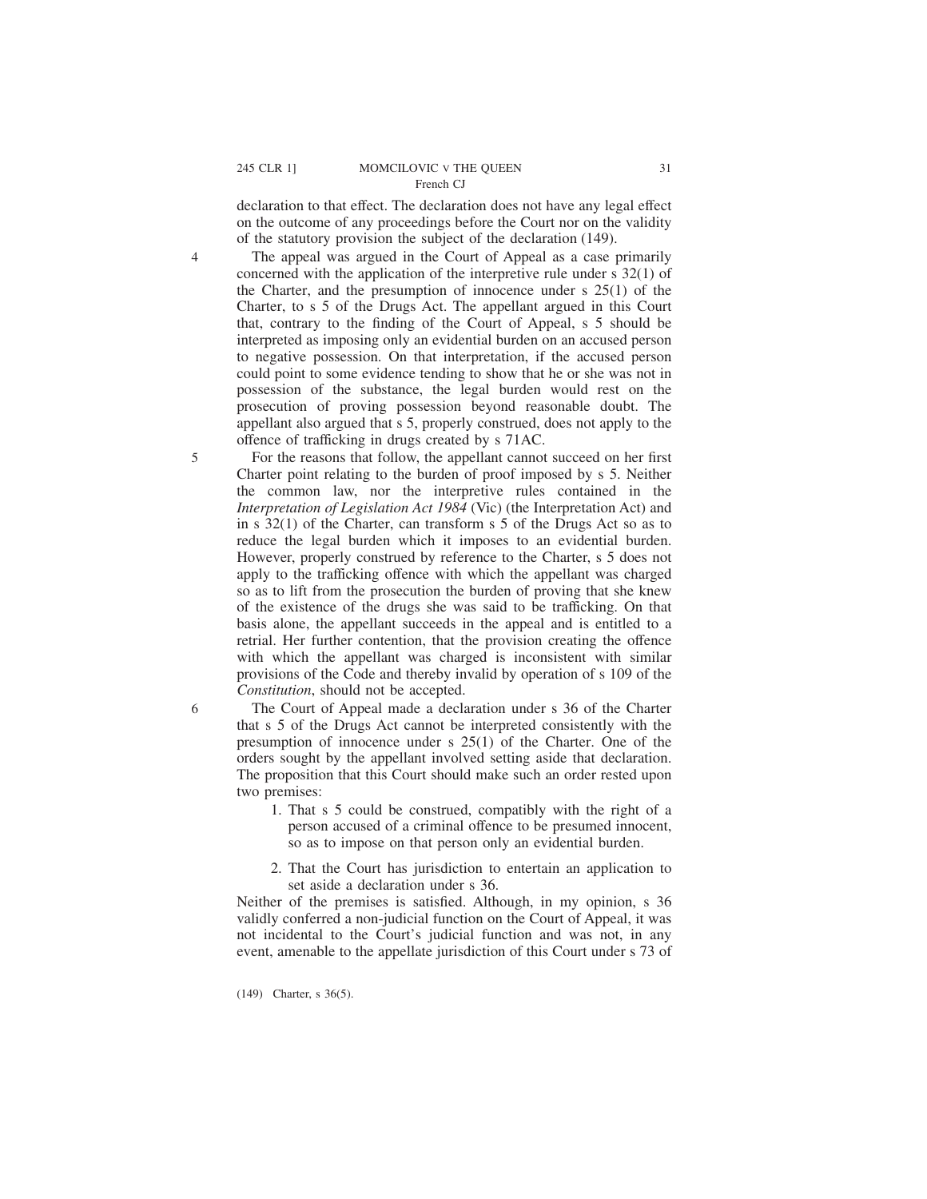declaration to that effect. The declaration does not have any legal effect on the outcome of any proceedings before the Court nor on the validity of the statutory provision the subject of the declaration (149).

4 The appeal was argued in the Court of Appeal as a case primarily concerned with the application of the interpretive rule under s 32(1) of the Charter, and the presumption of innocence under s 25(1) of the Charter, to s 5 of the Drugs Act. The appellant argued in this Court that, contrary to the finding of the Court of Appeal, s 5 should be interpreted as imposing only an evidential burden on an accused person to negative possession. On that interpretation, if the accused person could point to some evidence tending to show that he or she was not in possession of the substance, the legal burden would rest on the prosecution of proving possession beyond reasonable doubt. The appellant also argued that s 5, properly construed, does not apply to the offence of trafficking in drugs created by s 71AC.

5 For the reasons that follow, the appellant cannot succeed on her first Charter point relating to the burden of proof imposed by s 5. Neither the common law, nor the interpretive rules contained in the *Interpretation of Legislation Act 1984* (Vic) (the Interpretation Act) and in s 32(1) of the Charter, can transform s 5 of the Drugs Act so as to reduce the legal burden which it imposes to an evidential burden. However, properly construed by reference to the Charter, s 5 does not apply to the trafficking offence with which the appellant was charged so as to lift from the prosecution the burden of proving that she knew of the existence of the drugs she was said to be trafficking. On that basis alone, the appellant succeeds in the appeal and is entitled to a retrial. Her further contention, that the provision creating the offence with which the appellant was charged is inconsistent with similar provisions of the Code and thereby invalid by operation of s 109 of the *Constitution*, should not be accepted.

6 The Court of Appeal made a declaration under s 36 of the Charter that s 5 of the Drugs Act cannot be interpreted consistently with the presumption of innocence under s 25(1) of the Charter. One of the orders sought by the appellant involved setting aside that declaration. The proposition that this Court should make such an order rested upon two premises:

1. That s 5 could be construed, compatibly with the right of a person accused of a criminal offence to be presumed innocent, so as to impose on that person only an evidential burden.

2. That the Court has jurisdiction to entertain an application to set aside a declaration under s 36.

Neither of the premises is satisfied. Although, in my opinion, s 36 validly conferred a non-judicial function on the Court of Appeal, it was not incidental to the Court's judicial function and was not, in any event, amenable to the appellate jurisdiction of this Court under s 73 of

(149) Charter, s 36(5).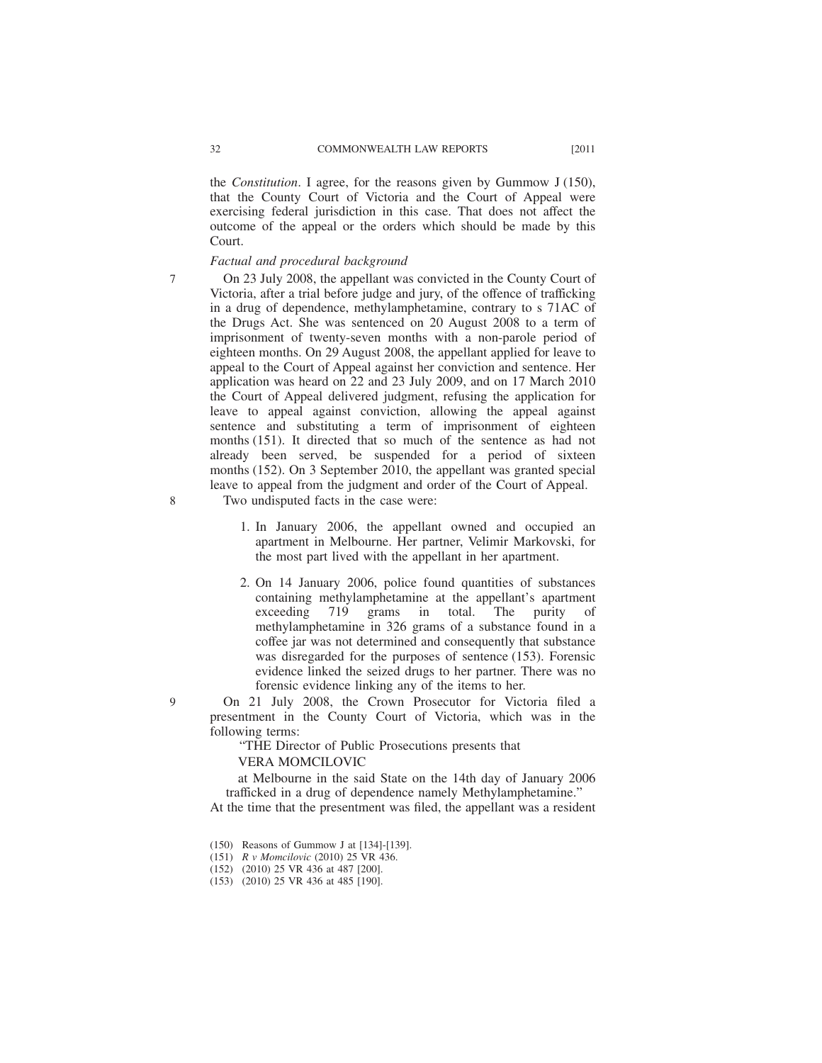the *Constitution*. I agree, for the reasons given by Gummow J (150), that the County Court of Victoria and the Court of Appeal were exercising federal jurisdiction in this case. That does not affect the outcome of the appeal or the orders which should be made by this Court.

*Factual and procedural background*

7 On 23 July 2008, the appellant was convicted in the County Court of Victoria, after a trial before judge and jury, of the offence of trafficking in a drug of dependence, methylamphetamine, contrary to s 71AC of the Drugs Act. She was sentenced on 20 August 2008 to a term of imprisonment of twenty-seven months with a non-parole period of eighteen months. On 29 August 2008, the appellant applied for leave to appeal to the Court of Appeal against her conviction and sentence. Her application was heard on 22 and 23 July 2009, and on 17 March 2010 the Court of Appeal delivered judgment, refusing the application for leave to appeal against conviction, allowing the appeal against sentence and substituting a term of imprisonment of eighteen months (151). It directed that so much of the sentence as had not already been served, be suspended for a period of sixteen months (152). On 3 September 2010, the appellant was granted special leave to appeal from the judgment and order of the Court of Appeal.

8 Two undisputed facts in the case were:

1. In January 2006, the appellant owned and occupied an apartment in Melbourne. Her partner, Velimir Markovski, for the most part lived with the appellant in her apartment.
2. On 14 January 2006, police found quantities of substances containing methylamphetamine at the appellant's apartment exceeding 719 grams in total. The purity of methylamphetamine in 326 grams of a substance found in a coffee jar was not determined and consequently that substance was disregarded for the purposes of sentence (153). Forensic evidence linked the seized drugs to her partner. There was no forensic evidence linking any of the items to her.

9 On 21 July 2008, the Crown Prosecutor for Victoria filed a presentment in the County Court of Victoria, which was in the following terms:

> "THE Director of Public Prosecutions presents that
> VERA MOMCILOVIC
> at Melbourne in the said State on the 14th day of January 2006 trafficked in a drug of dependence namely Methylamphetamine."

At the time that the presentment was filed, the appellant was a resident

(150) Reasons of Gummow J at [134]-[139].

(151) *R v Momcilovic* (2010) 25 VR 436.

(152) (2010) 25 VR 436 at 487 [200].

(153) (2010) 25 VR 436 at 485 [190].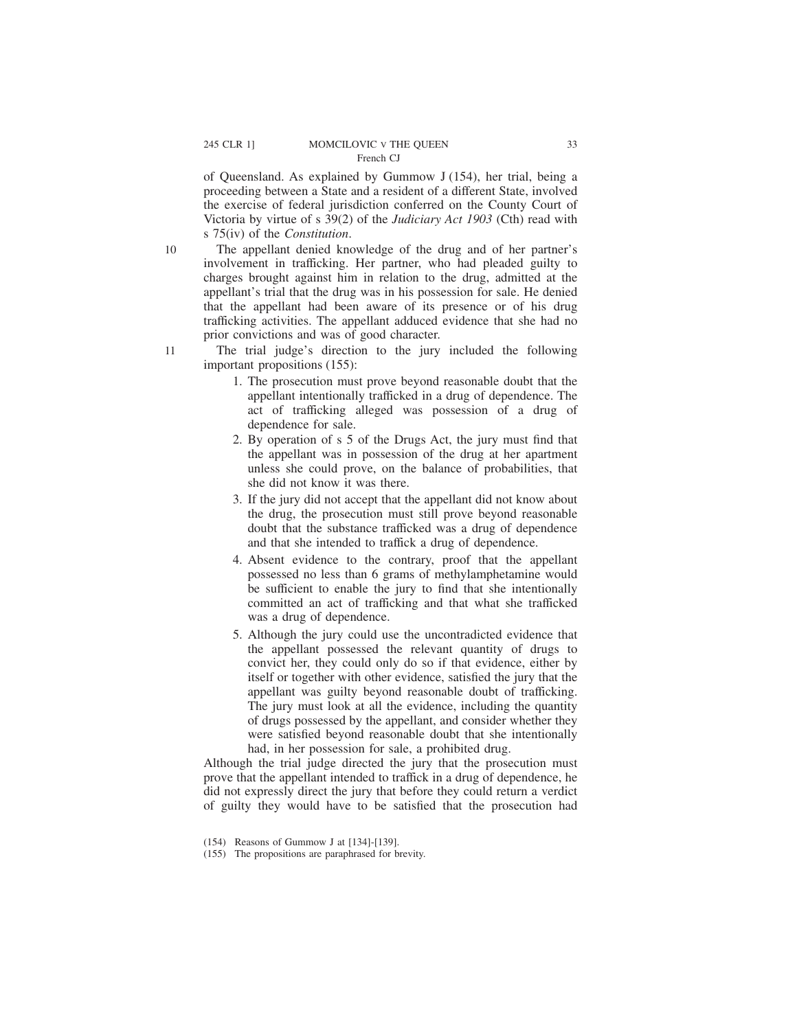of Queensland. As explained by Gummow J (154), her trial, being a proceeding between a State and a resident of a different State, involved the exercise of federal jurisdiction conferred on the County Court of Victoria by virtue of s 39(2) of the *Judiciary Act 1903* (Cth) read with s 75(iv) of the *Constitution*.

10 The appellant denied knowledge of the drug and of her partner's involvement in trafficking. Her partner, who had pleaded guilty to charges brought against him in relation to the drug, admitted at the appellant's trial that the drug was in his possession for sale. He denied that the appellant had been aware of its presence or of his drug trafficking activities. The appellant adduced evidence that she had no prior convictions and was of good character.

11 The trial judge's direction to the jury included the following important propositions (155):

1. The prosecution must prove beyond reasonable doubt that the appellant intentionally trafficked in a drug of dependence. The act of trafficking alleged was possession of a drug of dependence for sale.
2. By operation of s 5 of the Drugs Act, the jury must find that the appellant was in possession of the drug at her apartment unless she could prove, on the balance of probabilities, that she did not know it was there.
3. If the jury did not accept that the appellant did not know about the drug, the prosecution must still prove beyond reasonable doubt that the substance trafficked was a drug of dependence and that she intended to traffick a drug of dependence.
4. Absent evidence to the contrary, proof that the appellant possessed no less than 6 grams of methylamphetamine would be sufficient to enable the jury to find that she intentionally committed an act of trafficking and that what she trafficked was a drug of dependence.
5. Although the jury could use the uncontradicted evidence that the appellant possessed the relevant quantity of drugs to convict her, they could only do so if that evidence, either by itself or together with other evidence, satisfied the jury that the appellant was guilty beyond reasonable doubt of trafficking. The jury must look at all the evidence, including the quantity of drugs possessed by the appellant, and consider whether they were satisfied beyond reasonable doubt that she intentionally had, in her possession for sale, a prohibited drug.

Although the trial judge directed the jury that the prosecution must prove that the appellant intended to traffick in a drug of dependence, he did not expressly direct the jury that before they could return a verdict of guilty they would have to be satisfied that the prosecution had

(154) Reasons of Gummow J at [134]-[139].

(155) The propositions are paraphrased for brevity.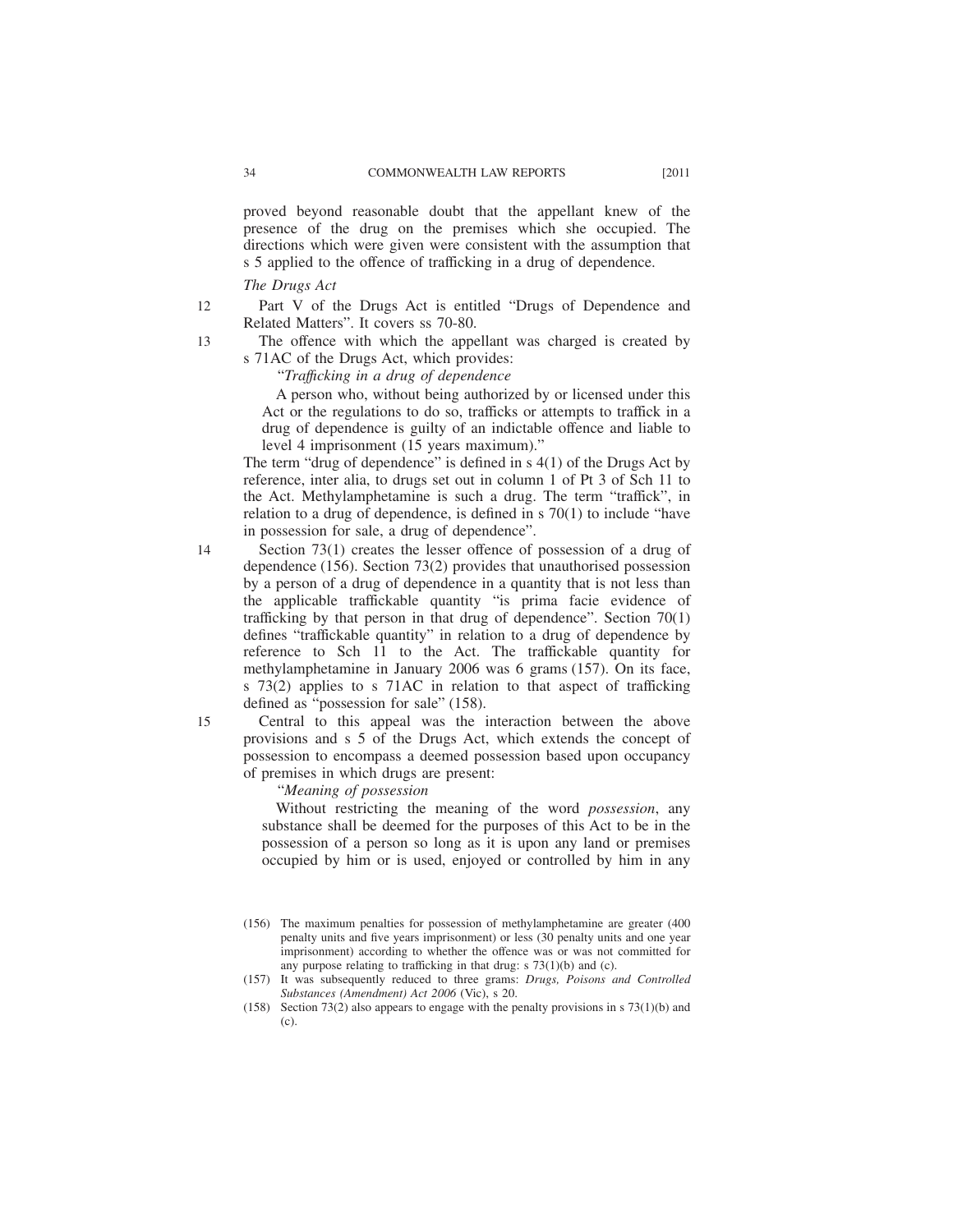proved beyond reasonable doubt that the appellant knew of the presence of the drug on the premises which she occupied. The directions which were given were consistent with the assumption that s 5 applied to the offence of trafficking in a drug of dependence.

*The Drugs Act*

12 Part V of the Drugs Act is entitled "Drugs of Dependence and Related Matters". It covers ss 70-80.

13 The offence with which the appellant was charged is created by s 71AC of the Drugs Act, which provides:

> "*Trafficking in a drug of dependence*
>
> A person who, without being authorized by or licensed under this Act or the regulations to do so, trafficks or attempts to traffick in a drug of dependence is guilty of an indictable offence and liable to level 4 imprisonment (15 years maximum)."

The term "drug of dependence" is defined in s 4(1) of the Drugs Act by reference, inter alia, to drugs set out in column 1 of Pt 3 of Sch 11 to the Act. Methylamphetamine is such a drug. The term "traffick", in relation to a drug of dependence, is defined in s 70(1) to include "have in possession for sale, a drug of dependence".

14 Section 73(1) creates the lesser offence of possession of a drug of dependence (156). Section 73(2) provides that unauthorised possession by a person of a drug of dependence in a quantity that is not less than the applicable traffickable quantity "is prima facie evidence of trafficking by that person in that drug of dependence". Section 70(1) defines "traffickable quantity" in relation to a drug of dependence by reference to Sch 11 to the Act. The traffickable quantity for methylamphetamine in January 2006 was 6 grams (157). On its face, s 73(2) applies to s 71AC in relation to that aspect of trafficking defined as "possession for sale" (158).

15 Central to this appeal was the interaction between the above provisions and s 5 of the Drugs Act, which extends the concept of possession to encompass a deemed possession based upon occupancy of premises in which drugs are present:

> "*Meaning of possession*
>
> Without restricting the meaning of the word *possession*, any substance shall be deemed for the purposes of this Act to be in the possession of a person so long as it is upon any land or premises occupied by him or is used, enjoyed or controlled by him in any

(156) The maximum penalties for possession of methylamphetamine are greater (400 penalty units and five years imprisonment) or less (30 penalty units and one year imprisonment) according to whether the offence was or was not committed for any purpose relating to trafficking in that drug: s 73(1)(b) and (c).

(157) It was subsequently reduced to three grams: *Drugs, Poisons and Controlled Substances (Amendment) Act 2006* (Vic), s 20.

(158) Section 73(2) also appears to engage with the penalty provisions in s 73(1)(b) and (c).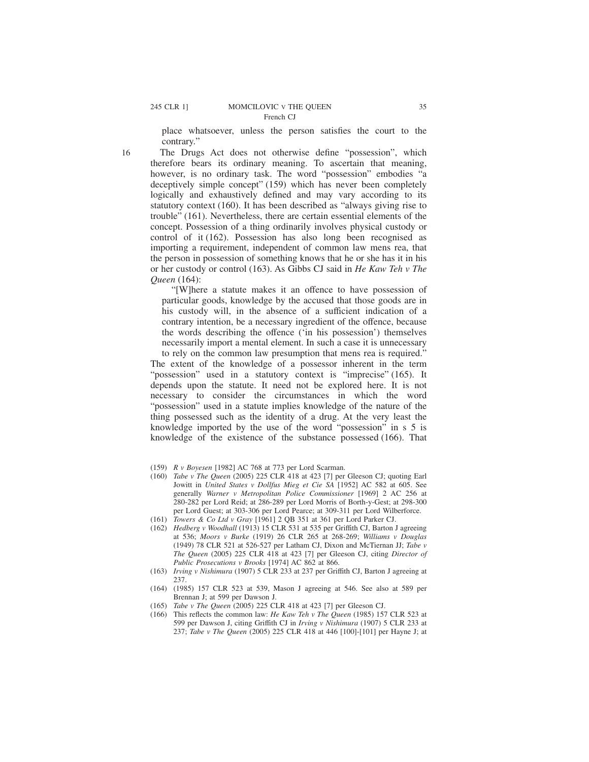place whatsoever, unless the person satisfies the court to the contrary."

16 The Drugs Act does not otherwise define "possession", which therefore bears its ordinary meaning. To ascertain that meaning, however, is no ordinary task. The word "possession" embodies "a deceptively simple concept" (159) which has never been completely logically and exhaustively defined and may vary according to its statutory context (160). It has been described as "always giving rise to trouble" (161). Nevertheless, there are certain essential elements of the concept. Possession of a thing ordinarily involves physical custody or control of it (162). Possession has also long been recognised as importing a requirement, independent of common law mens rea, that the person in possession of something knows that he or she has it in his or her custody or control (163). As Gibbs CJ said in *He Kaw Teh v The Queen* (164):

> "[W]here a statute makes it an offence to have possession of particular goods, knowledge by the accused that those goods are in his custody will, in the absence of a sufficient indication of a contrary intention, be a necessary ingredient of the offence, because the words describing the offence ('in his possession') themselves necessarily import a mental element. In such a case it is unnecessary to rely on the common law presumption that mens rea is required."

The extent of the knowledge of a possessor inherent in the term "possession" used in a statutory context is "imprecise" (165). It depends upon the statute. It need not be explored here. It is not necessary to consider the circumstances in which the word "possession" used in a statute implies knowledge of the nature of the thing possessed such as the identity of a drug. At the very least the knowledge imported by the use of the word "possession" in s 5 is knowledge of the existence of the substance possessed (166). That

---

(159) *R v Boyesen* [1982] AC 768 at 773 per Lord Scarman.

(160) *Tabe v The Queen* (2005) 225 CLR 418 at 423 [7] per Gleeson CJ; quoting Earl Jowitt in *United States v Dollfus Mieg et Cie SA* [1952] AC 582 at 605. See generally *Warner v Metropolitan Police Commissioner* [1969] 2 AC 256 at 280-282 per Lord Reid; at 286-289 per Lord Morris of Borth-y-Gest; at 298-300 per Lord Guest; at 303-306 per Lord Pearce; at 309-311 per Lord Wilberforce.

(161) *Towers & Co Ltd v Gray* [1961] 2 QB 351 at 361 per Lord Parker CJ.

(162) *Hedberg v Woodhall* (1913) 15 CLR 531 at 535 per Griffith CJ, Barton J agreeing at 536; *Moors v Burke* (1919) 26 CLR 265 at 268-269; *Williams v Douglas* (1949) 78 CLR 521 at 526-527 per Latham CJ, Dixon and McTiernan JJ; *Tabe v The Queen* (2005) 225 CLR 418 at 423 [7] per Gleeson CJ, citing *Director of Public Prosecutions v Brooks* [1974] AC 862 at 866.

(163) *Irving v Nishimura* (1907) 5 CLR 233 at 237 per Griffith CJ, Barton J agreeing at 237.

(164) (1985) 157 CLR 523 at 539, Mason J agreeing at 546. See also at 589 per Brennan J; at 599 per Dawson J.

(165) *Tabe v The Queen* (2005) 225 CLR 418 at 423 [7] per Gleeson CJ.

(166) This reflects the common law: *He Kaw Teh v The Queen* (1985) 157 CLR 523 at 599 per Dawson J, citing Griffith CJ in *Irving v Nishimura* (1907) 5 CLR 233 at 237; *Tabe v The Queen* (2005) 225 CLR 418 at 446 [100]-[101] per Hayne J; at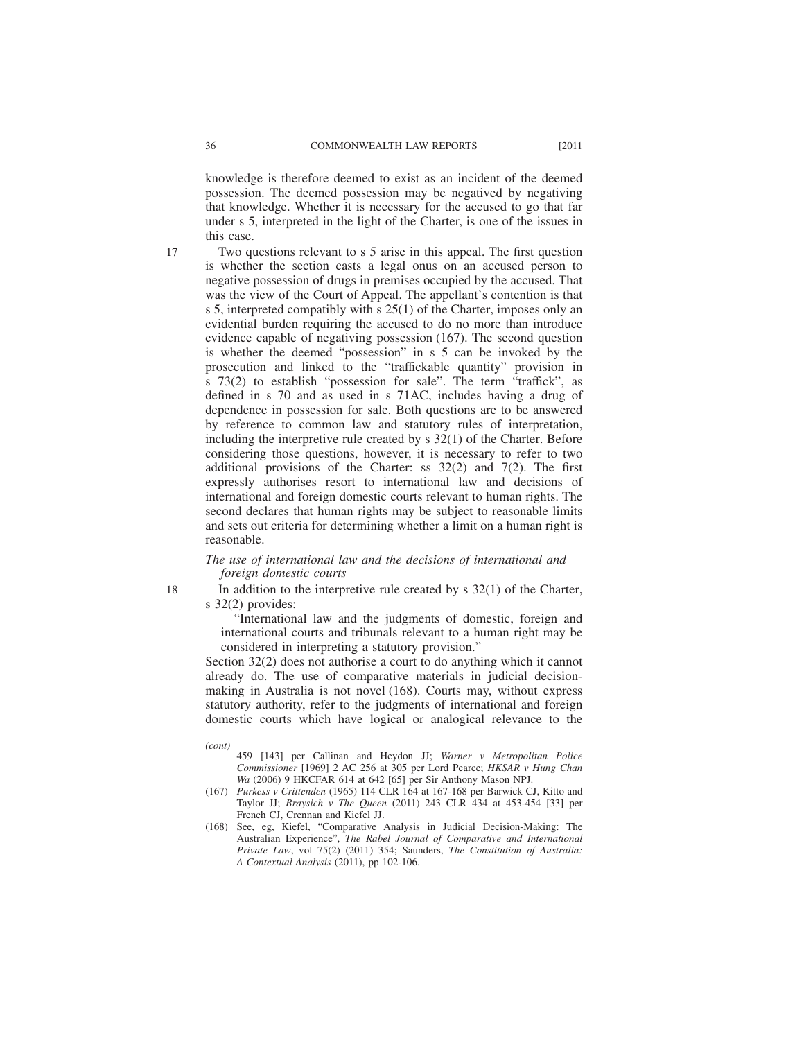knowledge is therefore deemed to exist as an incident of the deemed possession. The deemed possession may be negatived by negativing that knowledge. Whether it is necessary for the accused to go that far under s 5, interpreted in the light of the Charter, is one of the issues in this case.

17 Two questions relevant to s 5 arise in this appeal. The first question is whether the section casts a legal onus on an accused person to negative possession of drugs in premises occupied by the accused. That was the view of the Court of Appeal. The appellant's contention is that s 5, interpreted compatibly with s 25(1) of the Charter, imposes only an evidential burden requiring the accused to do no more than introduce evidence capable of negativing possession (167). The second question is whether the deemed "possession" in s 5 can be invoked by the prosecution and linked to the "trafficable quantity" provision in s 73(2) to establish "possession for sale". The term "traffick", as defined in s 70 and as used in s 71AC, includes having a drug of dependence in possession for sale. Both questions are to be answered by reference to common law and statutory rules of interpretation, including the interpretive rule created by s 32(1) of the Charter. Before considering those questions, however, it is necessary to refer to two additional provisions of the Charter: ss 32(2) and 7(2). The first expressly authorises resort to international law and decisions of international and foreign domestic courts relevant to human rights. The second declares that human rights may be subject to reasonable limits and sets out criteria for determining whether a limit on a human right is reasonable.

*The use of international law and the decisions of international and foreign domestic courts*

18 In addition to the interpretive rule created by s 32(1) of the Charter, s 32(2) provides:

> "International law and the judgments of domestic, foreign and international courts and tribunals relevant to a human right may be considered in interpreting a statutory provision."

Section 32(2) does not authorise a court to do anything which it cannot already do. The use of comparative materials in judicial decision-making in Australia is not novel (168). Courts may, without express statutory authority, refer to the judgments of international and foreign domestic courts which have logical or analogical relevance to the

*(cont)*

459 [143] per Callinan and Heydon JJ; *Warner v Metropolitan Police Commissioner* [1969] 2 AC 256 at 305 per Lord Pearce; *HKSAR v Hung Chan Wa* (2006) 9 HKCFAR 614 at 642 [65] per Sir Anthony Mason NPJ.

(167) *Purkess v Crittenden* (1965) 114 CLR 164 at 167-168 per Barwick CJ, Kitto and Taylor JJ; *Braysich v The Queen* (2011) 243 CLR 434 at 453-454 [33] per French CJ, Crennan and Kiefel JJ.

(168) See, eg, Kiefel, "Comparative Analysis in Judicial Decision-Making: The Australian Experience", *The Rabel Journal of Comparative and International Private Law*, vol 75(2) (2011) 354; Saunders, *The Constitution of Australia: A Contextual Analysis* (2011), pp 102-106.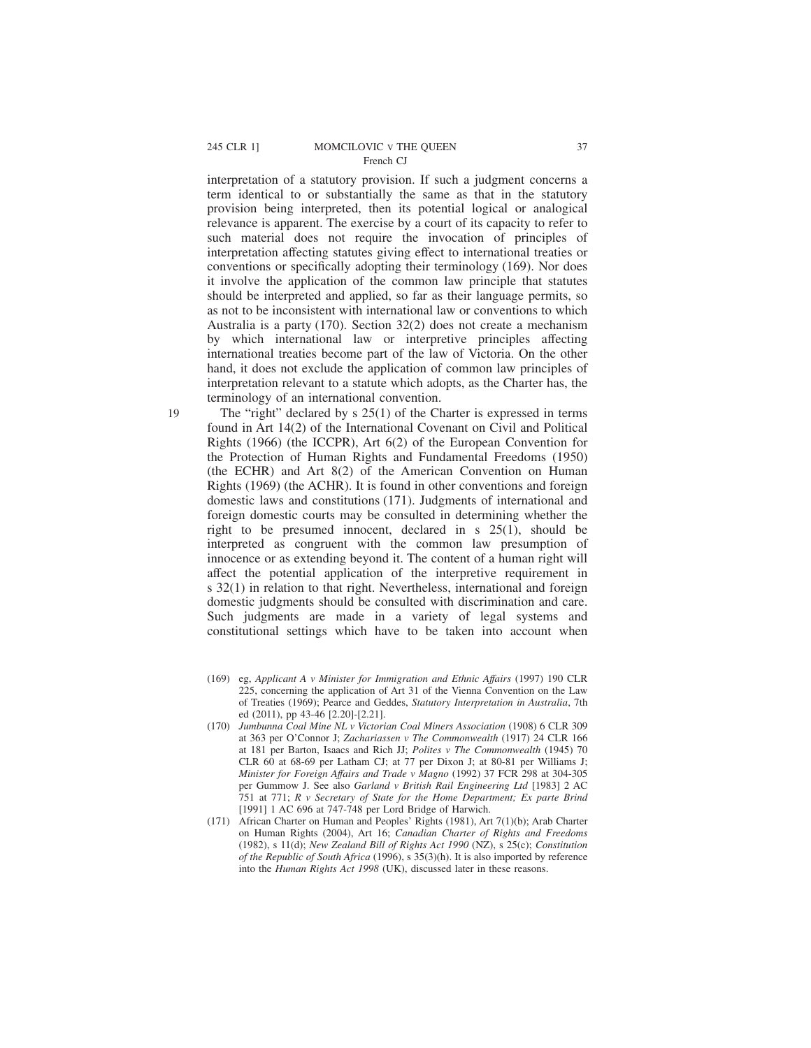interpretation of a statutory provision. If such a judgment concerns a term identical to or substantially the same as that in the statutory provision being interpreted, then its potential logical or analogical relevance is apparent. The exercise by a court of its capacity to refer to such material does not require the invocation of principles of interpretation affecting statutes giving effect to international treaties or conventions or specifically adopting their terminology (169). Nor does it involve the application of the common law principle that statutes should be interpreted and applied, so far as their language permits, so as not to be inconsistent with international law or conventions to which Australia is a party (170). Section 32(2) does not create a mechanism by which international law or interpretive principles affecting international treaties become part of the law of Victoria. On the other hand, it does not exclude the application of common law principles of interpretation relevant to a statute which adopts, as the Charter has, the terminology of an international convention.

19 The "right" declared by s 25(1) of the Charter is expressed in terms found in Art 14(2) of the International Covenant on Civil and Political Rights (1966) (the ICCPR), Art 6(2) of the European Convention for the Protection of Human Rights and Fundamental Freedoms (1950) (the ECHR) and Art 8(2) of the American Convention on Human Rights (1969) (the ACHR). It is found in other conventions and foreign domestic laws and constitutions (171). Judgments of international and foreign domestic courts may be consulted in determining whether the right to be presumed innocent, declared in s 25(1), should be interpreted as congruent with the common law presumption of innocence or as extending beyond it. The content of a human right will affect the potential application of the interpretive requirement in s 32(1) in relation to that right. Nevertheless, international and foreign domestic judgments should be consulted with discrimination and care. Such judgments are made in a variety of legal systems and constitutional settings which have to be taken into account when

---

(169) eg, *Applicant A v Minister for Immigration and Ethnic Affairs* (1997) 190 CLR 225, concerning the application of Art 31 of the Vienna Convention on the Law of Treaties (1969); Pearce and Geddes, *Statutory Interpretation in Australia*, 7th ed (2011), pp 43-46 [2.20]-[2.21].

(170) *Jumbunna Coal Mine NL v Victorian Coal Miners Association* (1908) 6 CLR 309 at 363 per O'Connor J; *Zachariassen v The Commonwealth* (1917) 24 CLR 166 at 181 per Barton, Isaacs and Rich JJ; *Polites v The Commonwealth* (1945) 70 CLR 60 at 68-69 per Latham CJ; at 77 per Dixon J; at 80-81 per Williams J; *Minister for Foreign Affairs and Trade v Magno* (1992) 37 FCR 298 at 304-305 per Gummow J. See also *Garland v British Rail Engineering Ltd* [1983] 2 AC 751 at 771; *R v Secretary of State for the Home Department; Ex parte Brind* [1991] 1 AC 696 at 747-748 per Lord Bridge of Harwich.

(171) African Charter on Human and Peoples' Rights (1981), Art 7(1)(b); Arab Charter on Human Rights (2004), Art 16; *Canadian Charter of Rights and Freedoms* (1982), s 11(d); *New Zealand Bill of Rights Act 1990* (NZ), s 25(c); *Constitution of the Republic of South Africa* (1996), s 35(3)(h). It is also imported by reference into the *Human Rights Act 1998* (UK), discussed later in these reasons.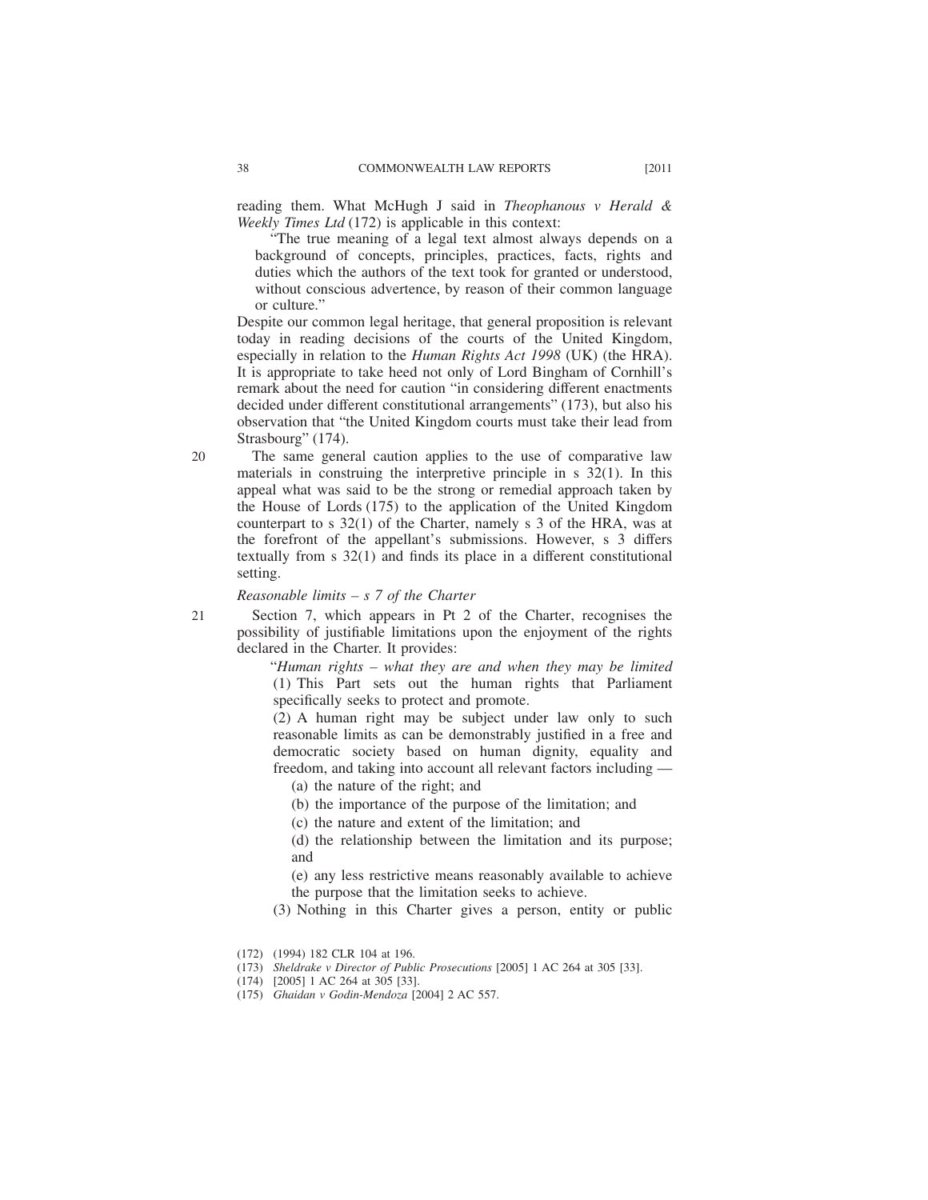reading them. What McHugh J said in *Theophanous v Herald & Weekly Times Ltd* (172) is applicable in this context:

> "The true meaning of a legal text almost always depends on a background of concepts, principles, practices, facts, rights and duties which the authors of the text took for granted or understood, without conscious advertence, by reason of their common language or culture."

Despite our common legal heritage, that general proposition is relevant today in reading decisions of the courts of the United Kingdom, especially in relation to the *Human Rights Act 1998* (UK) (the HRA). It is appropriate to take heed not only of Lord Bingham of Cornhill's remark about the need for caution "in considering different enactments decided under different constitutional arrangements" (173), but also his observation that "the United Kingdom courts must take their lead from Strasbourg" (174).

20 The same general caution applies to the use of comparative law materials in construing the interpretive principle in s 32(1). In this appeal what was said to be the strong or remedial approach taken by the House of Lords (175) to the application of the United Kingdom counterpart to s 32(1) of the Charter, namely s 3 of the HRA, was at the forefront of the appellant's submissions. However, s 3 differs textually from s 32(1) and finds its place in a different constitutional setting.

*Reasonable limits – s 7 of the Charter*

21 Section 7, which appears in Pt 2 of the Charter, recognises the possibility of justifiable limitations upon the enjoyment of the rights declared in the Charter. It provides:

> "*Human rights – what they are and when they may be limited*
>
> (1) This Part sets out the human rights that Parliament specifically seeks to protect and promote.
>
> (2) A human right may be subject under law only to such reasonable limits as can be demonstrably justified in a free and democratic society based on human dignity, equality and freedom, and taking into account all relevant factors including —
>
> (a) the nature of the right; and
>
> (b) the importance of the purpose of the limitation; and
>
> (c) the nature and extent of the limitation; and
>
> (d) the relationship between the limitation and its purpose; and
>
> (e) any less restrictive means reasonably available to achieve the purpose that the limitation seeks to achieve.
>
> (3) Nothing in this Charter gives a person, entity or public

(172) (1994) 182 CLR 104 at 196.

(173) *Sheldrake v Director of Public Prosecutions* [2005] 1 AC 264 at 305 [33].

(174) [2005] 1 AC 264 at 305 [33].

(175) *Ghaidan v Godin-Mendoza* [2004] 2 AC 557.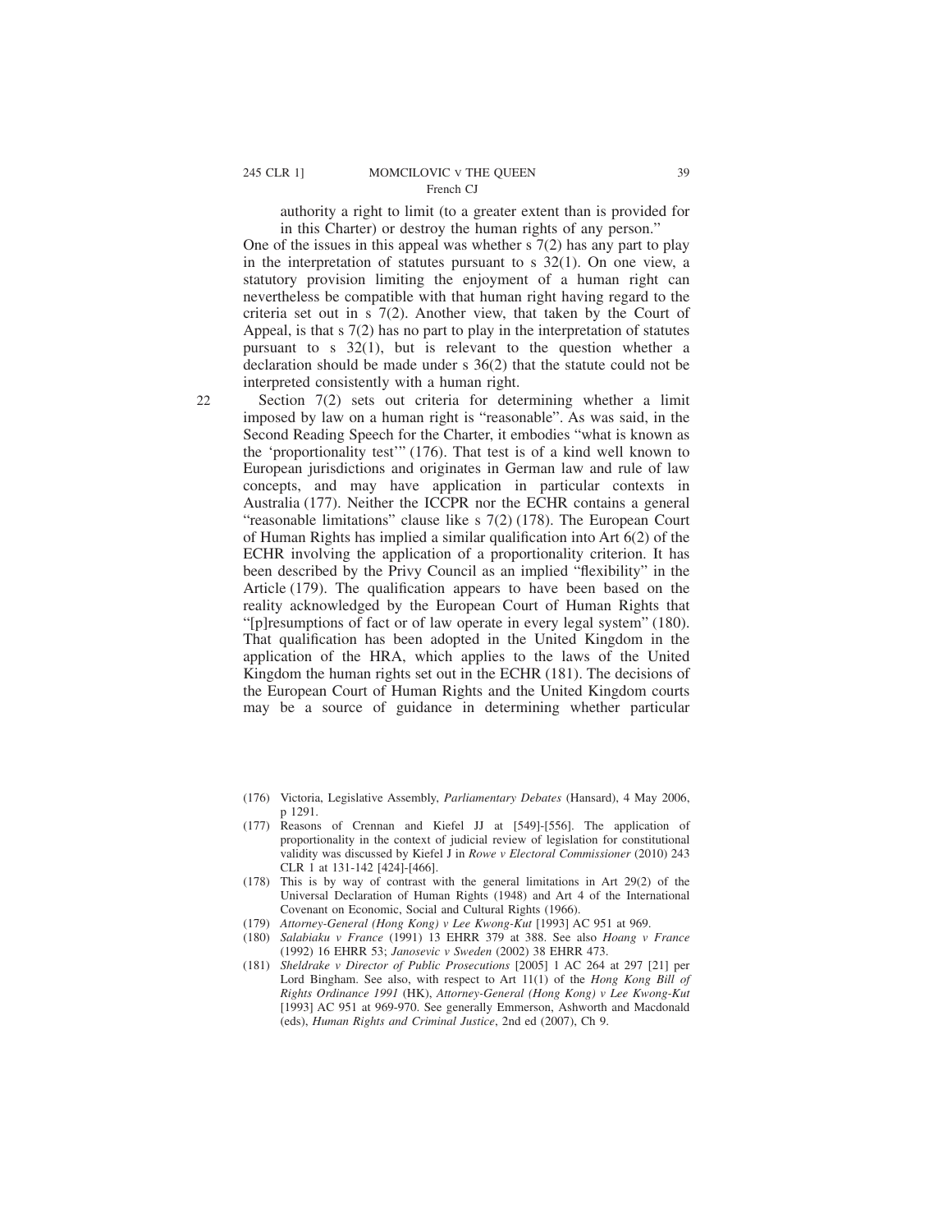authority a right to limit (to a greater extent than is provided for in this Charter) or destroy the human rights of any person."

One of the issues in this appeal was whether s 7(2) has any part to play in the interpretation of statutes pursuant to s 32(1). On one view, a statutory provision limiting the enjoyment of a human right can nevertheless be compatible with that human right having regard to the criteria set out in s 7(2). Another view, that taken by the Court of Appeal, is that s 7(2) has no part to play in the interpretation of statutes pursuant to s 32(1), but is relevant to the question whether a declaration should be made under s 36(2) that the statute could not be interpreted consistently with a human right.

22 Section 7(2) sets out criteria for determining whether a limit imposed by law on a human right is "reasonable". As was said, in the Second Reading Speech for the Charter, it embodies "what is known as the 'proportionality test'" (176). That test is of a kind well known to European jurisdictions and originates in German law and rule of law concepts, and may have application in particular contexts in Australia (177). Neither the ICCPR nor the ECHR contains a general "reasonable limitations" clause like s 7(2) (178). The European Court of Human Rights has implied a similar qualification into Art 6(2) of the ECHR involving the application of a proportionality criterion. It has been described by the Privy Council as an implied "flexibility" in the Article (179). The qualification appears to have been based on the reality acknowledged by the European Court of Human Rights that "[p]resumptions of fact or of law operate in every legal system" (180). That qualification has been adopted in the United Kingdom in the application of the HRA, which applies to the laws of the United Kingdom the human rights set out in the ECHR (181). The decisions of the European Court of Human Rights and the United Kingdom courts may be a source of guidance in determining whether particular

(176) Victoria, Legislative Assembly, *Parliamentary Debates* (Hansard), 4 May 2006, p 1291.

(177) Reasons of Crennan and Kiefel JJ at [549]-[556]. The application of proportionality in the context of judicial review of legislation for constitutional validity was discussed by Kiefel J in *Rowe v Electoral Commissioner* (2010) 243 CLR 1 at 131-142 [424]-[466].

(178) This is by way of contrast with the general limitations in Art 29(2) of the Universal Declaration of Human Rights (1948) and Art 4 of the International Covenant on Economic, Social and Cultural Rights (1966).

(179) *Attorney-General (Hong Kong) v Lee Kwong-Kut* [1993] AC 951 at 969.

(180) *Salabiaku v France* (1991) 13 EHRR 379 at 388. See also *Hoang v France* (1992) 16 EHRR 53; *Janosevic v Sweden* (2002) 38 EHRR 473.

(181) *Sheldrake v Director of Public Prosecutions* [2005] 1 AC 264 at 297 [21] per Lord Bingham. See also, with respect to Art 11(1) of the *Hong Kong Bill of Rights Ordinance 1991* (HK), *Attorney-General (Hong Kong) v Lee Kwong-Kut* [1993] AC 951 at 969-970. See generally Emmerson, Ashworth and Macdonald (eds), *Human Rights and Criminal Justice*, 2nd ed (2007), Ch 9.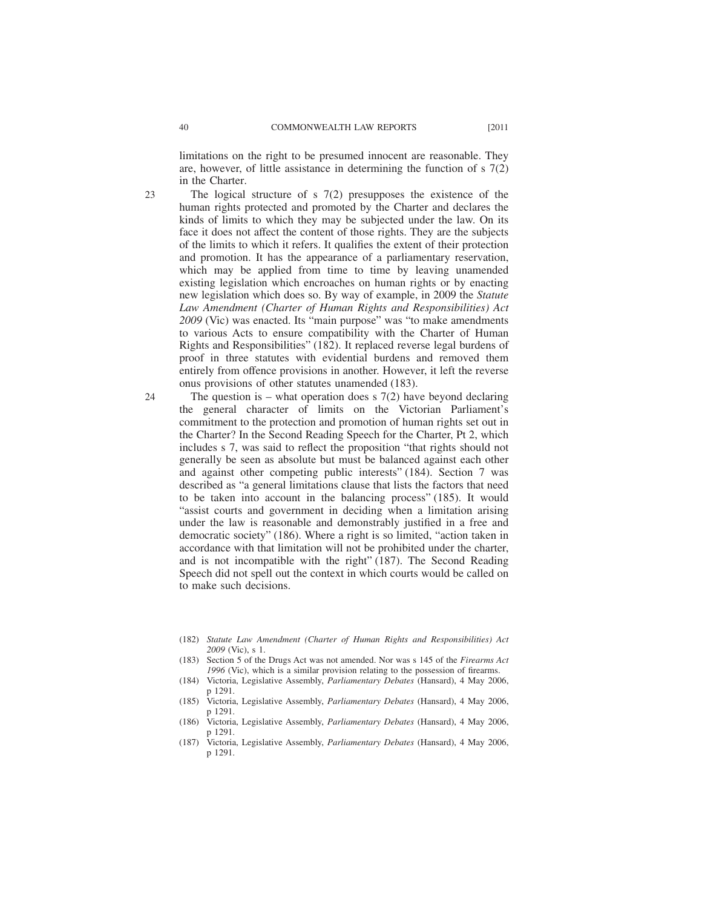limitations on the right to be presumed innocent are reasonable. They are, however, of little assistance in determining the function of s 7(2) in the Charter.

23 The logical structure of s 7(2) presupposes the existence of the human rights protected and promoted by the Charter and declares the kinds of limits to which they may be subjected under the law. On its face it does not affect the content of those rights. They are the subjects of the limits to which it refers. It qualifies the extent of their protection and promotion. It has the appearance of a parliamentary reservation, which may be applied from time to time by leaving unamended existing legislation which encroaches on human rights or by enacting new legislation which does so. By way of example, in 2009 the *Statute Law Amendment (Charter of Human Rights and Responsibilities) Act 2009* (Vic) was enacted. Its "main purpose" was "to make amendments to various Acts to ensure compatibility with the Charter of Human Rights and Responsibilities" (182). It replaced reverse legal burdens of proof in three statutes with evidential burdens and removed them entirely from offence provisions in another. However, it left the reverse onus provisions of other statutes unamended (183).

24 The question is – what operation does s 7(2) have beyond declaring the general character of limits on the Victorian Parliament's commitment to the protection and promotion of human rights set out in the Charter? In the Second Reading Speech for the Charter, Pt 2, which includes s 7, was said to reflect the proposition "that rights should not generally be seen as absolute but must be balanced against each other and against other competing public interests" (184). Section 7 was described as "a general limitations clause that lists the factors that need to be taken into account in the balancing process" (185). It would "assist courts and government in deciding when a limitation arising under the law is reasonable and demonstrably justified in a free and democratic society" (186). Where a right is so limited, "action taken in accordance with that limitation will not be prohibited under the charter, and is not incompatible with the right" (187). The Second Reading Speech did not spell out the context in which courts would be called on to make such decisions.

(182) *Statute Law Amendment (Charter of Human Rights and Responsibilities) Act 2009* (Vic), s 1.

(183) Section 5 of the Drugs Act was not amended. Nor was s 145 of the *Firearms Act 1996* (Vic), which is a similar provision relating to the possession of firearms.

(184) Victoria, Legislative Assembly, *Parliamentary Debates* (Hansard), 4 May 2006, p 1291.

(185) Victoria, Legislative Assembly, *Parliamentary Debates* (Hansard), 4 May 2006, p 1291.

(186) Victoria, Legislative Assembly, *Parliamentary Debates* (Hansard), 4 May 2006, p 1291.

(187) Victoria, Legislative Assembly, *Parliamentary Debates* (Hansard), 4 May 2006, p 1291.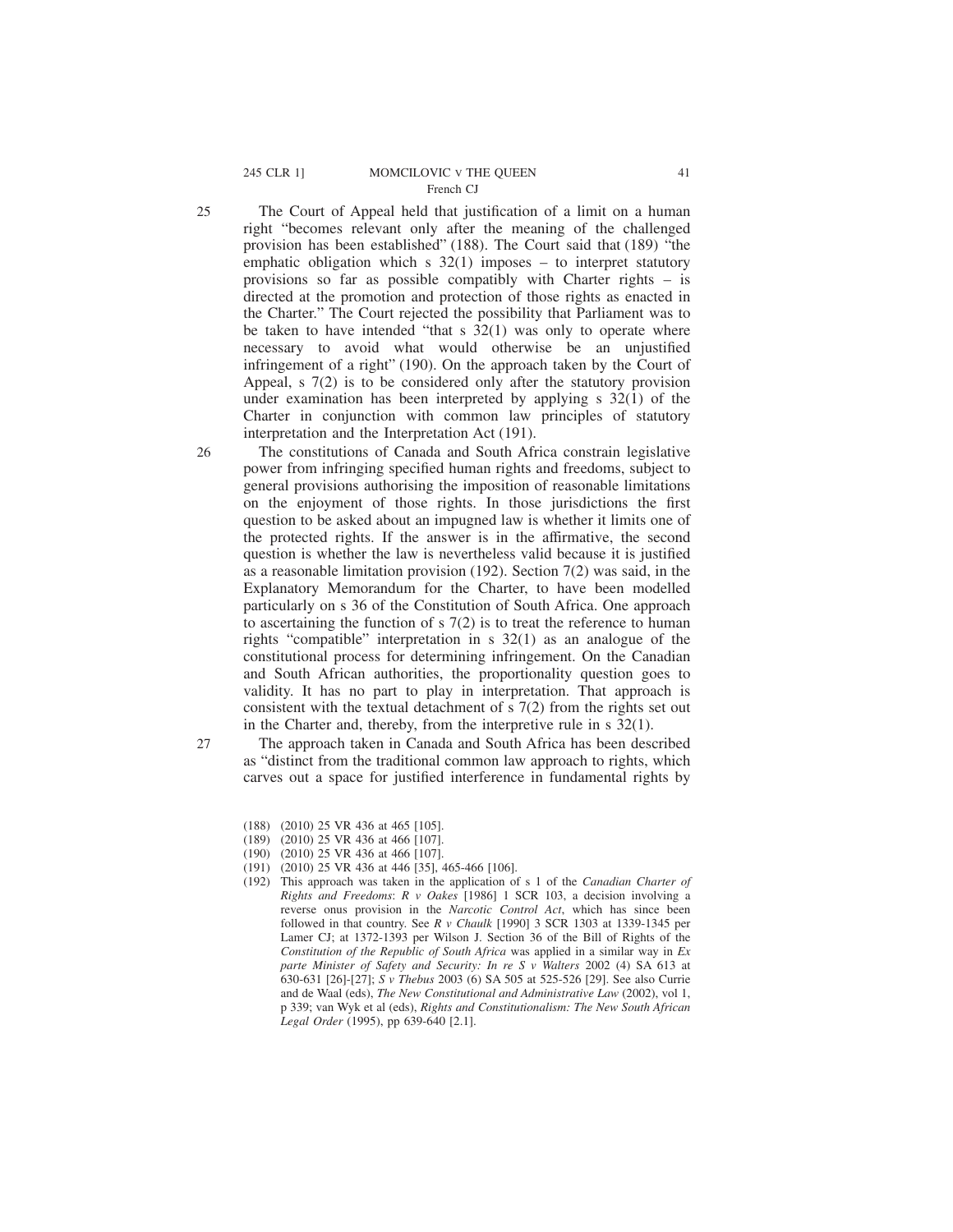25 The Court of Appeal held that justification of a limit on a human right "becomes relevant only after the meaning of the challenged provision has been established" (188). The Court said that (189) "the emphatic obligation which s 32(1) imposes – to interpret statutory provisions so far as possible compatibly with Charter rights – is directed at the promotion and protection of those rights as enacted in the Charter." The Court rejected the possibility that Parliament was to be taken to have intended "that s 32(1) was only to operate where necessary to avoid what would otherwise be an unjustified infringement of a right" (190). On the approach taken by the Court of Appeal, s 7(2) is to be considered only after the statutory provision under examination has been interpreted by applying s 32(1) of the Charter in conjunction with common law principles of statutory interpretation and the Interpretation Act (191).

26 The constitutions of Canada and South Africa constrain legislative power from infringing specified human rights and freedoms, subject to general provisions authorising the imposition of reasonable limitations on the enjoyment of those rights. In those jurisdictions the first question to be asked about an impugned law is whether it limits one of the protected rights. If the answer is in the affirmative, the second question is whether the law is nevertheless valid because it is justified as a reasonable limitation provision (192). Section 7(2) was said, in the Explanatory Memorandum for the Charter, to have been modelled particularly on s 36 of the Constitution of South Africa. One approach to ascertaining the function of s 7(2) is to treat the reference to human rights "compatible" interpretation in s 32(1) as an analogue of the constitutional process for determining infringement. On the Canadian and South African authorities, the proportionality question goes to validity. It has no part to play in interpretation. That approach is consistent with the textual detachment of s 7(2) from the rights set out in the Charter and, thereby, from the interpretive rule in s 32(1).

27 The approach taken in Canada and South Africa has been described as "distinct from the traditional common law approach to rights, which carves out a space for justified interference in fundamental rights by

(188) (2010) 25 VR 436 at 465 [105].

(189) (2010) 25 VR 436 at 466 [107].

(190) (2010) 25 VR 436 at 466 [107].

(191) (2010) 25 VR 436 at 446 [35], 465-466 [106].

(192) This approach was taken in the application of s 1 of the *Canadian Charter of Rights and Freedoms*: *R v Oakes* [1986] 1 SCR 103, a decision involving a reverse onus provision in the *Narcotic Control Act*, which has since been followed in that country. See *R v Chaulk* [1990] 3 SCR 1303 at 1339-1345 per Lamer CJ; at 1372-1393 per Wilson J. Section 36 of the Bill of Rights of the *Constitution of the Republic of South Africa* was applied in a similar way in *Ex parte Minister of Safety and Security: In re S v Walters* 2002 (4) SA 613 at 630-631 [26]-[27]; *S v Thebus* 2003 (6) SA 505 at 525-526 [29]. See also Currie and de Waal (eds), *The New Constitutional and Administrative Law* (2002), vol 1, p 339; van Wyk et al (eds), *Rights and Constitutionalism: The New South African Legal Order* (1995), pp 639-640 [2.1].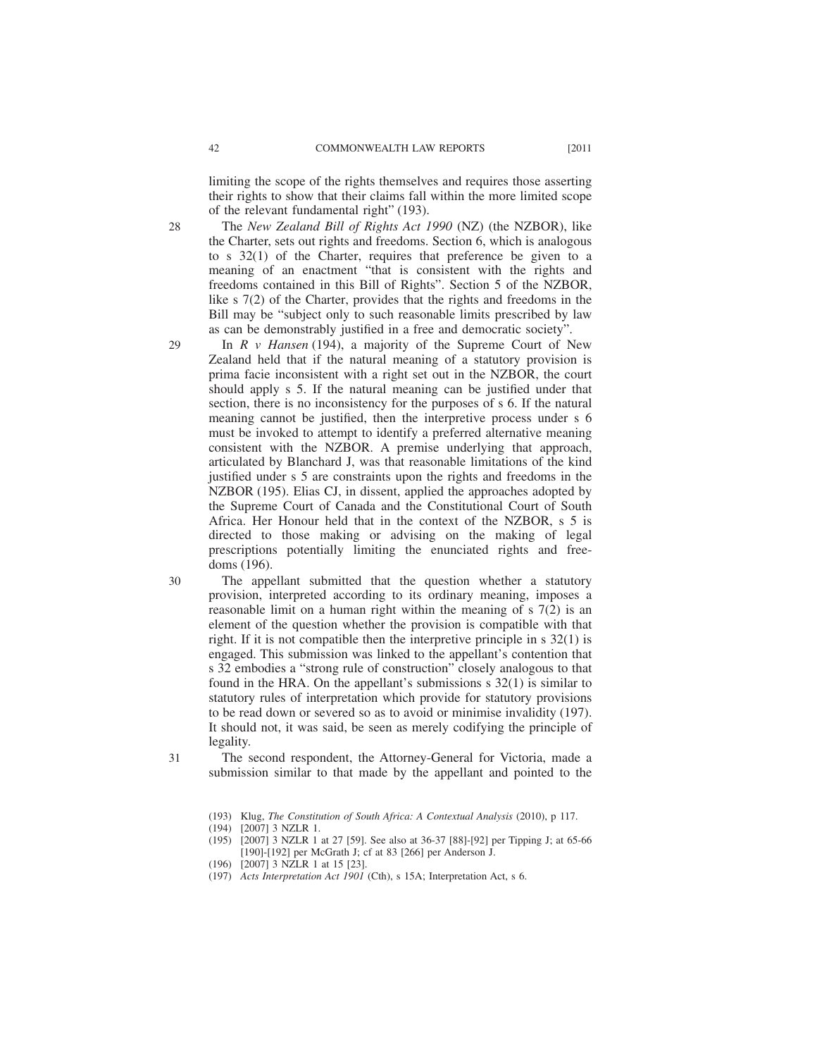limiting the scope of the rights themselves and requires those asserting their rights to show that their claims fall within the more limited scope of the relevant fundamental right" (193).

28 The *New Zealand Bill of Rights Act 1990* (NZ) (the NZBOR), like the Charter, sets out rights and freedoms. Section 6, which is analogous to s 32(1) of the Charter, requires that preference be given to a meaning of an enactment "that is consistent with the rights and freedoms contained in this Bill of Rights". Section 5 of the NZBOR, like s 7(2) of the Charter, provides that the rights and freedoms in the Bill may be "subject only to such reasonable limits prescribed by law as can be demonstrably justified in a free and democratic society".

29 In *R v Hansen* (194), a majority of the Supreme Court of New Zealand held that if the natural meaning of a statutory provision is prima facie inconsistent with a right set out in the NZBOR, the court should apply s 5. If the natural meaning can be justified under that section, there is no inconsistency for the purposes of s 6. If the natural meaning cannot be justified, then the interpretive process under s 6 must be invoked to attempt to identify a preferred alternative meaning consistent with the NZBOR. A premise underlying that approach, articulated by Blanchard J, was that reasonable limitations of the kind justified under s 5 are constraints upon the rights and freedoms in the NZBOR (195). Elias CJ, in dissent, applied the approaches adopted by the Supreme Court of Canada and the Constitutional Court of South Africa. Her Honour held that in the context of the NZBOR, s 5 is directed to those making or advising on the making of legal prescriptions potentially limiting the enunciated rights and freedoms (196).

30 The appellant submitted that the question whether a statutory provision, interpreted according to its ordinary meaning, imposes a reasonable limit on a human right within the meaning of s 7(2) is an element of the question whether the provision is compatible with that right. If it is not compatible then the interpretive principle in s 32(1) is engaged. This submission was linked to the appellant's contention that s 32 embodies a "strong rule of construction" closely analogous to that found in the HRA. On the appellant's submissions s 32(1) is similar to statutory rules of interpretation which provide for statutory provisions to be read down or severed so as to avoid or minimise invalidity (197). It should not, it was said, be seen as merely codifying the principle of legality.

31 The second respondent, the Attorney-General for Victoria, made a submission similar to that made by the appellant and pointed to the

(193) Klug, *The Constitution of South Africa: A Contextual Analysis* (2010), p 117.

(194) [2007] 3 NZLR 1.

(195) [2007] 3 NZLR 1 at 27 [59]. See also at 36-37 [88]-[92] per Tipping J; at 65-66 [190]-[192] per McGrath J; cf at 83 [266] per Anderson J.

(196) [2007] 3 NZLR 1 at 15 [23].

(197) *Acts Interpretation Act 1901* (Cth), s 15A; Interpretation Act, s 6.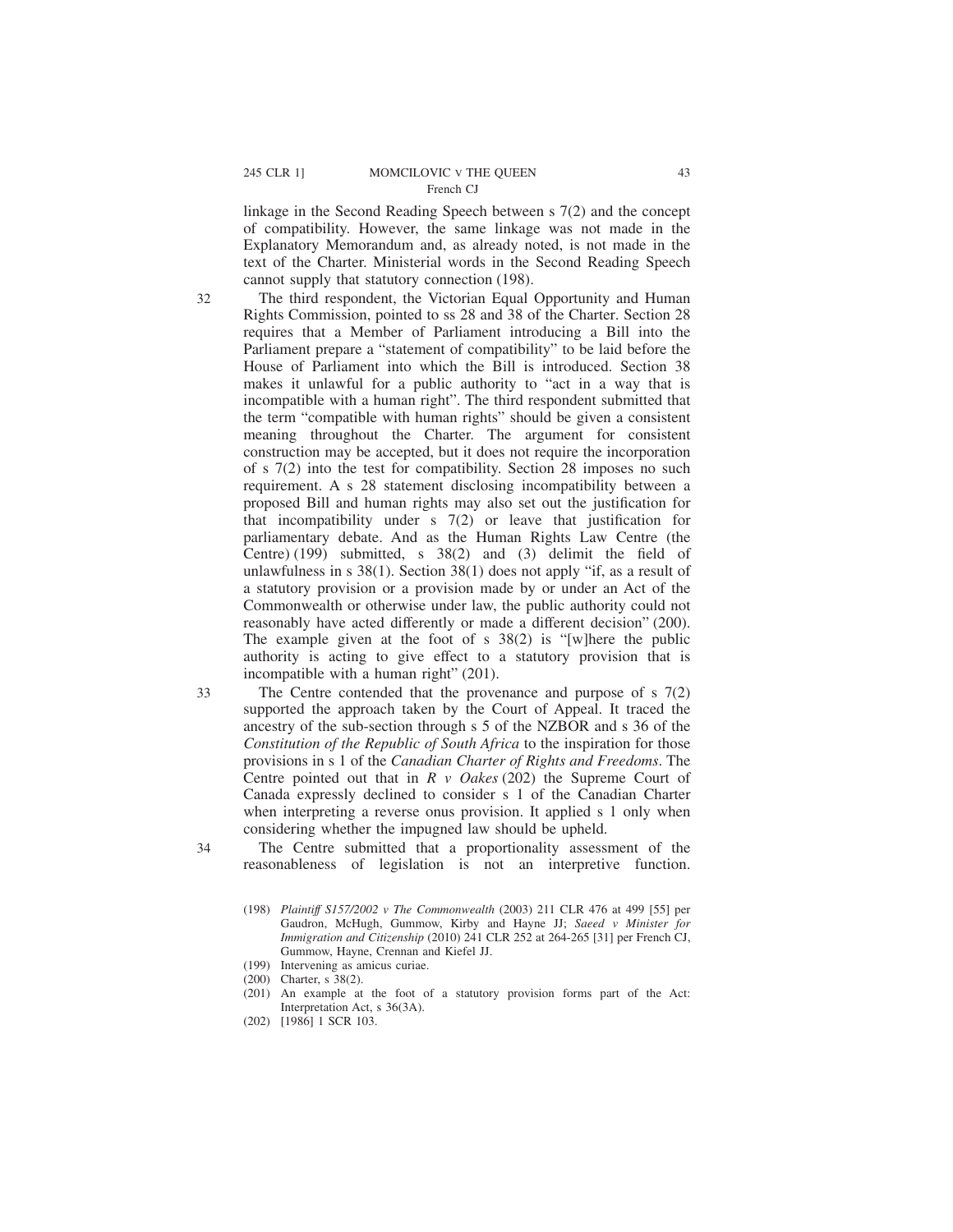linkage in the Second Reading Speech between s 7(2) and the concept of compatibility. However, the same linkage was not made in the Explanatory Memorandum and, as already noted, is not made in the text of the Charter. Ministerial words in the Second Reading Speech cannot supply that statutory connection (198).

32 The third respondent, the Victorian Equal Opportunity and Human Rights Commission, pointed to ss 28 and 38 of the Charter. Section 28 requires that a Member of Parliament introducing a Bill into the Parliament prepare a "statement of compatibility" to be laid before the House of Parliament into which the Bill is introduced. Section 38 makes it unlawful for a public authority to "act in a way that is incompatible with a human right". The third respondent submitted that the term "compatible with human rights" should be given a consistent meaning throughout the Charter. The argument for consistent construction may be accepted, but it does not require the incorporation of s 7(2) into the test for compatibility. Section 28 imposes no such requirement. A s 28 statement disclosing incompatibility between a proposed Bill and human rights may also set out the justification for that incompatibility under s 7(2) or leave that justification for parliamentary debate. And as the Human Rights Law Centre (the Centre) (199) submitted, s 38(2) and (3) delimit the field of unlawfulness in s 38(1). Section 38(1) does not apply "if, as a result of a statutory provision or a provision made by or under an Act of the Commonwealth or otherwise under law, the public authority could not reasonably have acted differently or made a different decision" (200). The example given at the foot of s 38(2) is "[w]here the public authority is acting to give effect to a statutory provision that is incompatible with a human right" (201).

33 The Centre contended that the provenance and purpose of s 7(2) supported the approach taken by the Court of Appeal. It traced the ancestry of the sub-section through s 5 of the NZBOR and s 36 of the *Constitution of the Republic of South Africa* to the inspiration for those provisions in s 1 of the *Canadian Charter of Rights and Freedoms*. The Centre pointed out that in *R v Oakes* (202) the Supreme Court of Canada expressly declined to consider s 1 of the Canadian Charter when interpreting a reverse onus provision. It applied s 1 only when considering whether the impugned law should be upheld.

34 The Centre submitted that a proportionality assessment of the reasonableness of legislation is not an interpretive function.

(198) *Plaintiff S157/2002 v The Commonwealth* (2003) 211 CLR 476 at 499 [55] per Gaudron, McHugh, Gummow, Kirby and Hayne JJ; *Saeed v Minister for Immigration and Citizenship* (2010) 241 CLR 252 at 264-265 [31] per French CJ, Gummow, Hayne, Crennan and Kiefel JJ.

(199) Intervening as amicus curiae.

(200) Charter, s 38(2).

(201) An example at the foot of a statutory provision forms part of the Act: Interpretation Act, s 36(3A).

(202) [1986] 1 SCR 103.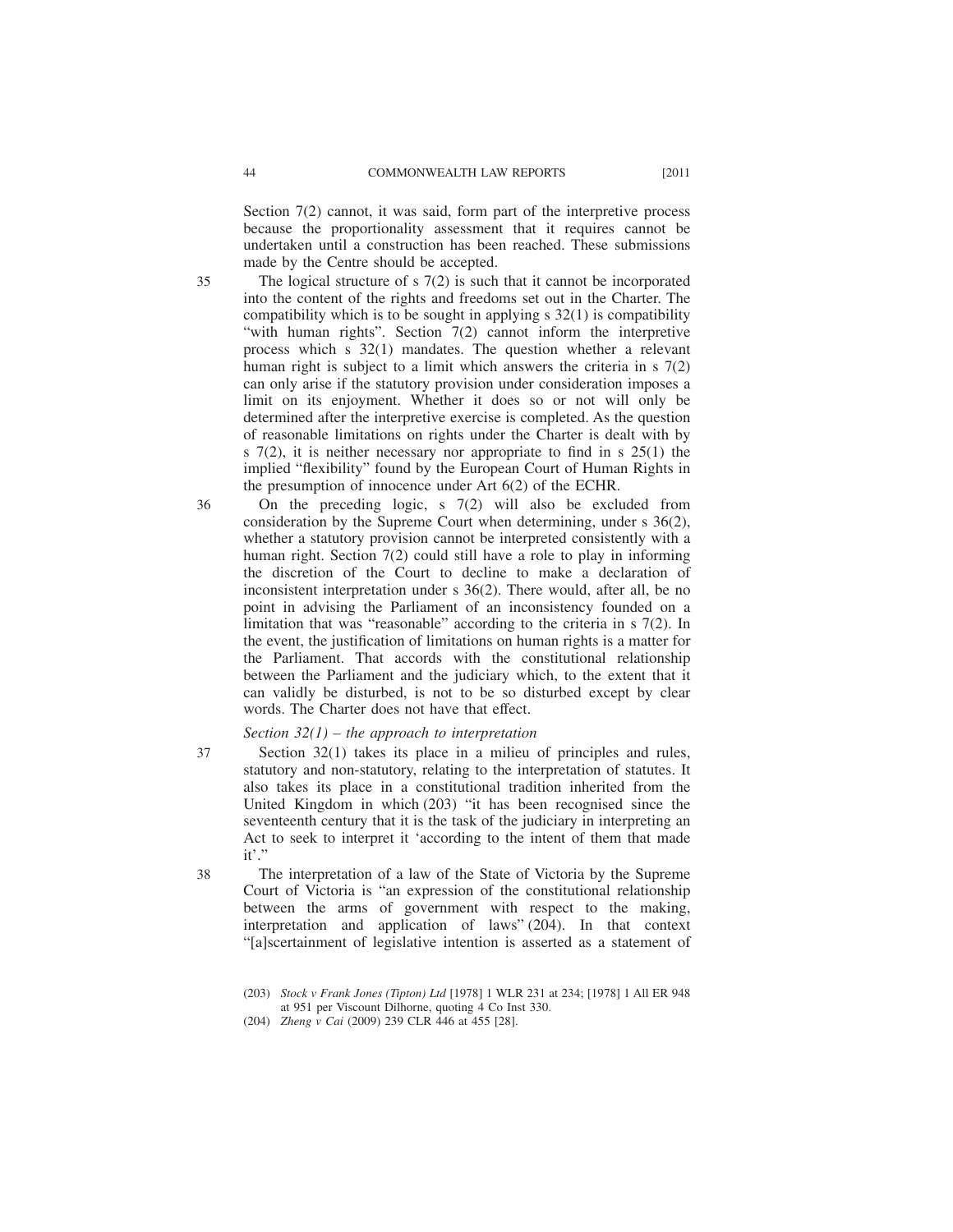Section 7(2) cannot, it was said, form part of the interpretive process because the proportionality assessment that it requires cannot be undertaken until a construction has been reached. These submissions made by the Centre should be accepted.

35 The logical structure of s 7(2) is such that it cannot be incorporated into the content of the rights and freedoms set out in the Charter. The compatibility which is to be sought in applying s 32(1) is compatibility "with human rights". Section 7(2) cannot inform the interpretive process which s 32(1) mandates. The question whether a relevant human right is subject to a limit which answers the criteria in s 7(2) can only arise if the statutory provision under consideration imposes a limit on its enjoyment. Whether it does so or not will only be determined after the interpretive exercise is completed. As the question of reasonable limitations on rights under the Charter is dealt with by s 7(2), it is neither necessary nor appropriate to find in s 25(1) the implied "flexibility" found by the European Court of Human Rights in the presumption of innocence under Art 6(2) of the ECHR.

36 On the preceding logic, s 7(2) will also be excluded from consideration by the Supreme Court when determining, under s 36(2), whether a statutory provision cannot be interpreted consistently with a human right. Section 7(2) could still have a role to play in informing the discretion of the Court to decline to make a declaration of inconsistent interpretation under s 36(2). There would, after all, be no point in advising the Parliament of an inconsistency founded on a limitation that was "reasonable" according to the criteria in s 7(2). In the event, the justification of limitations on human rights is a matter for the Parliament. That accords with the constitutional relationship between the Parliament and the judiciary which, to the extent that it can validly be disturbed, is not to be so disturbed except by clear words. The Charter does not have that effect.

*Section 32(1) – the approach to interpretation*

37 Section 32(1) takes its place in a milieu of principles and rules, statutory and non-statutory, relating to the interpretation of statutes. It also takes its place in a constitutional tradition inherited from the United Kingdom in which (203) "it has been recognised since the seventeenth century that it is the task of the judiciary in interpreting an Act to seek to interpret it 'according to the intent of them that made it'."

38 The interpretation of a law of the State of Victoria by the Supreme Court of Victoria is "an expression of the constitutional relationship between the arms of government with respect to the making, interpretation and application of laws" (204). In that context "[a]scertainment of legislative intention is asserted as a statement of

(203) *Stock v Frank Jones (Tipton) Ltd* [1978] 1 WLR 231 at 234; [1978] 1 All ER 948 at 951 per Viscount Dilhorne, quoting 4 Co Inst 330.

(204) *Zheng v Cai* (2009) 239 CLR 446 at 455 [28].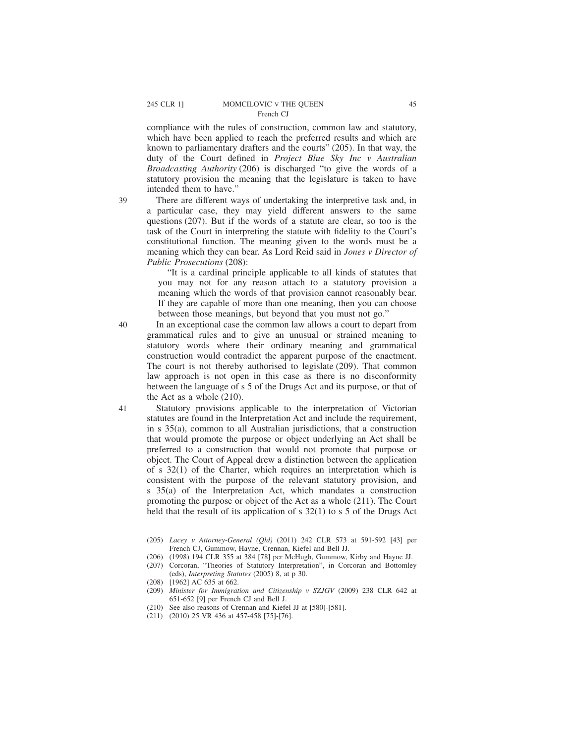compliance with the rules of construction, common law and statutory, which have been applied to reach the preferred results and which are known to parliamentary drafters and the courts" (205). In that way, the duty of the Court defined in *Project Blue Sky Inc v Australian Broadcasting Authority* (206) is discharged "to give the words of a statutory provision the meaning that the legislature is taken to have intended them to have."

39 There are different ways of undertaking the interpretive task and, in a particular case, they may yield different answers to the same questions (207). But if the words of a statute are clear, so too is the task of the Court in interpreting the statute with fidelity to the Court's constitutional function. The meaning given to the words must be a meaning which they can bear. As Lord Reid said in *Jones v Director of Public Prosecutions* (208):

> "It is a cardinal principle applicable to all kinds of statutes that you may not for any reason attach to a statutory provision a meaning which the words of that provision cannot reasonably bear. If they are capable of more than one meaning, then you can choose between those meanings, but beyond that you must not go."

40 In an exceptional case the common law allows a court to depart from grammatical rules and to give an unusual or strained meaning to statutory words where their ordinary meaning and grammatical construction would contradict the apparent purpose of the enactment. The court is not thereby authorised to legislate (209). That common law approach is not open in this case as there is no disconformity between the language of s 5 of the Drugs Act and its purpose, or that of the Act as a whole (210).

41 Statutory provisions applicable to the interpretation of Victorian statutes are found in the Interpretation Act and include the requirement, in s 35(a), common to all Australian jurisdictions, that a construction that would promote the purpose or object underlying an Act shall be preferred to a construction that would not promote that purpose or object. The Court of Appeal drew a distinction between the application of s 32(1) of the Charter, which requires an interpretation which is consistent with the purpose of the relevant statutory provision, and s 35(a) of the Interpretation Act, which mandates a construction promoting the purpose or object of the Act as a whole (211). The Court held that the result of its application of s 32(1) to s 5 of the Drugs Act

(205) *Lacey v Attorney-General (Qld)* (2011) 242 CLR 573 at 591-592 [43] per French CJ, Gummow, Hayne, Crennan, Kiefel and Bell JJ.

(206) (1998) 194 CLR 355 at 384 [78] per McHugh, Gummow, Kirby and Hayne JJ.

(207) Corcoran, "Theories of Statutory Interpretation", in Corcoran and Bottomley (eds), *Interpreting Statutes* (2005) 8, at p 30.

(208) [1962] AC 635 at 662.

(209) *Minister for Immigration and Citizenship v SZJGV* (2009) 238 CLR 642 at 651-652 [9] per French CJ and Bell J.

(210) See also reasons of Crennan and Kiefel JJ at [580]-[581].

(211) (2010) 25 VR 436 at 457-458 [75]-[76].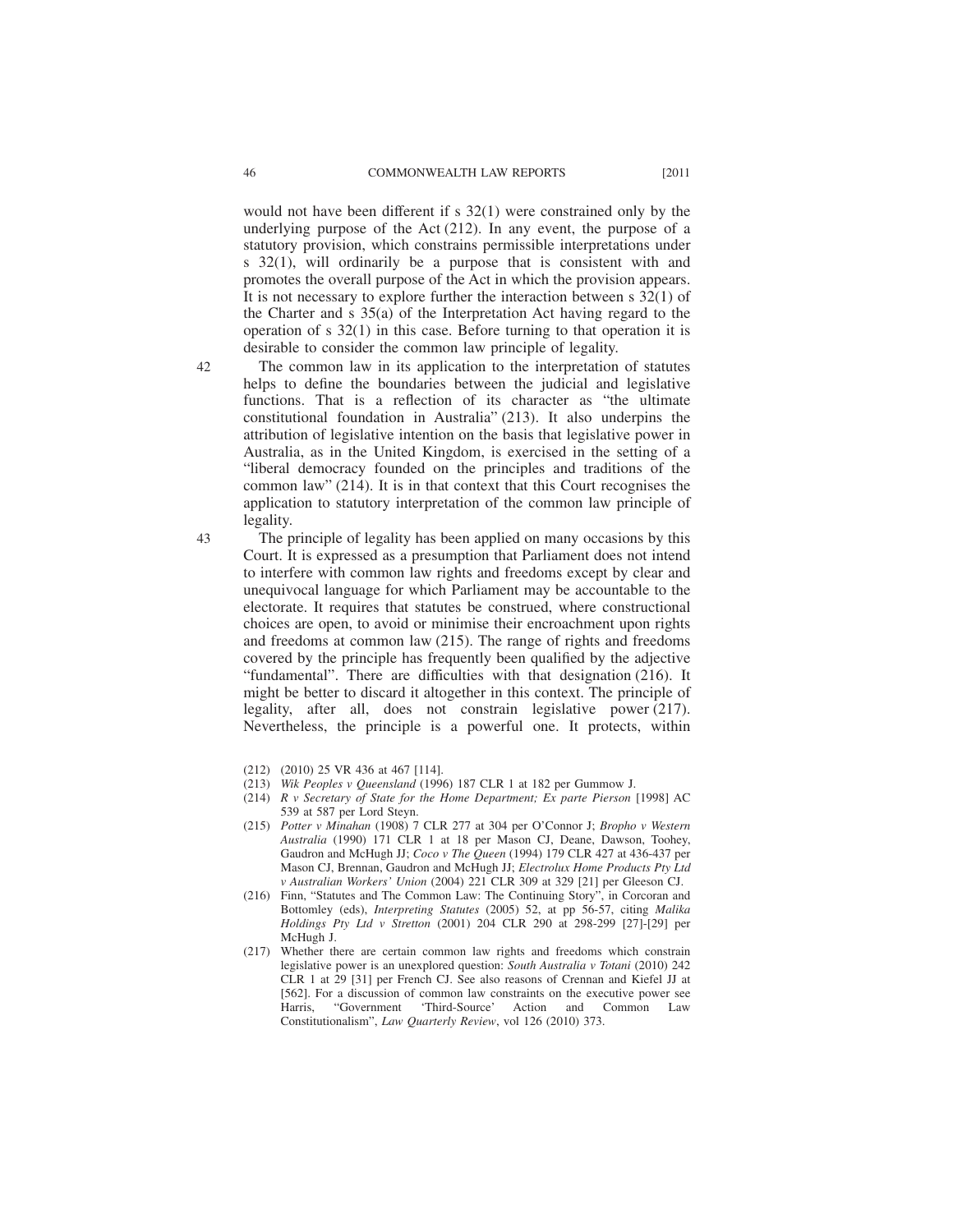would not have been different if s 32(1) were constrained only by the underlying purpose of the Act (212). In any event, the purpose of a statutory provision, which constrains permissible interpretations under s 32(1), will ordinarily be a purpose that is consistent with and promotes the overall purpose of the Act in which the provision appears. It is not necessary to explore further the interaction between s 32(1) of the Charter and s 35(a) of the Interpretation Act having regard to the operation of s 32(1) in this case. Before turning to that operation it is desirable to consider the common law principle of legality.

42 The common law in its application to the interpretation of statutes helps to define the boundaries between the judicial and legislative functions. That is a reflection of its character as "the ultimate constitutional foundation in Australia" (213). It also underpins the attribution of legislative intention on the basis that legislative power in Australia, as in the United Kingdom, is exercised in the setting of a "liberal democracy founded on the principles and traditions of the common law" (214). It is in that context that this Court recognises the application to statutory interpretation of the common law principle of legality.

43 The principle of legality has been applied on many occasions by this Court. It is expressed as a presumption that Parliament does not intend to interfere with common law rights and freedoms except by clear and unequivocal language for which Parliament may be accountable to the electorate. It requires that statutes be construed, where constructional choices are open, to avoid or minimise their encroachment upon rights and freedoms at common law (215). The range of rights and freedoms covered by the principle has frequently been qualified by the adjective "fundamental". There are difficulties with that designation (216). It might be better to discard it altogether in this context. The principle of legality, after all, does not constrain legislative power (217). Nevertheless, the principle is a powerful one. It protects, within

(212) (2010) 25 VR 436 at 467 [114].

(213) *Wik Peoples v Queensland* (1996) 187 CLR 1 at 182 per Gummow J.

(214) *R v Secretary of State for the Home Department; Ex parte Pierson* [1998] AC 539 at 587 per Lord Steyn.

(215) *Potter v Minahan* (1908) 7 CLR 277 at 304 per O'Connor J; *Bropho v Western Australia* (1990) 171 CLR 1 at 18 per Mason CJ, Deane, Dawson, Toohey, Gaudron and McHugh JJ; *Coco v The Queen* (1994) 179 CLR 427 at 436-437 per Mason CJ, Brennan, Gaudron and McHugh JJ; *Electrolux Home Products Pty Ltd v Australian Workers' Union* (2004) 221 CLR 309 at 329 [21] per Gleeson CJ.

(216) Finn, "Statutes and The Common Law: The Continuing Story", in Corcoran and Bottomley (eds), *Interpreting Statutes* (2005) 52, at pp 56-57, citing *Malika Holdings Pty Ltd v Stretton* (2001) 204 CLR 290 at 298-299 [27]-[29] per McHugh J.

(217) Whether there are certain common law rights and freedoms which constrain legislative power is an unexplored question: *South Australia v Totani* (2010) 242 CLR 1 at 29 [31] per French CJ. See also reasons of Crennan and Kiefel JJ at [562]. For a discussion of common law constraints on the executive power see Harris, "Government 'Third-Source' Action and Common Law Constitutionalism", *Law Quarterly Review*, vol 126 (2010) 373.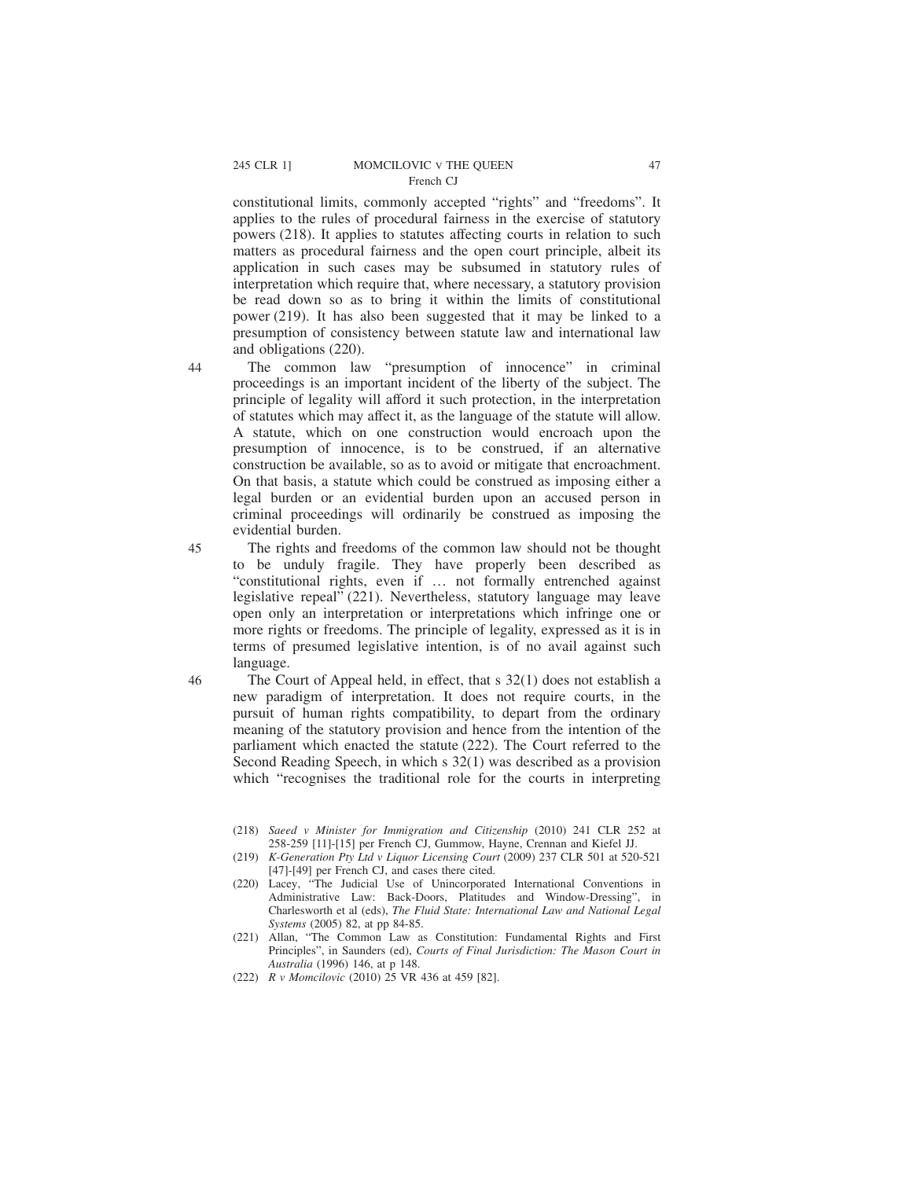constitutional limits, commonly accepted "rights" and "freedoms". It applies to the rules of procedural fairness in the exercise of statutory powers (218). It applies to statutes affecting courts in relation to such matters as procedural fairness and the open court principle, albeit its application in such cases may be subsumed in statutory rules of interpretation which require that, where necessary, a statutory provision be read down so as to bring it within the limits of constitutional power (219). It has also been suggested that it may be linked to a presumption of consistency between statute law and international law and obligations (220).

44 The common law "presumption of innocence" in criminal proceedings is an important incident of the liberty of the subject. The principle of legality will afford it such protection, in the interpretation of statutes which may affect it, as the language of the statute will allow. A statute, which on one construction would encroach upon the presumption of innocence, is to be construed, if an alternative construction be available, so as to avoid or mitigate that encroachment. On that basis, a statute which could be construed as imposing either a legal burden or an evidential burden upon an accused person in criminal proceedings will ordinarily be construed as imposing the evidential burden.

45 The rights and freedoms of the common law should not be thought to be unduly fragile. They have properly been described as "constitutional rights, even if … not formally entrenched against legislative repeal" (221). Nevertheless, statutory language may leave open only an interpretation or interpretations which infringe one or more rights or freedoms. The principle of legality, expressed as it is in terms of presumed legislative intention, is of no avail against such language.

46 The Court of Appeal held, in effect, that s 32(1) does not establish a new paradigm of interpretation. It does not require courts, in the pursuit of human rights compatibility, to depart from the ordinary meaning of the statutory provision and hence from the intention of the parliament which enacted the statute (222). The Court referred to the Second Reading Speech, in which s 32(1) was described as a provision which "recognises the traditional role for the courts in interpreting

(218) *Saeed v Minister for Immigration and Citizenship* (2010) 241 CLR 252 at 258-259 [11]-[15] per French CJ, Gummow, Hayne, Crennan and Kiefel JJ.

(219) *K-Generation Pty Ltd v Liquor Licensing Court* (2009) 237 CLR 501 at 520-521 [47]-[49] per French CJ, and cases there cited.

(220) Lacey, "The Judicial Use of Unincorporated International Conventions in Administrative Law: Back-Doors, Platitudes and Window-Dressing", in Charlesworth et al (eds), *The Fluid State: International Law and National Legal Systems* (2005) 82, at pp 84-85.

(221) Allan, "The Common Law as Constitution: Fundamental Rights and First Principles", in Saunders (ed), *Courts of Final Jurisdiction: The Mason Court in Australia* (1996) 146, at p 148.

(222) *R v Momcilovic* (2010) 25 VR 436 at 459 [82].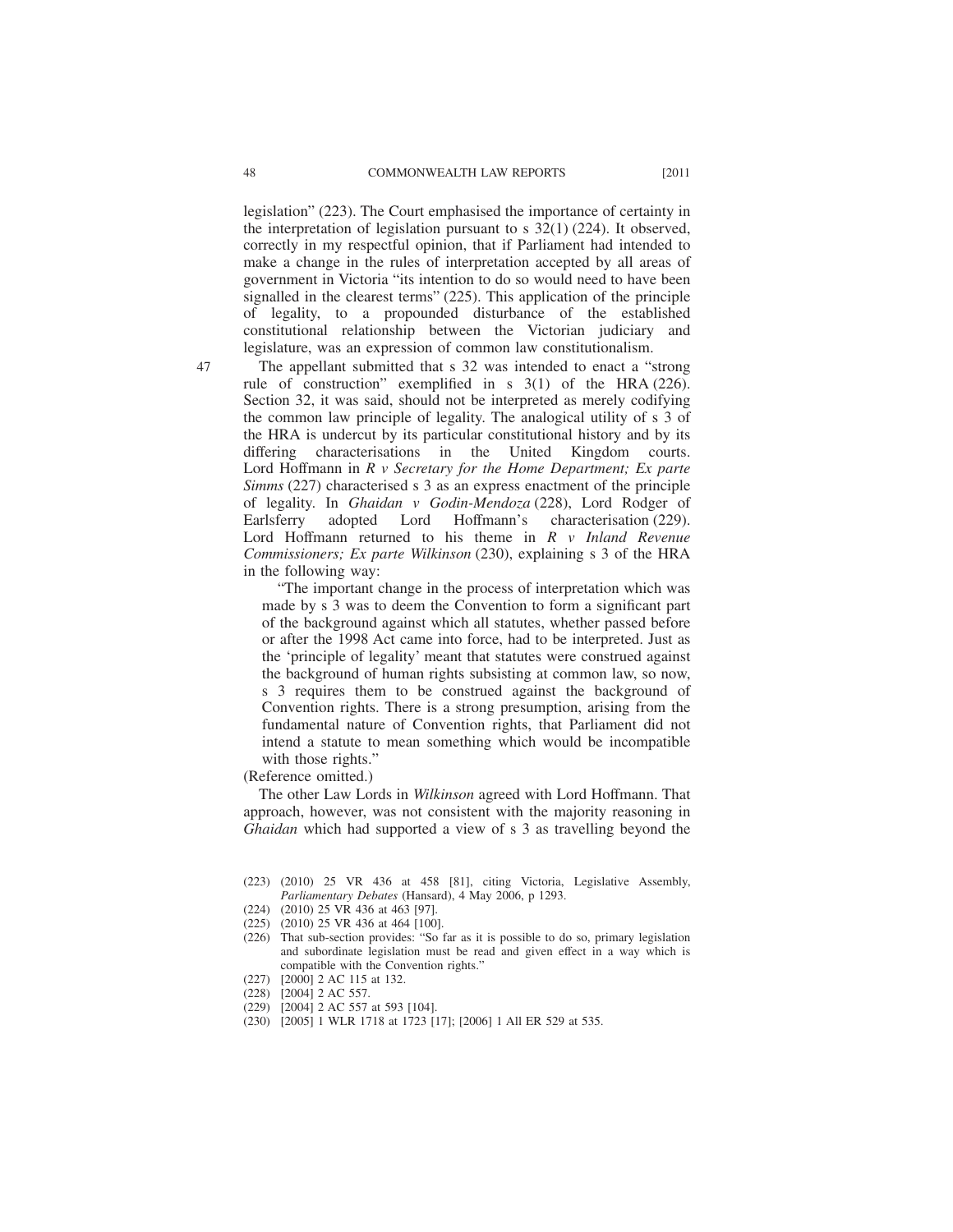legislation" (223). The Court emphasised the importance of certainty in the interpretation of legislation pursuant to s 32(1) (224). It observed, correctly in my respectful opinion, that if Parliament had intended to make a change in the rules of interpretation accepted by all areas of government in Victoria "its intention to do so would need to have been signalled in the clearest terms" (225). This application of the principle of legality, to a propounded disturbance of the established constitutional relationship between the Victorian judiciary and legislature, was an expression of common law constitutionalism.

47 The appellant submitted that s 32 was intended to enact a "strong rule of construction" exemplified in s 3(1) of the HRA (226). Section 32, it was said, should not be interpreted as merely codifying the common law principle of legality. The analogical utility of s 3 of the HRA is undercut by its particular constitutional history and by its differing characterisations in the United Kingdom courts. Lord Hoffmann in *R v Secretary for the Home Department; Ex parte Simms* (227) characterised s 3 as an express enactment of the principle of legality. In *Ghaidan v Godin-Mendoza* (228), Lord Rodger of Earlsferry adopted Lord Hoffmann's characterisation (229). Lord Hoffmann returned to his theme in *R v Inland Revenue Commissioners; Ex parte Wilkinson* (230), explaining s 3 of the HRA in the following way:

> "The important change in the process of interpretation which was made by s 3 was to deem the Convention to form a significant part of the background against which all statutes, whether passed before or after the 1998 Act came into force, had to be interpreted. Just as the 'principle of legality' meant that statutes were construed against the background of human rights subsisting at common law, so now, s 3 requires them to be construed against the background of Convention rights. There is a strong presumption, arising from the fundamental nature of Convention rights, that Parliament did not intend a statute to mean something which would be incompatible with those rights."

(Reference omitted.)

The other Law Lords in *Wilkinson* agreed with Lord Hoffmann. That approach, however, was not consistent with the majority reasoning in *Ghaidan* which had supported a view of s 3 as travelling beyond the

(223) (2010) 25 VR 436 at 458 [81], citing Victoria, Legislative Assembly, *Parliamentary Debates* (Hansard), 4 May 2006, p 1293.

(224) (2010) 25 VR 436 at 463 [97].

(225) (2010) 25 VR 436 at 464 [100].

(226) That sub-section provides: "So far as it is possible to do so, primary legislation and subordinate legislation must be read and given effect in a way which is compatible with the Convention rights."

(227) [2000] 2 AC 115 at 132.

(228) [2004] 2 AC 557.

(229) [2004] 2 AC 557 at 593 [104].

(230) [2005] 1 WLR 1718 at 1723 [17]; [2006] 1 All ER 529 at 535.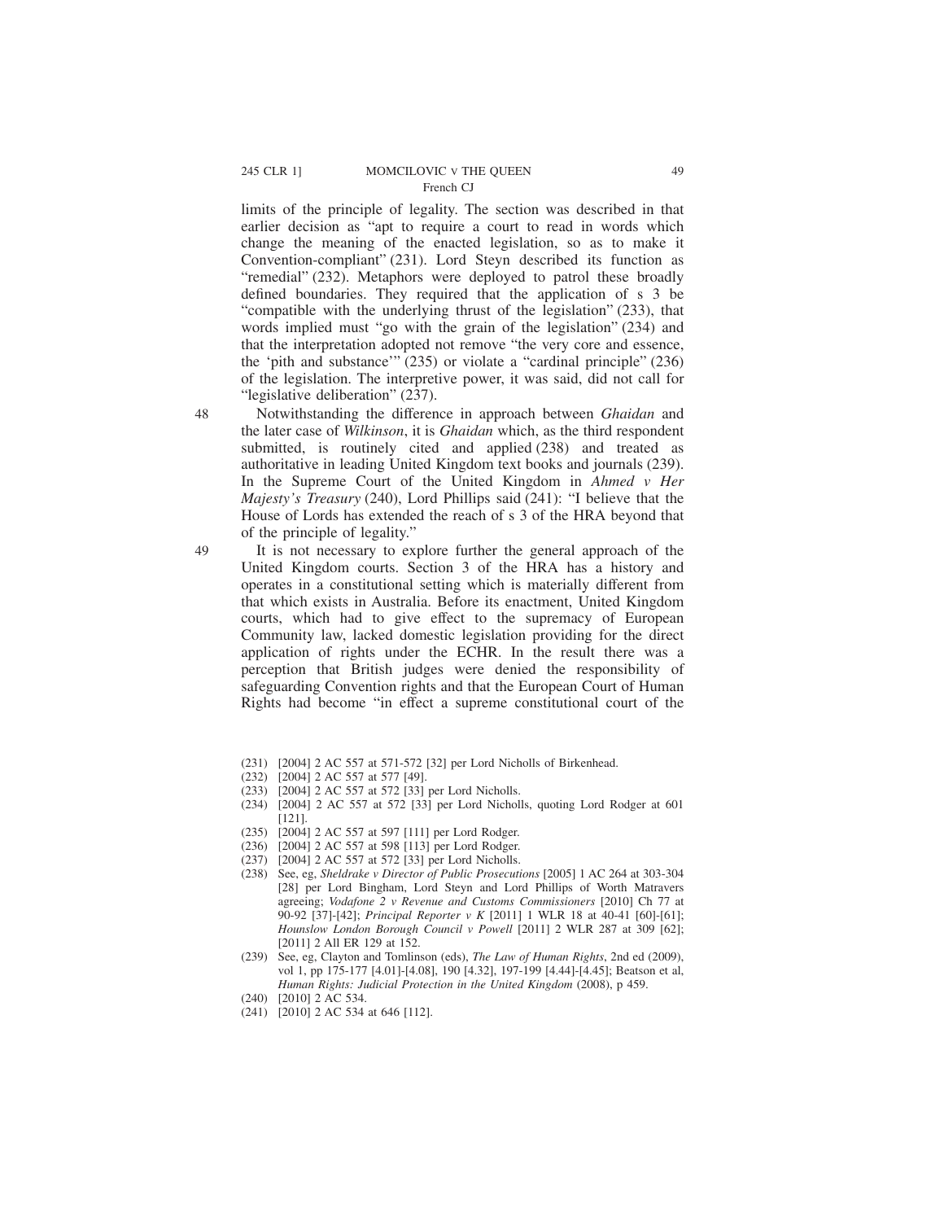limits of the principle of legality. The section was described in that earlier decision as "apt to require a court to read in words which change the meaning of the enacted legislation, so as to make it Convention-compliant" (231). Lord Steyn described its function as "remedial" (232). Metaphors were deployed to patrol these broadly defined boundaries. They required that the application of s 3 be "compatible with the underlying thrust of the legislation" (233), that words implied must "go with the grain of the legislation" (234) and that the interpretation adopted not remove "the very core and essence, the 'pith and substance'" (235) or violate a "cardinal principle" (236) of the legislation. The interpretive power, it was said, did not call for "legislative deliberation" (237).

48 Notwithstanding the difference in approach between *Ghaidan* and the later case of *Wilkinson*, it is *Ghaidan* which, as the third respondent submitted, is routinely cited and applied (238) and treated as authoritative in leading United Kingdom text books and journals (239). In the Supreme Court of the United Kingdom in *Ahmed v Her Majesty's Treasury* (240), Lord Phillips said (241): "I believe that the House of Lords has extended the reach of s 3 of the HRA beyond that of the principle of legality."

49 It is not necessary to explore further the general approach of the United Kingdom courts. Section 3 of the HRA has a history and operates in a constitutional setting which is materially different from that which exists in Australia. Before its enactment, United Kingdom courts, which had to give effect to the supremacy of European Community law, lacked domestic legislation providing for the direct application of rights under the ECHR. In the result there was a perception that British judges were denied the responsibility of safeguarding Convention rights and that the European Court of Human Rights had become "in effect a supreme constitutional court of the

(231) [2004] 2 AC 557 at 571-572 [32] per Lord Nicholls of Birkenhead.

(232) [2004] 2 AC 557 at 577 [49].

(233) [2004] 2 AC 557 at 572 [33] per Lord Nicholls.

(234) [2004] 2 AC 557 at 572 [33] per Lord Nicholls, quoting Lord Rodger at 601 [121].

(235) [2004] 2 AC 557 at 597 [111] per Lord Rodger.

(236) [2004] 2 AC 557 at 598 [113] per Lord Rodger.

(237) [2004] 2 AC 557 at 572 [33] per Lord Nicholls.

(238) See, eg, *Sheldrake v Director of Public Prosecutions* [2005] 1 AC 264 at 303-304 [28] per Lord Bingham, Lord Steyn and Lord Phillips of Worth Matravers agreeing; *Vodafone 2 v Revenue and Customs Commissioners* [2010] Ch 77 at 90-92 [37]-[42]; *Principal Reporter v K* [2011] 1 WLR 18 at 40-41 [60]-[61]; *Hounslow London Borough Council v Powell* [2011] 2 WLR 287 at 309 [62]; [2011] 2 All ER 129 at 152.

(239) See, eg, Clayton and Tomlinson (eds), *The Law of Human Rights*, 2nd ed (2009), vol 1, pp 175-177 [4.01]-[4.08], 190 [4.32], 197-199 [4.44]-[4.45]; Beatson et al, *Human Rights: Judicial Protection in the United Kingdom* (2008), p 459.

(240) [2010] 2 AC 534.

(241) [2010] 2 AC 534 at 646 [112].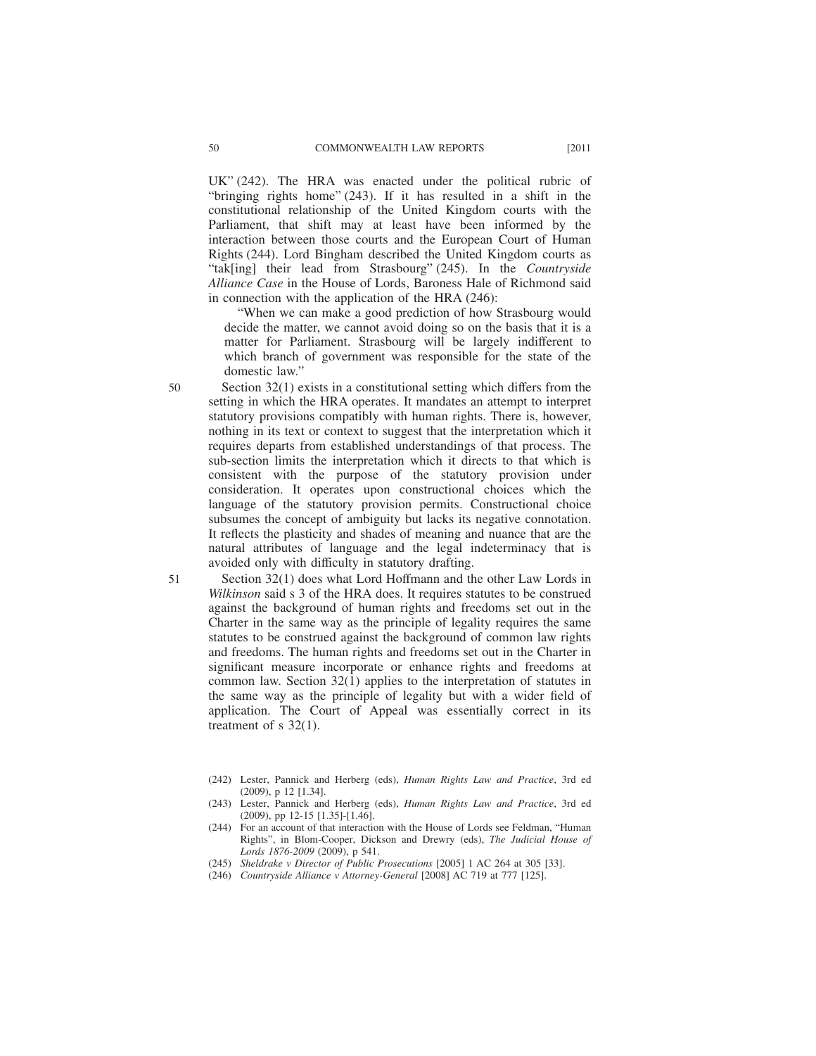UK" (242). The HRA was enacted under the political rubric of "bringing rights home" (243). If it has resulted in a shift in the constitutional relationship of the United Kingdom courts with the Parliament, that shift may at least have been informed by the interaction between those courts and the European Court of Human Rights (244). Lord Bingham described the United Kingdom courts as "tak[ing] their lead from Strasbourg" (245). In the *Countryside Alliance Case* in the House of Lords, Baroness Hale of Richmond said in connection with the application of the HRA (246):

> "When we can make a good prediction of how Strasbourg would decide the matter, we cannot avoid doing so on the basis that it is a matter for Parliament. Strasbourg will be largely indifferent to which branch of government was responsible for the state of the domestic law."

50 Section 32(1) exists in a constitutional setting which differs from the setting in which the HRA operates. It mandates an attempt to interpret statutory provisions compatibly with human rights. There is, however, nothing in its text or context to suggest that the interpretation which it requires departs from established understandings of that process. The sub-section limits the interpretation which it directs to that which is consistent with the purpose of the statutory provision under consideration. It operates upon constructional choices which the language of the statutory provision permits. Constructional choice subsumes the concept of ambiguity but lacks its negative connotation. It reflects the plasticity and shades of meaning and nuance that are the natural attributes of language and the legal indeterminacy that is avoided only with difficulty in statutory drafting.

51 Section 32(1) does what Lord Hoffmann and the other Law Lords in *Wilkinson* said s 3 of the HRA does. It requires statutes to be construed against the background of human rights and freedoms set out in the Charter in the same way as the principle of legality requires the same statutes to be construed against the background of common law rights and freedoms. The human rights and freedoms set out in the Charter in significant measure incorporate or enhance rights and freedoms at common law. Section 32(1) applies to the interpretation of statutes in the same way as the principle of legality but with a wider field of application. The Court of Appeal was essentially correct in its treatment of s 32(1).

(242) Lester, Pannick and Herberg (eds), *Human Rights Law and Practice*, 3rd ed (2009), p 12 [1.34].

(243) Lester, Pannick and Herberg (eds), *Human Rights Law and Practice*, 3rd ed (2009), pp 12-15 [1.35]-[1.46].

(244) For an account of that interaction with the House of Lords see Feldman, "Human Rights", in Blom-Cooper, Dickson and Drewry (eds), *The Judicial House of Lords 1876-2009* (2009), p 541.

(245) *Sheldrake v Director of Public Prosecutions* [2005] 1 AC 264 at 305 [33].

(246) *Countryside Alliance v Attorney-General* [2008] AC 719 at 777 [125].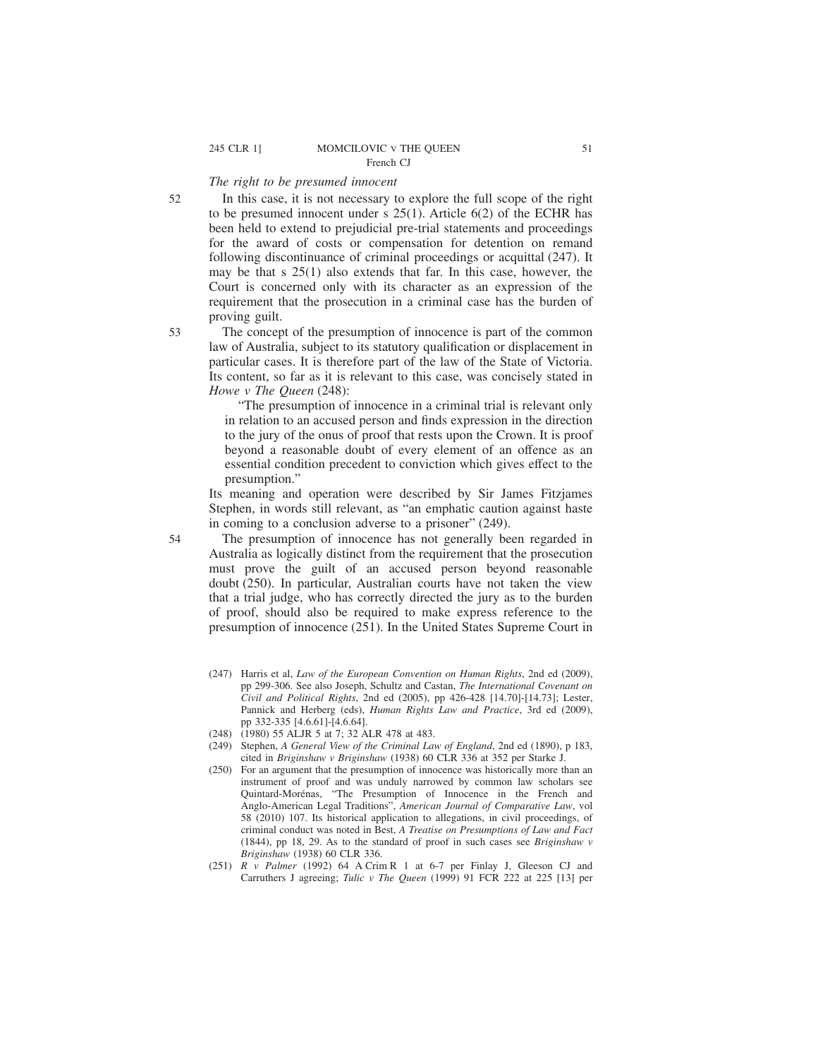*The right to be presumed innocent*

52 In this case, it is not necessary to explore the full scope of the right to be presumed innocent under s 25(1). Article 6(2) of the ECHR has been held to extend to prejudicial pre-trial statements and proceedings for the award of costs or compensation for detention on remand following discontinuance of criminal proceedings or acquittal (247). It may be that s 25(1) also extends that far. In this case, however, the Court is concerned only with its character as an expression of the requirement that the prosecution in a criminal case has the burden of proving guilt.

53 The concept of the presumption of innocence is part of the common law of Australia, subject to its statutory qualification or displacement in particular cases. It is therefore part of the law of the State of Victoria. Its content, so far as it is relevant to this case, was concisely stated in *Howe v The Queen* (248):

> "The presumption of innocence in a criminal trial is relevant only in relation to an accused person and finds expression in the direction to the jury of the onus of proof that rests upon the Crown. It is proof beyond a reasonable doubt of every element of an offence as an essential condition precedent to conviction which gives effect to the presumption."

Its meaning and operation were described by Sir James Fitzjames Stephen, in words still relevant, as "an emphatic caution against haste in coming to a conclusion adverse to a prisoner" (249).

54 The presumption of innocence has not generally been regarded in Australia as logically distinct from the requirement that the prosecution must prove the guilt of an accused person beyond reasonable doubt (250). In particular, Australian courts have not taken the view that a trial judge, who has correctly directed the jury as to the burden of proof, should also be required to make express reference to the presumption of innocence (251). In the United States Supreme Court in

---

(247) Harris et al, *Law of the European Convention on Human Rights*, 2nd ed (2009), pp 299-306. See also Joseph, Schultz and Castan, *The International Covenant on Civil and Political Rights*, 2nd ed (2005), pp 426-428 [14.70]-[14.73]; Lester, Pannick and Herberg (eds), *Human Rights Law and Practice*, 3rd ed (2009), pp 332-335 [4.6.61]-[4.6.64].

(248) (1980) 55 ALJR 5 at 7; 32 ALR 478 at 483.

(249) Stephen, *A General View of the Criminal Law of England*, 2nd ed (1890), p 183, cited in *Briginshaw v Briginshaw* (1938) 60 CLR 336 at 352 per Starke J.

(250) For an argument that the presumption of innocence was historically more than an instrument of proof and was unduly narrowed by common law scholars see Quintard-Morénas, "The Presumption of Innocence in the French and Anglo-American Legal Traditions", *American Journal of Comparative Law*, vol 58 (2010) 107. Its historical application to allegations, in civil proceedings, of criminal conduct was noted in Best, *A Treatise on Presumptions of Law and Fact* (1844), pp 18, 29. As to the standard of proof in such cases see *Briginshaw v Briginshaw* (1938) 60 CLR 336.

(251) *R v Palmer* (1992) 64 A Crim R 1 at 6-7 per Finlay J, Gleeson CJ and Carruthers J agreeing; *Tulic v The Queen* (1999) 91 FCR 222 at 225 [13] per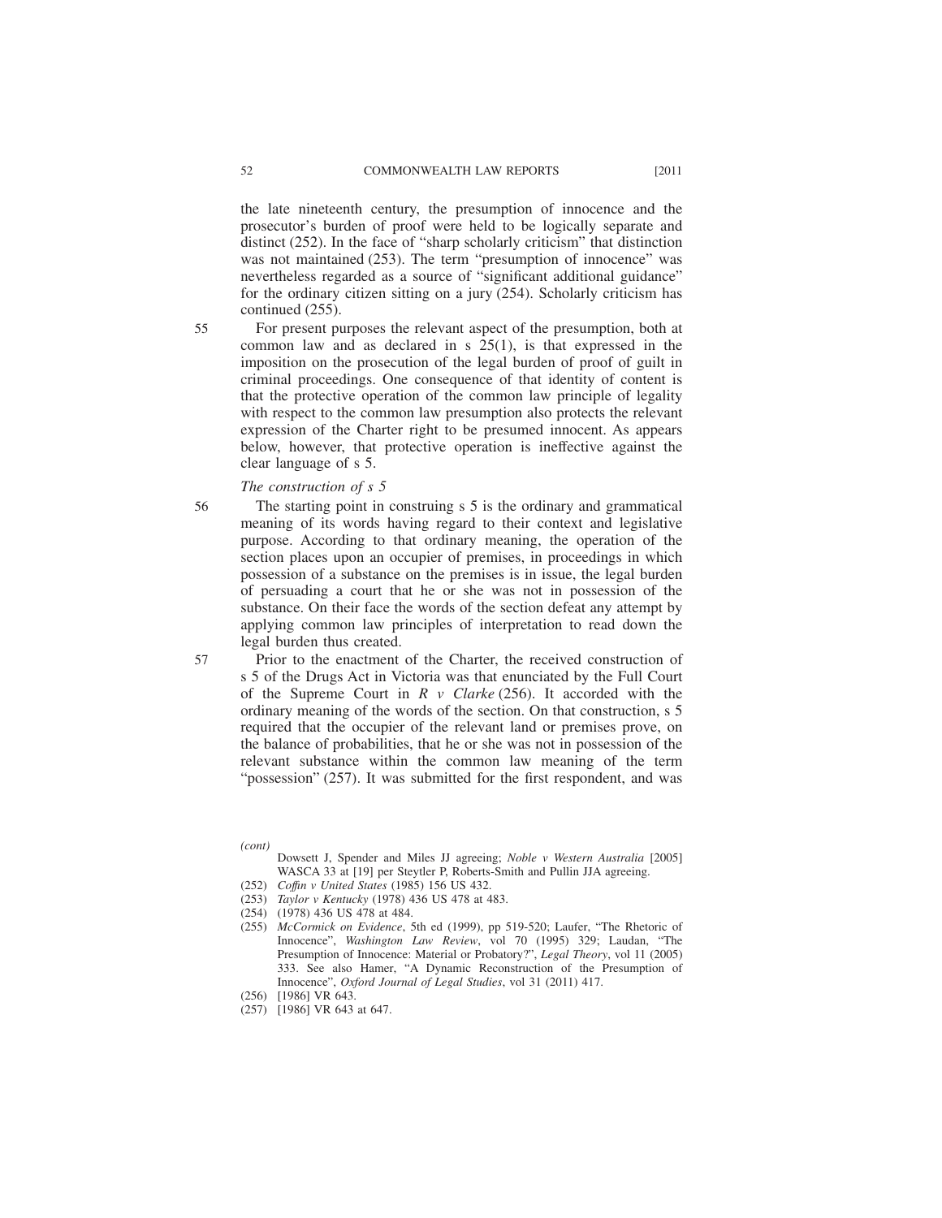the late nineteenth century, the presumption of innocence and the prosecutor's burden of proof were held to be logically separate and distinct (252). In the face of "sharp scholarly criticism" that distinction was not maintained (253). The term "presumption of innocence" was nevertheless regarded as a source of "significant additional guidance" for the ordinary citizen sitting on a jury (254). Scholarly criticism has continued (255).

55 For present purposes the relevant aspect of the presumption, both at common law and as declared in s 25(1), is that expressed in the imposition on the prosecution of the legal burden of proof of guilt in criminal proceedings. One consequence of that identity of content is that the protective operation of the common law principle of legality with respect to the common law presumption also protects the relevant expression of the Charter right to be presumed innocent. As appears below, however, that protective operation is ineffective against the clear language of s 5.

*The construction of s 5*

56 The starting point in construing s 5 is the ordinary and grammatical meaning of its words having regard to their context and legislative purpose. According to that ordinary meaning, the operation of the section places upon an occupier of premises, in proceedings in which possession of a substance on the premises is in issue, the legal burden of persuading a court that he or she was not in possession of the substance. On their face the words of the section defeat any attempt by applying common law principles of interpretation to read down the legal burden thus created.

57 Prior to the enactment of the Charter, the received construction of s 5 of the Drugs Act in Victoria was that enunciated by the Full Court of the Supreme Court in *R v Clarke* (256). It accorded with the ordinary meaning of the words of the section. On that construction, s 5 required that the occupier of the relevant land or premises prove, on the balance of probabilities, that he or she was not in possession of the relevant substance within the common law meaning of the term "possession" (257). It was submitted for the first respondent, and was

---

*(cont)*
Dowsett J, Spender and Miles JJ agreeing; *Noble v Western Australia* [2005] WASCA 33 at [19] per Steytler P, Roberts-Smith and Pullin JJA agreeing.

(252) *Coffin v United States* (1985) 156 US 432.

(253) *Taylor v Kentucky* (1978) 436 US 478 at 483.

(254) (1978) 436 US 478 at 484.

(255) *McCormick on Evidence*, 5th ed (1999), pp 519-520; Laufer, "The Rhetoric of Innocence", *Washington Law Review*, vol 70 (1995) 329; Laudan, "The Presumption of Innocence: Material or Probatory?", *Legal Theory*, vol 11 (2005) 333. See also Hamer, "A Dynamic Reconstruction of the Presumption of Innocence", *Oxford Journal of Legal Studies*, vol 31 (2011) 417.

(256) [1986] VR 643.

(257) [1986] VR 643 at 647.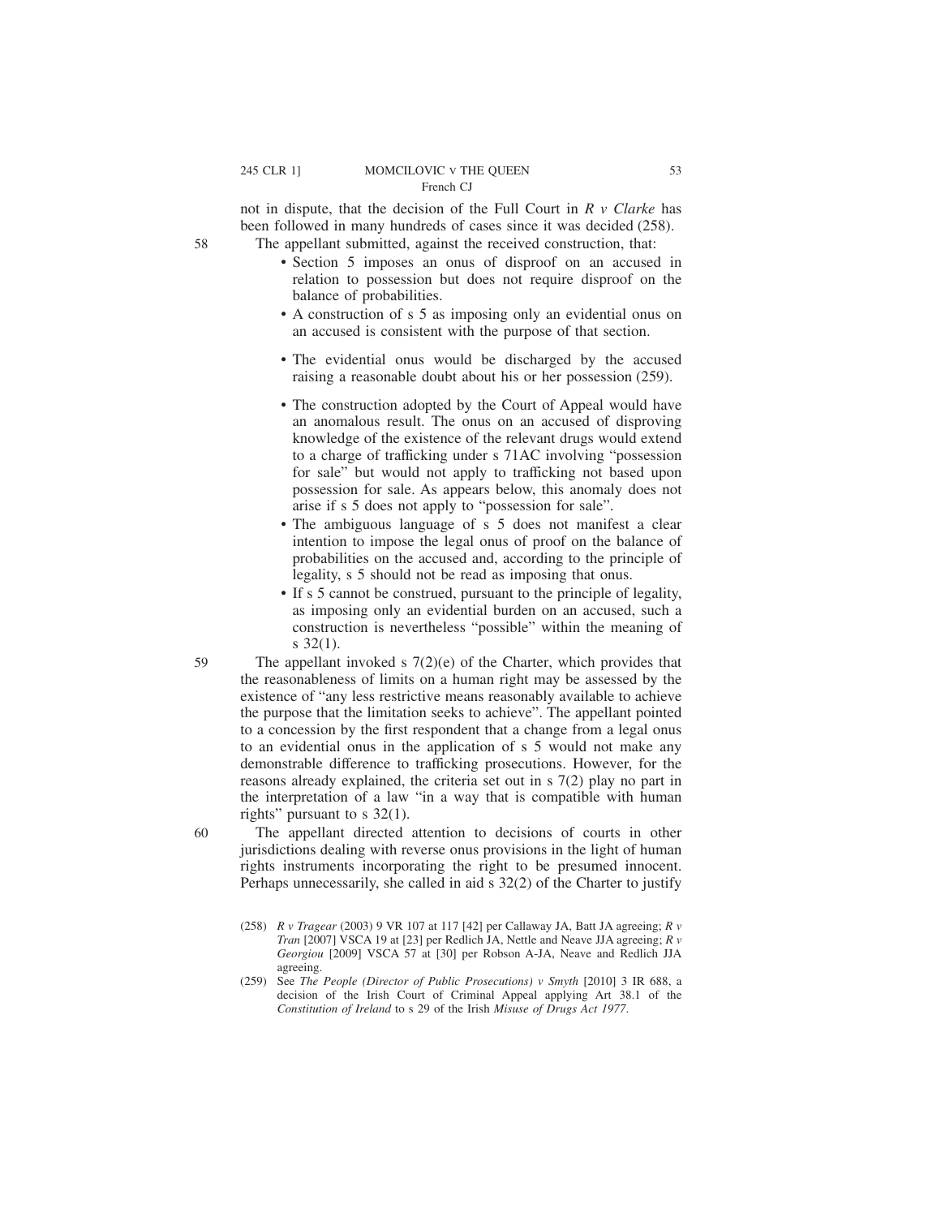not in dispute, that the decision of the Full Court in *R v Clarke* has been followed in many hundreds of cases since it was decided (258).

58 The appellant submitted, against the received construction, that:

- Section 5 imposes an onus of disproof on an accused in relation to possession but does not require disproof on the balance of probabilities.
- A construction of s 5 as imposing only an evidential onus on an accused is consistent with the purpose of that section.
- The evidential onus would be discharged by the accused raising a reasonable doubt about his or her possession (259).
- The construction adopted by the Court of Appeal would have an anomalous result. The onus on an accused of disproving knowledge of the existence of the relevant drugs would extend to a charge of trafficking under s 71AC involving "possession for sale" but would not apply to trafficking not based upon possession for sale. As appears below, this anomaly does not arise if s 5 does not apply to "possession for sale".
- The ambiguous language of s 5 does not manifest a clear intention to impose the legal onus of proof on the balance of probabilities on the accused and, according to the principle of legality, s 5 should not be read as imposing that onus.
- If s 5 cannot be construed, pursuant to the principle of legality, as imposing only an evidential burden on an accused, such a construction is nevertheless "possible" within the meaning of s 32(1).

59 The appellant invoked s 7(2)(e) of the Charter, which provides that the reasonableness of limits on a human right may be assessed by the existence of "any less restrictive means reasonably available to achieve the purpose that the limitation seeks to achieve". The appellant pointed to a concession by the first respondent that a change from a legal onus to an evidential onus in the application of s 5 would not make any demonstrable difference to trafficking prosecutions. However, for the reasons already explained, the criteria set out in s 7(2) play no part in the interpretation of a law "in a way that is compatible with human rights" pursuant to s 32(1).

60 The appellant directed attention to decisions of courts in other jurisdictions dealing with reverse onus provisions in the light of human rights instruments incorporating the right to be presumed innocent. Perhaps unnecessarily, she called in aid s 32(2) of the Charter to justify

(258) *R v Tragear* (2003) 9 VR 107 at 117 [42] per Callaway JA, Batt JA agreeing; *R v Tran* [2007] VSCA 19 at [23] per Redlich JA, Nettle and Neave JJA agreeing; *R v Georgiou* [2009] VSCA 57 at [30] per Robson A-JA, Neave and Redlich JJA agreeing.

(259) See *The People (Director of Public Prosecutions) v Smyth* [2010] 3 IR 688, a decision of the Irish Court of Criminal Appeal applying Art 38.1 of the *Constitution of Ireland* to s 29 of the Irish *Misuse of Drugs Act 1977*.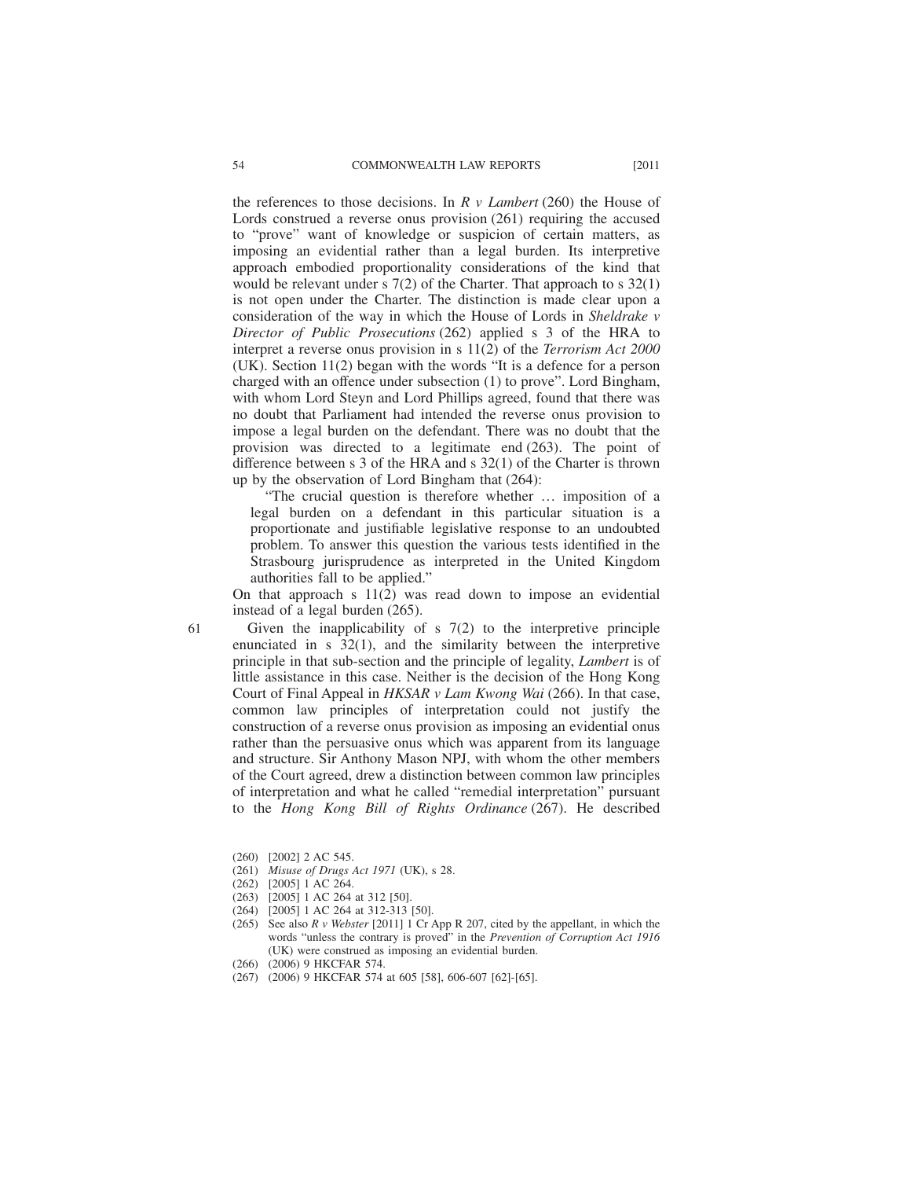the references to those decisions. In *R v Lambert* (260) the House of Lords construed a reverse onus provision (261) requiring the accused to "prove" want of knowledge or suspicion of certain matters, as imposing an evidential rather than a legal burden. Its interpretive approach embodied proportionality considerations of the kind that would be relevant under s 7(2) of the Charter. That approach to s 32(1) is not open under the Charter. The distinction is made clear upon a consideration of the way in which the House of Lords in *Sheldrake v Director of Public Prosecutions* (262) applied s 3 of the HRA to interpret a reverse onus provision in s 11(2) of the *Terrorism Act 2000* (UK). Section 11(2) began with the words "It is a defence for a person charged with an offence under subsection (1) to prove". Lord Bingham, with whom Lord Steyn and Lord Phillips agreed, found that there was no doubt that Parliament had intended the reverse onus provision to impose a legal burden on the defendant. There was no doubt that the provision was directed to a legitimate end (263). The point of difference between s 3 of the HRA and s 32(1) of the Charter is thrown up by the observation of Lord Bingham that (264):

> "The crucial question is therefore whether … imposition of a legal burden on a defendant in this particular situation is a proportionate and justifiable legislative response to an undoubted problem. To answer this question the various tests identified in the Strasbourg jurisprudence as interpreted in the United Kingdom authorities fall to be applied."

On that approach s 11(2) was read down to impose an evidential instead of a legal burden (265).

61 Given the inapplicability of s 7(2) to the interpretive principle enunciated in s 32(1), and the similarity between the interpretive principle in that sub-section and the principle of legality, *Lambert* is of little assistance in this case. Neither is the decision of the Hong Kong Court of Final Appeal in *HKSAR v Lam Kwong Wai* (266). In that case, common law principles of interpretation could not justify the construction of a reverse onus provision as imposing an evidential onus rather than the persuasive onus which was apparent from its language and structure. Sir Anthony Mason NPJ, with whom the other members of the Court agreed, drew a distinction between common law principles of interpretation and what he called "remedial interpretation" pursuant to the *Hong Kong Bill of Rights Ordinance* (267). He described

(260) [2002] 2 AC 545.

(261) *Misuse of Drugs Act 1971* (UK), s 28.

(262) [2005] 1 AC 264.

(263) [2005] 1 AC 264 at 312 [50].

(264) [2005] 1 AC 264 at 312-313 [50].

(265) See also *R v Webster* [2011] 1 Cr App R 207, cited by the appellant, in which the words "unless the contrary is proved" in the *Prevention of Corruption Act 1916* (UK) were construed as imposing an evidential burden.

(266) (2006) 9 HKCFAR 574.

(267) (2006) 9 HKCFAR 574 at 605 [58], 606-607 [62]-[65].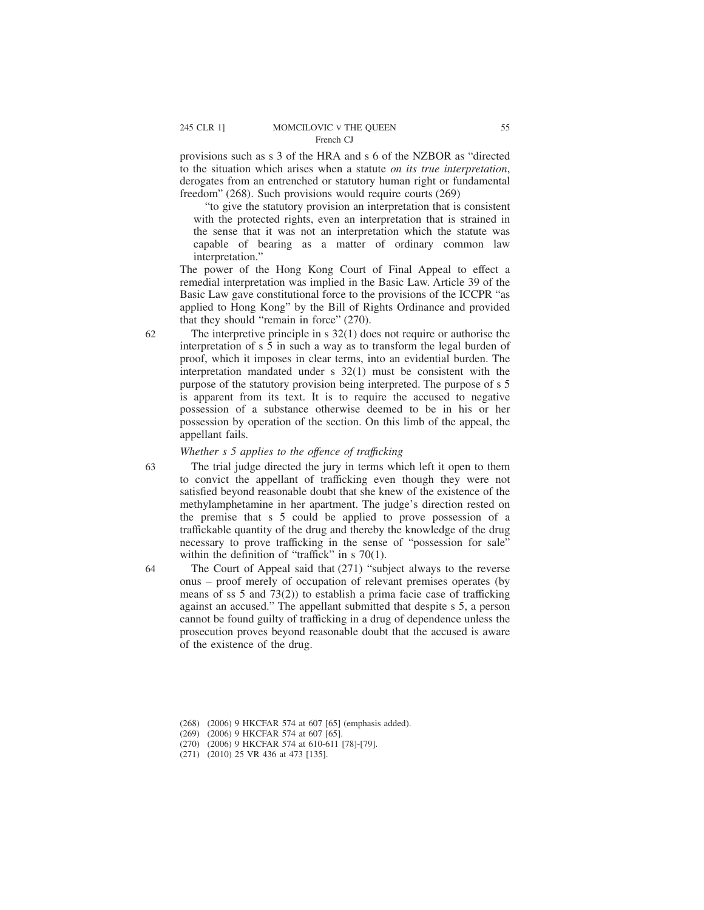provisions such as s 3 of the HRA and s 6 of the NZBOR as "directed to the situation which arises when a statute *on its true interpretation*, derogates from an entrenched or statutory human right or fundamental freedom" (268). Such provisions would require courts (269)

> "to give the statutory provision an interpretation that is consistent with the protected rights, even an interpretation that is strained in the sense that it was not an interpretation which the statute was capable of bearing as a matter of ordinary common law interpretation."

The power of the Hong Kong Court of Final Appeal to effect a remedial interpretation was implied in the Basic Law. Article 39 of the Basic Law gave constitutional force to the provisions of the ICCPR "as applied to Hong Kong" by the Bill of Rights Ordinance and provided that they should "remain in force" (270).

62 The interpretive principle in s 32(1) does not require or authorise the interpretation of s 5 in such a way as to transform the legal burden of proof, which it imposes in clear terms, into an evidential burden. The interpretation mandated under s 32(1) must be consistent with the purpose of the statutory provision being interpreted. The purpose of s 5 is apparent from its text. It is to require the accused to negative possession of a substance otherwise deemed to be in his or her possession by operation of the section. On this limb of the appeal, the appellant fails.

*Whether s 5 applies to the offence of trafficking*

63 The trial judge directed the jury in terms which left it open to them to convict the appellant of trafficking even though they were not satisfied beyond reasonable doubt that she knew of the existence of the methylamphetamine in her apartment. The judge's direction rested on the premise that s 5 could be applied to prove possession of a traffickable quantity of the drug and thereby the knowledge of the drug necessary to prove trafficking in the sense of "possession for sale" within the definition of "traffick" in s 70(1).

64 The Court of Appeal said that (271) "subject always to the reverse onus – proof merely of occupation of relevant premises operates (by means of ss 5 and 73(2)) to establish a prima facie case of trafficking against an accused." The appellant submitted that despite s 5, a person cannot be found guilty of trafficking in a drug of dependence unless the prosecution proves beyond reasonable doubt that the accused is aware of the existence of the drug.

(268) (2006) 9 HKCFAR 574 at 607 [65] (emphasis added).

(269) (2006) 9 HKCFAR 574 at 607 [65].

(270) (2006) 9 HKCFAR 574 at 610-611 [78]-[79].

(271) (2010) 25 VR 436 at 473 [135].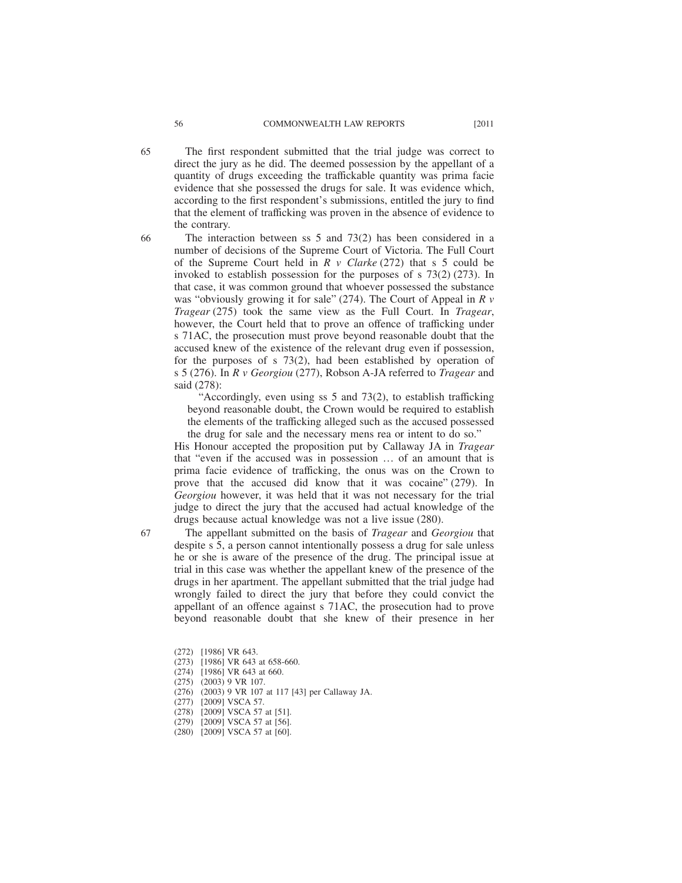65 The first respondent submitted that the trial judge was correct to direct the jury as he did. The deemed possession by the appellant of a quantity of drugs exceeding the traffickable quantity was prima facie evidence that she possessed the drugs for sale. It was evidence which, according to the first respondent's submissions, entitled the jury to find that the element of trafficking was proven in the absence of evidence to the contrary.

66 The interaction between ss 5 and 73(2) has been considered in a number of decisions of the Supreme Court of Victoria. The Full Court of the Supreme Court held in *R v Clarke* (272) that s 5 could be invoked to establish possession for the purposes of s 73(2) (273). In that case, it was common ground that whoever possessed the substance was "obviously growing it for sale" (274). The Court of Appeal in *R v Tragear* (275) took the same view as the Full Court. In *Tragear*, however, the Court held that to prove an offence of trafficking under s 71AC, the prosecution must prove beyond reasonable doubt that the accused knew of the existence of the relevant drug even if possession, for the purposes of s 73(2), had been established by operation of s 5 (276). In *R v Georgiou* (277), Robson A-JA referred to *Tragear* and said (278):

> "Accordingly, even using ss 5 and 73(2), to establish trafficking beyond reasonable doubt, the Crown would be required to establish the elements of the trafficking alleged such as the accused possessed the drug for sale and the necessary mens rea or intent to do so."

His Honour accepted the proposition put by Callaway JA in *Tragear* that "even if the accused was in possession … of an amount that is prima facie evidence of trafficking, the onus was on the Crown to prove that the accused did know that it was cocaine" (279). In *Georgiou* however, it was held that it was not necessary for the trial judge to direct the jury that the accused had actual knowledge of the drugs because actual knowledge was not a live issue (280).

67 The appellant submitted on the basis of *Tragear* and *Georgiou* that despite s 5, a person cannot intentionally possess a drug for sale unless he or she is aware of the presence of the drug. The principal issue at trial in this case was whether the appellant knew of the presence of the drugs in her apartment. The appellant submitted that the trial judge had wrongly failed to direct the jury that before they could convict the appellant of an offence against s 71AC, the prosecution had to prove beyond reasonable doubt that she knew of their presence in her

(272) [1986] VR 643.
(273) [1986] VR 643 at 658-660.
(274) [1986] VR 643 at 660.
(275) (2003) 9 VR 107.
(276) (2003) 9 VR 107 at 117 [43] per Callaway JA.
(277) [2009] VSCA 57.
(278) [2009] VSCA 57 at [51].
(279) [2009] VSCA 57 at [56].
(280) [2009] VSCA 57 at [60].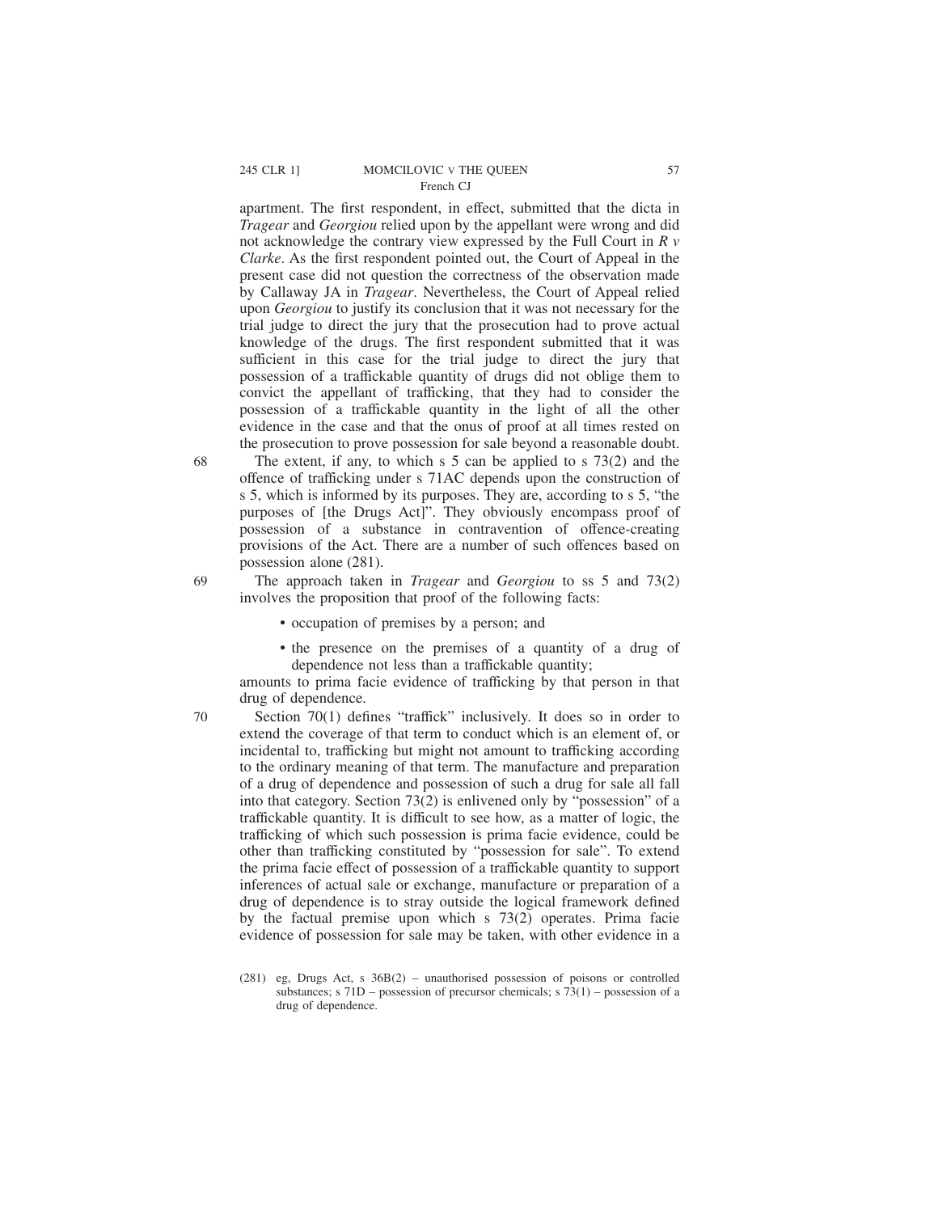apartment. The first respondent, in effect, submitted that the dicta in *Tragear* and *Georgiou* relied upon by the appellant were wrong and did not acknowledge the contrary view expressed by the Full Court in *R v Clarke*. As the first respondent pointed out, the Court of Appeal in the present case did not question the correctness of the observation made by Callaway JA in *Tragear*. Nevertheless, the Court of Appeal relied upon *Georgiou* to justify its conclusion that it was not necessary for the trial judge to direct the jury that the prosecution had to prove actual knowledge of the drugs. The first respondent submitted that it was sufficient in this case for the trial judge to direct the jury that possession of a traffickable quantity of drugs did not oblige them to convict the appellant of trafficking, that they had to consider the possession of a traffickable quantity in the light of all the other evidence in the case and that the onus of proof at all times rested on the prosecution to prove possession for sale beyond a reasonable doubt.

68 The extent, if any, to which s 5 can be applied to s 73(2) and the offence of trafficking under s 71AC depends upon the construction of s 5, which is informed by its purposes. They are, according to s 5, "the purposes of [the Drugs Act]". They obviously encompass proof of possession of a substance in contravention of offence-creating provisions of the Act. There are a number of such offences based on possession alone (281).

69 The approach taken in *Tragear* and *Georgiou* to ss 5 and 73(2) involves the proposition that proof of the following facts:

- occupation of premises by a person; and
- the presence on the premises of a quantity of a drug of dependence not less than a traffickable quantity;

amounts to prima facie evidence of trafficking by that person in that drug of dependence.

70 Section 70(1) defines "traffick" inclusively. It does so in order to extend the coverage of that term to conduct which is an element of, or incidental to, trafficking but might not amount to trafficking according to the ordinary meaning of that term. The manufacture and preparation of a drug of dependence and possession of such a drug for sale all fall into that category. Section 73(2) is enlivened only by "possession" of a traffickable quantity. It is difficult to see how, as a matter of logic, the trafficking of which such possession is prima facie evidence, could be other than trafficking constituted by "possession for sale". To extend the prima facie effect of possession of a traffickable quantity to support inferences of actual sale or exchange, manufacture or preparation of a drug of dependence is to stray outside the logical framework defined by the factual premise upon which s 73(2) operates. Prima facie evidence of possession for sale may be taken, with other evidence in a

(281) eg, Drugs Act, s 36B(2) – unauthorised possession of poisons or controlled substances; s 71D – possession of precursor chemicals; s 73(1) – possession of a drug of dependence.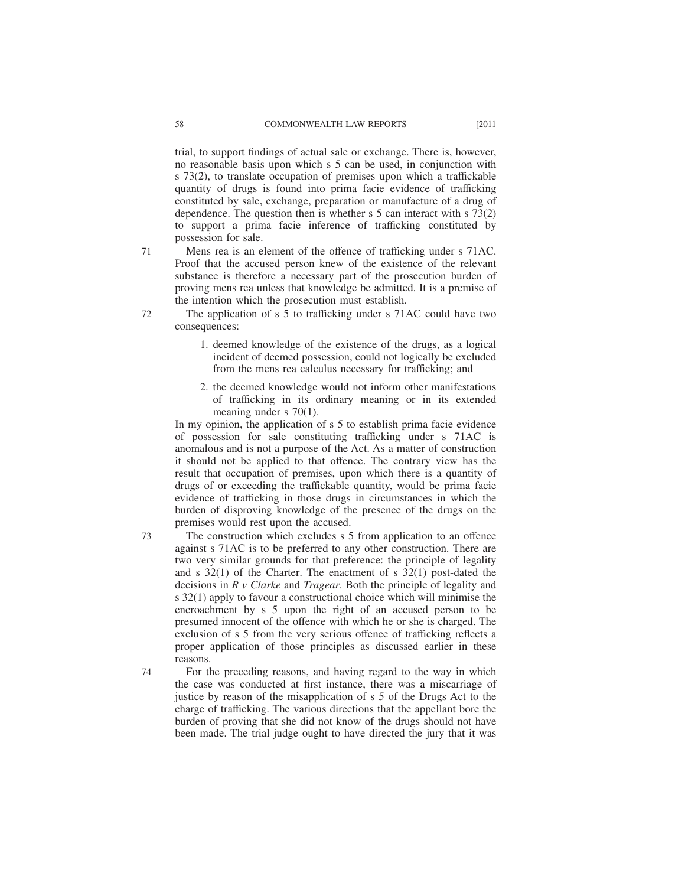trial, to support findings of actual sale or exchange. There is, however, no reasonable basis upon which s 5 can be used, in conjunction with s 73(2), to translate occupation of premises upon which a traffickable quantity of drugs is found into prima facie evidence of trafficking constituted by sale, exchange, preparation or manufacture of a drug of dependence. The question then is whether s 5 can interact with s 73(2) to support a prima facie inference of trafficking constituted by possession for sale.

71 Mens rea is an element of the offence of trafficking under s 71AC. Proof that the accused person knew of the existence of the relevant substance is therefore a necessary part of the prosecution burden of proving mens rea unless that knowledge be admitted. It is a premise of the intention which the prosecution must establish.

72 The application of s 5 to trafficking under s 71AC could have two consequences:

1. deemed knowledge of the existence of the drugs, as a logical incident of deemed possession, could not logically be excluded from the mens rea calculus necessary for trafficking; and
2. the deemed knowledge would not inform other manifestations of trafficking in its ordinary meaning or in its extended meaning under s 70(1).

In my opinion, the application of s 5 to establish prima facie evidence of possession for sale constituting trafficking under s 71AC is anomalous and is not a purpose of the Act. As a matter of construction it should not be applied to that offence. The contrary view has the result that occupation of premises, upon which there is a quantity of drugs of or exceeding the traffickable quantity, would be prima facie evidence of trafficking in those drugs in circumstances in which the burden of disproving knowledge of the presence of the drugs on the premises would rest upon the accused.

73 The construction which excludes s 5 from application to an offence against s 71AC is to be preferred to any other construction. There are two very similar grounds for that preference: the principle of legality and s 32(1) of the Charter. The enactment of s 32(1) post-dated the decisions in *R v Clarke* and *Tragear*. Both the principle of legality and s 32(1) apply to favour a constructional choice which will minimise the encroachment by s 5 upon the right of an accused person to be presumed innocent of the offence with which he or she is charged. The exclusion of s 5 from the very serious offence of trafficking reflects a proper application of those principles as discussed earlier in these reasons.

74 For the preceding reasons, and having regard to the way in which the case was conducted at first instance, there was a miscarriage of justice by reason of the misapplication of s 5 of the Drugs Act to the charge of trafficking. The various directions that the appellant bore the burden of proving that she did not know of the drugs should not have been made. The trial judge ought to have directed the jury that it was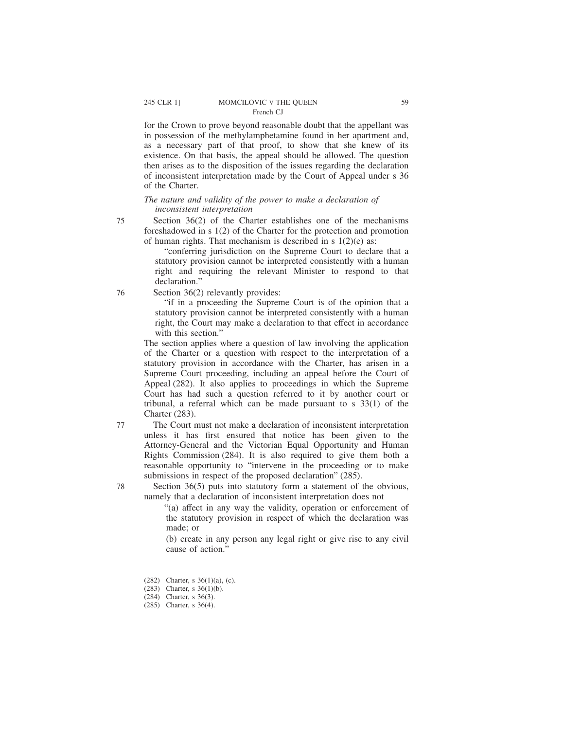for the Crown to prove beyond reasonable doubt that the appellant was in possession of the methylamphetamine found in her apartment and, as a necessary part of that proof, to show that she knew of its existence. On that basis, the appeal should be allowed. The question then arises as to the disposition of the issues regarding the declaration of inconsistent interpretation made by the Court of Appeal under s 36 of the Charter.

*The nature and validity of the power to make a declaration of inconsistent interpretation*

75 Section 36(2) of the Charter establishes one of the mechanisms foreshadowed in s 1(2) of the Charter for the protection and promotion of human rights. That mechanism is described in s 1(2)(e) as:

> "conferring jurisdiction on the Supreme Court to declare that a statutory provision cannot be interpreted consistently with a human right and requiring the relevant Minister to respond to that declaration."

76 Section 36(2) relevantly provides:

> "if in a proceeding the Supreme Court is of the opinion that a statutory provision cannot be interpreted consistently with a human right, the Court may make a declaration to that effect in accordance with this section."

The section applies where a question of law involving the application of the Charter or a question with respect to the interpretation of a statutory provision in accordance with the Charter, has arisen in a Supreme Court proceeding, including an appeal before the Court of Appeal (282). It also applies to proceedings in which the Supreme Court has had such a question referred to it by another court or tribunal, a referral which can be made pursuant to s 33(1) of the Charter (283).

77 The Court must not make a declaration of inconsistent interpretation unless it has first ensured that notice has been given to the Attorney-General and the Victorian Equal Opportunity and Human Rights Commission (284). It is also required to give them both a reasonable opportunity to "intervene in the proceeding or to make submissions in respect of the proposed declaration" (285).

78 Section 36(5) puts into statutory form a statement of the obvious, namely that a declaration of inconsistent interpretation does not

> "(a) affect in any way the validity, operation or enforcement of the statutory provision in respect of which the declaration was made; or
>
> (b) create in any person any legal right or give rise to any civil cause of action."

(282) Charter, s 36(1)(a), (c).
(283) Charter, s 36(1)(b).
(284) Charter, s 36(3).
(285) Charter, s 36(4).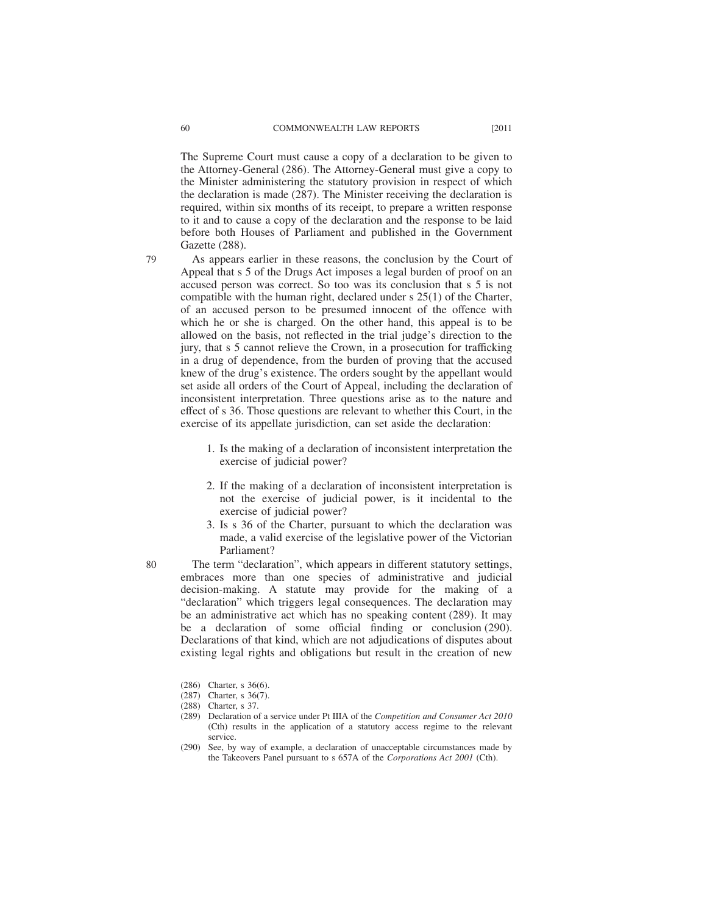The Supreme Court must cause a copy of a declaration to be given to the Attorney-General (286). The Attorney-General must give a copy to the Minister administering the statutory provision in respect of which the declaration is made (287). The Minister receiving the declaration is required, within six months of its receipt, to prepare a written response to it and to cause a copy of the declaration and the response to be laid before both Houses of Parliament and published in the Government Gazette (288).

79 As appears earlier in these reasons, the conclusion by the Court of Appeal that s 5 of the Drugs Act imposes a legal burden of proof on an accused person was correct. So too was its conclusion that s 5 is not compatible with the human right, declared under s 25(1) of the Charter, of an accused person to be presumed innocent of the offence with which he or she is charged. On the other hand, this appeal is to be allowed on the basis, not reflected in the trial judge's direction to the jury, that s 5 cannot relieve the Crown, in a prosecution for trafficking in a drug of dependence, from the burden of proving that the accused knew of the drug's existence. The orders sought by the appellant would set aside all orders of the Court of Appeal, including the declaration of inconsistent interpretation. Three questions arise as to the nature and effect of s 36. Those questions are relevant to whether this Court, in the exercise of its appellate jurisdiction, can set aside the declaration:

1. Is the making of a declaration of inconsistent interpretation the exercise of judicial power?
2. If the making of a declaration of inconsistent interpretation is not the exercise of judicial power, is it incidental to the exercise of judicial power?
3. Is s 36 of the Charter, pursuant to which the declaration was made, a valid exercise of the legislative power of the Victorian Parliament?

80 The term "declaration", which appears in different statutory settings, embraces more than one species of administrative and judicial decision-making. A statute may provide for the making of a "declaration" which triggers legal consequences. The declaration may be an administrative act which has no speaking content (289). It may be a declaration of some official finding or conclusion (290). Declarations of that kind, which are not adjudications of disputes about existing legal rights and obligations but result in the creation of new

(286) Charter, s 36(6).

(287) Charter, s 36(7).

(288) Charter, s 37.

(289) Declaration of a service under Pt IIIA of the *Competition and Consumer Act 2010* (Cth) results in the application of a statutory access regime to the relevant service.

(290) See, by way of example, a declaration of unacceptable circumstances made by the Takeovers Panel pursuant to s 657A of the *Corporations Act 2001* (Cth).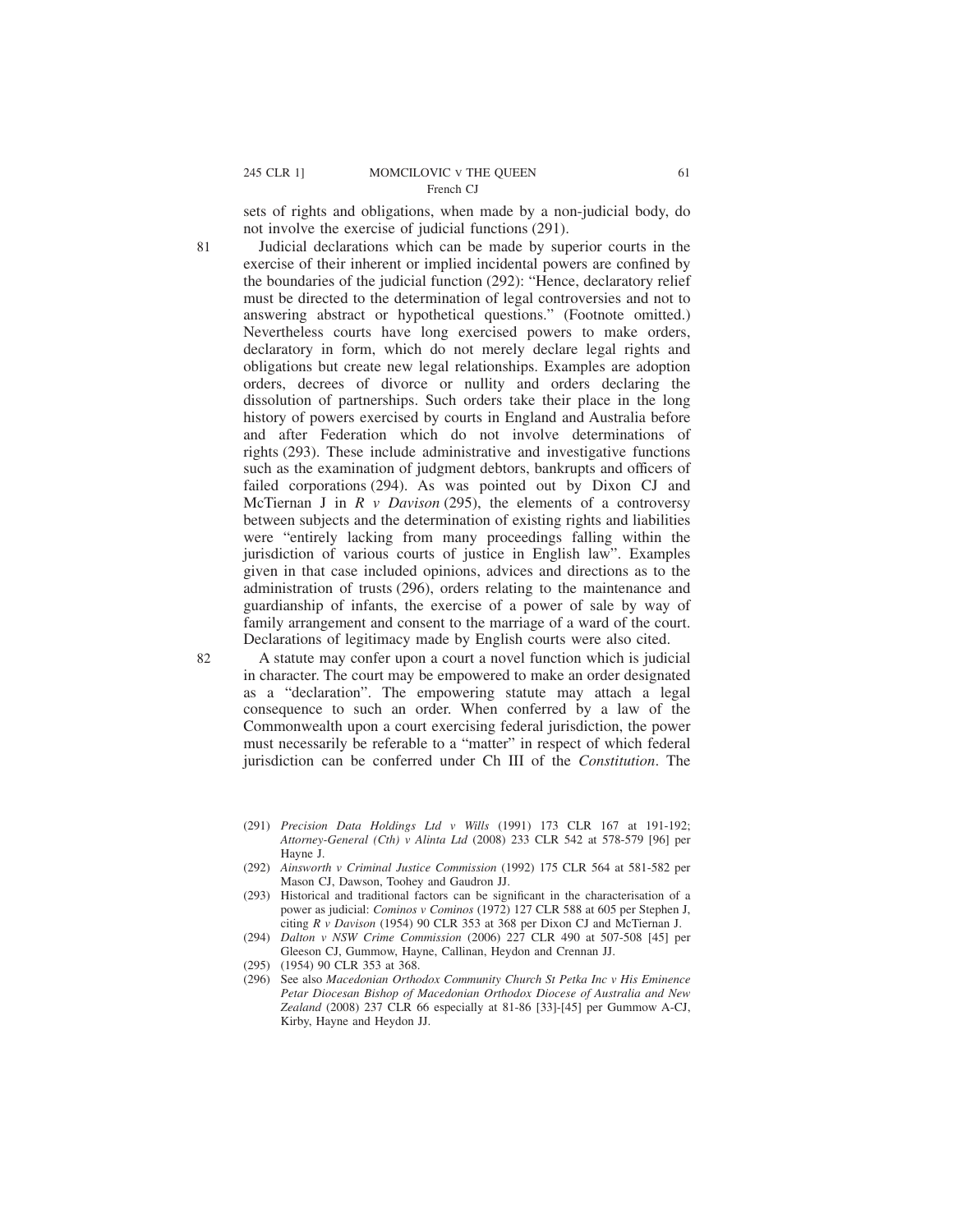sets of rights and obligations, when made by a non-judicial body, do not involve the exercise of judicial functions (291).

81 Judicial declarations which can be made by superior courts in the exercise of their inherent or implied incidental powers are confined by the boundaries of the judicial function (292): "Hence, declaratory relief must be directed to the determination of legal controversies and not to answering abstract or hypothetical questions." (Footnote omitted.) Nevertheless courts have long exercised powers to make orders, declaratory in form, which do not merely declare legal rights and obligations but create new legal relationships. Examples are adoption orders, decrees of divorce or nullity and orders declaring the dissolution of partnerships. Such orders take their place in the long history of powers exercised by courts in England and Australia before and after Federation which do not involve determinations of rights (293). These include administrative and investigative functions such as the examination of judgment debtors, bankrupts and officers of failed corporations (294). As was pointed out by Dixon CJ and McTiernan J in *R v Davison* (295), the elements of a controversy between subjects and the determination of existing rights and liabilities were "entirely lacking from many proceedings falling within the jurisdiction of various courts of justice in English law". Examples given in that case included opinions, advices and directions as to the administration of trusts (296), orders relating to the maintenance and guardianship of infants, the exercise of a power of sale by way of family arrangement and consent to the marriage of a ward of the court. Declarations of legitimacy made by English courts were also cited.

82 A statute may confer upon a court a novel function which is judicial in character. The court may be empowered to make an order designated as a "declaration". The empowering statute may attach a legal consequence to such an order. When conferred by a law of the Commonwealth upon a court exercising federal jurisdiction, the power must necessarily be referable to a "matter" in respect of which federal jurisdiction can be conferred under Ch III of the *Constitution*. The

(291) *Precision Data Holdings Ltd v Wills* (1991) 173 CLR 167 at 191-192; *Attorney-General (Cth) v Alinta Ltd* (2008) 233 CLR 542 at 578-579 [96] per Hayne J.

(292) *Ainsworth v Criminal Justice Commission* (1992) 175 CLR 564 at 581-582 per Mason CJ, Dawson, Toohey and Gaudron JJ.

(293) Historical and traditional factors can be significant in the characterisation of a power as judicial: *Cominos v Cominos* (1972) 127 CLR 588 at 605 per Stephen J, citing *R v Davison* (1954) 90 CLR 353 at 368 per Dixon CJ and McTiernan J.

(294) *Dalton v NSW Crime Commission* (2006) 227 CLR 490 at 507-508 [45] per Gleeson CJ, Gummow, Hayne, Callinan, Heydon and Crennan JJ.

(295) (1954) 90 CLR 353 at 368.

(296) See also *Macedonian Orthodox Community Church St Petka Inc v His Eminence Petar Diocesan Bishop of Macedonian Orthodox Diocese of Australia and New Zealand* (2008) 237 CLR 66 especially at 81-86 [33]-[45] per Gummow A-CJ, Kirby, Hayne and Heydon JJ.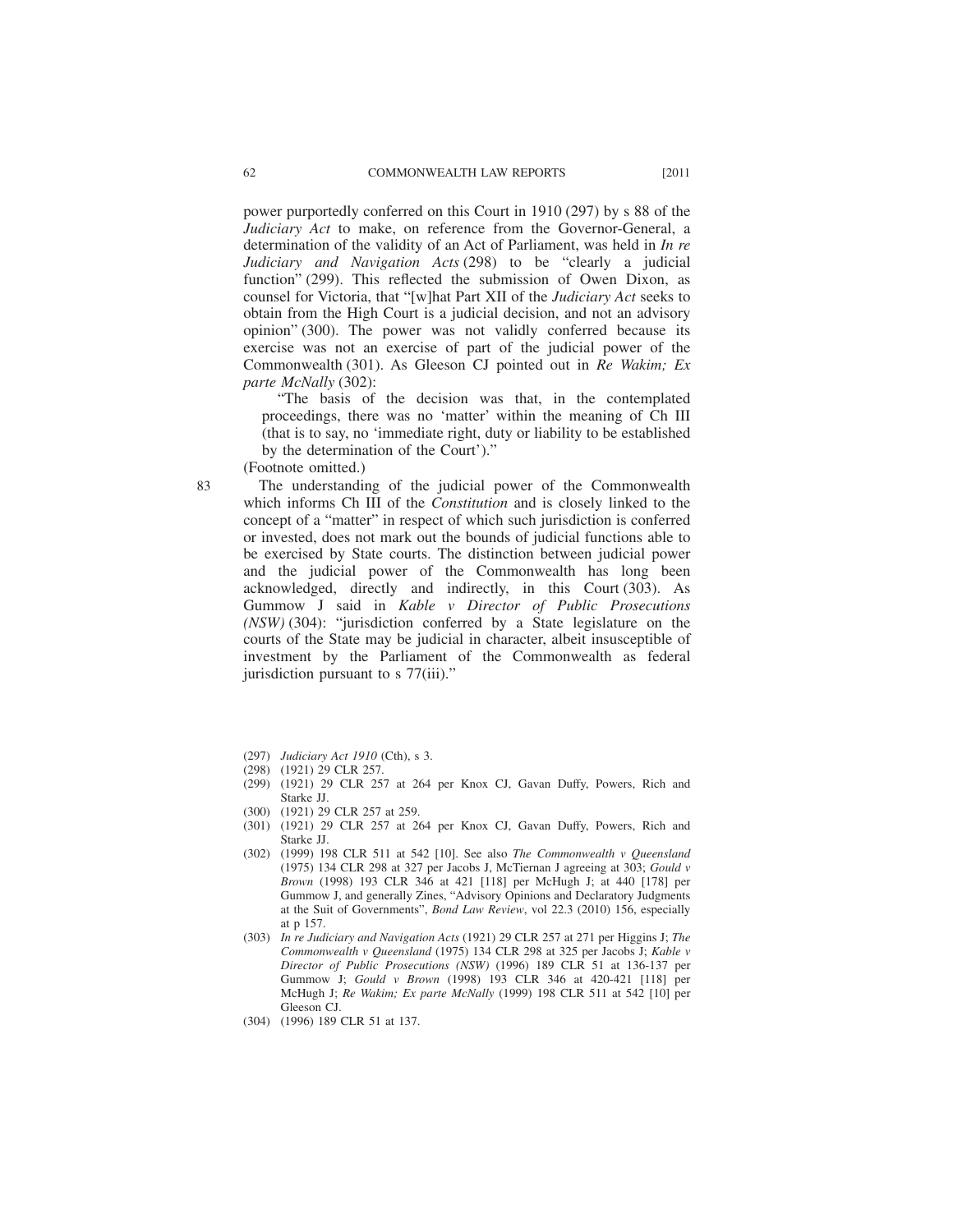power purportedly conferred on this Court in 1910 (297) by s 88 of the *Judiciary Act* to make, on reference from the Governor-General, a determination of the validity of an Act of Parliament, was held in *In re Judiciary and Navigation Acts* (298) to be "clearly a judicial function" (299). This reflected the submission of Owen Dixon, as counsel for Victoria, that "[w]hat Part XII of the *Judiciary Act* seeks to obtain from the High Court is a judicial decision, and not an advisory opinion" (300). The power was not validly conferred because its exercise was not an exercise of part of the judicial power of the Commonwealth (301). As Gleeson CJ pointed out in *Re Wakim; Ex parte McNally* (302):

> "The basis of the decision was that, in the contemplated proceedings, there was no 'matter' within the meaning of Ch III (that is to say, no 'immediate right, duty or liability to be established by the determination of the Court')."

(Footnote omitted.)

83 The understanding of the judicial power of the Commonwealth which informs Ch III of the *Constitution* and is closely linked to the concept of a "matter" in respect of which such jurisdiction is conferred or invested, does not mark out the bounds of judicial functions able to be exercised by State courts. The distinction between judicial power and the judicial power of the Commonwealth has long been acknowledged, directly and indirectly, in this Court (303). As Gummow J said in *Kable v Director of Public Prosecutions (NSW)* (304): "jurisdiction conferred by a State legislature on the courts of the State may be judicial in character, albeit insusceptible of investment by the Parliament of the Commonwealth as federal jurisdiction pursuant to s 77(iii)."

(297) *Judiciary Act 1910* (Cth), s 3.

(298) (1921) 29 CLR 257.

(299) (1921) 29 CLR 257 at 264 per Knox CJ, Gavan Duffy, Powers, Rich and Starke JJ.

(300) (1921) 29 CLR 257 at 259.

(301) (1921) 29 CLR 257 at 264 per Knox CJ, Gavan Duffy, Powers, Rich and Starke JJ.

(302) (1999) 198 CLR 511 at 542 [10]. See also *The Commonwealth v Queensland* (1975) 134 CLR 298 at 327 per Jacobs J, McTiernan J agreeing at 303; *Gould v Brown* (1998) 193 CLR 346 at 421 [118] per McHugh J; at 440 [178] per Gummow J, and generally Zines, "Advisory Opinions and Declaratory Judgments at the Suit of Governments", *Bond Law Review*, vol 22.3 (2010) 156, especially at p 157.

(303) *In re Judiciary and Navigation Acts* (1921) 29 CLR 257 at 271 per Higgins J; *The Commonwealth v Queensland* (1975) 134 CLR 298 at 325 per Jacobs J; *Kable v Director of Public Prosecutions (NSW)* (1996) 189 CLR 51 at 136-137 per Gummow J; *Gould v Brown* (1998) 193 CLR 346 at 420-421 [118] per McHugh J; *Re Wakim; Ex parte McNally* (1999) 198 CLR 511 at 542 [10] per Gleeson CJ.

(304) (1996) 189 CLR 51 at 137.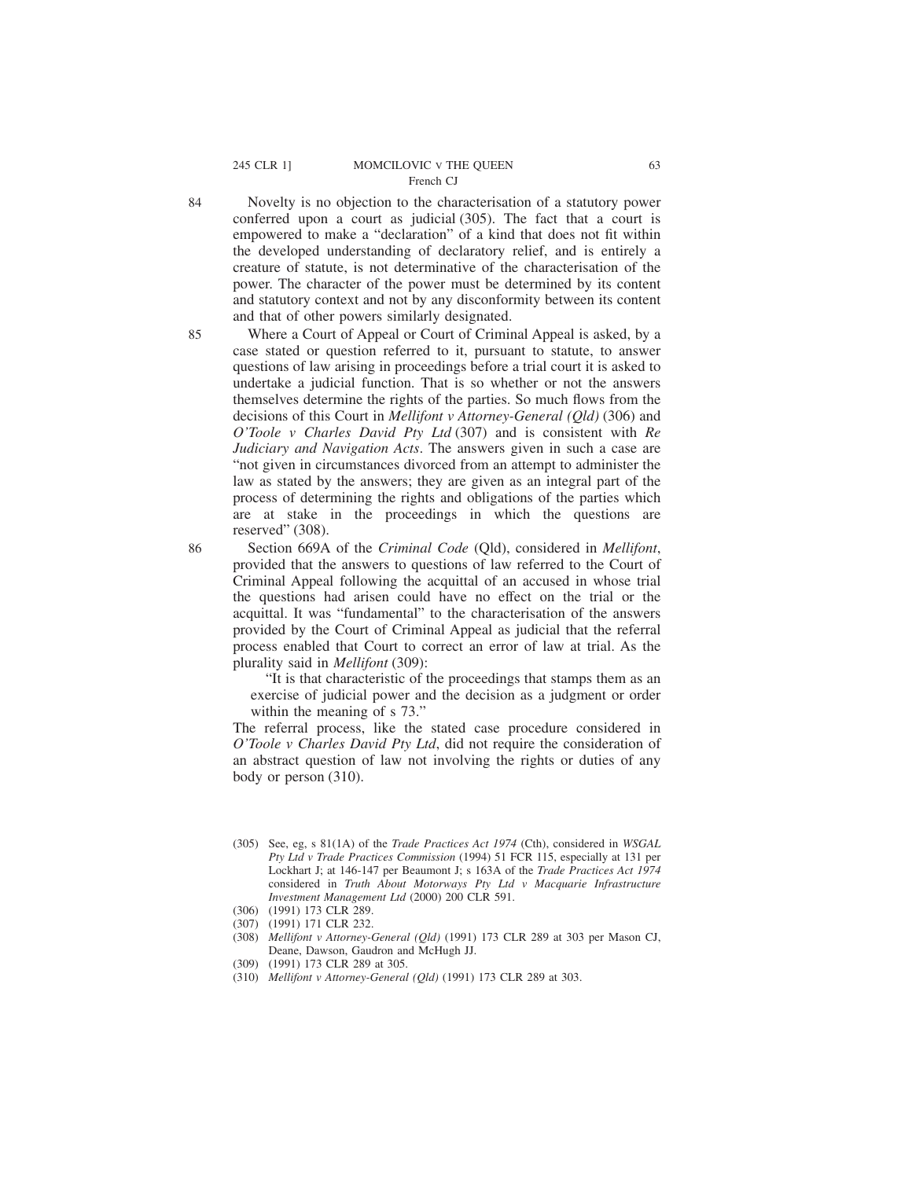84 Novelty is no objection to the characterisation of a statutory power conferred upon a court as judicial (305). The fact that a court is empowered to make a "declaration" of a kind that does not fit within the developed understanding of declaratory relief, and is entirely a creature of statute, is not determinative of the characterisation of the power. The character of the power must be determined by its content and statutory context and not by any disconformity between its content and that of other powers similarly designated.

85 Where a Court of Appeal or Court of Criminal Appeal is asked, by a case stated or question referred to it, pursuant to statute, to answer questions of law arising in proceedings before a trial court it is asked to undertake a judicial function. That is so whether or not the answers themselves determine the rights of the parties. So much flows from the decisions of this Court in *Mellifont v Attorney-General (Qld)* (306) and *O'Toole v Charles David Pty Ltd* (307) and is consistent with *Re Judiciary and Navigation Acts*. The answers given in such a case are "not given in circumstances divorced from an attempt to administer the law as stated by the answers; they are given as an integral part of the process of determining the rights and obligations of the parties which are at stake in the proceedings in which the questions are reserved" (308).

86 Section 669A of the *Criminal Code* (Qld), considered in *Mellifont*, provided that the answers to questions of law referred to the Court of Criminal Appeal following the acquittal of an accused in whose trial the questions had arisen could have no effect on the trial or the acquittal. It was "fundamental" to the characterisation of the answers provided by the Court of Criminal Appeal as judicial that the referral process enabled that Court to correct an error of law at trial. As the plurality said in *Mellifont* (309):

> "It is that characteristic of the proceedings that stamps them as an exercise of judicial power and the decision as a judgment or order within the meaning of s 73."

The referral process, like the stated case procedure considered in *O'Toole v Charles David Pty Ltd*, did not require the consideration of an abstract question of law not involving the rights or duties of any body or person (310).

(305) See, eg, s 81(1A) of the *Trade Practices Act 1974* (Cth), considered in *WSGAL Pty Ltd v Trade Practices Commission* (1994) 51 FCR 115, especially at 131 per Lockhart J; at 146-147 per Beaumont J; s 163A of the *Trade Practices Act 1974* considered in *Truth About Motorways Pty Ltd v Macquarie Infrastructure Investment Management Ltd* (2000) 200 CLR 591.

(306) (1991) 173 CLR 289.

(307) (1991) 171 CLR 232.

(308) *Mellifont v Attorney-General (Qld)* (1991) 173 CLR 289 at 303 per Mason CJ, Deane, Dawson, Gaudron and McHugh JJ.

(309) (1991) 173 CLR 289 at 305.

(310) *Mellifont v Attorney-General (Qld)* (1991) 173 CLR 289 at 303.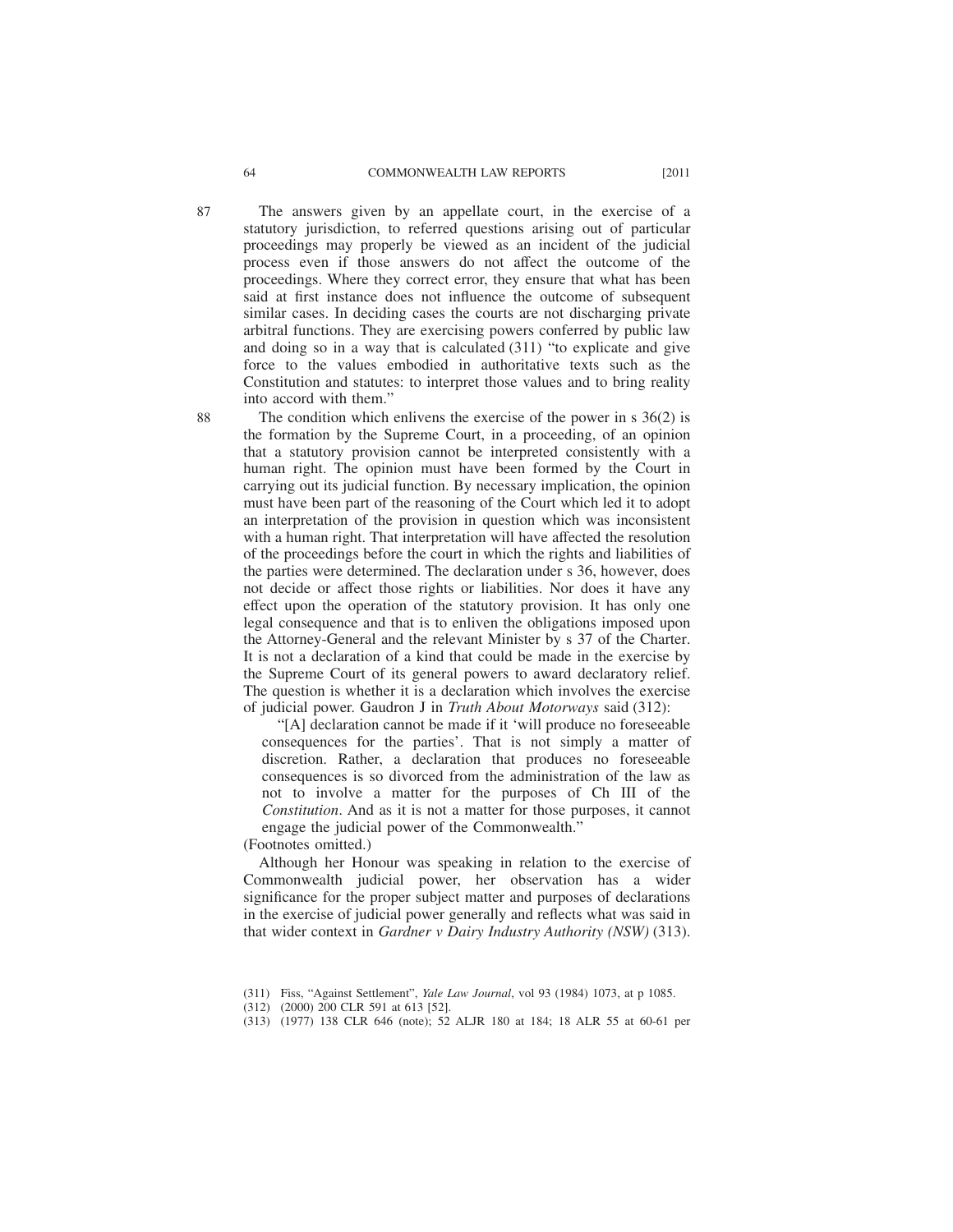87 The answers given by an appellate court, in the exercise of a statutory jurisdiction, to referred questions arising out of particular proceedings may properly be viewed as an incident of the judicial process even if those answers do not affect the outcome of the proceedings. Where they correct error, they ensure that what has been said at first instance does not influence the outcome of subsequent similar cases. In deciding cases the courts are not discharging private arbitral functions. They are exercising powers conferred by public law and doing so in a way that is calculated (311) "to explicate and give force to the values embodied in authoritative texts such as the Constitution and statutes: to interpret those values and to bring reality into accord with them."

88 The condition which enlivens the exercise of the power in s 36(2) is the formation by the Supreme Court, in a proceeding, of an opinion that a statutory provision cannot be interpreted consistently with a human right. The opinion must have been formed by the Court in carrying out its judicial function. By necessary implication, the opinion must have been part of the reasoning of the Court which led it to adopt an interpretation of the provision in question which was inconsistent with a human right. That interpretation will have affected the resolution of the proceedings before the court in which the rights and liabilities of the parties were determined. The declaration under s 36, however, does not decide or affect those rights or liabilities. Nor does it have any effect upon the operation of the statutory provision. It has only one legal consequence and that is to enliven the obligations imposed upon the Attorney-General and the relevant Minister by s 37 of the Charter. It is not a declaration of a kind that could be made in the exercise by the Supreme Court of its general powers to award declaratory relief. The question is whether it is a declaration which involves the exercise of judicial power. Gaudron J in *Truth About Motorways* said (312):

> "[A] declaration cannot be made if it 'will produce no foreseeable consequences for the parties'. That is not simply a matter of discretion. Rather, a declaration that produces no foreseeable consequences is so divorced from the administration of the law as not to involve a matter for the purposes of Ch III of the *Constitution*. And as it is not a matter for those purposes, it cannot engage the judicial power of the Commonwealth."

(Footnotes omitted.)

Although her Honour was speaking in relation to the exercise of Commonwealth judicial power, her observation has a wider significance for the proper subject matter and purposes of declarations in the exercise of judicial power generally and reflects what was said in that wider context in *Gardner v Dairy Industry Authority (NSW)* (313).

(311) Fiss, "Against Settlement", *Yale Law Journal*, vol 93 (1984) 1073, at p 1085.

(312) (2000) 200 CLR 591 at 613 [52].

(313) (1977) 138 CLR 646 (note); 52 ALJR 180 at 184; 18 ALR 55 at 60-61 per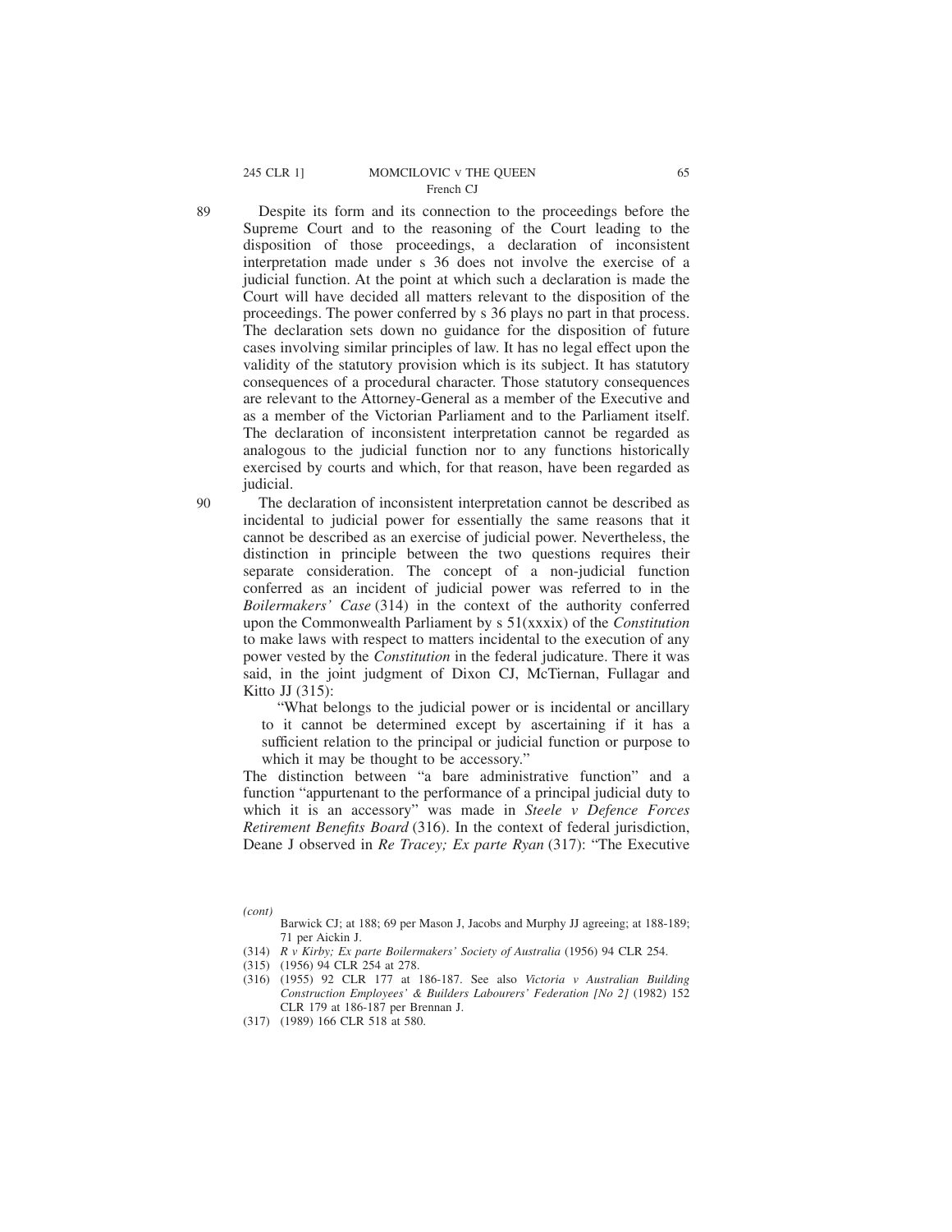89 Despite its form and its connection to the proceedings before the Supreme Court and to the reasoning of the Court leading to the disposition of those proceedings, a declaration of inconsistent interpretation made under s 36 does not involve the exercise of a judicial function. At the point at which such a declaration is made the Court will have decided all matters relevant to the disposition of the proceedings. The power conferred by s 36 plays no part in that process. The declaration sets down no guidance for the disposition of future cases involving similar principles of law. It has no legal effect upon the validity of the statutory provision which is its subject. It has statutory consequences of a procedural character. Those statutory consequences are relevant to the Attorney-General as a member of the Executive and as a member of the Victorian Parliament and to the Parliament itself. The declaration of inconsistent interpretation cannot be regarded as analogous to the judicial function nor to any functions historically exercised by courts and which, for that reason, have been regarded as judicial.

90 The declaration of inconsistent interpretation cannot be described as incidental to judicial power for essentially the same reasons that it cannot be described as an exercise of judicial power. Nevertheless, the distinction in principle between the two questions requires their separate consideration. The concept of a non-judicial function conferred as an incident of judicial power was referred to in the *Boilermakers' Case* (314) in the context of the authority conferred upon the Commonwealth Parliament by s 51(xxxix) of the *Constitution* to make laws with respect to matters incidental to the execution of any power vested by the *Constitution* in the federal judicature. There it was said, in the joint judgment of Dixon CJ, McTiernan, Fullagar and Kitto JJ (315):

> "What belongs to the judicial power or is incidental or ancillary to it cannot be determined except by ascertaining if it has a sufficient relation to the principal or judicial function or purpose to which it may be thought to be accessory."

The distinction between "a bare administrative function" and a function "appurtenant to the performance of a principal judicial duty to which it is an accessory" was made in *Steele v Defence Forces Retirement Benefits Board* (316). In the context of federal jurisdiction, Deane J observed in *Re Tracey; Ex parte Ryan* (317): "The Executive

---

*(cont)*
Barwick CJ; at 188; 69 per Mason J, Jacobs and Murphy JJ agreeing; at 188-189; 71 per Aickin J.

(314) *R v Kirby; Ex parte Boilermakers' Society of Australia* (1956) 94 CLR 254.

(315) (1956) 94 CLR 254 at 278.

(316) (1955) 92 CLR 177 at 186-187. See also *Victoria v Australian Building Construction Employees' & Builders Labourers' Federation [No 2]* (1982) 152 CLR 179 at 186-187 per Brennan J.

(317) (1989) 166 CLR 518 at 580.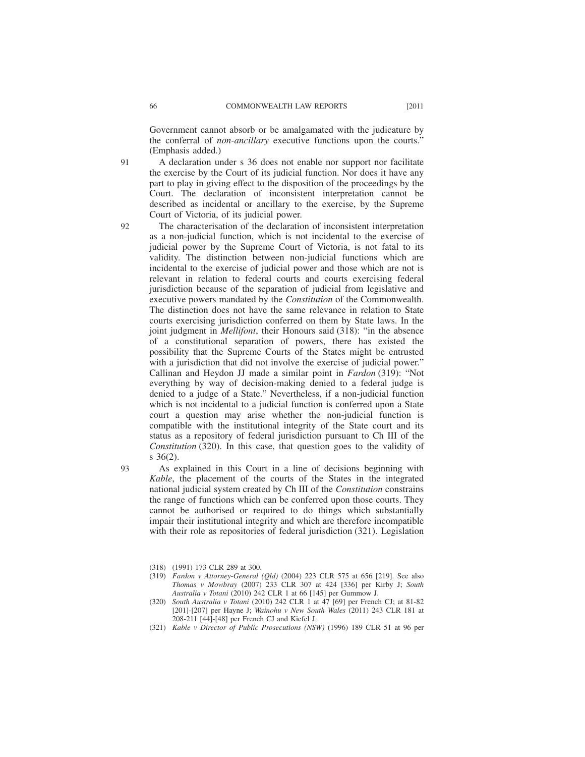Government cannot absorb or be amalgamated with the judicature by the conferral of *non-ancillary* executive functions upon the courts." (Emphasis added.)

91 A declaration under s 36 does not enable nor support nor facilitate the exercise by the Court of its judicial function. Nor does it have any part to play in giving effect to the disposition of the proceedings by the Court. The declaration of inconsistent interpretation cannot be described as incidental or ancillary to the exercise, by the Supreme Court of Victoria, of its judicial power.

92 The characterisation of the declaration of inconsistent interpretation as a non-judicial function, which is not incidental to the exercise of judicial power by the Supreme Court of Victoria, is not fatal to its validity. The distinction between non-judicial functions which are incidental to the exercise of judicial power and those which are not is relevant in relation to federal courts and courts exercising federal jurisdiction because of the separation of judicial from legislative and executive powers mandated by the *Constitution* of the Commonwealth. The distinction does not have the same relevance in relation to State courts exercising jurisdiction conferred on them by State laws. In the joint judgment in *Mellifont*, their Honours said (318): "in the absence of a constitutional separation of powers, there has existed the possibility that the Supreme Courts of the States might be entrusted with a jurisdiction that did not involve the exercise of judicial power." Callinan and Heydon JJ made a similar point in *Fardon* (319): "Not everything by way of decision-making denied to a federal judge is denied to a judge of a State." Nevertheless, if a non-judicial function which is not incidental to a judicial function is conferred upon a State court a question may arise whether the non-judicial function is compatible with the institutional integrity of the State court and its status as a repository of federal jurisdiction pursuant to Ch III of the *Constitution* (320). In this case, that question goes to the validity of s 36(2).

93 As explained in this Court in a line of decisions beginning with *Kable*, the placement of the courts of the States in the integrated national judicial system created by Ch III of the *Constitution* constrains the range of functions which can be conferred upon those courts. They cannot be authorised or required to do things which substantially impair their institutional integrity and which are therefore incompatible with their role as repositories of federal jurisdiction (321). Legislation

(318) (1991) 173 CLR 289 at 300.

(319) *Fardon v Attorney-General (Qld)* (2004) 223 CLR 575 at 656 [219]. See also *Thomas v Mowbray* (2007) 233 CLR 307 at 424 [336] per Kirby J; *South Australia v Totani* (2010) 242 CLR 1 at 66 [145] per Gummow J.

(320) *South Australia v Totani* (2010) 242 CLR 1 at 47 [69] per French CJ; at 81-82 [201]-[207] per Hayne J; *Wainohu v New South Wales* (2011) 243 CLR 181 at 208-211 [44]-[48] per French CJ and Kiefel J.

(321) *Kable v Director of Public Prosecutions (NSW)* (1996) 189 CLR 51 at 96 per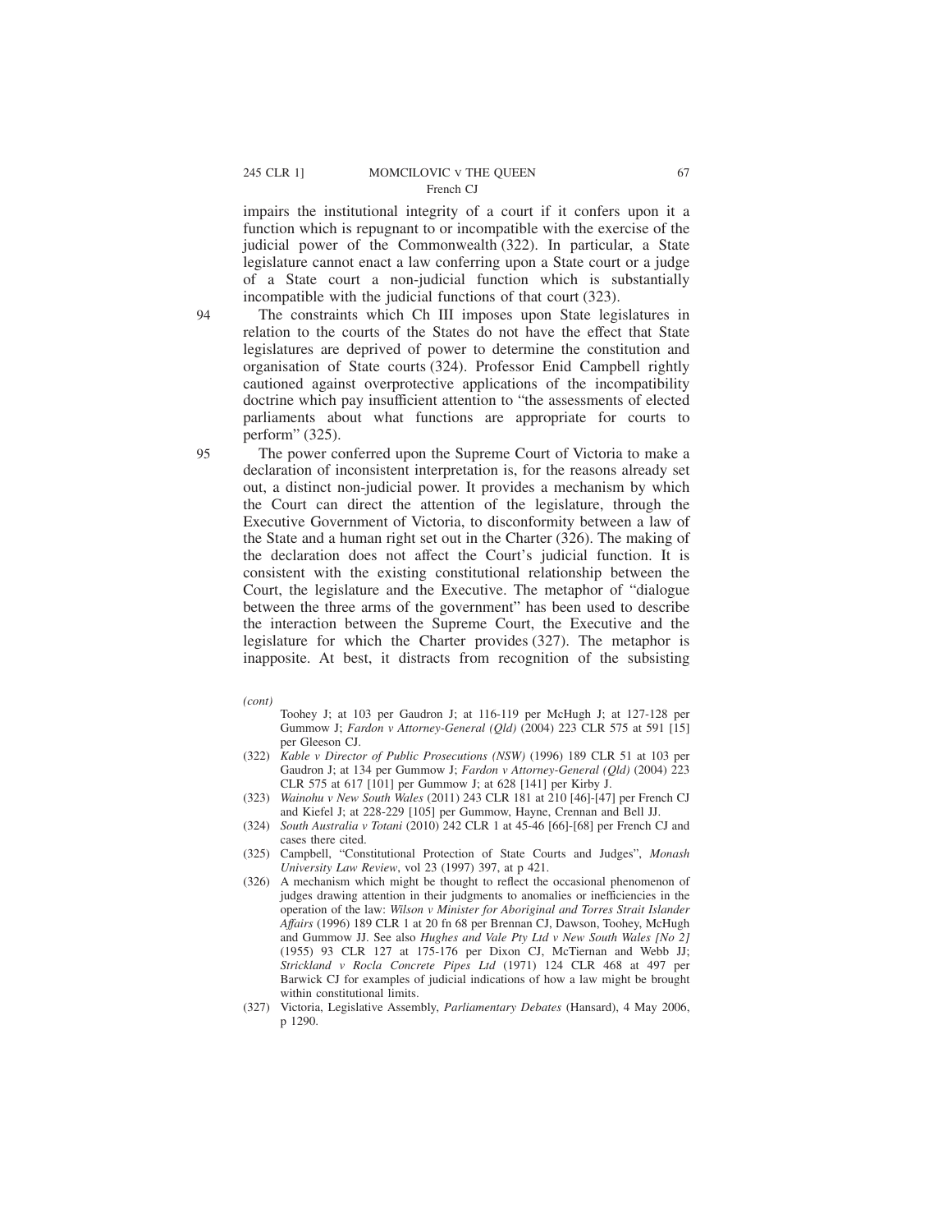impairs the institutional integrity of a court if it confers upon it a function which is repugnant to or incompatible with the exercise of the judicial power of the Commonwealth (322). In particular, a State legislature cannot enact a law conferring upon a State court or a judge of a State court a non-judicial function which is substantially incompatible with the judicial functions of that court (323).

94 The constraints which Ch III imposes upon State legislatures in relation to the courts of the States do not have the effect that State legislatures are deprived of power to determine the constitution and organisation of State courts (324). Professor Enid Campbell rightly cautioned against overprotective applications of the incompatibility doctrine which pay insufficient attention to "the assessments of elected parliaments about what functions are appropriate for courts to perform" (325).

95 The power conferred upon the Supreme Court of Victoria to make a declaration of inconsistent interpretation is, for the reasons already set out, a distinct non-judicial power. It provides a mechanism by which the Court can direct the attention of the legislature, through the Executive Government of Victoria, to disconformity between a law of the State and a human right set out in the Charter (326). The making of the declaration does not affect the Court's judicial function. It is consistent with the existing constitutional relationship between the Court, the legislature and the Executive. The metaphor of "dialogue between the three arms of the government" has been used to describe the interaction between the Supreme Court, the Executive and the legislature for which the Charter provides (327). The metaphor is inapposite. At best, it distracts from recognition of the subsisting

*(cont)*

Toohey J; at 103 per Gaudron J; at 116-119 per McHugh J; at 127-128 per Gummow J; *Fardon v Attorney-General (Qld)* (2004) 223 CLR 575 at 591 [15] per Gleeson CJ.

(322) *Kable v Director of Public Prosecutions (NSW)* (1996) 189 CLR 51 at 103 per Gaudron J; at 134 per Gummow J; *Fardon v Attorney-General (Qld)* (2004) 223 CLR 575 at 617 [101] per Gummow J; at 628 [141] per Kirby J.

(323) *Wainohu v New South Wales* (2011) 243 CLR 181 at 210 [46]-[47] per French CJ and Kiefel J; at 228-229 [105] per Gummow, Hayne, Crennan and Bell JJ.

(324) *South Australia v Totani* (2010) 242 CLR 1 at 45-46 [66]-[68] per French CJ and cases there cited.

(325) Campbell, "Constitutional Protection of State Courts and Judges", *Monash University Law Review*, vol 23 (1997) 397, at p 421.

(326) A mechanism which might be thought to reflect the occasional phenomenon of judges drawing attention in their judgments to anomalies or inefficiencies in the operation of the law: *Wilson v Minister for Aboriginal and Torres Strait Islander Affairs* (1996) 189 CLR 1 at 20 fn 68 per Brennan CJ, Dawson, Toohey, McHugh and Gummow JJ. See also *Hughes and Vale Pty Ltd v New South Wales [No 2]* (1955) 93 CLR 127 at 175-176 per Dixon CJ, McTiernan and Webb JJ; *Strickland v Rocla Concrete Pipes Ltd* (1971) 124 CLR 468 at 497 per Barwick CJ for examples of judicial indications of how a law might be brought within constitutional limits.

(327) Victoria, Legislative Assembly, *Parliamentary Debates* (Hansard), 4 May 2006, p 1290.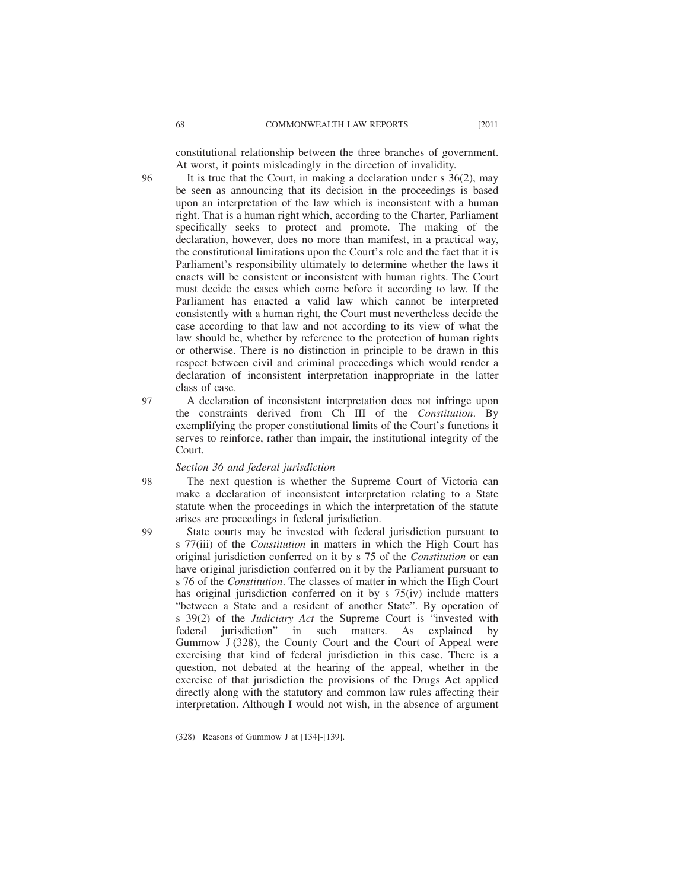constitutional relationship between the three branches of government. At worst, it points misleadingly in the direction of invalidity.

96 It is true that the Court, in making a declaration under s 36(2), may be seen as announcing that its decision in the proceedings is based upon an interpretation of the law which is inconsistent with a human right. That is a human right which, according to the Charter, Parliament specifically seeks to protect and promote. The making of the declaration, however, does no more than manifest, in a practical way, the constitutional limitations upon the Court's role and the fact that it is Parliament's responsibility ultimately to determine whether the laws it enacts will be consistent or inconsistent with human rights. The Court must decide the cases which come before it according to law. If the Parliament has enacted a valid law which cannot be interpreted consistently with a human right, the Court must nevertheless decide the case according to that law and not according to its view of what the law should be, whether by reference to the protection of human rights or otherwise. There is no distinction in principle to be drawn in this respect between civil and criminal proceedings which would render a declaration of inconsistent interpretation inappropriate in the latter class of case.

97 A declaration of inconsistent interpretation does not infringe upon the constraints derived from Ch III of the *Constitution*. By exemplifying the proper constitutional limits of the Court's functions it serves to reinforce, rather than impair, the institutional integrity of the Court.

### *Section 36 and federal jurisdiction*

98 The next question is whether the Supreme Court of Victoria can make a declaration of inconsistent interpretation relating to a State statute when the proceedings in which the interpretation of the statute arises are proceedings in federal jurisdiction.

99 State courts may be invested with federal jurisdiction pursuant to s 77(iii) of the *Constitution* in matters in which the High Court has original jurisdiction conferred on it by s 75 of the *Constitution* or can have original jurisdiction conferred on it by the Parliament pursuant to s 76 of the *Constitution*. The classes of matter in which the High Court has original jurisdiction conferred on it by s 75(iv) include matters "between a State and a resident of another State". By operation of s 39(2) of the *Judiciary Act* the Supreme Court is "invested with federal jurisdiction" in such matters. As explained by Gummow J (328), the County Court and the Court of Appeal were exercising that kind of federal jurisdiction in this case. There is a question, not debated at the hearing of the appeal, whether in the exercise of that jurisdiction the provisions of the Drugs Act applied directly along with the statutory and common law rules affecting their interpretation. Although I would not wish, in the absence of argument

(328) Reasons of Gummow J at [134]-[139].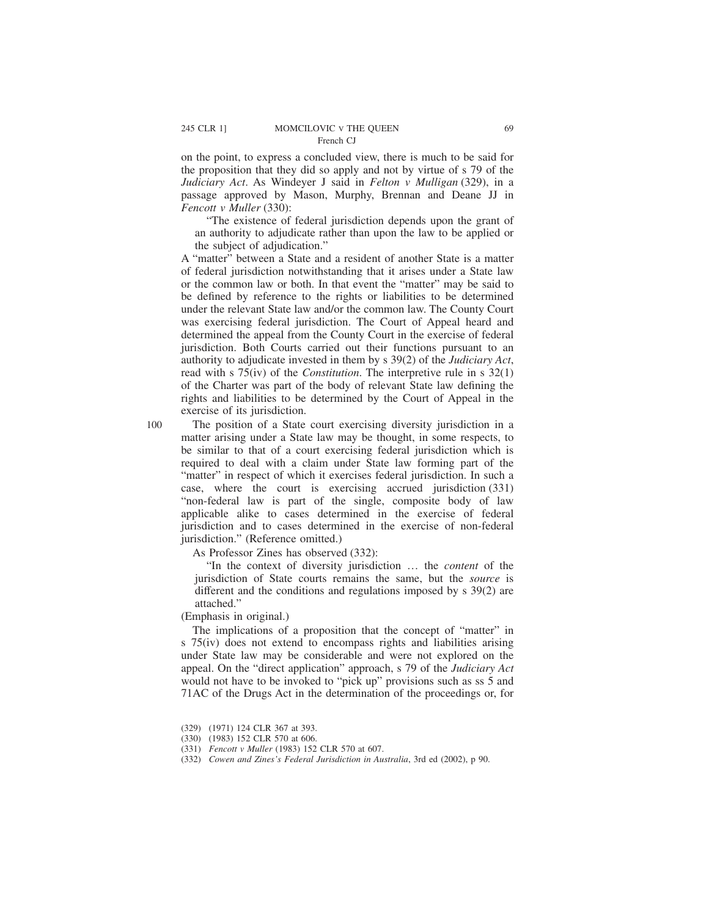on the point, to express a concluded view, there is much to be said for the proposition that they did so apply and not by virtue of s 79 of the *Judiciary Act*. As Windeyer J said in *Felton v Mulligan* (329), in a passage approved by Mason, Murphy, Brennan and Deane JJ in *Fencott v Muller* (330):

> "The existence of federal jurisdiction depends upon the grant of an authority to adjudicate rather than upon the law to be applied or the subject of adjudication."

A "matter" between a State and a resident of another State is a matter of federal jurisdiction notwithstanding that it arises under a State law or the common law or both. In that event the "matter" may be said to be defined by reference to the rights or liabilities to be determined under the relevant State law and/or the common law. The County Court was exercising federal jurisdiction. The Court of Appeal heard and determined the appeal from the County Court in the exercise of federal jurisdiction. Both Courts carried out their functions pursuant to an authority to adjudicate invested in them by s 39(2) of the *Judiciary Act*, read with s 75(iv) of the *Constitution*. The interpretive rule in s 32(1) of the Charter was part of the body of relevant State law defining the rights and liabilities to be determined by the Court of Appeal in the exercise of its jurisdiction.

100 The position of a State court exercising diversity jurisdiction in a matter arising under a State law may be thought, in some respects, to be similar to that of a court exercising federal jurisdiction which is required to deal with a claim under State law forming part of the "matter" in respect of which it exercises federal jurisdiction. In such a case, where the court is exercising accrued jurisdiction (331) "non-federal law is part of the single, composite body of law applicable alike to cases determined in the exercise of federal jurisdiction and to cases determined in the exercise of non-federal jurisdiction." (Reference omitted.)

As Professor Zines has observed (332):

> "In the context of diversity jurisdiction … the *content* of the jurisdiction of State courts remains the same, but the *source* is different and the conditions and regulations imposed by s 39(2) are attached."

(Emphasis in original.)

The implications of a proposition that the concept of "matter" in s 75(iv) does not extend to encompass rights and liabilities arising under State law may be considerable and were not explored on the appeal. On the "direct application" approach, s 79 of the *Judiciary Act* would not have to be invoked to "pick up" provisions such as ss 5 and 71AC of the Drugs Act in the determination of the proceedings or, for

(329) (1971) 124 CLR 367 at 393.

(330) (1983) 152 CLR 570 at 606.

(331) *Fencott v Muller* (1983) 152 CLR 570 at 607.

(332) *Cowen and Zines's Federal Jurisdiction in Australia*, 3rd ed (2002), p 90.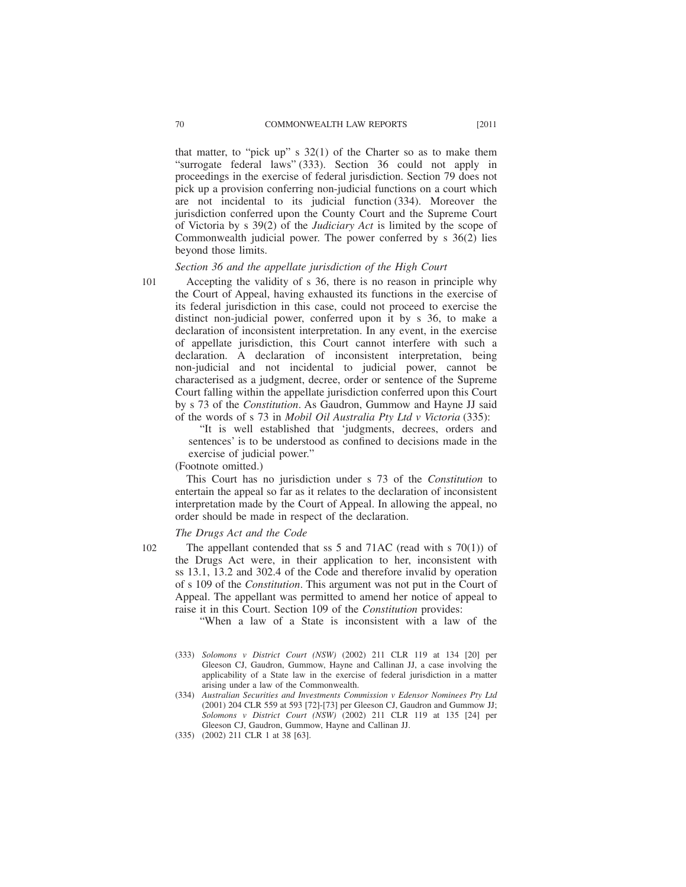that matter, to "pick up" s 32(1) of the Charter so as to make them "surrogate federal laws" (333). Section 36 could not apply in proceedings in the exercise of federal jurisdiction. Section 79 does not pick up a provision conferring non-judicial functions on a court which are not incidental to its judicial function (334). Moreover the jurisdiction conferred upon the County Court and the Supreme Court of Victoria by s 39(2) of the *Judiciary Act* is limited by the scope of Commonwealth judicial power. The power conferred by s 36(2) lies beyond those limits.

*Section 36 and the appellate jurisdiction of the High Court*

101 Accepting the validity of s 36, there is no reason in principle why the Court of Appeal, having exhausted its functions in the exercise of its federal jurisdiction in this case, could not proceed to exercise the distinct non-judicial power, conferred upon it by s 36, to make a declaration of inconsistent interpretation. In any event, in the exercise of appellate jurisdiction, this Court cannot interfere with such a declaration. A declaration of inconsistent interpretation, being non-judicial and not incidental to judicial power, cannot be characterised as a judgment, decree, order or sentence of the Supreme Court falling within the appellate jurisdiction conferred upon this Court by s 73 of the *Constitution*. As Gaudron, Gummow and Hayne JJ said of the words of s 73 in *Mobil Oil Australia Pty Ltd v Victoria* (335):

> "It is well established that 'judgments, decrees, orders and sentences' is to be understood as confined to decisions made in the exercise of judicial power."

(Footnote omitted.)

This Court has no jurisdiction under s 73 of the *Constitution* to entertain the appeal so far as it relates to the declaration of inconsistent interpretation made by the Court of Appeal. In allowing the appeal, no order should be made in respect of the declaration.

*The Drugs Act and the Code*

102 The appellant contended that ss 5 and 71AC (read with s 70(1)) of the Drugs Act were, in their application to her, inconsistent with ss 13.1, 13.2 and 302.4 of the Code and therefore invalid by operation of s 109 of the *Constitution*. This argument was not put in the Court of Appeal. The appellant was permitted to amend her notice of appeal to raise it in this Court. Section 109 of the *Constitution* provides:

> "When a law of a State is inconsistent with a law of the

(333) *Solomons v District Court (NSW)* (2002) 211 CLR 119 at 134 [20] per Gleeson CJ, Gaudron, Gummow, Hayne and Callinan JJ, a case involving the applicability of a State law in the exercise of federal jurisdiction in a matter arising under a law of the Commonwealth.

(334) *Australian Securities and Investments Commission v Edensor Nominees Pty Ltd* (2001) 204 CLR 559 at 593 [72]-[73] per Gleeson CJ, Gaudron and Gummow JJ; *Solomons v District Court (NSW)* (2002) 211 CLR 119 at 135 [24] per Gleeson CJ, Gaudron, Gummow, Hayne and Callinan JJ.

(335) (2002) 211 CLR 1 at 38 [63].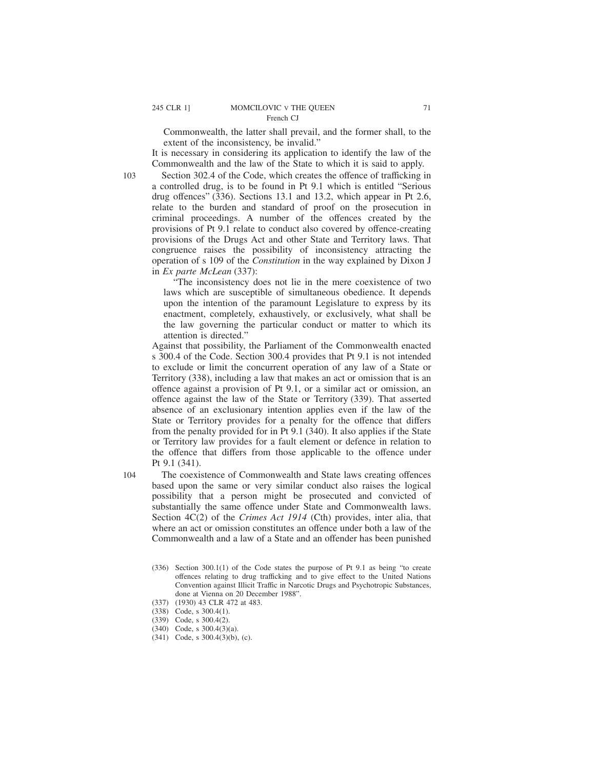Commonwealth, the latter shall prevail, and the former shall, to the extent of the inconsistency, be invalid."

It is necessary in considering its application to identify the law of the Commonwealth and the law of the State to which it is said to apply.

103 Section 302.4 of the Code, which creates the offence of trafficking in a controlled drug, is to be found in Pt 9.1 which is entitled "Serious drug offences" (336). Sections 13.1 and 13.2, which appear in Pt 2.6, relate to the burden and standard of proof on the prosecution in criminal proceedings. A number of the offences created by the provisions of Pt 9.1 relate to conduct also covered by offence-creating provisions of the Drugs Act and other State and Territory laws. That congruence raises the possibility of inconsistency attracting the operation of s 109 of the *Constitution* in the way explained by Dixon J in *Ex parte McLean* (337):

> "The inconsistency does not lie in the mere coexistence of two laws which are susceptible of simultaneous obedience. It depends upon the intention of the paramount Legislature to express by its enactment, completely, exhaustively, or exclusively, what shall be the law governing the particular conduct or matter to which its attention is directed."

Against that possibility, the Parliament of the Commonwealth enacted s 300.4 of the Code. Section 300.4 provides that Pt 9.1 is not intended to exclude or limit the concurrent operation of any law of a State or Territory (338), including a law that makes an act or omission that is an offence against a provision of Pt 9.1, or a similar act or omission, an offence against the law of the State or Territory (339). That asserted absence of an exclusionary intention applies even if the law of the State or Territory provides for a penalty for the offence that differs from the penalty provided for in Pt 9.1 (340). It also applies if the State or Territory law provides for a fault element or defence in relation to the offence that differs from those applicable to the offence under Pt 9.1 (341).

104 The coexistence of Commonwealth and State laws creating offences based upon the same or very similar conduct also raises the logical possibility that a person might be prosecuted and convicted of substantially the same offence under State and Commonwealth laws. Section 4C(2) of the *Crimes Act 1914* (Cth) provides, inter alia, that where an act or omission constitutes an offence under both a law of the Commonwealth and a law of a State and an offender has been punished

---

(336) Section 300.1(1) of the Code states the purpose of Pt 9.1 as being "to create offences relating to drug trafficking and to give effect to the United Nations Convention against Illicit Traffic in Narcotic Drugs and Psychotropic Substances, done at Vienna on 20 December 1988".

(337) (1930) 43 CLR 472 at 483.

(338) Code, s 300.4(1).

(339) Code, s 300.4(2).

(340) Code, s 300.4(3)(a).

(341) Code, s 300.4(3)(b), (c).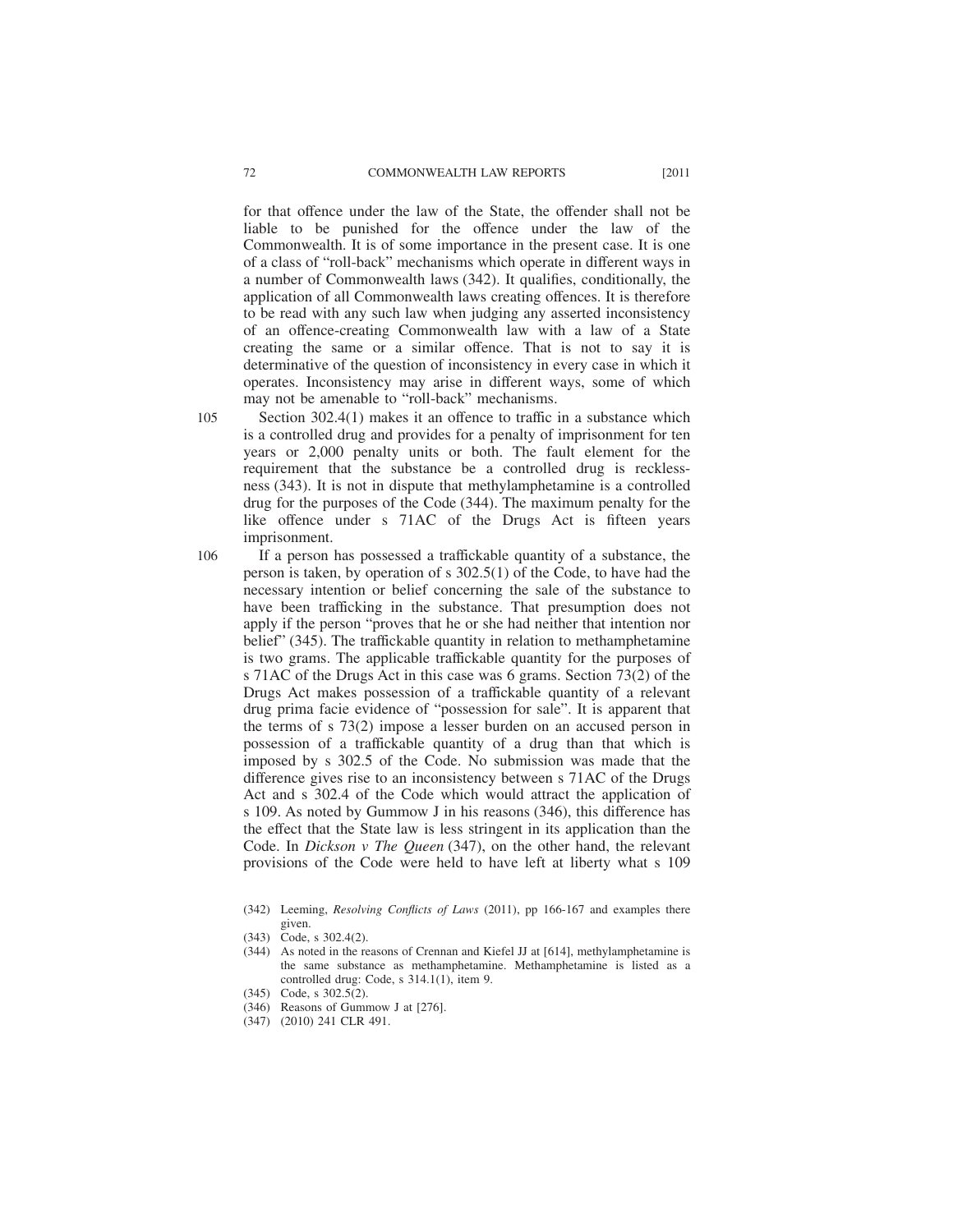for that offence under the law of the State, the offender shall not be liable to be punished for the offence under the law of the Commonwealth. It is of some importance in the present case. It is one of a class of "roll-back" mechanisms which operate in different ways in a number of Commonwealth laws (342). It qualifies, conditionally, the application of all Commonwealth laws creating offences. It is therefore to be read with any such law when judging any asserted inconsistency of an offence-creating Commonwealth law with a law of a State creating the same or a similar offence. That is not to say it is determinative of the question of inconsistency in every case in which it operates. Inconsistency may arise in different ways, some of which may not be amenable to "roll-back" mechanisms.

105 Section 302.4(1) makes it an offence to traffic in a substance which is a controlled drug and provides for a penalty of imprisonment for ten years or 2,000 penalty units or both. The fault element for the requirement that the substance be a controlled drug is recklessness (343). It is not in dispute that methylamphetamine is a controlled drug for the purposes of the Code (344). The maximum penalty for the like offence under s 71AC of the Drugs Act is fifteen years imprisonment.

106 If a person has possessed a trafficable quantity of a substance, the person is taken, by operation of s 302.5(1) of the Code, to have had the necessary intention or belief concerning the sale of the substance to have been trafficking in the substance. That presumption does not apply if the person "proves that he or she had neither that intention nor belief" (345). The trafficable quantity in relation to methamphetamine is two grams. The applicable trafficable quantity for the purposes of s 71AC of the Drugs Act in this case was 6 grams. Section 73(2) of the Drugs Act makes possession of a trafficable quantity of a relevant drug prima facie evidence of "possession for sale". It is apparent that the terms of s 73(2) impose a lesser burden on an accused person in possession of a trafficable quantity of a drug than that which is imposed by s 302.5 of the Code. No submission was made that the difference gives rise to an inconsistency between s 71AC of the Drugs Act and s 302.4 of the Code which would attract the application of s 109. As noted by Gummow J in his reasons (346), this difference has the effect that the State law is less stringent in its application than the Code. In *Dickson v The Queen* (347), on the other hand, the relevant provisions of the Code were held to have left at liberty what s 109

(342) Leeming, *Resolving Conflicts of Laws* (2011), pp 166-167 and examples there given.

(343) Code, s 302.4(2).

(344) As noted in the reasons of Crennan and Kiefel JJ at [614], methylamphetamine is the same substance as methamphetamine. Methamphetamine is listed as a controlled drug: Code, s 314.1(1), item 9.

(345) Code, s 302.5(2).

(346) Reasons of Gummow J at [276].

(347) (2010) 241 CLR 491.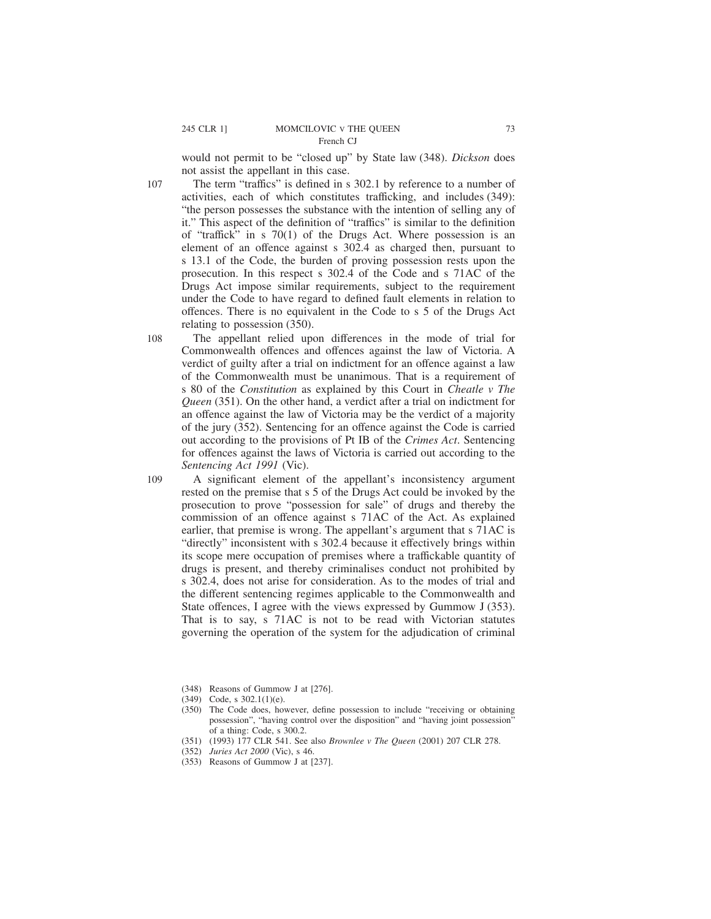would not permit to be "closed up" by State law (348). *Dickson* does not assist the appellant in this case.

107 The term "traffics" is defined in s 302.1 by reference to a number of activities, each of which constitutes trafficking, and includes (349): "the person possesses the substance with the intention of selling any of it." This aspect of the definition of "traffics" is similar to the definition of "traffick" in s 70(1) of the Drugs Act. Where possession is an element of an offence against s 302.4 as charged then, pursuant to s 13.1 of the Code, the burden of proving possession rests upon the prosecution. In this respect s 302.4 of the Code and s 71AC of the Drugs Act impose similar requirements, subject to the requirement under the Code to have regard to defined fault elements in relation to offences. There is no equivalent in the Code to s 5 of the Drugs Act relating to possession (350).

108 The appellant relied upon differences in the mode of trial for Commonwealth offences and offences against the law of Victoria. A verdict of guilty after a trial on indictment for an offence against a law of the Commonwealth must be unanimous. That is a requirement of s 80 of the *Constitution* as explained by this Court in *Cheatle v The Queen* (351). On the other hand, a verdict after a trial on indictment for an offence against the law of Victoria may be the verdict of a majority of the jury (352). Sentencing for an offence against the Code is carried out according to the provisions of Pt IB of the *Crimes Act*. Sentencing for offences against the laws of Victoria is carried out according to the *Sentencing Act 1991* (Vic).

109 A significant element of the appellant's inconsistency argument rested on the premise that s 5 of the Drugs Act could be invoked by the prosecution to prove "possession for sale" of drugs and thereby the commission of an offence against s 71AC of the Act. As explained earlier, that premise is wrong. The appellant's argument that s 71AC is "directly" inconsistent with s 302.4 because it effectively brings within its scope mere occupation of premises where a traffickable quantity of drugs is present, and thereby criminalises conduct not prohibited by s 302.4, does not arise for consideration. As to the modes of trial and the different sentencing regimes applicable to the Commonwealth and State offences, I agree with the views expressed by Gummow J (353). That is to say, s 71AC is not to be read with Victorian statutes governing the operation of the system for the adjudication of criminal

(348) Reasons of Gummow J at [276].

(349) Code, s 302.1(1)(e).

(350) The Code does, however, define possession to include "receiving or obtaining possession", "having control over the disposition" and "having joint possession" of a thing: Code, s 300.2.

(351) (1993) 177 CLR 541. See also *Brownlee v The Queen* (2001) 207 CLR 278.

(352) *Juries Act 2000* (Vic), s 46.

(353) Reasons of Gummow J at [237].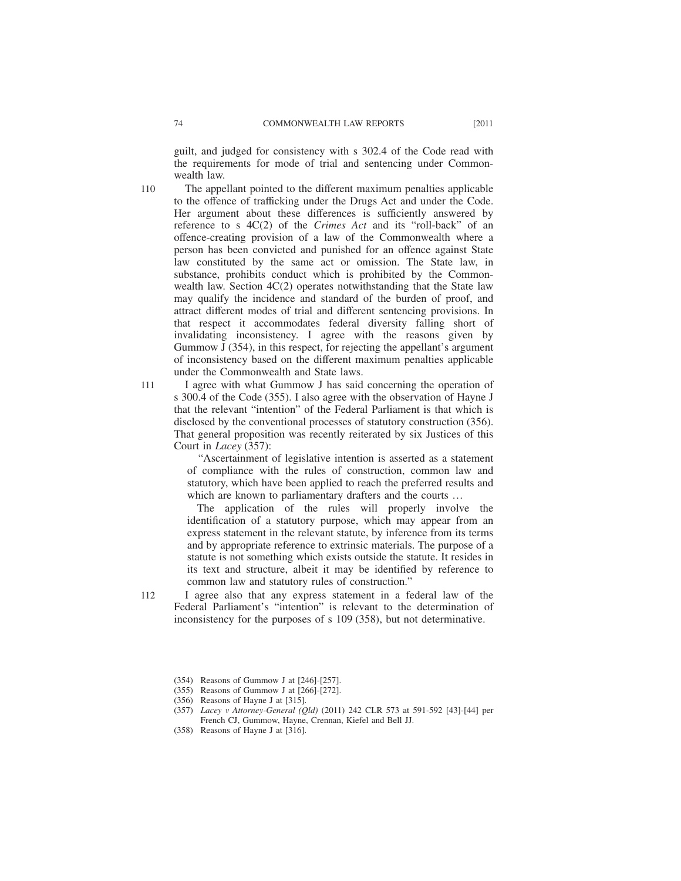guilt, and judged for consistency with s 302.4 of the Code read with the requirements for mode of trial and sentencing under Commonwealth law.

110 The appellant pointed to the different maximum penalties applicable to the offence of trafficking under the Drugs Act and under the Code. Her argument about these differences is sufficiently answered by reference to s 4C(2) of the *Crimes Act* and its "roll-back" of an offence-creating provision of a law of the Commonwealth where a person has been convicted and punished for an offence against State law constituted by the same act or omission. The State law, in substance, prohibits conduct which is prohibited by the Commonwealth law. Section 4C(2) operates notwithstanding that the State law may qualify the incidence and standard of the burden of proof, and attract different modes of trial and different sentencing provisions. In that respect it accommodates federal diversity falling short of invalidating inconsistency. I agree with the reasons given by Gummow J (354), in this respect, for rejecting the appellant's argument of inconsistency based on the different maximum penalties applicable under the Commonwealth and State laws.

111 I agree with what Gummow J has said concerning the operation of s 300.4 of the Code (355). I also agree with the observation of Hayne J that the relevant "intention" of the Federal Parliament is that which is disclosed by the conventional processes of statutory construction (356). That general proposition was recently reiterated by six Justices of this Court in *Lacey* (357):

> "Ascertainment of legislative intention is asserted as a statement of compliance with the rules of construction, common law and statutory, which have been applied to reach the preferred results and which are known to parliamentary drafters and the courts …
>
> The application of the rules will properly involve the identification of a statutory purpose, which may appear from an express statement in the relevant statute, by inference from its terms and by appropriate reference to extrinsic materials. The purpose of a statute is not something which exists outside the statute. It resides in its text and structure, albeit it may be identified by reference to common law and statutory rules of construction."

112 I agree also that any express statement in a federal law of the Federal Parliament's "intention" is relevant to the determination of inconsistency for the purposes of s 109 (358), but not determinative.

(354) Reasons of Gummow J at [246]-[257].

(355) Reasons of Gummow J at [266]-[272].

(356) Reasons of Hayne J at [315].

(357) *Lacey v Attorney-General (Qld)* (2011) 242 CLR 573 at 591-592 [43]-[44] per French CJ, Gummow, Hayne, Crennan, Kiefel and Bell JJ.

(358) Reasons of Hayne J at [316].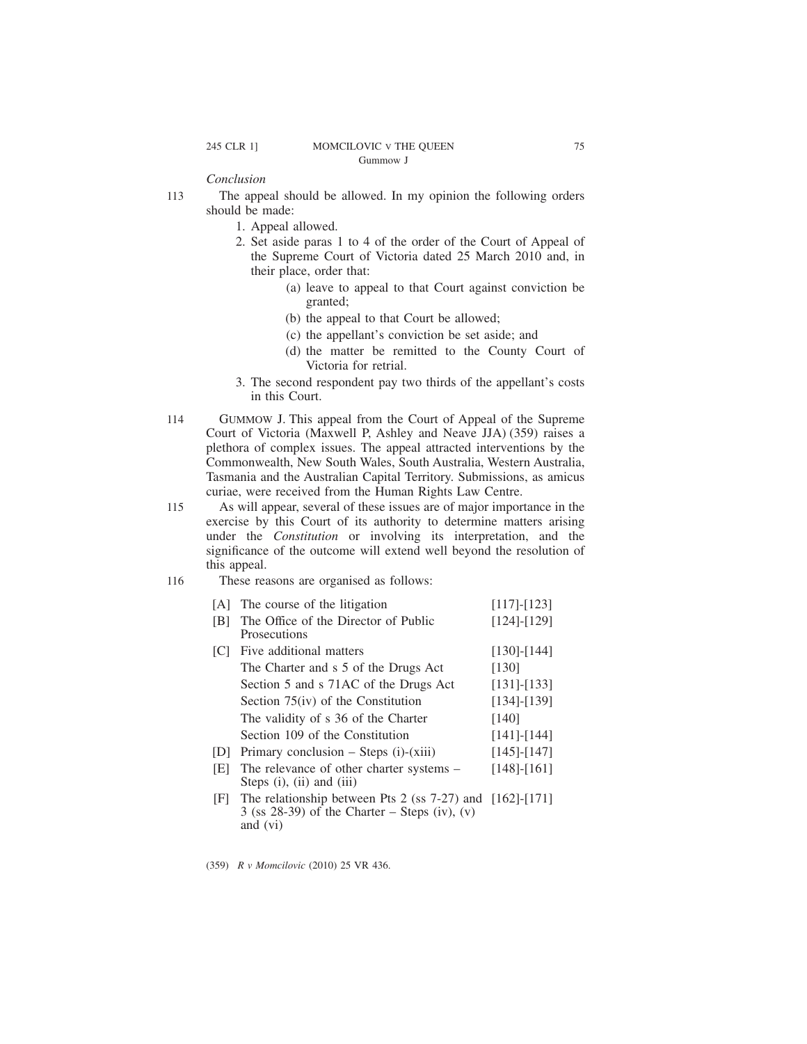*Conclusion*

113 The appeal should be allowed. In my opinion the following orders should be made:

1. Appeal allowed.
2. Set aside paras 1 to 4 of the order of the Court of Appeal of the Supreme Court of Victoria dated 25 March 2010 and, in their place, order that:
   - (a) leave to appeal to that Court against conviction be granted;
   - (b) the appeal to that Court be allowed;
   - (c) the appellant's conviction be set aside; and
   - (d) the matter be remitted to the County Court of Victoria for retrial.
3. The second respondent pay two thirds of the appellant's costs in this Court.

114 GUMMOW J. This appeal from the Court of Appeal of the Supreme Court of Victoria (Maxwell P, Ashley and Neave JJA) (359) raises a plethora of complex issues. The appeal attracted interventions by the Commonwealth, New South Wales, South Australia, Western Australia, Tasmania and the Australian Capital Territory. Submissions, as amicus curiae, were received from the Human Rights Law Centre.

115 As will appear, several of these issues are of major importance in the exercise by this Court of its authority to determine matters arising under the *Constitution* or involving its interpretation, and the significance of the outcome will extend well beyond the resolution of this appeal.

116 These reasons are organised as follows:

| | | |
|---|---|---|
| [A] | The course of the litigation | [117]-[123] |
| [B] | The Office of the Director of Public Prosecutions | [124]-[129] |
| [C] | Five additional matters | [130]-[144] |
| | The Charter and s 5 of the Drugs Act | [130] |
| | Section 5 and s 71AC of the Drugs Act | [131]-[133] |
| | Section 75(iv) of the Constitution | [134]-[139] |
| | The validity of s 36 of the Charter | [140] |
| | Section 109 of the Constitution | [141]-[144] |
| [D] | Primary conclusion – Steps (i)-(xiii) | [145]-[147] |
| [E] | The relevance of other charter systems – Steps (i), (ii) and (iii) | [148]-[161] |
| [F] | The relationship between Pts 2 (ss 7-27) and 3 (ss 28-39) of the Charter – Steps (iv), (v) and (vi) | [162]-[171] |

(359) *R v Momcilovic* (2010) 25 VR 436.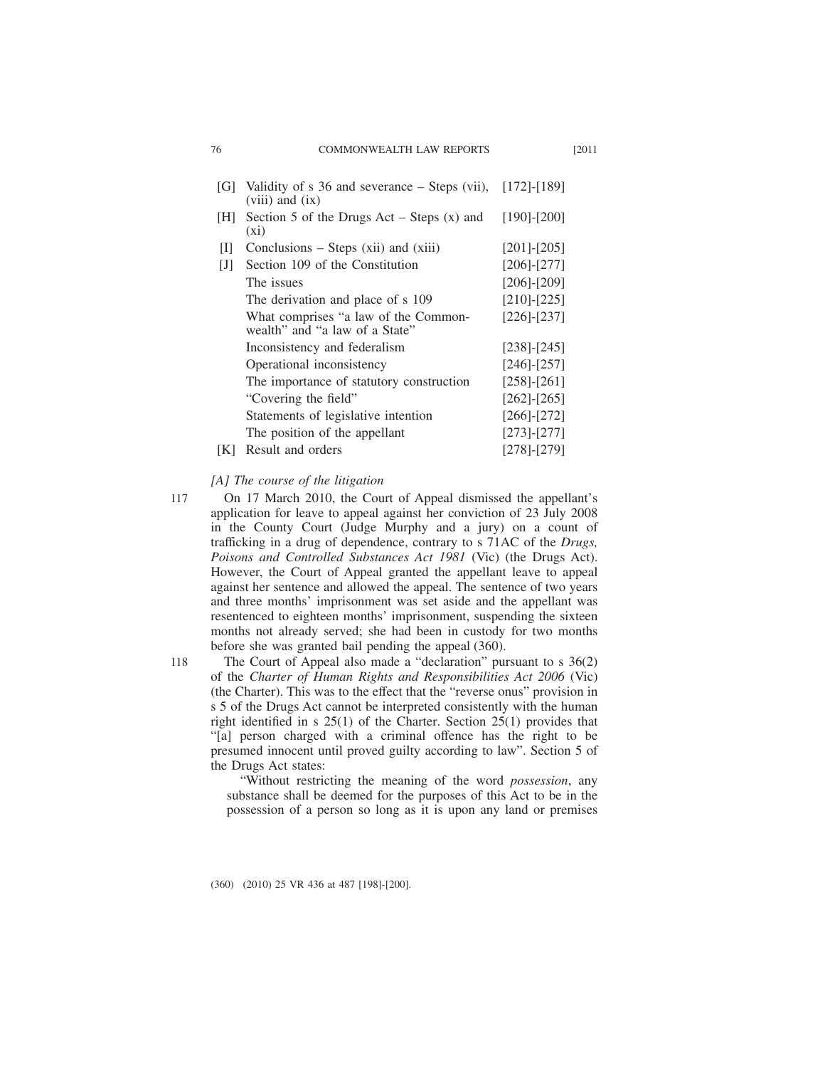| | | |
|---|---|---|
| [G] | Validity of s 36 and severance – Steps (vii), (viii) and (ix) | [172]-[189] |
| [H] | Section 5 of the Drugs Act – Steps (x) and (xi) | [190]-[200] |
| [I] | Conclusions – Steps (xii) and (xiii) | [201]-[205] |
| [J] | Section 109 of the Constitution | [206]-[277] |
| | The issues | [206]-[209] |
| | The derivation and place of s 109 | [210]-[225] |
| | What comprises "a law of the Commonwealth" and "a law of a State" | [226]-[237] |
| | Inconsistency and federalism | [238]-[245] |
| | Operational inconsistency | [246]-[257] |
| | The importance of statutory construction | [258]-[261] |
| | "Covering the field" | [262]-[265] |
| | Statements of legislative intention | [266]-[272] |
| | The position of the appellant | [273]-[277] |
| [K] | Result and orders | [278]-[279] |

*[A] The course of the litigation*

117 On 17 March 2010, the Court of Appeal dismissed the appellant's application for leave to appeal against her conviction of 23 July 2008 in the County Court (Judge Murphy and a jury) on a count of trafficking in a drug of dependence, contrary to s 71AC of the *Drugs, Poisons and Controlled Substances Act 1981* (Vic) (the Drugs Act). However, the Court of Appeal granted the appellant leave to appeal against her sentence and allowed the appeal. The sentence of two years and three months' imprisonment was set aside and the appellant was resentenced to eighteen months' imprisonment, suspending the sixteen months not already served; she had been in custody for two months before she was granted bail pending the appeal (360).

118 The Court of Appeal also made a "declaration" pursuant to s 36(2) of the *Charter of Human Rights and Responsibilities Act 2006* (Vic) (the Charter). This was to the effect that the "reverse onus" provision in s 5 of the Drugs Act cannot be interpreted consistently with the human right identified in s 25(1) of the Charter. Section 25(1) provides that "[a] person charged with a criminal offence has the right to be presumed innocent until proved guilty according to law". Section 5 of the Drugs Act states:

> "Without restricting the meaning of the word *possession*, any substance shall be deemed for the purposes of this Act to be in the possession of a person so long as it is upon any land or premises

(360) (2010) 25 VR 436 at 487 [198]-[200].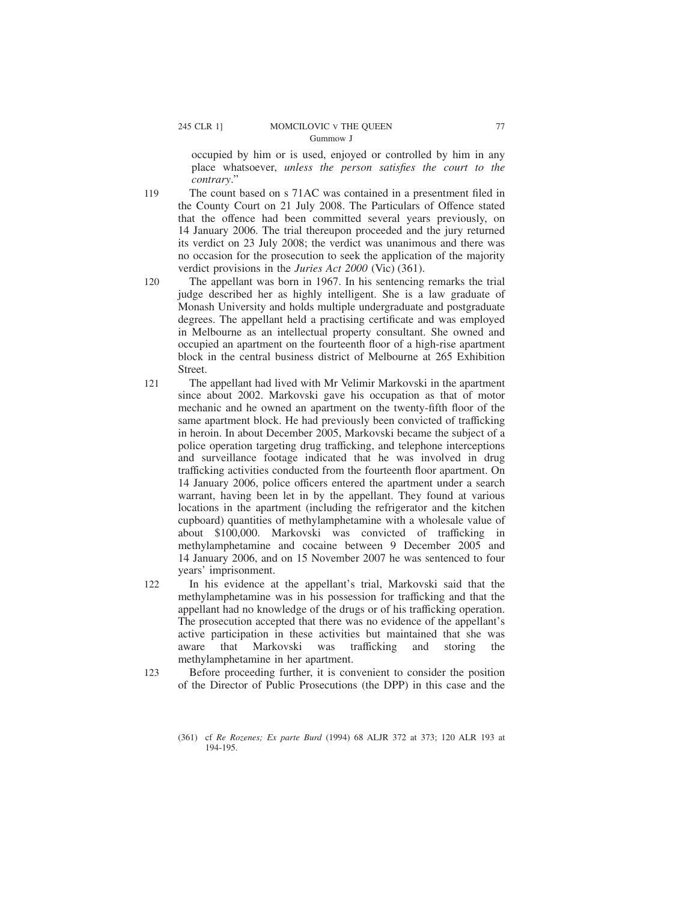occupied by him or is used, enjoyed or controlled by him in any place whatsoever, *unless the person satisfies the court to the contrary*."

119 The count based on s 71AC was contained in a presentment filed in the County Court on 21 July 2008. The Particulars of Offence stated that the offence had been committed several years previously, on 14 January 2006. The trial thereupon proceeded and the jury returned its verdict on 23 July 2008; the verdict was unanimous and there was no occasion for the prosecution to seek the application of the majority verdict provisions in the *Juries Act 2000* (Vic) (361).

120 The appellant was born in 1967. In his sentencing remarks the trial judge described her as highly intelligent. She is a law graduate of Monash University and holds multiple undergraduate and postgraduate degrees. The appellant held a practising certificate and was employed in Melbourne as an intellectual property consultant. She owned and occupied an apartment on the fourteenth floor of a high-rise apartment block in the central business district of Melbourne at 265 Exhibition Street.

121 The appellant had lived with Mr Velimir Markovski in the apartment since about 2002. Markovski gave his occupation as that of motor mechanic and he owned an apartment on the twenty-fifth floor of the same apartment block. He had previously been convicted of trafficking in heroin. In about December 2005, Markovski became the subject of a police operation targeting drug trafficking, and telephone interceptions and surveillance footage indicated that he was involved in drug trafficking activities conducted from the fourteenth floor apartment. On 14 January 2006, police officers entered the apartment under a search warrant, having been let in by the appellant. They found at various locations in the apartment (including the refrigerator and the kitchen cupboard) quantities of methylamphetamine with a wholesale value of about $100,000. Markovski was convicted of trafficking in methylamphetamine and cocaine between 9 December 2005 and 14 January 2006, and on 15 November 2007 he was sentenced to four years' imprisonment.

122 In his evidence at the appellant's trial, Markovski said that the methylamphetamine was in his possession for trafficking and that the appellant had no knowledge of the drugs or of his trafficking operation. The prosecution accepted that there was no evidence of the appellant's active participation in these activities but maintained that she was aware that Markovski was trafficking and storing the methylamphetamine in her apartment.

123 Before proceeding further, it is convenient to consider the position of the Director of Public Prosecutions (the DPP) in this case and the

(361) cf *Re Rozenes; Ex parte Burd* (1994) 68 ALJR 372 at 373; 120 ALR 193 at 194-195.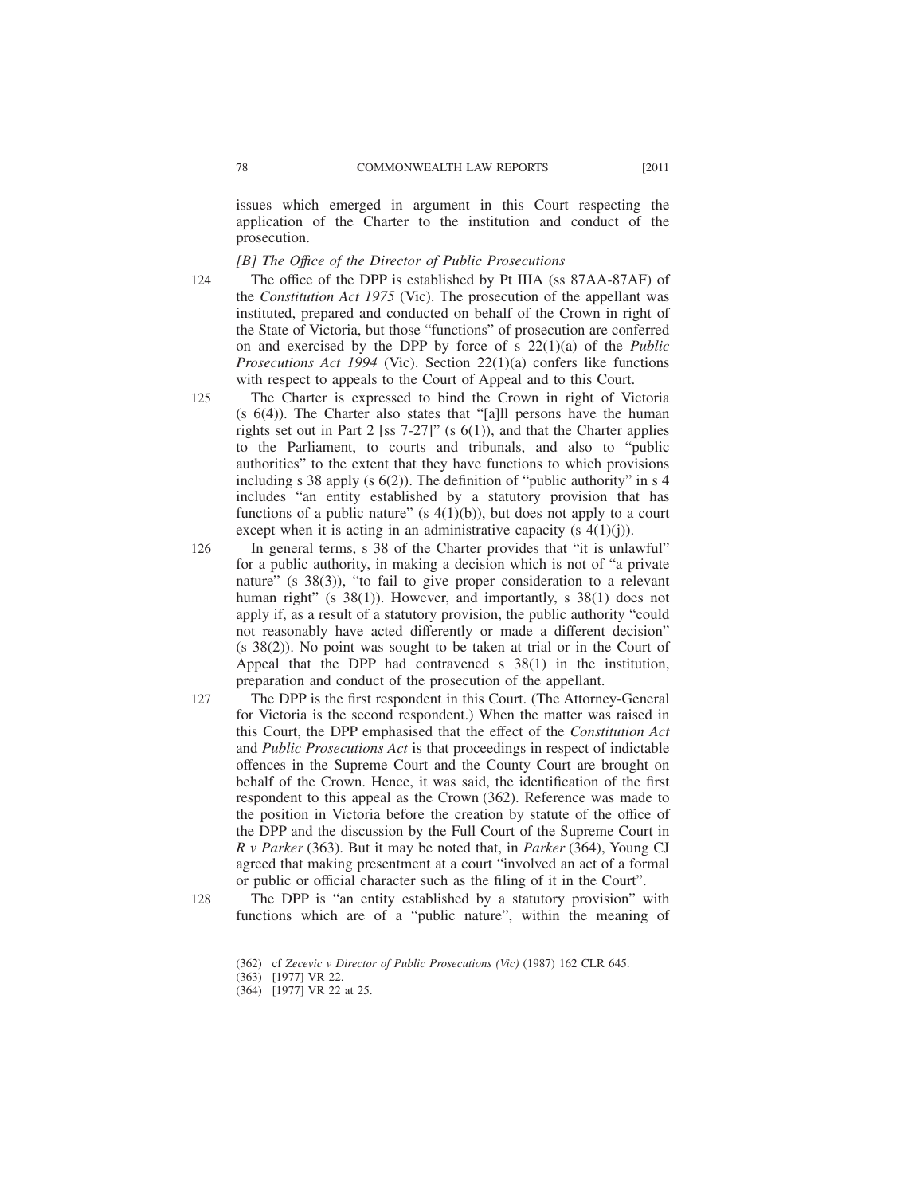issues which emerged in argument in this Court respecting the application of the Charter to the institution and conduct of the prosecution.

*[B] The Office of the Director of Public Prosecutions*

124 The office of the DPP is established by Pt IIIA (ss 87AA-87AF) of the *Constitution Act 1975* (Vic). The prosecution of the appellant was instituted, prepared and conducted on behalf of the Crown in right of the State of Victoria, but those "functions" of prosecution are conferred on and exercised by the DPP by force of s 22(1)(a) of the *Public Prosecutions Act 1994* (Vic). Section 22(1)(a) confers like functions with respect to appeals to the Court of Appeal and to this Court.

125 The Charter is expressed to bind the Crown in right of Victoria (s 6(4)). The Charter also states that "[a]ll persons have the human rights set out in Part 2 [ss 7-27]" (s 6(1)), and that the Charter applies to the Parliament, to courts and tribunals, and also to "public authorities" to the extent that they have functions to which provisions including s 38 apply (s 6(2)). The definition of "public authority" in s 4 includes "an entity established by a statutory provision that has functions of a public nature" (s 4(1)(b)), but does not apply to a court except when it is acting in an administrative capacity (s 4(1)(j)).

126 In general terms, s 38 of the Charter provides that "it is unlawful" for a public authority, in making a decision which is not of "a private nature" (s 38(3)), "to fail to give proper consideration to a relevant human right" (s 38(1)). However, and importantly, s 38(1) does not apply if, as a result of a statutory provision, the public authority "could not reasonably have acted differently or made a different decision" (s 38(2)). No point was sought to be taken at trial or in the Court of Appeal that the DPP had contravened s 38(1) in the institution, preparation and conduct of the prosecution of the appellant.

127 The DPP is the first respondent in this Court. (The Attorney-General for Victoria is the second respondent.) When the matter was raised in this Court, the DPP emphasised that the effect of the *Constitution Act* and *Public Prosecutions Act* is that proceedings in respect of indictable offences in the Supreme Court and the County Court are brought on behalf of the Crown. Hence, it was said, the identification of the first respondent to this appeal as the Crown (362). Reference was made to the position in Victoria before the creation by statute of the office of the DPP and the discussion by the Full Court of the Supreme Court in *R v Parker* (363). But it may be noted that, in *Parker* (364), Young CJ agreed that making presentment at a court "involved an act of a formal or public or official character such as the filing of it in the Court".

128 The DPP is "an entity established by a statutory provision" with functions which are of a "public nature", within the meaning of

(362) cf *Zecevic v Director of Public Prosecutions (Vic)* (1987) 162 CLR 645.

(363) [1977] VR 22.

(364) [1977] VR 22 at 25.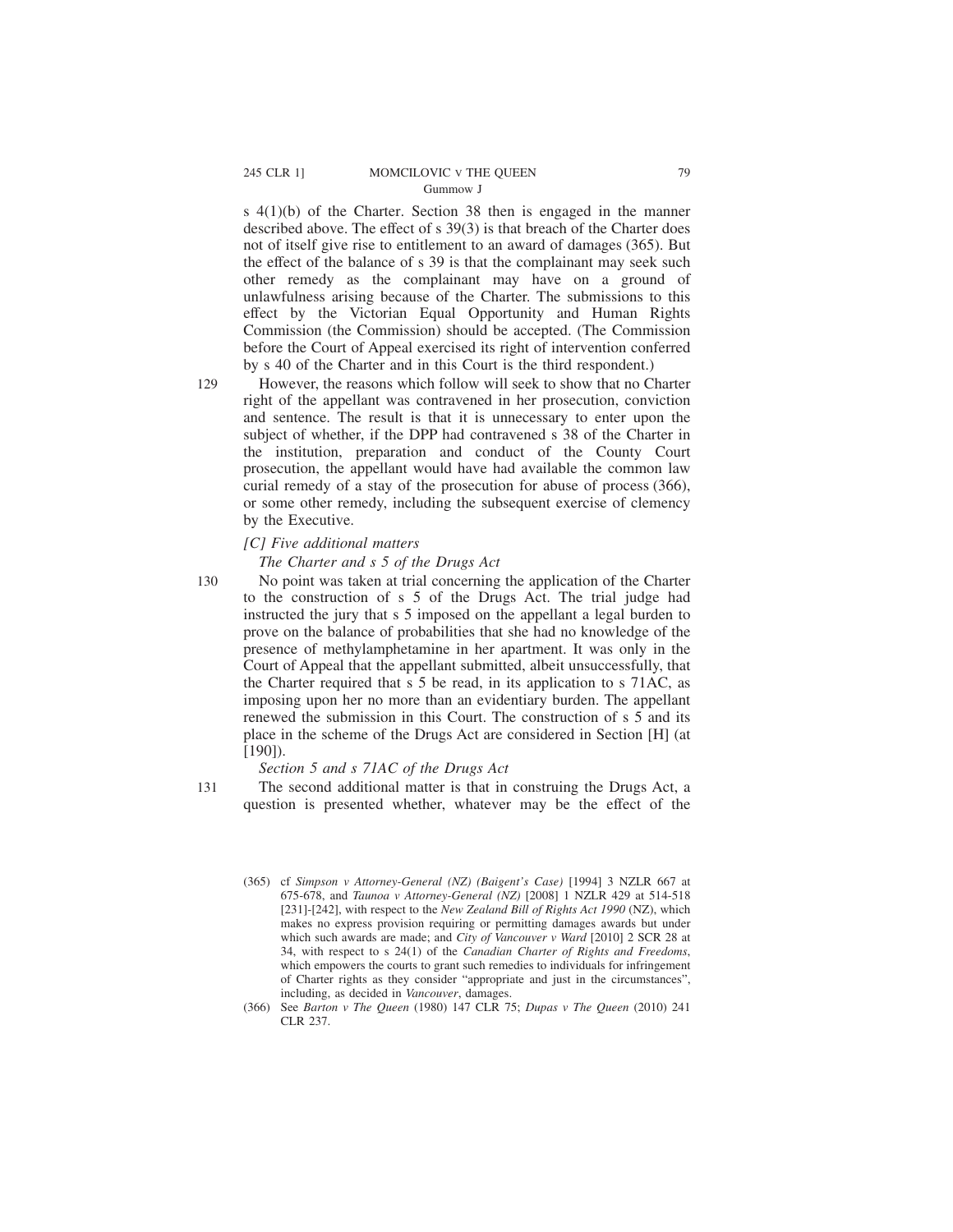s 4(1)(b) of the Charter. Section 38 then is engaged in the manner described above. The effect of s 39(3) is that breach of the Charter does not of itself give rise to entitlement to an award of damages (365). But the effect of the balance of s 39 is that the complainant may seek such other remedy as the complainant may have on a ground of unlawfulness arising because of the Charter. The submissions to this effect by the Victorian Equal Opportunity and Human Rights Commission (the Commission) should be accepted. (The Commission before the Court of Appeal exercised its right of intervention conferred by s 40 of the Charter and in this Court is the third respondent.)

129 However, the reasons which follow will seek to show that no Charter right of the appellant was contravened in her prosecution, conviction and sentence. The result is that it is unnecessary to enter upon the subject of whether, if the DPP had contravened s 38 of the Charter in the institution, preparation and conduct of the County Court prosecution, the appellant would have had available the common law curial remedy of a stay of the prosecution for abuse of process (366), or some other remedy, including the subsequent exercise of clemency by the Executive.

*[C] Five additional matters*

*The Charter and s 5 of the Drugs Act*

130 No point was taken at trial concerning the application of the Charter to the construction of s 5 of the Drugs Act. The trial judge had instructed the jury that s 5 imposed on the appellant a legal burden to prove on the balance of probabilities that she had no knowledge of the presence of methylamphetamine in her apartment. It was only in the Court of Appeal that the appellant submitted, albeit unsuccessfully, that the Charter required that s 5 be read, in its application to s 71AC, as imposing upon her no more than an evidentiary burden. The appellant renewed the submission in this Court. The construction of s 5 and its place in the scheme of the Drugs Act are considered in Section [H] (at [190]).

*Section 5 and s 71AC of the Drugs Act*

131 The second additional matter is that in construing the Drugs Act, a question is presented whether, whatever may be the effect of the

(365) cf *Simpson v Attorney-General (NZ) (Baigent's Case)* [1994] 3 NZLR 667 at 675-678, and *Taunoa v Attorney-General (NZ)* [2008] 1 NZLR 429 at 514-518 [231]-[242], with respect to the *New Zealand Bill of Rights Act 1990* (NZ), which makes no express provision requiring or permitting damages awards but under which such awards are made; and *City of Vancouver v Ward* [2010] 2 SCR 28 at 34, with respect to s 24(1) of the *Canadian Charter of Rights and Freedoms*, which empowers the courts to grant such remedies to individuals for infringement of Charter rights as they consider "appropriate and just in the circumstances", including, as decided in *Vancouver*, damages.

(366) See *Barton v The Queen* (1980) 147 CLR 75; *Dupas v The Queen* (2010) 241 CLR 237.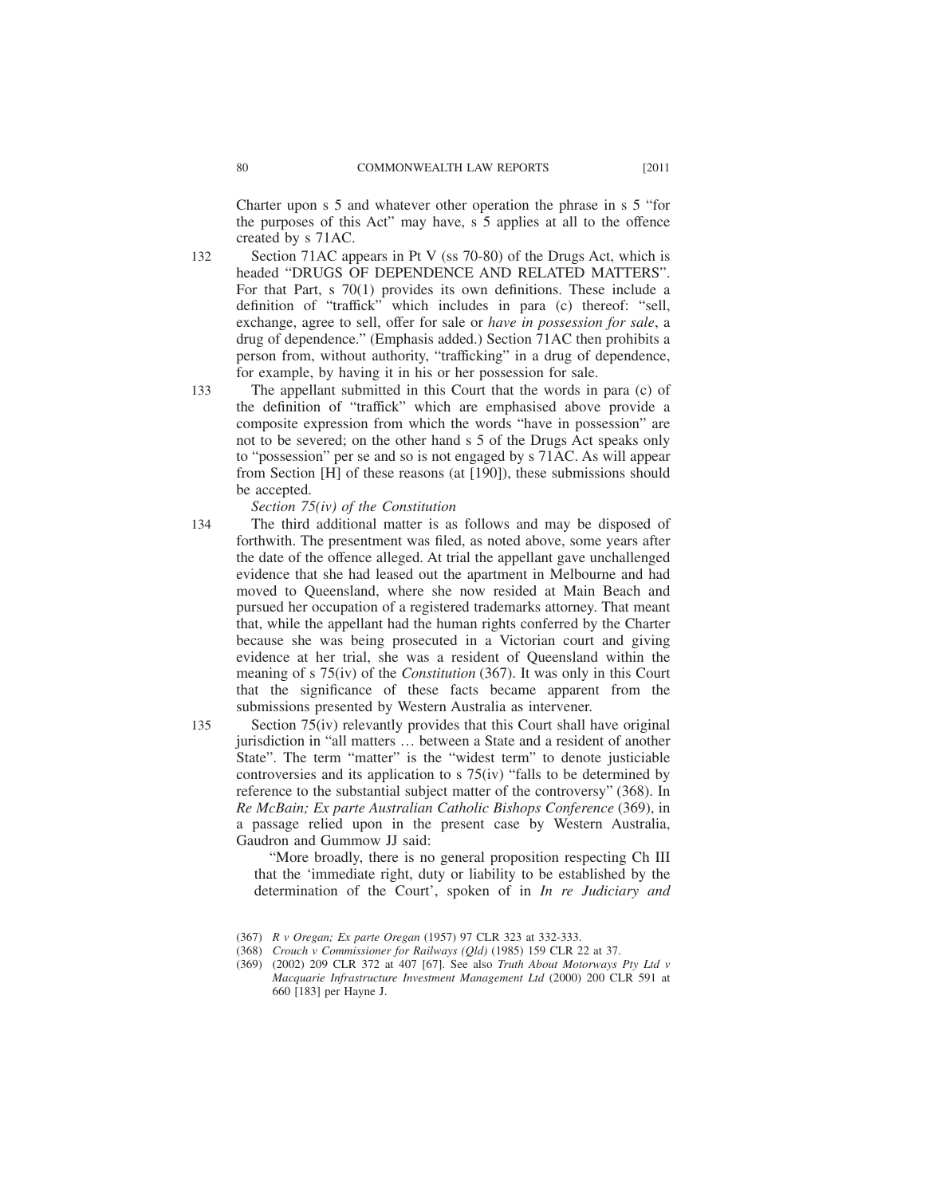Charter upon s 5 and whatever other operation the phrase in s 5 "for the purposes of this Act" may have, s 5 applies at all to the offence created by s 71AC.

132 Section 71AC appears in Pt V (ss 70-80) of the Drugs Act, which is headed "DRUGS OF DEPENDENCE AND RELATED MATTERS". For that Part, s 70(1) provides its own definitions. These include a definition of "traffick" which includes in para (c) thereof: "sell, exchange, agree to sell, offer for sale or *have in possession for sale*, a drug of dependence." (Emphasis added.) Section 71AC then prohibits a person from, without authority, "trafficking" in a drug of dependence, for example, by having it in his or her possession for sale.

133 The appellant submitted in this Court that the words in para (c) of the definition of "traffick" which are emphasised above provide a composite expression from which the words "have in possession" are not to be severed; on the other hand s 5 of the Drugs Act speaks only to "possession" per se and so is not engaged by s 71AC. As will appear from Section [H] of these reasons (at [190]), these submissions should be accepted.

*Section 75(iv) of the Constitution*

134 The third additional matter is as follows and may be disposed of forthwith. The presentment was filed, as noted above, some years after the date of the offence alleged. At trial the appellant gave unchallenged evidence that she had leased out the apartment in Melbourne and had moved to Queensland, where she now resided at Main Beach and pursued her occupation of a registered trademarks attorney. That meant that, while the appellant had the human rights conferred by the Charter because she was being prosecuted in a Victorian court and giving evidence at her trial, she was a resident of Queensland within the meaning of s 75(iv) of the *Constitution* (367). It was only in this Court that the significance of these facts became apparent from the submissions presented by Western Australia as intervener.

135 Section 75(iv) relevantly provides that this Court shall have original jurisdiction in "all matters … between a State and a resident of another State". The term "matter" is the "widest term" to denote justiciable controversies and its application to s 75(iv) "falls to be determined by reference to the substantial subject matter of the controversy" (368). In *Re McBain; Ex parte Australian Catholic Bishops Conference* (369), in a passage relied upon in the present case by Western Australia, Gaudron and Gummow JJ said:

> "More broadly, there is no general proposition respecting Ch III that the 'immediate right, duty or liability to be established by the determination of the Court', spoken of in *In re Judiciary and*

(367) *R v Oregan; Ex parte Oregan* (1957) 97 CLR 323 at 332-333.

(368) *Crouch v Commissioner for Railways (Qld)* (1985) 159 CLR 22 at 37.

(369) (2002) 209 CLR 372 at 407 [67]. See also *Truth About Motorways Pty Ltd v Macquarie Infrastructure Investment Management Ltd* (2000) 200 CLR 591 at 660 [183] per Hayne J.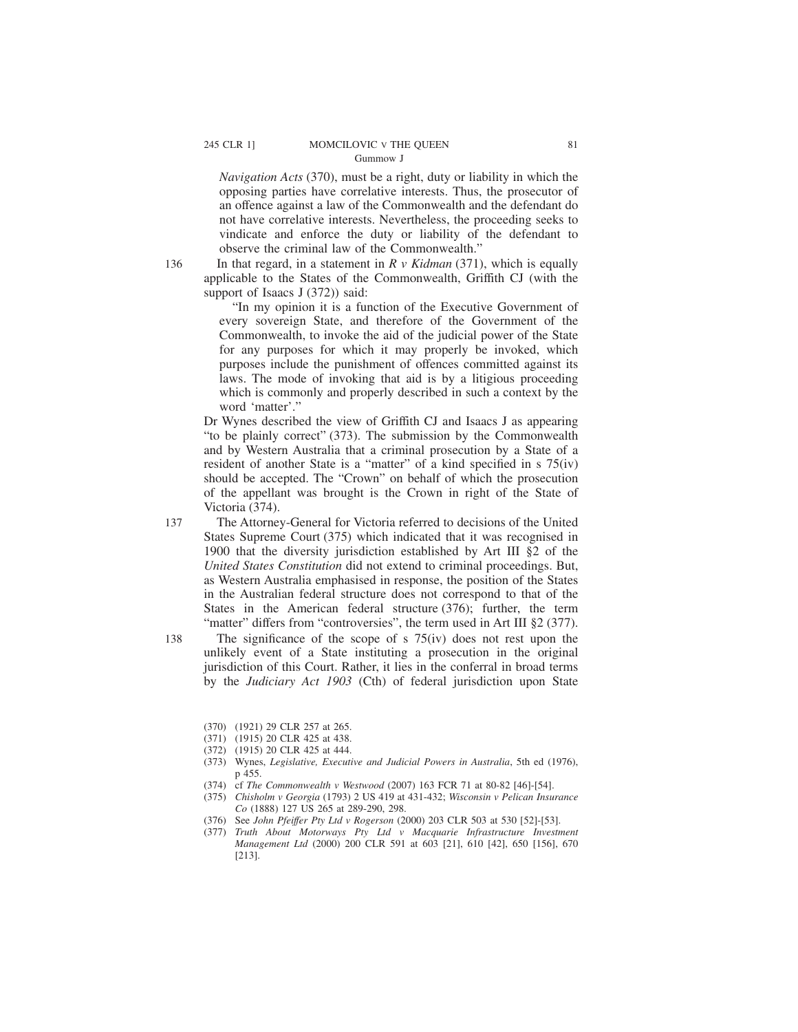*Navigation Acts* (370), must be a right, duty or liability in which the opposing parties have correlative interests. Thus, the prosecutor of an offence against a law of the Commonwealth and the defendant do not have correlative interests. Nevertheless, the proceeding seeks to vindicate and enforce the duty or liability of the defendant to observe the criminal law of the Commonwealth."

136 In that regard, in a statement in *R v Kidman* (371), which is equally applicable to the States of the Commonwealth, Griffith CJ (with the support of Isaacs J (372)) said:

> "In my opinion it is a function of the Executive Government of every sovereign State, and therefore of the Government of the Commonwealth, to invoke the aid of the judicial power of the State for any purposes for which it may properly be invoked, which purposes include the punishment of offences committed against its laws. The mode of invoking that aid is by a litigious proceeding which is commonly and properly described in such a context by the word 'matter'."

Dr Wynes described the view of Griffith CJ and Isaacs J as appearing "to be plainly correct" (373). The submission by the Commonwealth and by Western Australia that a criminal prosecution by a State of a resident of another State is a "matter" of a kind specified in s 75(iv) should be accepted. The "Crown" on behalf of which the prosecution of the appellant was brought is the Crown in right of the State of Victoria (374).

137 The Attorney-General for Victoria referred to decisions of the United States Supreme Court (375) which indicated that it was recognised in 1900 that the diversity jurisdiction established by Art III §2 of the *United States Constitution* did not extend to criminal proceedings. But, as Western Australia emphasised in response, the position of the States in the Australian federal structure does not correspond to that of the States in the American federal structure (376); further, the term "matter" differs from "controversies", the term used in Art III §2 (377).

138 The significance of the scope of s 75(iv) does not rest upon the unlikely event of a State instituting a prosecution in the original jurisdiction of this Court. Rather, it lies in the conferral in broad terms by the *Judiciary Act 1903* (Cth) of federal jurisdiction upon State

(370) (1921) 29 CLR 257 at 265.

(371) (1915) 20 CLR 425 at 438.

(372) (1915) 20 CLR 425 at 444.

(373) Wynes, *Legislative, Executive and Judicial Powers in Australia*, 5th ed (1976), p 455.

(374) cf *The Commonwealth v Westwood* (2007) 163 FCR 71 at 80-82 [46]-[54].

(375) *Chisholm v Georgia* (1793) 2 US 419 at 431-432; *Wisconsin v Pelican Insurance Co* (1888) 127 US 265 at 289-290, 298.

(376) See *John Pfeiffer Pty Ltd v Rogerson* (2000) 203 CLR 503 at 530 [52]-[53].

(377) *Truth About Motorways Pty Ltd v Macquarie Infrastructure Investment Management Ltd* (2000) 200 CLR 591 at 603 [21], 610 [42], 650 [156], 670 [213].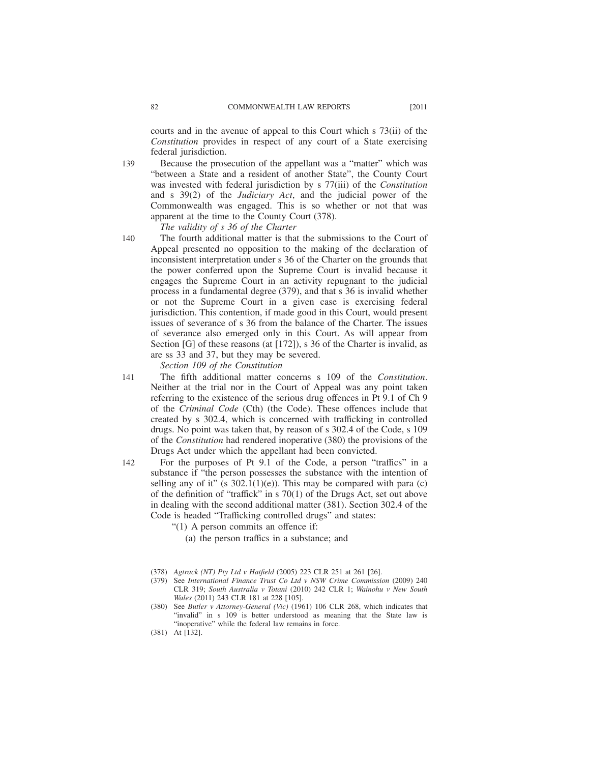courts and in the avenue of appeal to this Court which s 73(ii) of the *Constitution* provides in respect of any court of a State exercising federal jurisdiction.

139 Because the prosecution of the appellant was a "matter" which was "between a State and a resident of another State", the County Court was invested with federal jurisdiction by s 77(iii) of the *Constitution* and s 39(2) of the *Judiciary Act*, and the judicial power of the Commonwealth was engaged. This is so whether or not that was apparent at the time to the County Court (378).

*The validity of s 36 of the Charter*

140 The fourth additional matter is that the submissions to the Court of Appeal presented no opposition to the making of the declaration of inconsistent interpretation under s 36 of the Charter on the grounds that the power conferred upon the Supreme Court is invalid because it engages the Supreme Court in an activity repugnant to the judicial process in a fundamental degree (379), and that s 36 is invalid whether or not the Supreme Court in a given case is exercising federal jurisdiction. This contention, if made good in this Court, would present issues of severance of s 36 from the balance of the Charter. The issues of severance also emerged only in this Court. As will appear from Section [G] of these reasons (at [172]), s 36 of the Charter is invalid, as are ss 33 and 37, but they may be severed.

*Section 109 of the Constitution*

141 The fifth additional matter concerns s 109 of the *Constitution*. Neither at the trial nor in the Court of Appeal was any point taken referring to the existence of the serious drug offences in Pt 9.1 of Ch 9 of the *Criminal Code* (Cth) (the Code). These offences include that created by s 302.4, which is concerned with trafficking in controlled drugs. No point was taken that, by reason of s 302.4 of the Code, s 109 of the *Constitution* had rendered inoperative (380) the provisions of the Drugs Act under which the appellant had been convicted.

142 For the purposes of Pt 9.1 of the Code, a person "traffics" in a substance if "the person possesses the substance with the intention of selling any of it" (s 302.1(1)(e)). This may be compared with para (c) of the definition of "traffick" in s 70(1) of the Drugs Act, set out above in dealing with the second additional matter (381). Section 302.4 of the Code is headed "Trafficking controlled drugs" and states:

> "(1) A person commits an offence if:
>
> (a) the person traffics in a substance; and

(378) *Agtrack (NT) Pty Ltd v Hatfield* (2005) 223 CLR 251 at 261 [26].

(379) See *International Finance Trust Co Ltd v NSW Crime Commission* (2009) 240 CLR 319; *South Australia v Totani* (2010) 242 CLR 1; *Wainohu v New South Wales* (2011) 243 CLR 181 at 228 [105].

(380) See *Butler v Attorney-General (Vic)* (1961) 106 CLR 268, which indicates that "invalid" in s 109 is better understood as meaning that the State law is "inoperative" while the federal law remains in force.

(381) At [132].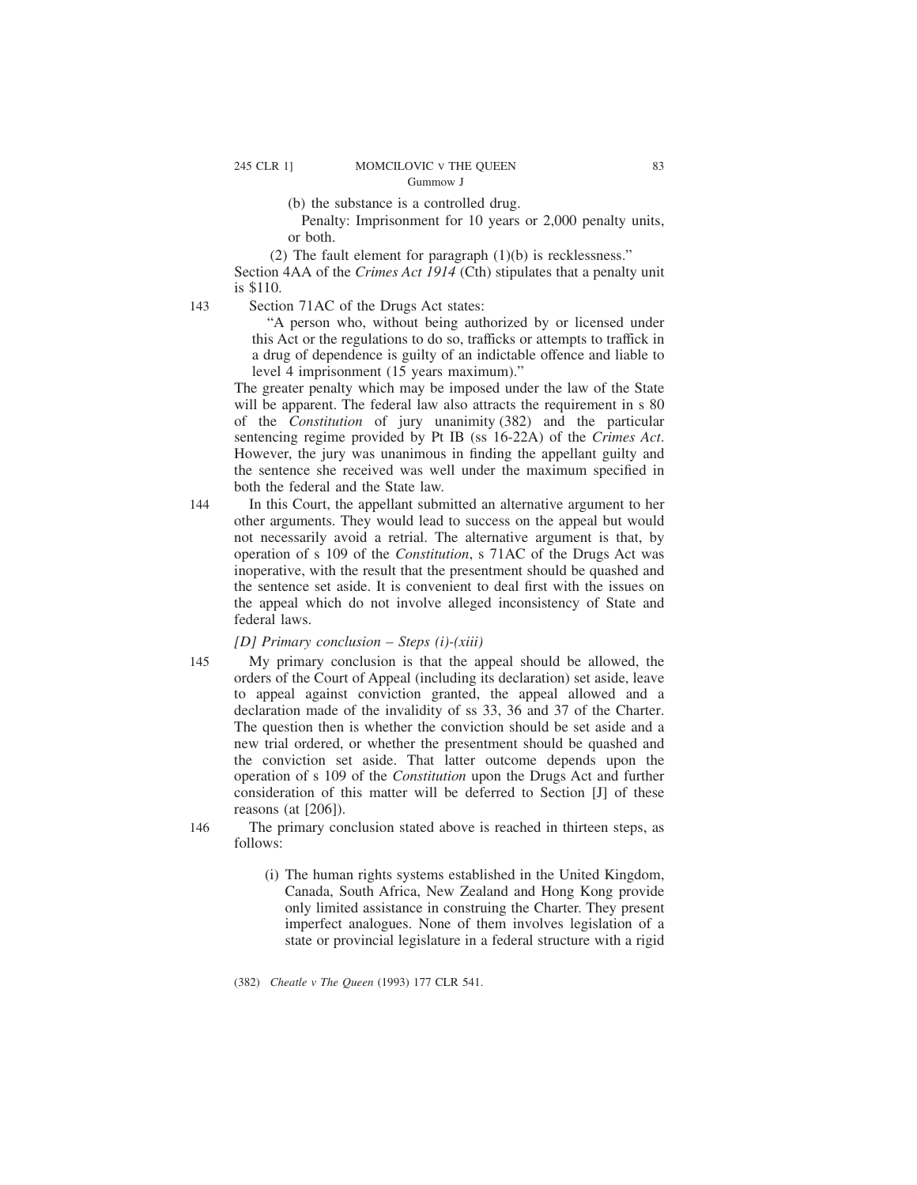(b) the substance is a controlled drug.

Penalty: Imprisonment for 10 years or 2,000 penalty units, or both.

(2) The fault element for paragraph (1)(b) is recklessness."

Section 4AA of the *Crimes Act 1914* (Cth) stipulates that a penalty unit is $110.

143 Section 71AC of the Drugs Act states:

"A person who, without being authorized by or licensed under this Act or the regulations to do so, trafficks or attempts to traffick in a drug of dependence is guilty of an indictable offence and liable to level 4 imprisonment (15 years maximum)."

The greater penalty which may be imposed under the law of the State will be apparent. The federal law also attracts the requirement in s 80 of the *Constitution* of jury unanimity (382) and the particular sentencing regime provided by Pt IB (ss 16-22A) of the *Crimes Act*. However, the jury was unanimous in finding the appellant guilty and the sentence she received was well under the maximum specified in both the federal and the State law.

144 In this Court, the appellant submitted an alternative argument to her other arguments. They would lead to success on the appeal but would not necessarily avoid a retrial. The alternative argument is that, by operation of s 109 of the *Constitution*, s 71AC of the Drugs Act was inoperative, with the result that the presentment should be quashed and the sentence set aside. It is convenient to deal first with the issues on the appeal which do not involve alleged inconsistency of State and federal laws.

*[D] Primary conclusion – Steps (i)-(xiii)*

145 My primary conclusion is that the appeal should be allowed, the orders of the Court of Appeal (including its declaration) set aside, leave to appeal against conviction granted, the appeal allowed and a declaration made of the invalidity of ss 33, 36 and 37 of the Charter. The question then is whether the conviction should be set aside and a new trial ordered, or whether the presentment should be quashed and the conviction set aside. That latter outcome depends upon the operation of s 109 of the *Constitution* upon the Drugs Act and further consideration of this matter will be deferred to Section [J] of these reasons (at [206]).

146 The primary conclusion stated above is reached in thirteen steps, as follows:

(i) The human rights systems established in the United Kingdom, Canada, South Africa, New Zealand and Hong Kong provide only limited assistance in construing the Charter. They present imperfect analogues. None of them involves legislation of a state or provincial legislature in a federal structure with a rigid

(382) *Cheatle v The Queen* (1993) 177 CLR 541.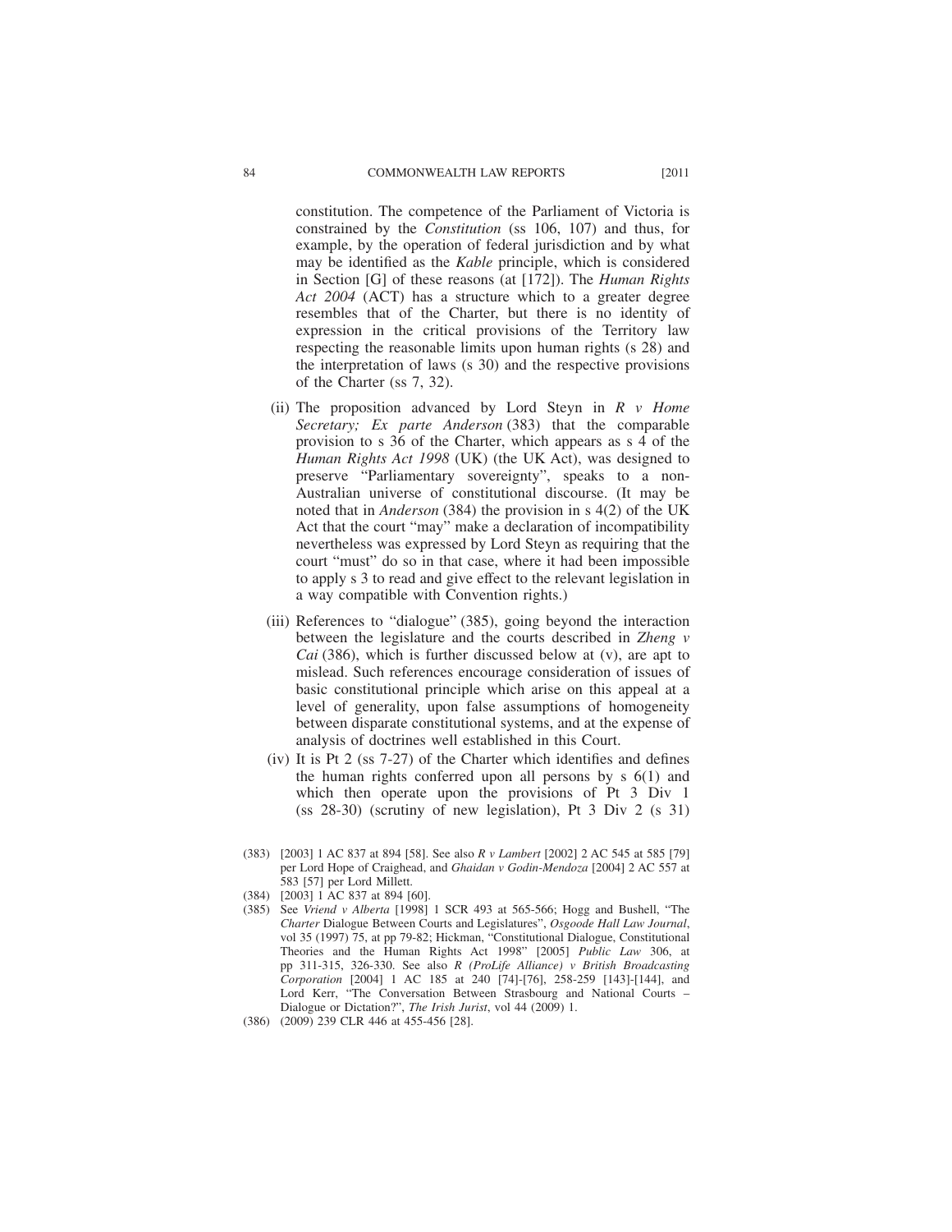constitution. The competence of the Parliament of Victoria is constrained by the *Constitution* (ss 106, 107) and thus, for example, by the operation of federal jurisdiction and by what may be identified as the *Kable* principle, which is considered in Section [G] of these reasons (at [172]). The *Human Rights Act 2004* (ACT) has a structure which to a greater degree resembles that of the Charter, but there is no identity of expression in the critical provisions of the Territory law respecting the reasonable limits upon human rights (s 28) and the interpretation of laws (s 30) and the respective provisions of the Charter (ss 7, 32).

(ii) The proposition advanced by Lord Steyn in *R v Home Secretary; Ex parte Anderson* (383) that the comparable provision to s 36 of the Charter, which appears as s 4 of the *Human Rights Act 1998* (UK) (the UK Act), was designed to preserve "Parliamentary sovereignty", speaks to a non-Australian universe of constitutional discourse. (It may be noted that in *Anderson* (384) the provision in s 4(2) of the UK Act that the court "may" make a declaration of incompatibility nevertheless was expressed by Lord Steyn as requiring that the court "must" do so in that case, where it had been impossible to apply s 3 to read and give effect to the relevant legislation in a way compatible with Convention rights.)

(iii) References to "dialogue" (385), going beyond the interaction between the legislature and the courts described in *Zheng v Cai* (386), which is further discussed below at (v), are apt to mislead. Such references encourage consideration of issues of basic constitutional principle which arise on this appeal at a level of generality, upon false assumptions of homogeneity between disparate constitutional systems, and at the expense of analysis of doctrines well established in this Court.

(iv) It is Pt 2 (ss 7-27) of the Charter which identifies and defines the human rights conferred upon all persons by s 6(1) and which then operate upon the provisions of Pt 3 Div 1 (ss 28-30) (scrutiny of new legislation), Pt 3 Div 2 (s 31)

(383) [2003] 1 AC 837 at 894 [58]. See also *R v Lambert* [2002] 2 AC 545 at 585 [79] per Lord Hope of Craighead, and *Ghaidan v Godin-Mendoza* [2004] 2 AC 557 at 583 [57] per Lord Millett.

(384) [2003] 1 AC 837 at 894 [60].

(385) See *Vriend v Alberta* [1998] 1 SCR 493 at 565-566; Hogg and Bushell, "The *Charter* Dialogue Between Courts and Legislatures", *Osgoode Hall Law Journal*, vol 35 (1997) 75, at pp 79-82; Hickman, "Constitutional Dialogue, Constitutional Theories and the Human Rights Act 1998" [2005] *Public Law* 306, at pp 311-315, 326-330. See also *R (ProLife Alliance) v British Broadcasting Corporation* [2004] 1 AC 185 at 240 [74]-[76], 258-259 [143]-[144], and Lord Kerr, "The Conversation Between Strasbourg and National Courts – Dialogue or Dictation?", *The Irish Jurist*, vol 44 (2009) 1.

(386) (2009) 239 CLR 446 at 455-456 [28].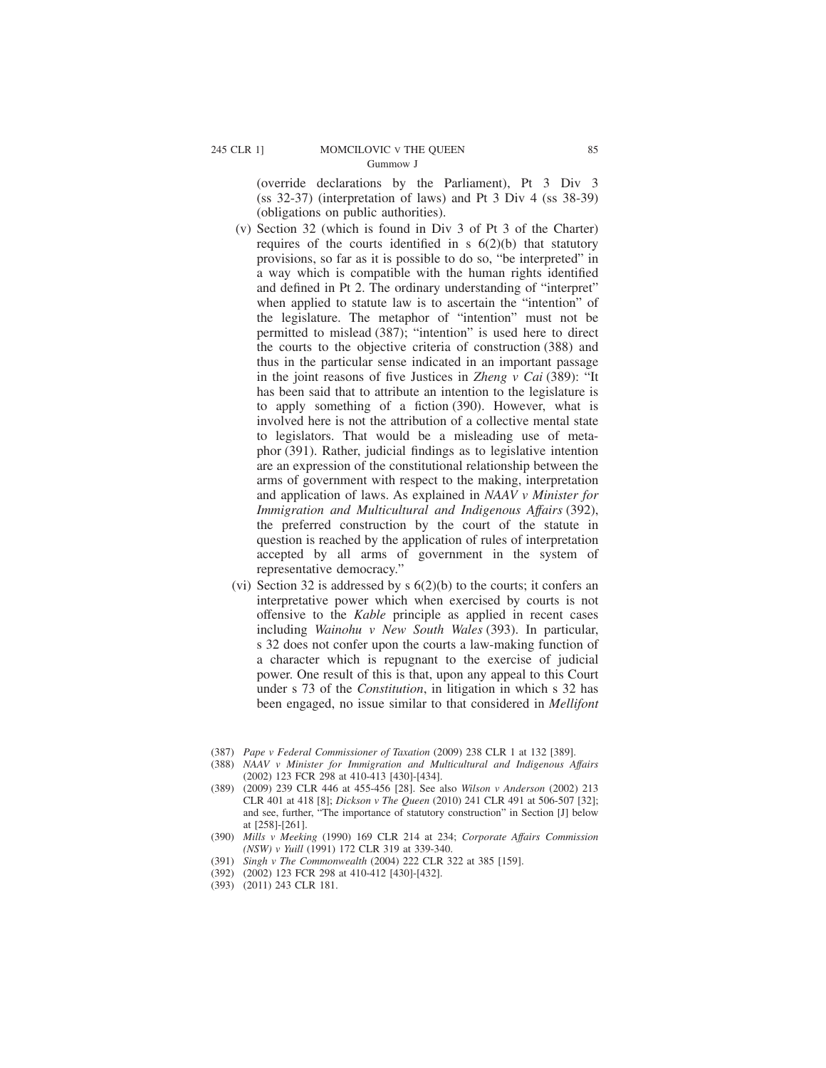(override declarations by the Parliament), Pt 3 Div 3 (ss 32-37) (interpretation of laws) and Pt 3 Div 4 (ss 38-39) (obligations on public authorities).

(v) Section 32 (which is found in Div 3 of Pt 3 of the Charter) requires of the courts identified in s 6(2)(b) that statutory provisions, so far as it is possible to do so, "be interpreted" in a way which is compatible with the human rights identified and defined in Pt 2. The ordinary understanding of "interpret" when applied to statute law is to ascertain the "intention" of the legislature. The metaphor of "intention" must not be permitted to mislead (387); "intention" is used here to direct the courts to the objective criteria of construction (388) and thus in the particular sense indicated in an important passage in the joint reasons of five Justices in *Zheng v Cai* (389): "It has been said that to attribute an intention to the legislature is to apply something of a fiction (390). However, what is involved here is not the attribution of a collective mental state to legislators. That would be a misleading use of metaphor (391). Rather, judicial findings as to legislative intention are an expression of the constitutional relationship between the arms of government with respect to the making, interpretation and application of laws. As explained in *NAAV v Minister for Immigration and Multicultural and Indigenous Affairs* (392), the preferred construction by the court of the statute in question is reached by the application of rules of interpretation accepted by all arms of government in the system of representative democracy."

(vi) Section 32 is addressed by s 6(2)(b) to the courts; it confers an interpretative power which when exercised by courts is not offensive to the *Kable* principle as applied in recent cases including *Wainohu v New South Wales* (393). In particular, s 32 does not confer upon the courts a law-making function of a character which is repugnant to the exercise of judicial power. One result of this is that, upon any appeal to this Court under s 73 of the *Constitution*, in litigation in which s 32 has been engaged, no issue similar to that considered in *Mellifont*

(387) *Pape v Federal Commissioner of Taxation* (2009) 238 CLR 1 at 132 [389].

(388) *NAAV v Minister for Immigration and Multicultural and Indigenous Affairs* (2002) 123 FCR 298 at 410-413 [430]-[434].

(389) (2009) 239 CLR 446 at 455-456 [28]. See also *Wilson v Anderson* (2002) 213 CLR 401 at 418 [8]; *Dickson v The Queen* (2010) 241 CLR 491 at 506-507 [32]; and see, further, "The importance of statutory construction" in Section [J] below at [258]-[261].

(390) *Mills v Meeking* (1990) 169 CLR 214 at 234; *Corporate Affairs Commission (NSW) v Yuill* (1991) 172 CLR 319 at 339-340.

(391) *Singh v The Commonwealth* (2004) 222 CLR 322 at 385 [159].

(392) (2002) 123 FCR 298 at 410-412 [430]-[432].

(393) (2011) 243 CLR 181.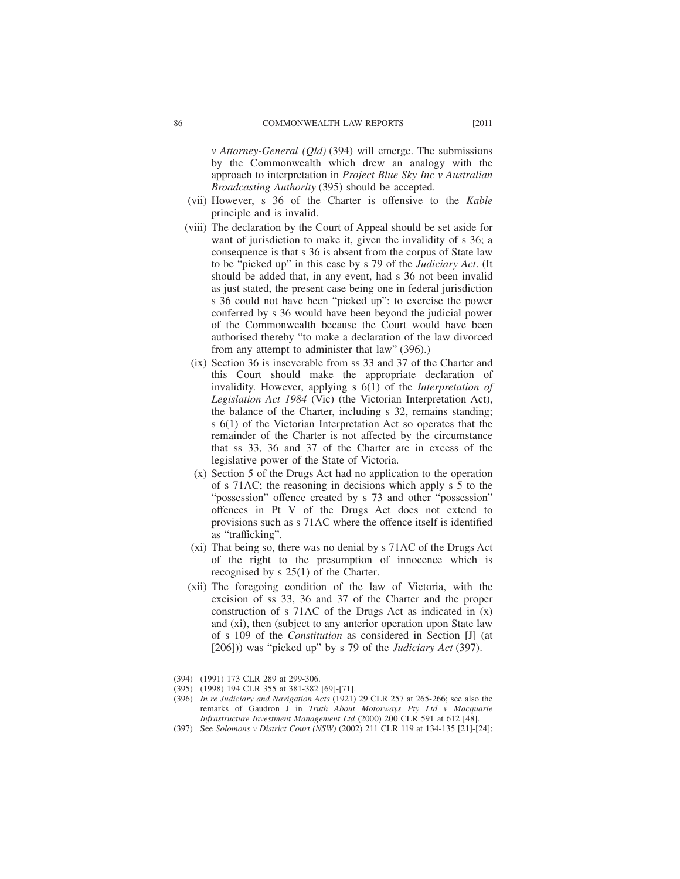*v Attorney-General (Qld)* (394) will emerge. The submissions by the Commonwealth which drew an analogy with the approach to interpretation in *Project Blue Sky Inc v Australian Broadcasting Authority* (395) should be accepted.

(vii) However, s 36 of the Charter is offensive to the *Kable* principle and is invalid.

(viii) The declaration by the Court of Appeal should be set aside for want of jurisdiction to make it, given the invalidity of s 36; a consequence is that s 36 is absent from the corpus of State law to be "picked up" in this case by s 79 of the *Judiciary Act*. (It should be added that, in any event, had s 36 not been invalid as just stated, the present case being one in federal jurisdiction s 36 could not have been "picked up": to exercise the power conferred by s 36 would have been beyond the judicial power of the Commonwealth because the Court would have been authorised thereby "to make a declaration of the law divorced from any attempt to administer that law" (396).)

(ix) Section 36 is inseverable from ss 33 and 37 of the Charter and this Court should make the appropriate declaration of invalidity. However, applying s 6(1) of the *Interpretation of Legislation Act 1984* (Vic) (the Victorian Interpretation Act), the balance of the Charter, including s 32, remains standing; s 6(1) of the Victorian Interpretation Act so operates that the remainder of the Charter is not affected by the circumstance that ss 33, 36 and 37 of the Charter are in excess of the legislative power of the State of Victoria.

(x) Section 5 of the Drugs Act had no application to the operation of s 71AC; the reasoning in decisions which apply s 5 to the "possession" offence created by s 73 and other "possession" offences in Pt V of the Drugs Act does not extend to provisions such as s 71AC where the offence itself is identified as "trafficking".

(xi) That being so, there was no denial by s 71AC of the Drugs Act of the right to the presumption of innocence which is recognised by s 25(1) of the Charter.

(xii) The foregoing condition of the law of Victoria, with the excision of ss 33, 36 and 37 of the Charter and the proper construction of s 71AC of the Drugs Act as indicated in (x) and (xi), then (subject to any anterior operation upon State law of s 109 of the *Constitution* as considered in Section [J] (at [206])) was "picked up" by s 79 of the *Judiciary Act* (397).

(394) (1991) 173 CLR 289 at 299-306.

(395) (1998) 194 CLR 355 at 381-382 [69]-[71].

(396) *In re Judiciary and Navigation Acts* (1921) 29 CLR 257 at 265-266; see also the remarks of Gaudron J in *Truth About Motorways Pty Ltd v Macquarie Infrastructure Investment Management Ltd* (2000) 200 CLR 591 at 612 [48].

(397) See *Solomons v District Court (NSW)* (2002) 211 CLR 119 at 134-135 [21]-[24];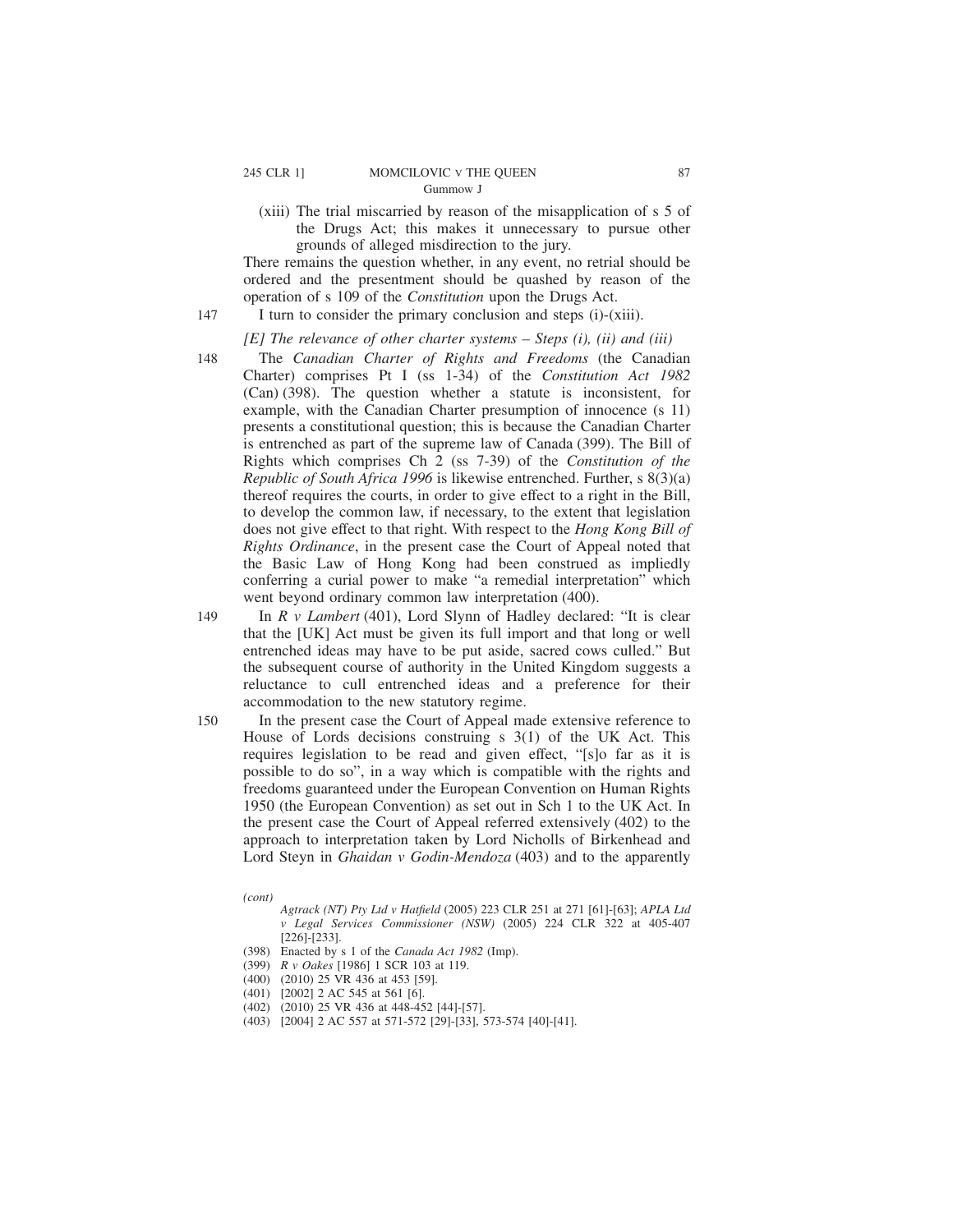(xiii) The trial miscarried by reason of the misapplication of s 5 of the Drugs Act; this makes it unnecessary to pursue other grounds of alleged misdirection to the jury.

There remains the question whether, in any event, no retrial should be ordered and the presentment should be quashed by reason of the operation of s 109 of the *Constitution* upon the Drugs Act.

147 I turn to consider the primary conclusion and steps (i)-(xiii).

*[E] The relevance of other charter systems – Steps (i), (ii) and (iii)*

148 The *Canadian Charter of Rights and Freedoms* (the Canadian Charter) comprises Pt I (ss 1-34) of the *Constitution Act 1982* (Can) (398). The question whether a statute is inconsistent, for example, with the Canadian Charter presumption of innocence (s 11) presents a constitutional question; this is because the Canadian Charter is entrenched as part of the supreme law of Canada (399). The Bill of Rights which comprises Ch 2 (ss 7-39) of the *Constitution of the Republic of South Africa 1996* is likewise entrenched. Further, s 8(3)(a) thereof requires the courts, in order to give effect to a right in the Bill, to develop the common law, if necessary, to the extent that legislation does not give effect to that right. With respect to the *Hong Kong Bill of Rights Ordinance*, in the present case the Court of Appeal noted that the Basic Law of Hong Kong had been construed as impliedly conferring a curial power to make "a remedial interpretation" which went beyond ordinary common law interpretation (400).

149 In *R v Lambert* (401), Lord Slynn of Hadley declared: "It is clear that the [UK] Act must be given its full import and that long or well entrenched ideas may have to be put aside, sacred cows culled." But the subsequent course of authority in the United Kingdom suggests a reluctance to cull entrenched ideas and a preference for their accommodation to the new statutory regime.

150 In the present case the Court of Appeal made extensive reference to House of Lords decisions construing s 3(1) of the UK Act. This requires legislation to be read and given effect, "[s]o far as it is possible to do so", in a way which is compatible with the rights and freedoms guaranteed under the European Convention on Human Rights 1950 (the European Convention) as set out in Sch 1 to the UK Act. In the present case the Court of Appeal referred extensively (402) to the approach to interpretation taken by Lord Nicholls of Birkenhead and Lord Steyn in *Ghaidan v Godin-Mendoza* (403) and to the apparently

---

*(cont)*
*Agtrack (NT) Pty Ltd v Hatfield* (2005) 223 CLR 251 at 271 [61]-[63]; *APLA Ltd v Legal Services Commissioner (NSW)* (2005) 224 CLR 322 at 405-407 [226]-[233].

(398) Enacted by s 1 of the *Canada Act 1982* (Imp).

(399) *R v Oakes* [1986] 1 SCR 103 at 119.

(400) (2010) 25 VR 436 at 453 [59].

(401) [2002] 2 AC 545 at 561 [6].

(402) (2010) 25 VR 436 at 448-452 [44]-[57].

(403) [2004] 2 AC 557 at 571-572 [29]-[33], 573-574 [40]-[41].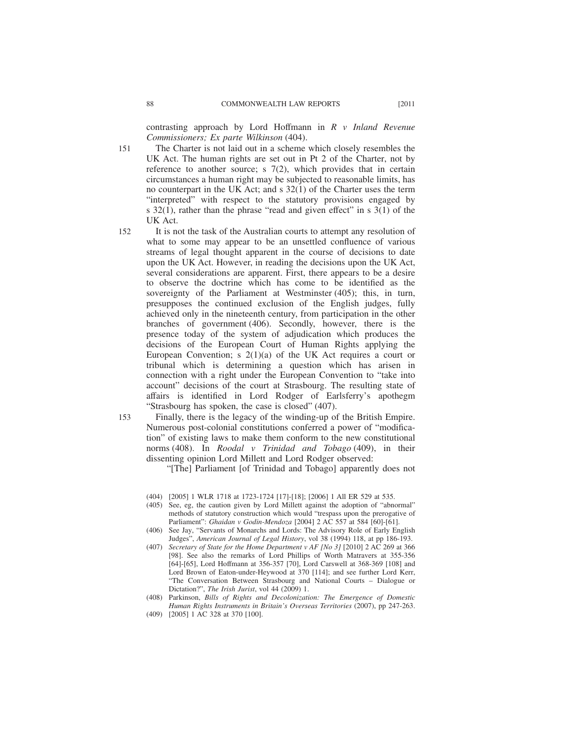contrasting approach by Lord Hoffmann in *R v Inland Revenue Commissioners; Ex parte Wilkinson* (404).

151 The Charter is not laid out in a scheme which closely resembles the UK Act. The human rights are set out in Pt 2 of the Charter, not by reference to another source; s 7(2), which provides that in certain circumstances a human right may be subjected to reasonable limits, has no counterpart in the UK Act; and s 32(1) of the Charter uses the term "interpreted" with respect to the statutory provisions engaged by s 32(1), rather than the phrase "read and given effect" in s 3(1) of the UK Act.

152 It is not the task of the Australian courts to attempt any resolution of what to some may appear to be an unsettled confluence of various streams of legal thought apparent in the course of decisions to date upon the UK Act. However, in reading the decisions upon the UK Act, several considerations are apparent. First, there appears to be a desire to observe the doctrine which has come to be identified as the sovereignty of the Parliament at Westminster (405); this, in turn, presupposes the continued exclusion of the English judges, fully achieved only in the nineteenth century, from participation in the other branches of government (406). Secondly, however, there is the presence today of the system of adjudication which produces the decisions of the European Court of Human Rights applying the European Convention; s 2(1)(a) of the UK Act requires a court or tribunal which is determining a question which has arisen in connection with a right under the European Convention to "take into account" decisions of the court at Strasbourg. The resulting state of affairs is identified in Lord Rodger of Earlsferry's apothegm "Strasbourg has spoken, the case is closed" (407).

153 Finally, there is the legacy of the winding-up of the British Empire. Numerous post-colonial constitutions conferred a power of "modification" of existing laws to make them conform to the new constitutional norms (408). In *Roodal v Trinidad and Tobago* (409), in their dissenting opinion Lord Millett and Lord Rodger observed:

"[The] Parliament [of Trinidad and Tobago] apparently does not

---

(404) [2005] 1 WLR 1718 at 1723-1724 [17]-[18]; [2006] 1 All ER 529 at 535.

(405) See, eg, the caution given by Lord Millett against the adoption of "abnormal" methods of statutory construction which would "trespass upon the prerogative of Parliament": *Ghaidan v Godin-Mendoza* [2004] 2 AC 557 at 584 [60]-[61].

(406) See Jay, "Servants of Monarchs and Lords: The Advisory Role of Early English Judges", *American Journal of Legal History*, vol 38 (1994) 118, at pp 186-193.

(407) *Secretary of State for the Home Department v AF [No 3]* [2010] 2 AC 269 at 366 [98]. See also the remarks of Lord Phillips of Worth Matravers at 355-356 [64]-[65], Lord Hoffmann at 356-357 [70], Lord Carswell at 368-369 [108] and Lord Brown of Eaton-under-Heywood at 370 [114]; and see further Lord Kerr, "The Conversation Between Strasbourg and National Courts – Dialogue or Dictation?", *The Irish Jurist*, vol 44 (2009) 1.

(408) Parkinson, *Bills of Rights and Decolonization: The Emergence of Domestic Human Rights Instruments in Britain's Overseas Territories* (2007), pp 247-263.

(409) [2005] 1 AC 328 at 370 [100].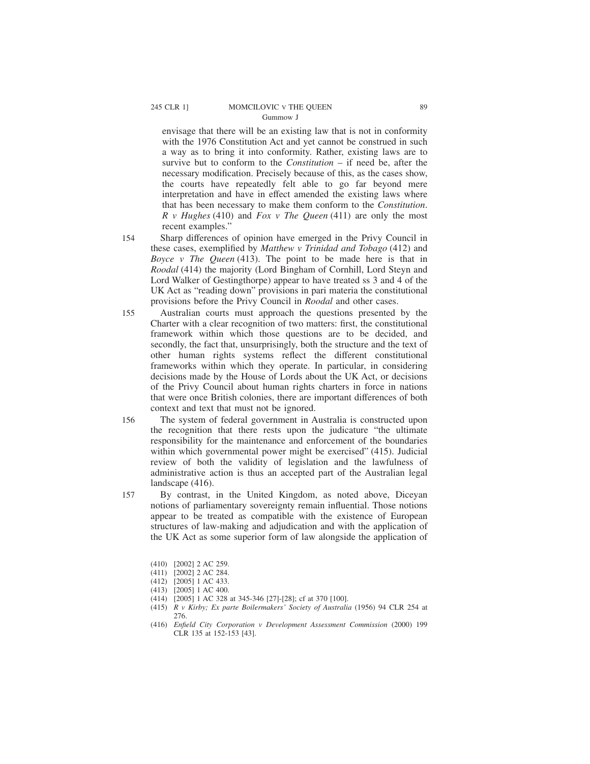envisage that there will be an existing law that is not in conformity with the 1976 Constitution Act and yet cannot be construed in such a way as to bring it into conformity. Rather, existing laws are to survive but to conform to the *Constitution* – if need be, after the necessary modification. Precisely because of this, as the cases show, the courts have repeatedly felt able to go far beyond mere interpretation and have in effect amended the existing laws where that has been necessary to make them conform to the *Constitution*. *R v Hughes* (410) and *Fox v The Queen* (411) are only the most recent examples."

154 Sharp differences of opinion have emerged in the Privy Council in these cases, exemplified by *Matthew v Trinidad and Tobago* (412) and *Boyce v The Queen* (413). The point to be made here is that in *Roodal* (414) the majority (Lord Bingham of Cornhill, Lord Steyn and Lord Walker of Gestingthorpe) appear to have treated ss 3 and 4 of the UK Act as "reading down" provisions in pari materia the constitutional provisions before the Privy Council in *Roodal* and other cases.

155 Australian courts must approach the questions presented by the Charter with a clear recognition of two matters: first, the constitutional framework within which those questions are to be decided, and secondly, the fact that, unsurprisingly, both the structure and the text of other human rights systems reflect the different constitutional frameworks within which they operate. In particular, in considering decisions made by the House of Lords about the UK Act, or decisions of the Privy Council about human rights charters in force in nations that were once British colonies, there are important differences of both context and text that must not be ignored.

156 The system of federal government in Australia is constructed upon the recognition that there rests upon the judicature "the ultimate responsibility for the maintenance and enforcement of the boundaries within which governmental power might be exercised" (415). Judicial review of both the validity of legislation and the lawfulness of administrative action is thus an accepted part of the Australian legal landscape (416).

157 By contrast, in the United Kingdom, as noted above, Diceyan notions of parliamentary sovereignty remain influential. Those notions appear to be treated as compatible with the existence of European structures of law-making and adjudication and with the application of the UK Act as some superior form of law alongside the application of

(410) [2002] 2 AC 259.

(411) [2002] 2 AC 284.

(412) [2005] 1 AC 433.

(413) [2005] 1 AC 400.

(414) [2005] 1 AC 328 at 345-346 [27]-[28]; cf at 370 [100].

(415) *R v Kirby; Ex parte Boilermakers' Society of Australia* (1956) 94 CLR 254 at 276.

(416) *Enfield City Corporation v Development Assessment Commission* (2000) 199 CLR 135 at 152-153 [43].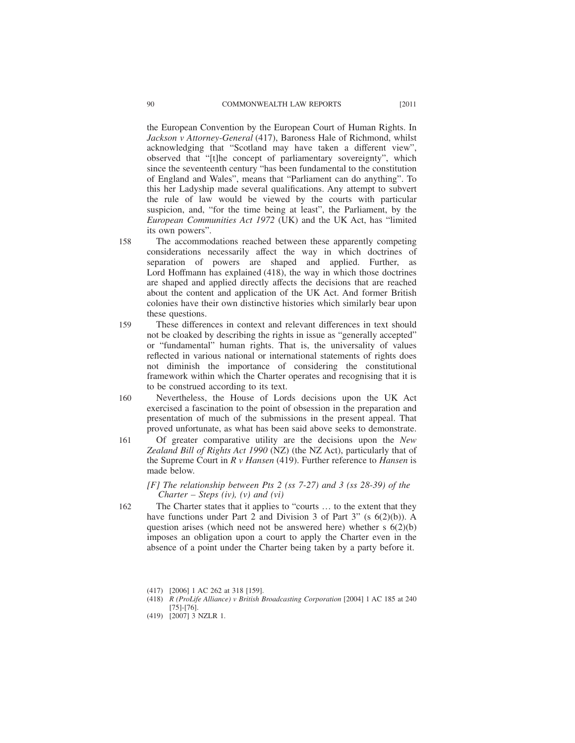the European Convention by the European Court of Human Rights. In *Jackson v Attorney-General* (417), Baroness Hale of Richmond, whilst acknowledging that "Scotland may have taken a different view", observed that "[t]he concept of parliamentary sovereignty", which since the seventeenth century "has been fundamental to the constitution of England and Wales", means that "Parliament can do anything". To this her Ladyship made several qualifications. Any attempt to subvert the rule of law would be viewed by the courts with particular suspicion, and, "for the time being at least", the Parliament, by the *European Communities Act 1972* (UK) and the UK Act, has "limited its own powers".

158 The accommodations reached between these apparently competing considerations necessarily affect the way in which doctrines of separation of powers are shaped and applied. Further, as Lord Hoffmann has explained (418), the way in which those doctrines are shaped and applied directly affects the decisions that are reached about the content and application of the UK Act. And former British colonies have their own distinctive histories which similarly bear upon these questions.

159 These differences in context and relevant differences in text should not be cloaked by describing the rights in issue as "generally accepted" or "fundamental" human rights. That is, the universality of values reflected in various national or international statements of rights does not diminish the importance of considering the constitutional framework within which the Charter operates and recognising that it is to be construed according to its text.

160 Nevertheless, the House of Lords decisions upon the UK Act exercised a fascination to the point of obsession in the preparation and presentation of much of the submissions in the present appeal. That proved unfortunate, as what has been said above seeks to demonstrate.

161 Of greater comparative utility are the decisions upon the *New Zealand Bill of Rights Act 1990* (NZ) (the NZ Act), particularly that of the Supreme Court in *R v Hansen* (419). Further reference to *Hansen* is made below.

*[F] The relationship between Pts 2 (ss 7-27) and 3 (ss 28-39) of the Charter – Steps (iv), (v) and (vi)*

162 The Charter states that it applies to "courts … to the extent that they have functions under Part 2 and Division 3 of Part 3" (s 6(2)(b)). A question arises (which need not be answered here) whether s 6(2)(b) imposes an obligation upon a court to apply the Charter even in the absence of a point under the Charter being taken by a party before it.

(417) [2006] 1 AC 262 at 318 [159].

(418) *R (ProLife Alliance) v British Broadcasting Corporation* [2004] 1 AC 185 at 240 [75]-[76].

(419) [2007] 3 NZLR 1.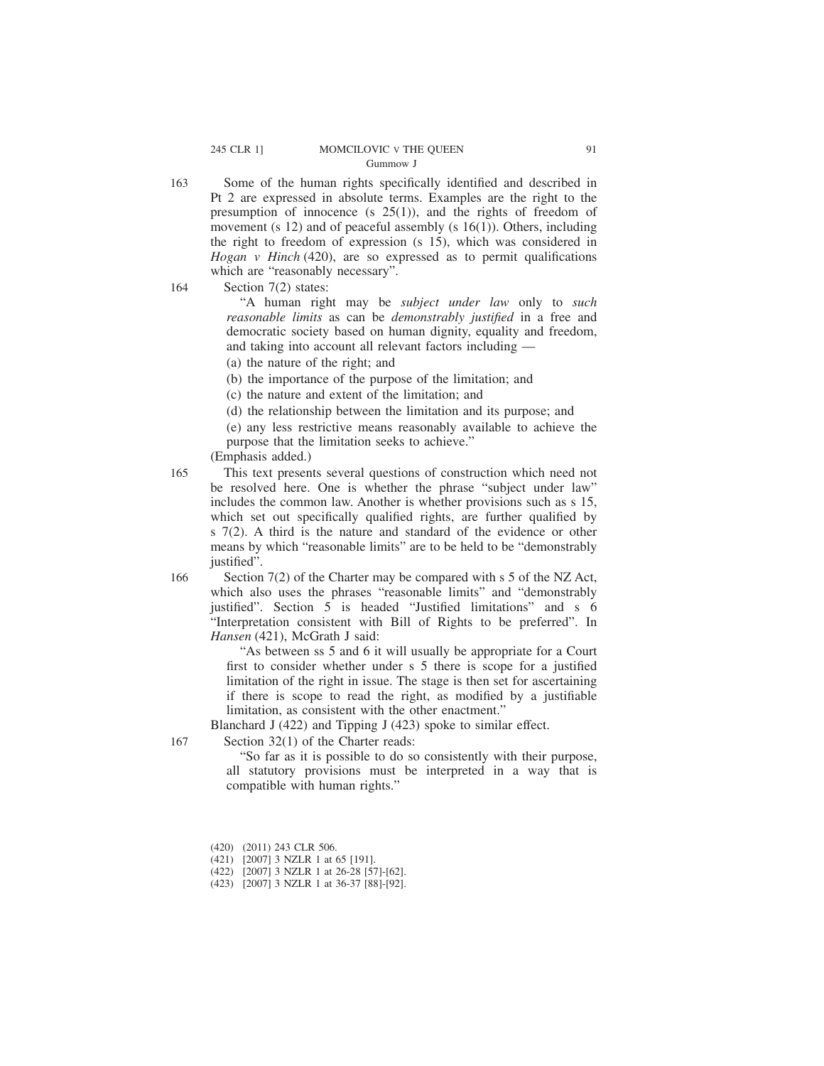163 Some of the human rights specifically identified and described in Pt 2 are expressed in absolute terms. Examples are the right to the presumption of innocence (s 25(1)), and the rights of freedom of movement (s 12) and of peaceful assembly (s 16(1)). Others, including the right to freedom of expression (s 15), which was considered in *Hogan v Hinch* (420), are so expressed as to permit qualifications which are "reasonably necessary".

164 Section 7(2) states:

> "A human right may be *subject under law* only to *such reasonable limits* as can be *demonstrably justified* in a free and democratic society based on human dignity, equality and freedom, and taking into account all relevant factors including —
>
> (a) the nature of the right; and
>
> (b) the importance of the purpose of the limitation; and
>
> (c) the nature and extent of the limitation; and
>
> (d) the relationship between the limitation and its purpose; and
>
> (e) any less restrictive means reasonably available to achieve the purpose that the limitation seeks to achieve."

(Emphasis added.)

165 This text presents several questions of construction which need not be resolved here. One is whether the phrase "subject under law" includes the common law. Another is whether provisions such as s 15, which set out specifically qualified rights, are further qualified by s 7(2). A third is the nature and standard of the evidence or other means by which "reasonable limits" are to be held to be "demonstrably justified".

166 Section 7(2) of the Charter may be compared with s 5 of the NZ Act, which also uses the phrases "reasonable limits" and "demonstrably justified". Section 5 is headed "Justified limitations" and s 6 "Interpretation consistent with Bill of Rights to be preferred". In *Hansen* (421), McGrath J said:

> "As between ss 5 and 6 it will usually be appropriate for a Court first to consider whether under s 5 there is scope for a justified limitation of the right in issue. The stage is then set for ascertaining if there is scope to read the right, as modified by a justifiable limitation, as consistent with the other enactment."

Blanchard J (422) and Tipping J (423) spoke to similar effect.

167 Section 32(1) of the Charter reads:

> "So far as it is possible to do so consistently with their purpose, all statutory provisions must be interpreted in a way that is compatible with human rights."

(420) (2011) 243 CLR 506.

(421) [2007] 3 NZLR 1 at 65 [191].

(422) [2007] 3 NZLR 1 at 26-28 [57]-[62].

(423) [2007] 3 NZLR 1 at 36-37 [88]-[92].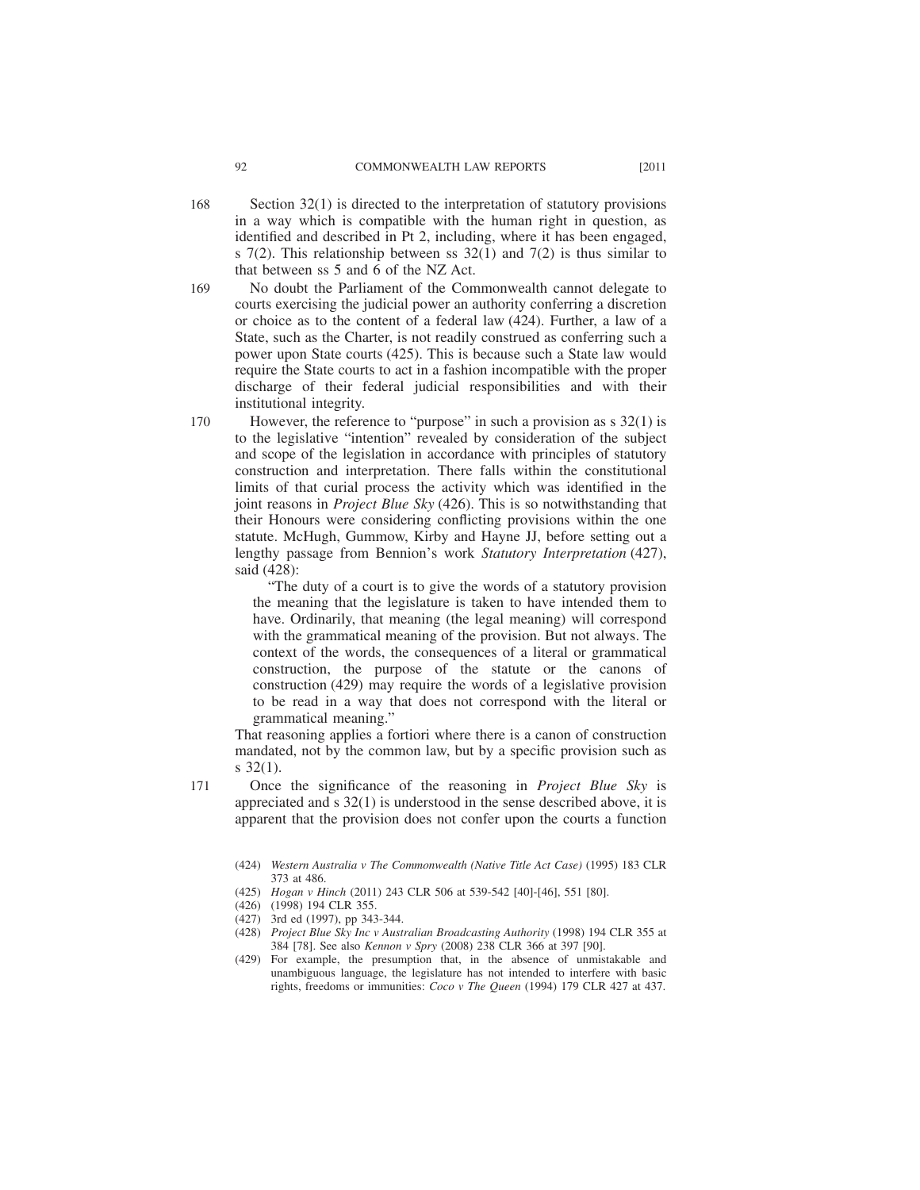168 Section 32(1) is directed to the interpretation of statutory provisions in a way which is compatible with the human right in question, as identified and described in Pt 2, including, where it has been engaged, s 7(2). This relationship between ss 32(1) and 7(2) is thus similar to that between ss 5 and 6 of the NZ Act.

169 No doubt the Parliament of the Commonwealth cannot delegate to courts exercising the judicial power an authority conferring a discretion or choice as to the content of a federal law (424). Further, a law of a State, such as the Charter, is not readily construed as conferring such a power upon State courts (425). This is because such a State law would require the State courts to act in a fashion incompatible with the proper discharge of their federal judicial responsibilities and with their institutional integrity.

170 However, the reference to "purpose" in such a provision as s 32(1) is to the legislative "intention" revealed by consideration of the subject and scope of the legislation in accordance with principles of statutory construction and interpretation. There falls within the constitutional limits of that curial process the activity which was identified in the joint reasons in *Project Blue Sky* (426). This is so notwithstanding that their Honours were considering conflicting provisions within the one statute. McHugh, Gummow, Kirby and Hayne JJ, before setting out a lengthy passage from Bennion's work *Statutory Interpretation* (427), said (428):

> "The duty of a court is to give the words of a statutory provision the meaning that the legislature is taken to have intended them to have. Ordinarily, that meaning (the legal meaning) will correspond with the grammatical meaning of the provision. But not always. The context of the words, the consequences of a literal or grammatical construction, the purpose of the statute or the canons of construction (429) may require the words of a legislative provision to be read in a way that does not correspond with the literal or grammatical meaning."

That reasoning applies a fortiori where there is a canon of construction mandated, not by the common law, but by a specific provision such as s 32(1).

171 Once the significance of the reasoning in *Project Blue Sky* is appreciated and s 32(1) is understood in the sense described above, it is apparent that the provision does not confer upon the courts a function

(424) *Western Australia v The Commonwealth (Native Title Act Case)* (1995) 183 CLR 373 at 486.

(425) *Hogan v Hinch* (2011) 243 CLR 506 at 539-542 [40]-[46], 551 [80].

(426) (1998) 194 CLR 355.

(427) 3rd ed (1997), pp 343-344.

(428) *Project Blue Sky Inc v Australian Broadcasting Authority* (1998) 194 CLR 355 at 384 [78]. See also *Kennon v Spry* (2008) 238 CLR 366 at 397 [90].

(429) For example, the presumption that, in the absence of unmistakable and unambiguous language, the legislature has not intended to interfere with basic rights, freedoms or immunities: *Coco v The Queen* (1994) 179 CLR 427 at 437.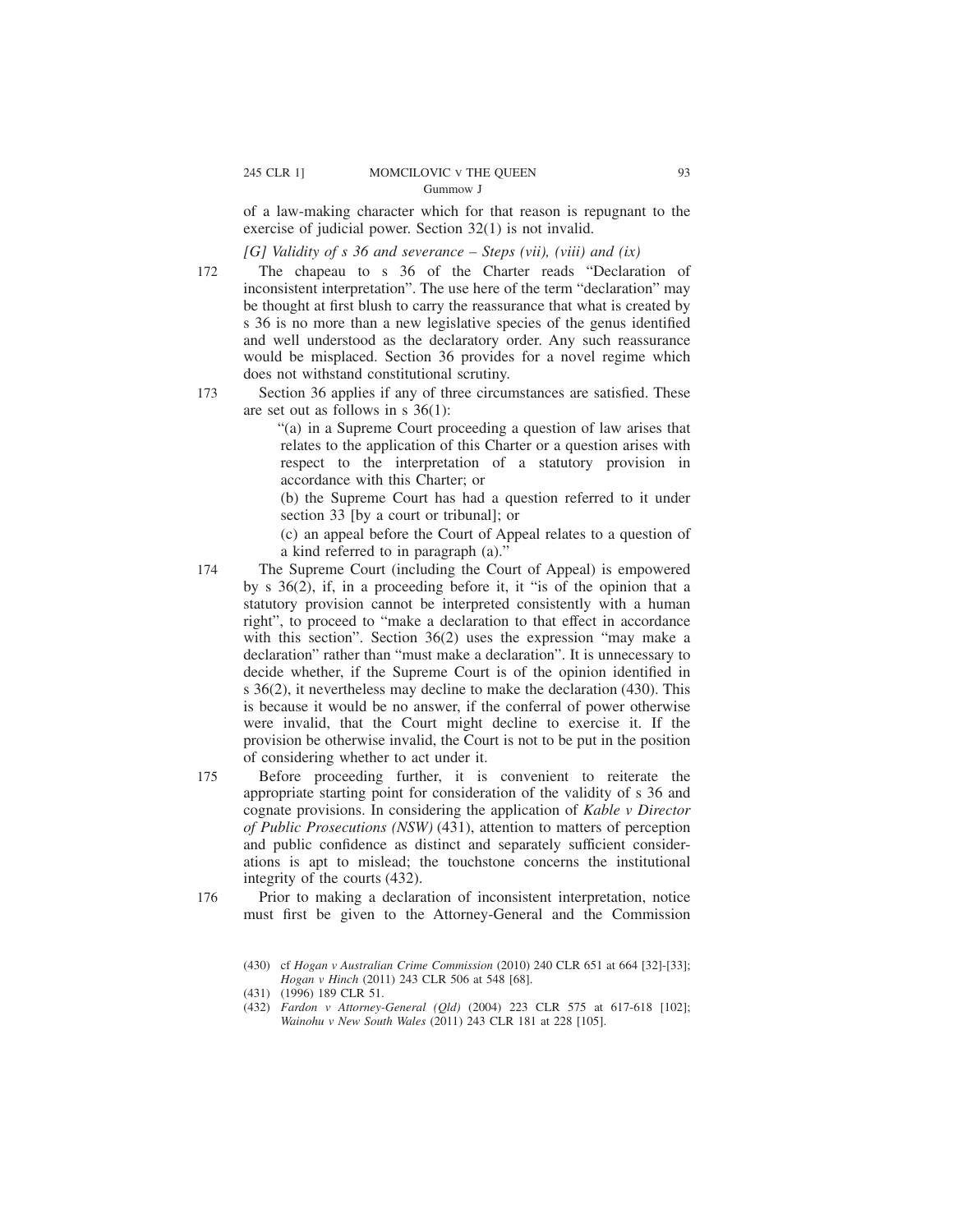of a law-making character which for that reason is repugnant to the exercise of judicial power. Section 32(1) is not invalid.

*[G] Validity of s 36 and severance – Steps (vii), (viii) and (ix)*

172 The chapeau to s 36 of the Charter reads "Declaration of inconsistent interpretation". The use here of the term "declaration" may be thought at first blush to carry the reassurance that what is created by s 36 is no more than a new legislative species of the genus identified and well understood as the declaratory order. Any such reassurance would be misplaced. Section 36 provides for a novel regime which does not withstand constitutional scrutiny.

173 Section 36 applies if any of three circumstances are satisfied. These are set out as follows in s 36(1):

> "(a) in a Supreme Court proceeding a question of law arises that relates to the application of this Charter or a question arises with respect to the interpretation of a statutory provision in accordance with this Charter; or
>
> (b) the Supreme Court has had a question referred to it under section 33 [by a court or tribunal]; or
>
> (c) an appeal before the Court of Appeal relates to a question of a kind referred to in paragraph (a)."

174 The Supreme Court (including the Court of Appeal) is empowered by s 36(2), if, in a proceeding before it, it "is of the opinion that a statutory provision cannot be interpreted consistently with a human right", to proceed to "make a declaration to that effect in accordance with this section". Section 36(2) uses the expression "may make a declaration" rather than "must make a declaration". It is unnecessary to decide whether, if the Supreme Court is of the opinion identified in s 36(2), it nevertheless may decline to make the declaration (430). This is because it would be no answer, if the conferral of power otherwise were invalid, that the Court might decline to exercise it. If the provision be otherwise invalid, the Court is not to be put in the position of considering whether to act under it.

175 Before proceeding further, it is convenient to reiterate the appropriate starting point for consideration of the validity of s 36 and cognate provisions. In considering the application of *Kable v Director of Public Prosecutions (NSW)* (431), attention to matters of perception and public confidence as distinct and separately sufficient considerations is apt to mislead; the touchstone concerns the institutional integrity of the courts (432).

176 Prior to making a declaration of inconsistent interpretation, notice must first be given to the Attorney-General and the Commission

---

(430) cf *Hogan v Australian Crime Commission* (2010) 240 CLR 651 at 664 [32]-[33]; *Hogan v Hinch* (2011) 243 CLR 506 at 548 [68].

(431) (1996) 189 CLR 51.

(432) *Fardon v Attorney-General (Qld)* (2004) 223 CLR 575 at 617-618 [102]; *Wainohu v New South Wales* (2011) 243 CLR 181 at 228 [105].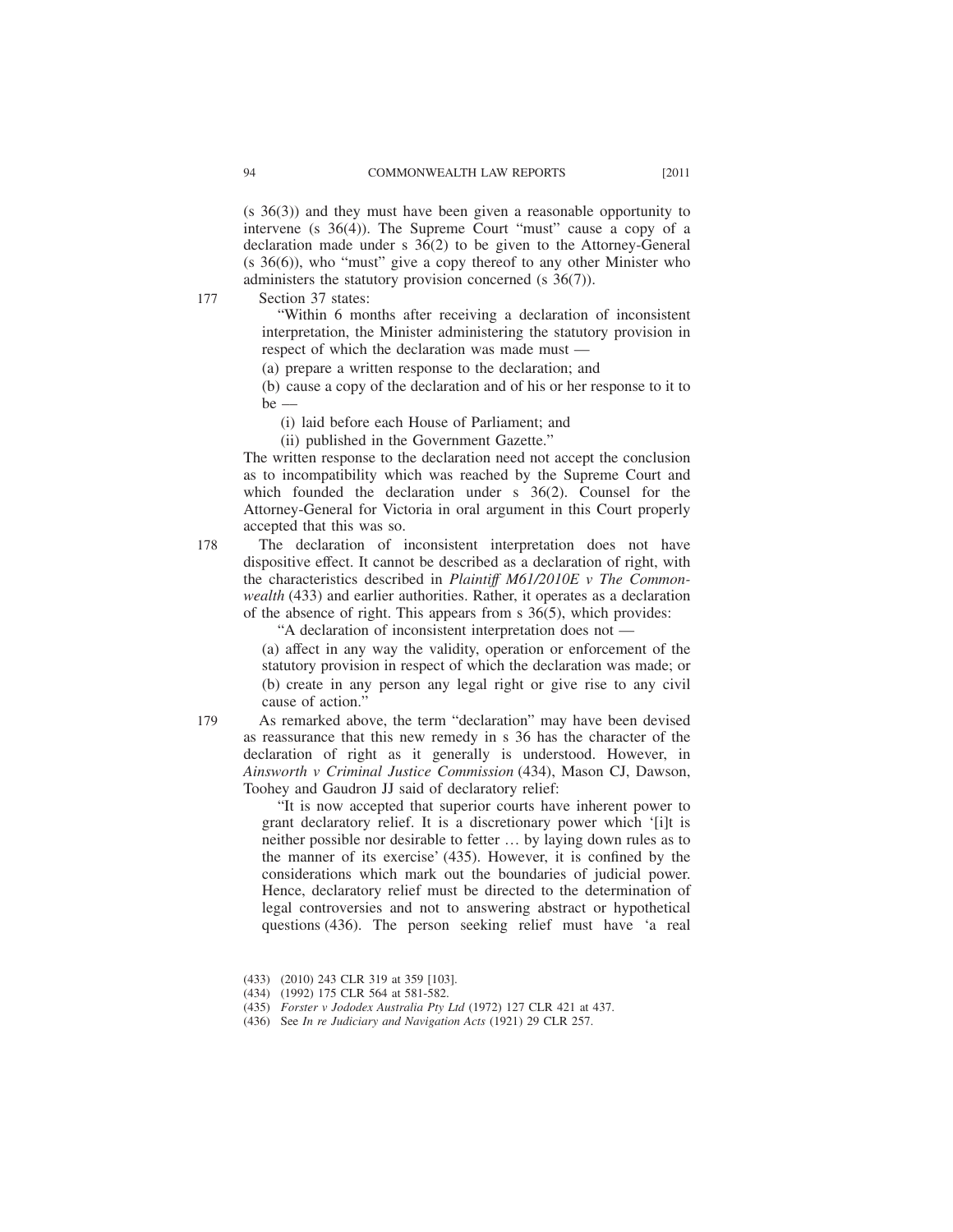(s 36(3)) and they must have been given a reasonable opportunity to intervene (s 36(4)). The Supreme Court "must" cause a copy of a declaration made under s 36(2) to be given to the Attorney-General (s 36(6)), who "must" give a copy thereof to any other Minister who administers the statutory provision concerned (s 36(7)).

177 Section 37 states:

> "Within 6 months after receiving a declaration of inconsistent interpretation, the Minister administering the statutory provision in respect of which the declaration was made must —
>
> (a) prepare a written response to the declaration; and
>
> (b) cause a copy of the declaration and of his or her response to it to be —
>
> (i) laid before each House of Parliament; and
>
> (ii) published in the Government Gazette."

The written response to the declaration need not accept the conclusion as to incompatibility which was reached by the Supreme Court and which founded the declaration under s 36(2). Counsel for the Attorney-General for Victoria in oral argument in this Court properly accepted that this was so.

178 The declaration of inconsistent interpretation does not have dispositive effect. It cannot be described as a declaration of right, with the characteristics described in *Plaintiff M61/2010E v The Commonwealth* (433) and earlier authorities. Rather, it operates as a declaration of the absence of right. This appears from s 36(5), which provides:

> "A declaration of inconsistent interpretation does not —
>
> (a) affect in any way the validity, operation or enforcement of the statutory provision in respect of which the declaration was made; or
>
> (b) create in any person any legal right or give rise to any civil cause of action."

179 As remarked above, the term "declaration" may have been devised as reassurance that this new remedy in s 36 has the character of the declaration of right as it generally is understood. However, in *Ainsworth v Criminal Justice Commission* (434), Mason CJ, Dawson, Toohey and Gaudron JJ said of declaratory relief:

> "It is now accepted that superior courts have inherent power to grant declaratory relief. It is a discretionary power which '[i]t is neither possible nor desirable to fetter … by laying down rules as to the manner of its exercise' (435). However, it is confined by the considerations which mark out the boundaries of judicial power. Hence, declaratory relief must be directed to the determination of legal controversies and not to answering abstract or hypothetical questions (436). The person seeking relief must have 'a real

(433) (2010) 243 CLR 319 at 359 [103].

(434) (1992) 175 CLR 564 at 581-582.

(435) *Forster v Jododex Australia Pty Ltd* (1972) 127 CLR 421 at 437.

(436) See *In re Judiciary and Navigation Acts* (1921) 29 CLR 257.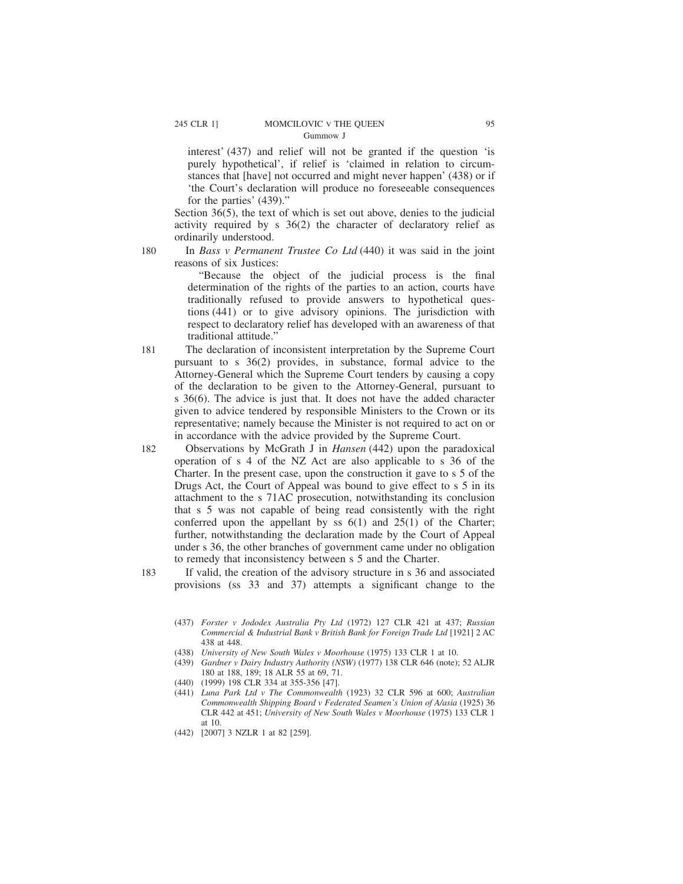interest' (437) and relief will not be granted if the question 'is purely hypothetical', if relief is 'claimed in relation to circumstances that [have] not occurred and might never happen' (438) or if 'the Court's declaration will produce no foreseeable consequences for the parties' (439)."

Section 36(5), the text of which is set out above, denies to the judicial activity required by s 36(2) the character of declaratory relief as ordinarily understood.

180 In *Bass v Permanent Trustee Co Ltd* (440) it was said in the joint reasons of six Justices:

> "Because the object of the judicial process is the final determination of the rights of the parties to an action, courts have traditionally refused to provide answers to hypothetical questions (441) or to give advisory opinions. The jurisdiction with respect to declaratory relief has developed with an awareness of that traditional attitude."

181 The declaration of inconsistent interpretation by the Supreme Court pursuant to s 36(2) provides, in substance, formal advice to the Attorney-General which the Supreme Court tenders by causing a copy of the declaration to be given to the Attorney-General, pursuant to s 36(6). The advice is just that. It does not have the added character given to advice tendered by responsible Ministers to the Crown or its representative; namely because the Minister is not required to act on or in accordance with the advice provided by the Supreme Court.

182 Observations by McGrath J in *Hansen* (442) upon the paradoxical operation of s 4 of the NZ Act are also applicable to s 36 of the Charter. In the present case, upon the construction it gave to s 5 of the Drugs Act, the Court of Appeal was bound to give effect to s 5 in its attachment to the s 71AC prosecution, notwithstanding its conclusion that s 5 was not capable of being read consistently with the right conferred upon the appellant by ss 6(1) and 25(1) of the Charter; further, notwithstanding the declaration made by the Court of Appeal under s 36, the other branches of government came under no obligation to remedy that inconsistency between s 5 and the Charter.

183 If valid, the creation of the advisory structure in s 36 and associated provisions (ss 33 and 37) attempts a significant change to the

---

(437) *Forster v Jododex Australia Pty Ltd* (1972) 127 CLR 421 at 437; *Russian Commercial & Industrial Bank v British Bank for Foreign Trade Ltd* [1921] 2 AC 438 at 448.

(438) *University of New South Wales v Moorhouse* (1975) 133 CLR 1 at 10.

(439) *Gardner v Dairy Industry Authority (NSW)* (1977) 138 CLR 646 (note); 52 ALJR 180 at 188, 189; 18 ALR 55 at 69, 71.

(440) (1999) 198 CLR 334 at 355-356 [47].

(441) *Luna Park Ltd v The Commonwealth* (1923) 32 CLR 596 at 600; *Australian Commonwealth Shipping Board v Federated Seamen's Union of A/asia* (1925) 36 CLR 442 at 451; *University of New South Wales v Moorhouse* (1975) 133 CLR 1 at 10.

(442) [2007] 3 NZLR 1 at 82 [259].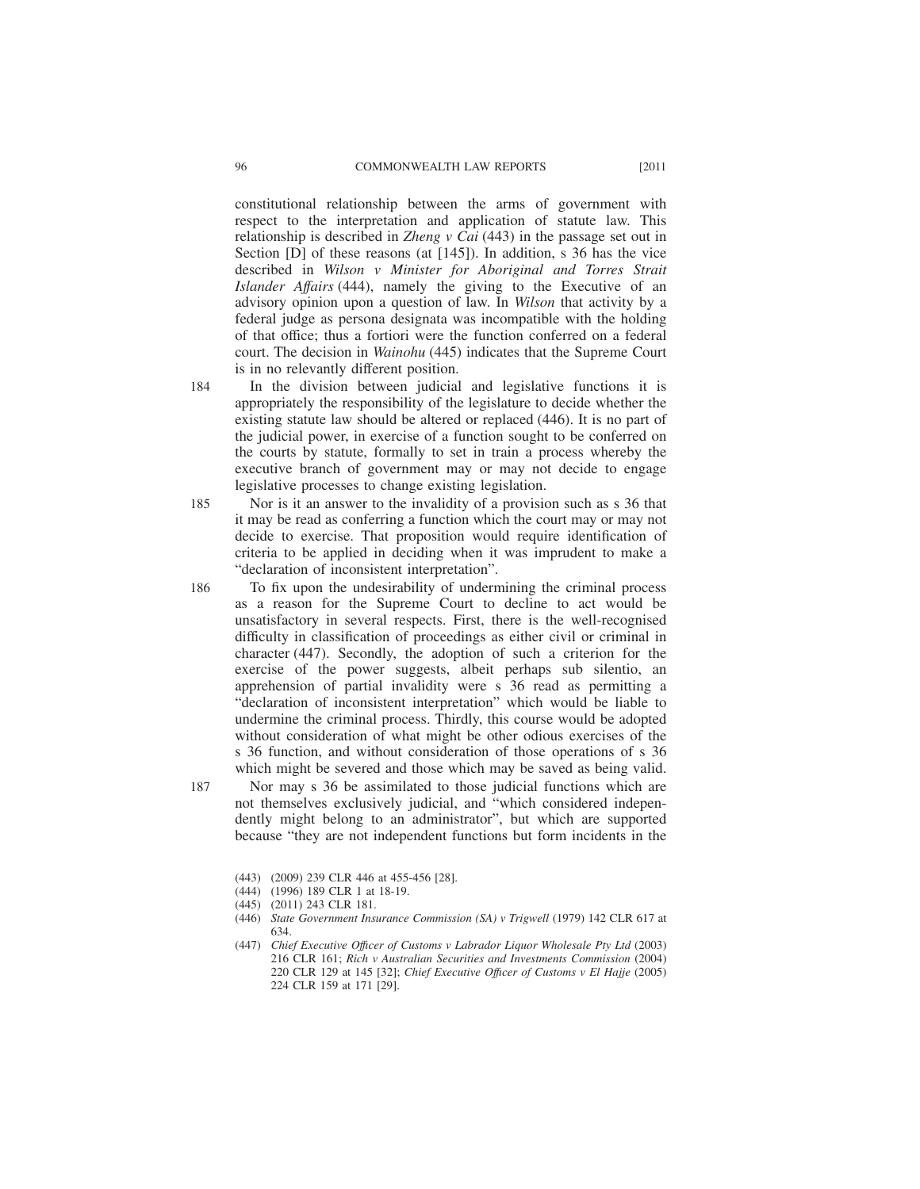constitutional relationship between the arms of government with respect to the interpretation and application of statute law. This relationship is described in *Zheng v Cai* (443) in the passage set out in Section [D] of these reasons (at [145]). In addition, s 36 has the vice described in *Wilson v Minister for Aboriginal and Torres Strait Islander Affairs* (444), namely the giving to the Executive of an advisory opinion upon a question of law. In *Wilson* that activity by a federal judge as persona designata was incompatible with the holding of that office; thus a fortiori were the function conferred on a federal court. The decision in *Wainohu* (445) indicates that the Supreme Court is in no relevantly different position.

184 In the division between judicial and legislative functions it is appropriately the responsibility of the legislature to decide whether the existing statute law should be altered or replaced (446). It is no part of the judicial power, in exercise of a function sought to be conferred on the courts by statute, formally to set in train a process whereby the executive branch of government may or may not decide to engage legislative processes to change existing legislation.

185 Nor is it an answer to the invalidity of a provision such as s 36 that it may be read as conferring a function which the court may or may not decide to exercise. That proposition would require identification of criteria to be applied in deciding when it was imprudent to make a "declaration of inconsistent interpretation".

186 To fix upon the undesirability of undermining the criminal process as a reason for the Supreme Court to decline to act would be unsatisfactory in several respects. First, there is the well-recognised difficulty in classification of proceedings as either civil or criminal in character (447). Secondly, the adoption of such a criterion for the exercise of the power suggests, albeit perhaps sub silentio, an apprehension of partial invalidity were s 36 read as permitting a "declaration of inconsistent interpretation" which would be liable to undermine the criminal process. Thirdly, this course would be adopted without consideration of what might be other odious exercises of the s 36 function, and without consideration of those operations of s 36 which might be severed and those which may be saved as being valid.

187 Nor may s 36 be assimilated to those judicial functions which are not themselves exclusively judicial, and "which considered independently might belong to an administrator", but which are supported because "they are not independent functions but form incidents in the

(443) (2009) 239 CLR 446 at 455-456 [28].

(444) (1996) 189 CLR 1 at 18-19.

(445) (2011) 243 CLR 181.

(446) *State Government Insurance Commission (SA) v Trigwell* (1979) 142 CLR 617 at 634.

(447) *Chief Executive Officer of Customs v Labrador Liquor Wholesale Pty Ltd* (2003) 216 CLR 161; *Rich v Australian Securities and Investments Commission* (2004) 220 CLR 129 at 145 [32]; *Chief Executive Officer of Customs v El Hajje* (2005) 224 CLR 159 at 171 [29].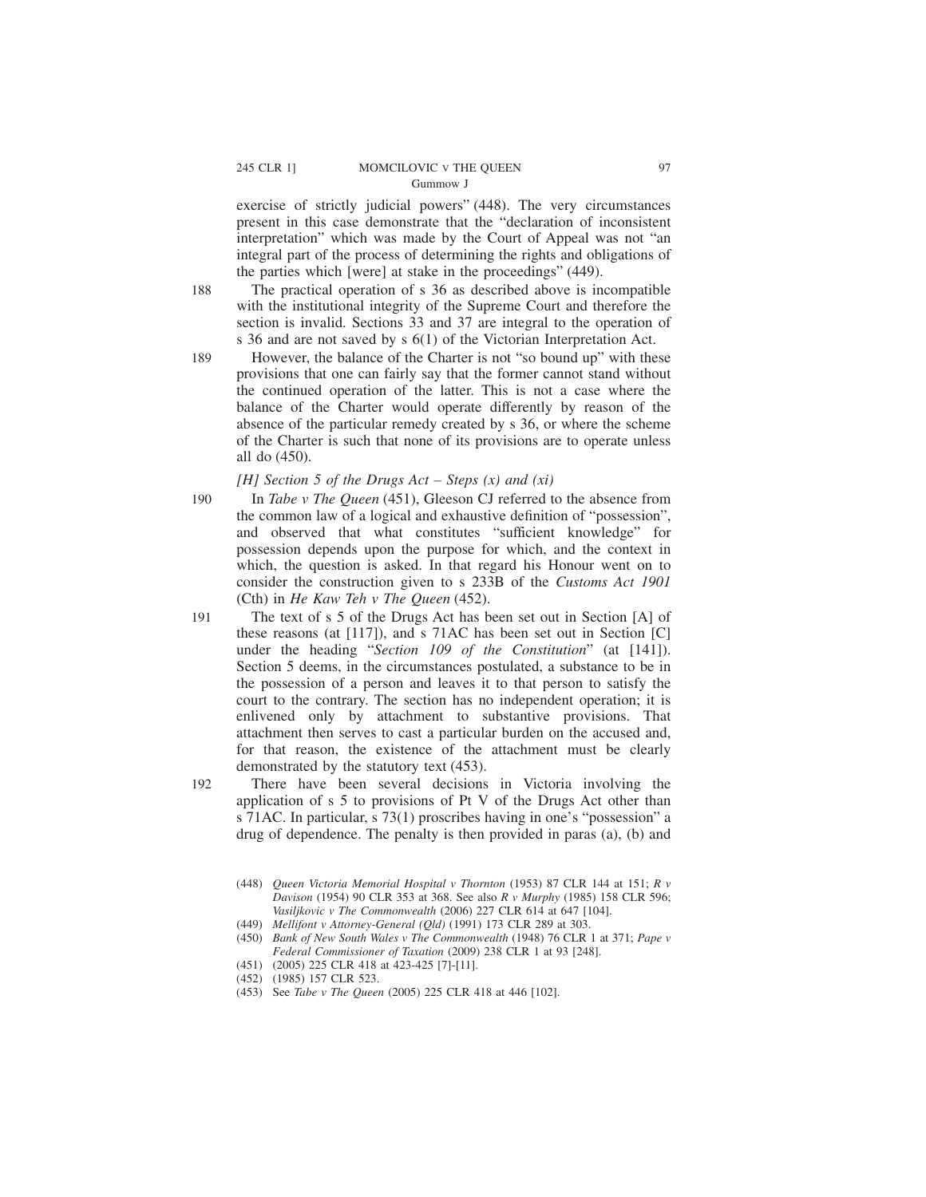exercise of strictly judicial powers" (448). The very circumstances present in this case demonstrate that the "declaration of inconsistent interpretation" which was made by the Court of Appeal was not "an integral part of the process of determining the rights and obligations of the parties which [were] at stake in the proceedings" (449).

188 The practical operation of s 36 as described above is incompatible with the institutional integrity of the Supreme Court and therefore the section is invalid. Sections 33 and 37 are integral to the operation of s 36 and are not saved by s 6(1) of the Victorian Interpretation Act.

189 However, the balance of the Charter is not "so bound up" with these provisions that one can fairly say that the former cannot stand without the continued operation of the latter. This is not a case where the balance of the Charter would operate differently by reason of the absence of the particular remedy created by s 36, or where the scheme of the Charter is such that none of its provisions are to operate unless all do (450).

*[H] Section 5 of the Drugs Act – Steps (x) and (xi)*

190 In *Tabe v The Queen* (451), Gleeson CJ referred to the absence from the common law of a logical and exhaustive definition of "possession", and observed that what constitutes "sufficient knowledge" for possession depends upon the purpose for which, and the context in which, the question is asked. In that regard his Honour went on to consider the construction given to s 233B of the *Customs Act 1901* (Cth) in *He Kaw Teh v The Queen* (452).

191 The text of s 5 of the Drugs Act has been set out in Section [A] of these reasons (at [117]), and s 71AC has been set out in Section [C] under the heading "*Section 109 of the Constitution*" (at [141]). Section 5 deems, in the circumstances postulated, a substance to be in the possession of a person and leaves it to that person to satisfy the court to the contrary. The section has no independent operation; it is enlivened only by attachment to substantive provisions. That attachment then serves to cast a particular burden on the accused and, for that reason, the existence of the attachment must be clearly demonstrated by the statutory text (453).

192 There have been several decisions in Victoria involving the application of s 5 to provisions of Pt V of the Drugs Act other than s 71AC. In particular, s 73(1) proscribes having in one's "possession" a drug of dependence. The penalty is then provided in paras (a), (b) and

(448) *Queen Victoria Memorial Hospital v Thornton* (1953) 87 CLR 144 at 151; *R v Davison* (1954) 90 CLR 353 at 368. See also *R v Murphy* (1985) 158 CLR 596; *Vasiljkovic v The Commonwealth* (2006) 227 CLR 614 at 647 [104].

(449) *Mellifont v Attorney-General (Qld)* (1991) 173 CLR 289 at 303.

(450) *Bank of New South Wales v The Commonwealth* (1948) 76 CLR 1 at 371; *Pape v Federal Commissioner of Taxation* (2009) 238 CLR 1 at 93 [248].

(451) (2005) 225 CLR 418 at 423-425 [7]-[11].

(452) (1985) 157 CLR 523.

(453) See *Tabe v The Queen* (2005) 225 CLR 418 at 446 [102].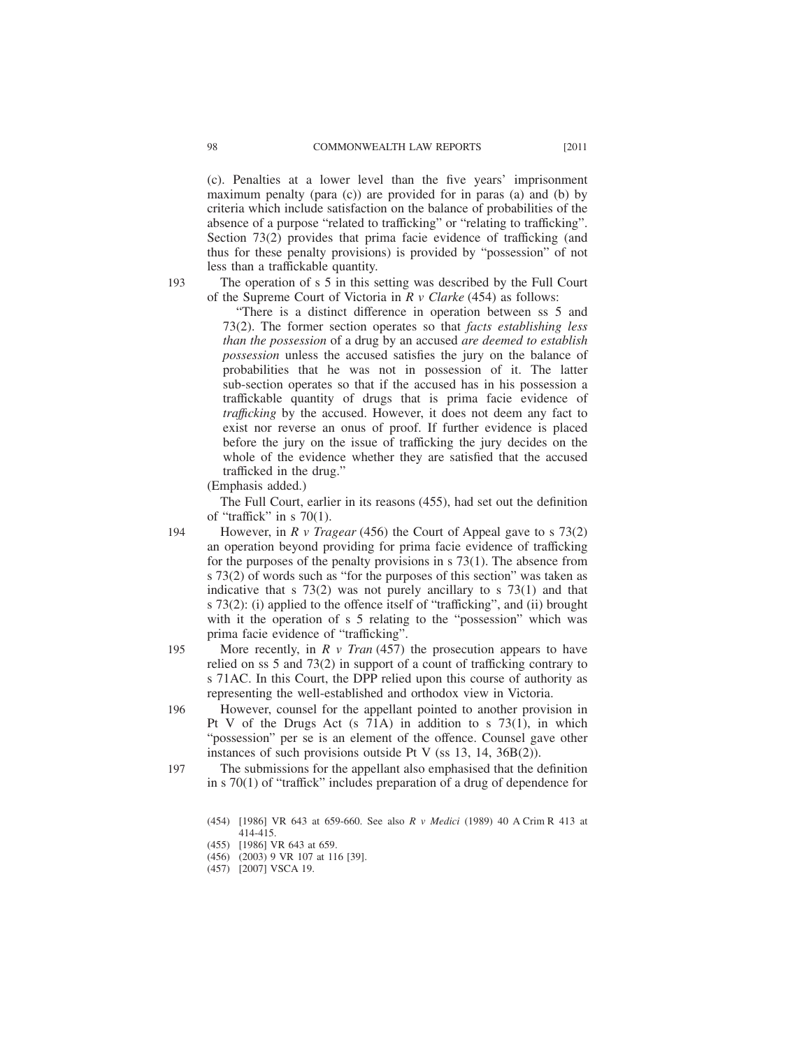(c). Penalties at a lower level than the five years' imprisonment maximum penalty (para (c)) are provided for in paras (a) and (b) by criteria which include satisfaction on the balance of probabilities of the absence of a purpose "related to trafficking" or "relating to trafficking". Section 73(2) provides that prima facie evidence of trafficking (and thus for these penalty provisions) is provided by "possession" of not less than a traffickable quantity.

193 The operation of s 5 in this setting was described by the Full Court of the Supreme Court of Victoria in *R v Clarke* (454) as follows:

> "There is a distinct difference in operation between ss 5 and 73(2). The former section operates so that *facts establishing less than the possession* of a drug by an accused *are deemed to establish possession* unless the accused satisfies the jury on the balance of probabilities that he was not in possession of it. The latter sub-section operates so that if the accused has in his possession a traffickable quantity of drugs that is prima facie evidence of *trafficking* by the accused. However, it does not deem any fact to exist nor reverse an onus of proof. If further evidence is placed before the jury on the issue of trafficking the jury decides on the whole of the evidence whether they are satisfied that the accused trafficked in the drug."

(Emphasis added.)

The Full Court, earlier in its reasons (455), had set out the definition of "traffick" in s 70(1).

194 However, in *R v Tragear* (456) the Court of Appeal gave to s 73(2) an operation beyond providing for prima facie evidence of trafficking for the purposes of the penalty provisions in s 73(1). The absence from s 73(2) of words such as "for the purposes of this section" was taken as indicative that s 73(2) was not purely ancillary to s 73(1) and that s 73(2): (i) applied to the offence itself of "trafficking", and (ii) brought with it the operation of s 5 relating to the "possession" which was prima facie evidence of "trafficking".

195 More recently, in *R v Tran* (457) the prosecution appears to have relied on ss 5 and 73(2) in support of a count of trafficking contrary to s 71AC. In this Court, the DPP relied upon this course of authority as representing the well-established and orthodox view in Victoria.

196 However, counsel for the appellant pointed to another provision in Pt V of the Drugs Act (s 71A) in addition to s 73(1), in which "possession" per se is an element of the offence. Counsel gave other instances of such provisions outside Pt V (ss 13, 14, 36B(2)).

197 The submissions for the appellant also emphasised that the definition in s 70(1) of "traffick" includes preparation of a drug of dependence for

(454) [1986] VR 643 at 659-660. See also *R v Medici* (1989) 40 A Crim R 413 at 414-415.

(455) [1986] VR 643 at 659.

(456) (2003) 9 VR 107 at 116 [39].

(457) [2007] VSCA 19.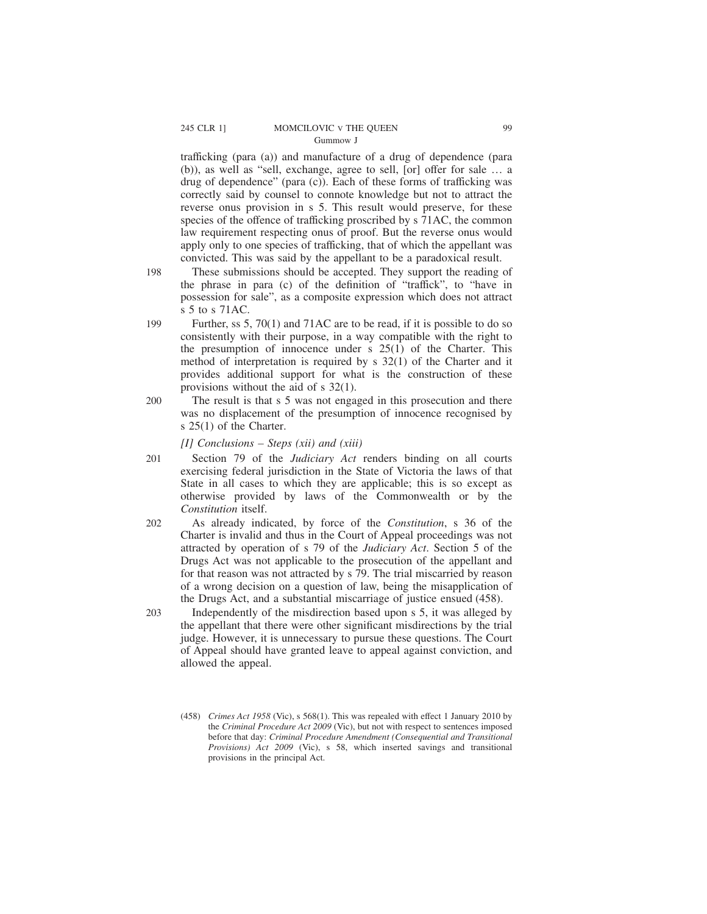trafficking (para (a)) and manufacture of a drug of dependence (para (b)), as well as "sell, exchange, agree to sell, [or] offer for sale … a drug of dependence" (para (c)). Each of these forms of trafficking was correctly said by counsel to connote knowledge but not to attract the reverse onus provision in s 5. This result would preserve, for these species of the offence of trafficking proscribed by s 71AC, the common law requirement respecting onus of proof. But the reverse onus would apply only to one species of trafficking, that of which the appellant was convicted. This was said by the appellant to be a paradoxical result.

198 These submissions should be accepted. They support the reading of the phrase in para (c) of the definition of "traffick", to "have in possession for sale", as a composite expression which does not attract s 5 to s 71AC.

199 Further, ss 5, 70(1) and 71AC are to be read, if it is possible to do so consistently with their purpose, in a way compatible with the right to the presumption of innocence under s 25(1) of the Charter. This method of interpretation is required by s 32(1) of the Charter and it provides additional support for what is the construction of these provisions without the aid of s 32(1).

200 The result is that s 5 was not engaged in this prosecution and there was no displacement of the presumption of innocence recognised by s 25(1) of the Charter.

*[I] Conclusions – Steps (xii) and (xiii)*

201 Section 79 of the *Judiciary Act* renders binding on all courts exercising federal jurisdiction in the State of Victoria the laws of that State in all cases to which they are applicable; this is so except as otherwise provided by laws of the Commonwealth or by the *Constitution* itself.

202 As already indicated, by force of the *Constitution*, s 36 of the Charter is invalid and thus in the Court of Appeal proceedings was not attracted by operation of s 79 of the *Judiciary Act*. Section 5 of the Drugs Act was not applicable to the prosecution of the appellant and for that reason was not attracted by s 79. The trial miscarried by reason of a wrong decision on a question of law, being the misapplication of the Drugs Act, and a substantial miscarriage of justice ensued (458).

203 Independently of the misdirection based upon s 5, it was alleged by the appellant that there were other significant misdirections by the trial judge. However, it is unnecessary to pursue these questions. The Court of Appeal should have granted leave to appeal against conviction, and allowed the appeal.

(458) *Crimes Act 1958* (Vic), s 568(1). This was repealed with effect 1 January 2010 by the *Criminal Procedure Act 2009* (Vic), but not with respect to sentences imposed before that day: *Criminal Procedure Amendment (Consequential and Transitional Provisions) Act 2009* (Vic), s 58, which inserted savings and transitional provisions in the principal Act.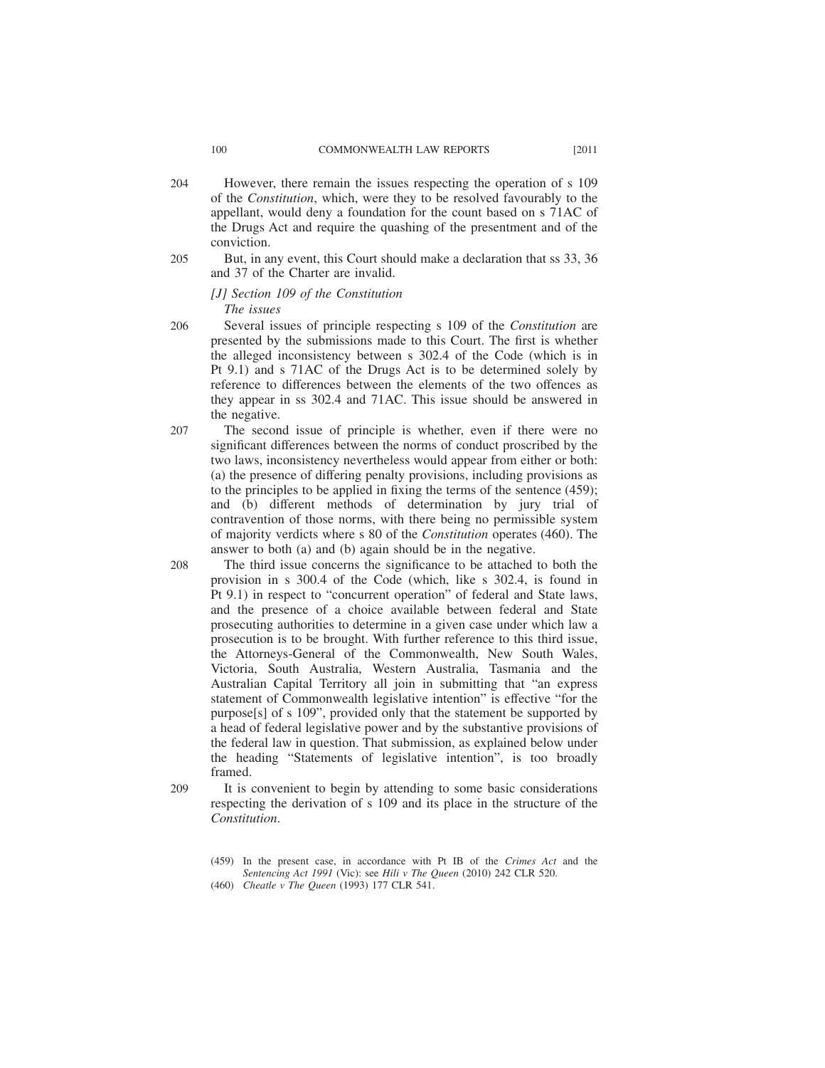204 However, there remain the issues respecting the operation of s 109 of the *Constitution*, which, were they to be resolved favourably to the appellant, would deny a foundation for the count based on s 71AC of the Drugs Act and require the quashing of the presentment and of the conviction.

205 But, in any event, this Court should make a declaration that ss 33, 36 and 37 of the Charter are invalid.

*[J] Section 109 of the Constitution*

*The issues*

206 Several issues of principle respecting s 109 of the *Constitution* are presented by the submissions made to this Court. The first is whether the alleged inconsistency between s 302.4 of the Code (which is in Pt 9.1) and s 71AC of the Drugs Act is to be determined solely by reference to differences between the elements of the two offences as they appear in ss 302.4 and 71AC. This issue should be answered in the negative.

207 The second issue of principle is whether, even if there were no significant differences between the norms of conduct proscribed by the two laws, inconsistency nevertheless would appear from either or both: (a) the presence of differing penalty provisions, including provisions as to the principles to be applied in fixing the terms of the sentence (459); and (b) different methods of determination by jury trial of contravention of those norms, with there being no permissible system of majority verdicts where s 80 of the *Constitution* operates (460). The answer to both (a) and (b) again should be in the negative.

208 The third issue concerns the significance to be attached to both the provision in s 300.4 of the Code (which, like s 302.4, is found in Pt 9.1) in respect to "concurrent operation" of federal and State laws, and the presence of a choice available between federal and State prosecuting authorities to determine in a given case under which law a prosecution is to be brought. With further reference to this third issue, the Attorneys-General of the Commonwealth, New South Wales, Victoria, South Australia, Western Australia, Tasmania and the Australian Capital Territory all join in submitting that "an express statement of Commonwealth legislative intention" is effective "for the purpose[s] of s 109", provided only that the statement be supported by a head of federal legislative power and by the substantive provisions of the federal law in question. That submission, as explained below under the heading "Statements of legislative intention", is too broadly framed.

209 It is convenient to begin by attending to some basic considerations respecting the derivation of s 109 and its place in the structure of the *Constitution*.

(459) In the present case, in accordance with Pt IB of the *Crimes Act* and the *Sentencing Act 1991* (Vic): see *Hili v The Queen* (2010) 242 CLR 520.

(460) *Cheatle v The Queen* (1993) 177 CLR 541.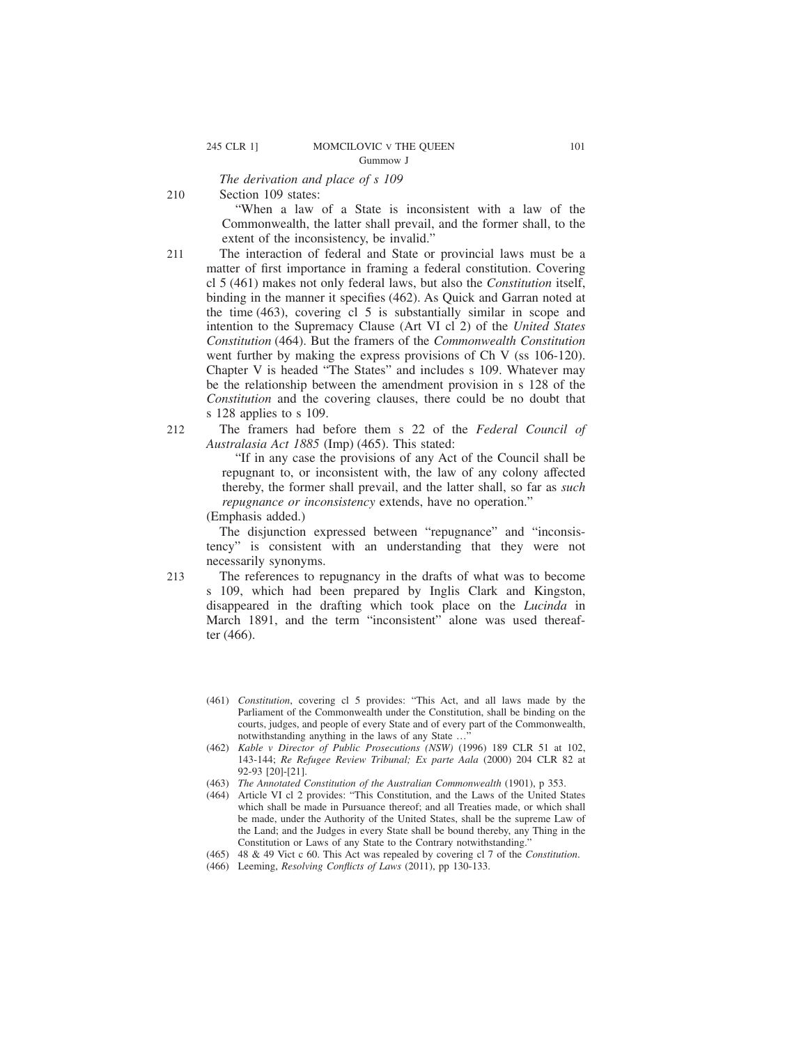*The derivation and place of s 109*

210 Section 109 states:

> "When a law of a State is inconsistent with a law of the Commonwealth, the latter shall prevail, and the former shall, to the extent of the inconsistency, be invalid."

211 The interaction of federal and State or provincial laws must be a matter of first importance in framing a federal constitution. Covering cl 5 (461) makes not only federal laws, but also the *Constitution* itself, binding in the manner it specifies (462). As Quick and Garran noted at the time (463), covering cl 5 is substantially similar in scope and intention to the Supremacy Clause (Art VI cl 2) of the *United States Constitution* (464). But the framers of the *Commonwealth Constitution* went further by making the express provisions of Ch V (ss 106-120). Chapter V is headed "The States" and includes s 109. Whatever may be the relationship between the amendment provision in s 128 of the *Constitution* and the covering clauses, there could be no doubt that s 128 applies to s 109.

212 The framers had before them s 22 of the *Federal Council of Australasia Act 1885* (Imp) (465). This stated:

> "If in any case the provisions of any Act of the Council shall be repugnant to, or inconsistent with, the law of any colony affected thereby, the former shall prevail, and the latter shall, so far as *such repugnance or inconsistency* extends, have no operation."

(Emphasis added.)

The disjunction expressed between "repugnance" and "inconsistency" is consistent with an understanding that they were not necessarily synonyms.

213 The references to repugnancy in the drafts of what was to become s 109, which had been prepared by Inglis Clark and Kingston, disappeared in the drafting which took place on the *Lucinda* in March 1891, and the term "inconsistent" alone was used thereafter (466).

---

(461) *Constitution*, covering cl 5 provides: "This Act, and all laws made by the Parliament of the Commonwealth under the Constitution, shall be binding on the courts, judges, and people of every State and of every part of the Commonwealth, notwithstanding anything in the laws of any State …"

(462) *Kable v Director of Public Prosecutions (NSW)* (1996) 189 CLR 51 at 102, 143-144; *Re Refugee Review Tribunal; Ex parte Aala* (2000) 204 CLR 82 at 92-93 [20]-[21].

(463) *The Annotated Constitution of the Australian Commonwealth* (1901), p 353.

(464) Article VI cl 2 provides: "This Constitution, and the Laws of the United States which shall be made in Pursuance thereof; and all Treaties made, or which shall be made, under the Authority of the United States, shall be the supreme Law of the Land; and the Judges in every State shall be bound thereby, any Thing in the Constitution or Laws of any State to the Contrary notwithstanding."

(465) 48 & 49 Vict c 60. This Act was repealed by covering cl 7 of the *Constitution*.

(466) Leeming, *Resolving Conflicts of Laws* (2011), pp 130-133.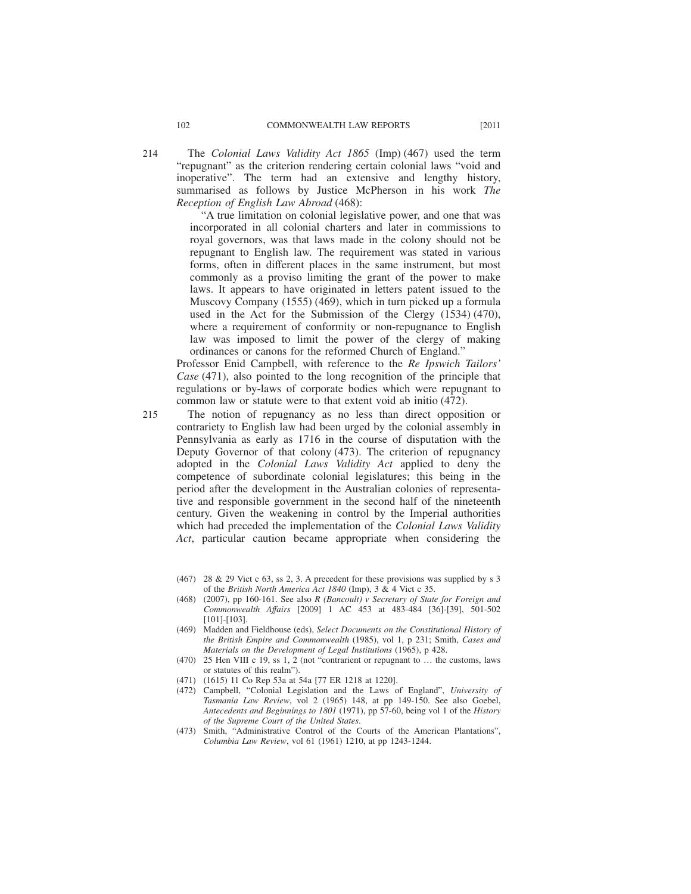214 The *Colonial Laws Validity Act 1865* (Imp) (467) used the term "repugnant" as the criterion rendering certain colonial laws "void and inoperative". The term had an extensive and lengthy history, summarised as follows by Justice McPherson in his work *The Reception of English Law Abroad* (468):

> "A true limitation on colonial legislative power, and one that was incorporated in all colonial charters and later in commissions to royal governors, was that laws made in the colony should not be repugnant to English law. The requirement was stated in various forms, often in different places in the same instrument, but most commonly as a proviso limiting the grant of the power to make laws. It appears to have originated in letters patent issued to the Muscovy Company (1555) (469), which in turn picked up a formula used in the Act for the Submission of the Clergy (1534) (470), where a requirement of conformity or non-repugnance to English law was imposed to limit the power of the clergy of making ordinances or canons for the reformed Church of England."

Professor Enid Campbell, with reference to the *Re Ipswich Tailors' Case* (471), also pointed to the long recognition of the principle that regulations or by-laws of corporate bodies which were repugnant to common law or statute were to that extent void ab initio (472).

215 The notion of repugnancy as no less than direct opposition or contrariety to English law had been urged by the colonial assembly in Pennsylvania as early as 1716 in the course of disputation with the Deputy Governor of that colony (473). The criterion of repugnancy adopted in the *Colonial Laws Validity Act* applied to deny the competence of subordinate colonial legislatures; this being in the period after the development in the Australian colonies of representative and responsible government in the second half of the nineteenth century. Given the weakening in control by the Imperial authorities which had preceded the implementation of the *Colonial Laws Validity Act*, particular caution became appropriate when considering the

---

(467) 28 & 29 Vict c 63, ss 2, 3. A precedent for these provisions was supplied by s 3 of the *British North America Act 1840* (Imp), 3 & 4 Vict c 35.

(468) (2007), pp 160-161. See also *R (Bancoult) v Secretary of State for Foreign and Commonwealth Affairs* [2009] 1 AC 453 at 483-484 [36]-[39], 501-502 [101]-[103].

(469) Madden and Fieldhouse (eds), *Select Documents on the Constitutional History of the British Empire and Commonwealth* (1985), vol 1, p 231; Smith, *Cases and Materials on the Development of Legal Institutions* (1965), p 428.

(470) 25 Hen VIII c 19, ss 1, 2 (not "contrarient or repugnant to … the customs, laws or statutes of this realm").

(471) (1615) 11 Co Rep 53a at 54a [77 ER 1218 at 1220].

(472) Campbell, "Colonial Legislation and the Laws of England", *University of Tasmania Law Review*, vol 2 (1965) 148, at pp 149-150. See also Goebel, *Antecedents and Beginnings to 1801* (1971), pp 57-60, being vol 1 of the *History of the Supreme Court of the United States*.

(473) Smith, "Administrative Control of the Courts of the American Plantations", *Columbia Law Review*, vol 61 (1961) 1210, at pp 1243-1244.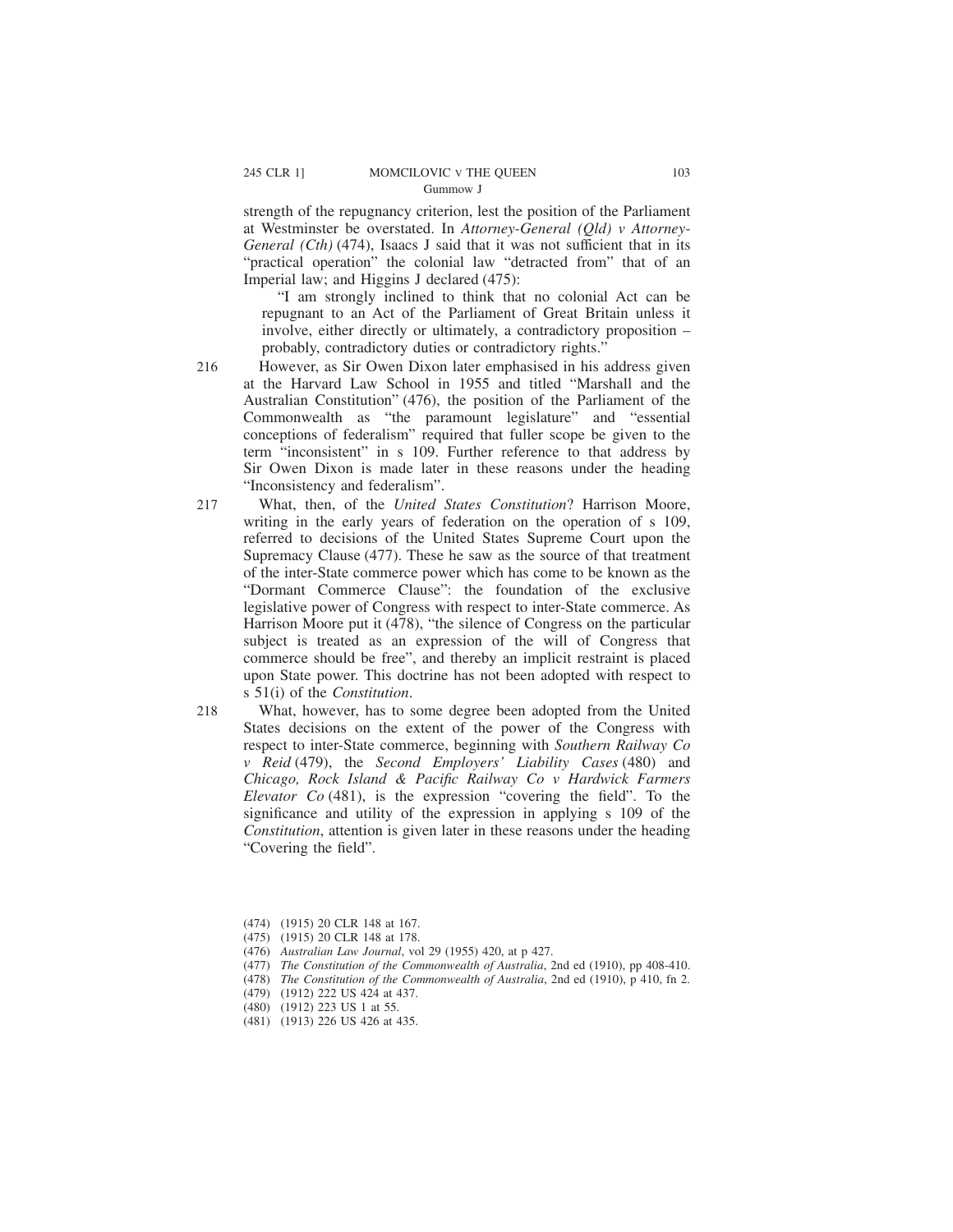strength of the repugnancy criterion, lest the position of the Parliament at Westminster be overstated. In *Attorney-General (Qld) v Attorney-General (Cth)* (474), Isaacs J said that it was not sufficient that in its "practical operation" the colonial law "detracted from" that of an Imperial law; and Higgins J declared (475):

> "I am strongly inclined to think that no colonial Act can be repugnant to an Act of the Parliament of Great Britain unless it involve, either directly or ultimately, a contradictory proposition – probably, contradictory duties or contradictory rights."

216 However, as Sir Owen Dixon later emphasised in his address given at the Harvard Law School in 1955 and titled "Marshall and the Australian Constitution" (476), the position of the Parliament of the Commonwealth as "the paramount legislature" and "essential conceptions of federalism" required that fuller scope be given to the term "inconsistent" in s 109. Further reference to that address by Sir Owen Dixon is made later in these reasons under the heading "Inconsistency and federalism".

217 What, then, of the *United States Constitution*? Harrison Moore, writing in the early years of federation on the operation of s 109, referred to decisions of the United States Supreme Court upon the Supremacy Clause (477). These he saw as the source of that treatment of the inter-State commerce power which has come to be known as the "Dormant Commerce Clause": the foundation of the exclusive legislative power of Congress with respect to inter-State commerce. As Harrison Moore put it (478), "the silence of Congress on the particular subject is treated as an expression of the will of Congress that commerce should be free", and thereby an implicit restraint is placed upon State power. This doctrine has not been adopted with respect to s 51(i) of the *Constitution*.

218 What, however, has to some degree been adopted from the United States decisions on the extent of the power of the Congress with respect to inter-State commerce, beginning with *Southern Railway Co v Reid* (479), the *Second Employers' Liability Cases* (480) and *Chicago, Rock Island & Pacific Railway Co v Hardwick Farmers Elevator Co* (481), is the expression "covering the field". To the significance and utility of the expression in applying s 109 of the *Constitution*, attention is given later in these reasons under the heading "Covering the field".

(474) (1915) 20 CLR 148 at 167.
(475) (1915) 20 CLR 148 at 178.
(476) *Australian Law Journal*, vol 29 (1955) 420, at p 427.
(477) *The Constitution of the Commonwealth of Australia*, 2nd ed (1910), pp 408-410.
(478) *The Constitution of the Commonwealth of Australia*, 2nd ed (1910), p 410, fn 2.
(479) (1912) 222 US 424 at 437.
(480) (1912) 223 US 1 at 55.
(481) (1913) 226 US 426 at 435.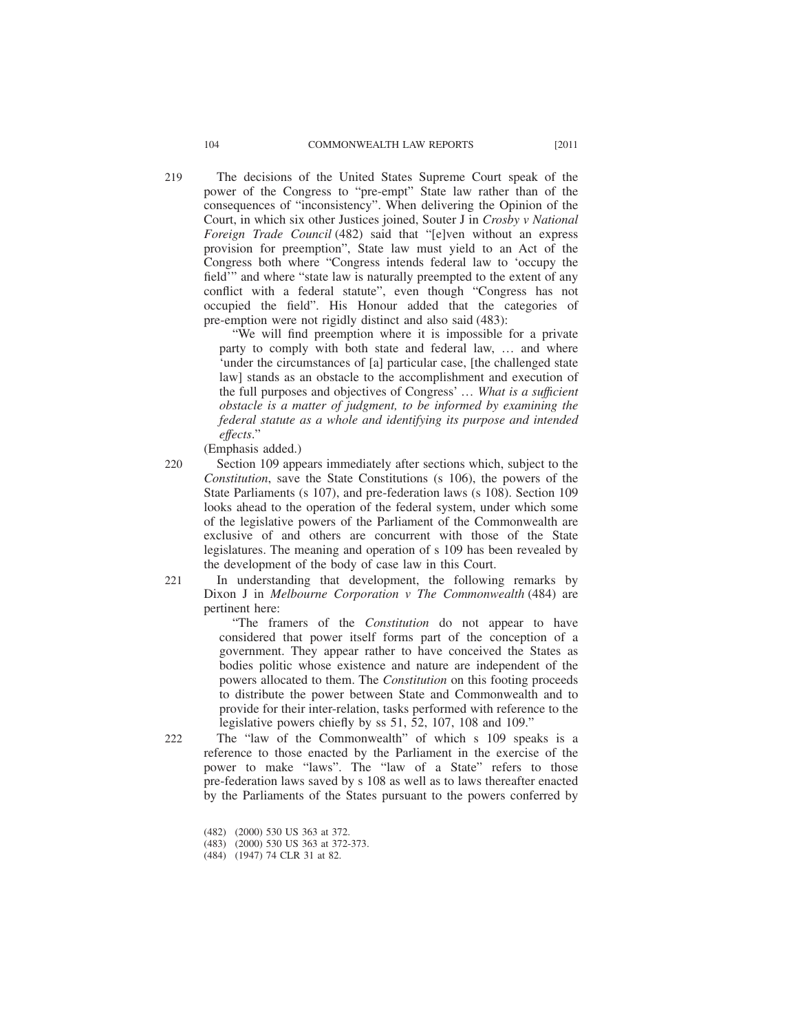219 The decisions of the United States Supreme Court speak of the power of the Congress to "pre-empt" State law rather than of the consequences of "inconsistency". When delivering the Opinion of the Court, in which six other Justices joined, Souter J in *Crosby v National Foreign Trade Council* (482) said that "[e]ven without an express provision for preemption", State law must yield to an Act of the Congress both where "Congress intends federal law to 'occupy the field'" and where "state law is naturally preempted to the extent of any conflict with a federal statute", even though "Congress has not occupied the field". His Honour added that the categories of pre-emption were not rigidly distinct and also said (483):

> "We will find preemption where it is impossible for a private party to comply with both state and federal law, … and where 'under the circumstances of [a] particular case, [the challenged state law] stands as an obstacle to the accomplishment and execution of the full purposes and objectives of Congress' … *What is a sufficient obstacle is a matter of judgment, to be informed by examining the federal statute as a whole and identifying its purpose and intended effects*."

(Emphasis added.)

220 Section 109 appears immediately after sections which, subject to the *Constitution*, save the State Constitutions (s 106), the powers of the State Parliaments (s 107), and pre-federation laws (s 108). Section 109 looks ahead to the operation of the federal system, under which some of the legislative powers of the Parliament of the Commonwealth are exclusive of and others are concurrent with those of the State legislatures. The meaning and operation of s 109 has been revealed by the development of the body of case law in this Court.

221 In understanding that development, the following remarks by Dixon J in *Melbourne Corporation v The Commonwealth* (484) are pertinent here:

> "The framers of the *Constitution* do not appear to have considered that power itself forms part of the conception of a government. They appear rather to have conceived the States as bodies politic whose existence and nature are independent of the powers allocated to them. The *Constitution* on this footing proceeds to distribute the power between State and Commonwealth and to provide for their inter-relation, tasks performed with reference to the legislative powers chiefly by ss 51, 52, 107, 108 and 109."

222 The "law of the Commonwealth" of which s 109 speaks is a reference to those enacted by the Parliament in the exercise of the power to make "laws". The "law of a State" refers to those pre-federation laws saved by s 108 as well as to laws thereafter enacted by the Parliaments of the States pursuant to the powers conferred by

(482) (2000) 530 US 363 at 372.

(483) (2000) 530 US 363 at 372-373.

(484) (1947) 74 CLR 31 at 82.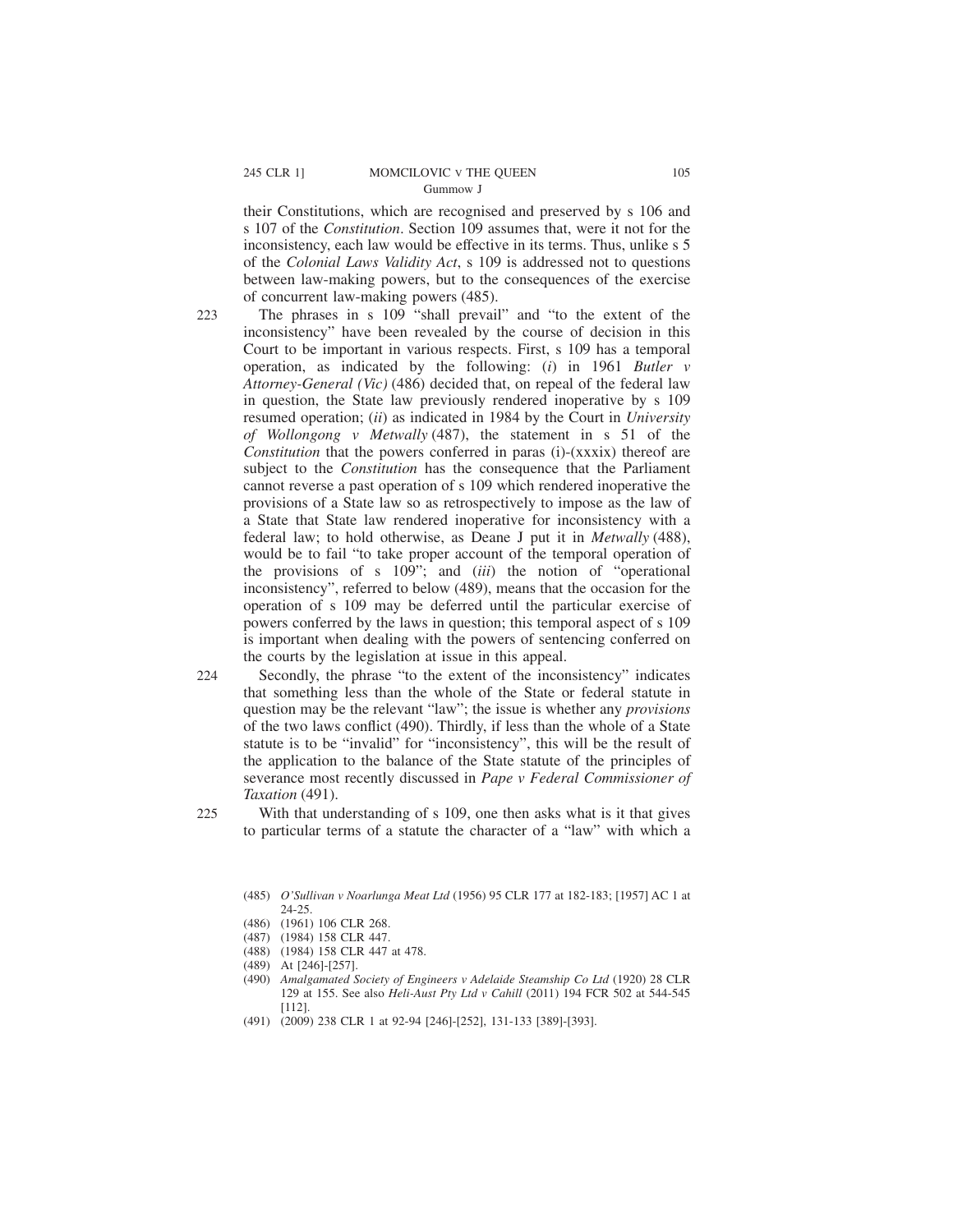their Constitutions, which are recognised and preserved by s 106 and s 107 of the *Constitution*. Section 109 assumes that, were it not for the inconsistency, each law would be effective in its terms. Thus, unlike s 5 of the *Colonial Laws Validity Act*, s 109 is addressed not to questions between law-making powers, but to the consequences of the exercise of concurrent law-making powers (485).

223 The phrases in s 109 "shall prevail" and "to the extent of the inconsistency" have been revealed by the course of decision in this Court to be important in various respects. First, s 109 has a temporal operation, as indicated by the following: (*i*) in 1961 *Butler v Attorney-General (Vic)* (486) decided that, on repeal of the federal law in question, the State law previously rendered inoperative by s 109 resumed operation; (*ii*) as indicated in 1984 by the Court in *University of Wollongong v Metwally* (487), the statement in s 51 of the *Constitution* that the powers conferred in paras (i)-(xxxix) thereof are subject to the *Constitution* has the consequence that the Parliament cannot reverse a past operation of s 109 which rendered inoperative the provisions of a State law so as retrospectively to impose as the law of a State that State law rendered inoperative for inconsistency with a federal law; to hold otherwise, as Deane J put it in *Metwally* (488), would be to fail "to take proper account of the temporal operation of the provisions of s 109"; and (*iii*) the notion of "operational inconsistency", referred to below (489), means that the occasion for the operation of s 109 may be deferred until the particular exercise of powers conferred by the laws in question; this temporal aspect of s 109 is important when dealing with the powers of sentencing conferred on the courts by the legislation at issue in this appeal.

224 Secondly, the phrase "to the extent of the inconsistency" indicates that something less than the whole of the State or federal statute in question may be the relevant "law"; the issue is whether any *provisions* of the two laws conflict (490). Thirdly, if less than the whole of a State statute is to be "invalid" for "inconsistency", this will be the result of the application to the balance of the State statute of the principles of severance most recently discussed in *Pape v Federal Commissioner of Taxation* (491).

225 With that understanding of s 109, one then asks what is it that gives to particular terms of a statute the character of a "law" with which a

(485) *O'Sullivan v Noarlunga Meat Ltd* (1956) 95 CLR 177 at 182-183; [1957] AC 1 at 24-25.

(486) (1961) 106 CLR 268.

(487) (1984) 158 CLR 447.

(488) (1984) 158 CLR 447 at 478.

(489) At [246]-[257].

(490) *Amalgamated Society of Engineers v Adelaide Steamship Co Ltd* (1920) 28 CLR 129 at 155. See also *Heli-Aust Pty Ltd v Cahill* (2011) 194 FCR 502 at 544-545 [112].

(491) (2009) 238 CLR 1 at 92-94 [246]-[252], 131-133 [389]-[393].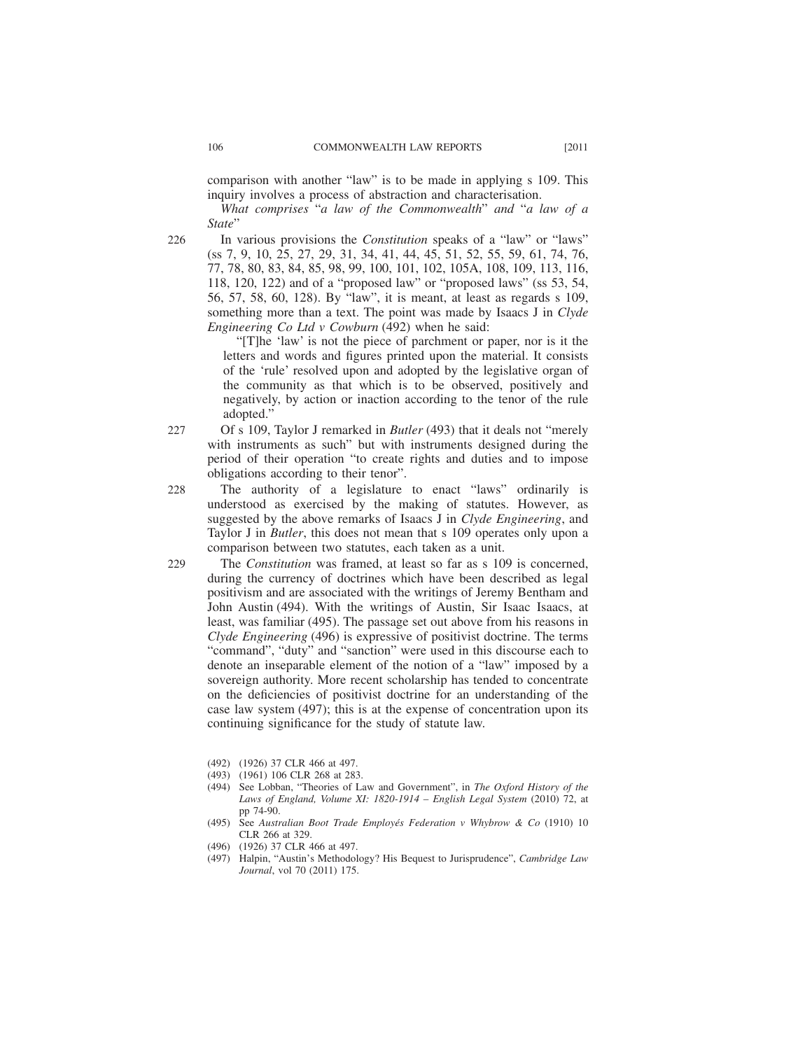comparison with another "law" is to be made in applying s 109. This inquiry involves a process of abstraction and characterisation.

*What comprises* "*a law of the Commonwealth*" *and* "*a law of a State*"

226 In various provisions the *Constitution* speaks of a "law" or "laws" (ss 7, 9, 10, 25, 27, 29, 31, 34, 41, 44, 45, 51, 52, 55, 59, 61, 74, 76, 77, 78, 80, 83, 84, 85, 98, 99, 100, 101, 102, 105A, 108, 109, 113, 116, 118, 120, 122) and of a "proposed law" or "proposed laws" (ss 53, 54, 56, 57, 58, 60, 128). By "law", it is meant, at least as regards s 109, something more than a text. The point was made by Isaacs J in *Clyde Engineering Co Ltd v Cowburn* (492) when he said:

> "[T]he 'law' is not the piece of parchment or paper, nor is it the letters and words and figures printed upon the material. It consists of the 'rule' resolved upon and adopted by the legislative organ of the community as that which is to be observed, positively and negatively, by action or inaction according to the tenor of the rule adopted."

227 Of s 109, Taylor J remarked in *Butler* (493) that it deals not "merely with instruments as such" but with instruments designed during the period of their operation "to create rights and duties and to impose obligations according to their tenor".

228 The authority of a legislature to enact "laws" ordinarily is understood as exercised by the making of statutes. However, as suggested by the above remarks of Isaacs J in *Clyde Engineering*, and Taylor J in *Butler*, this does not mean that s 109 operates only upon a comparison between two statutes, each taken as a unit.

229 The *Constitution* was framed, at least so far as s 109 is concerned, during the currency of doctrines which have been described as legal positivism and are associated with the writings of Jeremy Bentham and John Austin (494). With the writings of Austin, Sir Isaac Isaacs, at least, was familiar (495). The passage set out above from his reasons in *Clyde Engineering* (496) is expressive of positivist doctrine. The terms "command", "duty" and "sanction" were used in this discourse each to denote an inseparable element of the notion of a "law" imposed by a sovereign authority. More recent scholarship has tended to concentrate on the deficiencies of positivist doctrine for an understanding of the case law system (497); this is at the expense of concentration upon its continuing significance for the study of statute law.

(492) (1926) 37 CLR 466 at 497.

(493) (1961) 106 CLR 268 at 283.

(494) See Lobban, "Theories of Law and Government", in *The Oxford History of the Laws of England, Volume XI: 1820-1914 – English Legal System* (2010) 72, at pp 74-90.

(495) See *Australian Boot Trade Employés Federation v Whybrow & Co* (1910) 10 CLR 266 at 329.

(496) (1926) 37 CLR 466 at 497.

(497) Halpin, "Austin's Methodology? His Bequest to Jurisprudence", *Cambridge Law Journal*, vol 70 (2011) 175.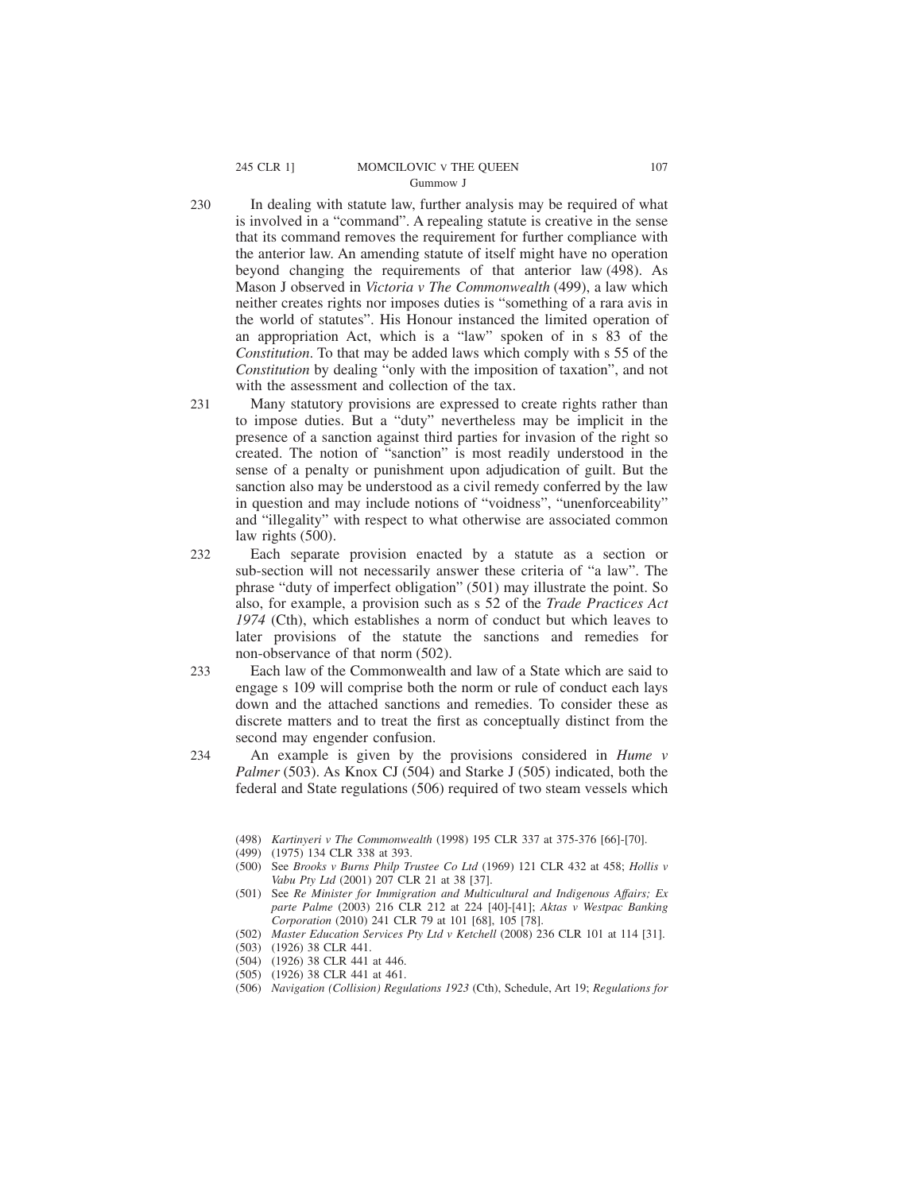230 In dealing with statute law, further analysis may be required of what is involved in a "command". A repealing statute is creative in the sense that its command removes the requirement for further compliance with the anterior law. An amending statute of itself might have no operation beyond changing the requirements of that anterior law (498). As Mason J observed in *Victoria v The Commonwealth* (499), a law which neither creates rights nor imposes duties is "something of a rara avis in the world of statutes". His Honour instanced the limited operation of an appropriation Act, which is a "law" spoken of in s 83 of the *Constitution*. To that may be added laws which comply with s 55 of the *Constitution* by dealing "only with the imposition of taxation", and not with the assessment and collection of the tax.

231 Many statutory provisions are expressed to create rights rather than to impose duties. But a "duty" nevertheless may be implicit in the presence of a sanction against third parties for invasion of the right so created. The notion of "sanction" is most readily understood in the sense of a penalty or punishment upon adjudication of guilt. But the sanction also may be understood as a civil remedy conferred by the law in question and may include notions of "voidness", "unenforceability" and "illegality" with respect to what otherwise are associated common law rights (500).

232 Each separate provision enacted by a statute as a section or sub-section will not necessarily answer these criteria of "a law". The phrase "duty of imperfect obligation" (501) may illustrate the point. So also, for example, a provision such as s 52 of the *Trade Practices Act 1974* (Cth), which establishes a norm of conduct but which leaves to later provisions of the statute the sanctions and remedies for non-observance of that norm (502).

233 Each law of the Commonwealth and law of a State which are said to engage s 109 will comprise both the norm or rule of conduct each lays down and the attached sanctions and remedies. To consider these as discrete matters and to treat the first as conceptually distinct from the second may engender confusion.

234 An example is given by the provisions considered in *Hume v Palmer* (503). As Knox CJ (504) and Starke J (505) indicated, both the federal and State regulations (506) required of two steam vessels which

(498) *Kartinyeri v The Commonwealth* (1998) 195 CLR 337 at 375-376 [66]-[70].

(499) (1975) 134 CLR 338 at 393.

(500) See *Brooks v Burns Philp Trustee Co Ltd* (1969) 121 CLR 432 at 458; *Hollis v Vabu Pty Ltd* (2001) 207 CLR 21 at 38 [37].

(501) See *Re Minister for Immigration and Multicultural and Indigenous Affairs; Ex parte Palme* (2003) 216 CLR 212 at 224 [40]-[41]; *Aktas v Westpac Banking Corporation* (2010) 241 CLR 79 at 101 [68], 105 [78].

(502) *Master Education Services Pty Ltd v Ketchell* (2008) 236 CLR 101 at 114 [31].

(503) (1926) 38 CLR 441.

(504) (1926) 38 CLR 441 at 446.

(505) (1926) 38 CLR 441 at 461.

(506) *Navigation (Collision) Regulations 1923* (Cth), Schedule, Art 19; *Regulations for*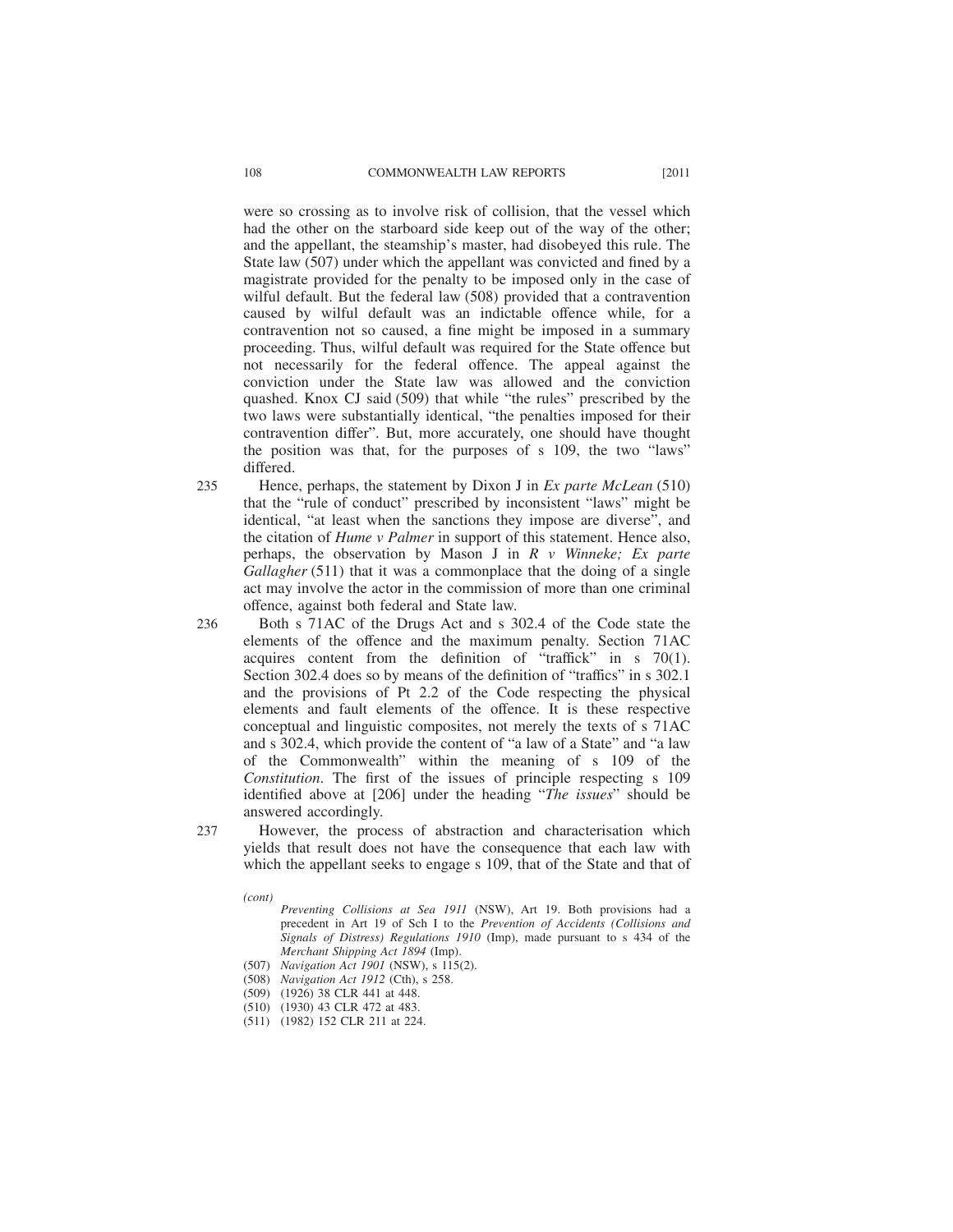were so crossing as to involve risk of collision, that the vessel which had the other on the starboard side keep out of the way of the other; and the appellant, the steamship's master, had disobeyed this rule. The State law (507) under which the appellant was convicted and fined by a magistrate provided for the penalty to be imposed only in the case of wilful default. But the federal law (508) provided that a contravention caused by wilful default was an indictable offence while, for a contravention not so caused, a fine might be imposed in a summary proceeding. Thus, wilful default was required for the State offence but not necessarily for the federal offence. The appeal against the conviction under the State law was allowed and the conviction quashed. Knox CJ said (509) that while "the rules" prescribed by the two laws were substantially identical, "the penalties imposed for their contravention differ". But, more accurately, one should have thought the position was that, for the purposes of s 109, the two "laws" differed.

235 Hence, perhaps, the statement by Dixon J in *Ex parte McLean* (510) that the "rule of conduct" prescribed by inconsistent "laws" might be identical, "at least when the sanctions they impose are diverse", and the citation of *Hume v Palmer* in support of this statement. Hence also, perhaps, the observation by Mason J in *R v Winneke; Ex parte Gallagher* (511) that it was a commonplace that the doing of a single act may involve the actor in the commission of more than one criminal offence, against both federal and State law.

236 Both s 71AC of the Drugs Act and s 302.4 of the Code state the elements of the offence and the maximum penalty. Section 71AC acquires content from the definition of "traffick" in s 70(1). Section 302.4 does so by means of the definition of "traffics" in s 302.1 and the provisions of Pt 2.2 of the Code respecting the physical elements and fault elements of the offence. It is these respective conceptual and linguistic composites, not merely the texts of s 71AC and s 302.4, which provide the content of "a law of a State" and "a law of the Commonwealth" within the meaning of s 109 of the *Constitution*. The first of the issues of principle respecting s 109 identified above at [206] under the heading "*The issues*" should be answered accordingly.

237 However, the process of abstraction and characterisation which yields that result does not have the consequence that each law with which the appellant seeks to engage s 109, that of the State and that of

*(cont)*

*Preventing Collisions at Sea 1911* (NSW), Art 19. Both provisions had a precedent in Art 19 of Sch I to the *Prevention of Accidents (Collisions and Signals of Distress) Regulations 1910* (Imp), made pursuant to s 434 of the *Merchant Shipping Act 1894* (Imp).

(507) *Navigation Act 1901* (NSW), s 115(2).

(508) *Navigation Act 1912* (Cth), s 258.

(509) (1926) 38 CLR 441 at 448.

(510) (1930) 43 CLR 472 at 483.

(511) (1982) 152 CLR 211 at 224.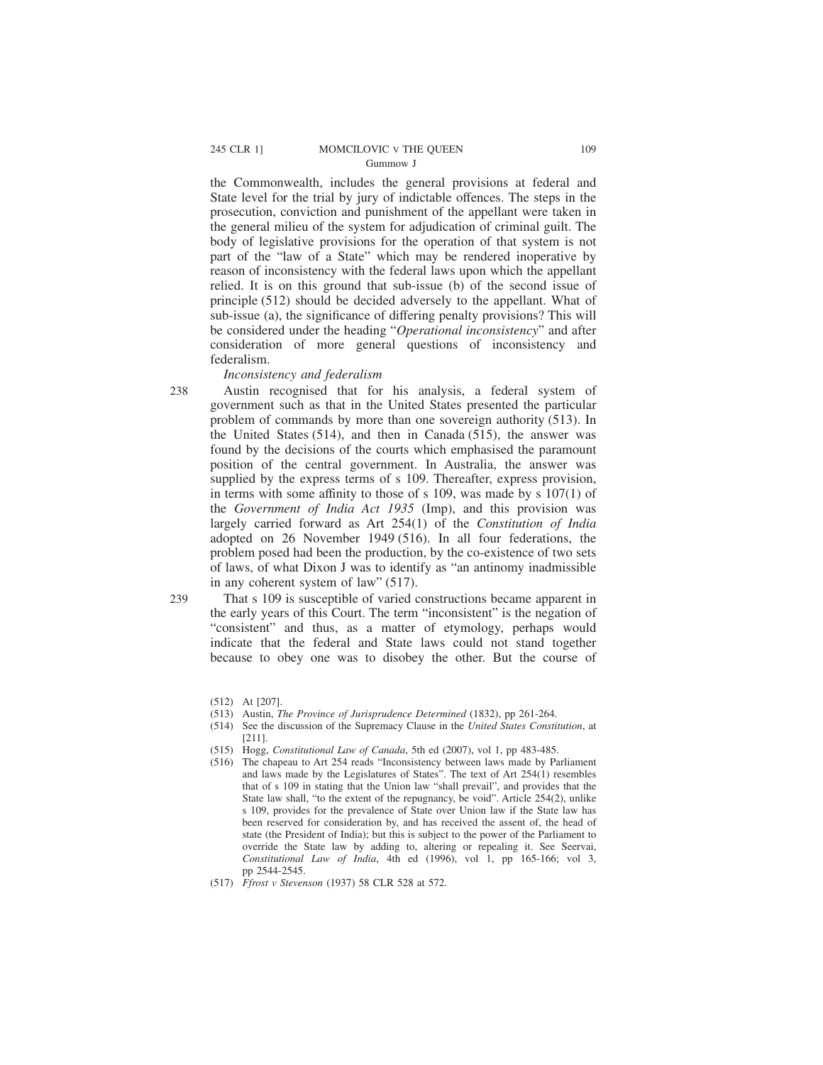the Commonwealth, includes the general provisions at federal and State level for the trial by jury of indictable offences. The steps in the prosecution, conviction and punishment of the appellant were taken in the general milieu of the system for adjudication of criminal guilt. The body of legislative provisions for the operation of that system is not part of the "law of a State" which may be rendered inoperative by reason of inconsistency with the federal laws upon which the appellant relied. It is on this ground that sub-issue (b) of the second issue of principle (512) should be decided adversely to the appellant. What of sub-issue (a), the significance of differing penalty provisions? This will be considered under the heading "*Operational inconsistency*" and after consideration of more general questions of inconsistency and federalism.

*Inconsistency and federalism*

238 Austin recognised that for his analysis, a federal system of government such as that in the United States presented the particular problem of commands by more than one sovereign authority (513). In the United States (514), and then in Canada (515), the answer was found by the decisions of the courts which emphasised the paramount position of the central government. In Australia, the answer was supplied by the express terms of s 109. Thereafter, express provision, in terms with some affinity to those of s 109, was made by s 107(1) of the *Government of India Act 1935* (Imp), and this provision was largely carried forward as Art 254(1) of the *Constitution of India* adopted on 26 November 1949 (516). In all four federations, the problem posed had been the production, by the co-existence of two sets of laws, of what Dixon J was to identify as "an antinomy inadmissible in any coherent system of law" (517).

239 That s 109 is susceptible of varied constructions became apparent in the early years of this Court. The term "inconsistent" is the negation of "consistent" and thus, as a matter of etymology, perhaps would indicate that the federal and State laws could not stand together because to obey one was to disobey the other. But the course of

(512) At [207].

(513) Austin, *The Province of Jurisprudence Determined* (1832), pp 261-264.

(514) See the discussion of the Supremacy Clause in the *United States Constitution*, at [211].

(515) Hogg, *Constitutional Law of Canada*, 5th ed (2007), vol 1, pp 483-485.

(516) The chapeau to Art 254 reads "Inconsistency between laws made by Parliament and laws made by the Legislatures of States". The text of Art 254(1) resembles that of s 109 in stating that the Union law "shall prevail", and provides that the State law shall, "to the extent of the repugnancy, be void". Article 254(2), unlike s 109, provides for the prevalence of State over Union law if the State law has been reserved for consideration by, and has received the assent of, the head of state (the President of India); but this is subject to the power of the Parliament to override the State law by adding to, altering or repealing it. See Seervai, *Constitutional Law of India*, 4th ed (1996), vol 1, pp 165-166; vol 3, pp 2544-2545.

(517) *Ffrost v Stevenson* (1937) 58 CLR 528 at 572.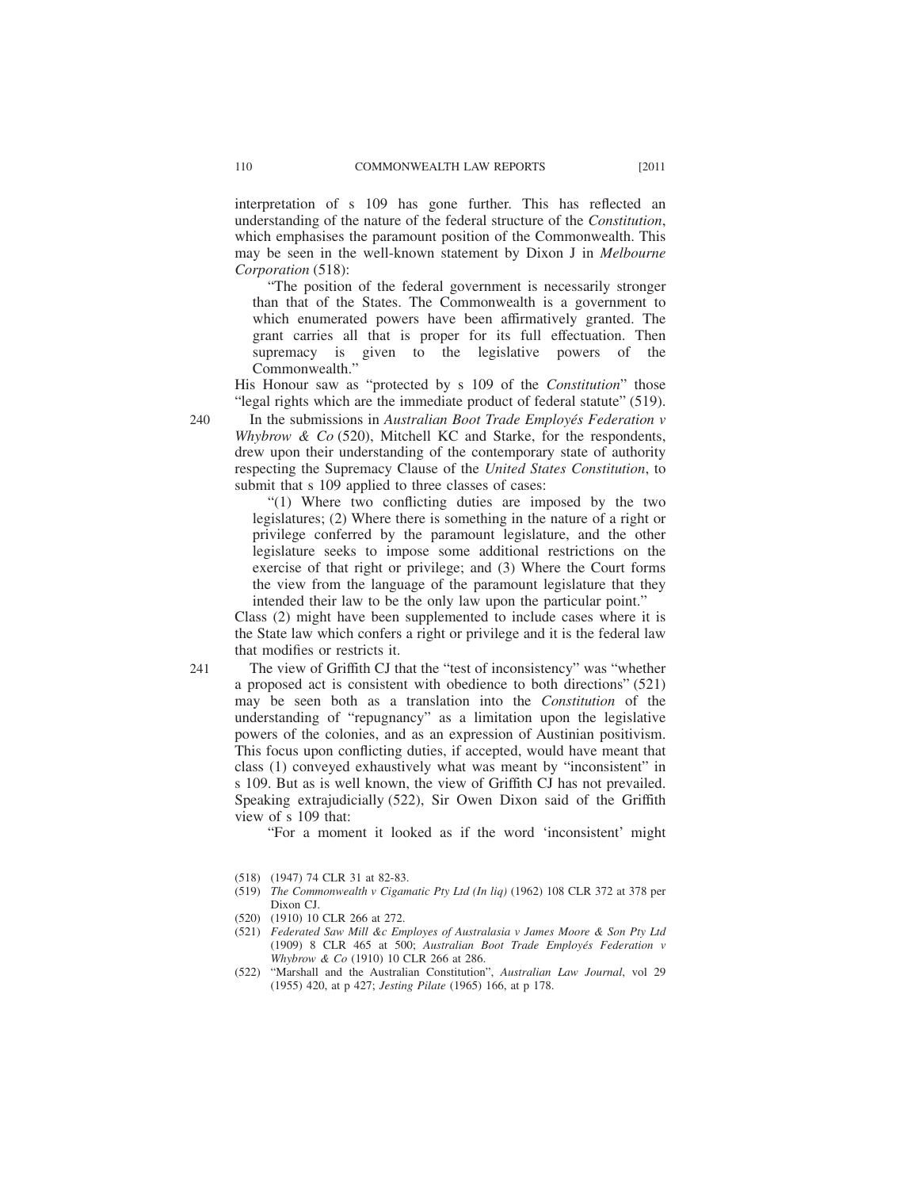interpretation of s 109 has gone further. This has reflected an understanding of the nature of the federal structure of the *Constitution*, which emphasises the paramount position of the Commonwealth. This may be seen in the well-known statement by Dixon J in *Melbourne Corporation* (518):

> "The position of the federal government is necessarily stronger than that of the States. The Commonwealth is a government to which enumerated powers have been affirmatively granted. The grant carries all that is proper for its full effectuation. Then supremacy is given to the legislative powers of the Commonwealth."

His Honour saw as "protected by s 109 of the *Constitution*" those "legal rights which are the immediate product of federal statute" (519).

240 In the submissions in *Australian Boot Trade Employés Federation v Whybrow & Co* (520), Mitchell KC and Starke, for the respondents, drew upon their understanding of the contemporary state of authority respecting the Supremacy Clause of the *United States Constitution*, to submit that s 109 applied to three classes of cases:

> "(1) Where two conflicting duties are imposed by the two legislatures; (2) Where there is something in the nature of a right or privilege conferred by the paramount legislature, and the other legislature seeks to impose some additional restrictions on the exercise of that right or privilege; and (3) Where the Court forms the view from the language of the paramount legislature that they intended their law to be the only law upon the particular point."

Class (2) might have been supplemented to include cases where it is the State law which confers a right or privilege and it is the federal law that modifies or restricts it.

241 The view of Griffith CJ that the "test of inconsistency" was "whether a proposed act is consistent with obedience to both directions" (521) may be seen both as a translation into the *Constitution* of the understanding of "repugnancy" as a limitation upon the legislative powers of the colonies, and as an expression of Austinian positivism. This focus upon conflicting duties, if accepted, would have meant that class (1) conveyed exhaustively what was meant by "inconsistent" in s 109. But as is well known, the view of Griffith CJ has not prevailed. Speaking extrajudicially (522), Sir Owen Dixon said of the Griffith view of s 109 that:

> "For a moment it looked as if the word 'inconsistent' might

(518) (1947) 74 CLR 31 at 82-83.

(519) *The Commonwealth v Cigamatic Pty Ltd (In liq)* (1962) 108 CLR 372 at 378 per Dixon CJ.

(520) (1910) 10 CLR 266 at 272.

(521) *Federated Saw Mill &c Employes of Australasia v James Moore & Son Pty Ltd* (1909) 8 CLR 465 at 500; *Australian Boot Trade Employés Federation v Whybrow & Co* (1910) 10 CLR 266 at 286.

(522) "Marshall and the Australian Constitution", *Australian Law Journal*, vol 29 (1955) 420, at p 427; *Jesting Pilate* (1965) 166, at p 178.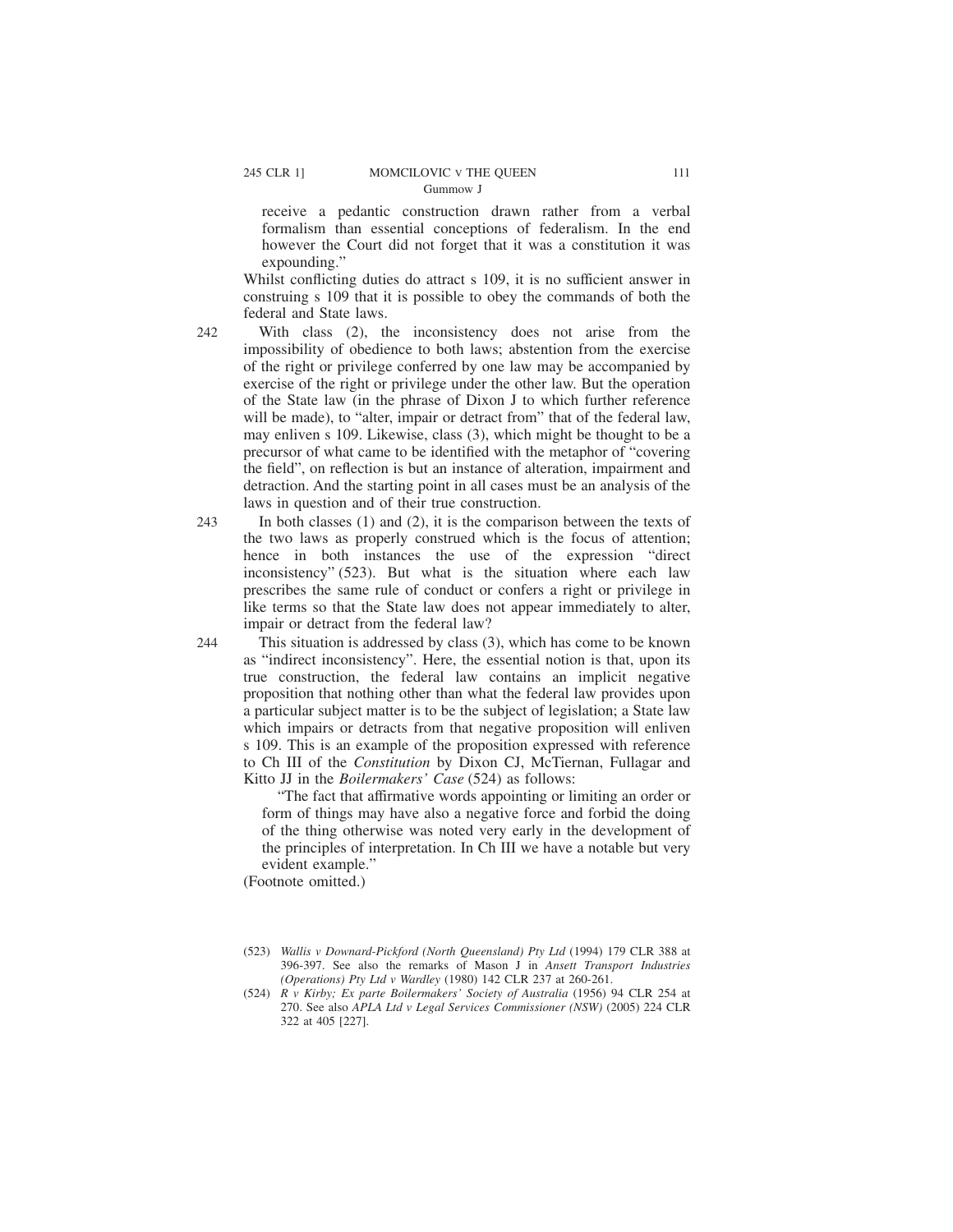receive a pedantic construction drawn rather from a verbal formalism than essential conceptions of federalism. In the end however the Court did not forget that it was a constitution it was expounding."

Whilst conflicting duties do attract s 109, it is no sufficient answer in construing s 109 that it is possible to obey the commands of both the federal and State laws.

242 With class (2), the inconsistency does not arise from the impossibility of obedience to both laws; abstention from the exercise of the right or privilege conferred by one law may be accompanied by exercise of the right or privilege under the other law. But the operation of the State law (in the phrase of Dixon J to which further reference will be made), to "alter, impair or detract from" that of the federal law, may enliven s 109. Likewise, class (3), which might be thought to be a precursor of what came to be identified with the metaphor of "covering the field", on reflection is but an instance of alteration, impairment and detraction. And the starting point in all cases must be an analysis of the laws in question and of their true construction.

243 In both classes (1) and (2), it is the comparison between the texts of the two laws as properly construed which is the focus of attention; hence in both instances the use of the expression "direct inconsistency" (523). But what is the situation where each law prescribes the same rule of conduct or confers a right or privilege in like terms so that the State law does not appear immediately to alter, impair or detract from the federal law?

244 This situation is addressed by class (3), which has come to be known as "indirect inconsistency". Here, the essential notion is that, upon its true construction, the federal law contains an implicit negative proposition that nothing other than what the federal law provides upon a particular subject matter is to be the subject of legislation; a State law which impairs or detracts from that negative proposition will enliven s 109. This is an example of the proposition expressed with reference to Ch III of the *Constitution* by Dixon CJ, McTiernan, Fullagar and Kitto JJ in the *Boilermakers' Case* (524) as follows:

> "The fact that affirmative words appointing or limiting an order or form of things may have also a negative force and forbid the doing of the thing otherwise was noted very early in the development of the principles of interpretation. In Ch III we have a notable but very evident example."

(Footnote omitted.)

---

(523) *Wallis v Downard-Pickford (North Queensland) Pty Ltd* (1994) 179 CLR 388 at 396-397. See also the remarks of Mason J in *Ansett Transport Industries (Operations) Pty Ltd v Wardley* (1980) 142 CLR 237 at 260-261.

(524) *R v Kirby; Ex parte Boilermakers' Society of Australia* (1956) 94 CLR 254 at 270. See also *APLA Ltd v Legal Services Commissioner (NSW)* (2005) 224 CLR 322 at 405 [227].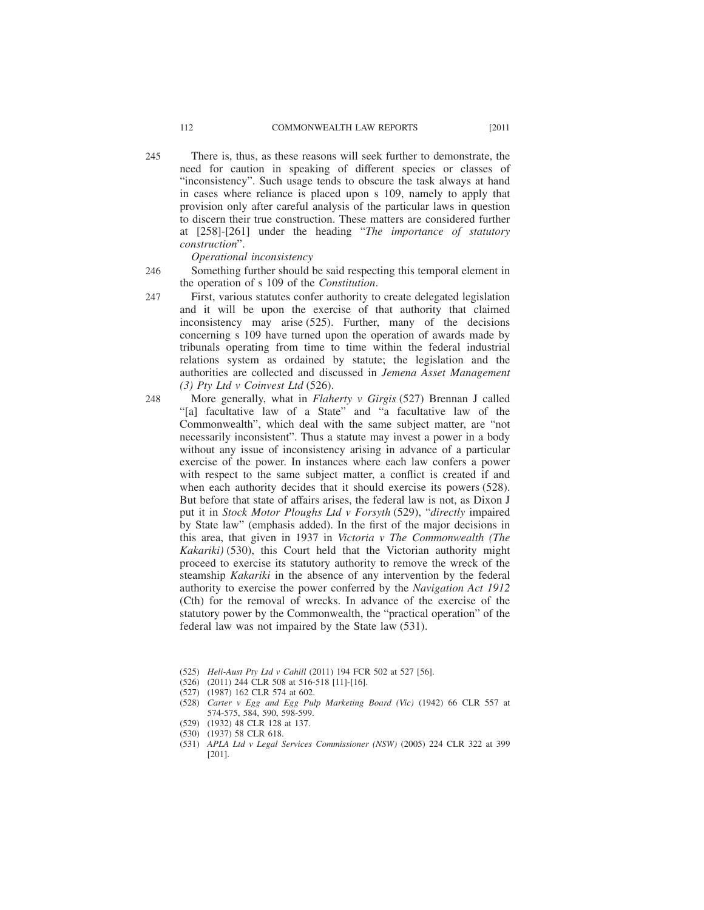245 There is, thus, as these reasons will seek further to demonstrate, the need for caution in speaking of different species or classes of "inconsistency". Such usage tends to obscure the task always at hand in cases where reliance is placed upon s 109, namely to apply that provision only after careful analysis of the particular laws in question to discern their true construction. These matters are considered further at [258]-[261] under the heading "*The importance of statutory construction*".

*Operational inconsistency*

246 Something further should be said respecting this temporal element in the operation of s 109 of the *Constitution*.

247 First, various statutes confer authority to create delegated legislation and it will be upon the exercise of that authority that claimed inconsistency may arise (525). Further, many of the decisions concerning s 109 have turned upon the operation of awards made by tribunals operating from time to time within the federal industrial relations system as ordained by statute; the legislation and the authorities are collected and discussed in *Jemena Asset Management (3) Pty Ltd v Coinvest Ltd* (526).

248 More generally, what in *Flaherty v Girgis* (527) Brennan J called "[a] facultative law of a State" and "a facultative law of the Commonwealth", which deal with the same subject matter, are "not necessarily inconsistent". Thus a statute may invest a power in a body without any issue of inconsistency arising in advance of a particular exercise of the power. In instances where each law confers a power with respect to the same subject matter, a conflict is created if and when each authority decides that it should exercise its powers (528). But before that state of affairs arises, the federal law is not, as Dixon J put it in *Stock Motor Ploughs Ltd v Forsyth* (529), "*directly* impaired by State law" (emphasis added). In the first of the major decisions in this area, that given in 1937 in *Victoria v The Commonwealth (The Kakariki)* (530), this Court held that the Victorian authority might proceed to exercise its statutory authority to remove the wreck of the steamship *Kakariki* in the absence of any intervention by the federal authority to exercise the power conferred by the *Navigation Act 1912* (Cth) for the removal of wrecks. In advance of the exercise of the statutory power by the Commonwealth, the "practical operation" of the federal law was not impaired by the State law (531).

(525) *Heli-Aust Pty Ltd v Cahill* (2011) 194 FCR 502 at 527 [56].

(526) (2011) 244 CLR 508 at 516-518 [11]-[16].

(527) (1987) 162 CLR 574 at 602.

(528) *Carter v Egg and Egg Pulp Marketing Board (Vic)* (1942) 66 CLR 557 at 574-575, 584, 590, 598-599.

(529) (1932) 48 CLR 128 at 137.

(530) (1937) 58 CLR 618.

(531) *APLA Ltd v Legal Services Commissioner (NSW)* (2005) 224 CLR 322 at 399 [201].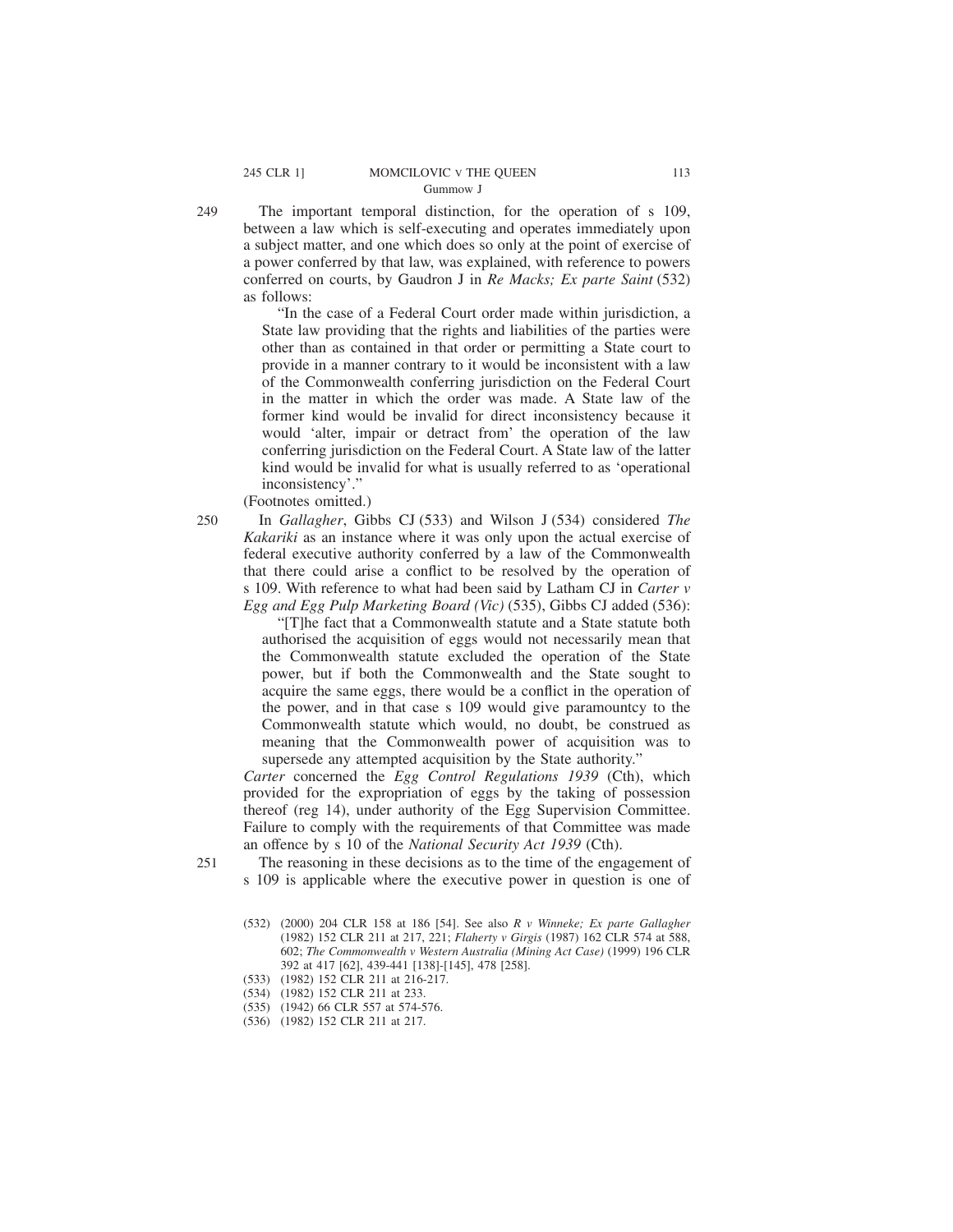249 The important temporal distinction, for the operation of s 109, between a law which is self-executing and operates immediately upon a subject matter, and one which does so only at the point of exercise of a power conferred by that law, was explained, with reference to powers conferred on courts, by Gaudron J in *Re Macks; Ex parte Saint* (532) as follows:

> "In the case of a Federal Court order made within jurisdiction, a State law providing that the rights and liabilities of the parties were other than as contained in that order or permitting a State court to provide in a manner contrary to it would be inconsistent with a law of the Commonwealth conferring jurisdiction on the Federal Court in the matter in which the order was made. A State law of the former kind would be invalid for direct inconsistency because it would 'alter, impair or detract from' the operation of the law conferring jurisdiction on the Federal Court. A State law of the latter kind would be invalid for what is usually referred to as 'operational inconsistency'."

(Footnotes omitted.)

250 In *Gallagher*, Gibbs CJ (533) and Wilson J (534) considered *The Kakariki* as an instance where it was only upon the actual exercise of federal executive authority conferred by a law of the Commonwealth that there could arise a conflict to be resolved by the operation of s 109. With reference to what had been said by Latham CJ in *Carter v Egg and Egg Pulp Marketing Board (Vic)* (535), Gibbs CJ added (536):

> "[T]he fact that a Commonwealth statute and a State statute both authorised the acquisition of eggs would not necessarily mean that the Commonwealth statute excluded the operation of the State power, but if both the Commonwealth and the State sought to acquire the same eggs, there would be a conflict in the operation of the power, and in that case s 109 would give paramountcy to the Commonwealth statute which would, no doubt, be construed as meaning that the Commonwealth power of acquisition was to supersede any attempted acquisition by the State authority."

*Carter* concerned the *Egg Control Regulations 1939* (Cth), which provided for the expropriation of eggs by the taking of possession thereof (reg 14), under authority of the Egg Supervision Committee. Failure to comply with the requirements of that Committee was made an offence by s 10 of the *National Security Act 1939* (Cth).

251 The reasoning in these decisions as to the time of the engagement of s 109 is applicable where the executive power in question is one of

(532) (2000) 204 CLR 158 at 186 [54]. See also *R v Winneke; Ex parte Gallagher* (1982) 152 CLR 211 at 217, 221; *Flaherty v Girgis* (1987) 162 CLR 574 at 588, 602; *The Commonwealth v Western Australia (Mining Act Case)* (1999) 196 CLR 392 at 417 [62], 439-441 [138]-[145], 478 [258].

(533) (1982) 152 CLR 211 at 216-217.

(534) (1982) 152 CLR 211 at 233.

(535) (1942) 66 CLR 557 at 574-576.

(536) (1982) 152 CLR 211 at 217.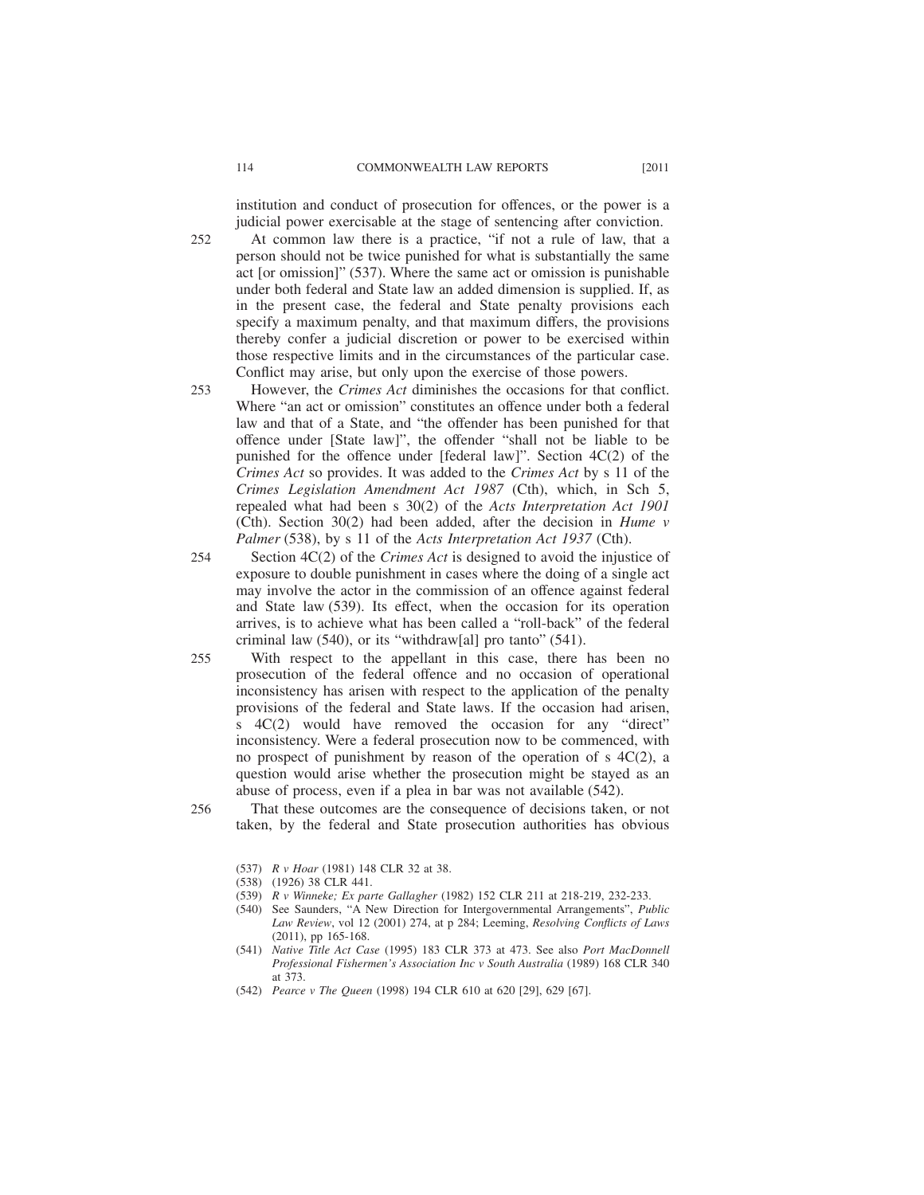institution and conduct of prosecution for offences, or the power is a judicial power exercisable at the stage of sentencing after conviction.

252 At common law there is a practice, "if not a rule of law, that a person should not be twice punished for what is substantially the same act [or omission]" (537). Where the same act or omission is punishable under both federal and State law an added dimension is supplied. If, as in the present case, the federal and State penalty provisions each specify a maximum penalty, and that maximum differs, the provisions thereby confer a judicial discretion or power to be exercised within those respective limits and in the circumstances of the particular case. Conflict may arise, but only upon the exercise of those powers.

253 However, the *Crimes Act* diminishes the occasions for that conflict. Where "an act or omission" constitutes an offence under both a federal law and that of a State, and "the offender has been punished for that offence under [State law]", the offender "shall not be liable to be punished for the offence under [federal law]". Section 4C(2) of the *Crimes Act* so provides. It was added to the *Crimes Act* by s 11 of the *Crimes Legislation Amendment Act 1987* (Cth), which, in Sch 5, repealed what had been s 30(2) of the *Acts Interpretation Act 1901* (Cth). Section 30(2) had been added, after the decision in *Hume v Palmer* (538), by s 11 of the *Acts Interpretation Act 1937* (Cth).

254 Section 4C(2) of the *Crimes Act* is designed to avoid the injustice of exposure to double punishment in cases where the doing of a single act may involve the actor in the commission of an offence against federal and State law (539). Its effect, when the occasion for its operation arrives, is to achieve what has been called a "roll-back" of the federal criminal law (540), or its "withdraw[al] pro tanto" (541).

255 With respect to the appellant in this case, there has been no prosecution of the federal offence and no occasion of operational inconsistency has arisen with respect to the application of the penalty provisions of the federal and State laws. If the occasion had arisen, s 4C(2) would have removed the occasion for any "direct" inconsistency. Were a federal prosecution now to be commenced, with no prospect of punishment by reason of the operation of s 4C(2), a question would arise whether the prosecution might be stayed as an abuse of process, even if a plea in bar was not available (542).

256 That these outcomes are the consequence of decisions taken, or not taken, by the federal and State prosecution authorities has obvious

(537) *R v Hoar* (1981) 148 CLR 32 at 38.

(538) (1926) 38 CLR 441.

(539) *R v Winneke; Ex parte Gallagher* (1982) 152 CLR 211 at 218-219, 232-233.

(540) See Saunders, "A New Direction for Intergovernmental Arrangements", *Public Law Review*, vol 12 (2001) 274, at p 284; Leeming, *Resolving Conflicts of Laws* (2011), pp 165-168.

(541) *Native Title Act Case* (1995) 183 CLR 373 at 473. See also *Port MacDonnell Professional Fishermen's Association Inc v South Australia* (1989) 168 CLR 340 at 373.

(542) *Pearce v The Queen* (1998) 194 CLR 610 at 620 [29], 629 [67].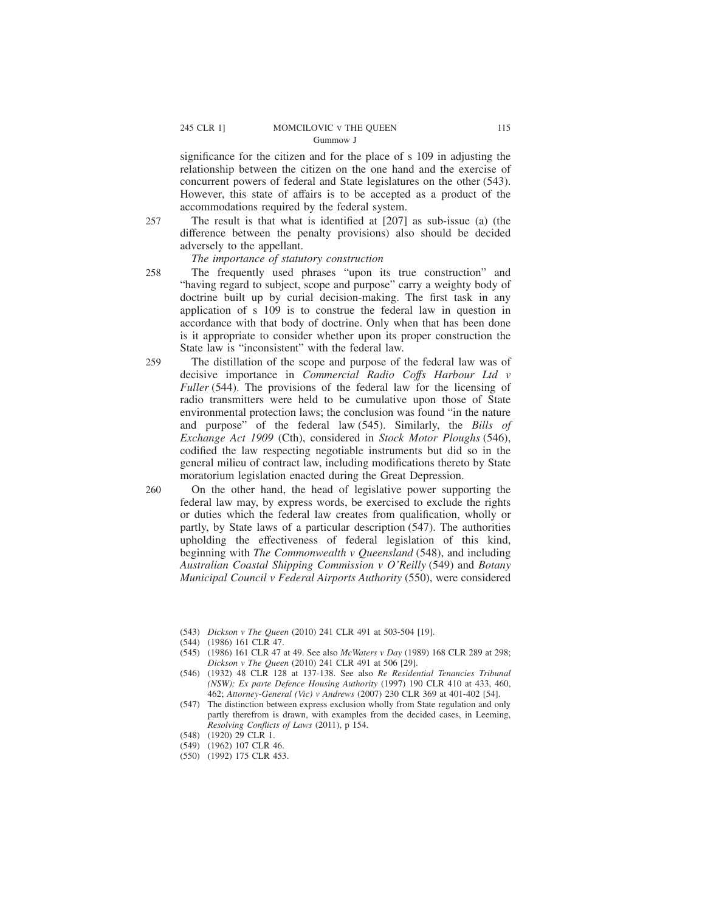significance for the citizen and for the place of s 109 in adjusting the relationship between the citizen on the one hand and the exercise of concurrent powers of federal and State legislatures on the other (543). However, this state of affairs is to be accepted as a product of the accommodations required by the federal system.

257 The result is that what is identified at [207] as sub-issue (a) (the difference between the penalty provisions) also should be decided adversely to the appellant.

*The importance of statutory construction*

258 The frequently used phrases "upon its true construction" and "having regard to subject, scope and purpose" carry a weighty body of doctrine built up by curial decision-making. The first task in any application of s 109 is to construe the federal law in question in accordance with that body of doctrine. Only when that has been done is it appropriate to consider whether upon its proper construction the State law is "inconsistent" with the federal law.

259 The distillation of the scope and purpose of the federal law was of decisive importance in *Commercial Radio Coffs Harbour Ltd v Fuller* (544). The provisions of the federal law for the licensing of radio transmitters were held to be cumulative upon those of State environmental protection laws; the conclusion was found "in the nature and purpose" of the federal law (545). Similarly, the *Bills of Exchange Act 1909* (Cth), considered in *Stock Motor Ploughs* (546), codified the law respecting negotiable instruments but did so in the general milieu of contract law, including modifications thereto by State moratorium legislation enacted during the Great Depression.

260 On the other hand, the head of legislative power supporting the federal law may, by express words, be exercised to exclude the rights or duties which the federal law creates from qualification, wholly or partly, by State laws of a particular description (547). The authorities upholding the effectiveness of federal legislation of this kind, beginning with *The Commonwealth v Queensland* (548), and including *Australian Coastal Shipping Commission v O'Reilly* (549) and *Botany Municipal Council v Federal Airports Authority* (550), were considered

(543) *Dickson v The Queen* (2010) 241 CLR 491 at 503-504 [19].

(544) (1986) 161 CLR 47.

(545) (1986) 161 CLR 47 at 49. See also *McWaters v Day* (1989) 168 CLR 289 at 298; *Dickson v The Queen* (2010) 241 CLR 491 at 506 [29].

(546) (1932) 48 CLR 128 at 137-138. See also *Re Residential Tenancies Tribunal (NSW); Ex parte Defence Housing Authority* (1997) 190 CLR 410 at 433, 460, 462; *Attorney-General (Vic) v Andrews* (2007) 230 CLR 369 at 401-402 [54].

(547) The distinction between express exclusion wholly from State regulation and only partly therefrom is drawn, with examples from the decided cases, in Leeming, *Resolving Conflicts of Laws* (2011), p 154.

(548) (1920) 29 CLR 1.

(549) (1962) 107 CLR 46.

(550) (1992) 175 CLR 453.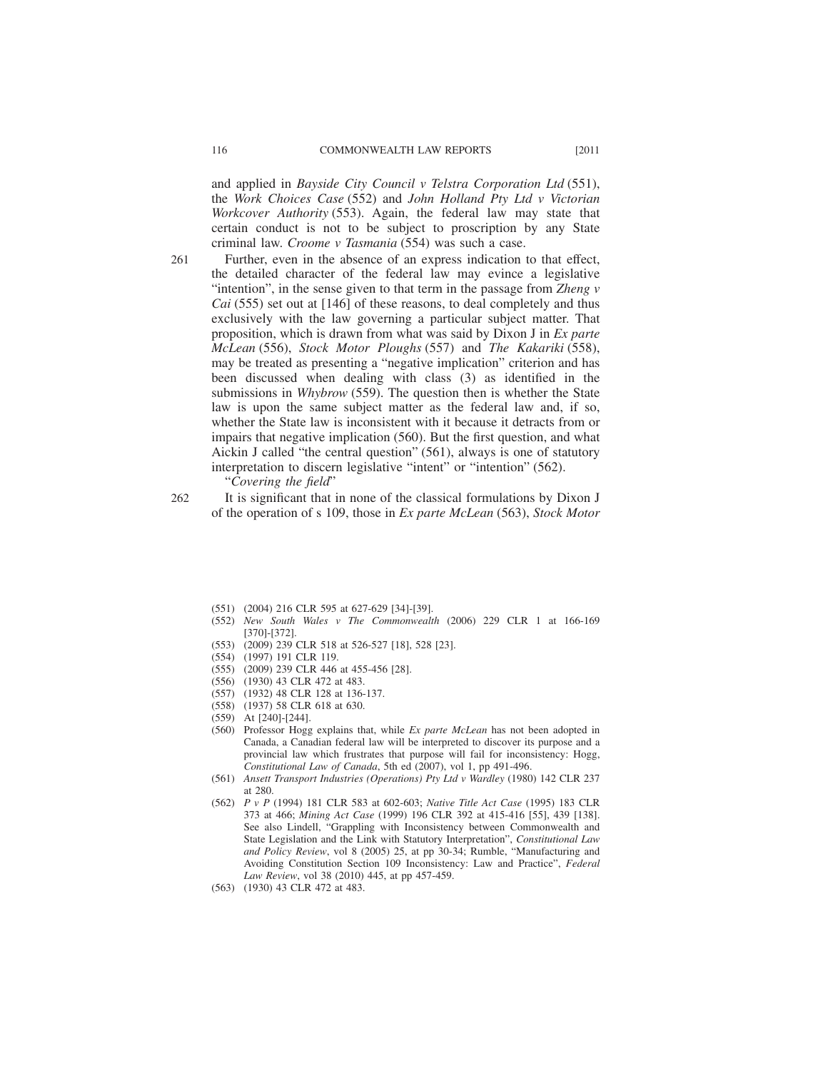and applied in *Bayside City Council v Telstra Corporation Ltd* (551), the *Work Choices Case* (552) and *John Holland Pty Ltd v Victorian Workcover Authority* (553). Again, the federal law may state that certain conduct is not to be subject to proscription by any State criminal law. *Croome v Tasmania* (554) was such a case.

261 Further, even in the absence of an express indication to that effect, the detailed character of the federal law may evince a legislative "intention", in the sense given to that term in the passage from *Zheng v Cai* (555) set out at [146] of these reasons, to deal completely and thus exclusively with the law governing a particular subject matter. That proposition, which is drawn from what was said by Dixon J in *Ex parte McLean* (556), *Stock Motor Ploughs* (557) and *The Kakariki* (558), may be treated as presenting a "negative implication" criterion and has been discussed when dealing with class (3) as identified in the submissions in *Whybrow* (559). The question then is whether the State law is upon the same subject matter as the federal law and, if so, whether the State law is inconsistent with it because it detracts from or impairs that negative implication (560). But the first question, and what Aickin J called "the central question" (561), always is one of statutory interpretation to discern legislative "intent" or "intention" (562).

"*Covering the field*"

262 It is significant that in none of the classical formulations by Dixon J of the operation of s 109, those in *Ex parte McLean* (563), *Stock Motor*

(551) (2004) 216 CLR 595 at 627-629 [34]-[39].

(552) *New South Wales v The Commonwealth* (2006) 229 CLR 1 at 166-169 [370]-[372].

(553) (2009) 239 CLR 518 at 526-527 [18], 528 [23].

(554) (1997) 191 CLR 119.

(555) (2009) 239 CLR 446 at 455-456 [28].

(556) (1930) 43 CLR 472 at 483.

(557) (1932) 48 CLR 128 at 136-137.

(558) (1937) 58 CLR 618 at 630.

(559) At [240]-[244].

(560) Professor Hogg explains that, while *Ex parte McLean* has not been adopted in Canada, a Canadian federal law will be interpreted to discover its purpose and a provincial law which frustrates that purpose will fail for inconsistency: Hogg, *Constitutional Law of Canada*, 5th ed (2007), vol 1, pp 491-496.

(561) *Ansett Transport Industries (Operations) Pty Ltd v Wardley* (1980) 142 CLR 237 at 280.

(562) *P v P* (1994) 181 CLR 583 at 602-603; *Native Title Act Case* (1995) 183 CLR 373 at 466; *Mining Act Case* (1999) 196 CLR 392 at 415-416 [55], 439 [138]. See also Lindell, "Grappling with Inconsistency between Commonwealth and State Legislation and the Link with Statutory Interpretation", *Constitutional Law and Policy Review*, vol 8 (2005) 25, at pp 30-34; Rumble, "Manufacturing and Avoiding Constitution Section 109 Inconsistency: Law and Practice", *Federal Law Review*, vol 38 (2010) 445, at pp 457-459.

(563) (1930) 43 CLR 472 at 483.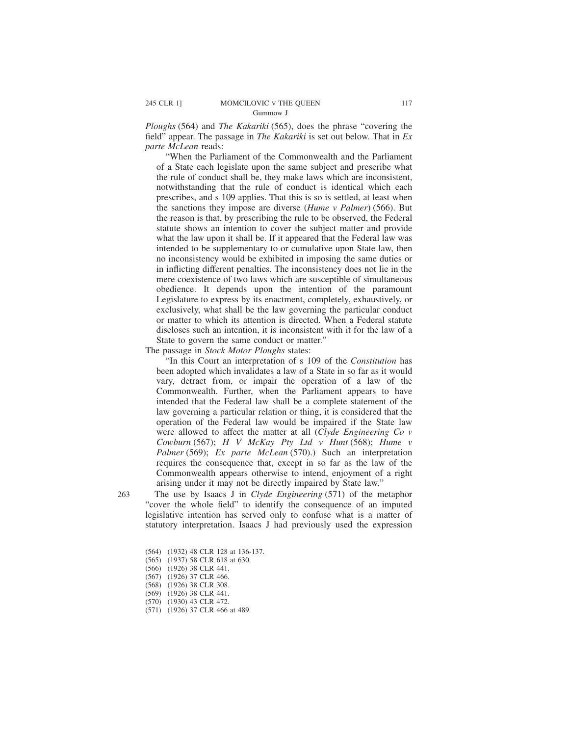*Ploughs* (564) and *The Kakariki* (565), does the phrase "covering the field" appear. The passage in *The Kakariki* is set out below. That in *Ex parte McLean* reads:

> "When the Parliament of the Commonwealth and the Parliament of a State each legislate upon the same subject and prescribe what the rule of conduct shall be, they make laws which are inconsistent, notwithstanding that the rule of conduct is identical which each prescribes, and s 109 applies. That this is so is settled, at least when the sanctions they impose are diverse (*Hume v Palmer*) (566). But the reason is that, by prescribing the rule to be observed, the Federal statute shows an intention to cover the subject matter and provide what the law upon it shall be. If it appeared that the Federal law was intended to be supplementary to or cumulative upon State law, then no inconsistency would be exhibited in imposing the same duties or in inflicting different penalties. The inconsistency does not lie in the mere coexistence of two laws which are susceptible of simultaneous obedience. It depends upon the intention of the paramount Legislature to express by its enactment, completely, exhaustively, or exclusively, what shall be the law governing the particular conduct or matter to which its attention is directed. When a Federal statute discloses such an intention, it is inconsistent with it for the law of a State to govern the same conduct or matter."

The passage in *Stock Motor Ploughs* states:

> "In this Court an interpretation of s 109 of the *Constitution* has been adopted which invalidates a law of a State in so far as it would vary, detract from, or impair the operation of a law of the Commonwealth. Further, when the Parliament appears to have intended that the Federal law shall be a complete statement of the law governing a particular relation or thing, it is considered that the operation of the Federal law would be impaired if the State law were allowed to affect the matter at all (*Clyde Engineering Co v Cowburn* (567); *H V McKay Pty Ltd v Hunt* (568); *Hume v Palmer* (569); *Ex parte McLean* (570).) Such an interpretation requires the consequence that, except in so far as the law of the Commonwealth appears otherwise to intend, enjoyment of a right arising under it may not be directly impaired by State law."

263 The use by Isaacs J in *Clyde Engineering* (571) of the metaphor "cover the whole field" to identify the consequence of an imputed legislative intention has served only to confuse what is a matter of statutory interpretation. Isaacs J had previously used the expression

(564) (1932) 48 CLR 128 at 136-137.
(565) (1937) 58 CLR 618 at 630.
(566) (1926) 38 CLR 441.
(567) (1926) 37 CLR 466.
(568) (1926) 38 CLR 308.
(569) (1926) 38 CLR 441.
(570) (1930) 43 CLR 472.
(571) (1926) 37 CLR 466 at 489.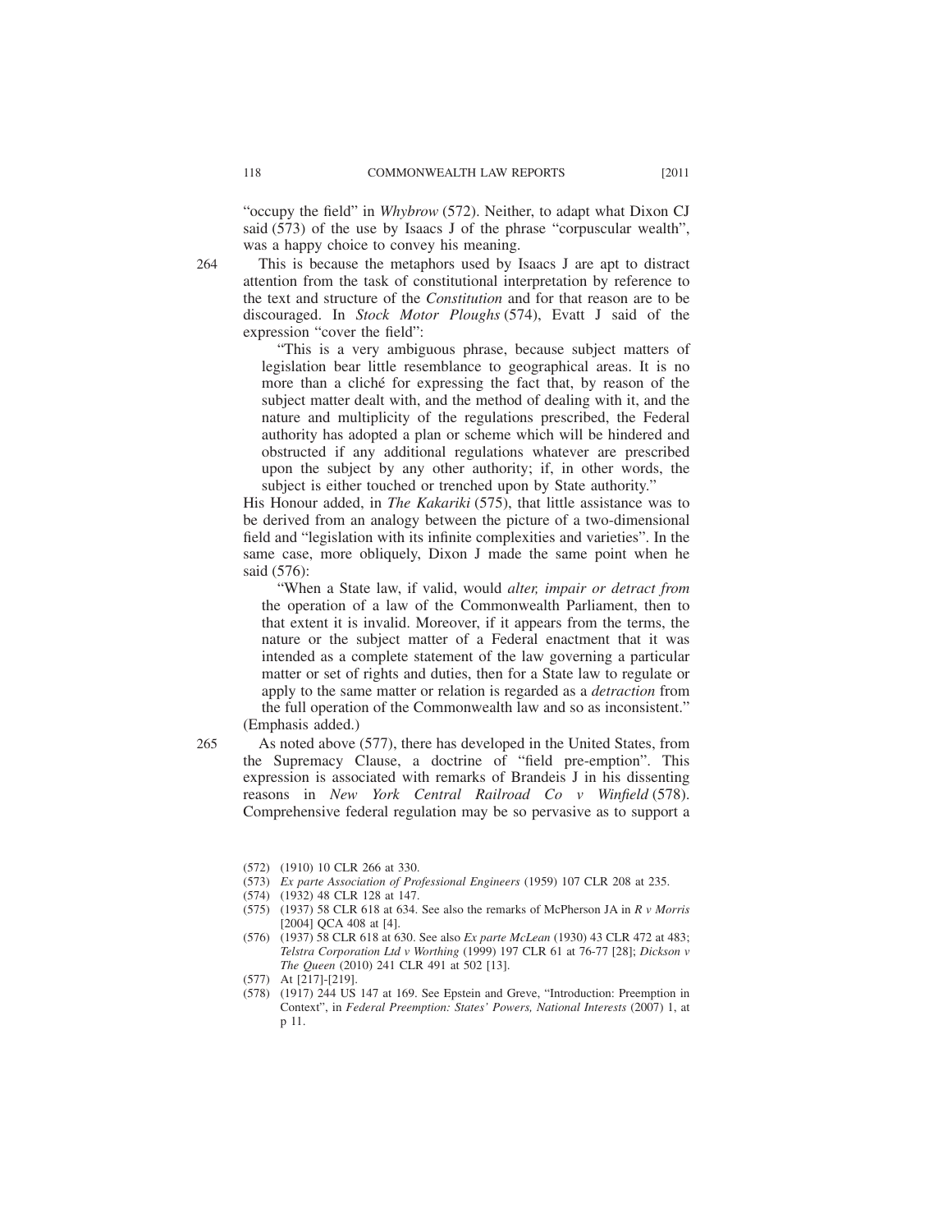"occupy the field" in *Whybrow* (572). Neither, to adapt what Dixon CJ said (573) of the use by Isaacs J of the phrase "corpuscular wealth", was a happy choice to convey his meaning.

264 This is because the metaphors used by Isaacs J are apt to distract attention from the task of constitutional interpretation by reference to the text and structure of the *Constitution* and for that reason are to be discouraged. In *Stock Motor Ploughs* (574), Evatt J said of the expression "cover the field":

> "This is a very ambiguous phrase, because subject matters of legislation bear little resemblance to geographical areas. It is no more than a cliché for expressing the fact that, by reason of the subject matter dealt with, and the method of dealing with it, and the nature and multiplicity of the regulations prescribed, the Federal authority has adopted a plan or scheme which will be hindered and obstructed if any additional regulations whatever are prescribed upon the subject by any other authority; if, in other words, the subject is either touched or trenched upon by State authority."

His Honour added, in *The Kakariki* (575), that little assistance was to be derived from an analogy between the picture of a two-dimensional field and "legislation with its infinite complexities and varieties". In the same case, more obliquely, Dixon J made the same point when he said (576):

> "When a State law, if valid, would *alter, impair or detract from* the operation of a law of the Commonwealth Parliament, then to that extent it is invalid. Moreover, if it appears from the terms, the nature or the subject matter of a Federal enactment that it was intended as a complete statement of the law governing a particular matter or set of rights and duties, then for a State law to regulate or apply to the same matter or relation is regarded as a *detraction* from the full operation of the Commonwealth law and so as inconsistent."

(Emphasis added.)

265 As noted above (577), there has developed in the United States, from the Supremacy Clause, a doctrine of "field pre-emption". This expression is associated with remarks of Brandeis J in his dissenting reasons in *New York Central Railroad Co v Winfield* (578). Comprehensive federal regulation may be so pervasive as to support a

---

(572) (1910) 10 CLR 266 at 330.

(573) *Ex parte Association of Professional Engineers* (1959) 107 CLR 208 at 235.

(574) (1932) 48 CLR 128 at 147.

(575) (1937) 58 CLR 618 at 634. See also the remarks of McPherson JA in *R v Morris* [2004] QCA 408 at [4].

(576) (1937) 58 CLR 618 at 630. See also *Ex parte McLean* (1930) 43 CLR 472 at 483; *Telstra Corporation Ltd v Worthing* (1999) 197 CLR 61 at 76-77 [28]; *Dickson v The Queen* (2010) 241 CLR 491 at 502 [13].

(577) At [217]-[219].

(578) (1917) 244 US 147 at 169. See Epstein and Greve, "Introduction: Preemption in Context", in *Federal Preemption: States' Powers, National Interests* (2007) 1, at p 11.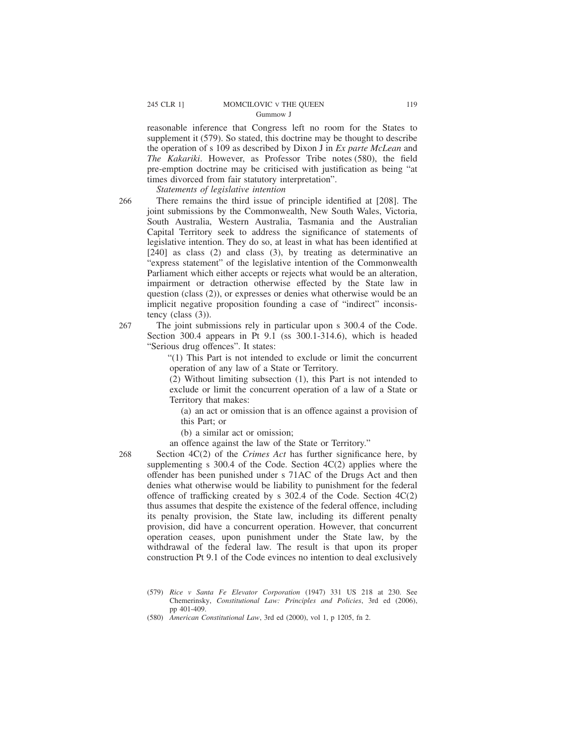reasonable inference that Congress left no room for the States to supplement it (579). So stated, this doctrine may be thought to describe the operation of s 109 as described by Dixon J in *Ex parte McLean* and *The Kakariki*. However, as Professor Tribe notes (580), the field pre-emption doctrine may be criticised with justification as being "at times divorced from fair statutory interpretation".

*Statements of legislative intention*

266 There remains the third issue of principle identified at [208]. The joint submissions by the Commonwealth, New South Wales, Victoria, South Australia, Western Australia, Tasmania and the Australian Capital Territory seek to address the significance of statements of legislative intention. They do so, at least in what has been identified at [240] as class (2) and class (3), by treating as determinative an "express statement" of the legislative intention of the Commonwealth Parliament which either accepts or rejects what would be an alteration, impairment or detraction otherwise effected by the State law in question (class (2)), or expresses or denies what otherwise would be an implicit negative proposition founding a case of "indirect" inconsistency (class (3)).

267 The joint submissions rely in particular upon s 300.4 of the Code. Section 300.4 appears in Pt 9.1 (ss 300.1-314.6), which is headed "Serious drug offences". It states:

> "(1) This Part is not intended to exclude or limit the concurrent operation of any law of a State or Territory.
>
> (2) Without limiting subsection (1), this Part is not intended to exclude or limit the concurrent operation of a law of a State or Territory that makes:
>
> (a) an act or omission that is an offence against a provision of this Part; or
>
> (b) a similar act or omission;
>
> an offence against the law of the State or Territory."

268 Section 4C(2) of the *Crimes Act* has further significance here, by supplementing s 300.4 of the Code. Section 4C(2) applies where the offender has been punished under s 71AC of the Drugs Act and then denies what otherwise would be liability to punishment for the federal offence of trafficking created by s 302.4 of the Code. Section 4C(2) thus assumes that despite the existence of the federal offence, including its penalty provision, the State law, including its different penalty provision, did have a concurrent operation. However, that concurrent operation ceases, upon punishment under the State law, by the withdrawal of the federal law. The result is that upon its proper construction Pt 9.1 of the Code evinces no intention to deal exclusively

---

(579) *Rice v Santa Fe Elevator Corporation* (1947) 331 US 218 at 230. See Chemerinsky, *Constitutional Law: Principles and Policies*, 3rd ed (2006), pp 401-409.

(580) *American Constitutional Law*, 3rd ed (2000), vol 1, p 1205, fn 2.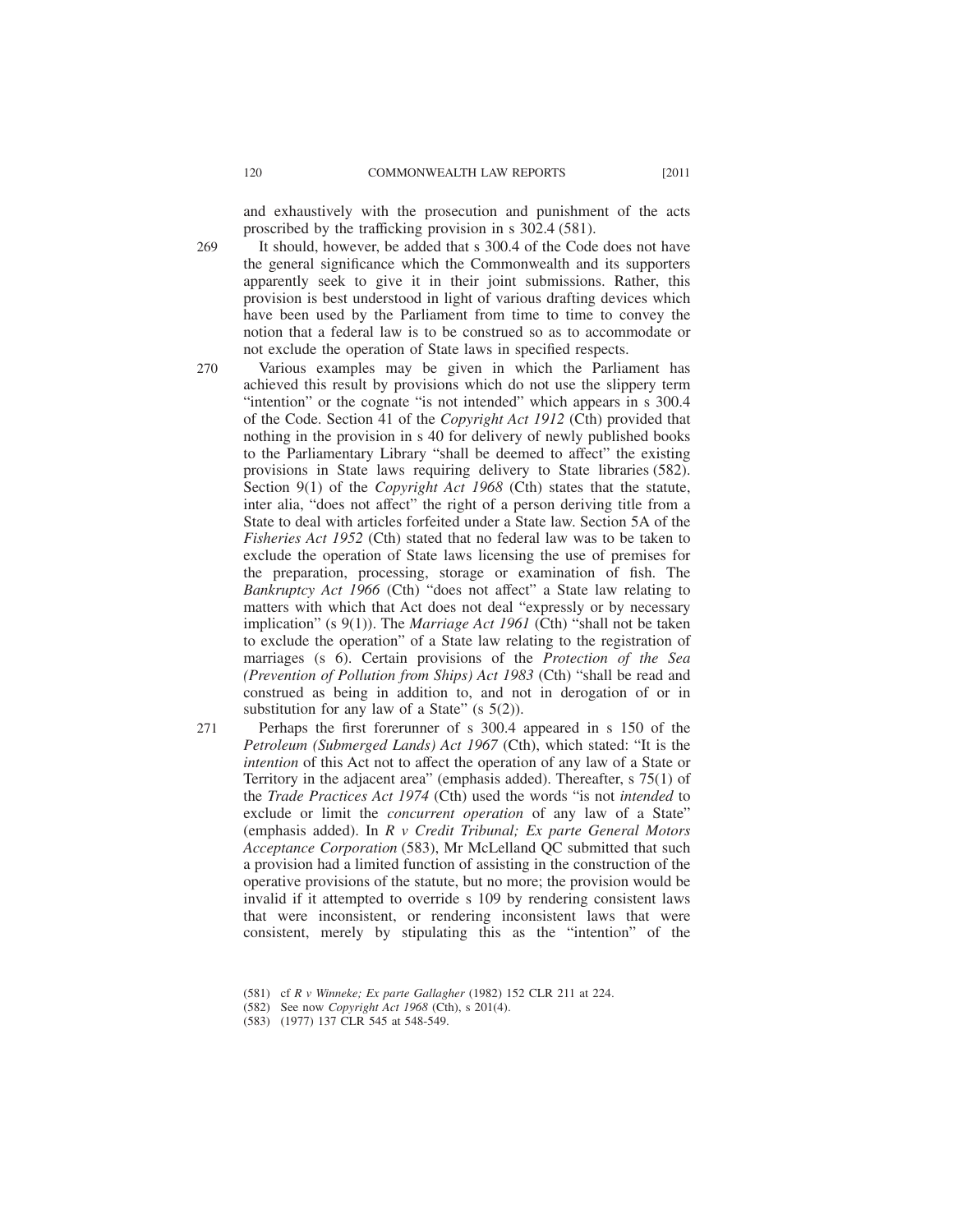and exhaustively with the prosecution and punishment of the acts proscribed by the trafficking provision in s 302.4 (581).

269 It should, however, be added that s 300.4 of the Code does not have the general significance which the Commonwealth and its supporters apparently seek to give it in their joint submissions. Rather, this provision is best understood in light of various drafting devices which have been used by the Parliament from time to time to convey the notion that a federal law is to be construed so as to accommodate or not exclude the operation of State laws in specified respects.

270 Various examples may be given in which the Parliament has achieved this result by provisions which do not use the slippery term "intention" or the cognate "is not intended" which appears in s 300.4 of the Code. Section 41 of the *Copyright Act 1912* (Cth) provided that nothing in the provision in s 40 for delivery of newly published books to the Parliamentary Library "shall be deemed to affect" the existing provisions in State laws requiring delivery to State libraries (582). Section 9(1) of the *Copyright Act 1968* (Cth) states that the statute, inter alia, "does not affect" the right of a person deriving title from a State to deal with articles forfeited under a State law. Section 5A of the *Fisheries Act 1952* (Cth) stated that no federal law was to be taken to exclude the operation of State laws licensing the use of premises for the preparation, processing, storage or examination of fish. The *Bankruptcy Act 1966* (Cth) "does not affect" a State law relating to matters with which that Act does not deal "expressly or by necessary implication" (s 9(1)). The *Marriage Act 1961* (Cth) "shall not be taken to exclude the operation" of a State law relating to the registration of marriages (s 6). Certain provisions of the *Protection of the Sea (Prevention of Pollution from Ships) Act 1983* (Cth) "shall be read and construed as being in addition to, and not in derogation of or in substitution for any law of a State" (s 5(2)).

271 Perhaps the first forerunner of s 300.4 appeared in s 150 of the *Petroleum (Submerged Lands) Act 1967* (Cth), which stated: "It is the *intention* of this Act not to affect the operation of any law of a State or Territory in the adjacent area" (emphasis added). Thereafter, s 75(1) of the *Trade Practices Act 1974* (Cth) used the words "is not *intended* to exclude or limit the *concurrent operation* of any law of a State" (emphasis added). In *R v Credit Tribunal; Ex parte General Motors Acceptance Corporation* (583), Mr McLelland QC submitted that such a provision had a limited function of assisting in the construction of the operative provisions of the statute, but no more; the provision would be invalid if it attempted to override s 109 by rendering consistent laws that were inconsistent, or rendering inconsistent laws that were consistent, merely by stipulating this as the "intention" of the

(581) cf *R v Winneke; Ex parte Gallagher* (1982) 152 CLR 211 at 224.

(582) See now *Copyright Act 1968* (Cth), s 201(4).

(583) (1977) 137 CLR 545 at 548-549.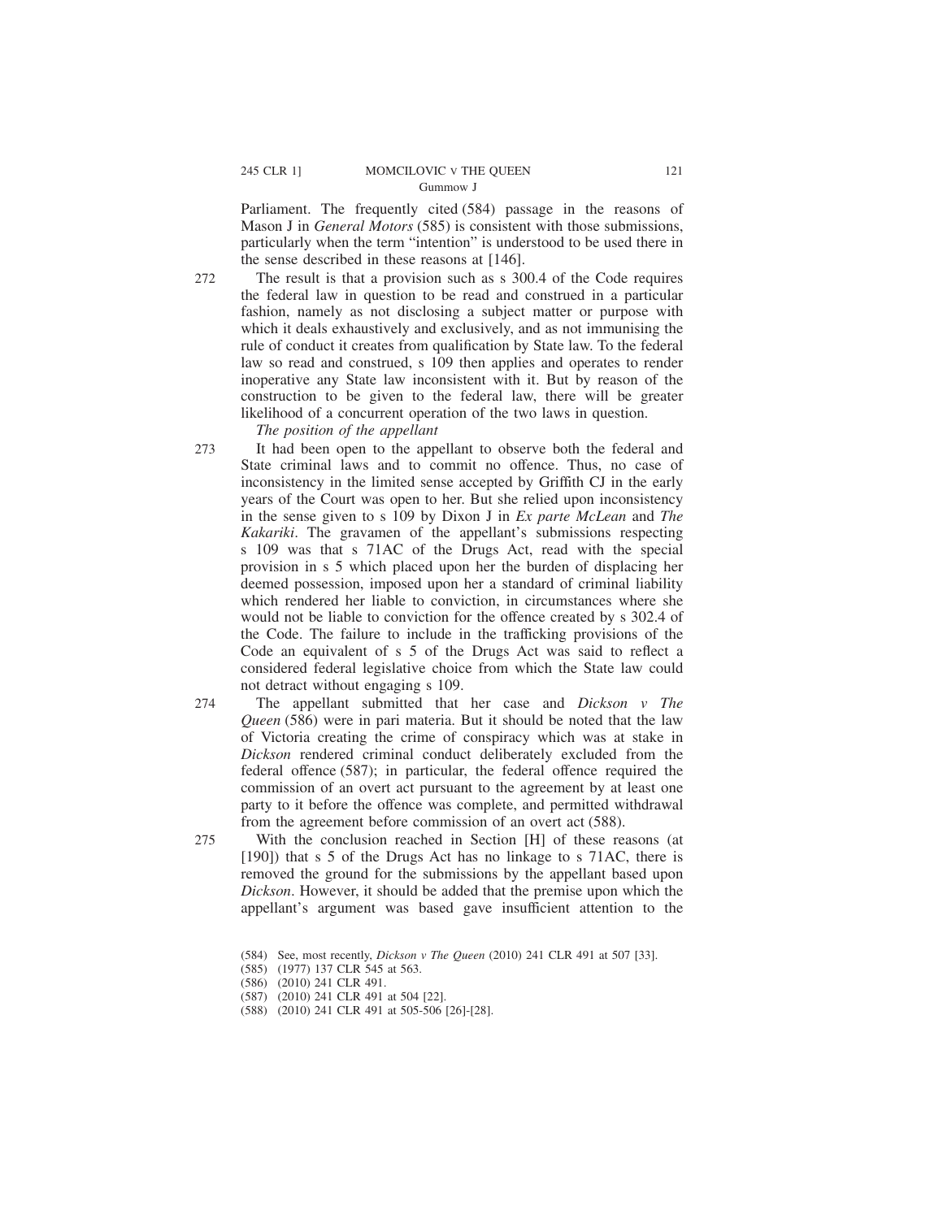Parliament. The frequently cited (584) passage in the reasons of Mason J in *General Motors* (585) is consistent with those submissions, particularly when the term "intention" is understood to be used there in the sense described in these reasons at [146].

272 The result is that a provision such as s 300.4 of the Code requires the federal law in question to be read and construed in a particular fashion, namely as not disclosing a subject matter or purpose with which it deals exhaustively and exclusively, and as not immunising the rule of conduct it creates from qualification by State law. To the federal law so read and construed, s 109 then applies and operates to render inoperative any State law inconsistent with it. But by reason of the construction to be given to the federal law, there will be greater likelihood of a concurrent operation of the two laws in question.

*The position of the appellant*

273 It had been open to the appellant to observe both the federal and State criminal laws and to commit no offence. Thus, no case of inconsistency in the limited sense accepted by Griffith CJ in the early years of the Court was open to her. But she relied upon inconsistency in the sense given to s 109 by Dixon J in *Ex parte McLean* and *The Kakariki*. The gravamen of the appellant's submissions respecting s 109 was that s 71AC of the Drugs Act, read with the special provision in s 5 which placed upon her the burden of displacing her deemed possession, imposed upon her a standard of criminal liability which rendered her liable to conviction, in circumstances where she would not be liable to conviction for the offence created by s 302.4 of the Code. The failure to include in the trafficking provisions of the Code an equivalent of s 5 of the Drugs Act was said to reflect a considered federal legislative choice from which the State law could not detract without engaging s 109.

274 The appellant submitted that her case and *Dickson v The Queen* (586) were in pari materia. But it should be noted that the law of Victoria creating the crime of conspiracy which was at stake in *Dickson* rendered criminal conduct deliberately excluded from the federal offence (587); in particular, the federal offence required the commission of an overt act pursuant to the agreement by at least one party to it before the offence was complete, and permitted withdrawal from the agreement before commission of an overt act (588).

275 With the conclusion reached in Section [H] of these reasons (at [190]) that s 5 of the Drugs Act has no linkage to s 71AC, there is removed the ground for the submissions by the appellant based upon *Dickson*. However, it should be added that the premise upon which the appellant's argument was based gave insufficient attention to the

(584) See, most recently, *Dickson v The Queen* (2010) 241 CLR 491 at 507 [33].

(585) (1977) 137 CLR 545 at 563.

(586) (2010) 241 CLR 491.

(587) (2010) 241 CLR 491 at 504 [22].

(588) (2010) 241 CLR 491 at 505-506 [26]-[28].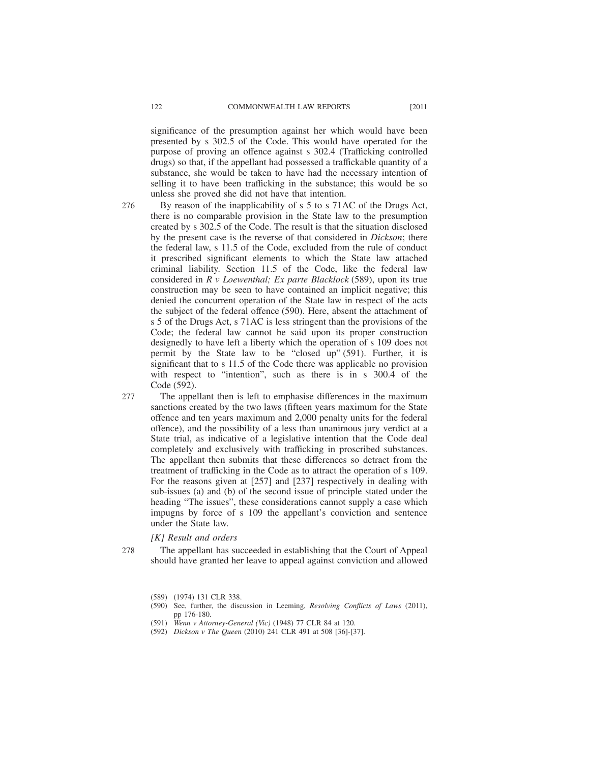significance of the presumption against her which would have been presented by s 302.5 of the Code. This would have operated for the purpose of proving an offence against s 302.4 (Trafficking controlled drugs) so that, if the appellant had possessed a trafficable quantity of a substance, she would be taken to have had the necessary intention of selling it to have been trafficking in the substance; this would be so unless she proved she did not have that intention.

276 By reason of the inapplicability of s 5 to s 71AC of the Drugs Act, there is no comparable provision in the State law to the presumption created by s 302.5 of the Code. The result is that the situation disclosed by the present case is the reverse of that considered in *Dickson*; there the federal law, s 11.5 of the Code, excluded from the rule of conduct it prescribed significant elements to which the State law attached criminal liability. Section 11.5 of the Code, like the federal law considered in *R v Loewenthal; Ex parte Blacklock* (589), upon its true construction may be seen to have contained an implicit negative; this denied the concurrent operation of the State law in respect of the acts the subject of the federal offence (590). Here, absent the attachment of s 5 of the Drugs Act, s 71AC is less stringent than the provisions of the Code; the federal law cannot be said upon its proper construction designedly to have left a liberty which the operation of s 109 does not permit by the State law to be "closed up" (591). Further, it is significant that to s 11.5 of the Code there was applicable no provision with respect to "intention", such as there is in s 300.4 of the Code (592).

277 The appellant then is left to emphasise differences in the maximum sanctions created by the two laws (fifteen years maximum for the State offence and ten years maximum and 2,000 penalty units for the federal offence), and the possibility of a less than unanimous jury verdict at a State trial, as indicative of a legislative intention that the Code deal completely and exclusively with trafficking in proscribed substances. The appellant then submits that these differences so detract from the treatment of trafficking in the Code as to attract the operation of s 109. For the reasons given at [257] and [237] respectively in dealing with sub-issues (a) and (b) of the second issue of principle stated under the heading "The issues", these considerations cannot supply a case which impugns by force of s 109 the appellant's conviction and sentence under the State law.

*[K] Result and orders*

278 The appellant has succeeded in establishing that the Court of Appeal should have granted her leave to appeal against conviction and allowed

(589) (1974) 131 CLR 338.

(590) See, further, the discussion in Leeming, *Resolving Conflicts of Laws* (2011), pp 176-180.

(591) *Wenn v Attorney-General (Vic)* (1948) 77 CLR 84 at 120.

(592) *Dickson v The Queen* (2010) 241 CLR 491 at 508 [36]-[37].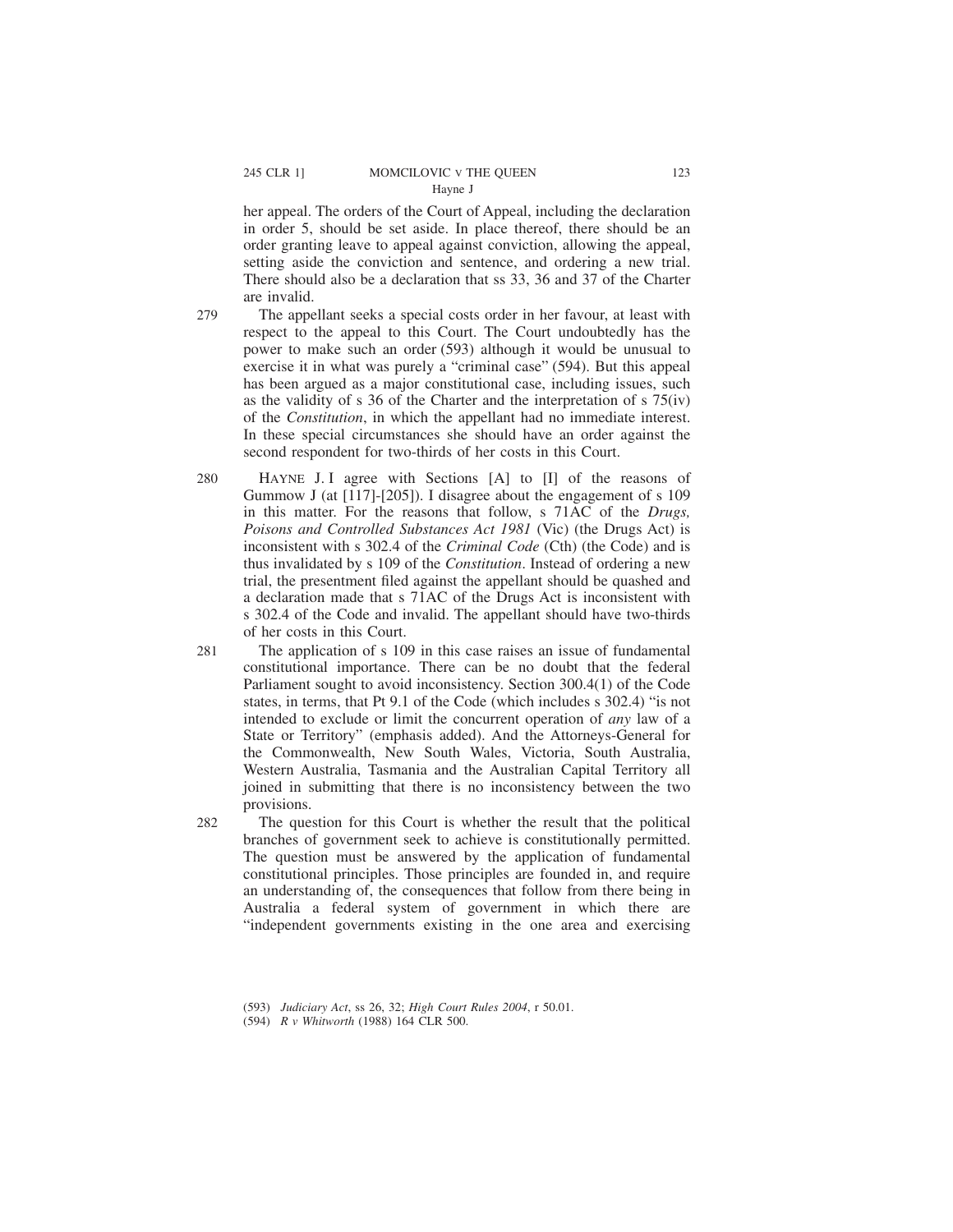her appeal. The orders of the Court of Appeal, including the declaration in order 5, should be set aside. In place thereof, there should be an order granting leave to appeal against conviction, allowing the appeal, setting aside the conviction and sentence, and ordering a new trial. There should also be a declaration that ss 33, 36 and 37 of the Charter are invalid.

279 The appellant seeks a special costs order in her favour, at least with respect to the appeal to this Court. The Court undoubtedly has the power to make such an order (593) although it would be unusual to exercise it in what was purely a "criminal case" (594). But this appeal has been argued as a major constitutional case, including issues, such as the validity of s 36 of the Charter and the interpretation of s 75(iv) of the *Constitution*, in which the appellant had no immediate interest. In these special circumstances she should have an order against the second respondent for two-thirds of her costs in this Court.

280 HAYNE J. I agree with Sections [A] to [I] of the reasons of Gummow J (at [117]-[205]). I disagree about the engagement of s 109 in this matter. For the reasons that follow, s 71AC of the *Drugs, Poisons and Controlled Substances Act 1981* (Vic) (the Drugs Act) is inconsistent with s 302.4 of the *Criminal Code* (Cth) (the Code) and is thus invalidated by s 109 of the *Constitution*. Instead of ordering a new trial, the presentment filed against the appellant should be quashed and a declaration made that s 71AC of the Drugs Act is inconsistent with s 302.4 of the Code and invalid. The appellant should have two-thirds of her costs in this Court.

281 The application of s 109 in this case raises an issue of fundamental constitutional importance. There can be no doubt that the federal Parliament sought to avoid inconsistency. Section 300.4(1) of the Code states, in terms, that Pt 9.1 of the Code (which includes s 302.4) "is not intended to exclude or limit the concurrent operation of *any* law of a State or Territory" (emphasis added). And the Attorneys-General for the Commonwealth, New South Wales, Victoria, South Australia, Western Australia, Tasmania and the Australian Capital Territory all joined in submitting that there is no inconsistency between the two provisions.

282 The question for this Court is whether the result that the political branches of government seek to achieve is constitutionally permitted. The question must be answered by the application of fundamental constitutional principles. Those principles are founded in, and require an understanding of, the consequences that follow from there being in Australia a federal system of government in which there are "independent governments existing in the one area and exercising

(593) *Judiciary Act*, ss 26, 32; *High Court Rules 2004*, r 50.01.

(594) *R v Whitworth* (1988) 164 CLR 500.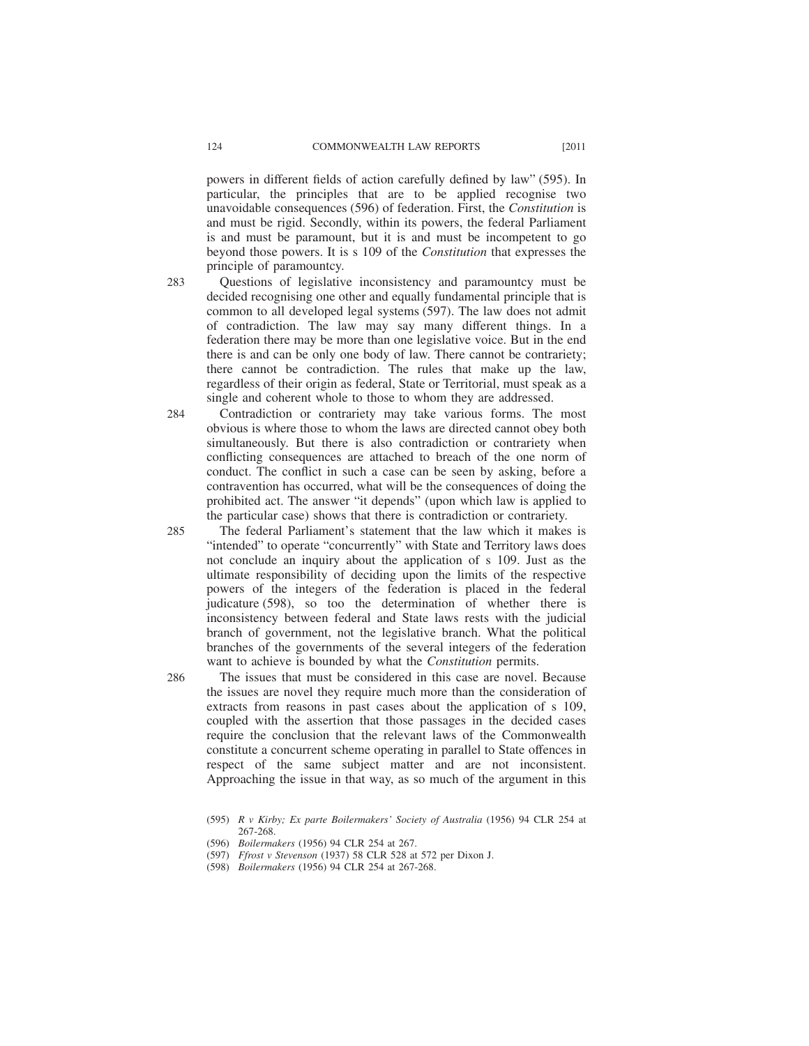powers in different fields of action carefully defined by law" (595). In particular, the principles that are to be applied recognise two unavoidable consequences (596) of federation. First, the *Constitution* is and must be rigid. Secondly, within its powers, the federal Parliament is and must be paramount, but it is and must be incompetent to go beyond those powers. It is s 109 of the *Constitution* that expresses the principle of paramountcy.

283 Questions of legislative inconsistency and paramountcy must be decided recognising one other and equally fundamental principle that is common to all developed legal systems (597). The law does not admit of contradiction. The law may say many different things. In a federation there may be more than one legislative voice. But in the end there is and can be only one body of law. There cannot be contrariety; there cannot be contradiction. The rules that make up the law, regardless of their origin as federal, State or Territorial, must speak as a single and coherent whole to those to whom they are addressed.

284 Contradiction or contrariety may take various forms. The most obvious is where those to whom the laws are directed cannot obey both simultaneously. But there is also contradiction or contrariety when conflicting consequences are attached to breach of the one norm of conduct. The conflict in such a case can be seen by asking, before a contravention has occurred, what will be the consequences of doing the prohibited act. The answer "it depends" (upon which law is applied to the particular case) shows that there is contradiction or contrariety.

285 The federal Parliament's statement that the law which it makes is "intended" to operate "concurrently" with State and Territory laws does not conclude an inquiry about the application of s 109. Just as the ultimate responsibility of deciding upon the limits of the respective powers of the integers of the federation is placed in the federal judicature (598), so too the determination of whether there is inconsistency between federal and State laws rests with the judicial branch of government, not the legislative branch. What the political branches of the governments of the several integers of the federation want to achieve is bounded by what the *Constitution* permits.

286 The issues that must be considered in this case are novel. Because the issues are novel they require much more than the consideration of extracts from reasons in past cases about the application of s 109, coupled with the assertion that those passages in the decided cases require the conclusion that the relevant laws of the Commonwealth constitute a concurrent scheme operating in parallel to State offences in respect of the same subject matter and are not inconsistent. Approaching the issue in that way, as so much of the argument in this

(595) *R v Kirby; Ex parte Boilermakers' Society of Australia* (1956) 94 CLR 254 at 267-268.

(596) *Boilermakers* (1956) 94 CLR 254 at 267.

(597) *Ffrost v Stevenson* (1937) 58 CLR 528 at 572 per Dixon J.

(598) *Boilermakers* (1956) 94 CLR 254 at 267-268.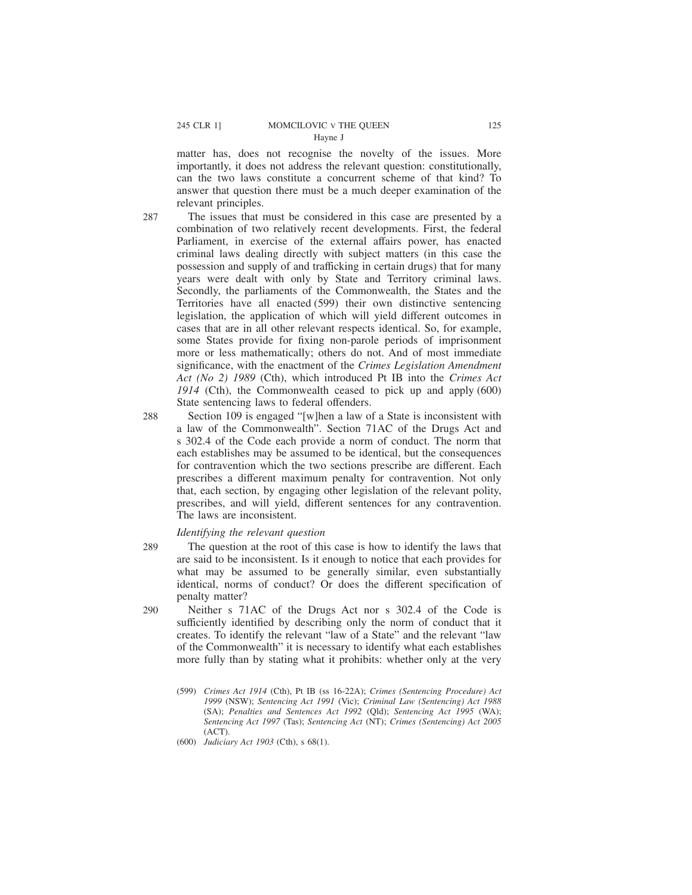matter has, does not recognise the novelty of the issues. More importantly, it does not address the relevant question: constitutionally, can the two laws constitute a concurrent scheme of that kind? To answer that question there must be a much deeper examination of the relevant principles.

287 The issues that must be considered in this case are presented by a combination of two relatively recent developments. First, the federal Parliament, in exercise of the external affairs power, has enacted criminal laws dealing directly with subject matters (in this case the possession and supply of and trafficking in certain drugs) that for many years were dealt with only by State and Territory criminal laws. Secondly, the parliaments of the Commonwealth, the States and the Territories have all enacted (599) their own distinctive sentencing legislation, the application of which will yield different outcomes in cases that are in all other relevant respects identical. So, for example, some States provide for fixing non-parole periods of imprisonment more or less mathematically; others do not. And of most immediate significance, with the enactment of the *Crimes Legislation Amendment Act (No 2) 1989* (Cth), which introduced Pt IB into the *Crimes Act 1914* (Cth), the Commonwealth ceased to pick up and apply (600) State sentencing laws to federal offenders.

288 Section 109 is engaged "[w]hen a law of a State is inconsistent with a law of the Commonwealth". Section 71AC of the Drugs Act and s 302.4 of the Code each provide a norm of conduct. The norm that each establishes may be assumed to be identical, but the consequences for contravention which the two sections prescribe are different. Each prescribes a different maximum penalty for contravention. Not only that, each section, by engaging other legislation of the relevant polity, prescribes, and will yield, different sentences for any contravention. The laws are inconsistent.

*Identifying the relevant question*

289 The question at the root of this case is how to identify the laws that are said to be inconsistent. Is it enough to notice that each provides for what may be assumed to be generally similar, even substantially identical, norms of conduct? Or does the different specification of penalty matter?

290 Neither s 71AC of the Drugs Act nor s 302.4 of the Code is sufficiently identified by describing only the norm of conduct that it creates. To identify the relevant "law of a State" and the relevant "law of the Commonwealth" it is necessary to identify what each establishes more fully than by stating what it prohibits: whether only at the very

(599) *Crimes Act 1914* (Cth), Pt IB (ss 16-22A); *Crimes (Sentencing Procedure) Act 1999* (NSW); *Sentencing Act 1991* (Vic); *Criminal Law (Sentencing) Act 1988* (SA); *Penalties and Sentences Act 1992* (Qld); *Sentencing Act 1995* (WA); *Sentencing Act 1997* (Tas); *Sentencing Act* (NT); *Crimes (Sentencing) Act 2005* (ACT).

(600) *Judiciary Act 1903* (Cth), s 68(1).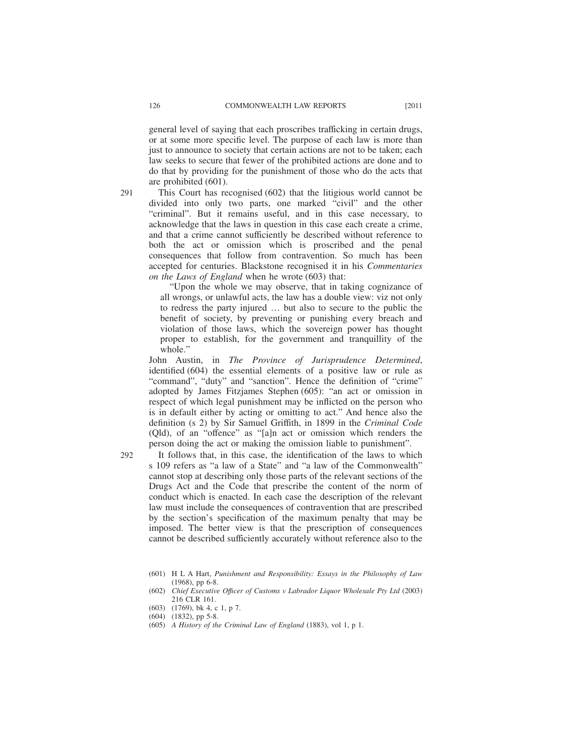general level of saying that each proscribes trafficking in certain drugs, or at some more specific level. The purpose of each law is more than just to announce to society that certain actions are not to be taken; each law seeks to secure that fewer of the prohibited actions are done and to do that by providing for the punishment of those who do the acts that are prohibited (601).

291 This Court has recognised (602) that the litigious world cannot be divided into only two parts, one marked "civil" and the other "criminal". But it remains useful, and in this case necessary, to acknowledge that the laws in question in this case each create a crime, and that a crime cannot sufficiently be described without reference to both the act or omission which is proscribed and the penal consequences that follow from contravention. So much has been accepted for centuries. Blackstone recognised it in his *Commentaries on the Laws of England* when he wrote (603) that:

> "Upon the whole we may observe, that in taking cognizance of all wrongs, or unlawful acts, the law has a double view: viz not only to redress the party injured … but also to secure to the public the benefit of society, by preventing or punishing every breach and violation of those laws, which the sovereign power has thought proper to establish, for the government and tranquillity of the whole."

John Austin, in *The Province of Jurisprudence Determined*, identified (604) the essential elements of a positive law or rule as "command", "duty" and "sanction". Hence the definition of "crime" adopted by James Fitzjames Stephen (605): "an act or omission in respect of which legal punishment may be inflicted on the person who is in default either by acting or omitting to act." And hence also the definition (s 2) by Sir Samuel Griffith, in 1899 in the *Criminal Code* (Qld), of an "offence" as "[a]n act or omission which renders the person doing the act or making the omission liable to punishment".

292 It follows that, in this case, the identification of the laws to which s 109 refers as "a law of a State" and "a law of the Commonwealth" cannot stop at describing only those parts of the relevant sections of the Drugs Act and the Code that prescribe the content of the norm of conduct which is enacted. In each case the description of the relevant law must include the consequences of contravention that are prescribed by the section's specification of the maximum penalty that may be imposed. The better view is that the prescription of consequences cannot be described sufficiently accurately without reference also to the

(601) H L A Hart, *Punishment and Responsibility: Essays in the Philosophy of Law* (1968), pp 6-8.

(602) *Chief Executive Officer of Customs v Labrador Liquor Wholesale Pty Ltd* (2003) 216 CLR 161.

(603) (1769), bk 4, c 1, p 7.

(604) (1832), pp 5-8.

(605) *A History of the Criminal Law of England* (1883), vol 1, p 1.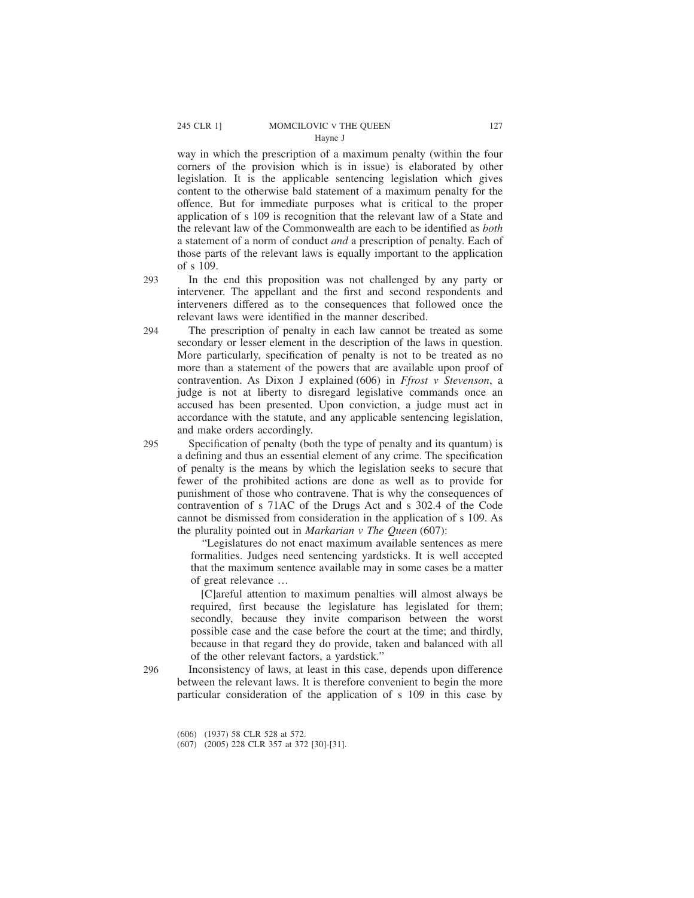way in which the prescription of a maximum penalty (within the four corners of the provision which is in issue) is elaborated by other legislation. It is the applicable sentencing legislation which gives content to the otherwise bald statement of a maximum penalty for the offence. But for immediate purposes what is critical to the proper application of s 109 is recognition that the relevant law of a State and the relevant law of the Commonwealth are each to be identified as *both* a statement of a norm of conduct *and* a prescription of penalty. Each of those parts of the relevant laws is equally important to the application of s 109.

293 In the end this proposition was not challenged by any party or intervener. The appellant and the first and second respondents and interveners differed as to the consequences that followed once the relevant laws were identified in the manner described.

294 The prescription of penalty in each law cannot be treated as some secondary or lesser element in the description of the laws in question. More particularly, specification of penalty is not to be treated as no more than a statement of the powers that are available upon proof of contravention. As Dixon J explained (606) in *Ffrost v Stevenson*, a judge is not at liberty to disregard legislative commands once an accused has been presented. Upon conviction, a judge must act in accordance with the statute, and any applicable sentencing legislation, and make orders accordingly.

295 Specification of penalty (both the type of penalty and its quantum) is a defining and thus an essential element of any crime. The specification of penalty is the means by which the legislation seeks to secure that fewer of the prohibited actions are done as well as to provide for punishment of those who contravene. That is why the consequences of contravention of s 71AC of the Drugs Act and s 302.4 of the Code cannot be dismissed from consideration in the application of s 109. As the plurality pointed out in *Markarian v The Queen* (607):

> "Legislatures do not enact maximum available sentences as mere formalities. Judges need sentencing yardsticks. It is well accepted that the maximum sentence available may in some cases be a matter of great relevance …
>
> [C]areful attention to maximum penalties will almost always be required, first because the legislature has legislated for them; secondly, because they invite comparison between the worst possible case and the case before the court at the time; and thirdly, because in that regard they do provide, taken and balanced with all of the other relevant factors, a yardstick."

296 Inconsistency of laws, at least in this case, depends upon difference between the relevant laws. It is therefore convenient to begin the more particular consideration of the application of s 109 in this case by

(606) (1937) 58 CLR 528 at 572.

(607) (2005) 228 CLR 357 at 372 [30]-[31].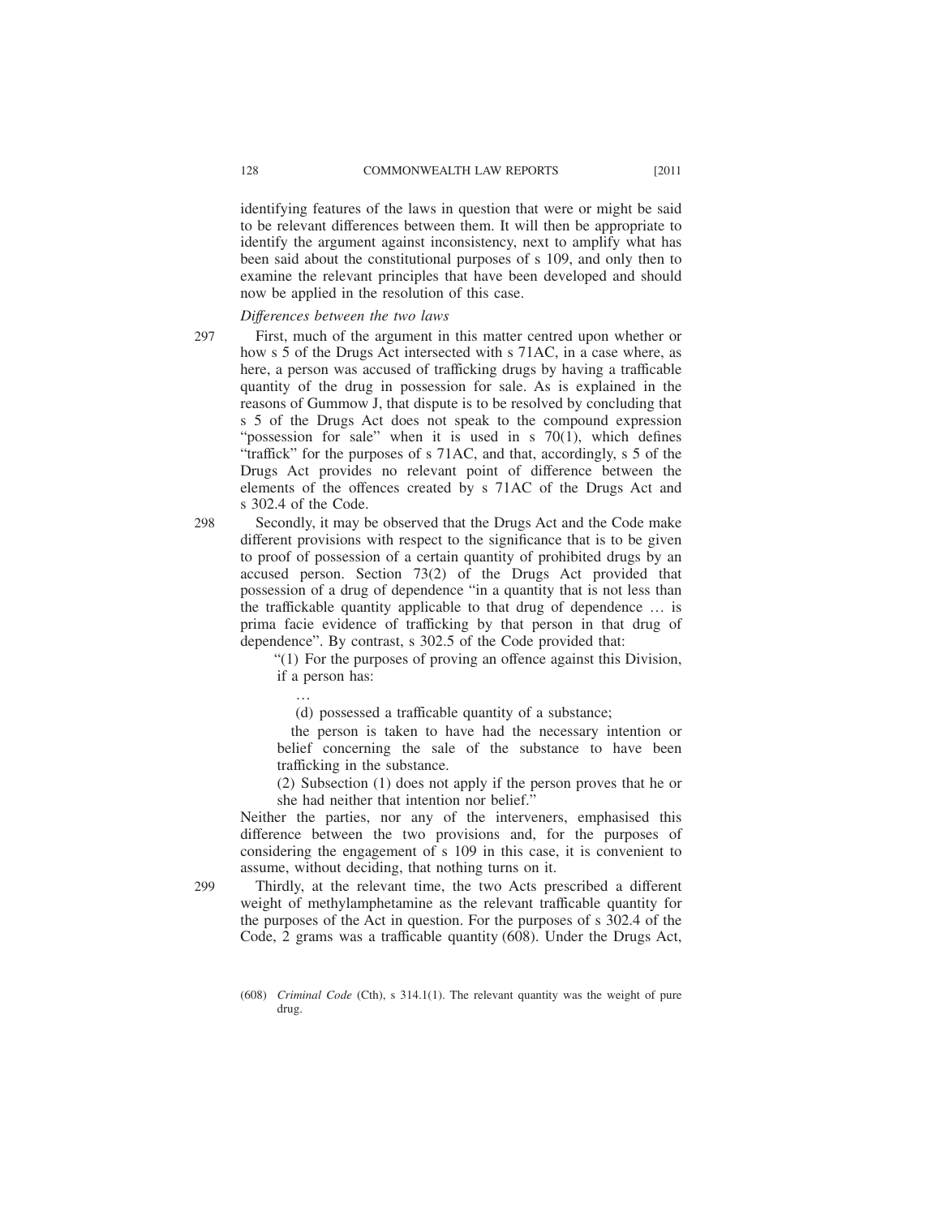identifying features of the laws in question that were or might be said to be relevant differences between them. It will then be appropriate to identify the argument against inconsistency, next to amplify what has been said about the constitutional purposes of s 109, and only then to examine the relevant principles that have been developed and should now be applied in the resolution of this case.

*Differences between the two laws*

297 First, much of the argument in this matter centred upon whether or how s 5 of the Drugs Act intersected with s 71AC, in a case where, as here, a person was accused of trafficking drugs by having a trafficable quantity of the drug in possession for sale. As is explained in the reasons of Gummow J, that dispute is to be resolved by concluding that s 5 of the Drugs Act does not speak to the compound expression "possession for sale" when it is used in s 70(1), which defines "traffick" for the purposes of s 71AC, and that, accordingly, s 5 of the Drugs Act provides no relevant point of difference between the elements of the offences created by s 71AC of the Drugs Act and s 302.4 of the Code.

298 Secondly, it may be observed that the Drugs Act and the Code make different provisions with respect to the significance that is to be given to proof of possession of a certain quantity of prohibited drugs by an accused person. Section 73(2) of the Drugs Act provided that possession of a drug of dependence "in a quantity that is not less than the traffickable quantity applicable to that drug of dependence … is prima facie evidence of trafficking by that person in that drug of dependence". By contrast, s 302.5 of the Code provided that:

> "(1) For the purposes of proving an offence against this Division, if a person has:
>
> …
>
> (d) possessed a trafficable quantity of a substance;
>
> the person is taken to have had the necessary intention or belief concerning the sale of the substance to have been trafficking in the substance.
>
> (2) Subsection (1) does not apply if the person proves that he or she had neither that intention nor belief."

Neither the parties, nor any of the interveners, emphasised this difference between the two provisions and, for the purposes of considering the engagement of s 109 in this case, it is convenient to assume, without deciding, that nothing turns on it.

299 Thirdly, at the relevant time, the two Acts prescribed a different weight of methylamphetamine as the relevant trafficable quantity for the purposes of the Act in question. For the purposes of s 302.4 of the Code, 2 grams was a trafficable quantity (608). Under the Drugs Act,

(608) *Criminal Code* (Cth), s 314.1(1). The relevant quantity was the weight of pure drug.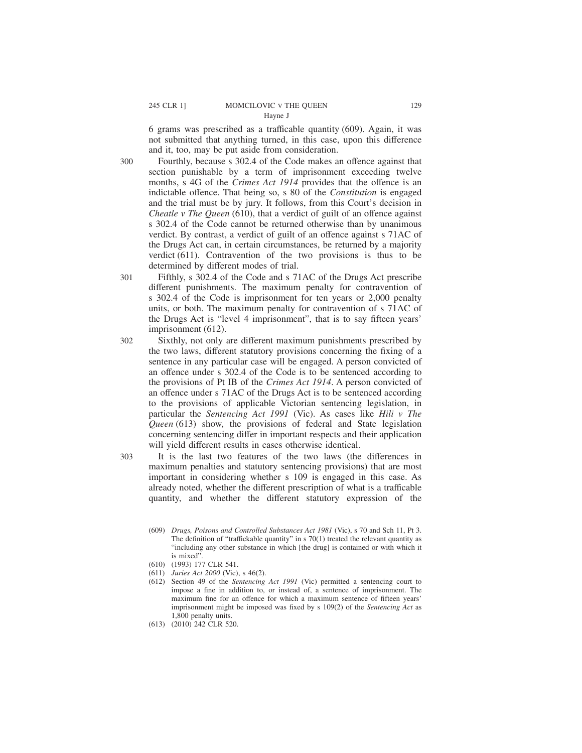6 grams was prescribed as a trafficable quantity (609). Again, it was not submitted that anything turned, in this case, upon this difference and it, too, may be put aside from consideration.

300 Fourthly, because s 302.4 of the Code makes an offence against that section punishable by a term of imprisonment exceeding twelve months, s 4G of the *Crimes Act 1914* provides that the offence is an indictable offence. That being so, s 80 of the *Constitution* is engaged and the trial must be by jury. It follows, from this Court's decision in *Cheatle v The Queen* (610), that a verdict of guilt of an offence against s 302.4 of the Code cannot be returned otherwise than by unanimous verdict. By contrast, a verdict of guilt of an offence against s 71AC of the Drugs Act can, in certain circumstances, be returned by a majority verdict (611). Contravention of the two provisions is thus to be determined by different modes of trial.

301 Fifthly, s 302.4 of the Code and s 71AC of the Drugs Act prescribe different punishments. The maximum penalty for contravention of s 302.4 of the Code is imprisonment for ten years or 2,000 penalty units, or both. The maximum penalty for contravention of s 71AC of the Drugs Act is "level 4 imprisonment", that is to say fifteen years' imprisonment (612).

302 Sixthly, not only are different maximum punishments prescribed by the two laws, different statutory provisions concerning the fixing of a sentence in any particular case will be engaged. A person convicted of an offence under s 302.4 of the Code is to be sentenced according to the provisions of Pt IB of the *Crimes Act 1914*. A person convicted of an offence under s 71AC of the Drugs Act is to be sentenced according to the provisions of applicable Victorian sentencing legislation, in particular the *Sentencing Act 1991* (Vic). As cases like *Hili v The Queen* (613) show, the provisions of federal and State legislation concerning sentencing differ in important respects and their application will yield different results in cases otherwise identical.

303 It is the last two features of the two laws (the differences in maximum penalties and statutory sentencing provisions) that are most important in considering whether s 109 is engaged in this case. As already noted, whether the different prescription of what is a trafficable quantity, and whether the different statutory expression of the

(609) *Drugs, Poisons and Controlled Substances Act 1981* (Vic), s 70 and Sch 11, Pt 3. The definition of "trafficable quantity" in s 70(1) treated the relevant quantity as "including any other substance in which [the drug] is contained or with which it is mixed".

(610) (1993) 177 CLR 541.

(611) *Juries Act 2000* (Vic), s 46(2).

(612) Section 49 of the *Sentencing Act 1991* (Vic) permitted a sentencing court to impose a fine in addition to, or instead of, a sentence of imprisonment. The maximum fine for an offence for which a maximum sentence of fifteen years' imprisonment might be imposed was fixed by s 109(2) of the *Sentencing Act* as 1,800 penalty units.

(613) (2010) 242 CLR 520.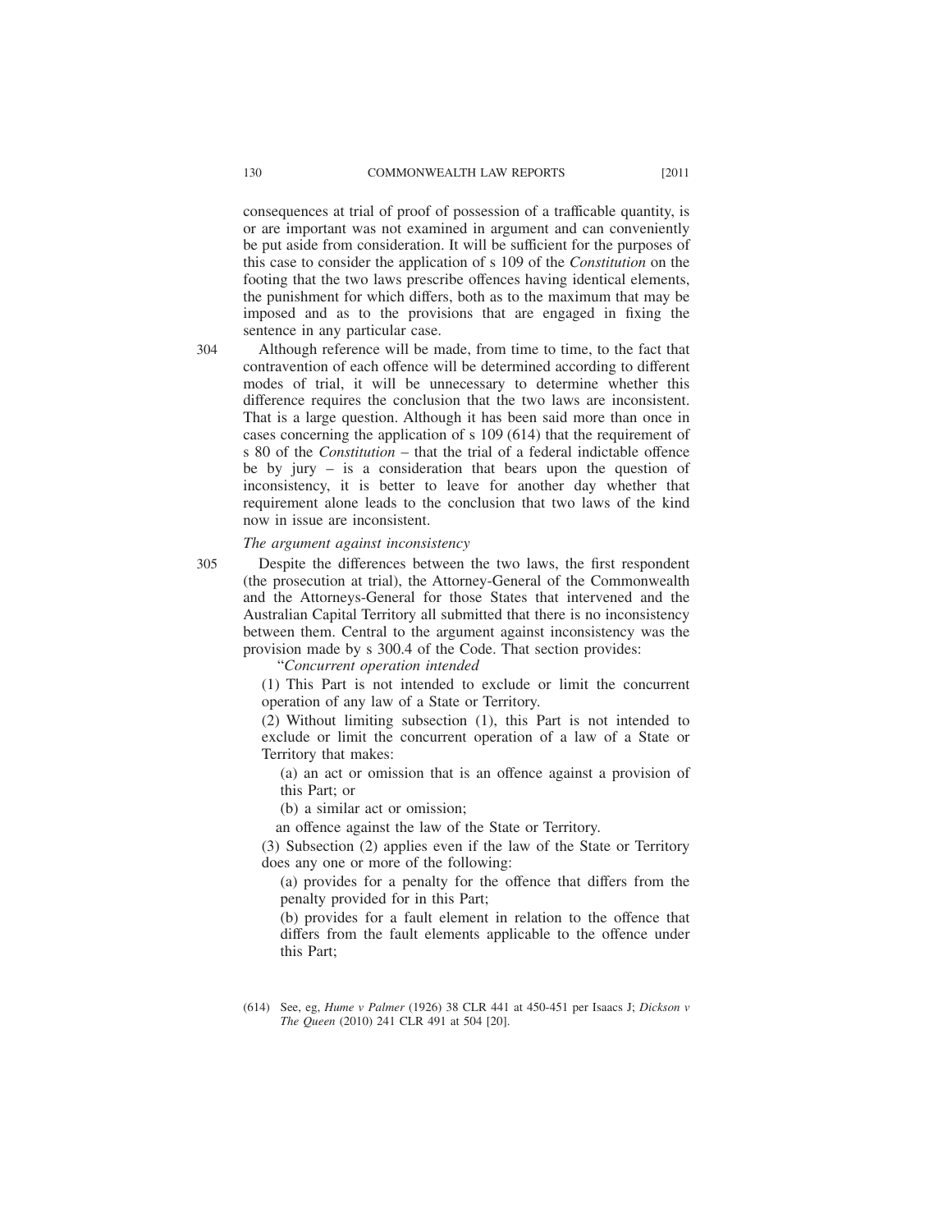consequences at trial of proof of possession of a trafficable quantity, is or are important was not examined in argument and can conveniently be put aside from consideration. It will be sufficient for the purposes of this case to consider the application of s 109 of the *Constitution* on the footing that the two laws prescribe offences having identical elements, the punishment for which differs, both as to the maximum that may be imposed and as to the provisions that are engaged in fixing the sentence in any particular case.

304 Although reference will be made, from time to time, to the fact that contravention of each offence will be determined according to different modes of trial, it will be unnecessary to determine whether this difference requires the conclusion that the two laws are inconsistent. That is a large question. Although it has been said more than once in cases concerning the application of s 109 (614) that the requirement of s 80 of the *Constitution* – that the trial of a federal indictable offence be by jury – is a consideration that bears upon the question of inconsistency, it is better to leave for another day whether that requirement alone leads to the conclusion that two laws of the kind now in issue are inconsistent.

*The argument against inconsistency*

305 Despite the differences between the two laws, the first respondent (the prosecution at trial), the Attorney-General of the Commonwealth and the Attorneys-General for those States that intervened and the Australian Capital Territory all submitted that there is no inconsistency between them. Central to the argument against inconsistency was the provision made by s 300.4 of the Code. That section provides:

> "*Concurrent operation intended*
>
> (1) This Part is not intended to exclude or limit the concurrent operation of any law of a State or Territory.
>
> (2) Without limiting subsection (1), this Part is not intended to exclude or limit the concurrent operation of a law of a State or Territory that makes:
>
> (a) an act or omission that is an offence against a provision of this Part; or
>
> (b) a similar act or omission;
>
> an offence against the law of the State or Territory.
>
> (3) Subsection (2) applies even if the law of the State or Territory does any one or more of the following:
>
> (a) provides for a penalty for the offence that differs from the penalty provided for in this Part;
>
> (b) provides for a fault element in relation to the offence that differs from the fault elements applicable to the offence under this Part;

(614) See, eg, *Hume v Palmer* (1926) 38 CLR 441 at 450-451 per Isaacs J; *Dickson v The Queen* (2010) 241 CLR 491 at 504 [20].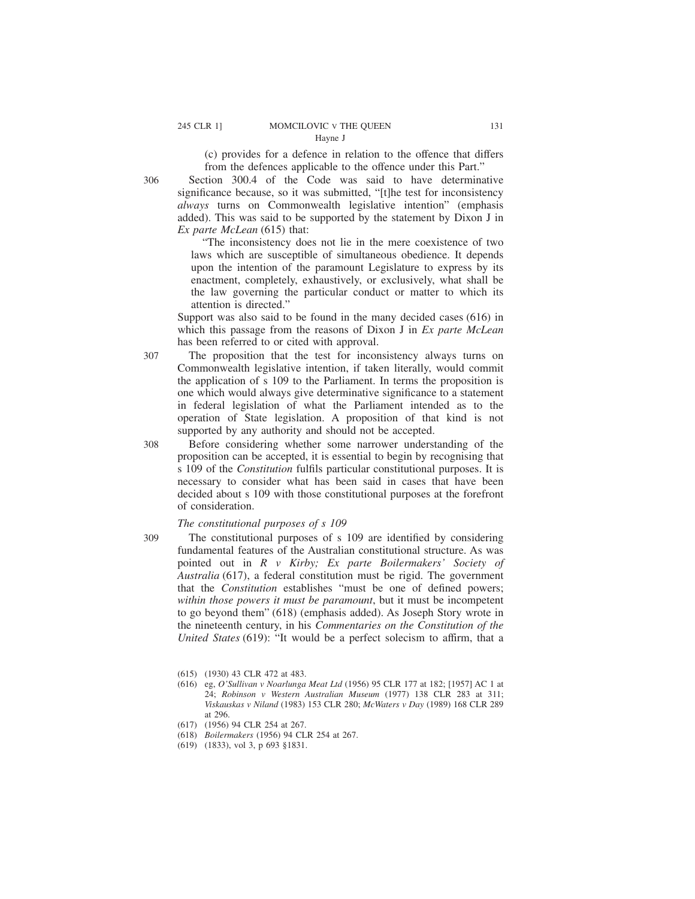(c) provides for a defence in relation to the offence that differs from the defences applicable to the offence under this Part."

306 Section 300.4 of the Code was said to have determinative significance because, so it was submitted, "[t]he test for inconsistency *always* turns on Commonwealth legislative intention" (emphasis added). This was said to be supported by the statement by Dixon J in *Ex parte McLean* (615) that:

> "The inconsistency does not lie in the mere coexistence of two laws which are susceptible of simultaneous obedience. It depends upon the intention of the paramount Legislature to express by its enactment, completely, exhaustively, or exclusively, what shall be the law governing the particular conduct or matter to which its attention is directed."

Support was also said to be found in the many decided cases (616) in which this passage from the reasons of Dixon J in *Ex parte McLean* has been referred to or cited with approval.

307 The proposition that the test for inconsistency always turns on Commonwealth legislative intention, if taken literally, would commit the application of s 109 to the Parliament. In terms the proposition is one which would always give determinative significance to a statement in federal legislation of what the Parliament intended as to the operation of State legislation. A proposition of that kind is not supported by any authority and should not be accepted.

308 Before considering whether some narrower understanding of the proposition can be accepted, it is essential to begin by recognising that s 109 of the *Constitution* fulfils particular constitutional purposes. It is necessary to consider what has been said in cases that have been decided about s 109 with those constitutional purposes at the forefront of consideration.

*The constitutional purposes of s 109*

309 The constitutional purposes of s 109 are identified by considering fundamental features of the Australian constitutional structure. As was pointed out in *R v Kirby; Ex parte Boilermakers' Society of Australia* (617), a federal constitution must be rigid. The government that the *Constitution* establishes "must be one of defined powers; *within those powers it must be paramount*, but it must be incompetent to go beyond them" (618) (emphasis added). As Joseph Story wrote in the nineteenth century, in his *Commentaries on the Constitution of the United States* (619): "It would be a perfect solecism to affirm, that a

(615) (1930) 43 CLR 472 at 483.

(616) eg, *O'Sullivan v Noarlunga Meat Ltd* (1956) 95 CLR 177 at 182; [1957] AC 1 at 24; *Robinson v Western Australian Museum* (1977) 138 CLR 283 at 311; *Viskauskas v Niland* (1983) 153 CLR 280; *McWaters v Day* (1989) 168 CLR 289 at 296.

(617) (1956) 94 CLR 254 at 267.

(618) *Boilermakers* (1956) 94 CLR 254 at 267.

(619) (1833), vol 3, p 693 §1831.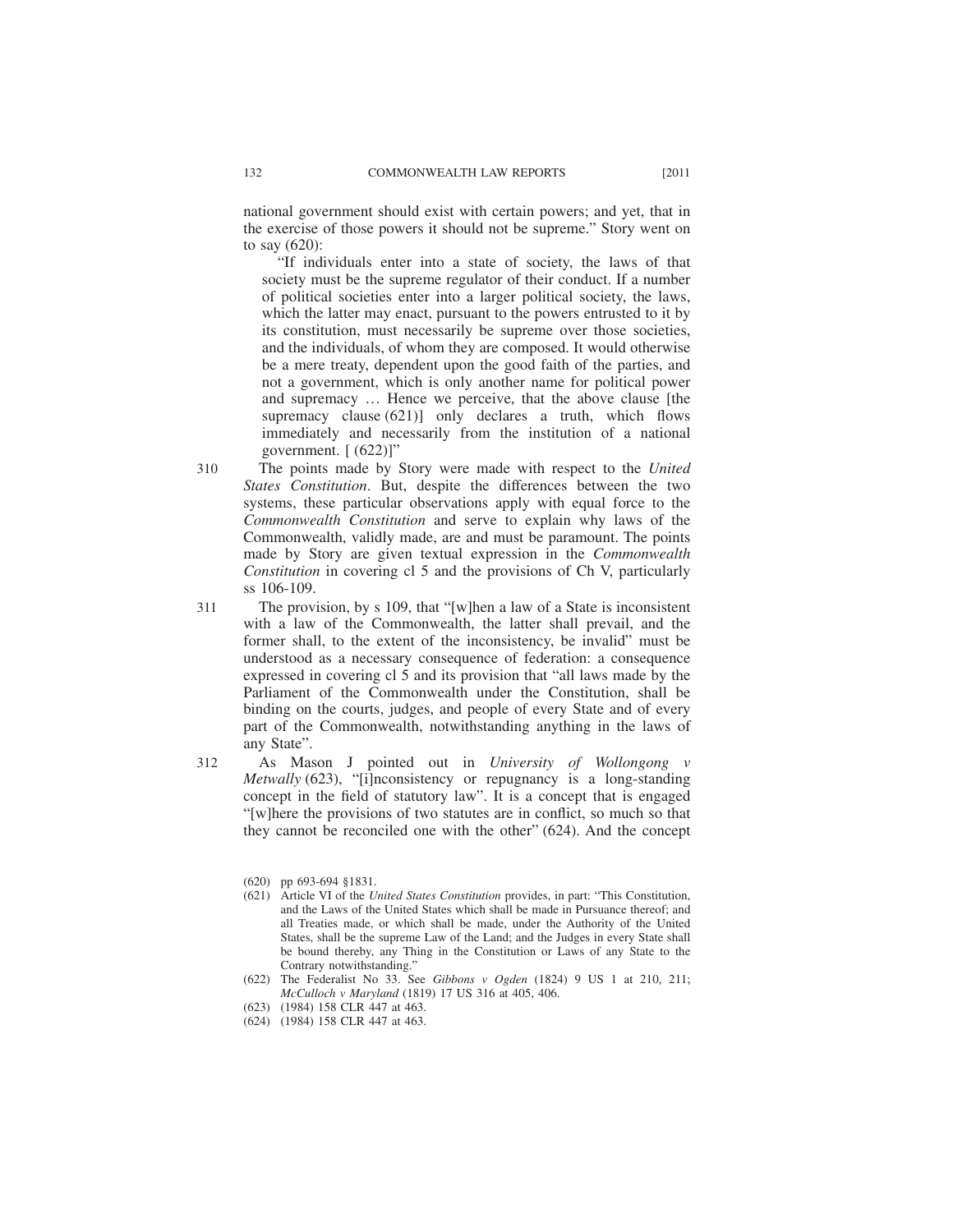national government should exist with certain powers; and yet, that in the exercise of those powers it should not be supreme." Story went on to say (620):

> "If individuals enter into a state of society, the laws of that society must be the supreme regulator of their conduct. If a number of political societies enter into a larger political society, the laws, which the latter may enact, pursuant to the powers entrusted to it by its constitution, must necessarily be supreme over those societies, and the individuals, of whom they are composed. It would otherwise be a mere treaty, dependent upon the good faith of the parties, and not a government, which is only another name for political power and supremacy … Hence we perceive, that the above clause [the supremacy clause (621)] only declares a truth, which flows immediately and necessarily from the institution of a national government. [ (622)]"

310 The points made by Story were made with respect to the *United States Constitution*. But, despite the differences between the two systems, these particular observations apply with equal force to the *Commonwealth Constitution* and serve to explain why laws of the Commonwealth, validly made, are and must be paramount. The points made by Story are given textual expression in the *Commonwealth Constitution* in covering cl 5 and the provisions of Ch V, particularly ss 106-109.

311 The provision, by s 109, that "[w]hen a law of a State is inconsistent with a law of the Commonwealth, the latter shall prevail, and the former shall, to the extent of the inconsistency, be invalid" must be understood as a necessary consequence of federation: a consequence expressed in covering cl 5 and its provision that "all laws made by the Parliament of the Commonwealth under the Constitution, shall be binding on the courts, judges, and people of every State and of every part of the Commonwealth, notwithstanding anything in the laws of any State".

312 As Mason J pointed out in *University of Wollongong v Metwally* (623), "[i]nconsistency or repugnancy is a long-standing concept in the field of statutory law". It is a concept that is engaged "[w]here the provisions of two statutes are in conflict, so much so that they cannot be reconciled one with the other" (624). And the concept

(620) pp 693-694 §1831.

(621) Article VI of the *United States Constitution* provides, in part: "This Constitution, and the Laws of the United States which shall be made in Pursuance thereof; and all Treaties made, or which shall be made, under the Authority of the United States, shall be the supreme Law of the Land; and the Judges in every State shall be bound thereby, any Thing in the Constitution or Laws of any State to the Contrary notwithstanding."

(622) The Federalist No 33. See *Gibbons v Ogden* (1824) 9 US 1 at 210, 211; *McCulloch v Maryland* (1819) 17 US 316 at 405, 406.

(623) (1984) 158 CLR 447 at 463.

(624) (1984) 158 CLR 447 at 463.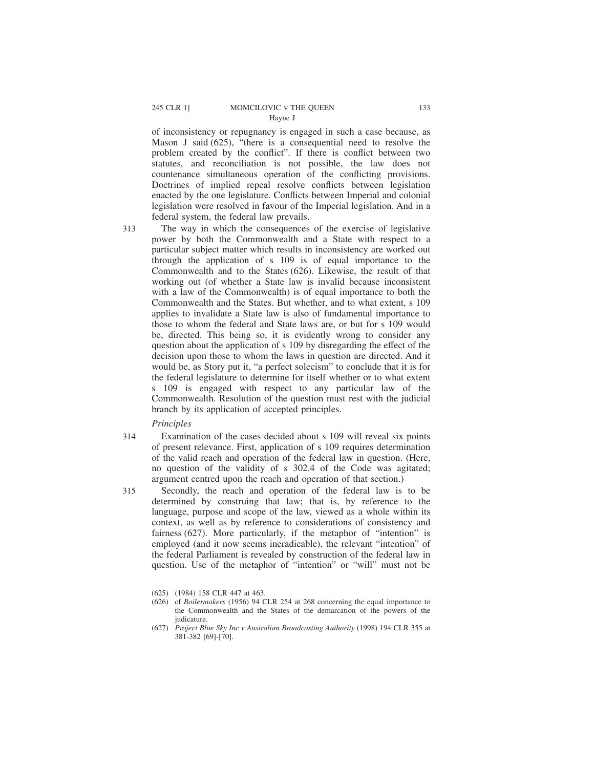of inconsistency or repugnancy is engaged in such a case because, as Mason J said (625), "there is a consequential need to resolve the problem created by the conflict". If there is conflict between two statutes, and reconciliation is not possible, the law does not countenance simultaneous operation of the conflicting provisions. Doctrines of implied repeal resolve conflicts between legislation enacted by the one legislature. Conflicts between Imperial and colonial legislation were resolved in favour of the Imperial legislation. And in a federal system, the federal law prevails.

313 The way in which the consequences of the exercise of legislative power by both the Commonwealth and a State with respect to a particular subject matter which results in inconsistency are worked out through the application of s 109 is of equal importance to the Commonwealth and to the States (626). Likewise, the result of that working out (of whether a State law is invalid because inconsistent with a law of the Commonwealth) is of equal importance to both the Commonwealth and the States. But whether, and to what extent, s 109 applies to invalidate a State law is also of fundamental importance to those to whom the federal and State laws are, or but for s 109 would be, directed. This being so, it is evidently wrong to consider any question about the application of s 109 by disregarding the effect of the decision upon those to whom the laws in question are directed. And it would be, as Story put it, "a perfect solecism" to conclude that it is for the federal legislature to determine for itself whether or to what extent s 109 is engaged with respect to any particular law of the Commonwealth. Resolution of the question must rest with the judicial branch by its application of accepted principles.

*Principles*

314 Examination of the cases decided about s 109 will reveal six points of present relevance. First, application of s 109 requires determination of the valid reach and operation of the federal law in question. (Here, no question of the validity of s 302.4 of the Code was agitated; argument centred upon the reach and operation of that section.)

315 Secondly, the reach and operation of the federal law is to be determined by construing that law; that is, by reference to the language, purpose and scope of the law, viewed as a whole within its context, as well as by reference to considerations of consistency and fairness (627). More particularly, if the metaphor of "intention" is employed (and it now seems ineradicable), the relevant "intention" of the federal Parliament is revealed by construction of the federal law in question. Use of the metaphor of "intention" or "will" must not be

(625) (1984) 158 CLR 447 at 463.

(626) cf *Boilermakers* (1956) 94 CLR 254 at 268 concerning the equal importance to the Commonwealth and the States of the demarcation of the powers of the judicature.

(627) *Project Blue Sky Inc v Australian Broadcasting Authority* (1998) 194 CLR 355 at 381-382 [69]-[70].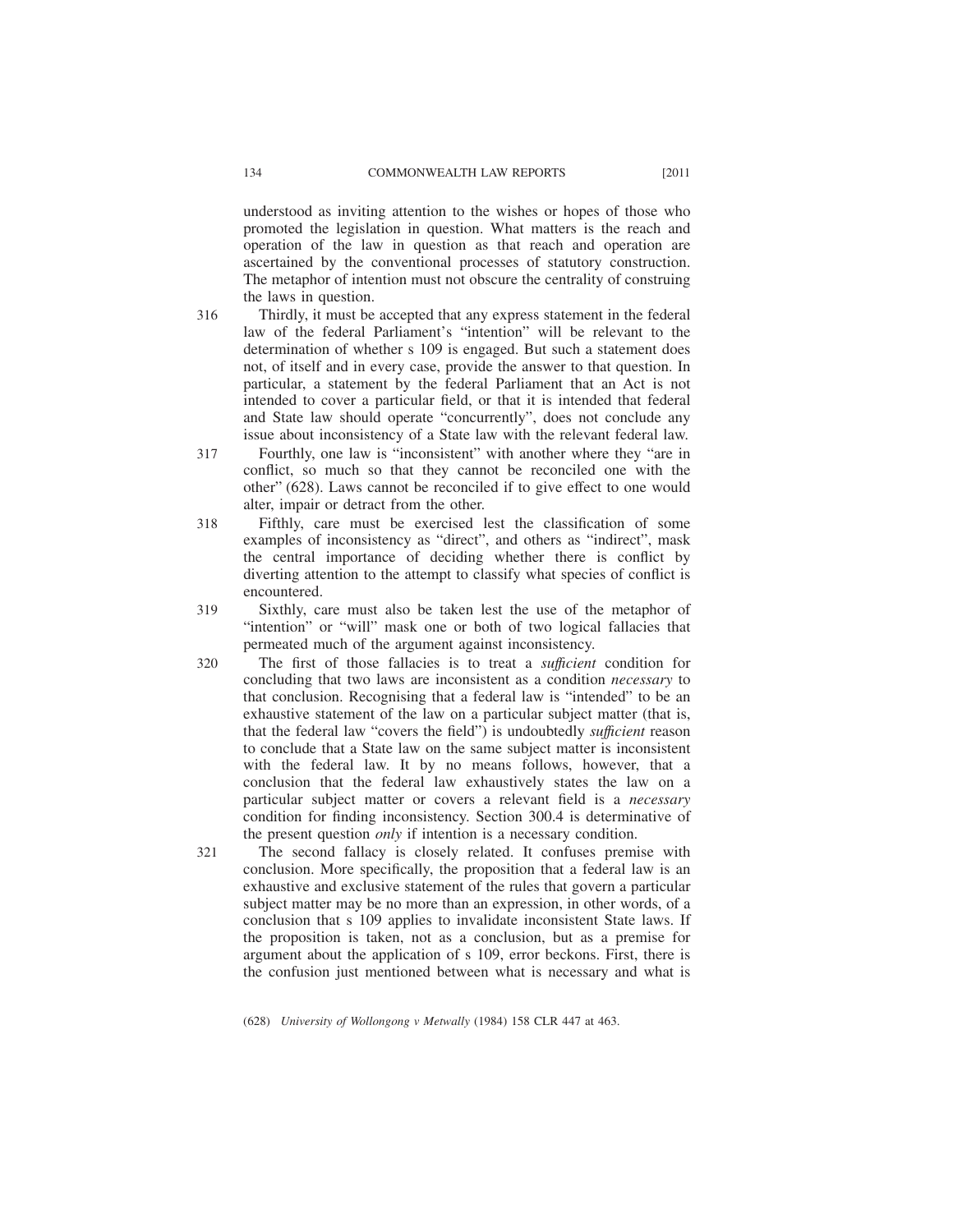understood as inviting attention to the wishes or hopes of those who promoted the legislation in question. What matters is the reach and operation of the law in question as that reach and operation are ascertained by the conventional processes of statutory construction. The metaphor of intention must not obscure the centrality of construing the laws in question.

316 Thirdly, it must be accepted that any express statement in the federal law of the federal Parliament's "intention" will be relevant to the determination of whether s 109 is engaged. But such a statement does not, of itself and in every case, provide the answer to that question. In particular, a statement by the federal Parliament that an Act is not intended to cover a particular field, or that it is intended that federal and State law should operate "concurrently", does not conclude any issue about inconsistency of a State law with the relevant federal law.

317 Fourthly, one law is "inconsistent" with another where they "are in conflict, so much so that they cannot be reconciled one with the other" (628). Laws cannot be reconciled if to give effect to one would alter, impair or detract from the other.

318 Fifthly, care must be exercised lest the classification of some examples of inconsistency as "direct", and others as "indirect", mask the central importance of deciding whether there is conflict by diverting attention to the attempt to classify what species of conflict is encountered.

319 Sixthly, care must also be taken lest the use of the metaphor of "intention" or "will" mask one or both of two logical fallacies that permeated much of the argument against inconsistency.

320 The first of those fallacies is to treat a *sufficient* condition for concluding that two laws are inconsistent as a condition *necessary* to that conclusion. Recognising that a federal law is "intended" to be an exhaustive statement of the law on a particular subject matter (that is, that the federal law "covers the field") is undoubtedly *sufficient* reason to conclude that a State law on the same subject matter is inconsistent with the federal law. It by no means follows, however, that a conclusion that the federal law exhaustively states the law on a particular subject matter or covers a relevant field is a *necessary* condition for finding inconsistency. Section 300.4 is determinative of the present question *only* if intention is a necessary condition.

321 The second fallacy is closely related. It confuses premise with conclusion. More specifically, the proposition that a federal law is an exhaustive and exclusive statement of the rules that govern a particular subject matter may be no more than an expression, in other words, of a conclusion that s 109 applies to invalidate inconsistent State laws. If the proposition is taken, not as a conclusion, but as a premise for argument about the application of s 109, error beckons. First, there is the confusion just mentioned between what is necessary and what is

(628) *University of Wollongong v Metwally* (1984) 158 CLR 447 at 463.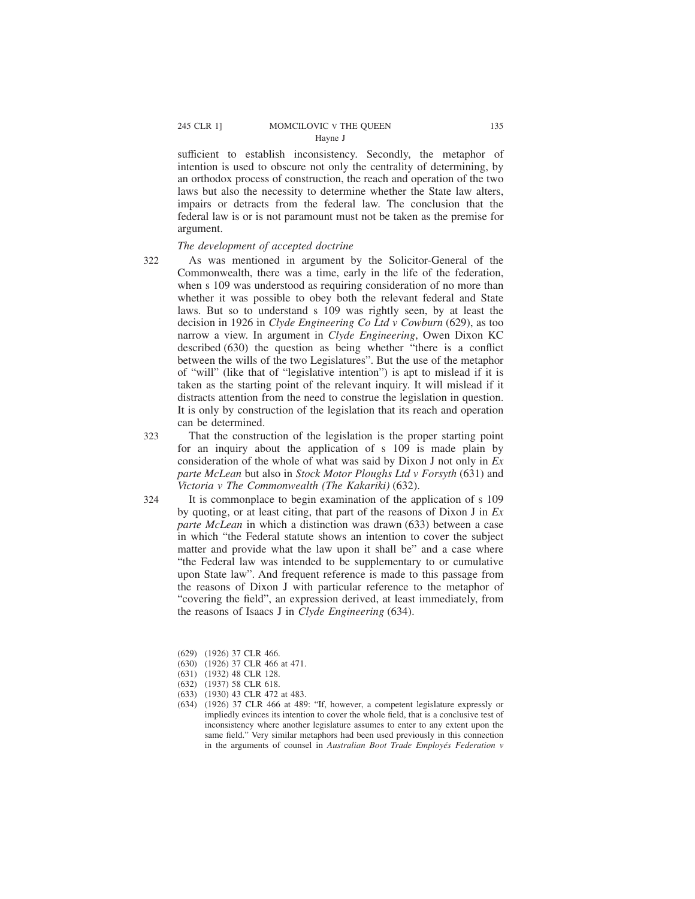sufficient to establish inconsistency. Secondly, the metaphor of intention is used to obscure not only the centrality of determining, by an orthodox process of construction, the reach and operation of the two laws but also the necessity to determine whether the State law alters, impairs or detracts from the federal law. The conclusion that the federal law is or is not paramount must not be taken as the premise for argument.

*The development of accepted doctrine*

322 As was mentioned in argument by the Solicitor-General of the Commonwealth, there was a time, early in the life of the federation, when s 109 was understood as requiring consideration of no more than whether it was possible to obey both the relevant federal and State laws. But so to understand s 109 was rightly seen, by at least the decision in 1926 in *Clyde Engineering Co Ltd v Cowburn* (629), as too narrow a view. In argument in *Clyde Engineering*, Owen Dixon KC described (630) the question as being whether "there is a conflict between the wills of the two Legislatures". But the use of the metaphor of "will" (like that of "legislative intention") is apt to mislead if it is taken as the starting point of the relevant inquiry. It will mislead if it distracts attention from the need to construe the legislation in question. It is only by construction of the legislation that its reach and operation can be determined.

323 That the construction of the legislation is the proper starting point for an inquiry about the application of s 109 is made plain by consideration of the whole of what was said by Dixon J not only in *Ex parte McLean* but also in *Stock Motor Ploughs Ltd v Forsyth* (631) and *Victoria v The Commonwealth (The Kakariki)* (632).

324 It is commonplace to begin examination of the application of s 109 by quoting, or at least citing, that part of the reasons of Dixon J in *Ex parte McLean* in which a distinction was drawn (633) between a case in which "the Federal statute shows an intention to cover the subject matter and provide what the law upon it shall be" and a case where "the Federal law was intended to be supplementary to or cumulative upon State law". And frequent reference is made to this passage from the reasons of Dixon J with particular reference to the metaphor of "covering the field", an expression derived, at least immediately, from the reasons of Isaacs J in *Clyde Engineering* (634).

(629) (1926) 37 CLR 466.

(630) (1926) 37 CLR 466 at 471.

(631) (1932) 48 CLR 128.

(632) (1937) 58 CLR 618.

(633) (1930) 43 CLR 472 at 483.

(634) (1926) 37 CLR 466 at 489: "If, however, a competent legislature expressly or impliedly evinces its intention to cover the whole field, that is a conclusive test of inconsistency where another legislature assumes to enter to any extent upon the same field." Very similar metaphors had been used previously in this connection in the arguments of counsel in *Australian Boot Trade Employés Federation v*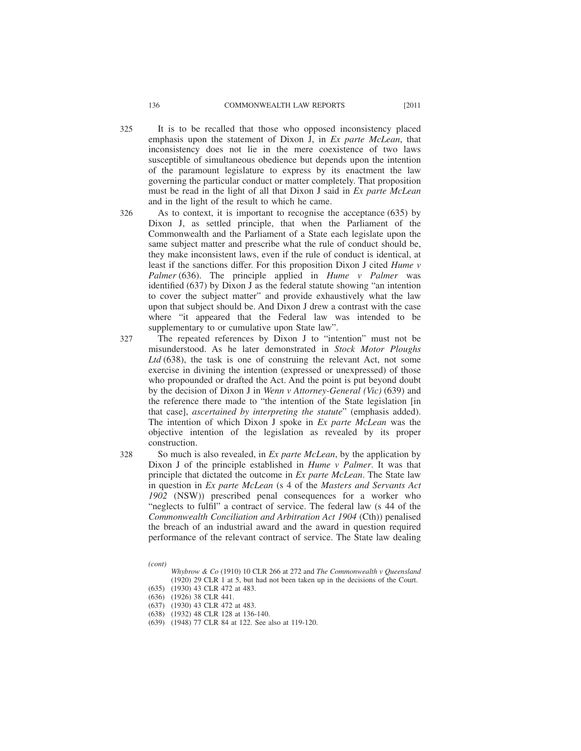325 It is to be recalled that those who opposed inconsistency placed emphasis upon the statement of Dixon J, in *Ex parte McLean*, that inconsistency does not lie in the mere coexistence of two laws susceptible of simultaneous obedience but depends upon the intention of the paramount legislature to express by its enactment the law governing the particular conduct or matter completely. That proposition must be read in the light of all that Dixon J said in *Ex parte McLean* and in the light of the result to which he came.

326 As to context, it is important to recognise the acceptance (635) by Dixon J, as settled principle, that when the Parliament of the Commonwealth and the Parliament of a State each legislate upon the same subject matter and prescribe what the rule of conduct should be, they make inconsistent laws, even if the rule of conduct is identical, at least if the sanctions differ. For this proposition Dixon J cited *Hume v Palmer* (636). The principle applied in *Hume v Palmer* was identified (637) by Dixon J as the federal statute showing "an intention to cover the subject matter" and provide exhaustively what the law upon that subject should be. And Dixon J drew a contrast with the case where "it appeared that the Federal law was intended to be supplementary to or cumulative upon State law".

327 The repeated references by Dixon J to "intention" must not be misunderstood. As he later demonstrated in *Stock Motor Ploughs Ltd* (638), the task is one of construing the relevant Act, not some exercise in divining the intention (expressed or unexpressed) of those who propounded or drafted the Act. And the point is put beyond doubt by the decision of Dixon J in *Wenn v Attorney-General (Vic)* (639) and the reference there made to "the intention of the State legislation [in that case], *ascertained by interpreting the statute*" (emphasis added). The intention of which Dixon J spoke in *Ex parte McLean* was the objective intention of the legislation as revealed by its proper construction.

328 So much is also revealed, in *Ex parte McLean*, by the application by Dixon J of the principle established in *Hume v Palmer*. It was that principle that dictated the outcome in *Ex parte McLean*. The State law in question in *Ex parte McLean* (s 4 of the *Masters and Servants Act 1902* (NSW)) prescribed penal consequences for a worker who "neglects to fulfil" a contract of service. The federal law (s 44 of the *Commonwealth Conciliation and Arbitration Act 1904* (Cth)) penalised the breach of an industrial award and the award in question required performance of the relevant contract of service. The State law dealing

---

*(cont)*
*Whybrow & Co* (1910) 10 CLR 266 at 272 and *The Commonwealth v Queensland* (1920) 29 CLR 1 at 5, but had not been taken up in the decisions of the Court.

(635) (1930) 43 CLR 472 at 483.

(636) (1926) 38 CLR 441.

(637) (1930) 43 CLR 472 at 483.

(638) (1932) 48 CLR 128 at 136-140.

(639) (1948) 77 CLR 84 at 122. See also at 119-120.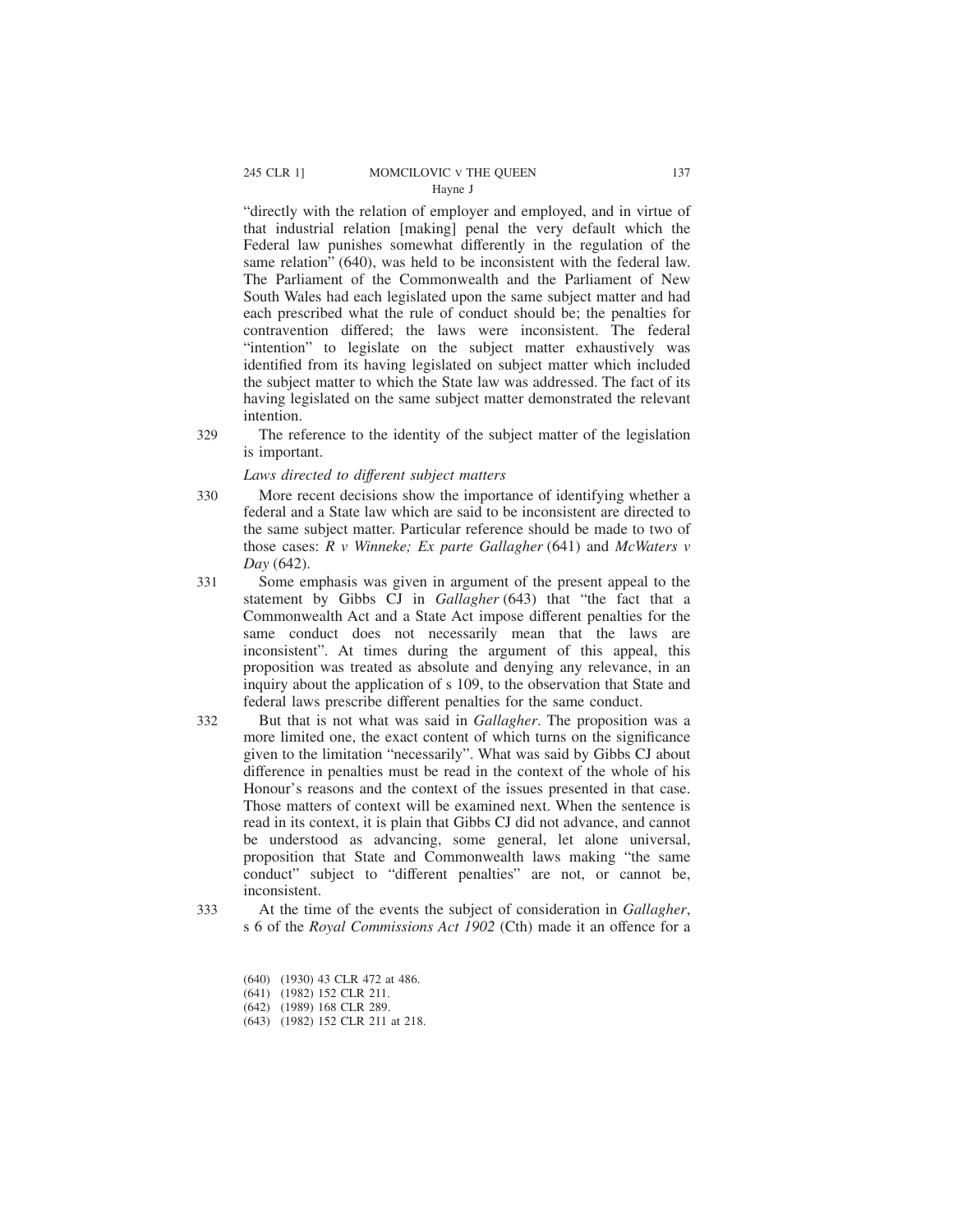"directly with the relation of employer and employed, and in virtue of that industrial relation [making] penal the very default which the Federal law punishes somewhat differently in the regulation of the same relation" (640), was held to be inconsistent with the federal law. The Parliament of the Commonwealth and the Parliament of New South Wales had each legislated upon the same subject matter and had each prescribed what the rule of conduct should be; the penalties for contravention differed; the laws were inconsistent. The federal "intention" to legislate on the subject matter exhaustively was identified from its having legislated on subject matter which included the subject matter to which the State law was addressed. The fact of its having legislated on the same subject matter demonstrated the relevant intention.

329 The reference to the identity of the subject matter of the legislation is important.

*Laws directed to different subject matters*

330 More recent decisions show the importance of identifying whether a federal and a State law which are said to be inconsistent are directed to the same subject matter. Particular reference should be made to two of those cases: *R v Winneke; Ex parte Gallagher* (641) and *McWaters v Day* (642).

331 Some emphasis was given in argument of the present appeal to the statement by Gibbs CJ in *Gallagher* (643) that "the fact that a Commonwealth Act and a State Act impose different penalties for the same conduct does not necessarily mean that the laws are inconsistent". At times during the argument of this appeal, this proposition was treated as absolute and denying any relevance, in an inquiry about the application of s 109, to the observation that State and federal laws prescribe different penalties for the same conduct.

332 But that is not what was said in *Gallagher*. The proposition was a more limited one, the exact content of which turns on the significance given to the limitation "necessarily". What was said by Gibbs CJ about difference in penalties must be read in the context of the whole of his Honour's reasons and the context of the issues presented in that case. Those matters of context will be examined next. When the sentence is read in its context, it is plain that Gibbs CJ did not advance, and cannot be understood as advancing, some general, let alone universal, proposition that State and Commonwealth laws making "the same conduct" subject to "different penalties" are not, or cannot be, inconsistent.

333 At the time of the events the subject of consideration in *Gallagher*, s 6 of the *Royal Commissions Act 1902* (Cth) made it an offence for a

(640) (1930) 43 CLR 472 at 486.

(641) (1982) 152 CLR 211.

(642) (1989) 168 CLR 289.

(643) (1982) 152 CLR 211 at 218.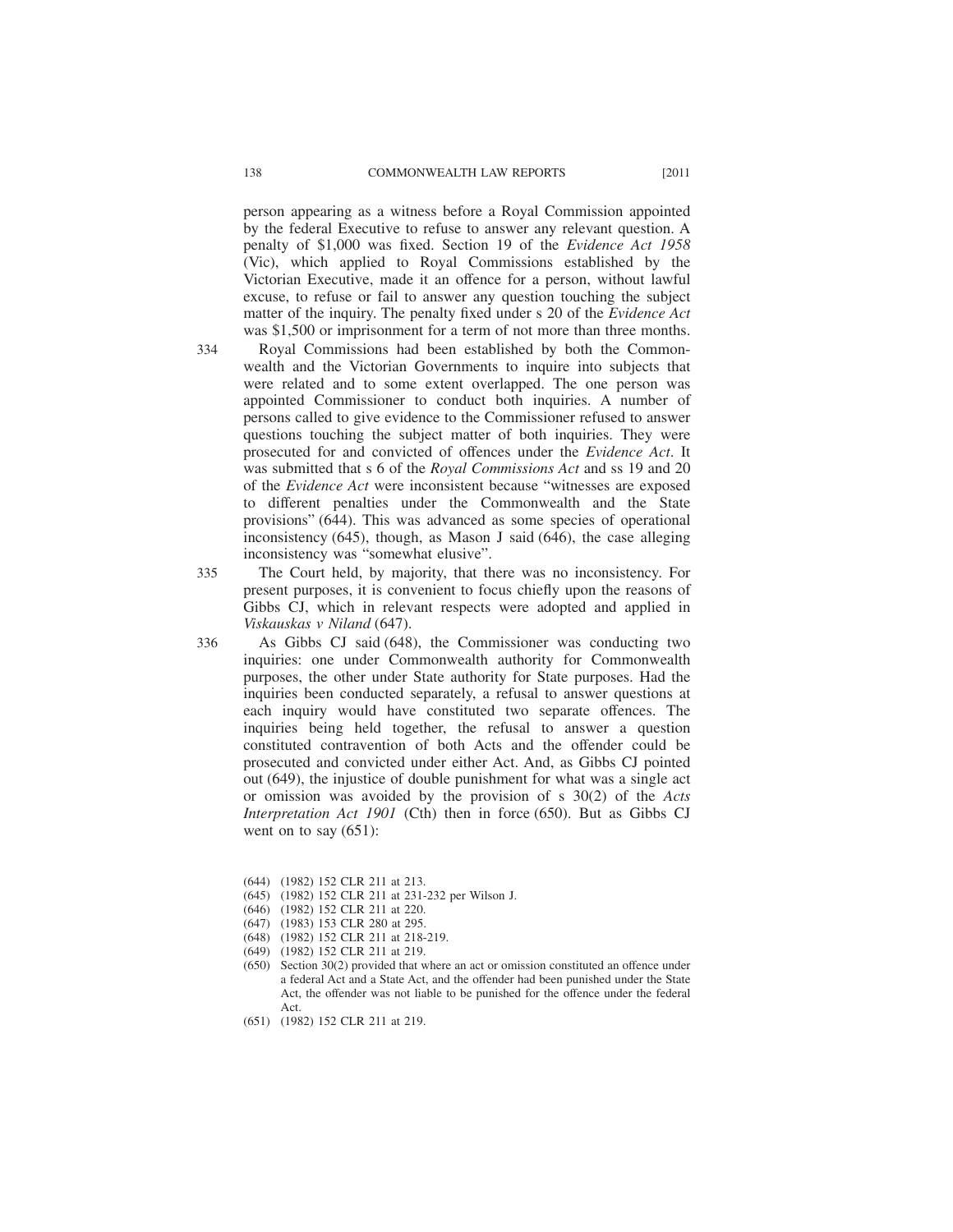person appearing as a witness before a Royal Commission appointed by the federal Executive to refuse to answer any relevant question. A penalty of $1,000 was fixed. Section 19 of the *Evidence Act 1958* (Vic), which applied to Royal Commissions established by the Victorian Executive, made it an offence for a person, without lawful excuse, to refuse or fail to answer any question touching the subject matter of the inquiry. The penalty fixed under s 20 of the *Evidence Act* was $1,500 or imprisonment for a term of not more than three months.

334 Royal Commissions had been established by both the Commonwealth and the Victorian Governments to inquire into subjects that were related and to some extent overlapped. The one person was appointed Commissioner to conduct both inquiries. A number of persons called to give evidence to the Commissioner refused to answer questions touching the subject matter of both inquiries. They were prosecuted for and convicted of offences under the *Evidence Act*. It was submitted that s 6 of the *Royal Commissions Act* and ss 19 and 20 of the *Evidence Act* were inconsistent because "witnesses are exposed to different penalties under the Commonwealth and the State provisions" (644). This was advanced as some species of operational inconsistency (645), though, as Mason J said (646), the case alleging inconsistency was "somewhat elusive".

335 The Court held, by majority, that there was no inconsistency. For present purposes, it is convenient to focus chiefly upon the reasons of Gibbs CJ, which in relevant respects were adopted and applied in *Viskauskas v Niland* (647).

336 As Gibbs CJ said (648), the Commissioner was conducting two inquiries: one under Commonwealth authority for Commonwealth purposes, the other under State authority for State purposes. Had the inquiries been conducted separately, a refusal to answer questions at each inquiry would have constituted two separate offences. The inquiries being held together, the refusal to answer a question constituted contravention of both Acts and the offender could be prosecuted and convicted under either Act. And, as Gibbs CJ pointed out (649), the injustice of double punishment for what was a single act or omission was avoided by the provision of s 30(2) of the *Acts Interpretation Act 1901* (Cth) then in force (650). But as Gibbs CJ went on to say (651):

(644) (1982) 152 CLR 211 at 213.
(645) (1982) 152 CLR 211 at 231-232 per Wilson J.
(646) (1982) 152 CLR 211 at 220.
(647) (1983) 153 CLR 280 at 295.
(648) (1982) 152 CLR 211 at 218-219.
(649) (1982) 152 CLR 211 at 219.
(650) Section 30(2) provided that where an act or omission constituted an offence under a federal Act and a State Act, and the offender had been punished under the State Act, the offender was not liable to be punished for the offence under the federal Act.
(651) (1982) 152 CLR 211 at 219.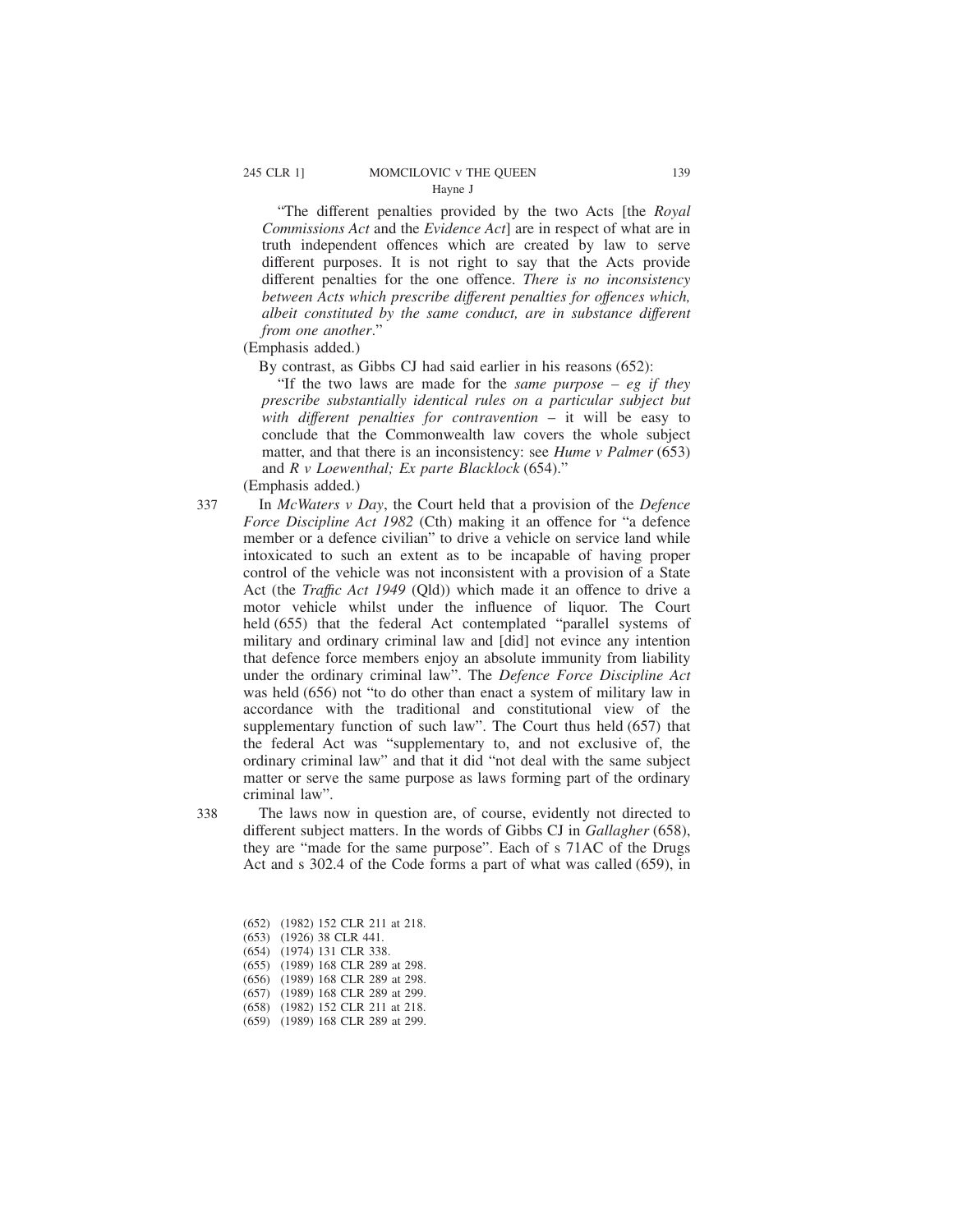"The different penalties provided by the two Acts [the *Royal Commissions Act* and the *Evidence Act*] are in respect of what are in truth independent offences which are created by law to serve different purposes. It is not right to say that the Acts provide different penalties for the one offence. *There is no inconsistency between Acts which prescribe different penalties for offences which, albeit constituted by the same conduct, are in substance different from one another*."

(Emphasis added.)

By contrast, as Gibbs CJ had said earlier in his reasons (652):

"If the two laws are made for the *same purpose – eg if they prescribe substantially identical rules on a particular subject but with different penalties for contravention* – it will be easy to conclude that the Commonwealth law covers the whole subject matter, and that there is an inconsistency: see *Hume v Palmer* (653) and *R v Loewenthal; Ex parte Blacklock* (654)."

(Emphasis added.)

337 In *McWaters v Day*, the Court held that a provision of the *Defence Force Discipline Act 1982* (Cth) making it an offence for "a defence member or a defence civilian" to drive a vehicle on service land while intoxicated to such an extent as to be incapable of having proper control of the vehicle was not inconsistent with a provision of a State Act (the *Traffic Act 1949* (Qld)) which made it an offence to drive a motor vehicle whilst under the influence of liquor. The Court held (655) that the federal Act contemplated "parallel systems of military and ordinary criminal law and [did] not evince any intention that defence force members enjoy an absolute immunity from liability under the ordinary criminal law". The *Defence Force Discipline Act* was held (656) not "to do other than enact a system of military law in accordance with the traditional and constitutional view of the supplementary function of such law". The Court thus held (657) that the federal Act was "supplementary to, and not exclusive of, the ordinary criminal law" and that it did "not deal with the same subject matter or serve the same purpose as laws forming part of the ordinary criminal law".

338 The laws now in question are, of course, evidently not directed to different subject matters. In the words of Gibbs CJ in *Gallagher* (658), they are "made for the same purpose". Each of s 71AC of the Drugs Act and s 302.4 of the Code forms a part of what was called (659), in

(652) (1982) 152 CLR 211 at 218.
(653) (1926) 38 CLR 441.
(654) (1974) 131 CLR 338.
(655) (1989) 168 CLR 289 at 298.
(656) (1989) 168 CLR 289 at 298.
(657) (1989) 168 CLR 289 at 299.
(658) (1982) 152 CLR 211 at 218.
(659) (1989) 168 CLR 289 at 299.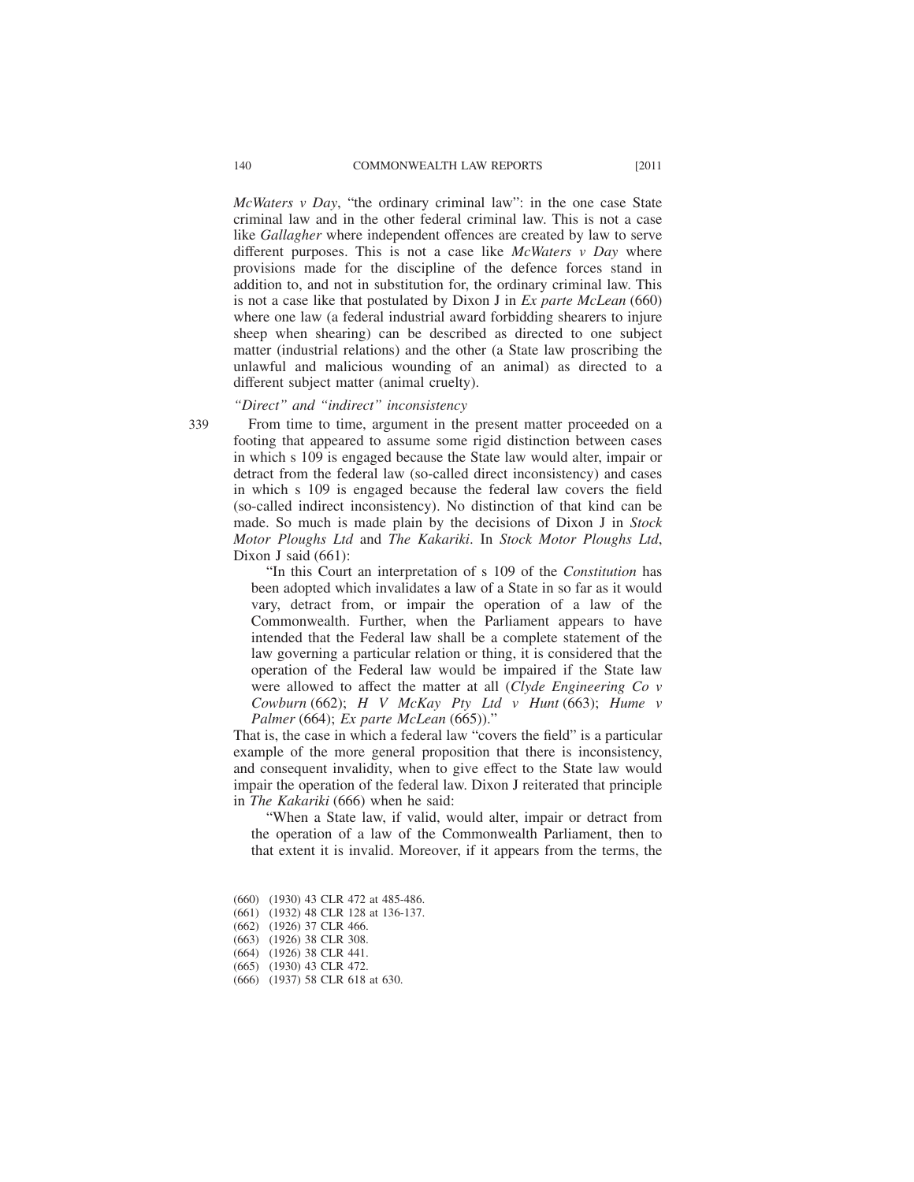*McWaters v Day*, "the ordinary criminal law": in the one case State criminal law and in the other federal criminal law. This is not a case like *Gallagher* where independent offences are created by law to serve different purposes. This is not a case like *McWaters v Day* where provisions made for the discipline of the defence forces stand in addition to, and not in substitution for, the ordinary criminal law. This is not a case like that postulated by Dixon J in *Ex parte McLean* (660) where one law (a federal industrial award forbidding shearers to injure sheep when shearing) can be described as directed to one subject matter (industrial relations) and the other (a State law proscribing the unlawful and malicious wounding of an animal) as directed to a different subject matter (animal cruelty).

*"Direct" and "indirect" inconsistency*

339 From time to time, argument in the present matter proceeded on a footing that appeared to assume some rigid distinction between cases in which s 109 is engaged because the State law would alter, impair or detract from the federal law (so-called direct inconsistency) and cases in which s 109 is engaged because the federal law covers the field (so-called indirect inconsistency). No distinction of that kind can be made. So much is made plain by the decisions of Dixon J in *Stock Motor Ploughs Ltd* and *The Kakariki*. In *Stock Motor Ploughs Ltd*, Dixon J said (661):

> "In this Court an interpretation of s 109 of the *Constitution* has been adopted which invalidates a law of a State in so far as it would vary, detract from, or impair the operation of a law of the Commonwealth. Further, when the Parliament appears to have intended that the Federal law shall be a complete statement of the law governing a particular relation or thing, it is considered that the operation of the Federal law would be impaired if the State law were allowed to affect the matter at all (*Clyde Engineering Co v Cowburn* (662); *H V McKay Pty Ltd v Hunt* (663); *Hume v Palmer* (664); *Ex parte McLean* (665))."

That is, the case in which a federal law "covers the field" is a particular example of the more general proposition that there is inconsistency, and consequent invalidity, when to give effect to the State law would impair the operation of the federal law. Dixon J reiterated that principle in *The Kakariki* (666) when he said:

> "When a State law, if valid, would alter, impair or detract from the operation of a law of the Commonwealth Parliament, then to that extent it is invalid. Moreover, if it appears from the terms, the

(660) (1930) 43 CLR 472 at 485-486.
(661) (1932) 48 CLR 128 at 136-137.
(662) (1926) 37 CLR 466.
(663) (1926) 38 CLR 308.
(664) (1926) 38 CLR 441.
(665) (1930) 43 CLR 472.
(666) (1937) 58 CLR 618 at 630.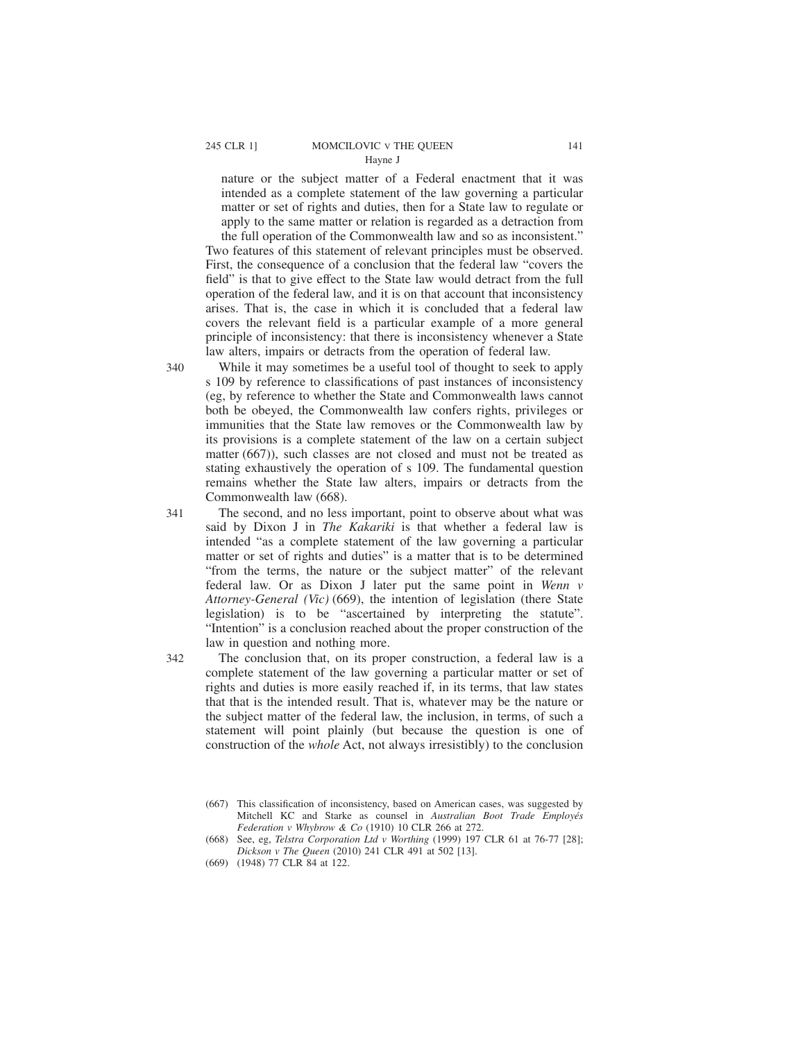nature or the subject matter of a Federal enactment that it was intended as a complete statement of the law governing a particular matter or set of rights and duties, then for a State law to regulate or apply to the same matter or relation is regarded as a detraction from the full operation of the Commonwealth law and so as inconsistent."

Two features of this statement of relevant principles must be observed. First, the consequence of a conclusion that the federal law "covers the field" is that to give effect to the State law would detract from the full operation of the federal law, and it is on that account that inconsistency arises. That is, the case in which it is concluded that a federal law covers the relevant field is a particular example of a more general principle of inconsistency: that there is inconsistency whenever a State law alters, impairs or detracts from the operation of federal law.

340 While it may sometimes be a useful tool of thought to seek to apply s 109 by reference to classifications of past instances of inconsistency (eg, by reference to whether the State and Commonwealth laws cannot both be obeyed, the Commonwealth law confers rights, privileges or immunities that the State law removes or the Commonwealth law by its provisions is a complete statement of the law on a certain subject matter (667)), such classes are not closed and must not be treated as stating exhaustively the operation of s 109. The fundamental question remains whether the State law alters, impairs or detracts from the Commonwealth law (668).

341 The second, and no less important, point to observe about what was said by Dixon J in *The Kakariki* is that whether a federal law is intended "as a complete statement of the law governing a particular matter or set of rights and duties" is a matter that is to be determined "from the terms, the nature or the subject matter" of the relevant federal law. Or as Dixon J later put the same point in *Wenn v Attorney-General (Vic)* (669), the intention of legislation (there State legislation) is to be "ascertained by interpreting the statute". "Intention" is a conclusion reached about the proper construction of the law in question and nothing more.

342 The conclusion that, on its proper construction, a federal law is a complete statement of the law governing a particular matter or set of rights and duties is more easily reached if, in its terms, that law states that that is the intended result. That is, whatever may be the nature or the subject matter of the federal law, the inclusion, in terms, of such a statement will point plainly (but because the question is one of construction of the *whole* Act, not always irresistibly) to the conclusion

(667) This classification of inconsistency, based on American cases, was suggested by Mitchell KC and Starke as counsel in *Australian Boot Trade Employés Federation v Whybrow & Co* (1910) 10 CLR 266 at 272.

(668) See, eg, *Telstra Corporation Ltd v Worthing* (1999) 197 CLR 61 at 76-77 [28]; *Dickson v The Queen* (2010) 241 CLR 491 at 502 [13].

(669) (1948) 77 CLR 84 at 122.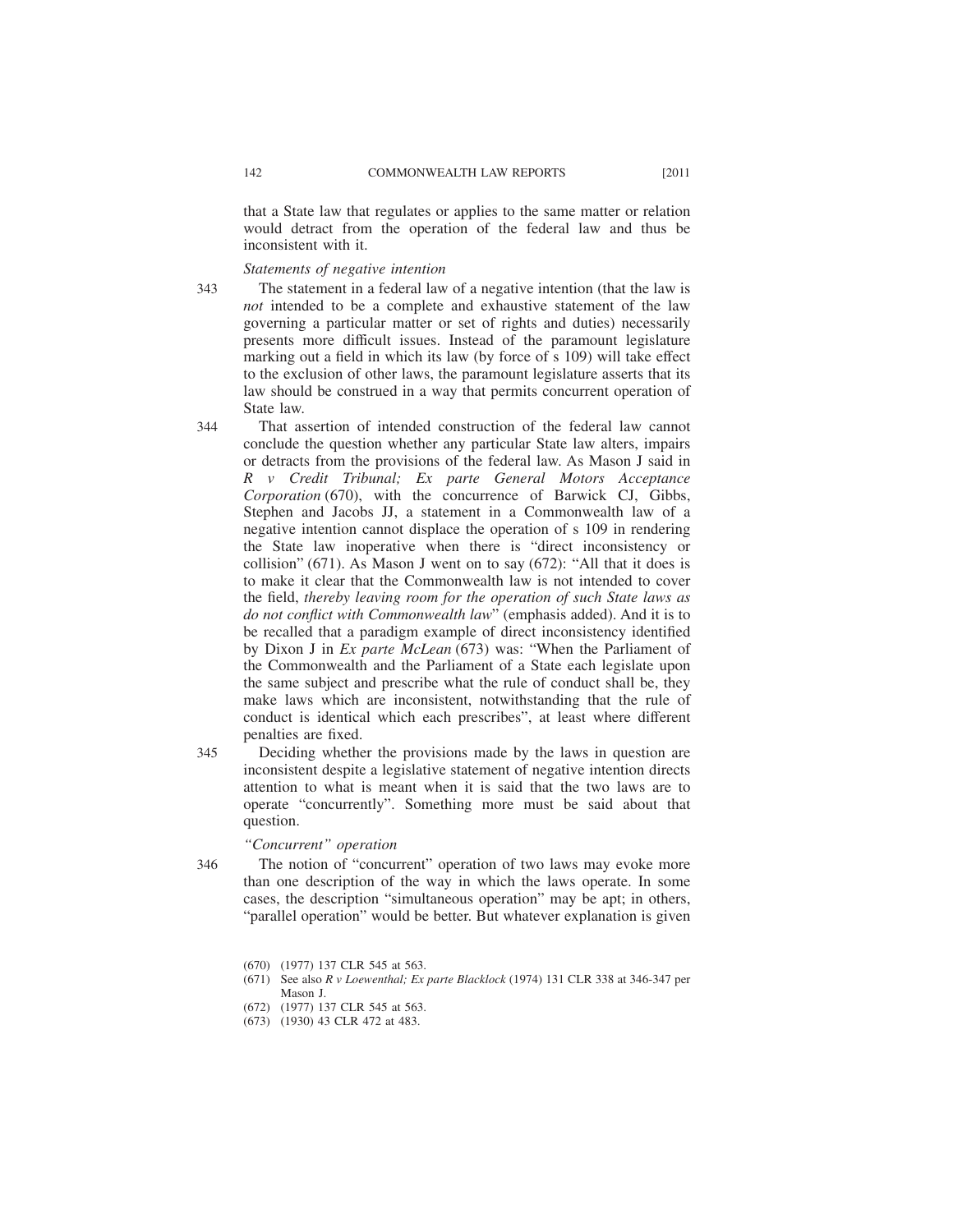that a State law that regulates or applies to the same matter or relation would detract from the operation of the federal law and thus be inconsistent with it.

*Statements of negative intention*

343 The statement in a federal law of a negative intention (that the law is *not* intended to be a complete and exhaustive statement of the law governing a particular matter or set of rights and duties) necessarily presents more difficult issues. Instead of the paramount legislature marking out a field in which its law (by force of s 109) will take effect to the exclusion of other laws, the paramount legislature asserts that its law should be construed in a way that permits concurrent operation of State law.

344 That assertion of intended construction of the federal law cannot conclude the question whether any particular State law alters, impairs or detracts from the provisions of the federal law. As Mason J said in *R v Credit Tribunal; Ex parte General Motors Acceptance Corporation* (670), with the concurrence of Barwick CJ, Gibbs, Stephen and Jacobs JJ, a statement in a Commonwealth law of a negative intention cannot displace the operation of s 109 in rendering the State law inoperative when there is "direct inconsistency or collision" (671). As Mason J went on to say (672): "All that it does is to make it clear that the Commonwealth law is not intended to cover the field, *thereby leaving room for the operation of such State laws as do not conflict with Commonwealth law*" (emphasis added). And it is to be recalled that a paradigm example of direct inconsistency identified by Dixon J in *Ex parte McLean* (673) was: "When the Parliament of the Commonwealth and the Parliament of a State each legislate upon the same subject and prescribe what the rule of conduct shall be, they make laws which are inconsistent, notwithstanding that the rule of conduct is identical which each prescribes", at least where different penalties are fixed.

345 Deciding whether the provisions made by the laws in question are inconsistent despite a legislative statement of negative intention directs attention to what is meant when it is said that the two laws are to operate "concurrently". Something more must be said about that question.

*"Concurrent" operation*

346 The notion of "concurrent" operation of two laws may evoke more than one description of the way in which the laws operate. In some cases, the description "simultaneous operation" may be apt; in others, "parallel operation" would be better. But whatever explanation is given

(670) (1977) 137 CLR 545 at 563.

(671) See also *R v Loewenthal; Ex parte Blacklock* (1974) 131 CLR 338 at 346-347 per Mason J.

(672) (1977) 137 CLR 545 at 563.

(673) (1930) 43 CLR 472 at 483.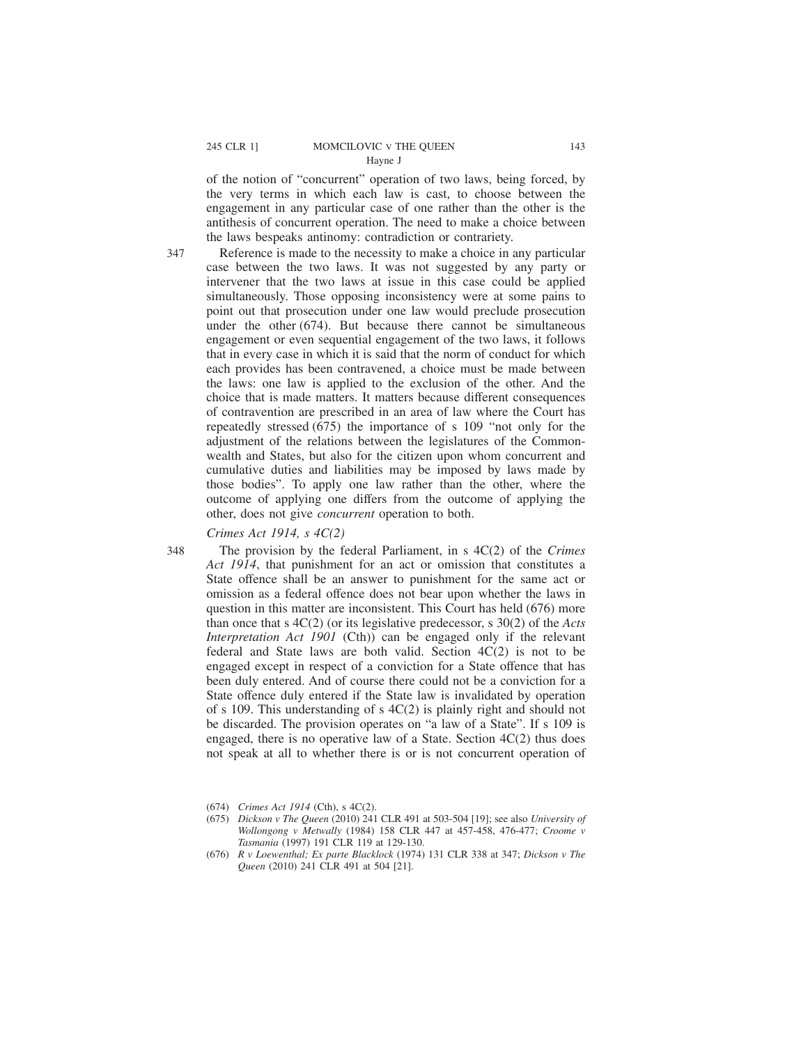of the notion of "concurrent" operation of two laws, being forced, by the very terms in which each law is cast, to choose between the engagement in any particular case of one rather than the other is the antithesis of concurrent operation. The need to make a choice between the laws bespeaks antinomy: contradiction or contrariety.

347 Reference is made to the necessity to make a choice in any particular case between the two laws. It was not suggested by any party or intervener that the two laws at issue in this case could be applied simultaneously. Those opposing inconsistency were at some pains to point out that prosecution under one law would preclude prosecution under the other (674). But because there cannot be simultaneous engagement or even sequential engagement of the two laws, it follows that in every case in which it is said that the norm of conduct for which each provides has been contravened, a choice must be made between the laws: one law is applied to the exclusion of the other. And the choice that is made matters. It matters because different consequences of contravention are prescribed in an area of law where the Court has repeatedly stressed (675) the importance of s 109 "not only for the adjustment of the relations between the legislatures of the Commonwealth and States, but also for the citizen upon whom concurrent and cumulative duties and liabilities may be imposed by laws made by those bodies". To apply one law rather than the other, where the outcome of applying one differs from the outcome of applying the other, does not give *concurrent* operation to both.

*Crimes Act 1914, s 4C(2)*

348 The provision by the federal Parliament, in s 4C(2) of the *Crimes Act 1914*, that punishment for an act or omission that constitutes a State offence shall be an answer to punishment for the same act or omission as a federal offence does not bear upon whether the laws in question in this matter are inconsistent. This Court has held (676) more than once that s 4C(2) (or its legislative predecessor, s 30(2) of the *Acts Interpretation Act 1901* (Cth)) can be engaged only if the relevant federal and State laws are both valid. Section 4C(2) is not to be engaged except in respect of a conviction for a State offence that has been duly entered. And of course there could not be a conviction for a State offence duly entered if the State law is invalidated by operation of s 109. This understanding of s 4C(2) is plainly right and should not be discarded. The provision operates on "a law of a State". If s 109 is engaged, there is no operative law of a State. Section 4C(2) thus does not speak at all to whether there is or is not concurrent operation of

(674) *Crimes Act 1914* (Cth), s 4C(2).

(675) *Dickson v The Queen* (2010) 241 CLR 491 at 503-504 [19]; see also *University of Wollongong v Metwally* (1984) 158 CLR 447 at 457-458, 476-477; *Croome v Tasmania* (1997) 191 CLR 119 at 129-130.

(676) *R v Loewenthal; Ex parte Blacklock* (1974) 131 CLR 338 at 347; *Dickson v The Queen* (2010) 241 CLR 491 at 504 [21].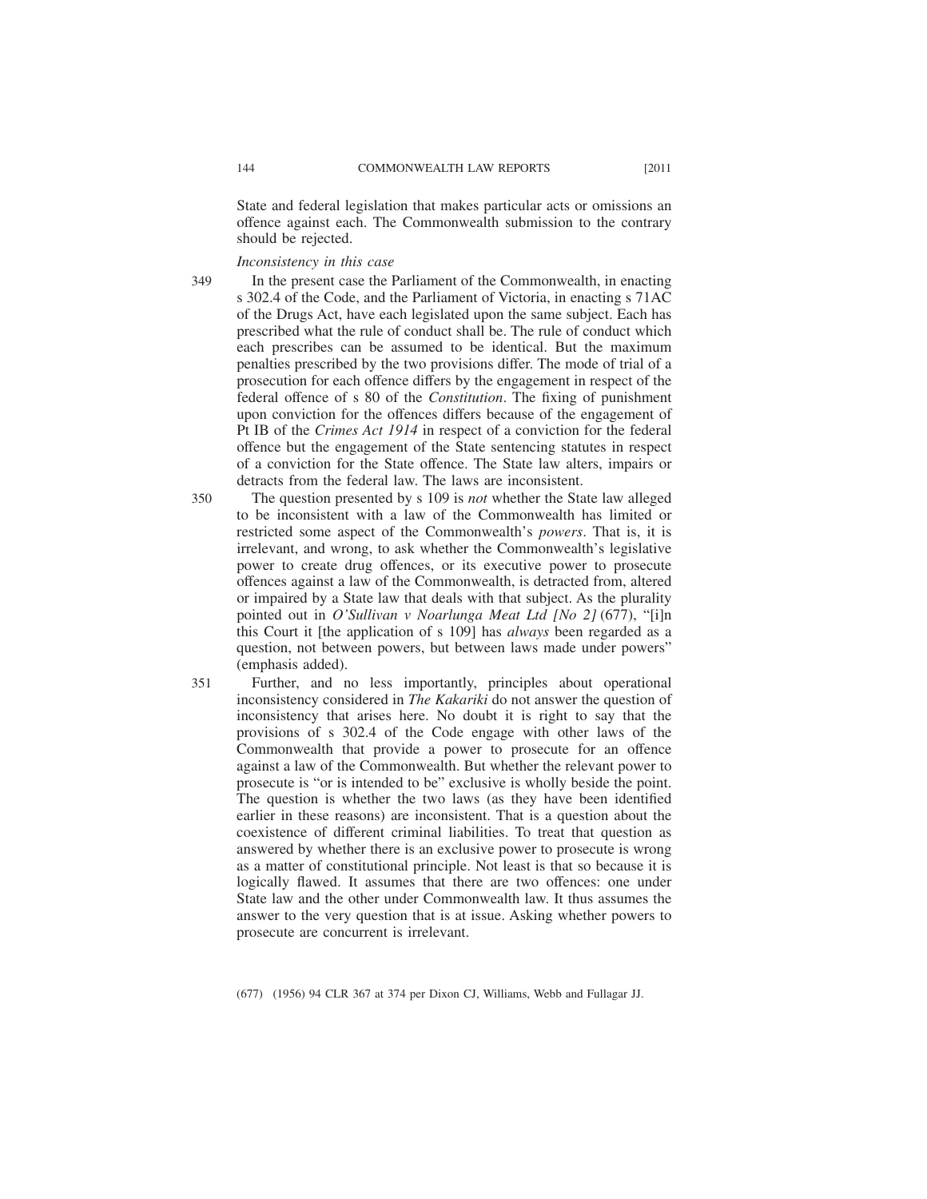State and federal legislation that makes particular acts or omissions an offence against each. The Commonwealth submission to the contrary should be rejected.

*Inconsistency in this case*

349 In the present case the Parliament of the Commonwealth, in enacting s 302.4 of the Code, and the Parliament of Victoria, in enacting s 71AC of the Drugs Act, have each legislated upon the same subject. Each has prescribed what the rule of conduct shall be. The rule of conduct which each prescribes can be assumed to be identical. But the maximum penalties prescribed by the two provisions differ. The mode of trial of a prosecution for each offence differs by the engagement in respect of the federal offence of s 80 of the *Constitution*. The fixing of punishment upon conviction for the offences differs because of the engagement of Pt IB of the *Crimes Act 1914* in respect of a conviction for the federal offence but the engagement of the State sentencing statutes in respect of a conviction for the State offence. The State law alters, impairs or detracts from the federal law. The laws are inconsistent.

350 The question presented by s 109 is *not* whether the State law alleged to be inconsistent with a law of the Commonwealth has limited or restricted some aspect of the Commonwealth's *powers*. That is, it is irrelevant, and wrong, to ask whether the Commonwealth's legislative power to create drug offences, or its executive power to prosecute offences against a law of the Commonwealth, is detracted from, altered or impaired by a State law that deals with that subject. As the plurality pointed out in *O'Sullivan v Noarlunga Meat Ltd [No 2]* (677), "[i]n this Court it [the application of s 109] has *always* been regarded as a question, not between powers, but between laws made under powers" (emphasis added).

351 Further, and no less importantly, principles about operational inconsistency considered in *The Kakariki* do not answer the question of inconsistency that arises here. No doubt it is right to say that the provisions of s 302.4 of the Code engage with other laws of the Commonwealth that provide a power to prosecute for an offence against a law of the Commonwealth. But whether the relevant power to prosecute is "or is intended to be" exclusive is wholly beside the point. The question is whether the two laws (as they have been identified earlier in these reasons) are inconsistent. That is a question about the coexistence of different criminal liabilities. To treat that question as answered by whether there is an exclusive power to prosecute is wrong as a matter of constitutional principle. Not least is that so because it is logically flawed. It assumes that there are two offences: one under State law and the other under Commonwealth law. It thus assumes the answer to the very question that is at issue. Asking whether powers to prosecute are concurrent is irrelevant.

(677) (1956) 94 CLR 367 at 374 per Dixon CJ, Williams, Webb and Fullagar JJ.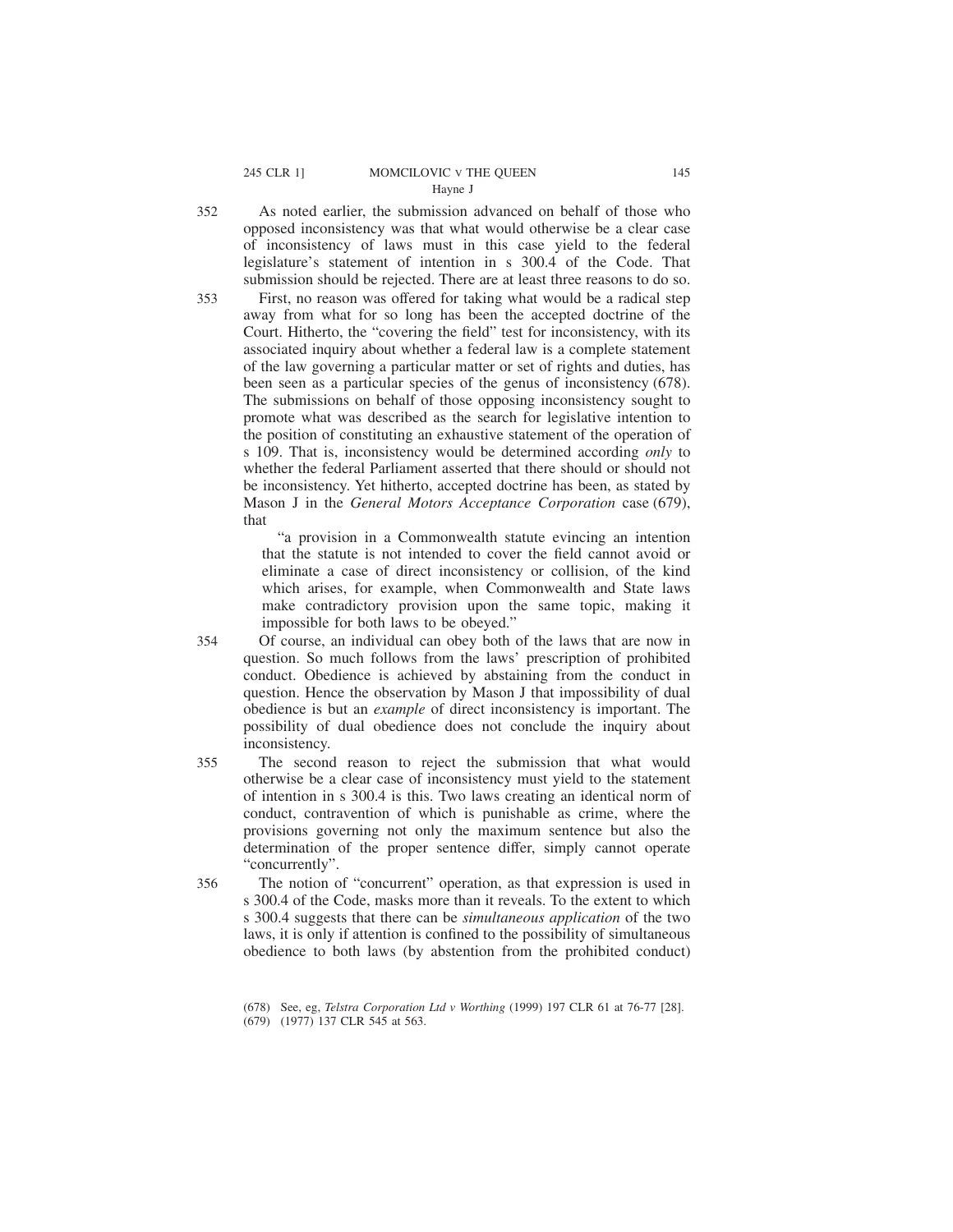352 As noted earlier, the submission advanced on behalf of those who opposed inconsistency was that what would otherwise be a clear case of inconsistency of laws must in this case yield to the federal legislature's statement of intention in s 300.4 of the Code. That submission should be rejected. There are at least three reasons to do so.

353 First, no reason was offered for taking what would be a radical step away from what for so long has been the accepted doctrine of the Court. Hitherto, the "covering the field" test for inconsistency, with its associated inquiry about whether a federal law is a complete statement of the law governing a particular matter or set of rights and duties, has been seen as a particular species of the genus of inconsistency (678). The submissions on behalf of those opposing inconsistency sought to promote what was described as the search for legislative intention to the position of constituting an exhaustive statement of the operation of s 109. That is, inconsistency would be determined according *only* to whether the federal Parliament asserted that there should or should not be inconsistency. Yet hitherto, accepted doctrine has been, as stated by Mason J in the *General Motors Acceptance Corporation* case (679), that

> "a provision in a Commonwealth statute evincing an intention that the statute is not intended to cover the field cannot avoid or eliminate a case of direct inconsistency or collision, of the kind which arises, for example, when Commonwealth and State laws make contradictory provision upon the same topic, making it impossible for both laws to be obeyed."

354 Of course, an individual can obey both of the laws that are now in question. So much follows from the laws' prescription of prohibited conduct. Obedience is achieved by abstaining from the conduct in question. Hence the observation by Mason J that impossibility of dual obedience is but an *example* of direct inconsistency is important. The possibility of dual obedience does not conclude the inquiry about inconsistency.

355 The second reason to reject the submission that what would otherwise be a clear case of inconsistency must yield to the statement of intention in s 300.4 is this. Two laws creating an identical norm of conduct, contravention of which is punishable as crime, where the provisions governing not only the maximum sentence but also the determination of the proper sentence differ, simply cannot operate "concurrently".

356 The notion of "concurrent" operation, as that expression is used in s 300.4 of the Code, masks more than it reveals. To the extent to which s 300.4 suggests that there can be *simultaneous application* of the two laws, it is only if attention is confined to the possibility of simultaneous obedience to both laws (by abstention from the prohibited conduct)

(678) See, eg, *Telstra Corporation Ltd v Worthing* (1999) 197 CLR 61 at 76-77 [28].

(679) (1977) 137 CLR 545 at 563.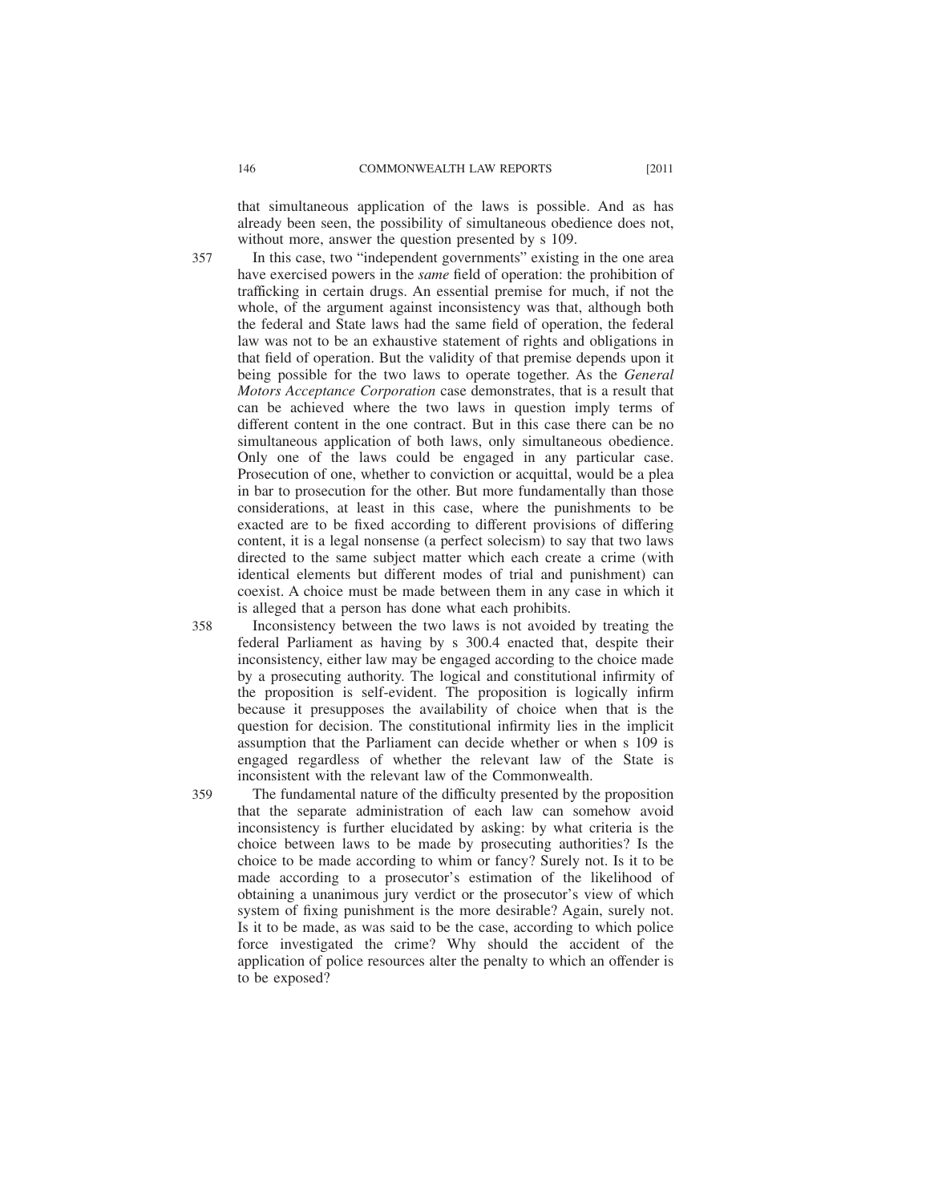that simultaneous application of the laws is possible. And as has already been seen, the possibility of simultaneous obedience does not, without more, answer the question presented by s 109.

357 In this case, two "independent governments" existing in the one area have exercised powers in the *same* field of operation: the prohibition of trafficking in certain drugs. An essential premise for much, if not the whole, of the argument against inconsistency was that, although both the federal and State laws had the same field of operation, the federal law was not to be an exhaustive statement of rights and obligations in that field of operation. But the validity of that premise depends upon it being possible for the two laws to operate together. As the *General Motors Acceptance Corporation* case demonstrates, that is a result that can be achieved where the two laws in question imply terms of different content in the one contract. But in this case there can be no simultaneous application of both laws, only simultaneous obedience. Only one of the laws could be engaged in any particular case. Prosecution of one, whether to conviction or acquittal, would be a plea in bar to prosecution for the other. But more fundamentally than those considerations, at least in this case, where the punishments to be exacted are to be fixed according to different provisions of differing content, it is a legal nonsense (a perfect solecism) to say that two laws directed to the same subject matter which each create a crime (with identical elements but different modes of trial and punishment) can coexist. A choice must be made between them in any case in which it is alleged that a person has done what each prohibits.

358 Inconsistency between the two laws is not avoided by treating the federal Parliament as having by s 300.4 enacted that, despite their inconsistency, either law may be engaged according to the choice made by a prosecuting authority. The logical and constitutional infirmity of the proposition is self-evident. The proposition is logically infirm because it presupposes the availability of choice when that is the question for decision. The constitutional infirmity lies in the implicit assumption that the Parliament can decide whether or when s 109 is engaged regardless of whether the relevant law of the State is inconsistent with the relevant law of the Commonwealth.

359 The fundamental nature of the difficulty presented by the proposition that the separate administration of each law can somehow avoid inconsistency is further elucidated by asking: by what criteria is the choice between laws to be made by prosecuting authorities? Is the choice to be made according to whim or fancy? Surely not. Is it to be made according to a prosecutor's estimation of the likelihood of obtaining a unanimous jury verdict or the prosecutor's view of which system of fixing punishment is the more desirable? Again, surely not. Is it to be made, as was said to be the case, according to which police force investigated the crime? Why should the accident of the application of police resources alter the penalty to which an offender is to be exposed?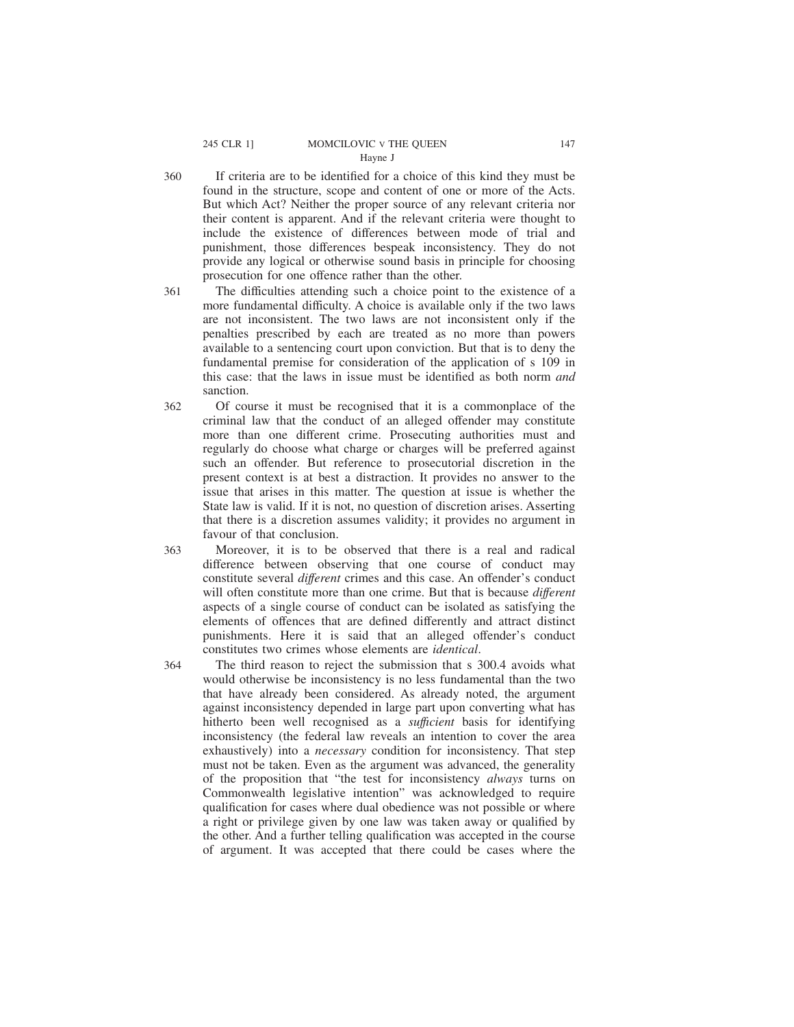360 If criteria are to be identified for a choice of this kind they must be found in the structure, scope and content of one or more of the Acts. But which Act? Neither the proper source of any relevant criteria nor their content is apparent. And if the relevant criteria were thought to include the existence of differences between mode of trial and punishment, those differences bespeak inconsistency. They do not provide any logical or otherwise sound basis in principle for choosing prosecution for one offence rather than the other.

361 The difficulties attending such a choice point to the existence of a more fundamental difficulty. A choice is available only if the two laws are not inconsistent. The two laws are not inconsistent only if the penalties prescribed by each are treated as no more than powers available to a sentencing court upon conviction. But that is to deny the fundamental premise for consideration of the application of s 109 in this case: that the laws in issue must be identified as both norm *and* sanction.

362 Of course it must be recognised that it is a commonplace of the criminal law that the conduct of an alleged offender may constitute more than one different crime. Prosecuting authorities must and regularly do choose what charge or charges will be preferred against such an offender. But reference to prosecutorial discretion in the present context is at best a distraction. It provides no answer to the issue that arises in this matter. The question at issue is whether the State law is valid. If it is not, no question of discretion arises. Asserting that there is a discretion assumes validity; it provides no argument in favour of that conclusion.

363 Moreover, it is to be observed that there is a real and radical difference between observing that one course of conduct may constitute several *different* crimes and this case. An offender's conduct will often constitute more than one crime. But that is because *different* aspects of a single course of conduct can be isolated as satisfying the elements of offences that are defined differently and attract distinct punishments. Here it is said that an alleged offender's conduct constitutes two crimes whose elements are *identical*.

364 The third reason to reject the submission that s 300.4 avoids what would otherwise be inconsistency is no less fundamental than the two that have already been considered. As already noted, the argument against inconsistency depended in large part upon converting what has hitherto been well recognised as a *sufficient* basis for identifying inconsistency (the federal law reveals an intention to cover the area exhaustively) into a *necessary* condition for inconsistency. That step must not be taken. Even as the argument was advanced, the generality of the proposition that "the test for inconsistency *always* turns on Commonwealth legislative intention" was acknowledged to require qualification for cases where dual obedience was not possible or where a right or privilege given by one law was taken away or qualified by the other. And a further telling qualification was accepted in the course of argument. It was accepted that there could be cases where the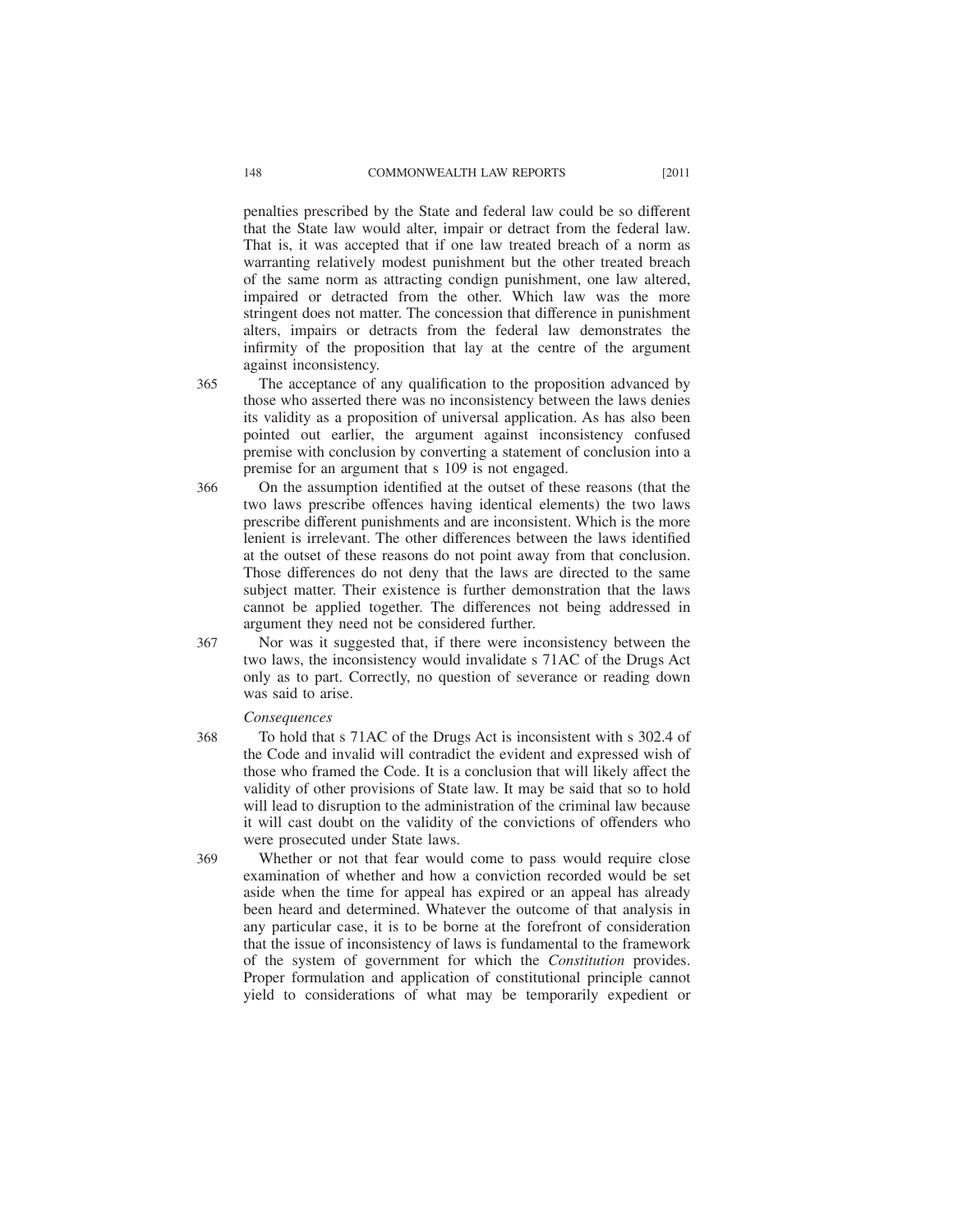penalties prescribed by the State and federal law could be so different that the State law would alter, impair or detract from the federal law. That is, it was accepted that if one law treated breach of a norm as warranting relatively modest punishment but the other treated breach of the same norm as attracting condign punishment, one law altered, impaired or detracted from the other. Which law was the more stringent does not matter. The concession that difference in punishment alters, impairs or detracts from the federal law demonstrates the infirmity of the proposition that lay at the centre of the argument against inconsistency.

365 The acceptance of any qualification to the proposition advanced by those who asserted there was no inconsistency between the laws denies its validity as a proposition of universal application. As has also been pointed out earlier, the argument against inconsistency confused premise with conclusion by converting a statement of conclusion into a premise for an argument that s 109 is not engaged.

366 On the assumption identified at the outset of these reasons (that the two laws prescribe offences having identical elements) the two laws prescribe different punishments and are inconsistent. Which is the more lenient is irrelevant. The other differences between the laws identified at the outset of these reasons do not point away from that conclusion. Those differences do not deny that the laws are directed to the same subject matter. Their existence is further demonstration that the laws cannot be applied together. The differences not being addressed in argument they need not be considered further.

367 Nor was it suggested that, if there were inconsistency between the two laws, the inconsistency would invalidate s 71AC of the Drugs Act only as to part. Correctly, no question of severance or reading down was said to arise.

*Consequences*

368 To hold that s 71AC of the Drugs Act is inconsistent with s 302.4 of the Code and invalid will contradict the evident and expressed wish of those who framed the Code. It is a conclusion that will likely affect the validity of other provisions of State law. It may be said that so to hold will lead to disruption to the administration of the criminal law because it will cast doubt on the validity of the convictions of offenders who were prosecuted under State laws.

369 Whether or not that fear would come to pass would require close examination of whether and how a conviction recorded would be set aside when the time for appeal has expired or an appeal has already been heard and determined. Whatever the outcome of that analysis in any particular case, it is to be borne at the forefront of consideration that the issue of inconsistency of laws is fundamental to the framework of the system of government for which the *Constitution* provides. Proper formulation and application of constitutional principle cannot yield to considerations of what may be temporarily expedient or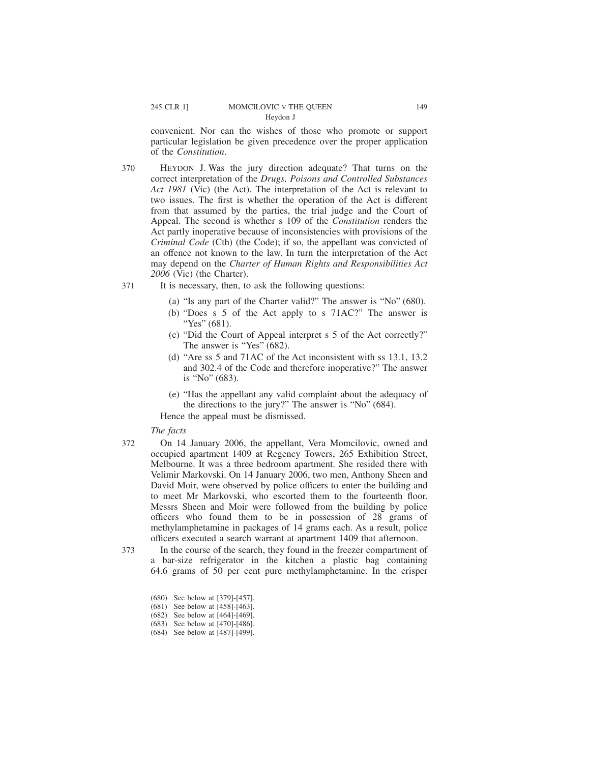convenient. Nor can the wishes of those who promote or support particular legislation be given precedence over the proper application of the *Constitution*.

370 HEYDON J. Was the jury direction adequate? That turns on the correct interpretation of the *Drugs, Poisons and Controlled Substances Act 1981* (Vic) (the Act). The interpretation of the Act is relevant to two issues. The first is whether the operation of the Act is different from that assumed by the parties, the trial judge and the Court of Appeal. The second is whether s 109 of the *Constitution* renders the Act partly inoperative because of inconsistencies with provisions of the *Criminal Code* (Cth) (the Code); if so, the appellant was convicted of an offence not known to the law. In turn the interpretation of the Act may depend on the *Charter of Human Rights and Responsibilities Act 2006* (Vic) (the Charter).

371 It is necessary, then, to ask the following questions:

(a) "Is any part of the Charter valid?" The answer is "No" (680).

(b) "Does s 5 of the Act apply to s 71AC?" The answer is "Yes" (681).

(c) "Did the Court of Appeal interpret s 5 of the Act correctly?" The answer is "Yes" (682).

(d) "Are ss 5 and 71AC of the Act inconsistent with ss 13.1, 13.2 and 302.4 of the Code and therefore inoperative?" The answer is "No" (683).

(e) "Has the appellant any valid complaint about the adequacy of the directions to the jury?" The answer is "No" (684).

Hence the appeal must be dismissed.

*The facts*

372 On 14 January 2006, the appellant, Vera Momcilovic, owned and occupied apartment 1409 at Regency Towers, 265 Exhibition Street, Melbourne. It was a three bedroom apartment. She resided there with Velimir Markovski. On 14 January 2006, two men, Anthony Sheen and David Moir, were observed by police officers to enter the building and to meet Mr Markovski, who escorted them to the fourteenth floor. Messrs Sheen and Moir were followed from the building by police officers who found them to be in possession of 28 grams of methylamphetamine in packages of 14 grams each. As a result, police officers executed a search warrant at apartment 1409 that afternoon.

373 In the course of the search, they found in the freezer compartment of a bar-size refrigerator in the kitchen a plastic bag containing 64.6 grams of 50 per cent pure methylamphetamine. In the crisper

(680) See below at [379]-[457].

(681) See below at [458]-[463].

(682) See below at [464]-[469].

(683) See below at [470]-[486].

(684) See below at [487]-[499].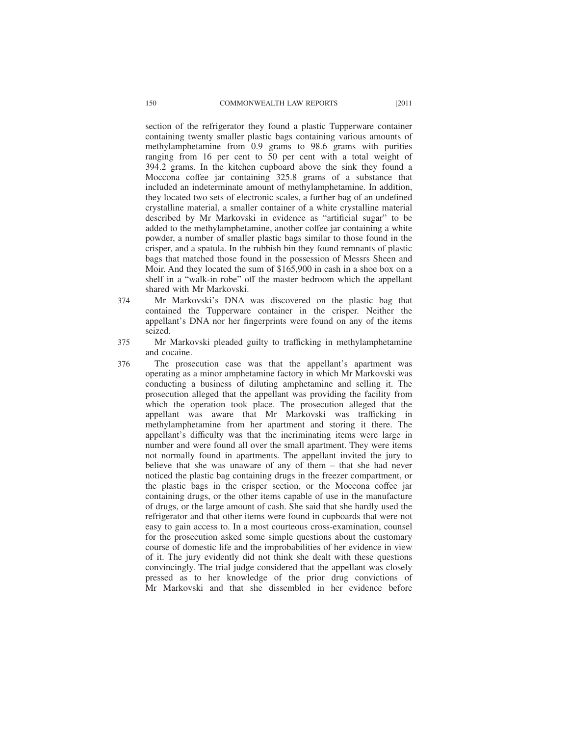section of the refrigerator they found a plastic Tupperware container containing twenty smaller plastic bags containing various amounts of methylamphetamine from 0.9 grams to 98.6 grams with purities ranging from 16 per cent to 50 per cent with a total weight of 394.2 grams. In the kitchen cupboard above the sink they found a Moccona coffee jar containing 325.8 grams of a substance that included an indeterminate amount of methylamphetamine. In addition, they located two sets of electronic scales, a further bag of an undefined crystalline material, a smaller container of a white crystalline material described by Mr Markovski in evidence as "artificial sugar" to be added to the methylamphetamine, another coffee jar containing a white powder, a number of smaller plastic bags similar to those found in the crisper, and a spatula. In the rubbish bin they found remnants of plastic bags that matched those found in the possession of Messrs Sheen and Moir. And they located the sum of $165,900 in cash in a shoe box on a shelf in a "walk-in robe" off the master bedroom which the appellant shared with Mr Markovski.

374 Mr Markovski's DNA was discovered on the plastic bag that contained the Tupperware container in the crisper. Neither the appellant's DNA nor her fingerprints were found on any of the items seized.

375 Mr Markovski pleaded guilty to trafficking in methylamphetamine and cocaine.

376 The prosecution case was that the appellant's apartment was operating as a minor amphetamine factory in which Mr Markovski was conducting a business of diluting amphetamine and selling it. The prosecution alleged that the appellant was providing the facility from which the operation took place. The prosecution alleged that the appellant was aware that Mr Markovski was trafficking in methylamphetamine from her apartment and storing it there. The appellant's difficulty was that the incriminating items were large in number and were found all over the small apartment. They were items not normally found in apartments. The appellant invited the jury to believe that she was unaware of any of them – that she had never noticed the plastic bag containing drugs in the freezer compartment, or the plastic bags in the crisper section, or the Moccona coffee jar containing drugs, or the other items capable of use in the manufacture of drugs, or the large amount of cash. She said that she hardly used the refrigerator and that other items were found in cupboards that were not easy to gain access to. In a most courteous cross-examination, counsel for the prosecution asked some simple questions about the customary course of domestic life and the improbabilities of her evidence in view of it. The jury evidently did not think she dealt with these questions convincingly. The trial judge considered that the appellant was closely pressed as to her knowledge of the prior drug convictions of Mr Markovski and that she dissembled in her evidence before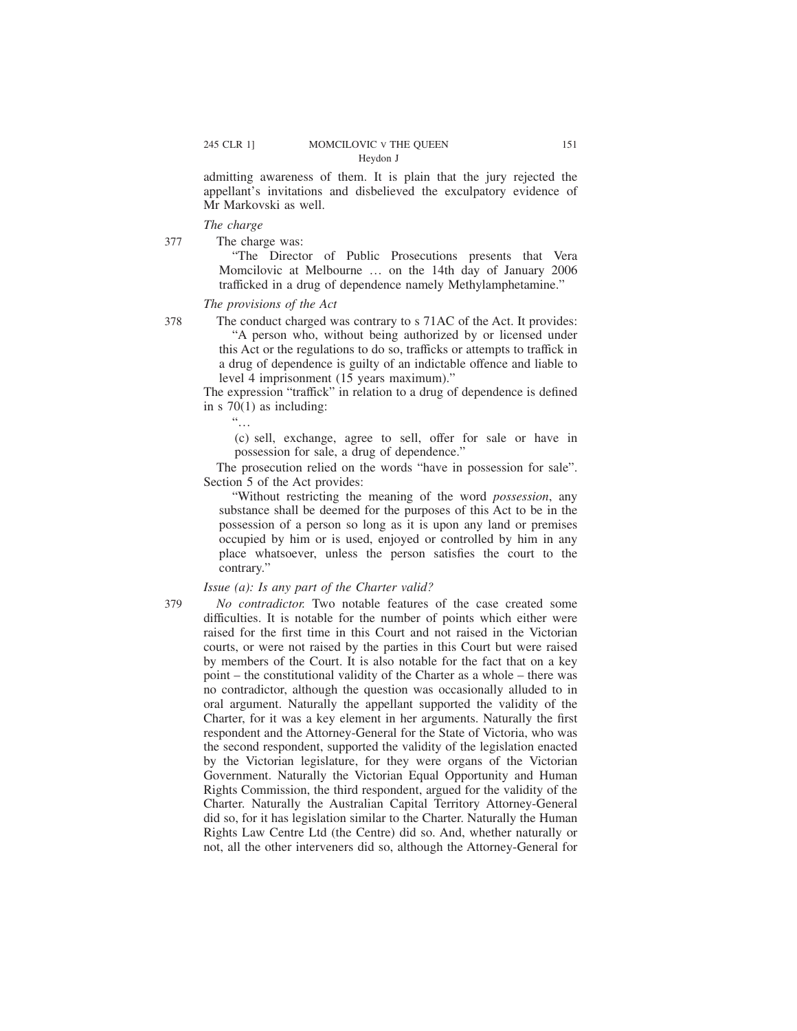admitting awareness of them. It is plain that the jury rejected the appellant's invitations and disbelieved the exculpatory evidence of Mr Markovski as well.

*The charge*

377 The charge was:

> "The Director of Public Prosecutions presents that Vera Momcilovic at Melbourne … on the 14th day of January 2006 trafficked in a drug of dependence namely Methylamphetamine."

*The provisions of the Act*

378 The conduct charged was contrary to s 71AC of the Act. It provides:

> "A person who, without being authorized by or licensed under this Act or the regulations to do so, trafficks or attempts to traffick in a drug of dependence is guilty of an indictable offence and liable to level 4 imprisonment (15 years maximum)."

The expression "traffick" in relation to a drug of dependence is defined in s 70(1) as including:

> "…
>
> (c) sell, exchange, agree to sell, offer for sale or have in possession for sale, a drug of dependence."

The prosecution relied on the words "have in possession for sale". Section 5 of the Act provides:

> "Without restricting the meaning of the word *possession*, any substance shall be deemed for the purposes of this Act to be in the possession of a person so long as it is upon any land or premises occupied by him or is used, enjoyed or controlled by him in any place whatsoever, unless the person satisfies the court to the contrary."

*Issue (a): Is any part of the Charter valid?*

379 *No contradictor.* Two notable features of the case created some difficulties. It is notable for the number of points which either were raised for the first time in this Court and not raised in the Victorian courts, or were not raised by the parties in this Court but were raised by members of the Court. It is also notable for the fact that on a key point – the constitutional validity of the Charter as a whole – there was no contradictor, although the question was occasionally alluded to in oral argument. Naturally the appellant supported the validity of the Charter, for it was a key element in her arguments. Naturally the first respondent and the Attorney-General for the State of Victoria, who was the second respondent, supported the validity of the legislation enacted by the Victorian legislature, for they were organs of the Victorian Government. Naturally the Victorian Equal Opportunity and Human Rights Commission, the third respondent, argued for the validity of the Charter. Naturally the Australian Capital Territory Attorney-General did so, for it has legislation similar to the Charter. Naturally the Human Rights Law Centre Ltd (the Centre) did so. And, whether naturally or not, all the other interveners did so, although the Attorney-General for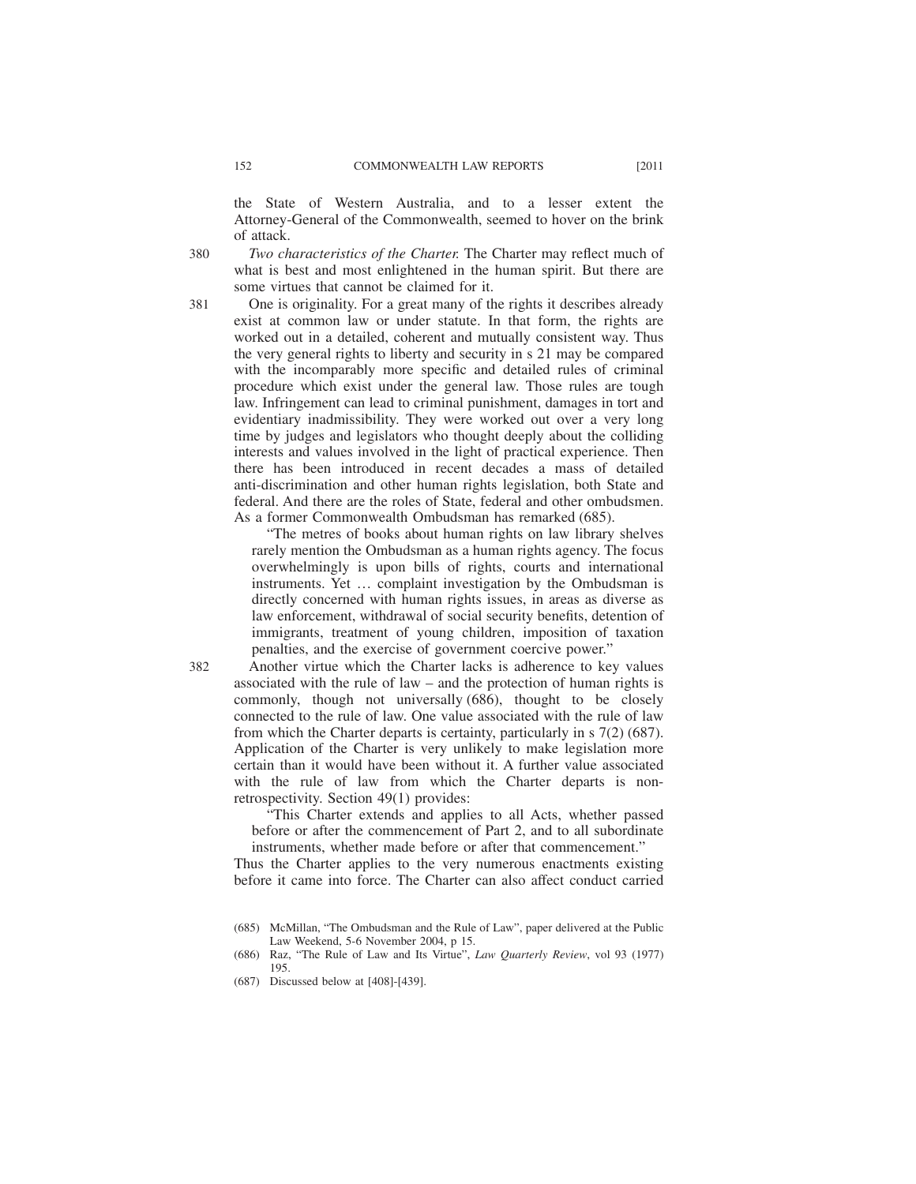the State of Western Australia, and to a lesser extent the Attorney-General of the Commonwealth, seemed to hover on the brink of attack.

380 *Two characteristics of the Charter.* The Charter may reflect much of what is best and most enlightened in the human spirit. But there are some virtues that cannot be claimed for it.

381 One is originality. For a great many of the rights it describes already exist at common law or under statute. In that form, the rights are worked out in a detailed, coherent and mutually consistent way. Thus the very general rights to liberty and security in s 21 may be compared with the incomparably more specific and detailed rules of criminal procedure which exist under the general law. Those rules are tough law. Infringement can lead to criminal punishment, damages in tort and evidentiary inadmissibility. They were worked out over a very long time by judges and legislators who thought deeply about the colliding interests and values involved in the light of practical experience. Then there has been introduced in recent decades a mass of detailed anti-discrimination and other human rights legislation, both State and federal. And there are the roles of State, federal and other ombudsmen. As a former Commonwealth Ombudsman has remarked (685).

> "The metres of books about human rights on law library shelves rarely mention the Ombudsman as a human rights agency. The focus overwhelmingly is upon bills of rights, courts and international instruments. Yet … complaint investigation by the Ombudsman is directly concerned with human rights issues, in areas as diverse as law enforcement, withdrawal of social security benefits, detention of immigrants, treatment of young children, imposition of taxation penalties, and the exercise of government coercive power."

382 Another virtue which the Charter lacks is adherence to key values associated with the rule of law – and the protection of human rights is commonly, though not universally (686), thought to be closely connected to the rule of law. One value associated with the rule of law from which the Charter departs is certainty, particularly in s 7(2) (687). Application of the Charter is very unlikely to make legislation more certain than it would have been without it. A further value associated with the rule of law from which the Charter departs is non-retrospectivity. Section 49(1) provides:

> "This Charter extends and applies to all Acts, whether passed before or after the commencement of Part 2, and to all subordinate instruments, whether made before or after that commencement."

Thus the Charter applies to the very numerous enactments existing before it came into force. The Charter can also affect conduct carried

(685) McMillan, "The Ombudsman and the Rule of Law", paper delivered at the Public Law Weekend, 5-6 November 2004, p 15.

(686) Raz, "The Rule of Law and Its Virtue", *Law Quarterly Review*, vol 93 (1977) 195.

(687) Discussed below at [408]-[439].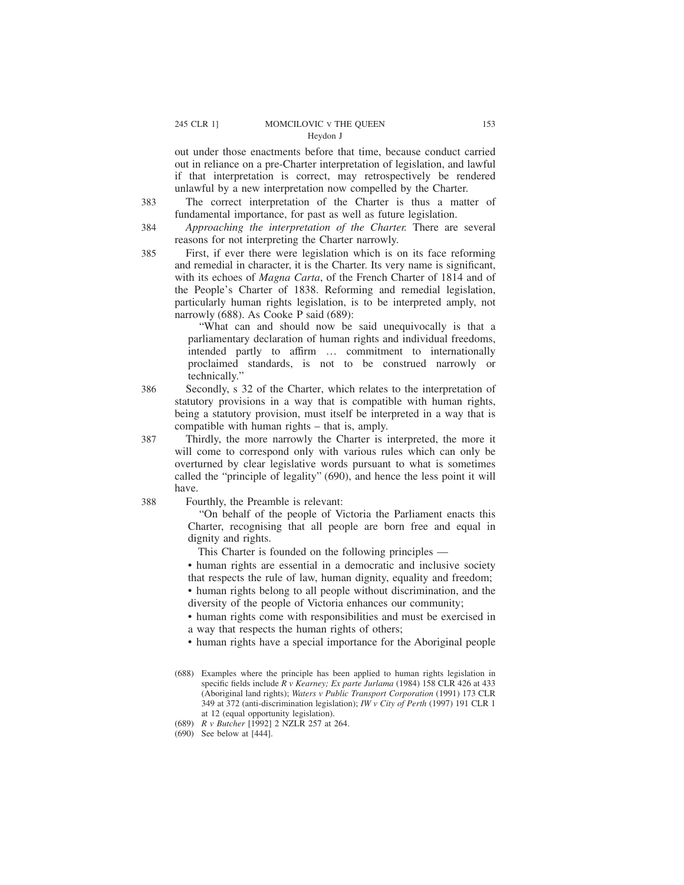out under those enactments before that time, because conduct carried out in reliance on a pre-Charter interpretation of legislation, and lawful if that interpretation is correct, may retrospectively be rendered unlawful by a new interpretation now compelled by the Charter.

383 The correct interpretation of the Charter is thus a matter of fundamental importance, for past as well as future legislation.

384 *Approaching the interpretation of the Charter.* There are several reasons for not interpreting the Charter narrowly.

385 First, if ever there were legislation which is on its face reforming and remedial in character, it is the Charter. Its very name is significant, with its echoes of *Magna Carta*, of the French Charter of 1814 and of the People's Charter of 1838. Reforming and remedial legislation, particularly human rights legislation, is to be interpreted amply, not narrowly (688). As Cooke P said (689):

> "What can and should now be said unequivocally is that a parliamentary declaration of human rights and individual freedoms, intended partly to affirm … commitment to internationally proclaimed standards, is not to be construed narrowly or technically."

386 Secondly, s 32 of the Charter, which relates to the interpretation of statutory provisions in a way that is compatible with human rights, being a statutory provision, must itself be interpreted in a way that is compatible with human rights – that is, amply.

387 Thirdly, the more narrowly the Charter is interpreted, the more it will come to correspond only with various rules which can only be overturned by clear legislative words pursuant to what is sometimes called the "principle of legality" (690), and hence the less point it will have.

388 Fourthly, the Preamble is relevant:

> "On behalf of the people of Victoria the Parliament enacts this Charter, recognising that all people are born free and equal in dignity and rights.
>
> This Charter is founded on the following principles —
>
> • human rights are essential in a democratic and inclusive society that respects the rule of law, human dignity, equality and freedom;
>
> • human rights belong to all people without discrimination, and the diversity of the people of Victoria enhances our community;
>
> • human rights come with responsibilities and must be exercised in a way that respects the human rights of others;
>
> • human rights have a special importance for the Aboriginal people

(688) Examples where the principle has been applied to human rights legislation in specific fields include *R v Kearney; Ex parte Jurlama* (1984) 158 CLR 426 at 433 (Aboriginal land rights); *Waters v Public Transport Corporation* (1991) 173 CLR 349 at 372 (anti-discrimination legislation); *IW v City of Perth* (1997) 191 CLR 1 at 12 (equal opportunity legislation).

(689) *R v Butcher* [1992] 2 NZLR 257 at 264.

(690) See below at [444].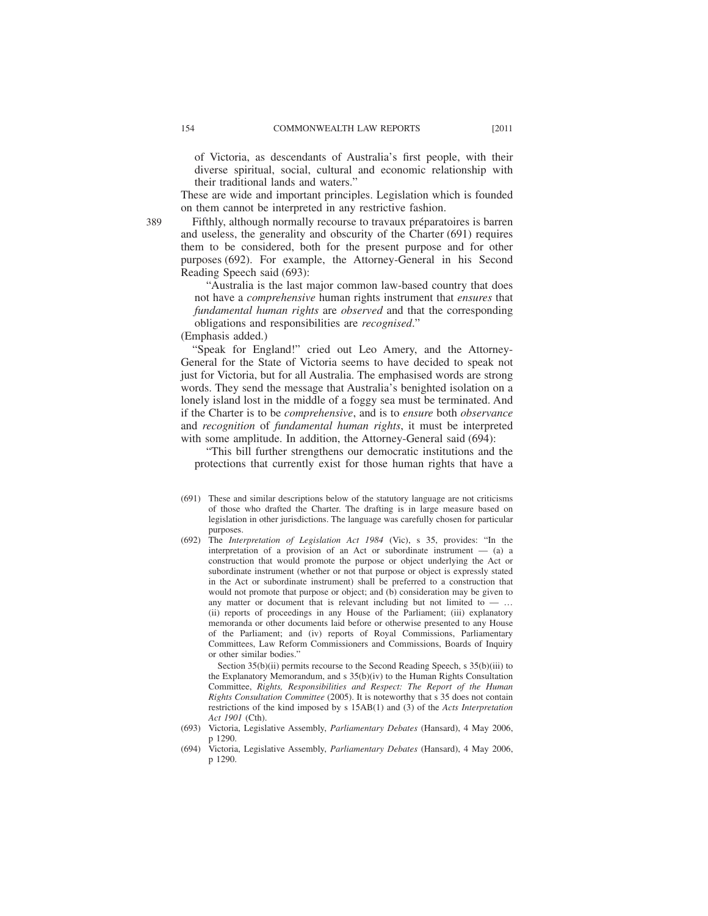of Victoria, as descendants of Australia's first people, with their diverse spiritual, social, cultural and economic relationship with their traditional lands and waters."

These are wide and important principles. Legislation which is founded on them cannot be interpreted in any restrictive fashion.

389 Fifthly, although normally recourse to travaux préparatoires is barren and useless, the generality and obscurity of the Charter (691) requires them to be considered, both for the present purpose and for other purposes (692). For example, the Attorney-General in his Second Reading Speech said (693):

> "Australia is the last major common law-based country that does not have a *comprehensive* human rights instrument that *ensures* that *fundamental human rights* are *observed* and that the corresponding obligations and responsibilities are *recognised*."

(Emphasis added.)

"Speak for England!" cried out Leo Amery, and the Attorney-General for the State of Victoria seems to have decided to speak not just for Victoria, but for all Australia. The emphasised words are strong words. They send the message that Australia's benighted isolation on a lonely island lost in the middle of a foggy sea must be terminated. And if the Charter is to be *comprehensive*, and is to *ensure* both *observance* and *recognition* of *fundamental human rights*, it must be interpreted with some amplitude. In addition, the Attorney-General said (694):

> "This bill further strengthens our democratic institutions and the protections that currently exist for those human rights that have a

---

(691) These and similar descriptions below of the statutory language are not criticisms of those who drafted the Charter. The drafting is in large measure based on legislation in other jurisdictions. The language was carefully chosen for particular purposes.

(692) The *Interpretation of Legislation Act 1984* (Vic), s 35, provides: "In the interpretation of a provision of an Act or subordinate instrument — (a) a construction that would promote the purpose or object underlying the Act or subordinate instrument (whether or not that purpose or object is expressly stated in the Act or subordinate instrument) shall be preferred to a construction that would not promote that purpose or object; and (b) consideration may be given to any matter or document that is relevant including but not limited to — … (ii) reports of proceedings in any House of the Parliament; (iii) explanatory memoranda or other documents laid before or otherwise presented to any House of the Parliament; and (iv) reports of Royal Commissions, Parliamentary Committees, Law Reform Commissioners and Commissions, Boards of Inquiry or other similar bodies."

Section 35(b)(ii) permits recourse to the Second Reading Speech, s 35(b)(iii) to the Explanatory Memorandum, and s 35(b)(iv) to the Human Rights Consultation Committee, *Rights, Responsibilities and Respect: The Report of the Human Rights Consultation Committee* (2005). It is noteworthy that s 35 does not contain restrictions of the kind imposed by s 15AB(1) and (3) of the *Acts Interpretation Act 1901* (Cth).

(693) Victoria, Legislative Assembly, *Parliamentary Debates* (Hansard), 4 May 2006, p 1290.

(694) Victoria, Legislative Assembly, *Parliamentary Debates* (Hansard), 4 May 2006, p 1290.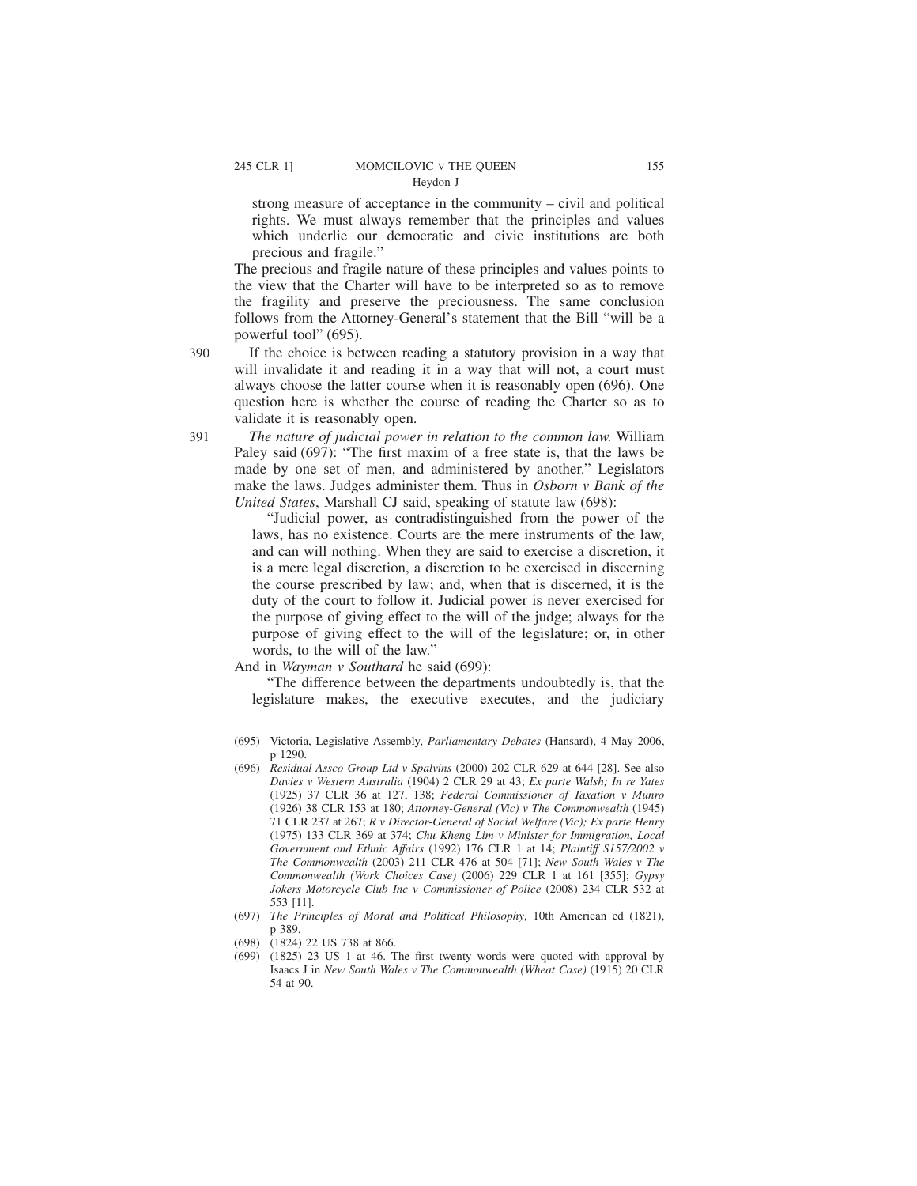strong measure of acceptance in the community – civil and political rights. We must always remember that the principles and values which underlie our democratic and civic institutions are both precious and fragile."

The precious and fragile nature of these principles and values points to the view that the Charter will have to be interpreted so as to remove the fragility and preserve the preciousness. The same conclusion follows from the Attorney-General's statement that the Bill "will be a powerful tool" (695).

390 If the choice is between reading a statutory provision in a way that will invalidate it and reading it in a way that will not, a court must always choose the latter course when it is reasonably open (696). One question here is whether the course of reading the Charter so as to validate it is reasonably open.

391 *The nature of judicial power in relation to the common law.* William Paley said (697): "The first maxim of a free state is, that the laws be made by one set of men, and administered by another." Legislators make the laws. Judges administer them. Thus in *Osborn v Bank of the United States*, Marshall CJ said, speaking of statute law (698):

> "Judicial power, as contradistinguished from the power of the laws, has no existence. Courts are the mere instruments of the law, and can will nothing. When they are said to exercise a discretion, it is a mere legal discretion, a discretion to be exercised in discerning the course prescribed by law; and, when that is discerned, it is the duty of the court to follow it. Judicial power is never exercised for the purpose of giving effect to the will of the judge; always for the purpose of giving effect to the will of the legislature; or, in other words, to the will of the law."

And in *Wayman v Southard* he said (699):

> "The difference between the departments undoubtedly is, that the legislature makes, the executive executes, and the judiciary

(695) Victoria, Legislative Assembly, *Parliamentary Debates* (Hansard), 4 May 2006, p 1290.

(696) *Residual Assco Group Ltd v Spalvins* (2000) 202 CLR 629 at 644 [28]. See also *Davies v Western Australia* (1904) 2 CLR 29 at 43; *Ex parte Walsh; In re Yates* (1925) 37 CLR 36 at 127, 138; *Federal Commissioner of Taxation v Munro* (1926) 38 CLR 153 at 180; *Attorney-General (Vic) v The Commonwealth* (1945) 71 CLR 237 at 267; *R v Director-General of Social Welfare (Vic); Ex parte Henry* (1975) 133 CLR 369 at 374; *Chu Kheng Lim v Minister for Immigration, Local Government and Ethnic Affairs* (1992) 176 CLR 1 at 14; *Plaintiff S157/2002 v The Commonwealth* (2003) 211 CLR 476 at 504 [71]; *New South Wales v The Commonwealth (Work Choices Case)* (2006) 229 CLR 1 at 161 [355]; *Gypsy Jokers Motorcycle Club Inc v Commissioner of Police* (2008) 234 CLR 532 at 553 [11].

(697) *The Principles of Moral and Political Philosophy*, 10th American ed (1821), p 389.

(698) (1824) 22 US 738 at 866.

(699) (1825) 23 US 1 at 46. The first twenty words were quoted with approval by Isaacs J in *New South Wales v The Commonwealth (Wheat Case)* (1915) 20 CLR 54 at 90.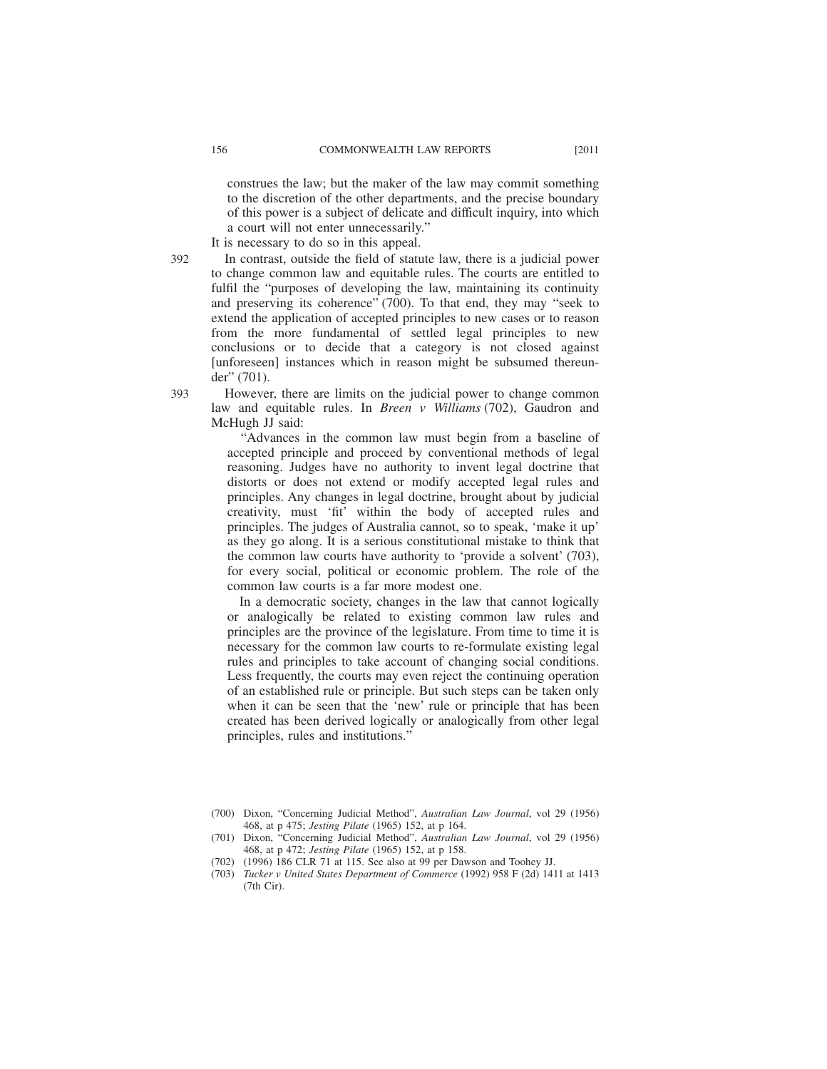construes the law; but the maker of the law may commit something to the discretion of the other departments, and the precise boundary of this power is a subject of delicate and difficult inquiry, into which a court will not enter unnecessarily."

It is necessary to do so in this appeal.

392 In contrast, outside the field of statute law, there is a judicial power to change common law and equitable rules. The courts are entitled to fulfil the "purposes of developing the law, maintaining its continuity and preserving its coherence" (700). To that end, they may "seek to extend the application of accepted principles to new cases or to reason from the more fundamental of settled legal principles to new conclusions or to decide that a category is not closed against [unforeseen] instances which in reason might be subsumed thereunder" (701).

393 However, there are limits on the judicial power to change common law and equitable rules. In *Breen v Williams* (702), Gaudron and McHugh JJ said:

> "Advances in the common law must begin from a baseline of accepted principle and proceed by conventional methods of legal reasoning. Judges have no authority to invent legal doctrine that distorts or does not extend or modify accepted legal rules and principles. Any changes in legal doctrine, brought about by judicial creativity, must 'fit' within the body of accepted rules and principles. The judges of Australia cannot, so to speak, 'make it up' as they go along. It is a serious constitutional mistake to think that the common law courts have authority to 'provide a solvent' (703), for every social, political or economic problem. The role of the common law courts is a far more modest one.
>
> In a democratic society, changes in the law that cannot logically or analogically be related to existing common law rules and principles are the province of the legislature. From time to time it is necessary for the common law courts to re-formulate existing legal rules and principles to take account of changing social conditions. Less frequently, the courts may even reject the continuing operation of an established rule or principle. But such steps can be taken only when it can be seen that the 'new' rule or principle that has been created has been derived logically or analogically from other legal principles, rules and institutions."

(700) Dixon, "Concerning Judicial Method", *Australian Law Journal*, vol 29 (1956) 468, at p 475; *Jesting Pilate* (1965) 152, at p 164.

(701) Dixon, "Concerning Judicial Method", *Australian Law Journal*, vol 29 (1956) 468, at p 472; *Jesting Pilate* (1965) 152, at p 158.

(702) (1996) 186 CLR 71 at 115. See also at 99 per Dawson and Toohey JJ.

(703) *Tucker v United States Department of Commerce* (1992) 958 F (2d) 1411 at 1413 (7th Cir).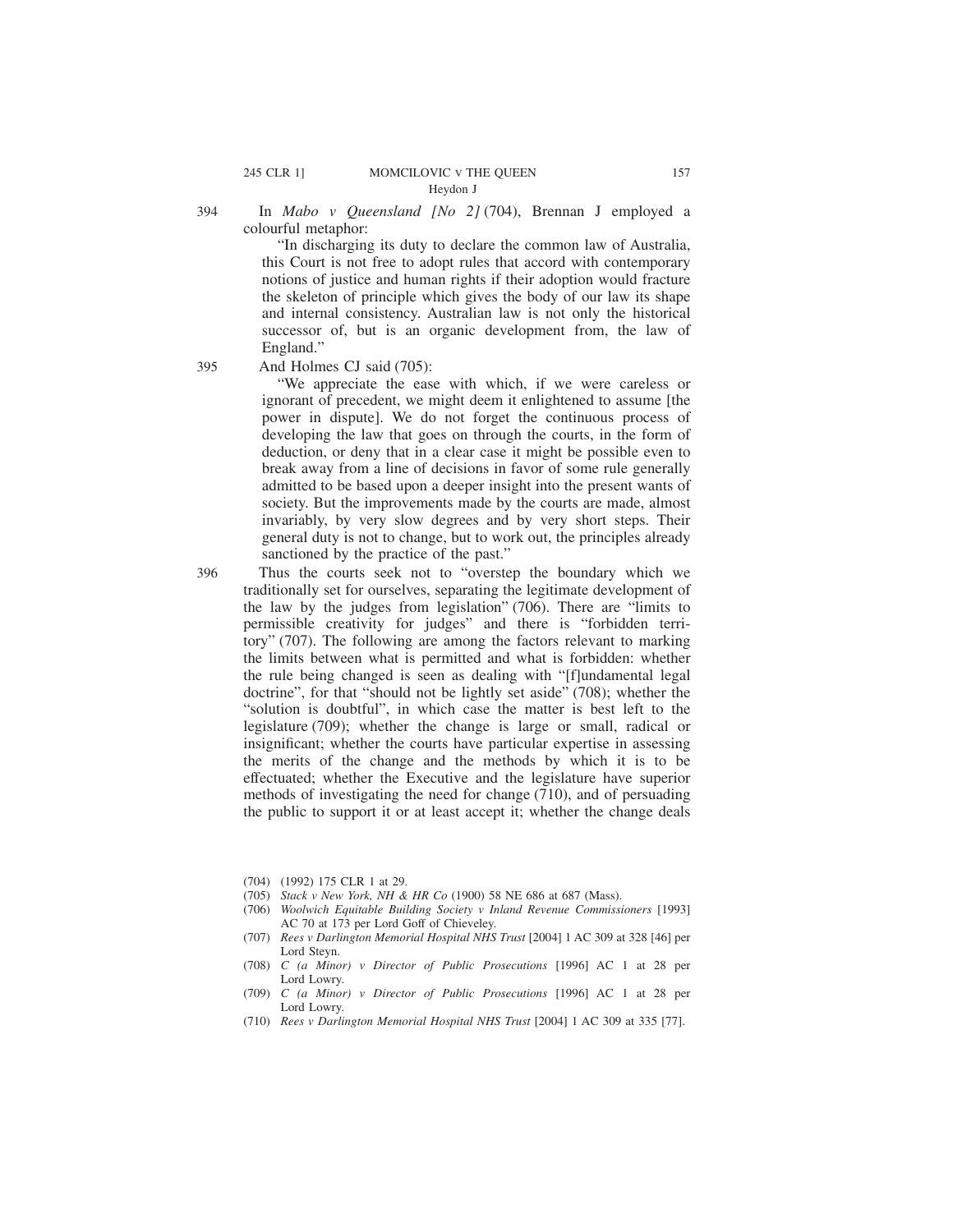394 In *Mabo v Queensland [No 2]* (704), Brennan J employed a colourful metaphor:

> "In discharging its duty to declare the common law of Australia, this Court is not free to adopt rules that accord with contemporary notions of justice and human rights if their adoption would fracture the skeleton of principle which gives the body of our law its shape and internal consistency. Australian law is not only the historical successor of, but is an organic development from, the law of England."

395 And Holmes CJ said (705):

> "We appreciate the ease with which, if we were careless or ignorant of precedent, we might deem it enlightened to assume [the power in dispute]. We do not forget the continuous process of developing the law that goes on through the courts, in the form of deduction, or deny that in a clear case it might be possible even to break away from a line of decisions in favor of some rule generally admitted to be based upon a deeper insight into the present wants of society. But the improvements made by the courts are made, almost invariably, by very slow degrees and by very short steps. Their general duty is not to change, but to work out, the principles already sanctioned by the practice of the past."

396 Thus the courts seek not to "overstep the boundary which we traditionally set for ourselves, separating the legitimate development of the law by the judges from legislation" (706). There are "limits to permissible creativity for judges" and there is "forbidden territory" (707). The following are among the factors relevant to marking the limits between what is permitted and what is forbidden: whether the rule being changed is seen as dealing with "[f]undamental legal doctrine", for that "should not be lightly set aside" (708); whether the "solution is doubtful", in which case the matter is best left to the legislature (709); whether the change is large or small, radical or insignificant; whether the courts have particular expertise in assessing the merits of the change and the methods by which it is to be effectuated; whether the Executive and the legislature have superior methods of investigating the need for change (710), and of persuading the public to support it or at least accept it; whether the change deals

(704) (1992) 175 CLR 1 at 29.

(705) *Stack v New York, NH & HR Co* (1900) 58 NE 686 at 687 (Mass).

(706) *Woolwich Equitable Building Society v Inland Revenue Commissioners* [1993] AC 70 at 173 per Lord Goff of Chieveley.

(707) *Rees v Darlington Memorial Hospital NHS Trust* [2004] 1 AC 309 at 328 [46] per Lord Steyn.

(708) *C (a Minor) v Director of Public Prosecutions* [1996] AC 1 at 28 per Lord Lowry.

(709) *C (a Minor) v Director of Public Prosecutions* [1996] AC 1 at 28 per Lord Lowry.

(710) *Rees v Darlington Memorial Hospital NHS Trust* [2004] 1 AC 309 at 335 [77].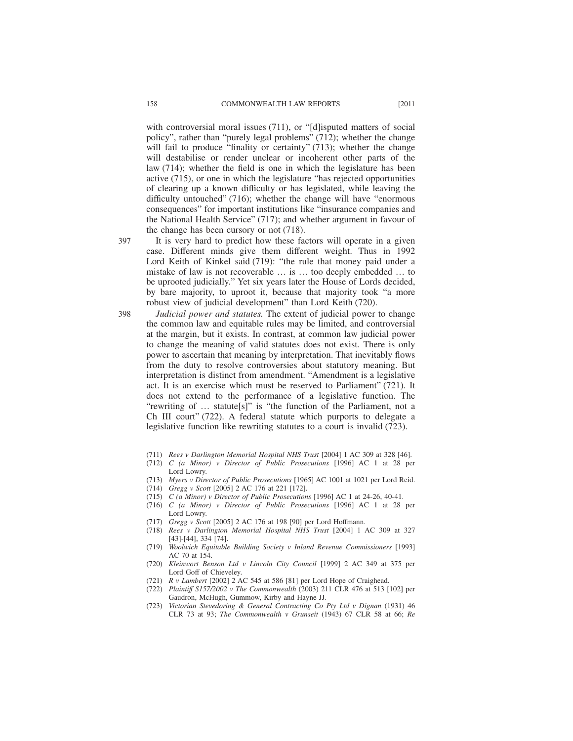with controversial moral issues (711), or "[d]isputed matters of social policy", rather than "purely legal problems" (712); whether the change will fail to produce "finality or certainty" (713); whether the change will destabilise or render unclear or incoherent other parts of the law (714); whether the field is one in which the legislature has been active (715), or one in which the legislature "has rejected opportunities of clearing up a known difficulty or has legislated, while leaving the difficulty untouched" (716); whether the change will have "enormous consequences" for important institutions like "insurance companies and the National Health Service" (717); and whether argument in favour of the change has been cursory or not (718).

397 It is very hard to predict how these factors will operate in a given case. Different minds give them different weight. Thus in 1992 Lord Keith of Kinkel said (719): "the rule that money paid under a mistake of law is not recoverable … is … too deeply embedded … to be uprooted judicially." Yet six years later the House of Lords decided, by bare majority, to uproot it, because that majority took "a more robust view of judicial development" than Lord Keith (720).

398 *Judicial power and statutes.* The extent of judicial power to change the common law and equitable rules may be limited, and controversial at the margin, but it exists. In contrast, at common law judicial power to change the meaning of valid statutes does not exist. There is only power to ascertain that meaning by interpretation. That inevitably flows from the duty to resolve controversies about statutory meaning. But interpretation is distinct from amendment. "Amendment is a legislative act. It is an exercise which must be reserved to Parliament" (721). It does not extend to the performance of a legislative function. The "rewriting of … statute[s]" is "the function of the Parliament, not a Ch III court" (722). A federal statute which purports to delegate a legislative function like rewriting statutes to a court is invalid (723).

(711) *Rees v Darlington Memorial Hospital NHS Trust* [2004] 1 AC 309 at 328 [46].

(712) *C (a Minor) v Director of Public Prosecutions* [1996] AC 1 at 28 per Lord Lowry.

(713) *Myers v Director of Public Prosecutions* [1965] AC 1001 at 1021 per Lord Reid.

(714) *Gregg v Scott* [2005] 2 AC 176 at 221 [172].

(715) *C (a Minor) v Director of Public Prosecutions* [1996] AC 1 at 24-26, 40-41.

(716) *C (a Minor) v Director of Public Prosecutions* [1996] AC 1 at 28 per Lord Lowry.

(717) *Gregg v Scott* [2005] 2 AC 176 at 198 [90] per Lord Hoffmann.

(718) *Rees v Darlington Memorial Hospital NHS Trust* [2004] 1 AC 309 at 327 [43]-[44], 334 [74].

(719) *Woolwich Equitable Building Society v Inland Revenue Commissioners* [1993] AC 70 at 154.

(720) *Kleinwort Benson Ltd v Lincoln City Council* [1999] 2 AC 349 at 375 per Lord Goff of Chieveley.

(721) *R v Lambert* [2002] 2 AC 545 at 586 [81] per Lord Hope of Craighead.

(722) *Plaintiff S157/2002 v The Commonwealth* (2003) 211 CLR 476 at 513 [102] per Gaudron, McHugh, Gummow, Kirby and Hayne JJ.

(723) *Victorian Stevedoring & General Contracting Co Pty Ltd v Dignan* (1931) 46 CLR 73 at 93; *The Commonwealth v Grunseit* (1943) 67 CLR 58 at 66; *Re*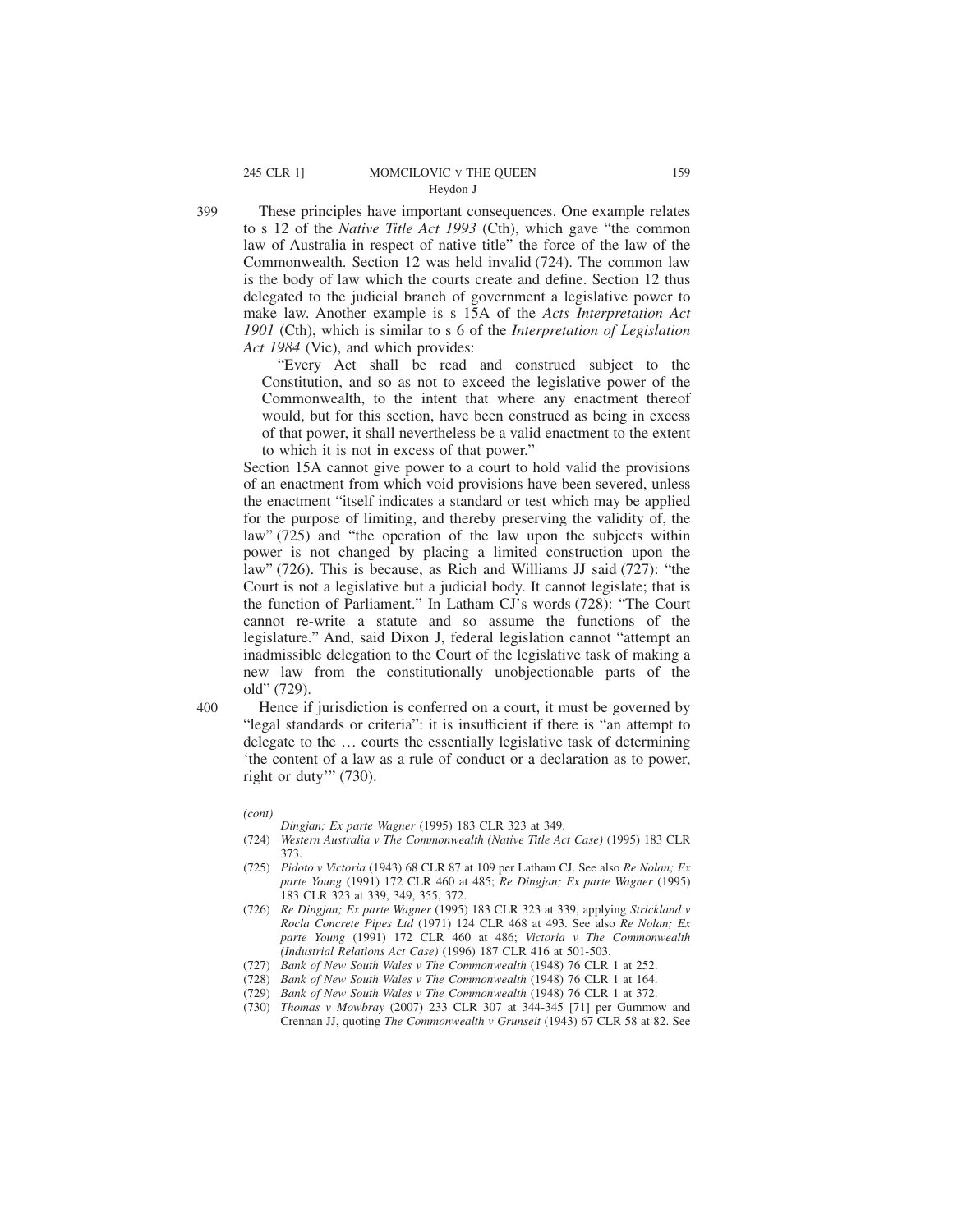399 These principles have important consequences. One example relates to s 12 of the *Native Title Act 1993* (Cth), which gave "the common law of Australia in respect of native title" the force of the law of the Commonwealth. Section 12 was held invalid (724). The common law is the body of law which the courts create and define. Section 12 thus delegated to the judicial branch of government a legislative power to make law. Another example is s 15A of the *Acts Interpretation Act 1901* (Cth), which is similar to s 6 of the *Interpretation of Legislation Act 1984* (Vic), and which provides:

> "Every Act shall be read and construed subject to the Constitution, and so as not to exceed the legislative power of the Commonwealth, to the intent that where any enactment thereof would, but for this section, have been construed as being in excess of that power, it shall nevertheless be a valid enactment to the extent to which it is not in excess of that power."

Section 15A cannot give power to a court to hold valid the provisions of an enactment from which void provisions have been severed, unless the enactment "itself indicates a standard or test which may be applied for the purpose of limiting, and thereby preserving the validity of, the law" (725) and "the operation of the law upon the subjects within power is not changed by placing a limited construction upon the law" (726). This is because, as Rich and Williams JJ said (727): "the Court is not a legislative but a judicial body. It cannot legislate; that is the function of Parliament." In Latham CJ's words (728): "The Court cannot re-write a statute and so assume the functions of the legislature." And, said Dixon J, federal legislation cannot "attempt an inadmissible delegation to the Court of the legislative task of making a new law from the constitutionally unobjectionable parts of the old" (729).

400 Hence if jurisdiction is conferred on a court, it must be governed by "legal standards or criteria": it is insufficient if there is "an attempt to delegate to the … courts the essentially legislative task of determining 'the content of a law as a rule of conduct or a declaration as to power, right or duty'" (730).

---

*(cont)*
*Dingjan; Ex parte Wagner* (1995) 183 CLR 323 at 349.

(724) *Western Australia v The Commonwealth (Native Title Act Case)* (1995) 183 CLR 373.

(725) *Pidoto v Victoria* (1943) 68 CLR 87 at 109 per Latham CJ. See also *Re Nolan; Ex parte Young* (1991) 172 CLR 460 at 485; *Re Dingjan; Ex parte Wagner* (1995) 183 CLR 323 at 339, 349, 355, 372.

(726) *Re Dingjan; Ex parte Wagner* (1995) 183 CLR 323 at 339, applying *Strickland v Rocla Concrete Pipes Ltd* (1971) 124 CLR 468 at 493. See also *Re Nolan; Ex parte Young* (1991) 172 CLR 460 at 486; *Victoria v The Commonwealth (Industrial Relations Act Case)* (1996) 187 CLR 416 at 501-503.

(727) *Bank of New South Wales v The Commonwealth* (1948) 76 CLR 1 at 252.

(728) *Bank of New South Wales v The Commonwealth* (1948) 76 CLR 1 at 164.

(729) *Bank of New South Wales v The Commonwealth* (1948) 76 CLR 1 at 372.

(730) *Thomas v Mowbray* (2007) 233 CLR 307 at 344-345 [71] per Gummow and Crennan JJ, quoting *The Commonwealth v Grunseit* (1943) 67 CLR 58 at 82. See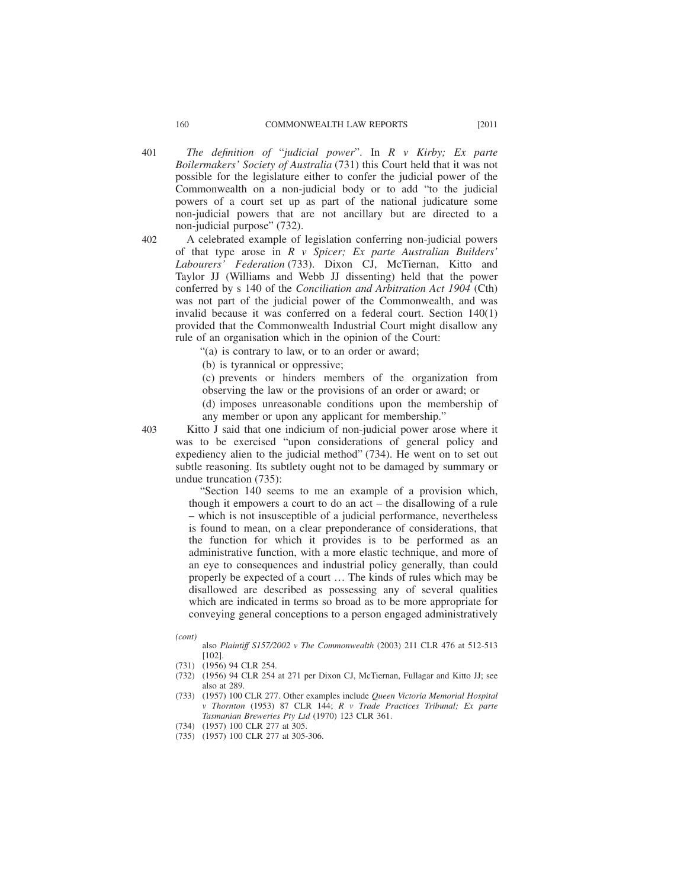401 *The definition of "judicial power"*. In *R v Kirby; Ex parte Boilermakers' Society of Australia* (731) this Court held that it was not possible for the legislature either to confer the judicial power of the Commonwealth on a non-judicial body or to add "to the judicial powers of a court set up as part of the national judicature some non-judicial powers that are not ancillary but are directed to a non-judicial purpose" (732).

402 A celebrated example of legislation conferring non-judicial powers of that type arose in *R v Spicer; Ex parte Australian Builders' Labourers' Federation* (733). Dixon CJ, McTiernan, Kitto and Taylor JJ (Williams and Webb JJ dissenting) held that the power conferred by s 140 of the *Conciliation and Arbitration Act 1904* (Cth) was not part of the judicial power of the Commonwealth, and was invalid because it was conferred on a federal court. Section 140(1) provided that the Commonwealth Industrial Court might disallow any rule of an organisation which in the opinion of the Court:

> "(a) is contrary to law, or to an order or award;
>
> (b) is tyrannical or oppressive;
>
> (c) prevents or hinders members of the organization from observing the law or the provisions of an order or award; or
>
> (d) imposes unreasonable conditions upon the membership of any member or upon any applicant for membership."

403 Kitto J said that one indicium of non-judicial power arose where it was to be exercised "upon considerations of general policy and expediency alien to the judicial method" (734). He went on to set out subtle reasoning. Its subtlety ought not to be damaged by summary or undue truncation (735):

> "Section 140 seems to me an example of a provision which, though it empowers a court to do an act – the disallowing of a rule – which is not insusceptible of a judicial performance, nevertheless is found to mean, on a clear preponderance of considerations, that the function for which it provides is to be performed as an administrative function, with a more elastic technique, and more of an eye to consequences and industrial policy generally, than could properly be expected of a court … The kinds of rules which may be disallowed are described as possessing any of several qualities which are indicated in terms so broad as to be more appropriate for conveying general conceptions to a person engaged administratively

*(cont)*

also *Plaintiff S157/2002 v The Commonwealth* (2003) 211 CLR 476 at 512-513 [102].

(731) (1956) 94 CLR 254.

(732) (1956) 94 CLR 254 at 271 per Dixon CJ, McTiernan, Fullagar and Kitto JJ; see also at 289.

(733) (1957) 100 CLR 277. Other examples include *Queen Victoria Memorial Hospital v Thornton* (1953) 87 CLR 144; *R v Trade Practices Tribunal; Ex parte Tasmanian Breweries Pty Ltd* (1970) 123 CLR 361.

(734) (1957) 100 CLR 277 at 305.

(735) (1957) 100 CLR 277 at 305-306.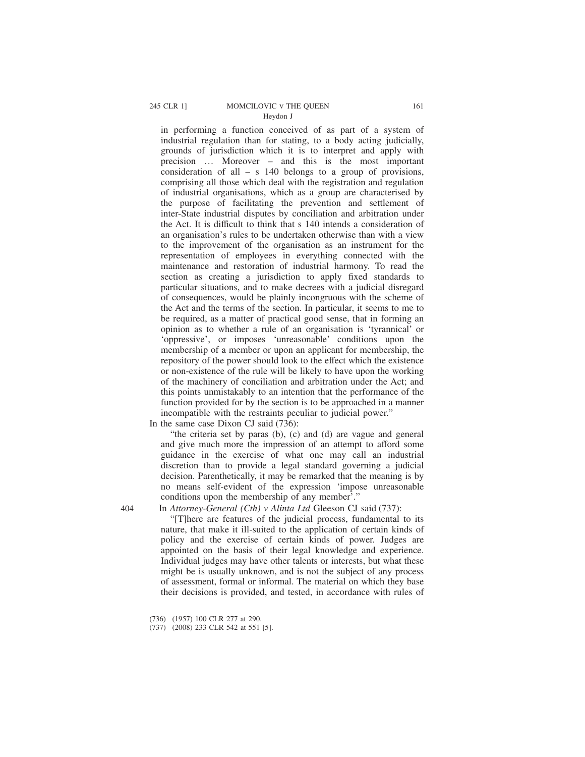in performing a function conceived of as part of a system of industrial regulation than for stating, to a body acting judicially, grounds of jurisdiction which it is to interpret and apply with precision … Moreover – and this is the most important consideration of all – s 140 belongs to a group of provisions, comprising all those which deal with the registration and regulation of industrial organisations, which as a group are characterised by the purpose of facilitating the prevention and settlement of inter-State industrial disputes by conciliation and arbitration under the Act. It is difficult to think that s 140 intends a consideration of an organisation's rules to be undertaken otherwise than with a view to the improvement of the organisation as an instrument for the representation of employees in everything connected with the maintenance and restoration of industrial harmony. To read the section as creating a jurisdiction to apply fixed standards to particular situations, and to make decrees with a judicial disregard of consequences, would be plainly incongruous with the scheme of the Act and the terms of the section. In particular, it seems to me to be required, as a matter of practical good sense, that in forming an opinion as to whether a rule of an organisation is 'tyrannical' or 'oppressive', or imposes 'unreasonable' conditions upon the membership of a member or upon an applicant for membership, the repository of the power should look to the effect which the existence or non-existence of the rule will be likely to have upon the working of the machinery of conciliation and arbitration under the Act; and this points unmistakably to an intention that the performance of the function provided for by the section is to be approached in a manner incompatible with the restraints peculiar to judicial power."

In the same case Dixon CJ said (736):

> "the criteria set by paras (b), (c) and (d) are vague and general and give much more the impression of an attempt to afford some guidance in the exercise of what one may call an industrial discretion than to provide a legal standard governing a judicial decision. Parenthetically, it may be remarked that the meaning is by no means self-evident of the expression 'impose unreasonable conditions upon the membership of any member'."

404 In *Attorney-General (Cth) v Alinta Ltd* Gleeson CJ said (737):

> "[T]here are features of the judicial process, fundamental to its nature, that make it ill-suited to the application of certain kinds of policy and the exercise of certain kinds of power. Judges are appointed on the basis of their legal knowledge and experience. Individual judges may have other talents or interests, but what these might be is usually unknown, and is not the subject of any process of assessment, formal or informal. The material on which they base their decisions is provided, and tested, in accordance with rules of

(736) (1957) 100 CLR 277 at 290.

(737) (2008) 233 CLR 542 at 551 [5].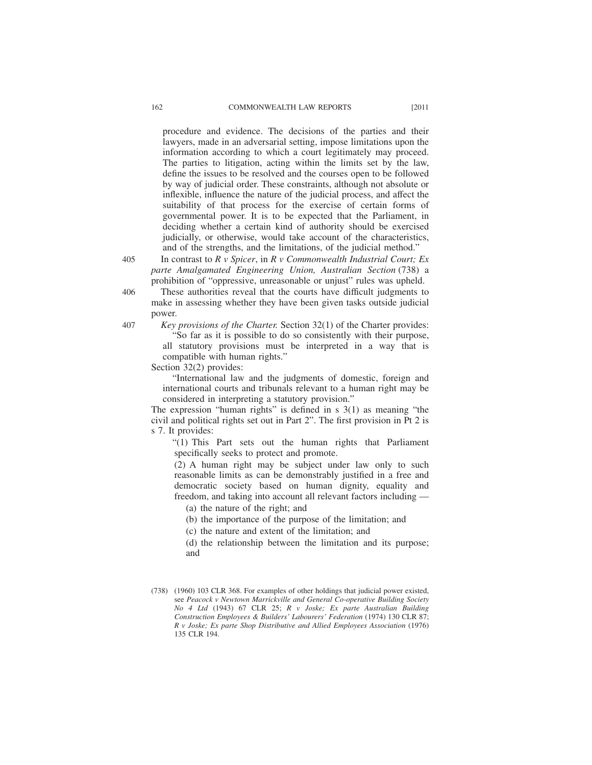procedure and evidence. The decisions of the parties and their lawyers, made in an adversarial setting, impose limitations upon the information according to which a court legitimately may proceed. The parties to litigation, acting within the limits set by the law, define the issues to be resolved and the courses open to be followed by way of judicial order. These constraints, although not absolute or inflexible, influence the nature of the judicial process, and affect the suitability of that process for the exercise of certain forms of governmental power. It is to be expected that the Parliament, in deciding whether a certain kind of authority should be exercised judicially, or otherwise, would take account of the characteristics, and of the strengths, and the limitations, of the judicial method."

405 In contrast to *R v Spicer*, in *R v Commonwealth Industrial Court; Ex parte Amalgamated Engineering Union, Australian Section* (738) a prohibition of "oppressive, unreasonable or unjust" rules was upheld.

406 These authorities reveal that the courts have difficult judgments to make in assessing whether they have been given tasks outside judicial power.

407 *Key provisions of the Charter.* Section 32(1) of the Charter provides:

> "So far as it is possible to do so consistently with their purpose, all statutory provisions must be interpreted in a way that is compatible with human rights."

Section 32(2) provides:

> "International law and the judgments of domestic, foreign and international courts and tribunals relevant to a human right may be considered in interpreting a statutory provision."

The expression "human rights" is defined in s 3(1) as meaning "the civil and political rights set out in Part 2". The first provision in Pt 2 is s 7. It provides:

> "(1) This Part sets out the human rights that Parliament specifically seeks to protect and promote.
>
> (2) A human right may be subject under law only to such reasonable limits as can be demonstrably justified in a free and democratic society based on human dignity, equality and freedom, and taking into account all relevant factors including —
>
> (a) the nature of the right; and
>
> (b) the importance of the purpose of the limitation; and
>
> (c) the nature and extent of the limitation; and
>
> (d) the relationship between the limitation and its purpose; and

(738) (1960) 103 CLR 368. For examples of other holdings that judicial power existed, see *Peacock v Newtown Marrickville and General Co-operative Building Society No 4 Ltd* (1943) 67 CLR 25; *R v Joske; Ex parte Australian Building Construction Employees & Builders' Labourers' Federation* (1974) 130 CLR 87; *R v Joske; Ex parte Shop Distributive and Allied Employees Association* (1976) 135 CLR 194.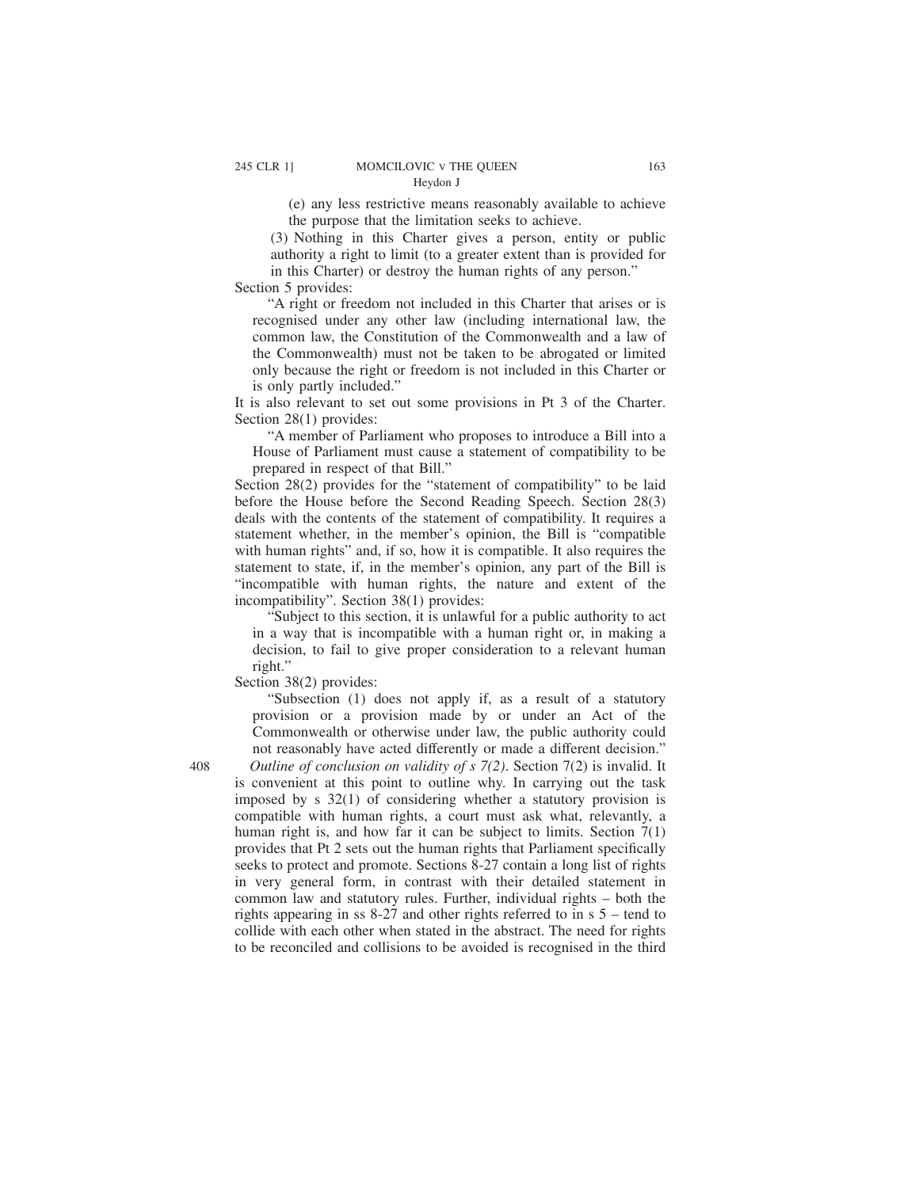(e) any less restrictive means reasonably available to achieve the purpose that the limitation seeks to achieve.

(3) Nothing in this Charter gives a person, entity or public authority a right to limit (to a greater extent than is provided for in this Charter) or destroy the human rights of any person."

Section 5 provides:

> "A right or freedom not included in this Charter that arises or is recognised under any other law (including international law, the common law, the Constitution of the Commonwealth and a law of the Commonwealth) must not be taken to be abrogated or limited only because the right or freedom is not included in this Charter or is only partly included."

It is also relevant to set out some provisions in Pt 3 of the Charter. Section 28(1) provides:

> "A member of Parliament who proposes to introduce a Bill into a House of Parliament must cause a statement of compatibility to be prepared in respect of that Bill."

Section 28(2) provides for the "statement of compatibility" to be laid before the House before the Second Reading Speech. Section 28(3) deals with the contents of the statement of compatibility. It requires a statement whether, in the member's opinion, the Bill is "compatible with human rights" and, if so, how it is compatible. It also requires the statement to state, if, in the member's opinion, any part of the Bill is "incompatible with human rights, the nature and extent of the incompatibility". Section 38(1) provides:

> "Subject to this section, it is unlawful for a public authority to act in a way that is incompatible with a human right or, in making a decision, to fail to give proper consideration to a relevant human right."

Section 38(2) provides:

> "Subsection (1) does not apply if, as a result of a statutory provision or a provision made by or under an Act of the Commonwealth or otherwise under law, the public authority could not reasonably have acted differently or made a different decision."

408 *Outline of conclusion on validity of s 7(2)*. Section 7(2) is invalid. It is convenient at this point to outline why. In carrying out the task imposed by s 32(1) of considering whether a statutory provision is compatible with human rights, a court must ask what, relevantly, a human right is, and how far it can be subject to limits. Section 7(1) provides that Pt 2 sets out the human rights that Parliament specifically seeks to protect and promote. Sections 8-27 contain a long list of rights in very general form, in contrast with their detailed statement in common law and statutory rules. Further, individual rights – both the rights appearing in ss 8-27 and other rights referred to in s 5 – tend to collide with each other when stated in the abstract. The need for rights to be reconciled and collisions to be avoided is recognised in the third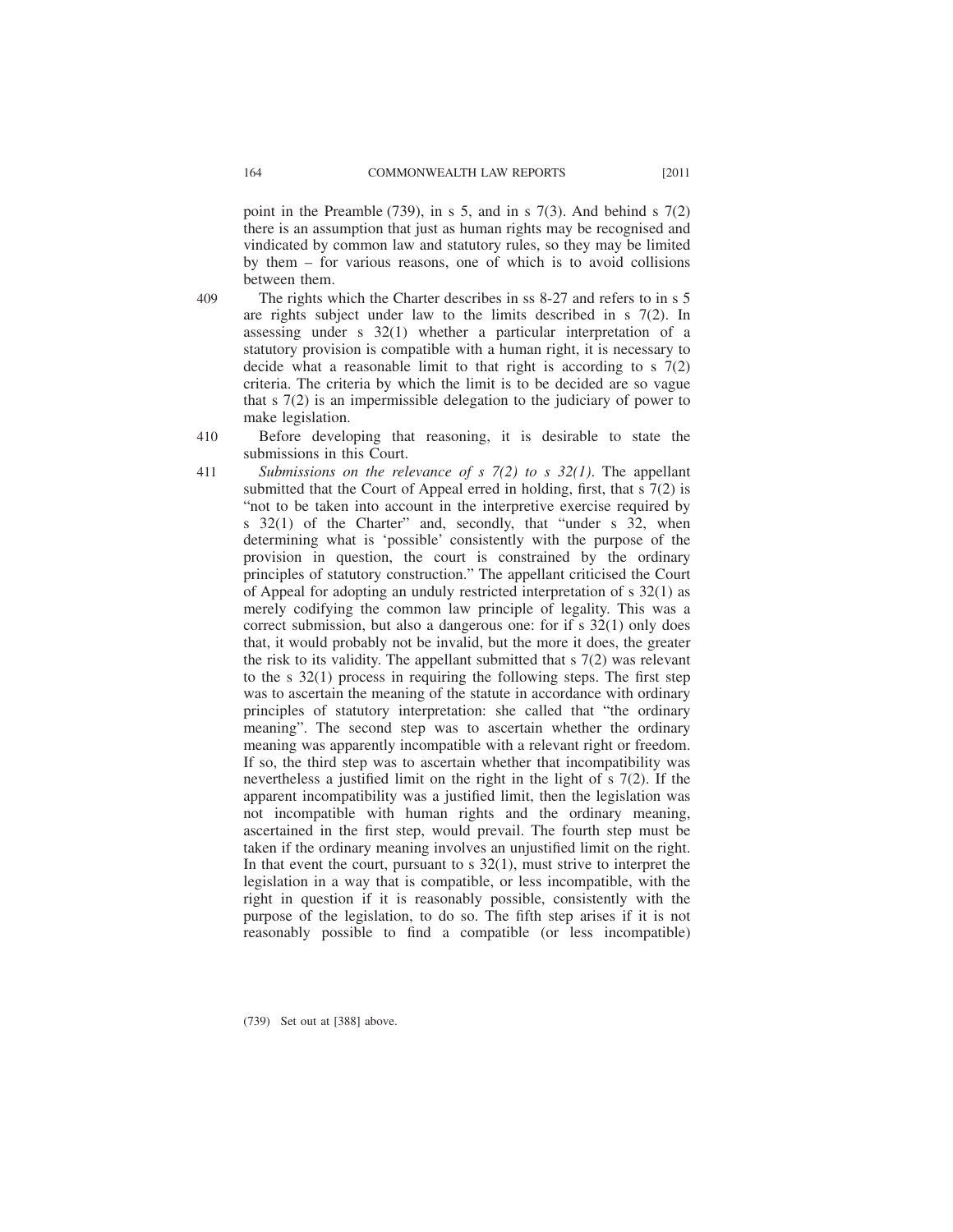point in the Preamble (739), in s 5, and in s 7(3). And behind s 7(2) there is an assumption that just as human rights may be recognised and vindicated by common law and statutory rules, so they may be limited by them – for various reasons, one of which is to avoid collisions between them.

409 The rights which the Charter describes in ss 8-27 and refers to in s 5 are rights subject under law to the limits described in s 7(2). In assessing under s 32(1) whether a particular interpretation of a statutory provision is compatible with a human right, it is necessary to decide what a reasonable limit to that right is according to s 7(2) criteria. The criteria by which the limit is to be decided are so vague that s 7(2) is an impermissible delegation to the judiciary of power to make legislation.

410 Before developing that reasoning, it is desirable to state the submissions in this Court.

411 *Submissions on the relevance of s 7(2) to s 32(1).* The appellant submitted that the Court of Appeal erred in holding, first, that s 7(2) is "not to be taken into account in the interpretive exercise required by s 32(1) of the Charter" and, secondly, that "under s 32, when determining what is 'possible' consistently with the purpose of the provision in question, the court is constrained by the ordinary principles of statutory construction." The appellant criticised the Court of Appeal for adopting an unduly restricted interpretation of s 32(1) as merely codifying the common law principle of legality. This was a correct submission, but also a dangerous one: for if s 32(1) only does that, it would probably not be invalid, but the more it does, the greater the risk to its validity. The appellant submitted that s 7(2) was relevant to the s 32(1) process in requiring the following steps. The first step was to ascertain the meaning of the statute in accordance with ordinary principles of statutory interpretation: she called that "the ordinary meaning". The second step was to ascertain whether the ordinary meaning was apparently incompatible with a relevant right or freedom. If so, the third step was to ascertain whether that incompatibility was nevertheless a justified limit on the right in the light of s 7(2). If the apparent incompatibility was a justified limit, then the legislation was not incompatible with human rights and the ordinary meaning, ascertained in the first step, would prevail. The fourth step must be taken if the ordinary meaning involves an unjustified limit on the right. In that event the court, pursuant to s 32(1), must strive to interpret the legislation in a way that is compatible, or less incompatible, with the right in question if it is reasonably possible, consistently with the purpose of the legislation, to do so. The fifth step arises if it is not reasonably possible to find a compatible (or less incompatible)

(739) Set out at [388] above.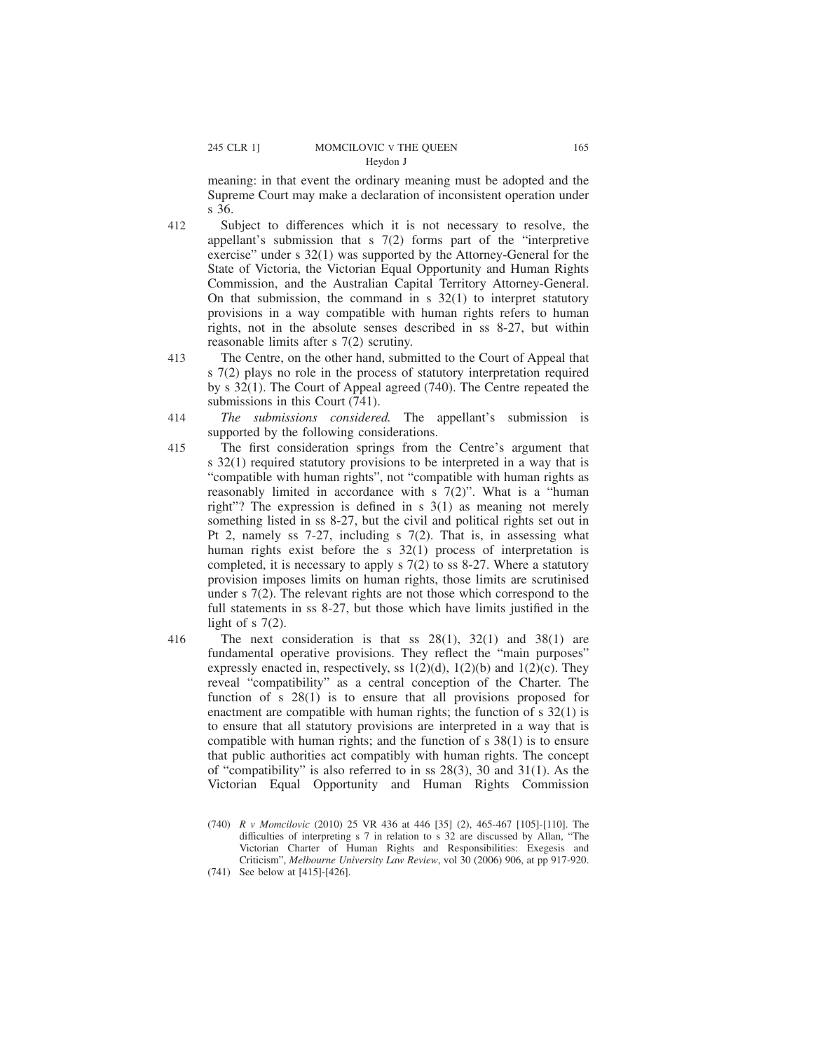meaning: in that event the ordinary meaning must be adopted and the Supreme Court may make a declaration of inconsistent operation under s 36.

412 Subject to differences which it is not necessary to resolve, the appellant's submission that s 7(2) forms part of the "interpretive exercise" under s 32(1) was supported by the Attorney-General for the State of Victoria, the Victorian Equal Opportunity and Human Rights Commission, and the Australian Capital Territory Attorney-General. On that submission, the command in s 32(1) to interpret statutory provisions in a way compatible with human rights refers to human rights, not in the absolute senses described in ss 8-27, but within reasonable limits after s 7(2) scrutiny.

413 The Centre, on the other hand, submitted to the Court of Appeal that s 7(2) plays no role in the process of statutory interpretation required by s 32(1). The Court of Appeal agreed (740). The Centre repeated the submissions in this Court (741).

414 *The submissions considered.* The appellant's submission is supported by the following considerations.

415 The first consideration springs from the Centre's argument that s 32(1) required statutory provisions to be interpreted in a way that is "compatible with human rights", not "compatible with human rights as reasonably limited in accordance with s 7(2)". What is a "human right"? The expression is defined in s 3(1) as meaning not merely something listed in ss 8-27, but the civil and political rights set out in Pt 2, namely ss 7-27, including s 7(2). That is, in assessing what human rights exist before the s 32(1) process of interpretation is completed, it is necessary to apply s 7(2) to ss 8-27. Where a statutory provision imposes limits on human rights, those limits are scrutinised under s 7(2). The relevant rights are not those which correspond to the full statements in ss 8-27, but those which have limits justified in the light of s 7(2).

416 The next consideration is that ss 28(1), 32(1) and 38(1) are fundamental operative provisions. They reflect the "main purposes" expressly enacted in, respectively, ss 1(2)(d), 1(2)(b) and 1(2)(c). They reveal "compatibility" as a central conception of the Charter. The function of s 28(1) is to ensure that all provisions proposed for enactment are compatible with human rights; the function of s 32(1) is to ensure that all statutory provisions are interpreted in a way that is compatible with human rights; and the function of s 38(1) is to ensure that public authorities act compatibly with human rights. The concept of "compatibility" is also referred to in ss 28(3), 30 and 31(1). As the Victorian Equal Opportunity and Human Rights Commission

(740) *R v Momcilovic* (2010) 25 VR 436 at 446 [35] (2), 465-467 [105]-[110]. The difficulties of interpreting s 7 in relation to s 32 are discussed by Allan, "The Victorian Charter of Human Rights and Responsibilities: Exegesis and Criticism", *Melbourne University Law Review*, vol 30 (2006) 906, at pp 917-920.

(741) See below at [415]-[426].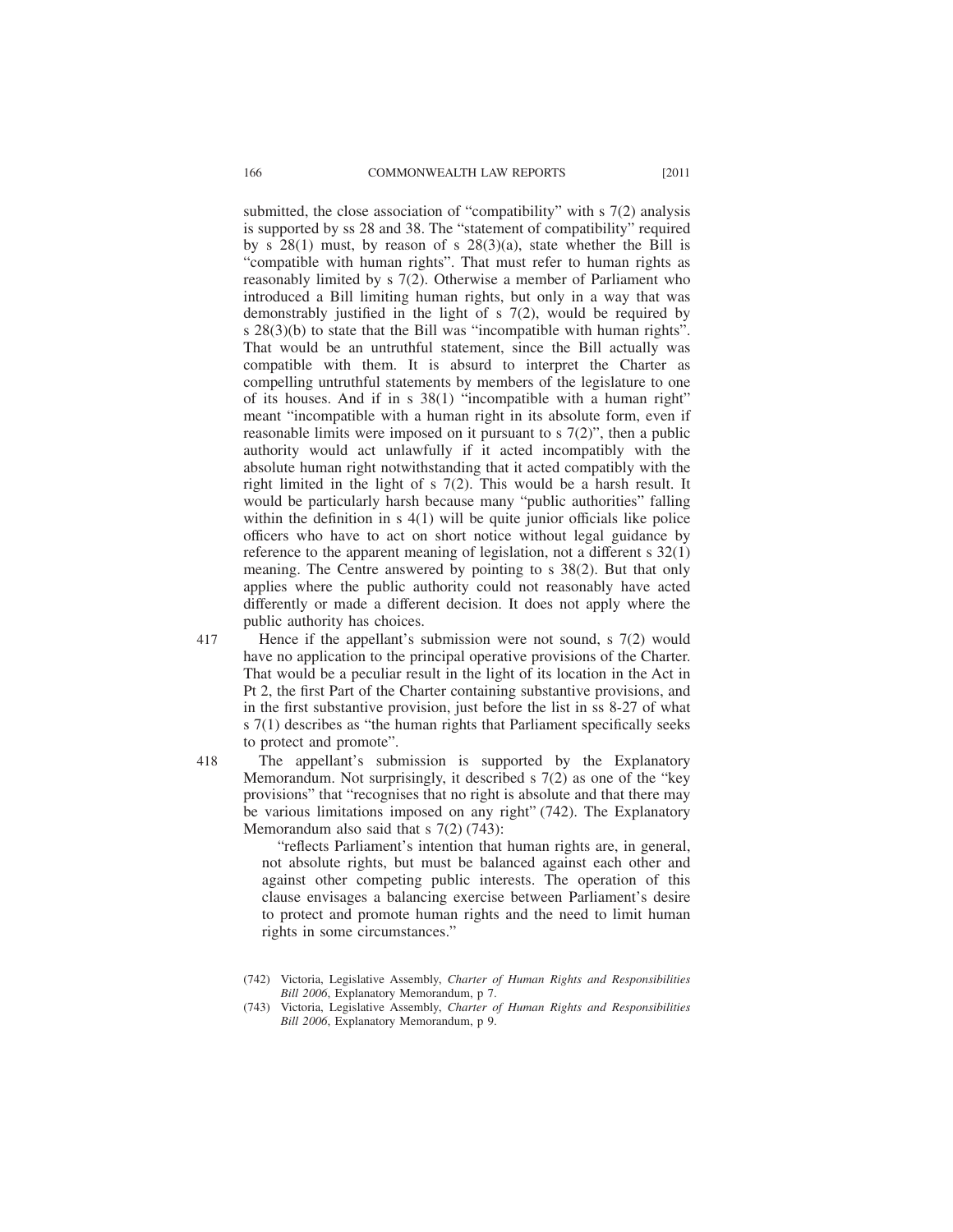submitted, the close association of "compatibility" with s 7(2) analysis is supported by ss 28 and 38. The "statement of compatibility" required by s 28(1) must, by reason of s 28(3)(a), state whether the Bill is "compatible with human rights". That must refer to human rights as reasonably limited by s 7(2). Otherwise a member of Parliament who introduced a Bill limiting human rights, but only in a way that was demonstrably justified in the light of s 7(2), would be required by s 28(3)(b) to state that the Bill was "incompatible with human rights". That would be an untruthful statement, since the Bill actually was compatible with them. It is absurd to interpret the Charter as compelling untruthful statements by members of the legislature to one of its houses. And if in s 38(1) "incompatible with a human right" meant "incompatible with a human right in its absolute form, even if reasonable limits were imposed on it pursuant to s 7(2)", then a public authority would act unlawfully if it acted incompatibly with the absolute human right notwithstanding that it acted compatibly with the right limited in the light of s 7(2). This would be a harsh result. It would be particularly harsh because many "public authorities" falling within the definition in s 4(1) will be quite junior officials like police officers who have to act on short notice without legal guidance by reference to the apparent meaning of legislation, not a different s 32(1) meaning. The Centre answered by pointing to s 38(2). But that only applies where the public authority could not reasonably have acted differently or made a different decision. It does not apply where the public authority has choices.

417 Hence if the appellant's submission were not sound, s 7(2) would have no application to the principal operative provisions of the Charter. That would be a peculiar result in the light of its location in the Act in Pt 2, the first Part of the Charter containing substantive provisions, and in the first substantive provision, just before the list in ss 8-27 of what s 7(1) describes as "the human rights that Parliament specifically seeks to protect and promote".

418 The appellant's submission is supported by the Explanatory Memorandum. Not surprisingly, it described s 7(2) as one of the "key provisions" that "recognises that no right is absolute and that there may be various limitations imposed on any right" (742). The Explanatory Memorandum also said that s 7(2) (743):

> "reflects Parliament's intention that human rights are, in general, not absolute rights, but must be balanced against each other and against other competing public interests. The operation of this clause envisages a balancing exercise between Parliament's desire to protect and promote human rights and the need to limit human rights in some circumstances."

(742) Victoria, Legislative Assembly, *Charter of Human Rights and Responsibilities Bill 2006*, Explanatory Memorandum, p 7.

(743) Victoria, Legislative Assembly, *Charter of Human Rights and Responsibilities Bill 2006*, Explanatory Memorandum, p 9.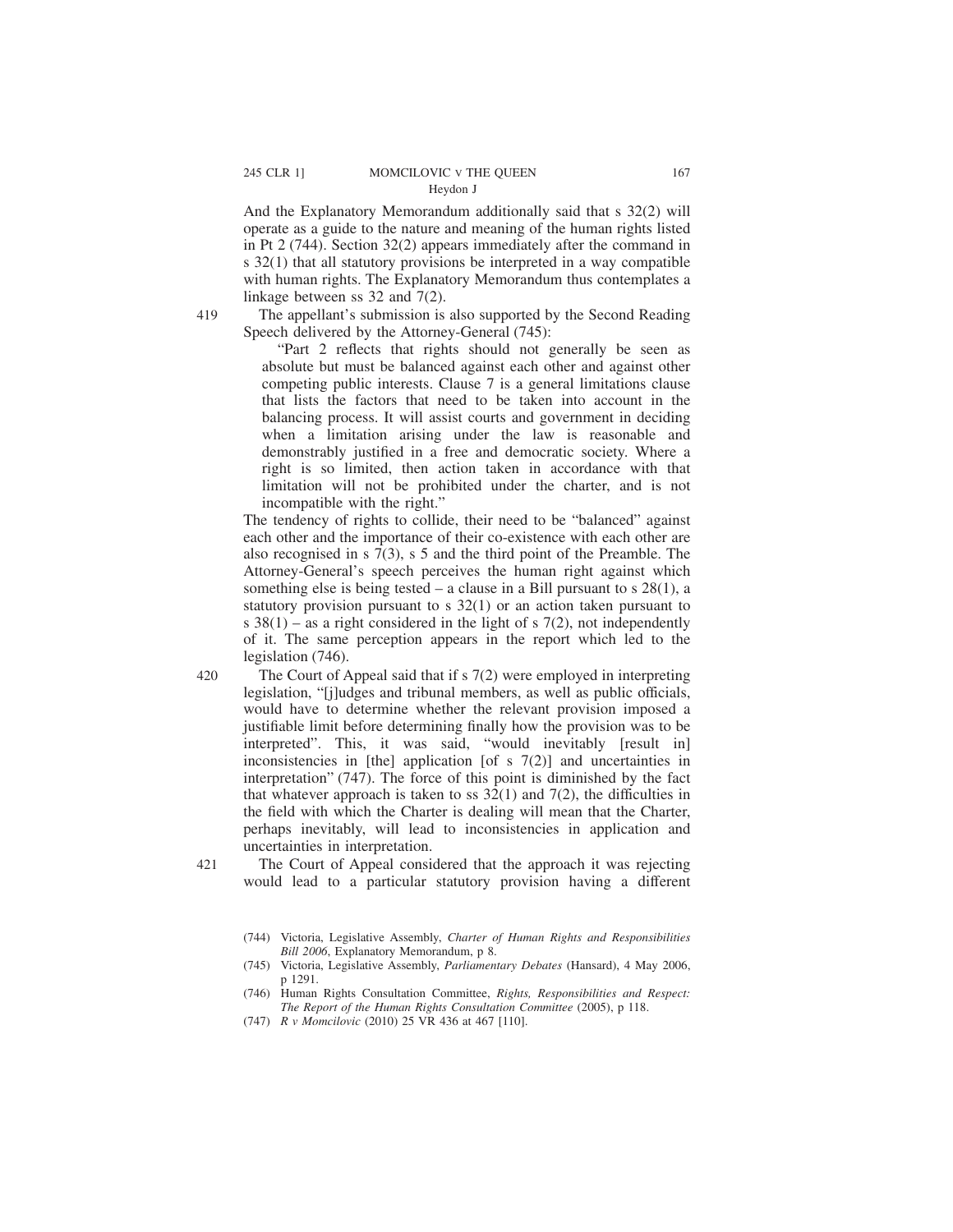And the Explanatory Memorandum additionally said that s 32(2) will operate as a guide to the nature and meaning of the human rights listed in Pt 2 (744). Section 32(2) appears immediately after the command in s 32(1) that all statutory provisions be interpreted in a way compatible with human rights. The Explanatory Memorandum thus contemplates a linkage between ss 32 and 7(2).

419 The appellant's submission is also supported by the Second Reading Speech delivered by the Attorney-General (745):

> "Part 2 reflects that rights should not generally be seen as absolute but must be balanced against each other and against other competing public interests. Clause 7 is a general limitations clause that lists the factors that need to be taken into account in the balancing process. It will assist courts and government in deciding when a limitation arising under the law is reasonable and demonstrably justified in a free and democratic society. Where a right is so limited, then action taken in accordance with that limitation will not be prohibited under the charter, and is not incompatible with the right."

The tendency of rights to collide, their need to be "balanced" against each other and the importance of their co-existence with each other are also recognised in s 7(3), s 5 and the third point of the Preamble. The Attorney-General's speech perceives the human right against which something else is being tested – a clause in a Bill pursuant to s 28(1), a statutory provision pursuant to s 32(1) or an action taken pursuant to s 38(1) – as a right considered in the light of s 7(2), not independently of it. The same perception appears in the report which led to the legislation (746).

420 The Court of Appeal said that if s 7(2) were employed in interpreting legislation, "[j]udges and tribunal members, as well as public officials, would have to determine whether the relevant provision imposed a justifiable limit before determining finally how the provision was to be interpreted". This, it was said, "would inevitably [result in] inconsistencies in [the] application [of s 7(2)] and uncertainties in interpretation" (747). The force of this point is diminished by the fact that whatever approach is taken to ss 32(1) and 7(2), the difficulties in the field with which the Charter is dealing will mean that the Charter, perhaps inevitably, will lead to inconsistencies in application and uncertainties in interpretation.

421 The Court of Appeal considered that the approach it was rejecting would lead to a particular statutory provision having a different

(744) Victoria, Legislative Assembly, *Charter of Human Rights and Responsibilities Bill 2006*, Explanatory Memorandum, p 8.

(745) Victoria, Legislative Assembly, *Parliamentary Debates* (Hansard), 4 May 2006, p 1291.

(746) Human Rights Consultation Committee, *Rights, Responsibilities and Respect: The Report of the Human Rights Consultation Committee* (2005), p 118.

(747) *R v Momcilovic* (2010) 25 VR 436 at 467 [110].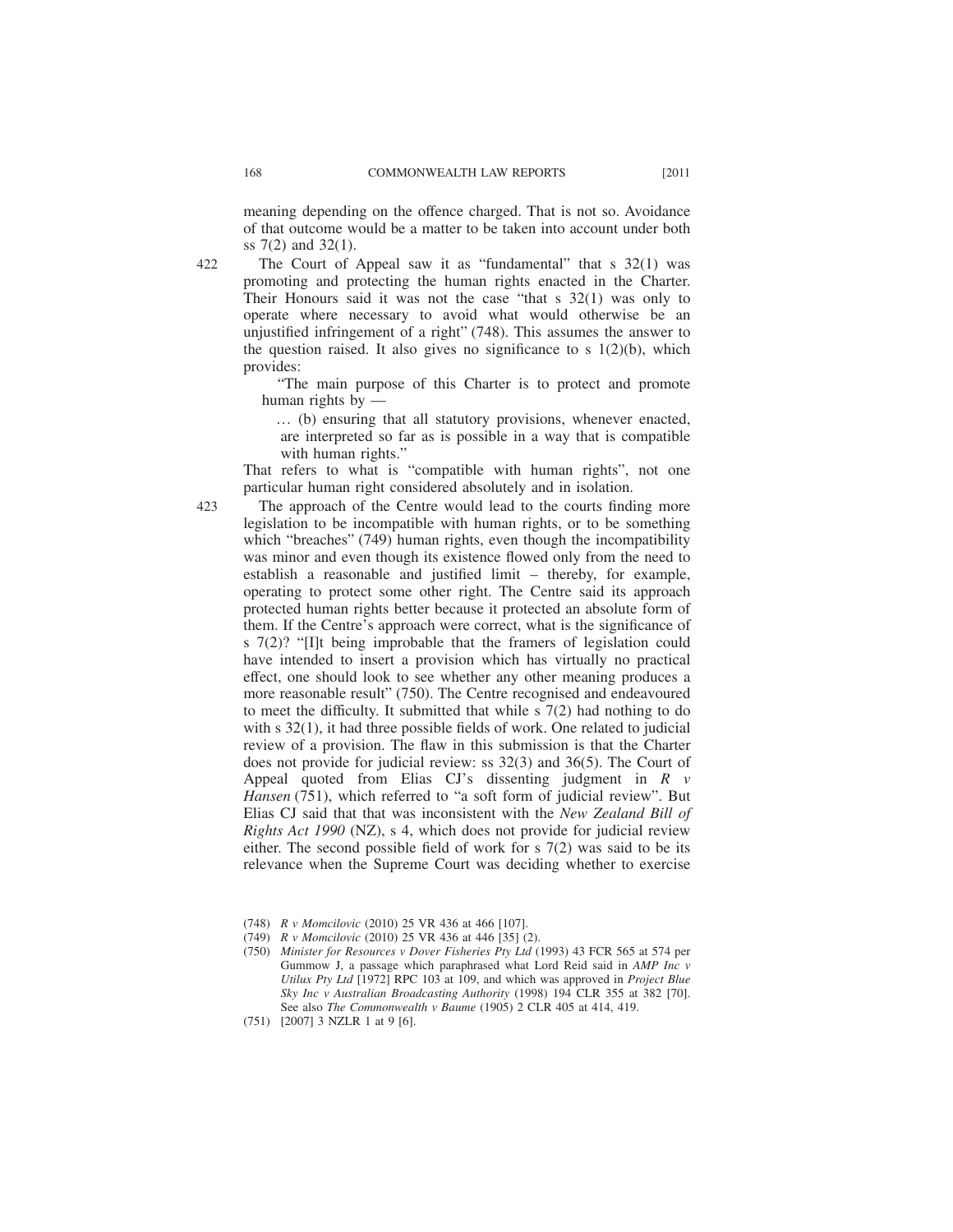meaning depending on the offence charged. That is not so. Avoidance of that outcome would be a matter to be taken into account under both ss 7(2) and 32(1).

422 The Court of Appeal saw it as "fundamental" that s 32(1) was promoting and protecting the human rights enacted in the Charter. Their Honours said it was not the case "that s 32(1) was only to operate where necessary to avoid what would otherwise be an unjustified infringement of a right" (748). This assumes the answer to the question raised. It also gives no significance to s 1(2)(b), which provides:

> "The main purpose of this Charter is to protect and promote human rights by —
>
> … (b) ensuring that all statutory provisions, whenever enacted, are interpreted so far as is possible in a way that is compatible with human rights."

That refers to what is "compatible with human rights", not one particular human right considered absolutely and in isolation.

423 The approach of the Centre would lead to the courts finding more legislation to be incompatible with human rights, or to be something which "breaches" (749) human rights, even though the incompatibility was minor and even though its existence flowed only from the need to establish a reasonable and justified limit – thereby, for example, operating to protect some other right. The Centre said its approach protected human rights better because it protected an absolute form of them. If the Centre's approach were correct, what is the significance of s 7(2)? "[I]t being improbable that the framers of legislation could have intended to insert a provision which has virtually no practical effect, one should look to see whether any other meaning produces a more reasonable result" (750). The Centre recognised and endeavoured to meet the difficulty. It submitted that while s 7(2) had nothing to do with s 32(1), it had three possible fields of work. One related to judicial review of a provision. The flaw in this submission is that the Charter does not provide for judicial review: ss 32(3) and 36(5). The Court of Appeal quoted from Elias CJ's dissenting judgment in *R v Hansen* (751), which referred to "a soft form of judicial review". But Elias CJ said that that was inconsistent with the *New Zealand Bill of Rights Act 1990* (NZ), s 4, which does not provide for judicial review either. The second possible field of work for s 7(2) was said to be its relevance when the Supreme Court was deciding whether to exercise

(748) *R v Momcilovic* (2010) 25 VR 436 at 466 [107].

(749) *R v Momcilovic* (2010) 25 VR 436 at 446 [35] (2).

(750) *Minister for Resources v Dover Fisheries Pty Ltd* (1993) 43 FCR 565 at 574 per Gummow J, a passage which paraphrased what Lord Reid said in *AMP Inc v Utilux Pty Ltd* [1972] RPC 103 at 109, and which was approved in *Project Blue Sky Inc v Australian Broadcasting Authority* (1998) 194 CLR 355 at 382 [70]. See also *The Commonwealth v Baume* (1905) 2 CLR 405 at 414, 419.

(751) [2007] 3 NZLR 1 at 9 [6].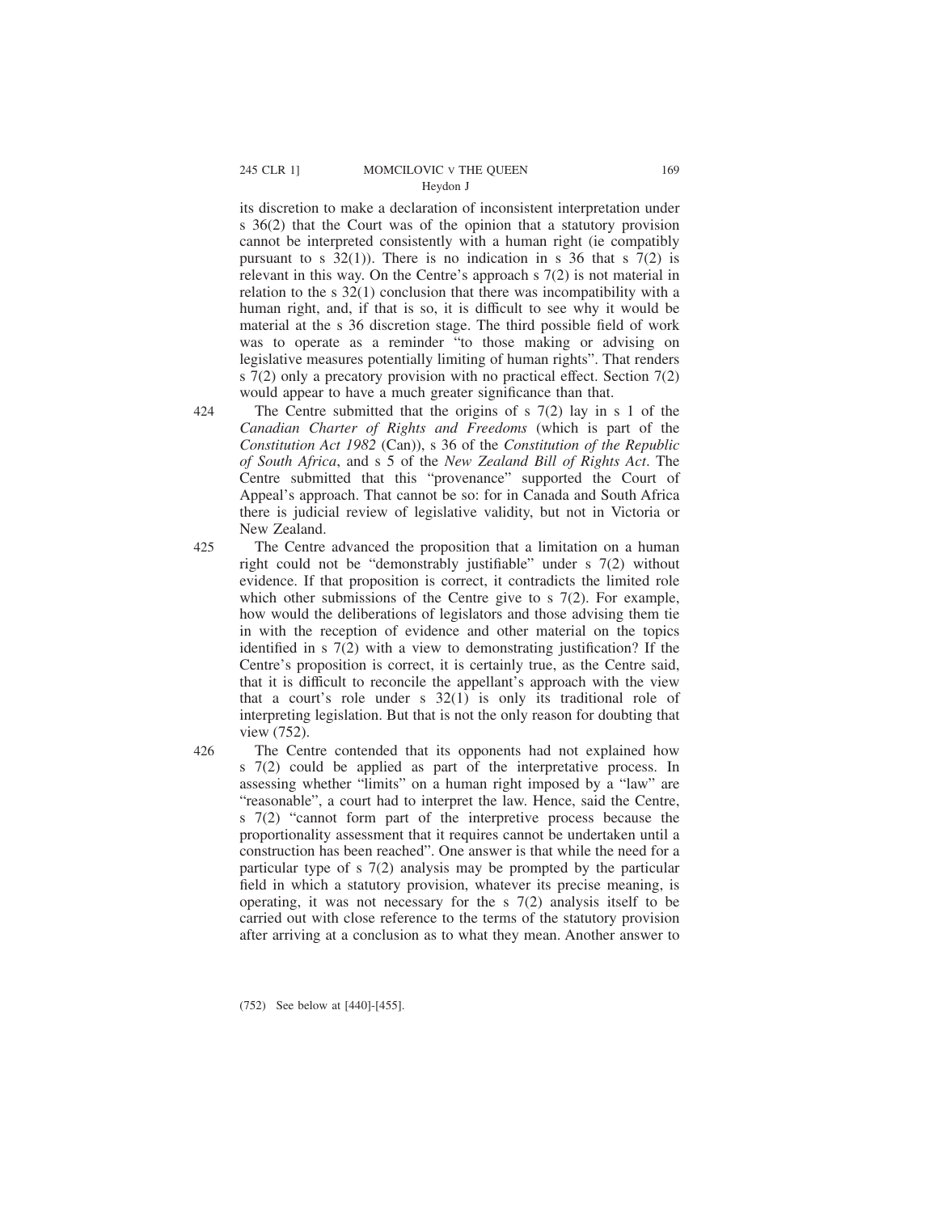its discretion to make a declaration of inconsistent interpretation under s 36(2) that the Court was of the opinion that a statutory provision cannot be interpreted consistently with a human right (ie compatibly pursuant to s 32(1)). There is no indication in s 36 that s 7(2) is relevant in this way. On the Centre's approach s 7(2) is not material in relation to the s 32(1) conclusion that there was incompatibility with a human right, and, if that is so, it is difficult to see why it would be material at the s 36 discretion stage. The third possible field of work was to operate as a reminder "to those making or advising on legislative measures potentially limiting of human rights". That renders s 7(2) only a precatory provision with no practical effect. Section 7(2) would appear to have a much greater significance than that.

424 The Centre submitted that the origins of s 7(2) lay in s 1 of the *Canadian Charter of Rights and Freedoms* (which is part of the *Constitution Act 1982* (Can)), s 36 of the *Constitution of the Republic of South Africa*, and s 5 of the *New Zealand Bill of Rights Act*. The Centre submitted that this "provenance" supported the Court of Appeal's approach. That cannot be so: for in Canada and South Africa there is judicial review of legislative validity, but not in Victoria or New Zealand.

425 The Centre advanced the proposition that a limitation on a human right could not be "demonstrably justifiable" under s 7(2) without evidence. If that proposition is correct, it contradicts the limited role which other submissions of the Centre give to s 7(2). For example, how would the deliberations of legislators and those advising them tie in with the reception of evidence and other material on the topics identified in s 7(2) with a view to demonstrating justification? If the Centre's proposition is correct, it is certainly true, as the Centre said, that it is difficult to reconcile the appellant's approach with the view that a court's role under s 32(1) is only its traditional role of interpreting legislation. But that is not the only reason for doubting that view (752).

426 The Centre contended that its opponents had not explained how s 7(2) could be applied as part of the interpretative process. In assessing whether "limits" on a human right imposed by a "law" are "reasonable", a court had to interpret the law. Hence, said the Centre, s 7(2) "cannot form part of the interpretive process because the proportionality assessment that it requires cannot be undertaken until a construction has been reached". One answer is that while the need for a particular type of s 7(2) analysis may be prompted by the particular field in which a statutory provision, whatever its precise meaning, is operating, it was not necessary for the s 7(2) analysis itself to be carried out with close reference to the terms of the statutory provision after arriving at a conclusion as to what they mean. Another answer to

(752) See below at [440]-[455].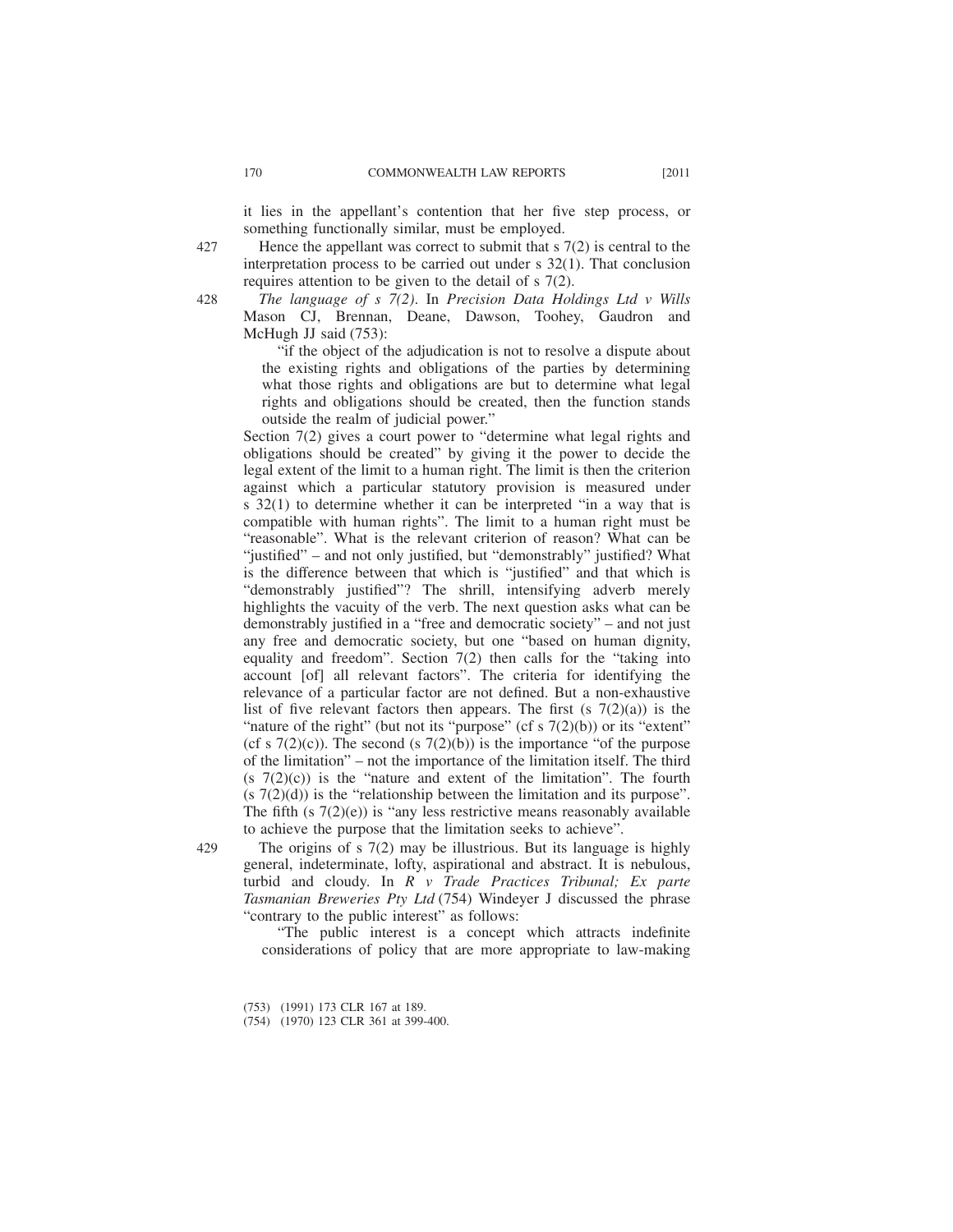it lies in the appellant's contention that her five step process, or something functionally similar, must be employed.

427 Hence the appellant was correct to submit that s 7(2) is central to the interpretation process to be carried out under s 32(1). That conclusion requires attention to be given to the detail of s 7(2).

428 *The language of s 7(2)*. In *Precision Data Holdings Ltd v Wills* Mason CJ, Brennan, Deane, Dawson, Toohey, Gaudron and McHugh JJ said (753):

> "if the object of the adjudication is not to resolve a dispute about the existing rights and obligations of the parties by determining what those rights and obligations are but to determine what legal rights and obligations should be created, then the function stands outside the realm of judicial power."

Section 7(2) gives a court power to "determine what legal rights and obligations should be created" by giving it the power to decide the legal extent of the limit to a human right. The limit is then the criterion against which a particular statutory provision is measured under s 32(1) to determine whether it can be interpreted "in a way that is compatible with human rights". The limit to a human right must be "reasonable". What is the relevant criterion of reason? What can be "justified" – and not only justified, but "demonstrably" justified? What is the difference between that which is "justified" and that which is "demonstrably justified"? The shrill, intensifying adverb merely highlights the vacuity of the verb. The next question asks what can be demonstrably justified in a "free and democratic society" – and not just any free and democratic society, but one "based on human dignity, equality and freedom". Section 7(2) then calls for the "taking into account [of] all relevant factors". The criteria for identifying the relevance of a particular factor are not defined. But a non-exhaustive list of five relevant factors then appears. The first (s 7(2)(a)) is the "nature of the right" (but not its "purpose" (cf s 7(2)(b)) or its "extent" (cf s 7(2)(c)). The second (s 7(2)(b)) is the importance "of the purpose of the limitation" – not the importance of the limitation itself. The third (s 7(2)(c)) is the "nature and extent of the limitation". The fourth (s 7(2)(d)) is the "relationship between the limitation and its purpose". The fifth (s 7(2)(e)) is "any less restrictive means reasonably available to achieve the purpose that the limitation seeks to achieve".

429 The origins of s 7(2) may be illustrious. But its language is highly general, indeterminate, lofty, aspirational and abstract. It is nebulous, turbid and cloudy. In *R v Trade Practices Tribunal; Ex parte Tasmanian Breweries Pty Ltd* (754) Windeyer J discussed the phrase "contrary to the public interest" as follows:

> "The public interest is a concept which attracts indefinite considerations of policy that are more appropriate to law-making

(753) (1991) 173 CLR 167 at 189.

(754) (1970) 123 CLR 361 at 399-400.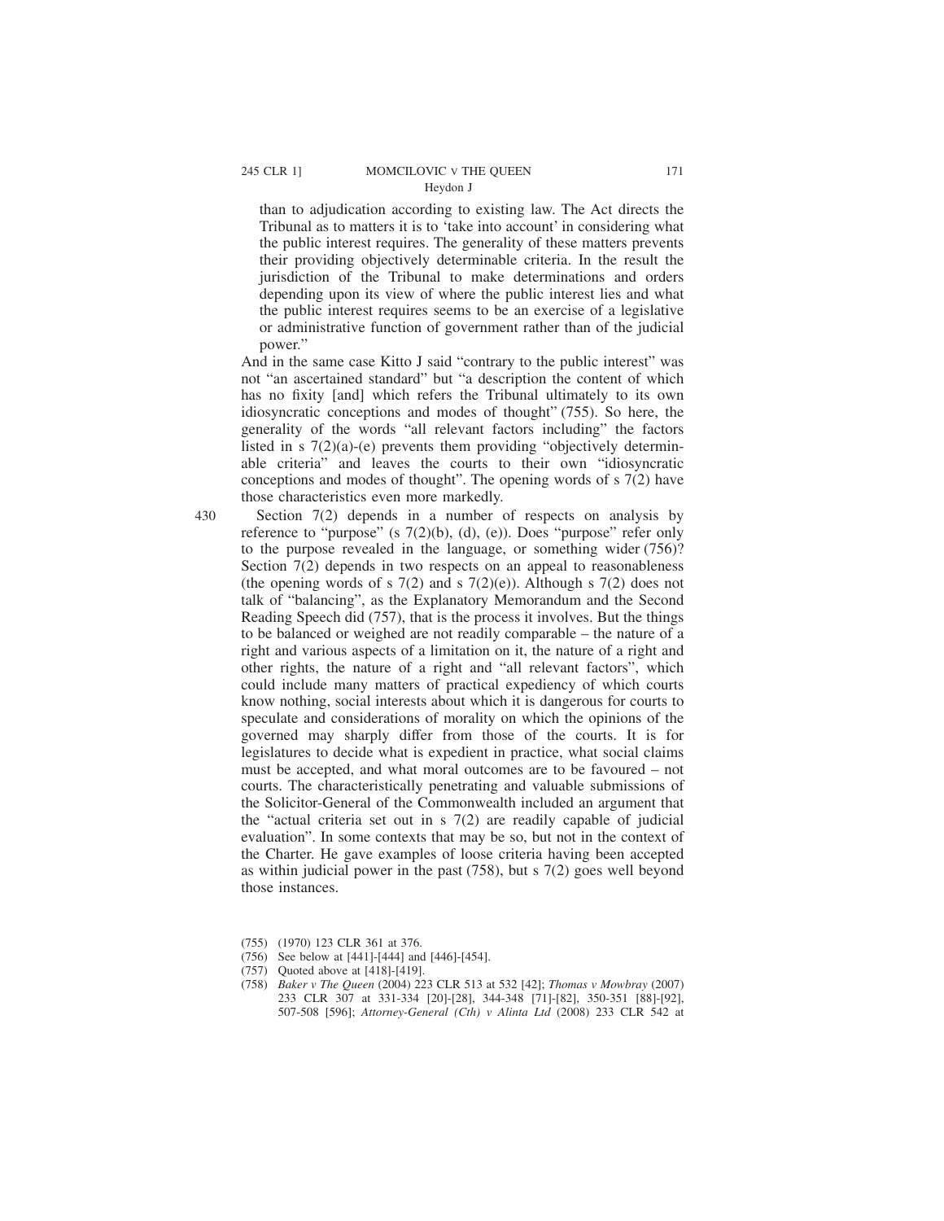than to adjudication according to existing law. The Act directs the Tribunal as to matters it is to 'take into account' in considering what the public interest requires. The generality of these matters prevents their providing objectively determinable criteria. In the result the jurisdiction of the Tribunal to make determinations and orders depending upon its view of where the public interest lies and what the public interest requires seems to be an exercise of a legislative or administrative function of government rather than of the judicial power."

And in the same case Kitto J said "contrary to the public interest" was not "an ascertained standard" but "a description the content of which has no fixity [and] which refers the Tribunal ultimately to its own idiosyncratic conceptions and modes of thought" (755). So here, the generality of the words "all relevant factors including" the factors listed in s 7(2)(a)-(e) prevents them providing "objectively determinable criteria" and leaves the courts to their own "idiosyncratic conceptions and modes of thought". The opening words of s 7(2) have those characteristics even more markedly.

430 Section 7(2) depends in a number of respects on analysis by reference to "purpose" (s 7(2)(b), (d), (e)). Does "purpose" refer only to the purpose revealed in the language, or something wider (756)? Section 7(2) depends in two respects on an appeal to reasonableness (the opening words of s 7(2) and s 7(2)(e)). Although s 7(2) does not talk of "balancing", as the Explanatory Memorandum and the Second Reading Speech did (757), that is the process it involves. But the things to be balanced or weighed are not readily comparable – the nature of a right and various aspects of a limitation on it, the nature of a right and other rights, the nature of a right and "all relevant factors", which could include many matters of practical expediency of which courts know nothing, social interests about which it is dangerous for courts to speculate and considerations of morality on which the opinions of the governed may sharply differ from those of the courts. It is for legislatures to decide what is expedient in practice, what social claims must be accepted, and what moral outcomes are to be favoured – not courts. The characteristically penetrating and valuable submissions of the Solicitor-General of the Commonwealth included an argument that the "actual criteria set out in s 7(2) are readily capable of judicial evaluation". In some contexts that may be so, but not in the context of the Charter. He gave examples of loose criteria having been accepted as within judicial power in the past (758), but s 7(2) goes well beyond those instances.

(755) (1970) 123 CLR 361 at 376.

(756) See below at [441]-[444] and [446]-[454].

(757) Quoted above at [418]-[419].

(758) *Baker v The Queen* (2004) 223 CLR 513 at 532 [42]; *Thomas v Mowbray* (2007) 233 CLR 307 at 331-334 [20]-[28], 344-348 [71]-[82], 350-351 [88]-[92], 507-508 [596]; *Attorney-General (Cth) v Alinta Ltd* (2008) 233 CLR 542 at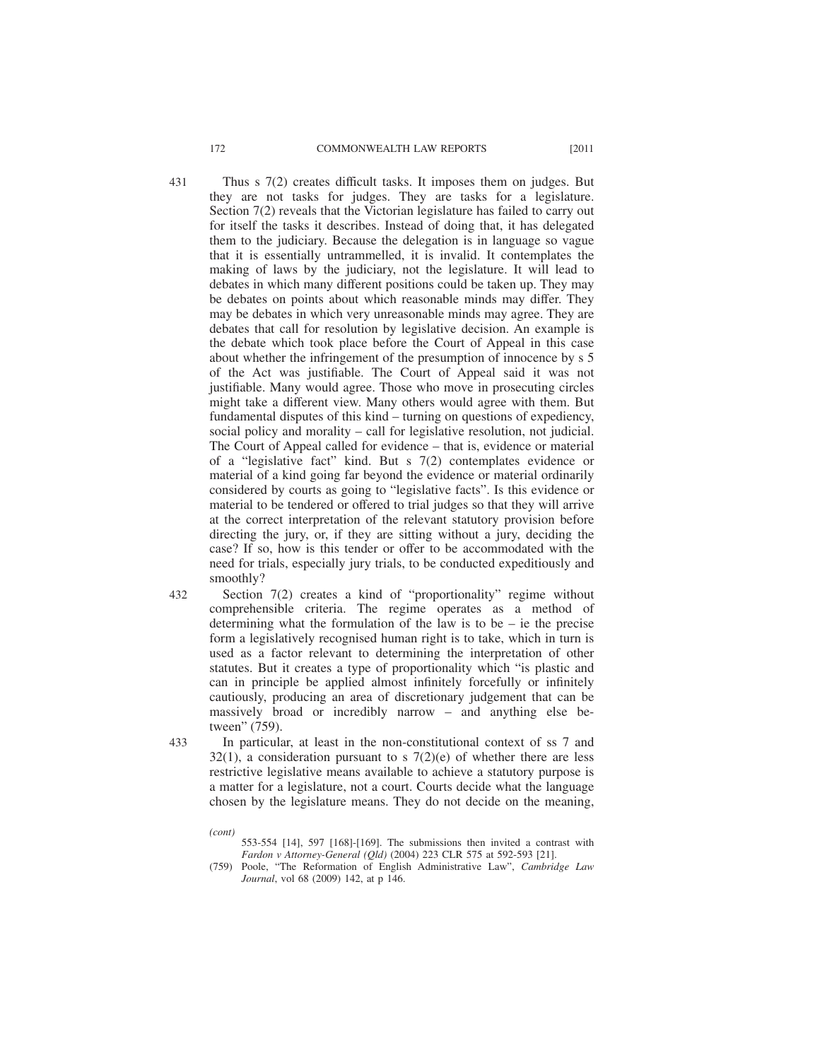431 Thus s 7(2) creates difficult tasks. It imposes them on judges. But they are not tasks for judges. They are tasks for a legislature. Section 7(2) reveals that the Victorian legislature has failed to carry out for itself the tasks it describes. Instead of doing that, it has delegated them to the judiciary. Because the delegation is in language so vague that it is essentially untrammelled, it is invalid. It contemplates the making of laws by the judiciary, not the legislature. It will lead to debates in which many different positions could be taken up. They may be debates on points about which reasonable minds may differ. They may be debates in which very unreasonable minds may agree. They are debates that call for resolution by legislative decision. An example is the debate which took place before the Court of Appeal in this case about whether the infringement of the presumption of innocence by s 5 of the Act was justifiable. The Court of Appeal said it was not justifiable. Many would agree. Those who move in prosecuting circles might take a different view. Many others would agree with them. But fundamental disputes of this kind – turning on questions of expediency, social policy and morality – call for legislative resolution, not judicial. The Court of Appeal called for evidence – that is, evidence or material of a "legislative fact" kind. But s 7(2) contemplates evidence or material of a kind going far beyond the evidence or material ordinarily considered by courts as going to "legislative facts". Is this evidence or material to be tendered or offered to trial judges so that they will arrive at the correct interpretation of the relevant statutory provision before directing the jury, or, if they are sitting without a jury, deciding the case? If so, how is this tender or offer to be accommodated with the need for trials, especially jury trials, to be conducted expeditiously and smoothly?

432 Section 7(2) creates a kind of "proportionality" regime without comprehensible criteria. The regime operates as a method of determining what the formulation of the law is to be – ie the precise form a legislatively recognised human right is to take, which in turn is used as a factor relevant to determining the interpretation of other statutes. But it creates a type of proportionality which "is plastic and can in principle be applied almost infinitely forcefully or infinitely cautiously, producing an area of discretionary judgement that can be massively broad or incredibly narrow – and anything else between" (759).

433 In particular, at least in the non-constitutional context of ss 7 and 32(1), a consideration pursuant to s 7(2)(e) of whether there are less restrictive legislative means available to achieve a statutory purpose is a matter for a legislature, not a court. Courts decide what the language chosen by the legislature means. They do not decide on the meaning,

*(cont)*

553-554 [14], 597 [168]-[169]. The submissions then invited a contrast with *Fardon v Attorney-General (Qld)* (2004) 223 CLR 575 at 592-593 [21].

(759) Poole, "The Reformation of English Administrative Law", *Cambridge Law Journal*, vol 68 (2009) 142, at p 146.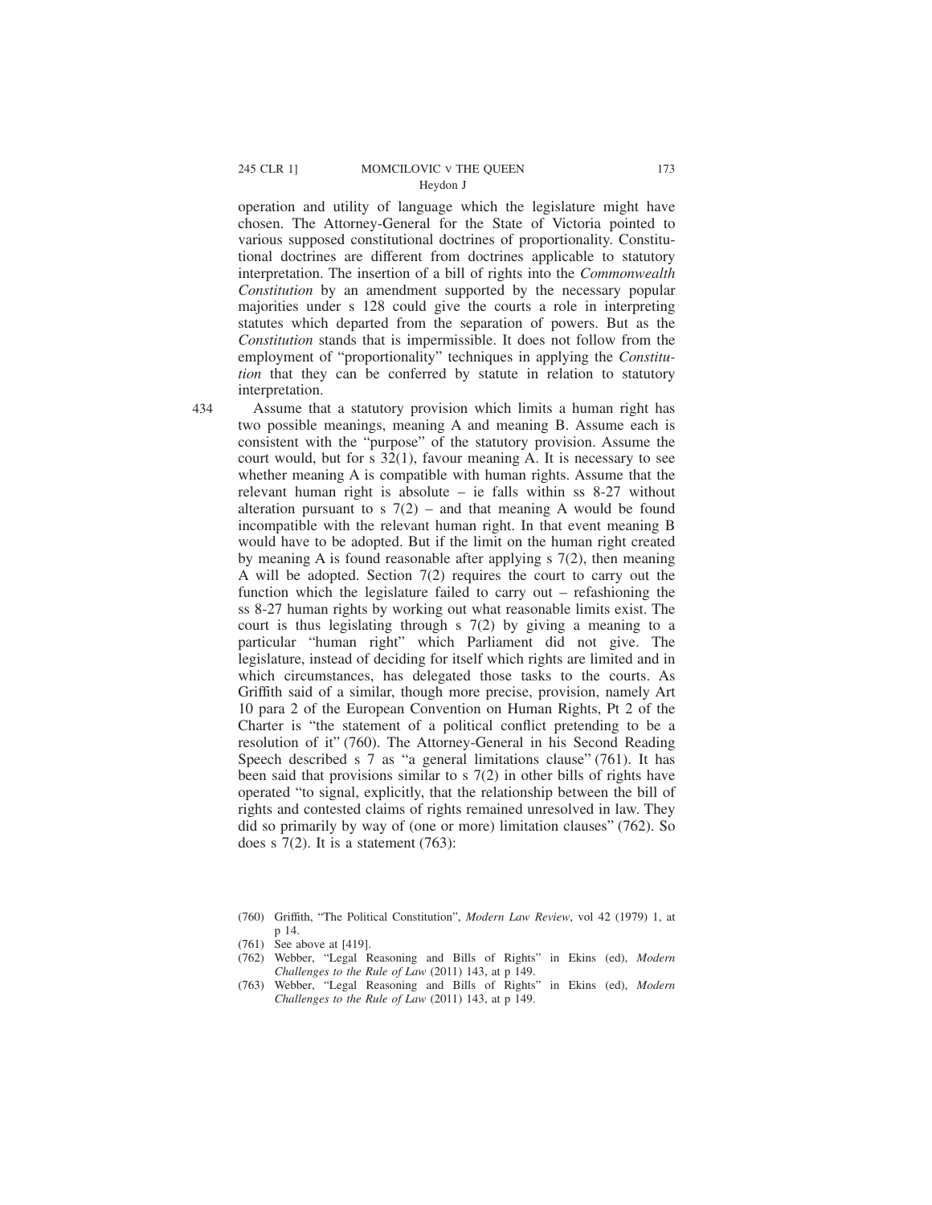operation and utility of language which the legislature might have chosen. The Attorney-General for the State of Victoria pointed to various supposed constitutional doctrines of proportionality. Constitutional doctrines are different from doctrines applicable to statutory interpretation. The insertion of a bill of rights into the *Commonwealth Constitution* by an amendment supported by the necessary popular majorities under s 128 could give the courts a role in interpreting statutes which departed from the separation of powers. But as the *Constitution* stands that is impermissible. It does not follow from the employment of "proportionality" techniques in applying the *Constitution* that they can be conferred by statute in relation to statutory interpretation.

434 Assume that a statutory provision which limits a human right has two possible meanings, meaning A and meaning B. Assume each is consistent with the "purpose" of the statutory provision. Assume the court would, but for s 32(1), favour meaning A. It is necessary to see whether meaning A is compatible with human rights. Assume that the relevant human right is absolute – ie falls within ss 8-27 without alteration pursuant to s 7(2) – and that meaning A would be found incompatible with the relevant human right. In that event meaning B would have to be adopted. But if the limit on the human right created by meaning A is found reasonable after applying s 7(2), then meaning A will be adopted. Section 7(2) requires the court to carry out the function which the legislature failed to carry out – refashioning the ss 8-27 human rights by working out what reasonable limits exist. The court is thus legislating through s 7(2) by giving a meaning to a particular "human right" which Parliament did not give. The legislature, instead of deciding for itself which rights are limited and in which circumstances, has delegated those tasks to the courts. As Griffith said of a similar, though more precise, provision, namely Art 10 para 2 of the European Convention on Human Rights, Pt 2 of the Charter is "the statement of a political conflict pretending to be a resolution of it" (760). The Attorney-General in his Second Reading Speech described s 7 as "a general limitations clause" (761). It has been said that provisions similar to s 7(2) in other bills of rights have operated "to signal, explicitly, that the relationship between the bill of rights and contested claims of rights remained unresolved in law. They did so primarily by way of (one or more) limitation clauses" (762). So does s 7(2). It is a statement (763):

(760) Griffith, "The Political Constitution", *Modern Law Review*, vol 42 (1979) 1, at p 14.

(761) See above at [419].

(762) Webber, "Legal Reasoning and Bills of Rights" in Ekins (ed), *Modern Challenges to the Rule of Law* (2011) 143, at p 149.

(763) Webber, "Legal Reasoning and Bills of Rights" in Ekins (ed), *Modern Challenges to the Rule of Law* (2011) 143, at p 149.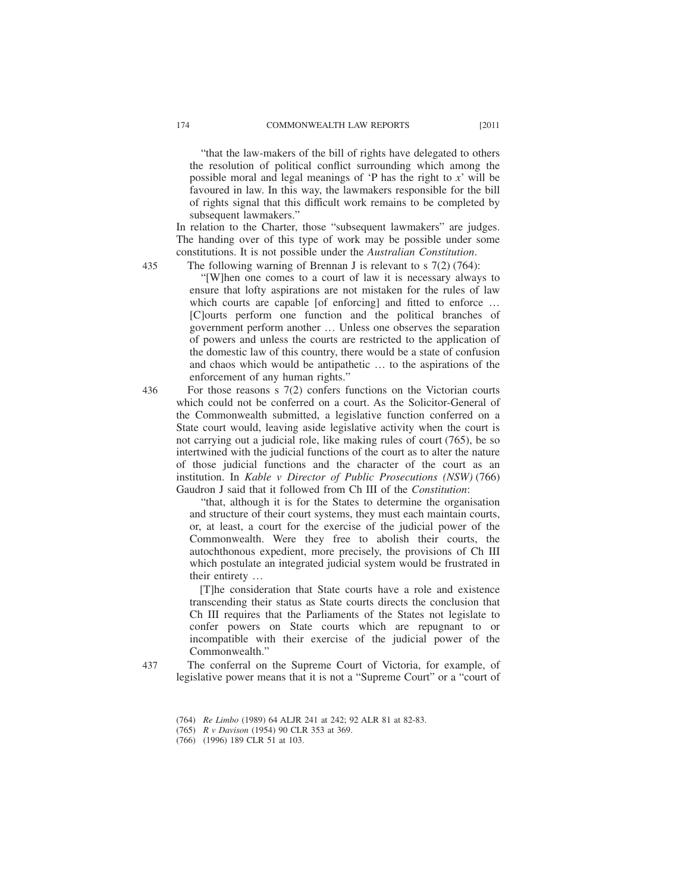"that the law-makers of the bill of rights have delegated to others the resolution of political conflict surrounding which among the possible moral and legal meanings of 'P has the right to *x*' will be favoured in law. In this way, the lawmakers responsible for the bill of rights signal that this difficult work remains to be completed by subsequent lawmakers."

In relation to the Charter, those "subsequent lawmakers" are judges. The handing over of this type of work may be possible under some constitutions. It is not possible under the *Australian Constitution*.

435 The following warning of Brennan J is relevant to s 7(2) (764):

> "[W]hen one comes to a court of law it is necessary always to ensure that lofty aspirations are not mistaken for the rules of law which courts are capable [of enforcing] and fitted to enforce … [C]ourts perform one function and the political branches of government perform another … Unless one observes the separation of powers and unless the courts are restricted to the application of the domestic law of this country, there would be a state of confusion and chaos which would be antipathetic … to the aspirations of the enforcement of any human rights."

436 For those reasons s 7(2) confers functions on the Victorian courts which could not be conferred on a court. As the Solicitor-General of the Commonwealth submitted, a legislative function conferred on a State court would, leaving aside legislative activity when the court is not carrying out a judicial role, like making rules of court (765), be so intertwined with the judicial functions of the court as to alter the nature of those judicial functions and the character of the court as an institution. In *Kable v Director of Public Prosecutions (NSW)* (766) Gaudron J said that it followed from Ch III of the *Constitution*:

> "that, although it is for the States to determine the organisation and structure of their court systems, they must each maintain courts, or, at least, a court for the exercise of the judicial power of the Commonwealth. Were they free to abolish their courts, the autochthonous expedient, more precisely, the provisions of Ch III which postulate an integrated judicial system would be frustrated in their entirety …
>
> [T]he consideration that State courts have a role and existence transcending their status as State courts directs the conclusion that Ch III requires that the Parliaments of the States not legislate to confer powers on State courts which are repugnant to or incompatible with their exercise of the judicial power of the Commonwealth."

437 The conferral on the Supreme Court of Victoria, for example, of legislative power means that it is not a "Supreme Court" or a "court of

---

(764) *Re Limbo* (1989) 64 ALJR 241 at 242; 92 ALR 81 at 82-83.

(765) *R v Davison* (1954) 90 CLR 353 at 369.

(766) (1996) 189 CLR 51 at 103.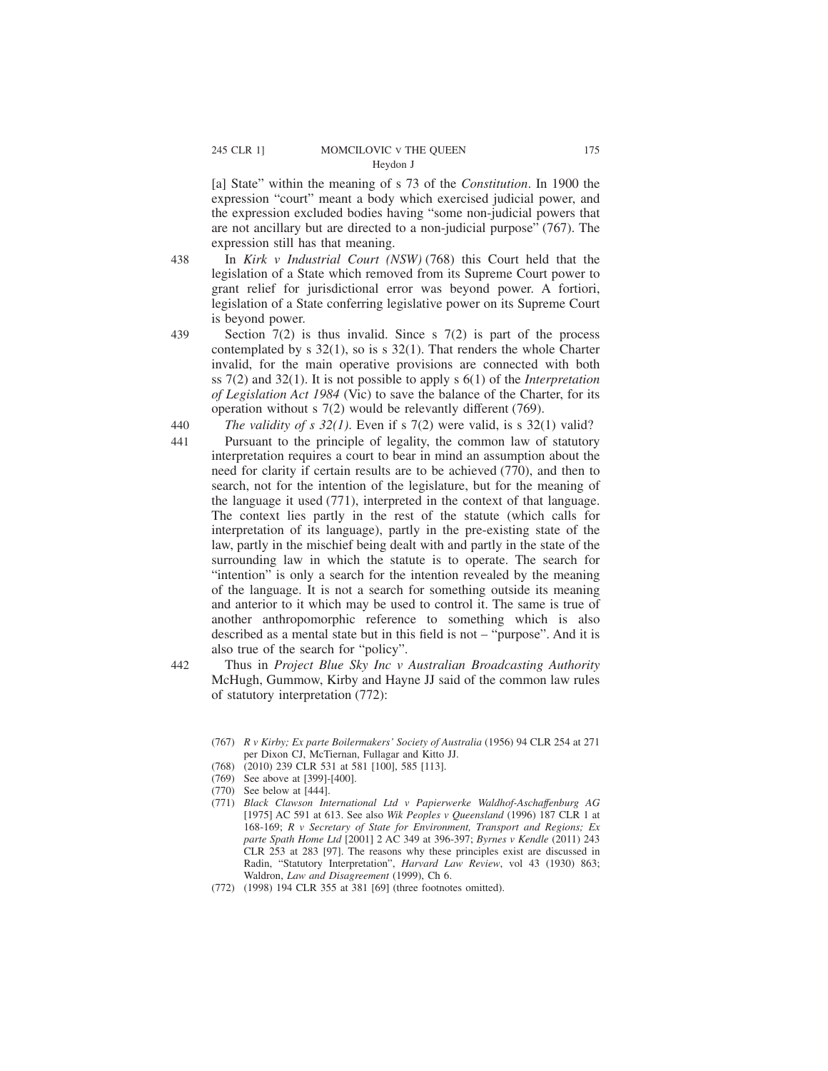[a] State" within the meaning of s 73 of the *Constitution*. In 1900 the expression "court" meant a body which exercised judicial power, and the expression excluded bodies having "some non-judicial powers that are not ancillary but are directed to a non-judicial purpose" (767). The expression still has that meaning.

438 In *Kirk v Industrial Court (NSW)* (768) this Court held that the legislation of a State which removed from its Supreme Court power to grant relief for jurisdictional error was beyond power. A fortiori, legislation of a State conferring legislative power on its Supreme Court is beyond power.

439 Section 7(2) is thus invalid. Since s 7(2) is part of the process contemplated by s 32(1), so is s 32(1). That renders the whole Charter invalid, for the main operative provisions are connected with both ss 7(2) and 32(1). It is not possible to apply s 6(1) of the *Interpretation of Legislation Act 1984* (Vic) to save the balance of the Charter, for its operation without s 7(2) would be relevantly different (769).

440 *The validity of s 32(1)*. Even if s 7(2) were valid, is s 32(1) valid?

441 Pursuant to the principle of legality, the common law of statutory interpretation requires a court to bear in mind an assumption about the need for clarity if certain results are to be achieved (770), and then to search, not for the intention of the legislature, but for the meaning of the language it used (771), interpreted in the context of that language. The context lies partly in the rest of the statute (which calls for interpretation of its language), partly in the pre-existing state of the law, partly in the mischief being dealt with and partly in the state of the surrounding law in which the statute is to operate. The search for "intention" is only a search for the intention revealed by the meaning of the language. It is not a search for something outside its meaning and anterior to it which may be used to control it. The same is true of another anthropomorphic reference to something which is also described as a mental state but in this field is not – "purpose". And it is also true of the search for "policy".

442 Thus in *Project Blue Sky Inc v Australian Broadcasting Authority* McHugh, Gummow, Kirby and Hayne JJ said of the common law rules of statutory interpretation (772):

(767) *R v Kirby; Ex parte Boilermakers' Society of Australia* (1956) 94 CLR 254 at 271 per Dixon CJ, McTiernan, Fullagar and Kitto JJ.

(768) (2010) 239 CLR 531 at 581 [100], 585 [113].

(769) See above at [399]-[400].

(770) See below at [444].

(771) *Black Clawson International Ltd v Papierwerke Waldhof-Aschaffenburg AG* [1975] AC 591 at 613. See also *Wik Peoples v Queensland* (1996) 187 CLR 1 at 168-169; *R v Secretary of State for Environment, Transport and Regions; Ex parte Spath Home Ltd* [2001] 2 AC 349 at 396-397; *Byrnes v Kendle* (2011) 243 CLR 253 at 283 [97]. The reasons why these principles exist are discussed in Radin, "Statutory Interpretation", *Harvard Law Review*, vol 43 (1930) 863; Waldron, *Law and Disagreement* (1999), Ch 6.

(772) (1998) 194 CLR 355 at 381 [69] (three footnotes omitted).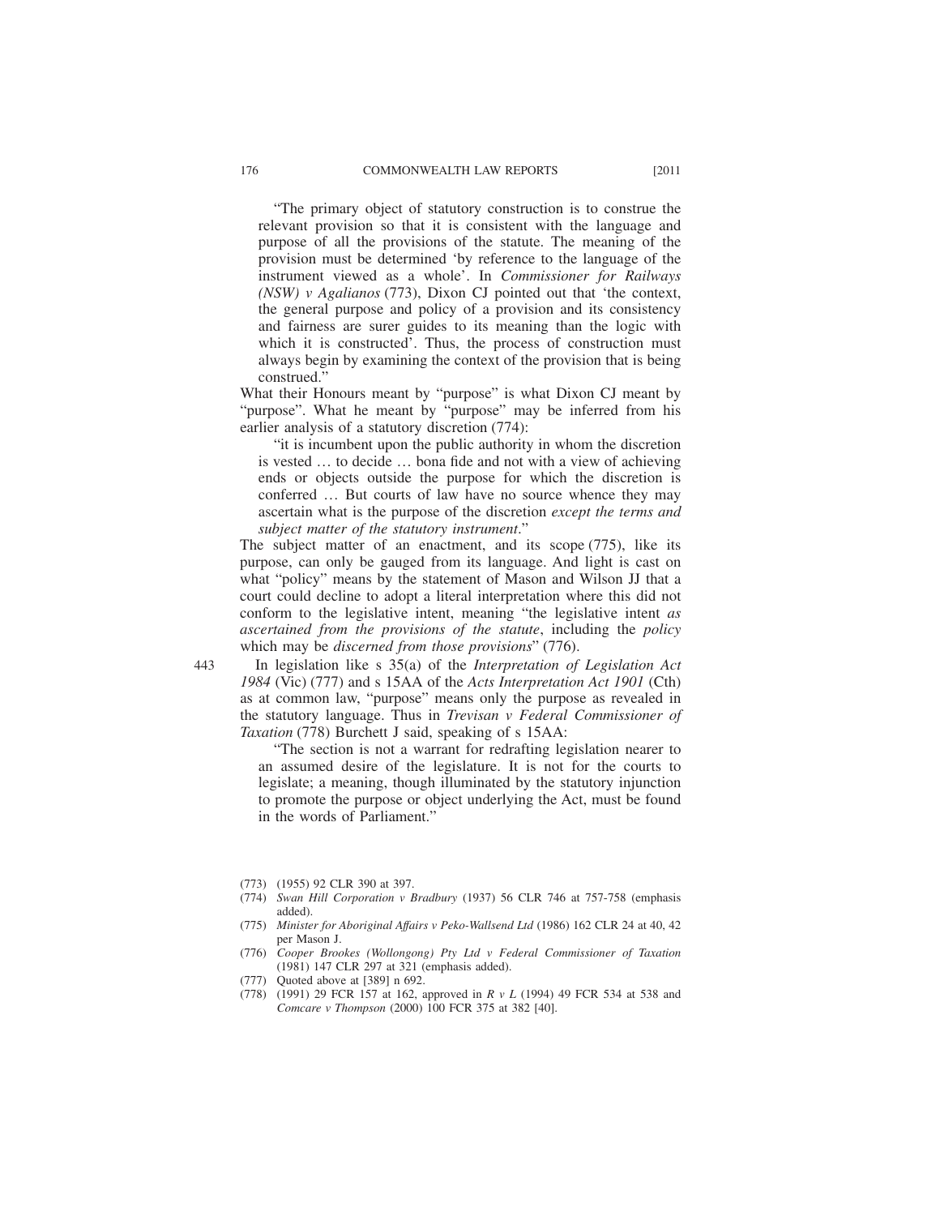"The primary object of statutory construction is to construe the relevant provision so that it is consistent with the language and purpose of all the provisions of the statute. The meaning of the provision must be determined 'by reference to the language of the instrument viewed as a whole'. In *Commissioner for Railways (NSW) v Agalianos* (773), Dixon CJ pointed out that 'the context, the general purpose and policy of a provision and its consistency and fairness are surer guides to its meaning than the logic with which it is constructed'. Thus, the process of construction must always begin by examining the context of the provision that is being construed."

What their Honours meant by "purpose" is what Dixon CJ meant by "purpose". What he meant by "purpose" may be inferred from his earlier analysis of a statutory discretion (774):

> "it is incumbent upon the public authority in whom the discretion is vested … to decide … bona fide and not with a view of achieving ends or objects outside the purpose for which the discretion is conferred … But courts of law have no source whence they may ascertain what is the purpose of the discretion *except the terms and subject matter of the statutory instrument*."

The subject matter of an enactment, and its scope (775), like its purpose, can only be gauged from its language. And light is cast on what "policy" means by the statement of Mason and Wilson JJ that a court could decline to adopt a literal interpretation where this did not conform to the legislative intent, meaning "the legislative intent *as ascertained from the provisions of the statute*, including the *policy* which may be *discerned from those provisions*" (776).

443 In legislation like s 35(a) of the *Interpretation of Legislation Act 1984* (Vic) (777) and s 15AA of the *Acts Interpretation Act 1901* (Cth) as at common law, "purpose" means only the purpose as revealed in the statutory language. Thus in *Trevisan v Federal Commissioner of Taxation* (778) Burchett J said, speaking of s 15AA:

> "The section is not a warrant for redrafting legislation nearer to an assumed desire of the legislature. It is not for the courts to legislate; a meaning, though illuminated by the statutory injunction to promote the purpose or object underlying the Act, must be found in the words of Parliament."

(773) (1955) 92 CLR 390 at 397.

(774) *Swan Hill Corporation v Bradbury* (1937) 56 CLR 746 at 757-758 (emphasis added).

(775) *Minister for Aboriginal Affairs v Peko-Wallsend Ltd* (1986) 162 CLR 24 at 40, 42 per Mason J.

(776) *Cooper Brookes (Wollongong) Pty Ltd v Federal Commissioner of Taxation* (1981) 147 CLR 297 at 321 (emphasis added).

(777) Quoted above at [389] n 692.

(778) (1991) 29 FCR 157 at 162, approved in *R v L* (1994) 49 FCR 534 at 538 and *Comcare v Thompson* (2000) 100 FCR 375 at 382 [40].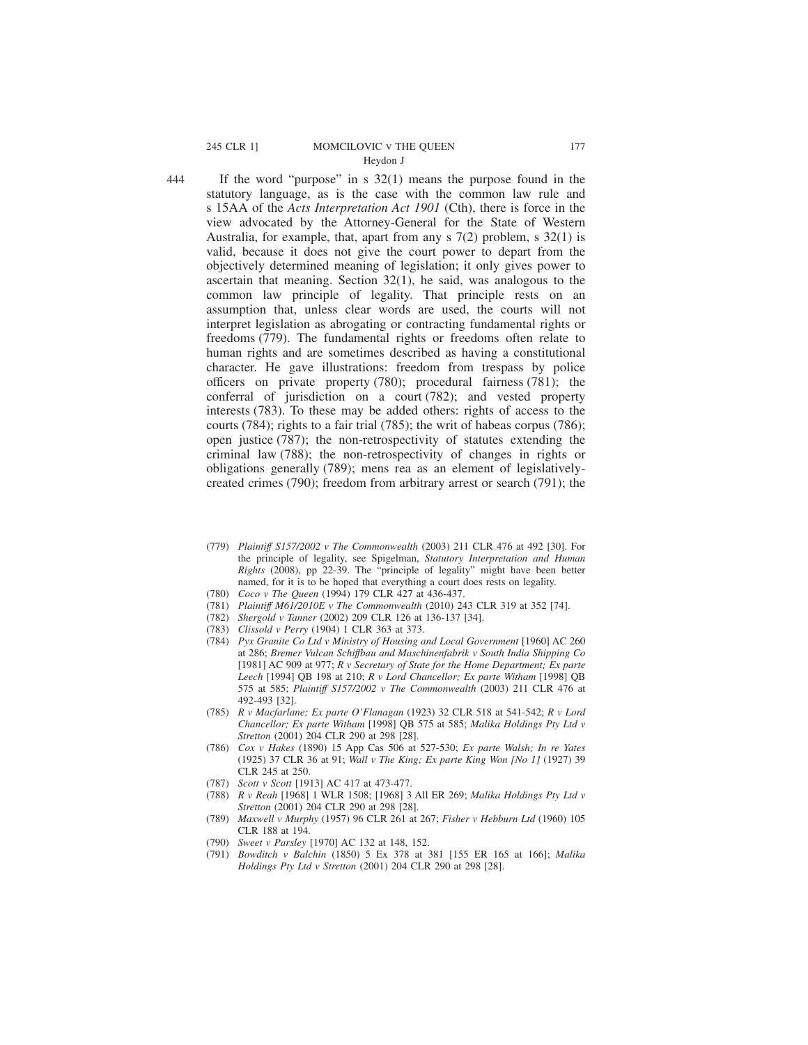444 If the word "purpose" in s 32(1) means the purpose found in the statutory language, as is the case with the common law rule and s 15AA of the *Acts Interpretation Act 1901* (Cth), there is force in the view advocated by the Attorney-General for the State of Western Australia, for example, that, apart from any s 7(2) problem, s 32(1) is valid, because it does not give the court power to depart from the objectively determined meaning of legislation; it only gives power to ascertain that meaning. Section 32(1), he said, was analogous to the common law principle of legality. That principle rests on an assumption that, unless clear words are used, the courts will not interpret legislation as abrogating or contracting fundamental rights or freedoms (779). The fundamental rights or freedoms often relate to human rights and are sometimes described as having a constitutional character. He gave illustrations: freedom from trespass by police officers on private property (780); procedural fairness (781); the conferral of jurisdiction on a court (782); and vested property interests (783). To these may be added others: rights of access to the courts (784); rights to a fair trial (785); the writ of habeas corpus (786); open justice (787); the non-retrospectivity of statutes extending the criminal law (788); the non-retrospectivity of changes in rights or obligations generally (789); mens rea as an element of legislatively-created crimes (790); freedom from arbitrary arrest or search (791); the

(779) *Plaintiff S157/2002 v The Commonwealth* (2003) 211 CLR 476 at 492 [30]. For the principle of legality, see Spigelman, *Statutory Interpretation and Human Rights* (2008), pp 22-39. The "principle of legality" might have been better named, for it is to be hoped that everything a court does rests on legality.

(780) *Coco v The Queen* (1994) 179 CLR 427 at 436-437.

(781) *Plaintiff M61/2010E v The Commonwealth* (2010) 243 CLR 319 at 352 [74].

(782) *Shergold v Tanner* (2002) 209 CLR 126 at 136-137 [34].

(783) *Clissold v Perry* (1904) 1 CLR 363 at 373.

(784) *Pyx Granite Co Ltd v Ministry of Housing and Local Government* [1960] AC 260 at 286; *Bremer Vulcan Schiffbau and Maschinenfabrik v South India Shipping Co* [1981] AC 909 at 977; *R v Secretary of State for the Home Department; Ex parte Leech* [1994] QB 198 at 210; *R v Lord Chancellor; Ex parte Witham* [1998] QB 575 at 585; *Plaintiff S157/2002 v The Commonwealth* (2003) 211 CLR 476 at 492-493 [32].

(785) *R v Macfarlane; Ex parte O'Flanagan* (1923) 32 CLR 518 at 541-542; *R v Lord Chancellor; Ex parte Witham* [1998] QB 575 at 585; *Malika Holdings Pty Ltd v Stretton* (2001) 204 CLR 290 at 298 [28].

(786) *Cox v Hakes* (1890) 15 App Cas 506 at 527-530; *Ex parte Walsh; In re Yates* (1925) 37 CLR 36 at 91; *Wall v The King; Ex parte King Won [No 1]* (1927) 39 CLR 245 at 250.

(787) *Scott v Scott* [1913] AC 417 at 473-477.

(788) *R v Reah* [1968] 1 WLR 1508; [1968] 3 All ER 269; *Malika Holdings Pty Ltd v Stretton* (2001) 204 CLR 290 at 298 [28].

(789) *Maxwell v Murphy* (1957) 96 CLR 261 at 267; *Fisher v Hebburn Ltd* (1960) 105 CLR 188 at 194.

(790) *Sweet v Parsley* [1970] AC 132 at 148, 152.

(791) *Bowditch v Balchin* (1850) 5 Ex 378 at 381 [155 ER 165 at 166]; *Malika Holdings Pty Ltd v Stretton* (2001) 204 CLR 290 at 298 [28].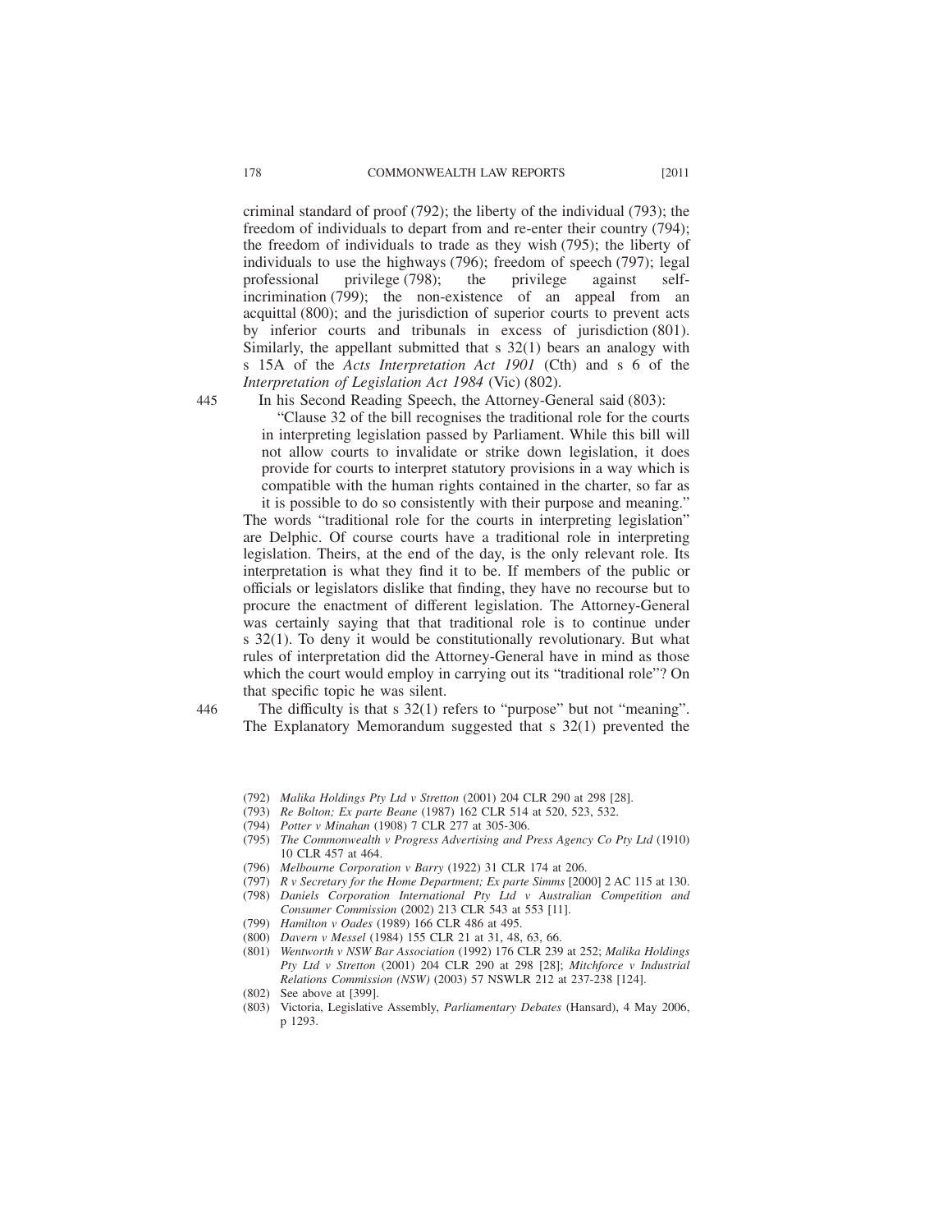criminal standard of proof (792); the liberty of the individual (793); the freedom of individuals to depart from and re-enter their country (794); the freedom of individuals to trade as they wish (795); the liberty of individuals to use the highways (796); freedom of speech (797); legal professional privilege (798); the privilege against self-incrimination (799); the non-existence of an appeal from an acquittal (800); and the jurisdiction of superior courts to prevent acts by inferior courts and tribunals in excess of jurisdiction (801). Similarly, the appellant submitted that s 32(1) bears an analogy with s 15A of the *Acts Interpretation Act 1901* (Cth) and s 6 of the *Interpretation of Legislation Act 1984* (Vic) (802).

445 In his Second Reading Speech, the Attorney-General said (803):

> "Clause 32 of the bill recognises the traditional role for the courts in interpreting legislation passed by Parliament. While this bill will not allow courts to invalidate or strike down legislation, it does provide for courts to interpret statutory provisions in a way which is compatible with the human rights contained in the charter, so far as it is possible to do so consistently with their purpose and meaning."

The words "traditional role for the courts in interpreting legislation" are Delphic. Of course courts have a traditional role in interpreting legislation. Theirs, at the end of the day, is the only relevant role. Its interpretation is what they find it to be. If members of the public or officials or legislators dislike that finding, they have no recourse but to procure the enactment of different legislation. The Attorney-General was certainly saying that that traditional role is to continue under s 32(1). To deny it would be constitutionally revolutionary. But what rules of interpretation did the Attorney-General have in mind as those which the court would employ in carrying out its "traditional role"? On that specific topic he was silent.

446 The difficulty is that s 32(1) refers to "purpose" but not "meaning". The Explanatory Memorandum suggested that s 32(1) prevented the

(792) *Malika Holdings Pty Ltd v Stretton* (2001) 204 CLR 290 at 298 [28].

(793) *Re Bolton; Ex parte Beane* (1987) 162 CLR 514 at 520, 523, 532.

(794) *Potter v Minahan* (1908) 7 CLR 277 at 305-306.

(795) *The Commonwealth v Progress Advertising and Press Agency Co Pty Ltd* (1910) 10 CLR 457 at 464.

(796) *Melbourne Corporation v Barry* (1922) 31 CLR 174 at 206.

(797) *R v Secretary for the Home Department; Ex parte Simms* [2000] 2 AC 115 at 130.

(798) *Daniels Corporation International Pty Ltd v Australian Competition and Consumer Commission* (2002) 213 CLR 543 at 553 [11].

(799) *Hamilton v Oades* (1989) 166 CLR 486 at 495.

(800) *Davern v Messel* (1984) 155 CLR 21 at 31, 48, 63, 66.

(801) *Wentworth v NSW Bar Association* (1992) 176 CLR 239 at 252; *Malika Holdings Pty Ltd v Stretton* (2001) 204 CLR 290 at 298 [28]; *Mitchforce v Industrial Relations Commission (NSW)* (2003) 57 NSWLR 212 at 237-238 [124].

(802) See above at [399].

(803) Victoria, Legislative Assembly, *Parliamentary Debates* (Hansard), 4 May 2006, p 1293.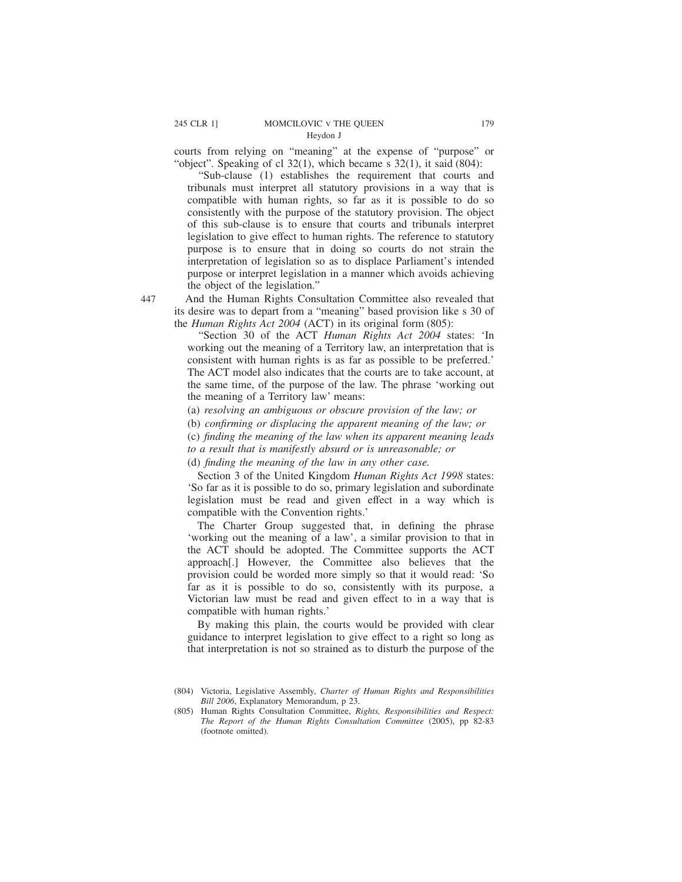courts from relying on "meaning" at the expense of "purpose" or "object". Speaking of cl 32(1), which became s 32(1), it said (804):

> "Sub-clause (1) establishes the requirement that courts and tribunals must interpret all statutory provisions in a way that is compatible with human rights, so far as it is possible to do so consistently with the purpose of the statutory provision. The object of this sub-clause is to ensure that courts and tribunals interpret legislation to give effect to human rights. The reference to statutory purpose is to ensure that in doing so courts do not strain the interpretation of legislation so as to displace Parliament's intended purpose or interpret legislation in a manner which avoids achieving the object of the legislation."

447 And the Human Rights Consultation Committee also revealed that its desire was to depart from a "meaning" based provision like s 30 of the *Human Rights Act 2004* (ACT) in its original form (805):

> "Section 30 of the ACT *Human Rights Act 2004* states: 'In working out the meaning of a Territory law, an interpretation that is consistent with human rights is as far as possible to be preferred.' The ACT model also indicates that the courts are to take account, at the same time, of the purpose of the law. The phrase 'working out the meaning of a Territory law' means:
>
> (a) *resolving an ambiguous or obscure provision of the law; or*
>
> (b) *confirming or displacing the apparent meaning of the law; or*
>
> (c) *finding the meaning of the law when its apparent meaning leads to a result that is manifestly absurd or is unreasonable; or*
>
> (d) *finding the meaning of the law in any other case.*
>
> Section 3 of the United Kingdom *Human Rights Act 1998* states: 'So far as it is possible to do so, primary legislation and subordinate legislation must be read and given effect in a way which is compatible with the Convention rights.'
>
> The Charter Group suggested that, in defining the phrase 'working out the meaning of a law', a similar provision to that in the ACT should be adopted. The Committee supports the ACT approach[.] However, the Committee also believes that the provision could be worded more simply so that it would read: 'So far as it is possible to do so, consistently with its purpose, a Victorian law must be read and given effect to in a way that is compatible with human rights.'
>
> By making this plain, the courts would be provided with clear guidance to interpret legislation to give effect to a right so long as that interpretation is not so strained as to disturb the purpose of the

(804) Victoria, Legislative Assembly, *Charter of Human Rights and Responsibilities Bill 2006*, Explanatory Memorandum, p 23.

(805) Human Rights Consultation Committee, *Rights, Responsibilities and Respect: The Report of the Human Rights Consultation Committee* (2005), pp 82-83 (footnote omitted).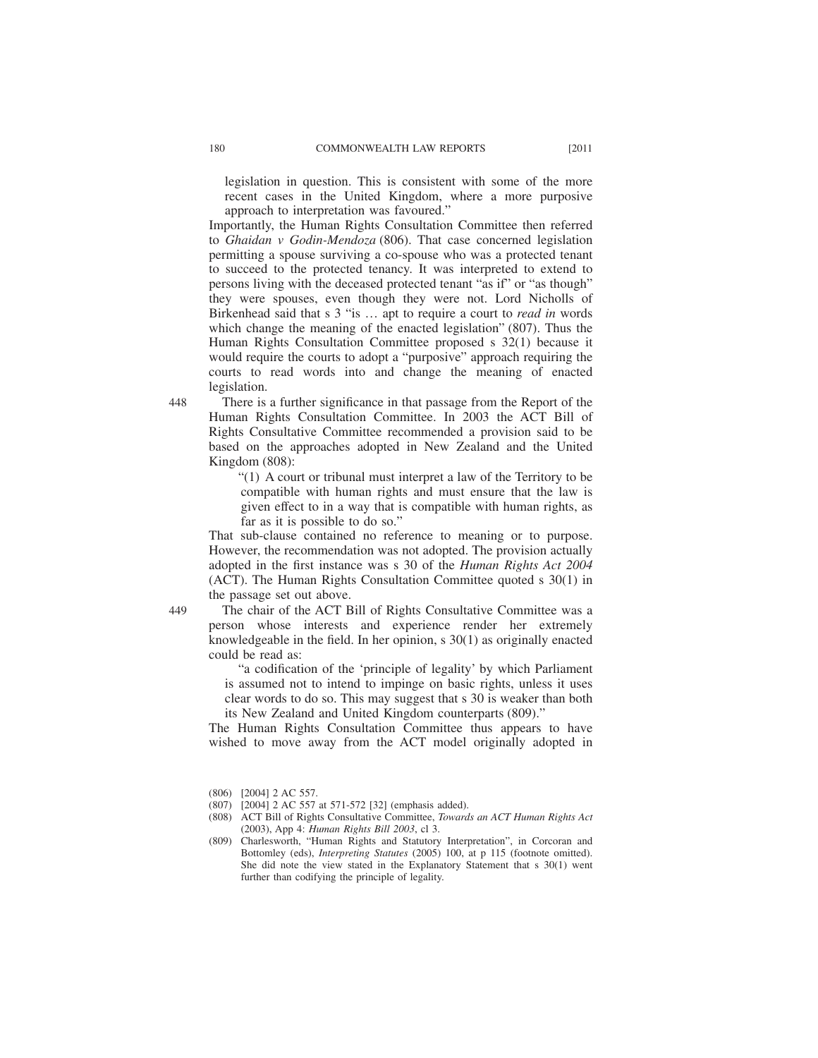legislation in question. This is consistent with some of the more recent cases in the United Kingdom, where a more purposive approach to interpretation was favoured."

Importantly, the Human Rights Consultation Committee then referred to *Ghaidan v Godin-Mendoza* (806). That case concerned legislation permitting a spouse surviving a co-spouse who was a protected tenant to succeed to the protected tenancy. It was interpreted to extend to persons living with the deceased protected tenant "as if" or "as though" they were spouses, even though they were not. Lord Nicholls of Birkenhead said that s 3 "is … apt to require a court to *read in* words which change the meaning of the enacted legislation" (807). Thus the Human Rights Consultation Committee proposed s 32(1) because it would require the courts to adopt a "purposive" approach requiring the courts to read words into and change the meaning of enacted legislation.

448 There is a further significance in that passage from the Report of the Human Rights Consultation Committee. In 2003 the ACT Bill of Rights Consultative Committee recommended a provision said to be based on the approaches adopted in New Zealand and the United Kingdom (808):

> "(1) A court or tribunal must interpret a law of the Territory to be compatible with human rights and must ensure that the law is given effect to in a way that is compatible with human rights, as far as it is possible to do so."

That sub-clause contained no reference to meaning or to purpose. However, the recommendation was not adopted. The provision actually adopted in the first instance was s 30 of the *Human Rights Act 2004* (ACT). The Human Rights Consultation Committee quoted s 30(1) in the passage set out above.

449 The chair of the ACT Bill of Rights Consultative Committee was a person whose interests and experience render her extremely knowledgeable in the field. In her opinion, s 30(1) as originally enacted could be read as:

> "a codification of the 'principle of legality' by which Parliament is assumed not to intend to impinge on basic rights, unless it uses clear words to do so. This may suggest that s 30 is weaker than both its New Zealand and United Kingdom counterparts (809)."

The Human Rights Consultation Committee thus appears to have wished to move away from the ACT model originally adopted in

(806) [2004] 2 AC 557.

(807) [2004] 2 AC 557 at 571-572 [32] (emphasis added).

(808) ACT Bill of Rights Consultative Committee, *Towards an ACT Human Rights Act* (2003), App 4: *Human Rights Bill 2003*, cl 3.

(809) Charlesworth, "Human Rights and Statutory Interpretation", in Corcoran and Bottomley (eds), *Interpreting Statutes* (2005) 100, at p 115 (footnote omitted). She did note the view stated in the Explanatory Statement that s 30(1) went further than codifying the principle of legality.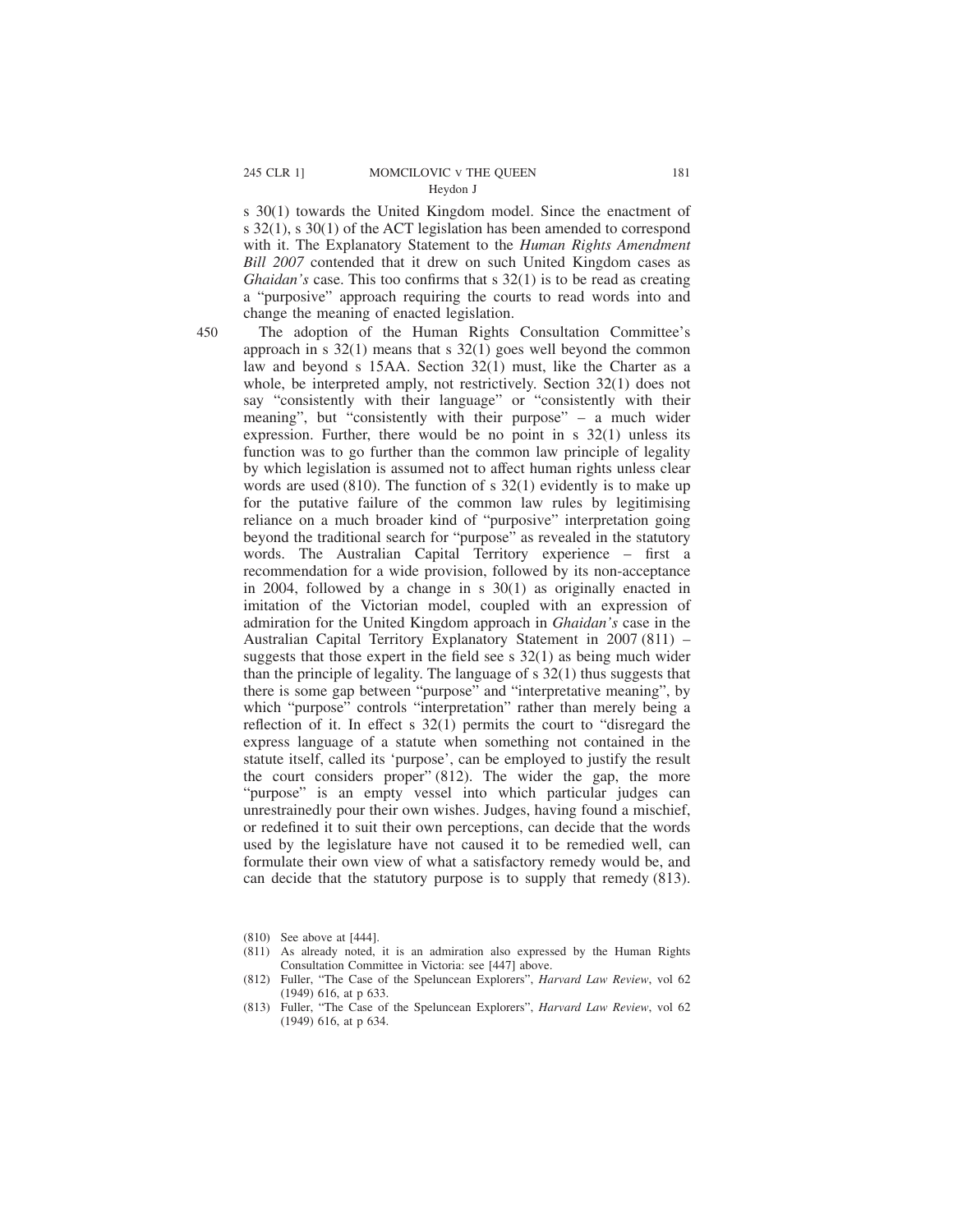s 30(1) towards the United Kingdom model. Since the enactment of s 32(1), s 30(1) of the ACT legislation has been amended to correspond with it. The Explanatory Statement to the *Human Rights Amendment Bill 2007* contended that it drew on such United Kingdom cases as *Ghaidan's* case. This too confirms that s 32(1) is to be read as creating a "purposive" approach requiring the courts to read words into and change the meaning of enacted legislation.

450 The adoption of the Human Rights Consultation Committee's approach in s 32(1) means that s 32(1) goes well beyond the common law and beyond s 15AA. Section 32(1) must, like the Charter as a whole, be interpreted amply, not restrictively. Section 32(1) does not say "consistently with their language" or "consistently with their meaning", but "consistently with their purpose" – a much wider expression. Further, there would be no point in s 32(1) unless its function was to go further than the common law principle of legality by which legislation is assumed not to affect human rights unless clear words are used (810). The function of s 32(1) evidently is to make up for the putative failure of the common law rules by legitimising reliance on a much broader kind of "purposive" interpretation going beyond the traditional search for "purpose" as revealed in the statutory words. The Australian Capital Territory experience – first a recommendation for a wide provision, followed by its non-acceptance in 2004, followed by a change in s 30(1) as originally enacted in imitation of the Victorian model, coupled with an expression of admiration for the United Kingdom approach in *Ghaidan's* case in the Australian Capital Territory Explanatory Statement in 2007 (811) – suggests that those expert in the field see s 32(1) as being much wider than the principle of legality. The language of s 32(1) thus suggests that there is some gap between "purpose" and "interpretative meaning", by which "purpose" controls "interpretation" rather than merely being a reflection of it. In effect s 32(1) permits the court to "disregard the express language of a statute when something not contained in the statute itself, called its 'purpose', can be employed to justify the result the court considers proper" (812). The wider the gap, the more "purpose" is an empty vessel into which particular judges can unrestrainedly pour their own wishes. Judges, having found a mischief, or redefined it to suit their own perceptions, can decide that the words used by the legislature have not caused it to be remedied well, can formulate their own view of what a satisfactory remedy would be, and can decide that the statutory purpose is to supply that remedy (813).

(810) See above at [444].

(811) As already noted, it is an admiration also expressed by the Human Rights Consultation Committee in Victoria: see [447] above.

(812) Fuller, "The Case of the Speluncean Explorers", *Harvard Law Review*, vol 62 (1949) 616, at p 633.

(813) Fuller, "The Case of the Speluncean Explorers", *Harvard Law Review*, vol 62 (1949) 616, at p 634.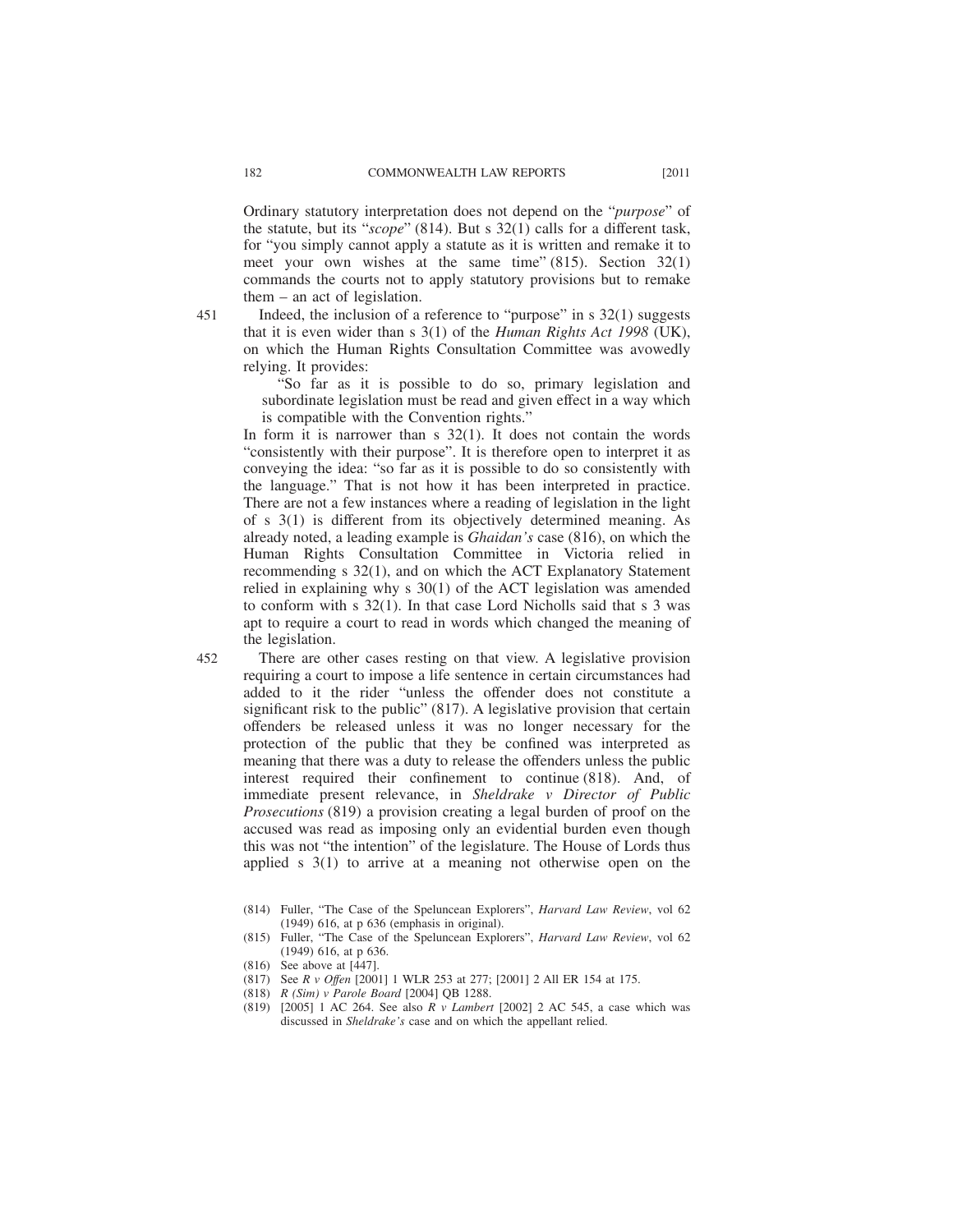Ordinary statutory interpretation does not depend on the "*purpose*" of the statute, but its "*scope*" (814). But s 32(1) calls for a different task, for "you simply cannot apply a statute as it is written and remake it to meet your own wishes at the same time" (815). Section 32(1) commands the courts not to apply statutory provisions but to remake them – an act of legislation.

451 Indeed, the inclusion of a reference to "purpose" in s 32(1) suggests that it is even wider than s 3(1) of the *Human Rights Act 1998* (UK), on which the Human Rights Consultation Committee was avowedly relying. It provides:

> "So far as it is possible to do so, primary legislation and subordinate legislation must be read and given effect in a way which is compatible with the Convention rights."

In form it is narrower than s 32(1). It does not contain the words "consistently with their purpose". It is therefore open to interpret it as conveying the idea: "so far as it is possible to do so consistently with the language." That is not how it has been interpreted in practice. There are not a few instances where a reading of legislation in the light of s 3(1) is different from its objectively determined meaning. As already noted, a leading example is *Ghaidan's* case (816), on which the Human Rights Consultation Committee in Victoria relied in recommending s 32(1), and on which the ACT Explanatory Statement relied in explaining why s 30(1) of the ACT legislation was amended to conform with s 32(1). In that case Lord Nicholls said that s 3 was apt to require a court to read in words which changed the meaning of the legislation.

452 There are other cases resting on that view. A legislative provision requiring a court to impose a life sentence in certain circumstances had added to it the rider "unless the offender does not constitute a significant risk to the public" (817). A legislative provision that certain offenders be released unless it was no longer necessary for the protection of the public that they be confined was interpreted as meaning that there was a duty to release the offenders unless the public interest required their confinement to continue (818). And, of immediate present relevance, in *Sheldrake v Director of Public Prosecutions* (819) a provision creating a legal burden of proof on the accused was read as imposing only an evidential burden even though this was not "the intention" of the legislature. The House of Lords thus applied s 3(1) to arrive at a meaning not otherwise open on the

(814) Fuller, "The Case of the Speluncean Explorers", *Harvard Law Review*, vol 62 (1949) 616, at p 636 (emphasis in original).

(815) Fuller, "The Case of the Speluncean Explorers", *Harvard Law Review*, vol 62 (1949) 616, at p 636.

(816) See above at [447].

(817) See *R v Offen* [2001] 1 WLR 253 at 277; [2001] 2 All ER 154 at 175.

(818) *R (Sim) v Parole Board* [2004] QB 1288.

(819) [2005] 1 AC 264. See also *R v Lambert* [2002] 2 AC 545, a case which was discussed in *Sheldrake's* case and on which the appellant relied.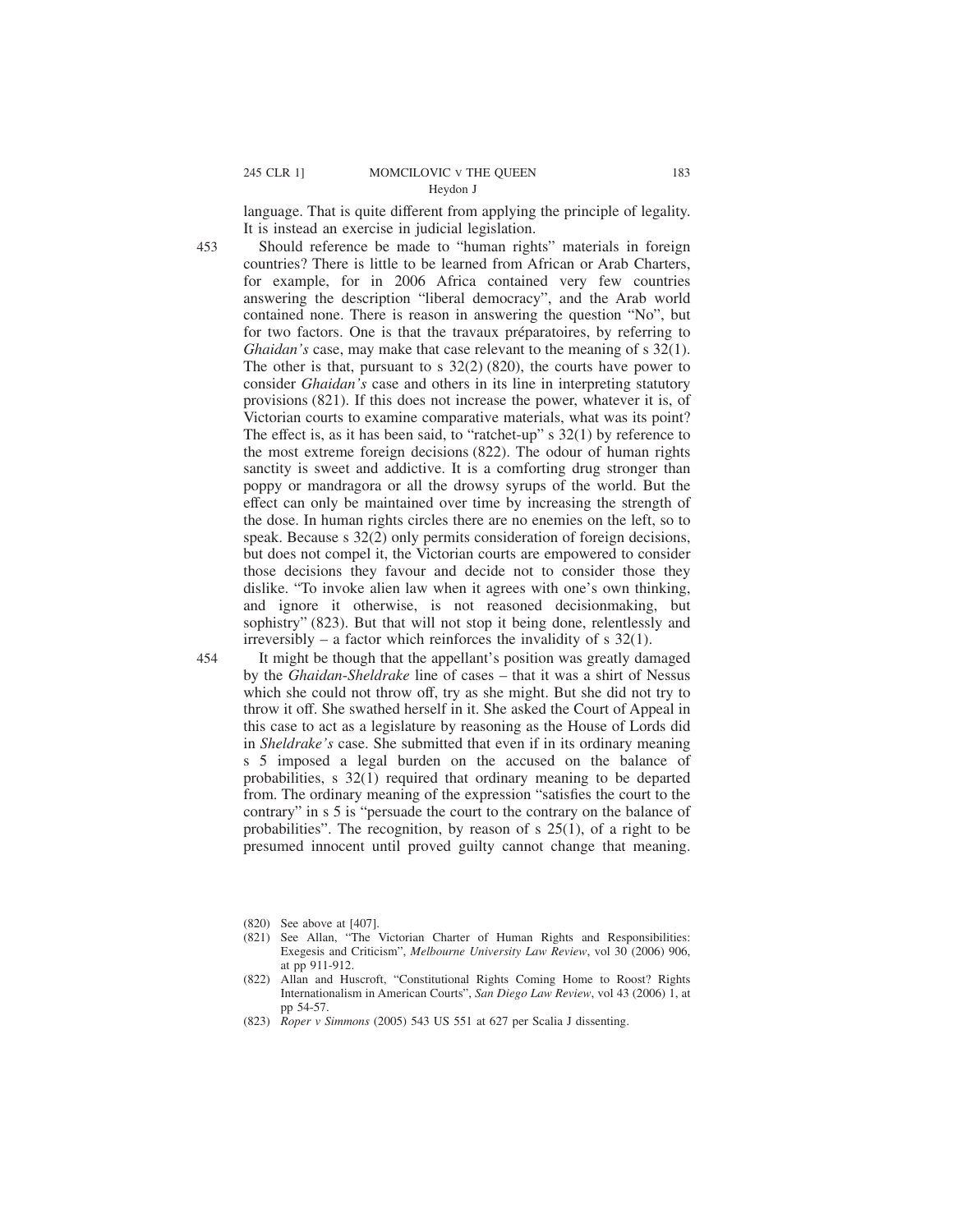language. That is quite different from applying the principle of legality. It is instead an exercise in judicial legislation.

453 Should reference be made to "human rights" materials in foreign countries? There is little to be learned from African or Arab Charters, for example, for in 2006 Africa contained very few countries answering the description "liberal democracy", and the Arab world contained none. There is reason in answering the question "No", but for two factors. One is that the travaux préparatoires, by referring to *Ghaidan's* case, may make that case relevant to the meaning of s 32(1). The other is that, pursuant to s 32(2) (820), the courts have power to consider *Ghaidan's* case and others in its line in interpreting statutory provisions (821). If this does not increase the power, whatever it is, of Victorian courts to examine comparative materials, what was its point? The effect is, as it has been said, to "ratchet-up" s 32(1) by reference to the most extreme foreign decisions (822). The odour of human rights sanctity is sweet and addictive. It is a comforting drug stronger than poppy or mandragora or all the drowsy syrups of the world. But the effect can only be maintained over time by increasing the strength of the dose. In human rights circles there are no enemies on the left, so to speak. Because s 32(2) only permits consideration of foreign decisions, but does not compel it, the Victorian courts are empowered to consider those decisions they favour and decide not to consider those they dislike. "To invoke alien law when it agrees with one's own thinking, and ignore it otherwise, is not reasoned decisionmaking, but sophistry" (823). But that will not stop it being done, relentlessly and irreversibly – a factor which reinforces the invalidity of s 32(1).

454 It might be though that the appellant's position was greatly damaged by the *Ghaidan-Sheldrake* line of cases – that it was a shirt of Nessus which she could not throw off, try as she might. But she did not try to throw it off. She swathed herself in it. She asked the Court of Appeal in this case to act as a legislature by reasoning as the House of Lords did in *Sheldrake's* case. She submitted that even if in its ordinary meaning s 5 imposed a legal burden on the accused on the balance of probabilities, s 32(1) required that ordinary meaning to be departed from. The ordinary meaning of the expression "satisfies the court to the contrary" in s 5 is "persuade the court to the contrary on the balance of probabilities". The recognition, by reason of s 25(1), of a right to be presumed innocent until proved guilty cannot change that meaning.

(820) See above at [407].

(821) See Allan, "The Victorian Charter of Human Rights and Responsibilities: Exegesis and Criticism", *Melbourne University Law Review*, vol 30 (2006) 906, at pp 911-912.

(822) Allan and Huscroft, "Constitutional Rights Coming Home to Roost? Rights Internationalism in American Courts", *San Diego Law Review*, vol 43 (2006) 1, at pp 54-57.

(823) *Roper v Simmons* (2005) 543 US 551 at 627 per Scalia J dissenting.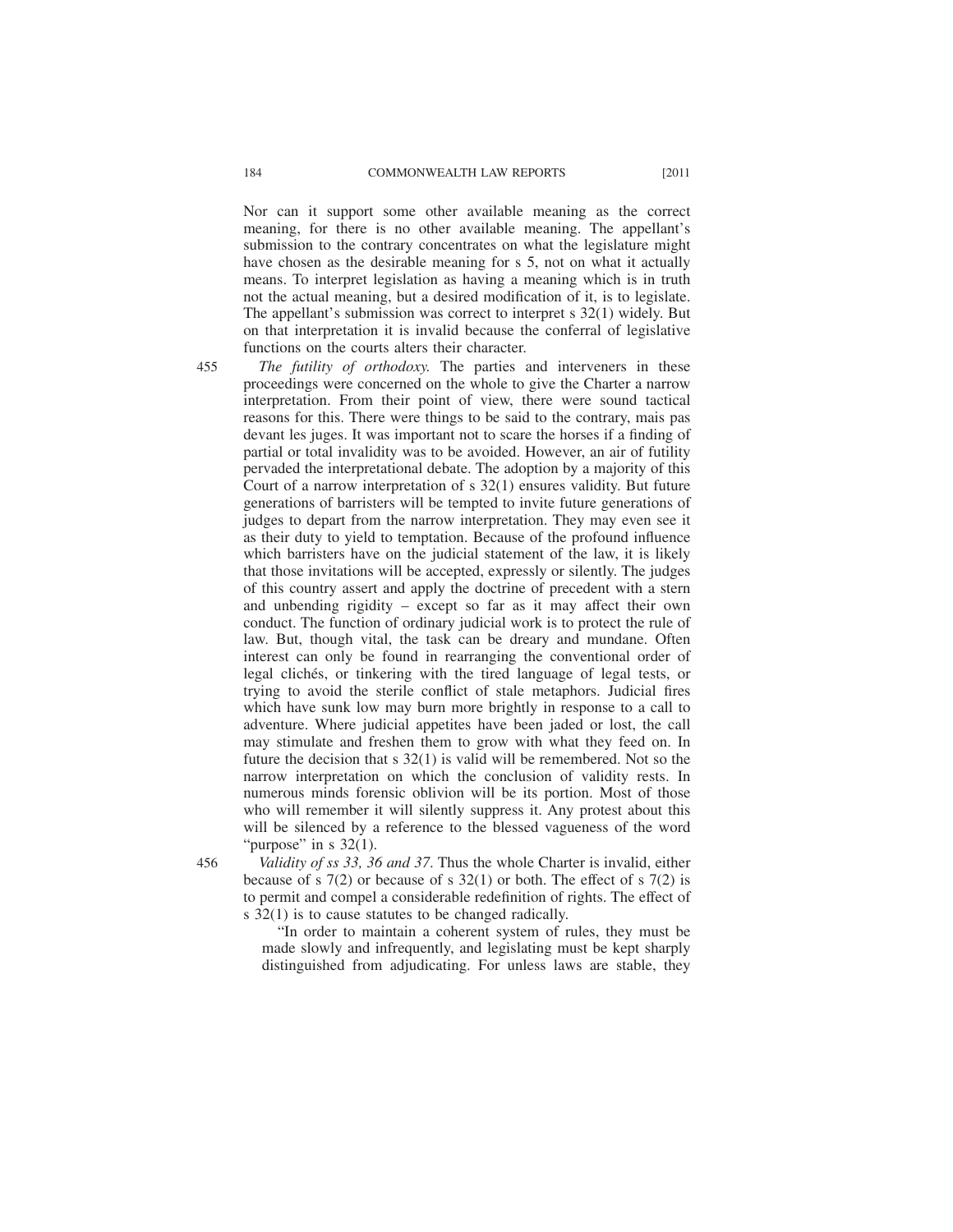Nor can it support some other available meaning as the correct meaning, for there is no other available meaning. The appellant's submission to the contrary concentrates on what the legislature might have chosen as the desirable meaning for s 5, not on what it actually means. To interpret legislation as having a meaning which is in truth not the actual meaning, but a desired modification of it, is to legislate. The appellant's submission was correct to interpret s 32(1) widely. But on that interpretation it is invalid because the conferral of legislative functions on the courts alters their character.

455 *The futility of orthodoxy.* The parties and interveners in these proceedings were concerned on the whole to give the Charter a narrow interpretation. From their point of view, there were sound tactical reasons for this. There were things to be said to the contrary, mais pas devant les juges. It was important not to scare the horses if a finding of partial or total invalidity was to be avoided. However, an air of futility pervaded the interpretational debate. The adoption by a majority of this Court of a narrow interpretation of s 32(1) ensures validity. But future generations of barristers will be tempted to invite future generations of judges to depart from the narrow interpretation. They may even see it as their duty to yield to temptation. Because of the profound influence which barristers have on the judicial statement of the law, it is likely that those invitations will be accepted, expressly or silently. The judges of this country assert and apply the doctrine of precedent with a stern and unbending rigidity – except so far as it may affect their own conduct. The function of ordinary judicial work is to protect the rule of law. But, though vital, the task can be dreary and mundane. Often interest can only be found in rearranging the conventional order of legal clichés, or tinkering with the tired language of legal tests, or trying to avoid the sterile conflict of stale metaphors. Judicial fires which have sunk low may burn more brightly in response to a call to adventure. Where judicial appetites have been jaded or lost, the call may stimulate and freshen them to grow with what they feed on. In future the decision that s 32(1) is valid will be remembered. Not so the narrow interpretation on which the conclusion of validity rests. In numerous minds forensic oblivion will be its portion. Most of those who will remember it will silently suppress it. Any protest about this will be silenced by a reference to the blessed vagueness of the word "purpose" in s 32(1).

456 *Validity of ss 33, 36 and 37.* Thus the whole Charter is invalid, either because of s 7(2) or because of s 32(1) or both. The effect of s 7(2) is to permit and compel a considerable redefinition of rights. The effect of s 32(1) is to cause statutes to be changed radically.

> "In order to maintain a coherent system of rules, they must be made slowly and infrequently, and legislating must be kept sharply distinguished from adjudicating. For unless laws are stable, they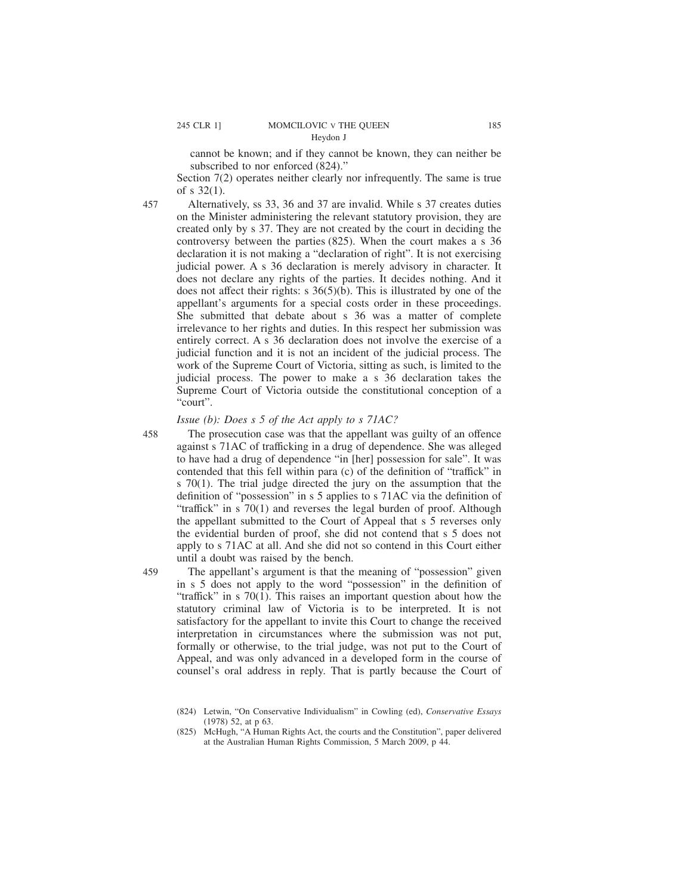cannot be known; and if they cannot be known, they can neither be subscribed to nor enforced (824)."

Section 7(2) operates neither clearly nor infrequently. The same is true of s 32(1).

457 Alternatively, ss 33, 36 and 37 are invalid. While s 37 creates duties on the Minister administering the relevant statutory provision, they are created only by s 37. They are not created by the court in deciding the controversy between the parties (825). When the court makes a s 36 declaration it is not making a "declaration of right". It is not exercising judicial power. A s 36 declaration is merely advisory in character. It does not declare any rights of the parties. It decides nothing. And it does not affect their rights: s 36(5)(b). This is illustrated by one of the appellant's arguments for a special costs order in these proceedings. She submitted that debate about s 36 was a matter of complete irrelevance to her rights and duties. In this respect her submission was entirely correct. A s 36 declaration does not involve the exercise of a judicial function and it is not an incident of the judicial process. The work of the Supreme Court of Victoria, sitting as such, is limited to the judicial process. The power to make a s 36 declaration takes the Supreme Court of Victoria outside the constitutional conception of a "court".

*Issue (b): Does s 5 of the Act apply to s 71AC?*

458 The prosecution case was that the appellant was guilty of an offence against s 71AC of trafficking in a drug of dependence. She was alleged to have had a drug of dependence "in [her] possession for sale". It was contended that this fell within para (c) of the definition of "traffick" in s 70(1). The trial judge directed the jury on the assumption that the definition of "possession" in s 5 applies to s 71AC via the definition of "traffick" in s 70(1) and reverses the legal burden of proof. Although the appellant submitted to the Court of Appeal that s 5 reverses only the evidential burden of proof, she did not contend that s 5 does not apply to s 71AC at all. And she did not so contend in this Court either until a doubt was raised by the bench.

459 The appellant's argument is that the meaning of "possession" given in s 5 does not apply to the word "possession" in the definition of "traffick" in s 70(1). This raises an important question about how the statutory criminal law of Victoria is to be interpreted. It is not satisfactory for the appellant to invite this Court to change the received interpretation in circumstances where the submission was not put, formally or otherwise, to the trial judge, was not put to the Court of Appeal, and was only advanced in a developed form in the course of counsel's oral address in reply. That is partly because the Court of

(824) Letwin, "On Conservative Individualism" in Cowling (ed), *Conservative Essays* (1978) 52, at p 63.

(825) McHugh, "A Human Rights Act, the courts and the Constitution", paper delivered at the Australian Human Rights Commission, 5 March 2009, p 44.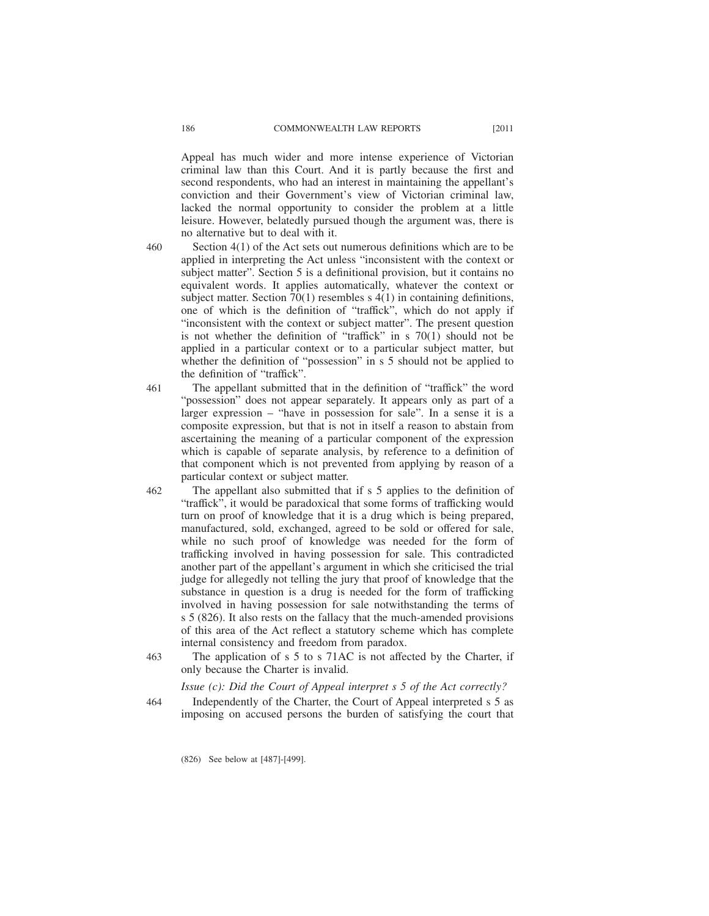Appeal has much wider and more intense experience of Victorian criminal law than this Court. And it is partly because the first and second respondents, who had an interest in maintaining the appellant's conviction and their Government's view of Victorian criminal law, lacked the normal opportunity to consider the problem at a little leisure. However, belatedly pursued though the argument was, there is no alternative but to deal with it.

460 Section 4(1) of the Act sets out numerous definitions which are to be applied in interpreting the Act unless "inconsistent with the context or subject matter". Section 5 is a definitional provision, but it contains no equivalent words. It applies automatically, whatever the context or subject matter. Section 70(1) resembles s 4(1) in containing definitions, one of which is the definition of "traffick", which do not apply if "inconsistent with the context or subject matter". The present question is not whether the definition of "traffick" in s 70(1) should not be applied in a particular context or to a particular subject matter, but whether the definition of "possession" in s 5 should not be applied to the definition of "traffick".

461 The appellant submitted that in the definition of "traffick" the word "possession" does not appear separately. It appears only as part of a larger expression – "have in possession for sale". In a sense it is a composite expression, but that is not in itself a reason to abstain from ascertaining the meaning of a particular component of the expression which is capable of separate analysis, by reference to a definition of that component which is not prevented from applying by reason of a particular context or subject matter.

462 The appellant also submitted that if s 5 applies to the definition of "traffick", it would be paradoxical that some forms of trafficking would turn on proof of knowledge that it is a drug which is being prepared, manufactured, sold, exchanged, agreed to be sold or offered for sale, while no such proof of knowledge was needed for the form of trafficking involved in having possession for sale. This contradicted another part of the appellant's argument in which she criticised the trial judge for allegedly not telling the jury that proof of knowledge that the substance in question is a drug is needed for the form of trafficking involved in having possession for sale notwithstanding the terms of s 5 (826). It also rests on the fallacy that the much-amended provisions of this area of the Act reflect a statutory scheme which has complete internal consistency and freedom from paradox.

463 The application of s 5 to s 71AC is not affected by the Charter, if only because the Charter is invalid.

*Issue (c): Did the Court of Appeal interpret s 5 of the Act correctly?*

464 Independently of the Charter, the Court of Appeal interpreted s 5 as imposing on accused persons the burden of satisfying the court that

(826) See below at [487]-[499].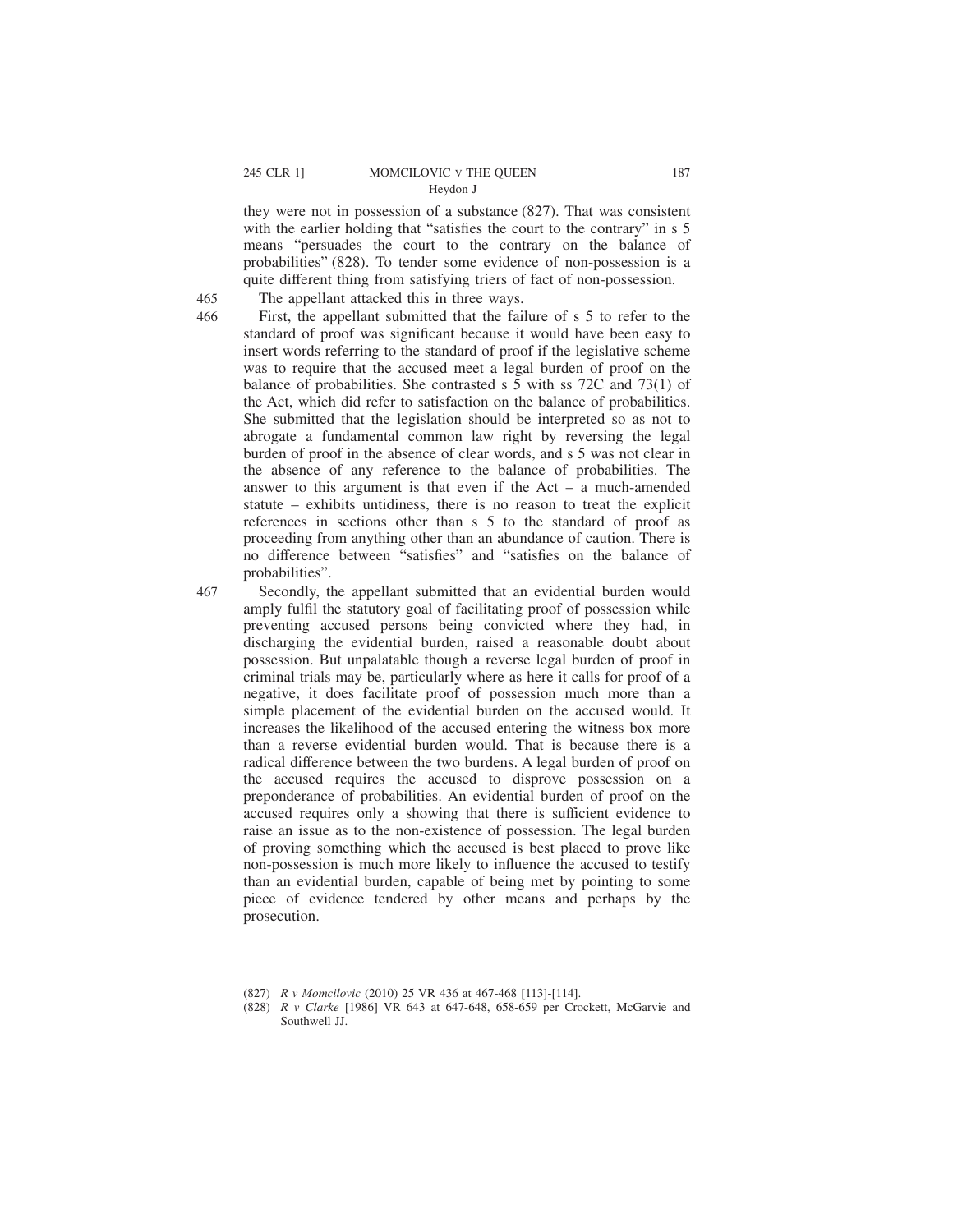they were not in possession of a substance (827). That was consistent with the earlier holding that "satisfies the court to the contrary" in s 5 means "persuades the court to the contrary on the balance of probabilities" (828). To tender some evidence of non-possession is a quite different thing from satisfying triers of fact of non-possession.

465 The appellant attacked this in three ways.

466 First, the appellant submitted that the failure of s 5 to refer to the standard of proof was significant because it would have been easy to insert words referring to the standard of proof if the legislative scheme was to require that the accused meet a legal burden of proof on the balance of probabilities. She contrasted s 5 with ss 72C and 73(1) of the Act, which did refer to satisfaction on the balance of probabilities. She submitted that the legislation should be interpreted so as not to abrogate a fundamental common law right by reversing the legal burden of proof in the absence of clear words, and s 5 was not clear in the absence of any reference to the balance of probabilities. The answer to this argument is that even if the Act – a much-amended statute – exhibits untidiness, there is no reason to treat the explicit references in sections other than s 5 to the standard of proof as proceeding from anything other than an abundance of caution. There is no difference between "satisfies" and "satisfies on the balance of probabilities".

467 Secondly, the appellant submitted that an evidential burden would amply fulfil the statutory goal of facilitating proof of possession while preventing accused persons being convicted where they had, in discharging the evidential burden, raised a reasonable doubt about possession. But unpalatable though a reverse legal burden of proof in criminal trials may be, particularly where as here it calls for proof of a negative, it does facilitate proof of possession much more than a simple placement of the evidential burden on the accused would. It increases the likelihood of the accused entering the witness box more than a reverse evidential burden would. That is because there is a radical difference between the two burdens. A legal burden of proof on the accused requires the accused to disprove possession on a preponderance of probabilities. An evidential burden of proof on the accused requires only a showing that there is sufficient evidence to raise an issue as to the non-existence of possession. The legal burden of proving something which the accused is best placed to prove like non-possession is much more likely to influence the accused to testify than an evidential burden, capable of being met by pointing to some piece of evidence tendered by other means and perhaps by the prosecution.

(827) *R v Momcilovic* (2010) 25 VR 436 at 467-468 [113]-[114].

(828) *R v Clarke* [1986] VR 643 at 647-648, 658-659 per Crockett, McGarvie and Southwell JJ.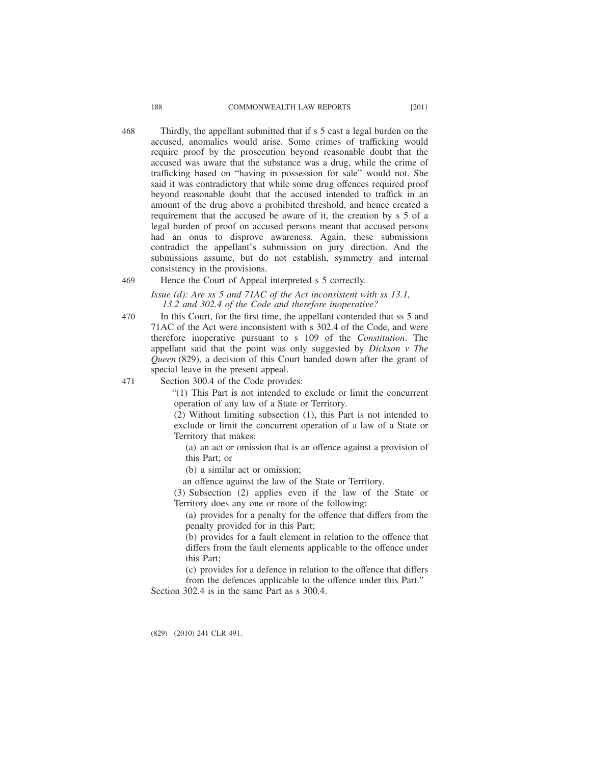468 Thirdly, the appellant submitted that if s 5 cast a legal burden on the accused, anomalies would arise. Some crimes of trafficking would require proof by the prosecution beyond reasonable doubt that the accused was aware that the substance was a drug, while the crime of trafficking based on "having in possession for sale" would not. She said it was contradictory that while some drug offences required proof beyond reasonable doubt that the accused intended to traffick in an amount of the drug above a prohibited threshold, and hence created a requirement that the accused be aware of it, the creation by s 5 of a legal burden of proof on accused persons meant that accused persons had an onus to disprove awareness. Again, these submissions contradict the appellant's submission on jury direction. And the submissions assume, but do not establish, symmetry and internal consistency in the provisions.

469 Hence the Court of Appeal interpreted s 5 correctly.

*Issue (d): Are ss 5 and 71AC of the Act inconsistent with ss 13.1, 13.2 and 302.4 of the Code and therefore inoperative?*

470 In this Court, for the first time, the appellant contended that ss 5 and 71AC of the Act were inconsistent with s 302.4 of the Code, and were therefore inoperative pursuant to s 109 of the *Constitution*. The appellant said that the point was only suggested by *Dickson v The Queen* (829), a decision of this Court handed down after the grant of special leave in the present appeal.

471 Section 300.4 of the Code provides:

> "(1) This Part is not intended to exclude or limit the concurrent operation of any law of a State or Territory.
>
> (2) Without limiting subsection (1), this Part is not intended to exclude or limit the concurrent operation of a law of a State or Territory that makes:
>
> (a) an act or omission that is an offence against a provision of this Part; or
>
> (b) a similar act or omission;
>
> an offence against the law of the State or Territory.
>
> (3) Subsection (2) applies even if the law of the State or Territory does any one or more of the following:
>
> (a) provides for a penalty for the offence that differs from the penalty provided for in this Part;
>
> (b) provides for a fault element in relation to the offence that differs from the fault elements applicable to the offence under this Part;
>
> (c) provides for a defence in relation to the offence that differs from the defences applicable to the offence under this Part."

Section 302.4 is in the same Part as s 300.4.

(829) (2010) 241 CLR 491.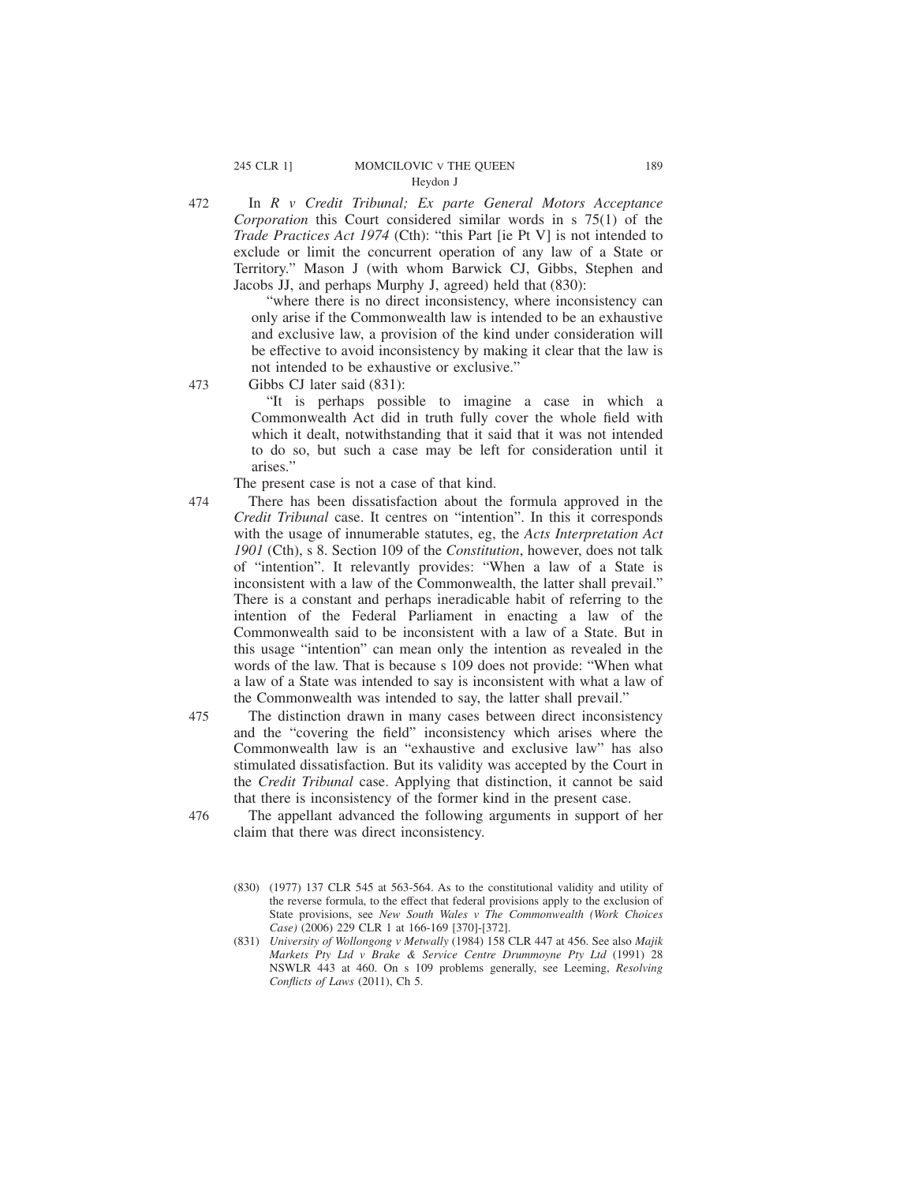472 In *R v Credit Tribunal; Ex parte General Motors Acceptance Corporation* this Court considered similar words in s 75(1) of the *Trade Practices Act 1974* (Cth): "this Part [ie Pt V] is not intended to exclude or limit the concurrent operation of any law of a State or Territory." Mason J (with whom Barwick CJ, Gibbs, Stephen and Jacobs JJ, and perhaps Murphy J, agreed) held that (830):

> "where there is no direct inconsistency, where inconsistency can only arise if the Commonwealth law is intended to be an exhaustive and exclusive law, a provision of the kind under consideration will be effective to avoid inconsistency by making it clear that the law is not intended to be exhaustive or exclusive."

473 Gibbs CJ later said (831):

> "It is perhaps possible to imagine a case in which a Commonwealth Act did in truth fully cover the whole field with which it dealt, notwithstanding that it said that it was not intended to do so, but such a case may be left for consideration until it arises."

The present case is not a case of that kind.

474 There has been dissatisfaction about the formula approved in the *Credit Tribunal* case. It centres on "intention". In this it corresponds with the usage of innumerable statutes, eg, the *Acts Interpretation Act 1901* (Cth), s 8. Section 109 of the *Constitution*, however, does not talk of "intention". It relevantly provides: "When a law of a State is inconsistent with a law of the Commonwealth, the latter shall prevail." There is a constant and perhaps ineradicable habit of referring to the intention of the Federal Parliament in enacting a law of the Commonwealth said to be inconsistent with a law of a State. But in this usage "intention" can mean only the intention as revealed in the words of the law. That is because s 109 does not provide: "When what a law of a State was intended to say is inconsistent with what a law of the Commonwealth was intended to say, the latter shall prevail."

475 The distinction drawn in many cases between direct inconsistency and the "covering the field" inconsistency which arises where the Commonwealth law is an "exhaustive and exclusive law" has also stimulated dissatisfaction. But its validity was accepted by the Court in the *Credit Tribunal* case. Applying that distinction, it cannot be said that there is inconsistency of the former kind in the present case.

476 The appellant advanced the following arguments in support of her claim that there was direct inconsistency.

---

(830) (1977) 137 CLR 545 at 563-564. As to the constitutional validity and utility of the reverse formula, to the effect that federal provisions apply to the exclusion of State provisions, see *New South Wales v The Commonwealth (Work Choices Case)* (2006) 229 CLR 1 at 166-169 [370]-[372].

(831) *University of Wollongong v Metwally* (1984) 158 CLR 447 at 456. See also *Majik Markets Pty Ltd v Brake & Service Centre Drummoyne Pty Ltd* (1991) 28 NSWLR 443 at 460. On s 109 problems generally, see Leeming, *Resolving Conflicts of Laws* (2011), Ch 5.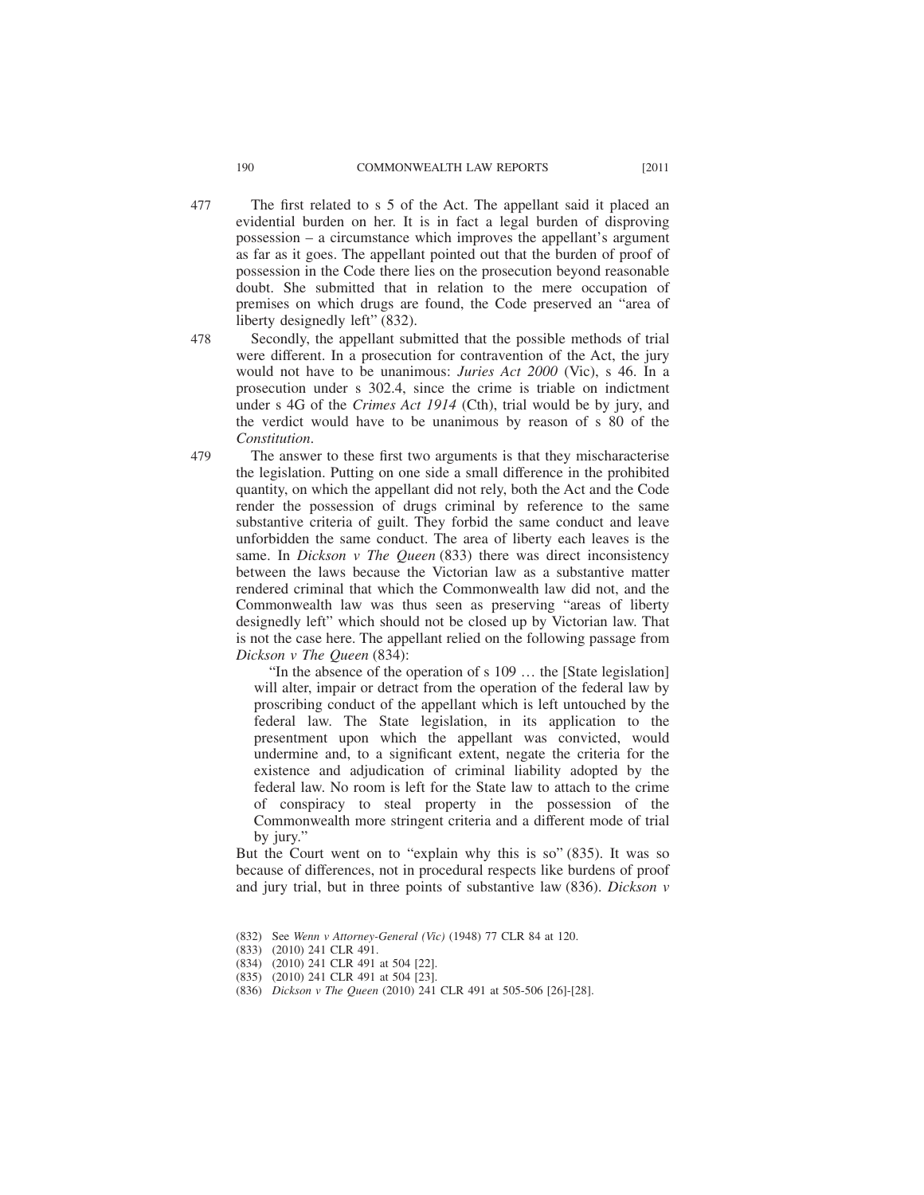477 The first related to s 5 of the Act. The appellant said it placed an evidential burden on her. It is in fact a legal burden of disproving possession – a circumstance which improves the appellant's argument as far as it goes. The appellant pointed out that the burden of proof of possession in the Code there lies on the prosecution beyond reasonable doubt. She submitted that in relation to the mere occupation of premises on which drugs are found, the Code preserved an "area of liberty designedly left" (832).

478 Secondly, the appellant submitted that the possible methods of trial were different. In a prosecution for contravention of the Act, the jury would not have to be unanimous: *Juries Act 2000* (Vic), s 46. In a prosecution under s 302.4, since the crime is triable on indictment under s 4G of the *Crimes Act 1914* (Cth), trial would be by jury, and the verdict would have to be unanimous by reason of s 80 of the *Constitution*.

479 The answer to these first two arguments is that they mischaracterise the legislation. Putting on one side a small difference in the prohibited quantity, on which the appellant did not rely, both the Act and the Code render the possession of drugs criminal by reference to the same substantive criteria of guilt. They forbid the same conduct and leave unforbidden the same conduct. The area of liberty each leaves is the same. In *Dickson v The Queen* (833) there was direct inconsistency between the laws because the Victorian law as a substantive matter rendered criminal that which the Commonwealth law did not, and the Commonwealth law was thus seen as preserving "areas of liberty designedly left" which should not be closed up by Victorian law. That is not the case here. The appellant relied on the following passage from *Dickson v The Queen* (834):

> "In the absence of the operation of s 109 … the [State legislation] will alter, impair or detract from the operation of the federal law by proscribing conduct of the appellant which is left untouched by the federal law. The State legislation, in its application to the presentment upon which the appellant was convicted, would undermine and, to a significant extent, negate the criteria for the existence and adjudication of criminal liability adopted by the federal law. No room is left for the State law to attach to the crime of conspiracy to steal property in the possession of the Commonwealth more stringent criteria and a different mode of trial by jury."

But the Court went on to "explain why this is so" (835). It was so because of differences, not in procedural respects like burdens of proof and jury trial, but in three points of substantive law (836). *Dickson v*

(832) See *Wenn v Attorney-General (Vic)* (1948) 77 CLR 84 at 120.

(833) (2010) 241 CLR 491.

(834) (2010) 241 CLR 491 at 504 [22].

(835) (2010) 241 CLR 491 at 504 [23].

(836) *Dickson v The Queen* (2010) 241 CLR 491 at 505-506 [26]-[28].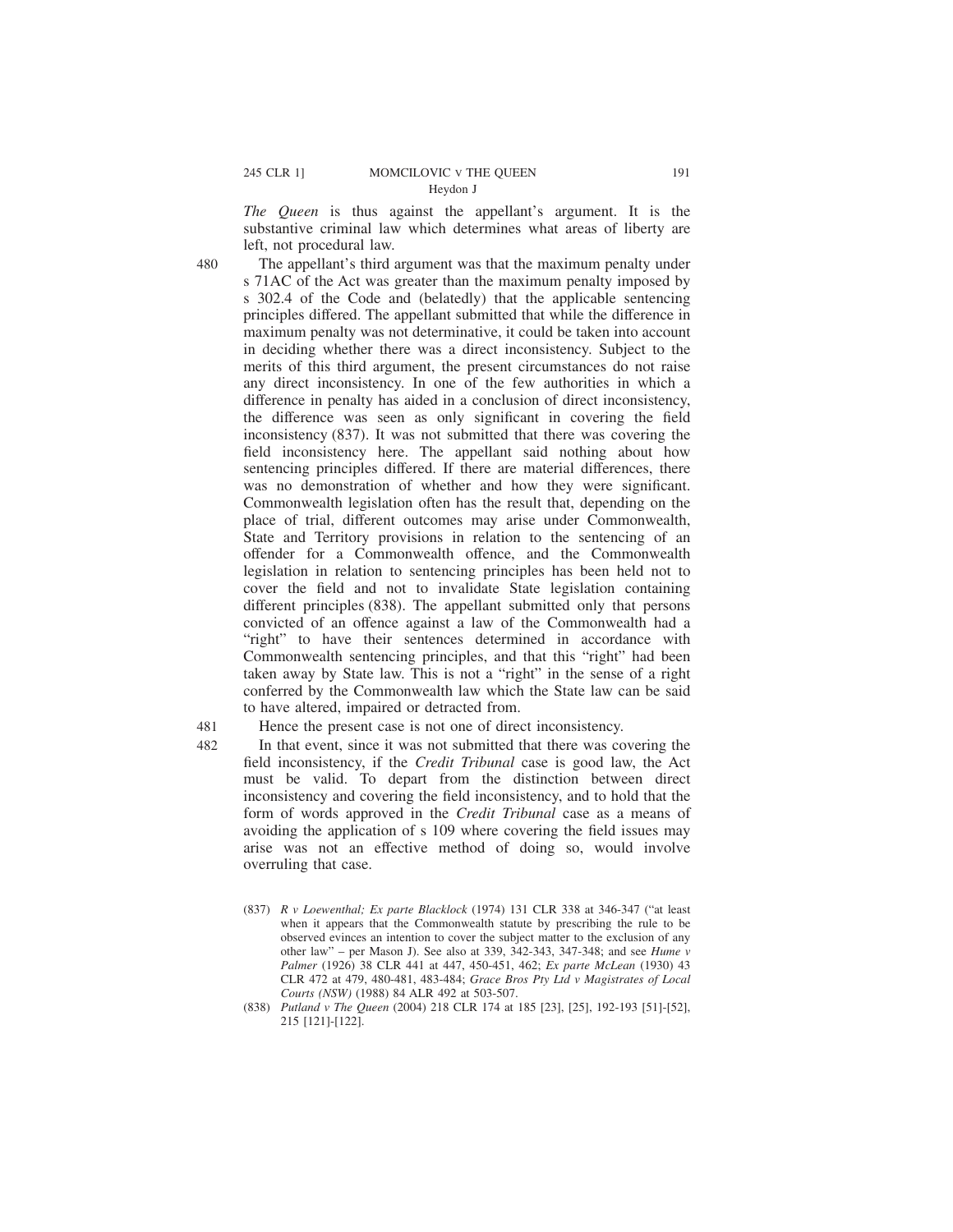*The Queen* is thus against the appellant's argument. It is the substantive criminal law which determines what areas of liberty are left, not procedural law.

480 The appellant's third argument was that the maximum penalty under s 71AC of the Act was greater than the maximum penalty imposed by s 302.4 of the Code and (belatedly) that the applicable sentencing principles differed. The appellant submitted that while the difference in maximum penalty was not determinative, it could be taken into account in deciding whether there was a direct inconsistency. Subject to the merits of this third argument, the present circumstances do not raise any direct inconsistency. In one of the few authorities in which a difference in penalty has aided in a conclusion of direct inconsistency, the difference was seen as only significant in covering the field inconsistency (837). It was not submitted that there was covering the field inconsistency here. The appellant said nothing about how sentencing principles differed. If there are material differences, there was no demonstration of whether and how they were significant. Commonwealth legislation often has the result that, depending on the place of trial, different outcomes may arise under Commonwealth, State and Territory provisions in relation to the sentencing of an offender for a Commonwealth offence, and the Commonwealth legislation in relation to sentencing principles has been held not to cover the field and not to invalidate State legislation containing different principles (838). The appellant submitted only that persons convicted of an offence against a law of the Commonwealth had a "right" to have their sentences determined in accordance with Commonwealth sentencing principles, and that this "right" had been taken away by State law. This is not a "right" in the sense of a right conferred by the Commonwealth law which the State law can be said to have altered, impaired or detracted from.

481 Hence the present case is not one of direct inconsistency.

482 In that event, since it was not submitted that there was covering the field inconsistency, if the *Credit Tribunal* case is good law, the Act must be valid. To depart from the distinction between direct inconsistency and covering the field inconsistency, and to hold that the form of words approved in the *Credit Tribunal* case as a means of avoiding the application of s 109 where covering the field issues may arise was not an effective method of doing so, would involve overruling that case.

(837) *R v Loewenthal; Ex parte Blacklock* (1974) 131 CLR 338 at 346-347 ("at least when it appears that the Commonwealth statute by prescribing the rule to be observed evinces an intention to cover the subject matter to the exclusion of any other law" – per Mason J). See also at 339, 342-343, 347-348; and see *Hume v Palmer* (1926) 38 CLR 441 at 447, 450-451, 462; *Ex parte McLean* (1930) 43 CLR 472 at 479, 480-481, 483-484; *Grace Bros Pty Ltd v Magistrates of Local Courts (NSW)* (1988) 84 ALR 492 at 503-507.

(838) *Putland v The Queen* (2004) 218 CLR 174 at 185 [23], [25], 192-193 [51]-[52], 215 [121]-[122].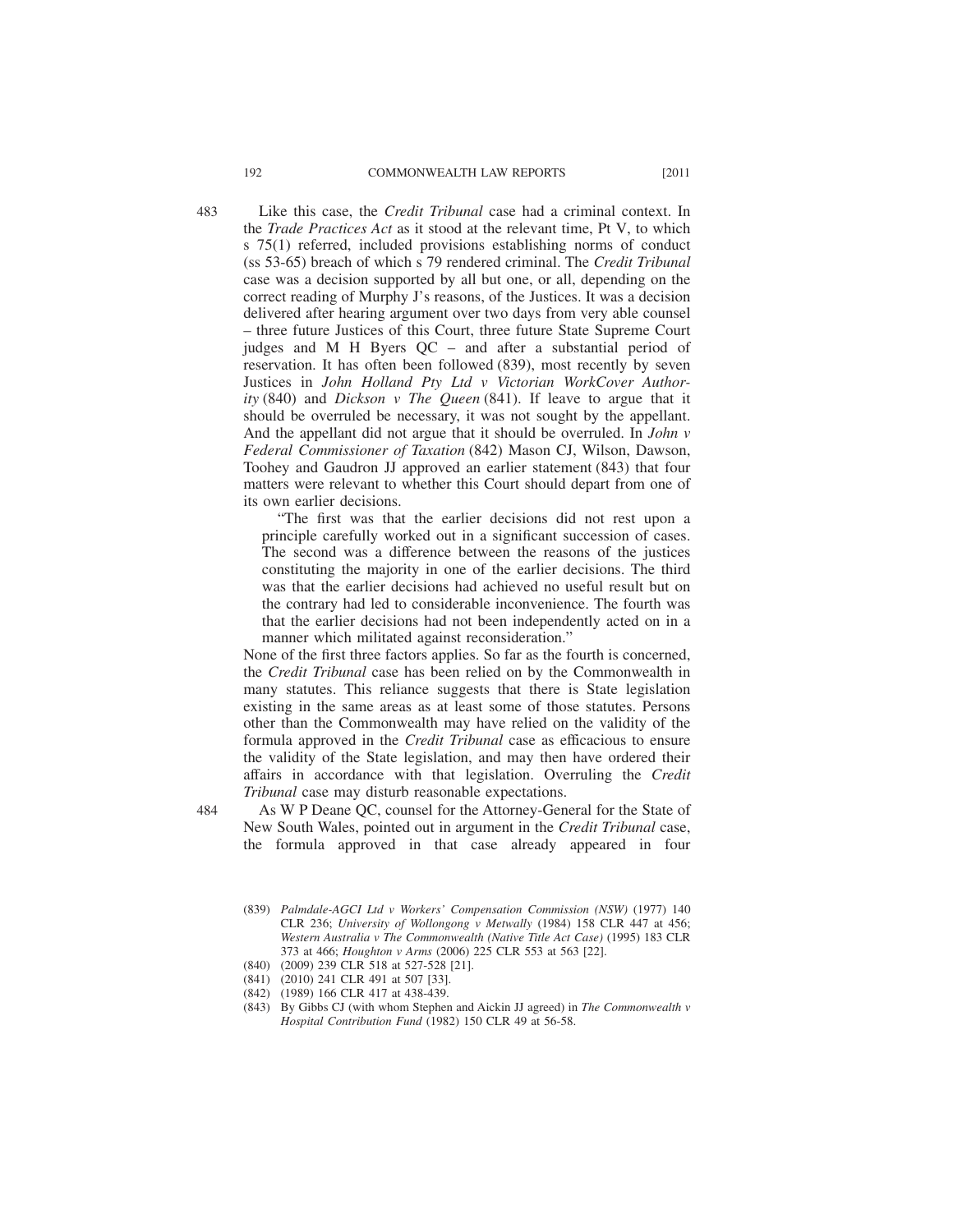483 Like this case, the *Credit Tribunal* case had a criminal context. In the *Trade Practices Act* as it stood at the relevant time, Pt V, to which s 75(1) referred, included provisions establishing norms of conduct (ss 53-65) breach of which s 79 rendered criminal. The *Credit Tribunal* case was a decision supported by all but one, or all, depending on the correct reading of Murphy J's reasons, of the Justices. It was a decision delivered after hearing argument over two days from very able counsel – three future Justices of this Court, three future State Supreme Court judges and M H Byers QC – and after a substantial period of reservation. It has often been followed (839), most recently by seven Justices in *John Holland Pty Ltd v Victorian WorkCover Authority* (840) and *Dickson v The Queen* (841). If leave to argue that it should be overruled be necessary, it was not sought by the appellant. And the appellant did not argue that it should be overruled. In *John v Federal Commissioner of Taxation* (842) Mason CJ, Wilson, Dawson, Toohey and Gaudron JJ approved an earlier statement (843) that four matters were relevant to whether this Court should depart from one of its own earlier decisions.

> "The first was that the earlier decisions did not rest upon a principle carefully worked out in a significant succession of cases. The second was a difference between the reasons of the justices constituting the majority in one of the earlier decisions. The third was that the earlier decisions had achieved no useful result but on the contrary had led to considerable inconvenience. The fourth was that the earlier decisions had not been independently acted on in a manner which militated against reconsideration."

None of the first three factors applies. So far as the fourth is concerned, the *Credit Tribunal* case has been relied on by the Commonwealth in many statutes. This reliance suggests that there is State legislation existing in the same areas as at least some of those statutes. Persons other than the Commonwealth may have relied on the validity of the formula approved in the *Credit Tribunal* case as efficacious to ensure the validity of the State legislation, and may then have ordered their affairs in accordance with that legislation. Overruling the *Credit Tribunal* case may disturb reasonable expectations.

484 As W P Deane QC, counsel for the Attorney-General for the State of New South Wales, pointed out in argument in the *Credit Tribunal* case, the formula approved in that case already appeared in four

(839) *Palmdale-AGCI Ltd v Workers' Compensation Commission (NSW)* (1977) 140 CLR 236; *University of Wollongong v Metwally* (1984) 158 CLR 447 at 456; *Western Australia v The Commonwealth (Native Title Act Case)* (1995) 183 CLR 373 at 466; *Houghton v Arms* (2006) 225 CLR 553 at 563 [22].

(840) (2009) 239 CLR 518 at 527-528 [21].

(841) (2010) 241 CLR 491 at 507 [33].

(842) (1989) 166 CLR 417 at 438-439.

(843) By Gibbs CJ (with whom Stephen and Aickin JJ agreed) in *The Commonwealth v Hospital Contribution Fund* (1982) 150 CLR 49 at 56-58.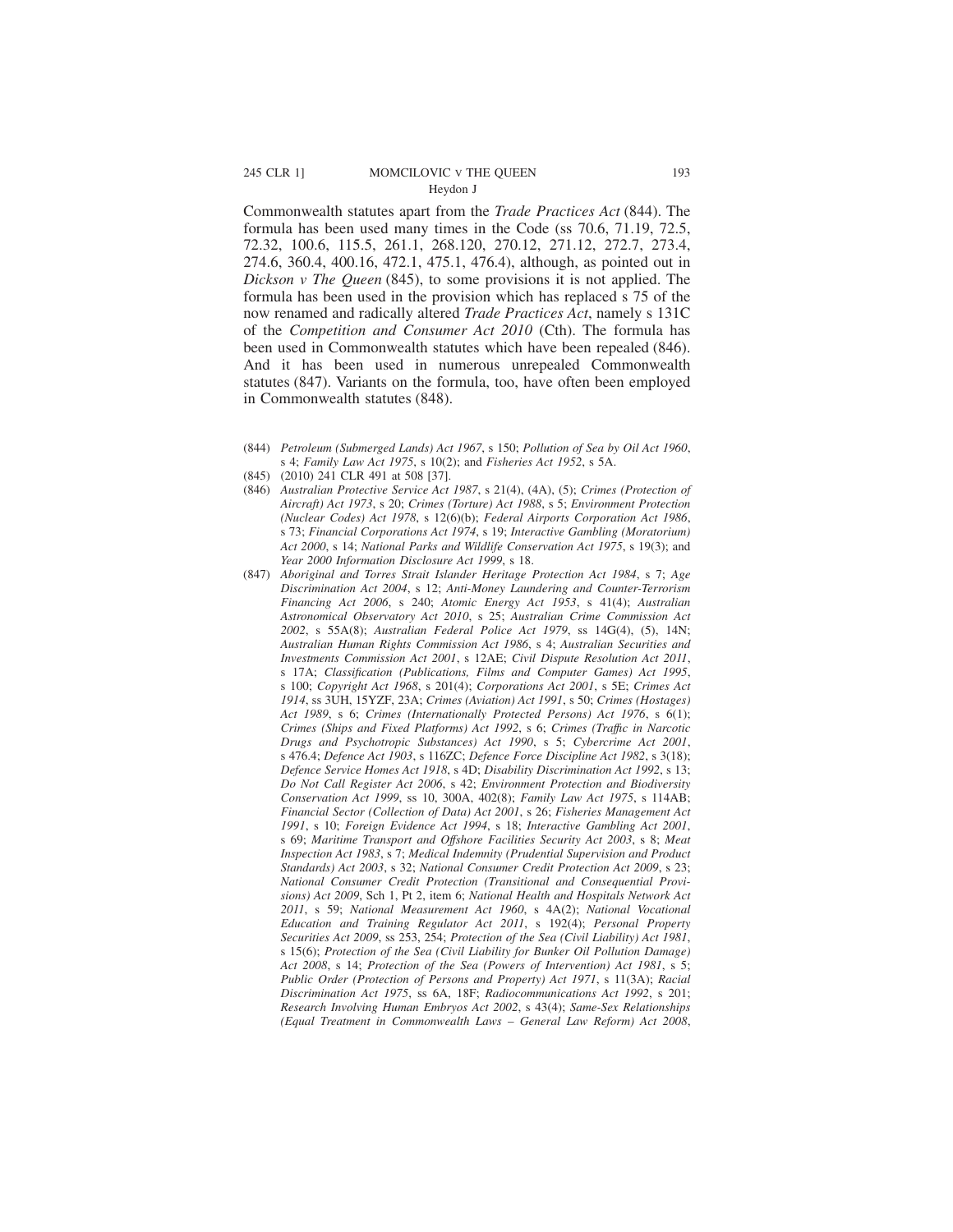Commonwealth statutes apart from the *Trade Practices Act* (844). The formula has been used many times in the Code (ss 70.6, 71.19, 72.5, 72.32, 100.6, 115.5, 261.1, 268.120, 270.12, 271.12, 272.7, 273.4, 274.6, 360.4, 400.16, 472.1, 475.1, 476.4), although, as pointed out in *Dickson v The Queen* (845), to some provisions it is not applied. The formula has been used in the provision which has replaced s 75 of the now renamed and radically altered *Trade Practices Act*, namely s 131C of the *Competition and Consumer Act 2010* (Cth). The formula has been used in Commonwealth statutes which have been repealed (846). And it has been used in numerous unrepealed Commonwealth statutes (847). Variants on the formula, too, have often been employed in Commonwealth statutes (848).

(844) *Petroleum (Submerged Lands) Act 1967*, s 150; *Pollution of Sea by Oil Act 1960*, s 4; *Family Law Act 1975*, s 10(2); and *Fisheries Act 1952*, s 5A.

(845) (2010) 241 CLR 491 at 508 [37].

(846) *Australian Protective Service Act 1987*, s 21(4), (4A), (5); *Crimes (Protection of Aircraft) Act 1973*, s 20; *Crimes (Torture) Act 1988*, s 5; *Environment Protection (Nuclear Codes) Act 1978*, s 12(6)(b); *Federal Airports Corporation Act 1986*, s 73; *Financial Corporations Act 1974*, s 19; *Interactive Gambling (Moratorium) Act 2000*, s 14; *National Parks and Wildlife Conservation Act 1975*, s 19(3); and *Year 2000 Information Disclosure Act 1999*, s 18.

(847) *Aboriginal and Torres Strait Islander Heritage Protection Act 1984*, s 7; *Age Discrimination Act 2004*, s 12; *Anti-Money Laundering and Counter-Terrorism Financing Act 2006*, s 240; *Atomic Energy Act 1953*, s 41(4); *Australian Astronomical Observatory Act 2010*, s 25; *Australian Crime Commission Act 2002*, s 55A(8); *Australian Federal Police Act 1979*, ss 14G(4), (5), 14N; *Australian Human Rights Commission Act 1986*, s 4; *Australian Securities and Investments Commission Act 2001*, s 12AE; *Civil Dispute Resolution Act 2011*, s 17A; *Classification (Publications, Films and Computer Games) Act 1995*, s 100; *Copyright Act 1968*, s 201(4); *Corporations Act 2001*, s 5E; *Crimes Act 1914*, ss 3UH, 15YZF, 23A; *Crimes (Aviation) Act 1991*, s 50; *Crimes (Hostages) Act 1989*, s 6; *Crimes (Internationally Protected Persons) Act 1976*, s 6(1); *Crimes (Ships and Fixed Platforms) Act 1992*, s 6; *Crimes (Traffic in Narcotic Drugs and Psychotropic Substances) Act 1990*, s 5; *Cybercrime Act 2001*, s 476.4; *Defence Act 1903*, s 116ZC; *Defence Force Discipline Act 1982*, s 3(18); *Defence Service Homes Act 1918*, s 4D; *Disability Discrimination Act 1992*, s 13; *Do Not Call Register Act 2006*, s 42; *Environment Protection and Biodiversity Conservation Act 1999*, ss 10, 300A, 402(8); *Family Law Act 1975*, s 114AB; *Financial Sector (Collection of Data) Act 2001*, s 26; *Fisheries Management Act 1991*, s 10; *Foreign Evidence Act 1994*, s 18; *Interactive Gambling Act 2001*, s 69; *Maritime Transport and Offshore Facilities Security Act 2003*, s 8; *Meat Inspection Act 1983*, s 7; *Medical Indemnity (Prudential Supervision and Product Standards) Act 2003*, s 32; *National Consumer Credit Protection Act 2009*, s 23; *National Consumer Credit Protection (Transitional and Consequential Provisions) Act 2009*, Sch 1, Pt 2, item 6; *National Health and Hospitals Network Act 2011*, s 59; *National Measurement Act 1960*, s 4A(2); *National Vocational Education and Training Regulator Act 2011*, s 192(4); *Personal Property Securities Act 2009*, ss 253, 254; *Protection of the Sea (Civil Liability) Act 1981*, s 15(6); *Protection of the Sea (Civil Liability for Bunker Oil Pollution Damage) Act 2008*, s 14; *Protection of the Sea (Powers of Intervention) Act 1981*, s 5; *Public Order (Protection of Persons and Property) Act 1971*, s 11(3A); *Racial Discrimination Act 1975*, ss 6A, 18F; *Radiocommunications Act 1992*, s 201; *Research Involving Human Embryos Act 2002*, s 43(4); *Same-Sex Relationships (Equal Treatment in Commonwealth Laws – General Law Reform) Act 2008*,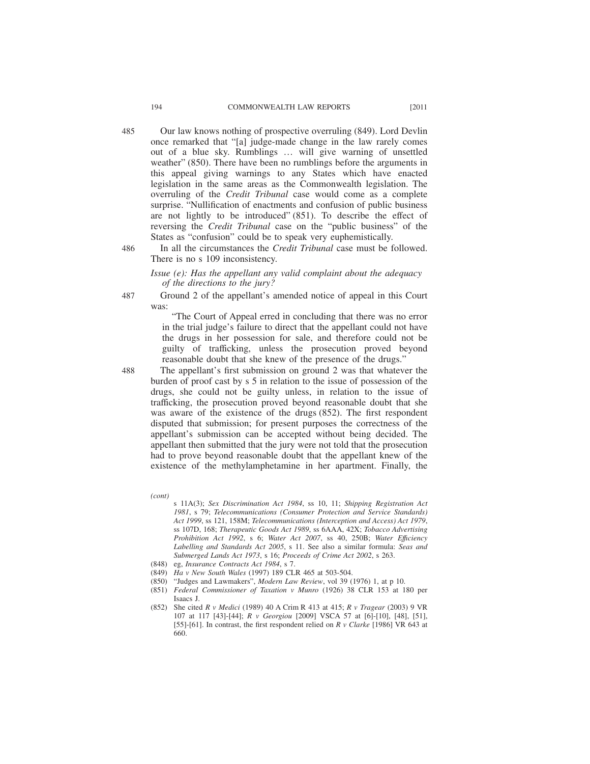485 Our law knows nothing of prospective overruling (849). Lord Devlin once remarked that "[a] judge-made change in the law rarely comes out of a blue sky. Rumblings … will give warning of unsettled weather" (850). There have been no rumblings before the arguments in this appeal giving warnings to any States which have enacted legislation in the same areas as the Commonwealth legislation. The overruling of the *Credit Tribunal* case would come as a complete surprise. "Nullification of enactments and confusion of public business are not lightly to be introduced" (851). To describe the effect of reversing the *Credit Tribunal* case on the "public business" of the States as "confusion" could be to speak very euphemistically.

486 In all the circumstances the *Credit Tribunal* case must be followed. There is no s 109 inconsistency.

*Issue (e): Has the appellant any valid complaint about the adequacy of the directions to the jury?*

487 Ground 2 of the appellant's amended notice of appeal in this Court was:

> "The Court of Appeal erred in concluding that there was no error in the trial judge's failure to direct that the appellant could not have the drugs in her possession for sale, and therefore could not be guilty of trafficking, unless the prosecution proved beyond reasonable doubt that she knew of the presence of the drugs."

488 The appellant's first submission on ground 2 was that whatever the burden of proof cast by s 5 in relation to the issue of possession of the drugs, she could not be guilty unless, in relation to the issue of trafficking, the prosecution proved beyond reasonable doubt that she was aware of the existence of the drugs (852). The first respondent disputed that submission; for present purposes the correctness of the appellant's submission can be accepted without being decided. The appellant then submitted that the jury were not told that the prosecution had to prove beyond reasonable doubt that the appellant knew of the existence of the methylamphetamine in her apartment. Finally, the

---

*(cont)*

s 11A(3); *Sex Discrimination Act 1984*, ss 10, 11; *Shipping Registration Act 1981*, s 79; *Telecommunications (Consumer Protection and Service Standards) Act 1999*, ss 121, 158M; *Telecommunications (Interception and Access) Act 1979*, ss 107D, 168; *Therapeutic Goods Act 1989*, ss 6AAA, 42X; *Tobacco Advertising Prohibition Act 1992*, s 6; *Water Act 2007*, ss 40, 250B; *Water Efficiency Labelling and Standards Act 2005*, s 11. See also a similar formula: *Seas and Submerged Lands Act 1973*, s 16; *Proceeds of Crime Act 2002*, s 263.

(848) eg, *Insurance Contracts Act 1984*, s 7.

(849) *Ha v New South Wales* (1997) 189 CLR 465 at 503-504.

(850) "Judges and Lawmakers", *Modern Law Review*, vol 39 (1976) 1, at p 10.

(851) *Federal Commissioner of Taxation v Munro* (1926) 38 CLR 153 at 180 per Isaacs J.

(852) She cited *R v Medici* (1989) 40 A Crim R 413 at 415; *R v Tragear* (2003) 9 VR 107 at 117 [43]-[44]; *R v Georgiou* [2009] VSCA 57 at [6]-[10], [48], [51], [55]-[61]. In contrast, the first respondent relied on *R v Clarke* [1986] VR 643 at 660.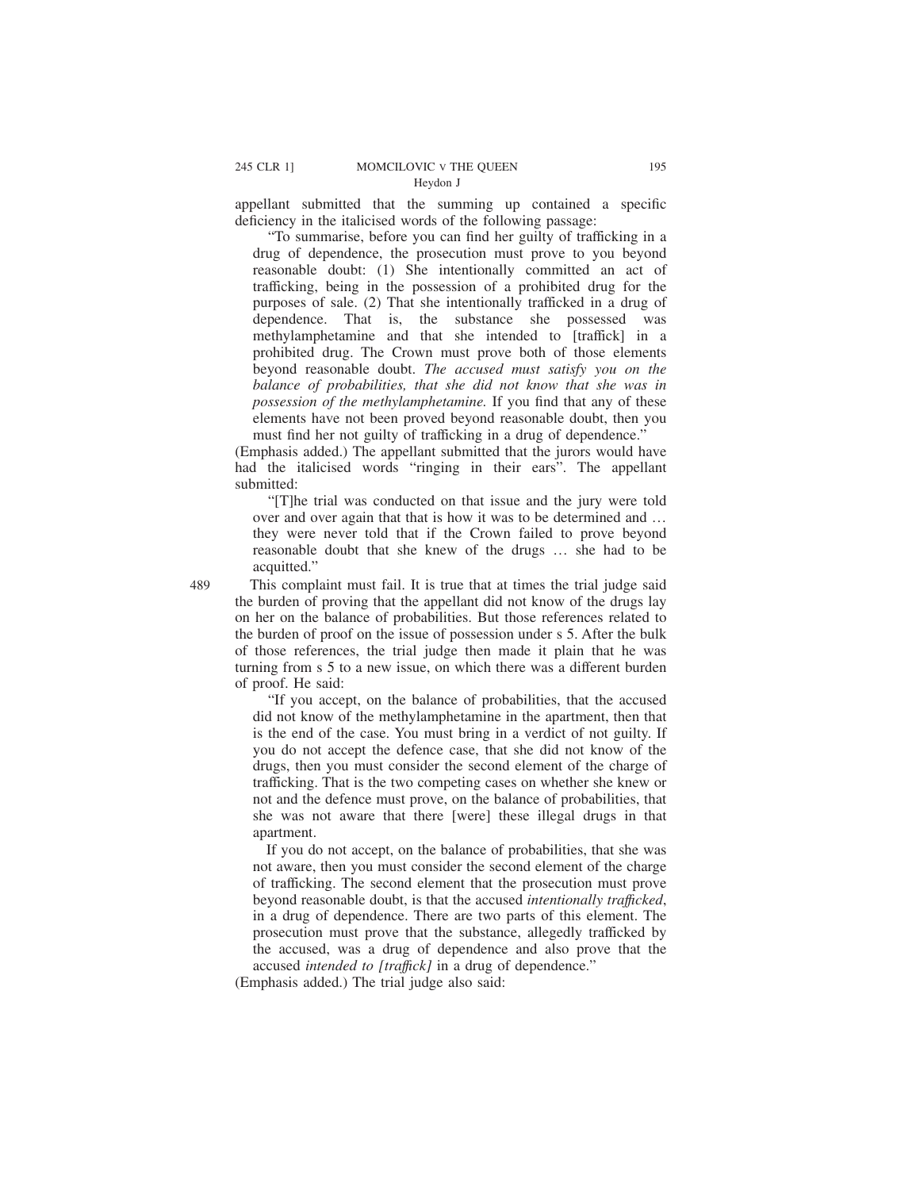appellant submitted that the summing up contained a specific deficiency in the italicised words of the following passage:

> "To summarise, before you can find her guilty of trafficking in a drug of dependence, the prosecution must prove to you beyond reasonable doubt: (1) She intentionally committed an act of trafficking, being in the possession of a prohibited drug for the purposes of sale. (2) That she intentionally trafficked in a drug of dependence. That is, the substance she possessed was methylamphetamine and that she intended to [traffick] in a prohibited drug. The Crown must prove both of those elements beyond reasonable doubt. *The accused must satisfy you on the balance of probabilities, that she did not know that she was in possession of the methylamphetamine.* If you find that any of these elements have not been proved beyond reasonable doubt, then you must find her not guilty of trafficking in a drug of dependence."

(Emphasis added.) The appellant submitted that the jurors would have had the italicised words "ringing in their ears". The appellant submitted:

> "[T]he trial was conducted on that issue and the jury were told over and over again that that is how it was to be determined and … they were never told that if the Crown failed to prove beyond reasonable doubt that she knew of the drugs … she had to be acquitted."

489 This complaint must fail. It is true that at times the trial judge said the burden of proving that the appellant did not know of the drugs lay on her on the balance of probabilities. But those references related to the burden of proof on the issue of possession under s 5. After the bulk of those references, the trial judge then made it plain that he was turning from s 5 to a new issue, on which there was a different burden of proof. He said:

> "If you accept, on the balance of probabilities, that the accused did not know of the methylamphetamine in the apartment, then that is the end of the case. You must bring in a verdict of not guilty. If you do not accept the defence case, that she did not know of the drugs, then you must consider the second element of the charge of trafficking. That is the two competing cases on whether she knew or not and the defence must prove, on the balance of probabilities, that she was not aware that there [were] these illegal drugs in that apartment.
>
> If you do not accept, on the balance of probabilities, that she was not aware, then you must consider the second element of the charge of trafficking. The second element that the prosecution must prove beyond reasonable doubt, is that the accused *intentionally trafficked*, in a drug of dependence. There are two parts of this element. The prosecution must prove that the substance, allegedly trafficked by the accused, was a drug of dependence and also prove that the accused *intended to [traffick]* in a drug of dependence."

(Emphasis added.) The trial judge also said: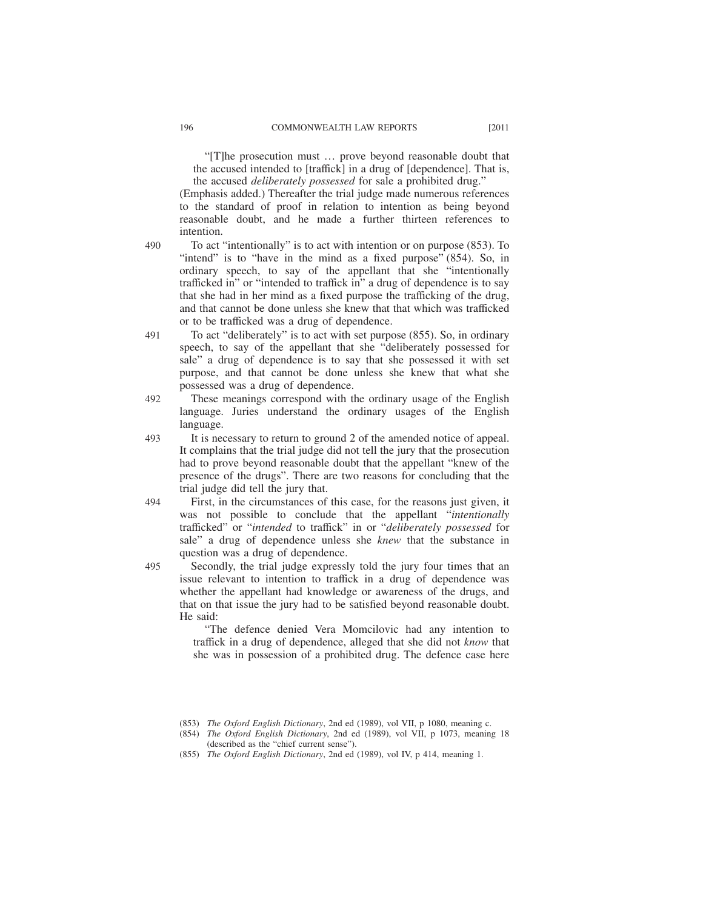"[T]he prosecution must … prove beyond reasonable doubt that the accused intended to [traffick] in a drug of [dependence]. That is, the accused *deliberately possessed* for sale a prohibited drug."

(Emphasis added.) Thereafter the trial judge made numerous references to the standard of proof in relation to intention as being beyond reasonable doubt, and he made a further thirteen references to intention.

490 To act "intentionally" is to act with intention or on purpose (853). To "intend" is to "have in the mind as a fixed purpose" (854). So, in ordinary speech, to say of the appellant that she "intentionally trafficked in" or "intended to traffick in" a drug of dependence is to say that she had in her mind as a fixed purpose the trafficking of the drug, and that cannot be done unless she knew that that which was trafficked or to be trafficked was a drug of dependence.

491 To act "deliberately" is to act with set purpose (855). So, in ordinary speech, to say of the appellant that she "deliberately possessed for sale" a drug of dependence is to say that she possessed it with set purpose, and that cannot be done unless she knew that what she possessed was a drug of dependence.

492 These meanings correspond with the ordinary usage of the English language. Juries understand the ordinary usages of the English language.

493 It is necessary to return to ground 2 of the amended notice of appeal. It complains that the trial judge did not tell the jury that the prosecution had to prove beyond reasonable doubt that the appellant "knew of the presence of the drugs". There are two reasons for concluding that the trial judge did tell the jury that.

494 First, in the circumstances of this case, for the reasons just given, it was not possible to conclude that the appellant "*intentionally* trafficked" or "*intended* to traffick" in or "*deliberately possessed* for sale" a drug of dependence unless she *knew* that the substance in question was a drug of dependence.

495 Secondly, the trial judge expressly told the jury four times that an issue relevant to intention to traffick in a drug of dependence was whether the appellant had knowledge or awareness of the drugs, and that on that issue the jury had to be satisfied beyond reasonable doubt. He said:

"The defence denied Vera Momcilovic had any intention to traffick in a drug of dependence, alleged that she did not *know* that she was in possession of a prohibited drug. The defence case here

(853) *The Oxford English Dictionary*, 2nd ed (1989), vol VII, p 1080, meaning c.

(854) *The Oxford English Dictionary*, 2nd ed (1989), vol VII, p 1073, meaning 18 (described as the "chief current sense").

(855) *The Oxford English Dictionary*, 2nd ed (1989), vol IV, p 414, meaning 1.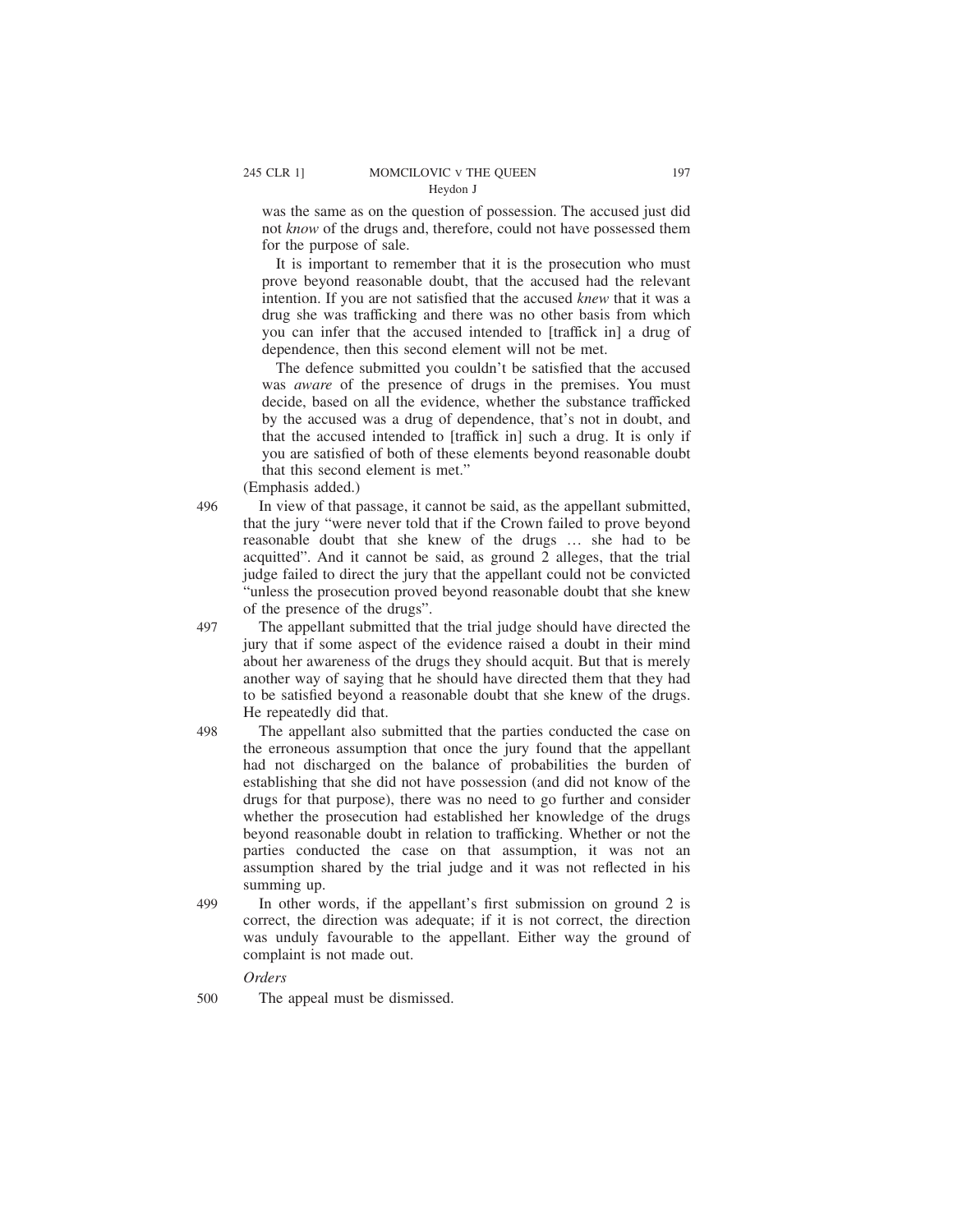was the same as on the question of possession. The accused just did not *know* of the drugs and, therefore, could not have possessed them for the purpose of sale.

It is important to remember that it is the prosecution who must prove beyond reasonable doubt, that the accused had the relevant intention. If you are not satisfied that the accused *knew* that it was a drug she was trafficking and there was no other basis from which you can infer that the accused intended to [traffick in] a drug of dependence, then this second element will not be met.

The defence submitted you couldn't be satisfied that the accused was *aware* of the presence of drugs in the premises. You must decide, based on all the evidence, whether the substance trafficked by the accused was a drug of dependence, that's not in doubt, and that the accused intended to [traffick in] such a drug. It is only if you are satisfied of both of these elements beyond reasonable doubt that this second element is met."

(Emphasis added.)

496 In view of that passage, it cannot be said, as the appellant submitted, that the jury "were never told that if the Crown failed to prove beyond reasonable doubt that she knew of the drugs … she had to be acquitted". And it cannot be said, as ground 2 alleges, that the trial judge failed to direct the jury that the appellant could not be convicted "unless the prosecution proved beyond reasonable doubt that she knew of the presence of the drugs".

497 The appellant submitted that the trial judge should have directed the jury that if some aspect of the evidence raised a doubt in their mind about her awareness of the drugs they should acquit. But that is merely another way of saying that he should have directed them that they had to be satisfied beyond a reasonable doubt that she knew of the drugs. He repeatedly did that.

498 The appellant also submitted that the parties conducted the case on the erroneous assumption that once the jury found that the appellant had not discharged on the balance of probabilities the burden of establishing that she did not have possession (and did not know of the drugs for that purpose), there was no need to go further and consider whether the prosecution had established her knowledge of the drugs beyond reasonable doubt in relation to trafficking. Whether or not the parties conducted the case on that assumption, it was not an assumption shared by the trial judge and it was not reflected in his summing up.

499 In other words, if the appellant's first submission on ground 2 is correct, the direction was adequate; if it is not correct, the direction was unduly favourable to the appellant. Either way the ground of complaint is not made out.

*Orders*

500 The appeal must be dismissed.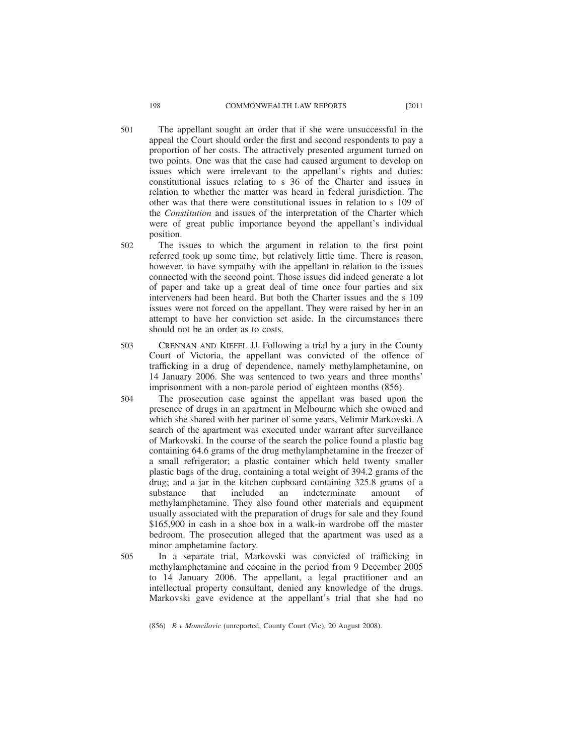501 The appellant sought an order that if she were unsuccessful in the appeal the Court should order the first and second respondents to pay a proportion of her costs. The attractively presented argument turned on two points. One was that the case had caused argument to develop on issues which were irrelevant to the appellant's rights and duties: constitutional issues relating to s 36 of the Charter and issues in relation to whether the matter was heard in federal jurisdiction. The other was that there were constitutional issues in relation to s 109 of the *Constitution* and issues of the interpretation of the Charter which were of great public importance beyond the appellant's individual position.

502 The issues to which the argument in relation to the first point referred took up some time, but relatively little time. There is reason, however, to have sympathy with the appellant in relation to the issues connected with the second point. Those issues did indeed generate a lot of paper and take up a great deal of time once four parties and six interveners had been heard. But both the Charter issues and the s 109 issues were not forced on the appellant. They were raised by her in an attempt to have her conviction set aside. In the circumstances there should not be an order as to costs.

503 CRENNAN AND KIEFEL JJ. Following a trial by a jury in the County Court of Victoria, the appellant was convicted of the offence of trafficking in a drug of dependence, namely methylamphetamine, on 14 January 2006. She was sentenced to two years and three months' imprisonment with a non-parole period of eighteen months (856).

504 The prosecution case against the appellant was based upon the presence of drugs in an apartment in Melbourne which she owned and which she shared with her partner of some years, Velimir Markovski. A search of the apartment was executed under warrant after surveillance of Markovski. In the course of the search the police found a plastic bag containing 64.6 grams of the drug methylamphetamine in the freezer of a small refrigerator; a plastic container which held twenty smaller plastic bags of the drug, containing a total weight of 394.2 grams of the drug; and a jar in the kitchen cupboard containing 325.8 grams of a substance that included an indeterminate amount of methylamphetamine. They also found other materials and equipment usually associated with the preparation of drugs for sale and they found $165,900 in cash in a shoe box in a walk-in wardrobe off the master bedroom. The prosecution alleged that the apartment was used as a minor amphetamine factory.

505 In a separate trial, Markovski was convicted of trafficking in methylamphetamine and cocaine in the period from 9 December 2005 to 14 January 2006. The appellant, a legal practitioner and an intellectual property consultant, denied any knowledge of the drugs. Markovski gave evidence at the appellant's trial that she had no

(856) *R v Momcilovic* (unreported, County Court (Vic), 20 August 2008).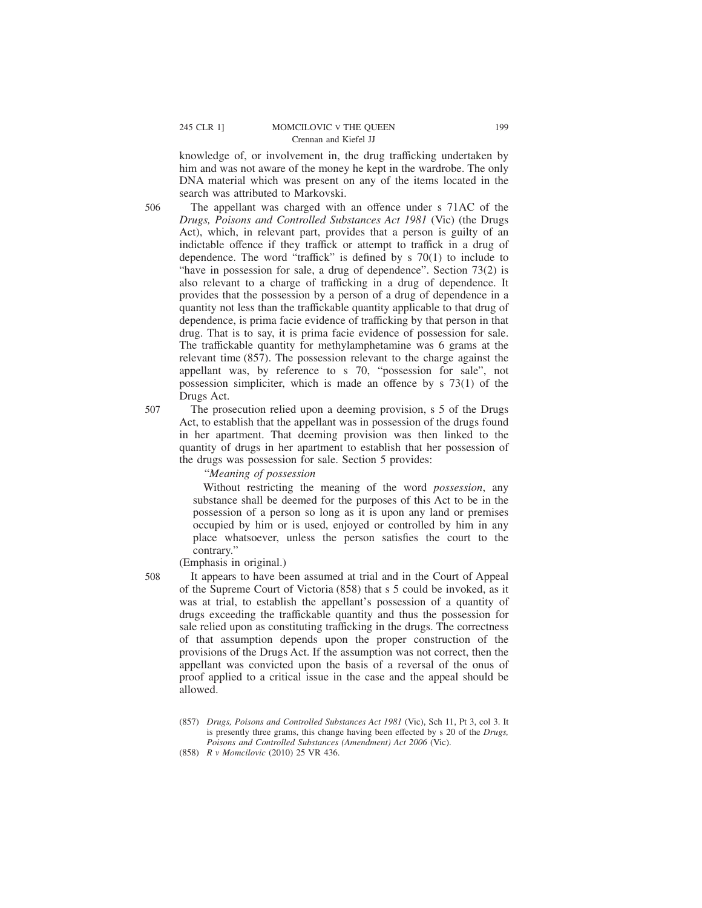knowledge of, or involvement in, the drug trafficking undertaken by him and was not aware of the money he kept in the wardrobe. The only DNA material which was present on any of the items located in the search was attributed to Markovski.

506 The appellant was charged with an offence under s 71AC of the *Drugs, Poisons and Controlled Substances Act 1981* (Vic) (the Drugs Act), which, in relevant part, provides that a person is guilty of an indictable offence if they traffick or attempt to traffick in a drug of dependence. The word "traffick" is defined by s 70(1) to include to "have in possession for sale, a drug of dependence". Section 73(2) is also relevant to a charge of trafficking in a drug of dependence. It provides that the possession by a person of a drug of dependence in a quantity not less than the traffickable quantity applicable to that drug of dependence, is prima facie evidence of trafficking by that person in that drug. That is to say, it is prima facie evidence of possession for sale. The traffickable quantity for methylamphetamine was 6 grams at the relevant time (857). The possession relevant to the charge against the appellant was, by reference to s 70, "possession for sale", not possession simpliciter, which is made an offence by s 73(1) of the Drugs Act.

507 The prosecution relied upon a deeming provision, s 5 of the Drugs Act, to establish that the appellant was in possession of the drugs found in her apartment. That deeming provision was then linked to the quantity of drugs in her apartment to establish that her possession of the drugs was possession for sale. Section 5 provides:

> "*Meaning of possession*
>
> Without restricting the meaning of the word *possession*, any substance shall be deemed for the purposes of this Act to be in the possession of a person so long as it is upon any land or premises occupied by him or is used, enjoyed or controlled by him in any place whatsoever, unless the person satisfies the court to the contrary."

(Emphasis in original.)

508 It appears to have been assumed at trial and in the Court of Appeal of the Supreme Court of Victoria (858) that s 5 could be invoked, as it was at trial, to establish the appellant's possession of a quantity of drugs exceeding the traffickable quantity and thus the possession for sale relied upon as constituting trafficking in the drugs. The correctness of that assumption depends upon the proper construction of the provisions of the Drugs Act. If the assumption was not correct, then the appellant was convicted upon the basis of a reversal of the onus of proof applied to a critical issue in the case and the appeal should be allowed.

(857) *Drugs, Poisons and Controlled Substances Act 1981* (Vic), Sch 11, Pt 3, col 3. It is presently three grams, this change having been effected by s 20 of the *Drugs, Poisons and Controlled Substances (Amendment) Act 2006* (Vic).

(858) *R v Momcilovic* (2010) 25 VR 436.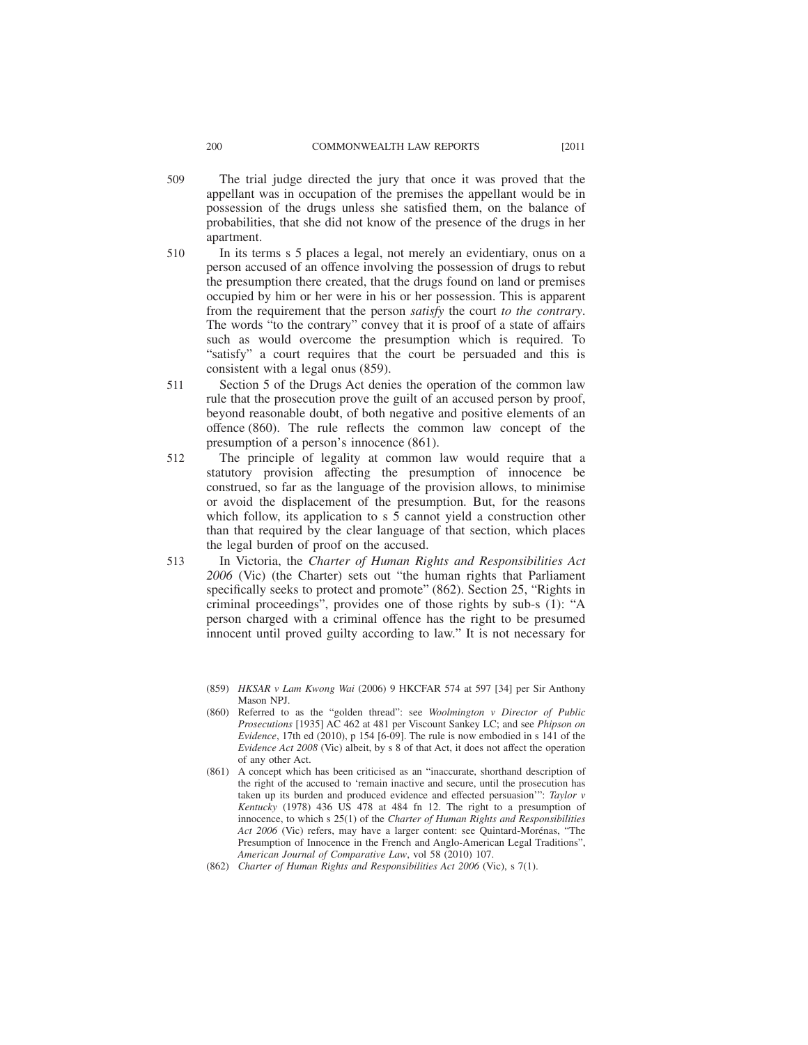509 The trial judge directed the jury that once it was proved that the appellant was in occupation of the premises the appellant would be in possession of the drugs unless she satisfied them, on the balance of probabilities, that she did not know of the presence of the drugs in her apartment.

510 In its terms s 5 places a legal, not merely an evidentiary, onus on a person accused of an offence involving the possession of drugs to rebut the presumption there created, that the drugs found on land or premises occupied by him or her were in his or her possession. This is apparent from the requirement that the person *satisfy* the court *to the contrary*. The words "to the contrary" convey that it is proof of a state of affairs such as would overcome the presumption which is required. To "satisfy" a court requires that the court be persuaded and this is consistent with a legal onus (859).

511 Section 5 of the Drugs Act denies the operation of the common law rule that the prosecution prove the guilt of an accused person by proof, beyond reasonable doubt, of both negative and positive elements of an offence (860). The rule reflects the common law concept of the presumption of a person's innocence (861).

512 The principle of legality at common law would require that a statutory provision affecting the presumption of innocence be construed, so far as the language of the provision allows, to minimise or avoid the displacement of the presumption. But, for the reasons which follow, its application to s 5 cannot yield a construction other than that required by the clear language of that section, which places the legal burden of proof on the accused.

513 In Victoria, the *Charter of Human Rights and Responsibilities Act 2006* (Vic) (the Charter) sets out "the human rights that Parliament specifically seeks to protect and promote" (862). Section 25, "Rights in criminal proceedings", provides one of those rights by sub-s (1): "A person charged with a criminal offence has the right to be presumed innocent until proved guilty according to law." It is not necessary for

(859) *HKSAR v Lam Kwong Wai* (2006) 9 HKCFAR 574 at 597 [34] per Sir Anthony Mason NPJ.

(860) Referred to as the "golden thread": see *Woolmington v Director of Public Prosecutions* [1935] AC 462 at 481 per Viscount Sankey LC; and see *Phipson on Evidence*, 17th ed (2010), p 154 [6-09]. The rule is now embodied in s 141 of the *Evidence Act 2008* (Vic) albeit, by s 8 of that Act, it does not affect the operation of any other Act.

(861) A concept which has been criticised as an "inaccurate, shorthand description of the right of the accused to 'remain inactive and secure, until the prosecution has taken up its burden and produced evidence and effected persuasion'": *Taylor v Kentucky* (1978) 436 US 478 at 484 fn 12. The right to a presumption of innocence, to which s 25(1) of the *Charter of Human Rights and Responsibilities Act 2006* (Vic) refers, may have a larger content: see Quintard-Morénas, "The Presumption of Innocence in the French and Anglo-American Legal Traditions", *American Journal of Comparative Law*, vol 58 (2010) 107.

(862) *Charter of Human Rights and Responsibilities Act 2006* (Vic), s 7(1).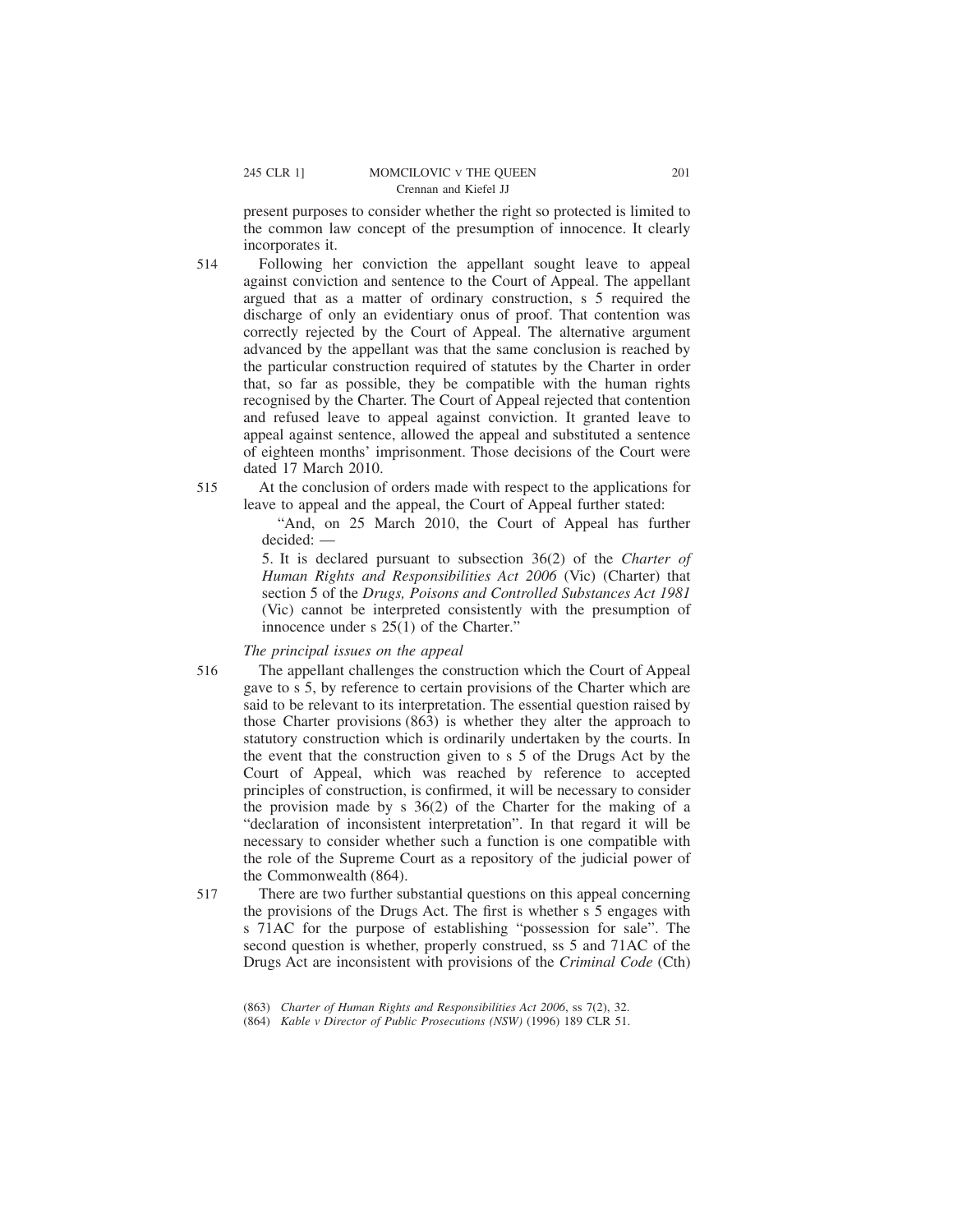present purposes to consider whether the right so protected is limited to the common law concept of the presumption of innocence. It clearly incorporates it.

514 Following her conviction the appellant sought leave to appeal against conviction and sentence to the Court of Appeal. The appellant argued that as a matter of ordinary construction, s 5 required the discharge of only an evidentiary onus of proof. That contention was correctly rejected by the Court of Appeal. The alternative argument advanced by the appellant was that the same conclusion is reached by the particular construction required of statutes by the Charter in order that, so far as possible, they be compatible with the human rights recognised by the Charter. The Court of Appeal rejected that contention and refused leave to appeal against conviction. It granted leave to appeal against sentence, allowed the appeal and substituted a sentence of eighteen months' imprisonment. Those decisions of the Court were dated 17 March 2010.

515 At the conclusion of orders made with respect to the applications for leave to appeal and the appeal, the Court of Appeal further stated:

> "And, on 25 March 2010, the Court of Appeal has further decided: —
>
> 5. It is declared pursuant to subsection 36(2) of the *Charter of Human Rights and Responsibilities Act 2006* (Vic) (Charter) that section 5 of the *Drugs, Poisons and Controlled Substances Act 1981* (Vic) cannot be interpreted consistently with the presumption of innocence under s 25(1) of the Charter."

*The principal issues on the appeal*

516 The appellant challenges the construction which the Court of Appeal gave to s 5, by reference to certain provisions of the Charter which are said to be relevant to its interpretation. The essential question raised by those Charter provisions (863) is whether they alter the approach to statutory construction which is ordinarily undertaken by the courts. In the event that the construction given to s 5 of the Drugs Act by the Court of Appeal, which was reached by reference to accepted principles of construction, is confirmed, it will be necessary to consider the provision made by s 36(2) of the Charter for the making of a "declaration of inconsistent interpretation". In that regard it will be necessary to consider whether such a function is one compatible with the role of the Supreme Court as a repository of the judicial power of the Commonwealth (864).

517 There are two further substantial questions on this appeal concerning the provisions of the Drugs Act. The first is whether s 5 engages with s 71AC for the purpose of establishing "possession for sale". The second question is whether, properly construed, ss 5 and 71AC of the Drugs Act are inconsistent with provisions of the *Criminal Code* (Cth)

(863) *Charter of Human Rights and Responsibilities Act 2006*, ss 7(2), 32.

(864) *Kable v Director of Public Prosecutions (NSW)* (1996) 189 CLR 51.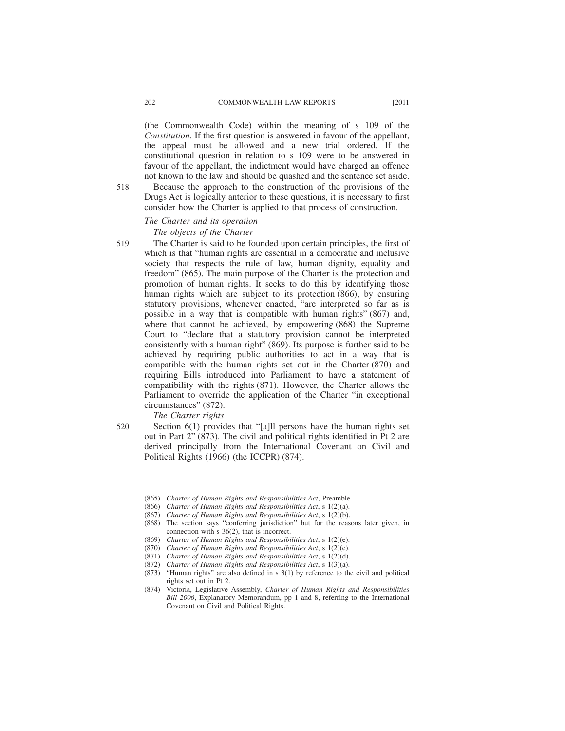(the Commonwealth Code) within the meaning of s 109 of the *Constitution*. If the first question is answered in favour of the appellant, the appeal must be allowed and a new trial ordered. If the constitutional question in relation to s 109 were to be answered in favour of the appellant, the indictment would have charged an offence not known to the law and should be quashed and the sentence set aside.

518 Because the approach to the construction of the provisions of the Drugs Act is logically anterior to these questions, it is necessary to first consider how the Charter is applied to that process of construction.

*The Charter and its operation*

*The objects of the Charter*

519 The Charter is said to be founded upon certain principles, the first of which is that "human rights are essential in a democratic and inclusive society that respects the rule of law, human dignity, equality and freedom" (865). The main purpose of the Charter is the protection and promotion of human rights. It seeks to do this by identifying those human rights which are subject to its protection (866), by ensuring statutory provisions, whenever enacted, "are interpreted so far as is possible in a way that is compatible with human rights" (867) and, where that cannot be achieved, by empowering (868) the Supreme Court to "declare that a statutory provision cannot be interpreted consistently with a human right" (869). Its purpose is further said to be achieved by requiring public authorities to act in a way that is compatible with the human rights set out in the Charter (870) and requiring Bills introduced into Parliament to have a statement of compatibility with the rights (871). However, the Charter allows the Parliament to override the application of the Charter "in exceptional circumstances" (872).

*The Charter rights*

520 Section 6(1) provides that "[a]ll persons have the human rights set out in Part 2" (873). The civil and political rights identified in Pt 2 are derived principally from the International Covenant on Civil and Political Rights (1966) (the ICCPR) (874).

(865) *Charter of Human Rights and Responsibilities Act*, Preamble.

(866) *Charter of Human Rights and Responsibilities Act*, s 1(2)(a).

(867) *Charter of Human Rights and Responsibilities Act*, s 1(2)(b).

(868) The section says "conferring jurisdiction" but for the reasons later given, in connection with s 36(2), that is incorrect.

(869) *Charter of Human Rights and Responsibilities Act*, s 1(2)(e).

(870) *Charter of Human Rights and Responsibilities Act*, s 1(2)(c).

(871) *Charter of Human Rights and Responsibilities Act*, s 1(2)(d).

(872) *Charter of Human Rights and Responsibilities Act*, s 1(3)(a).

(873) "Human rights" are also defined in s 3(1) by reference to the civil and political rights set out in Pt 2.

(874) Victoria, Legislative Assembly, *Charter of Human Rights and Responsibilities Bill 2006*, Explanatory Memorandum, pp 1 and 8, referring to the International Covenant on Civil and Political Rights.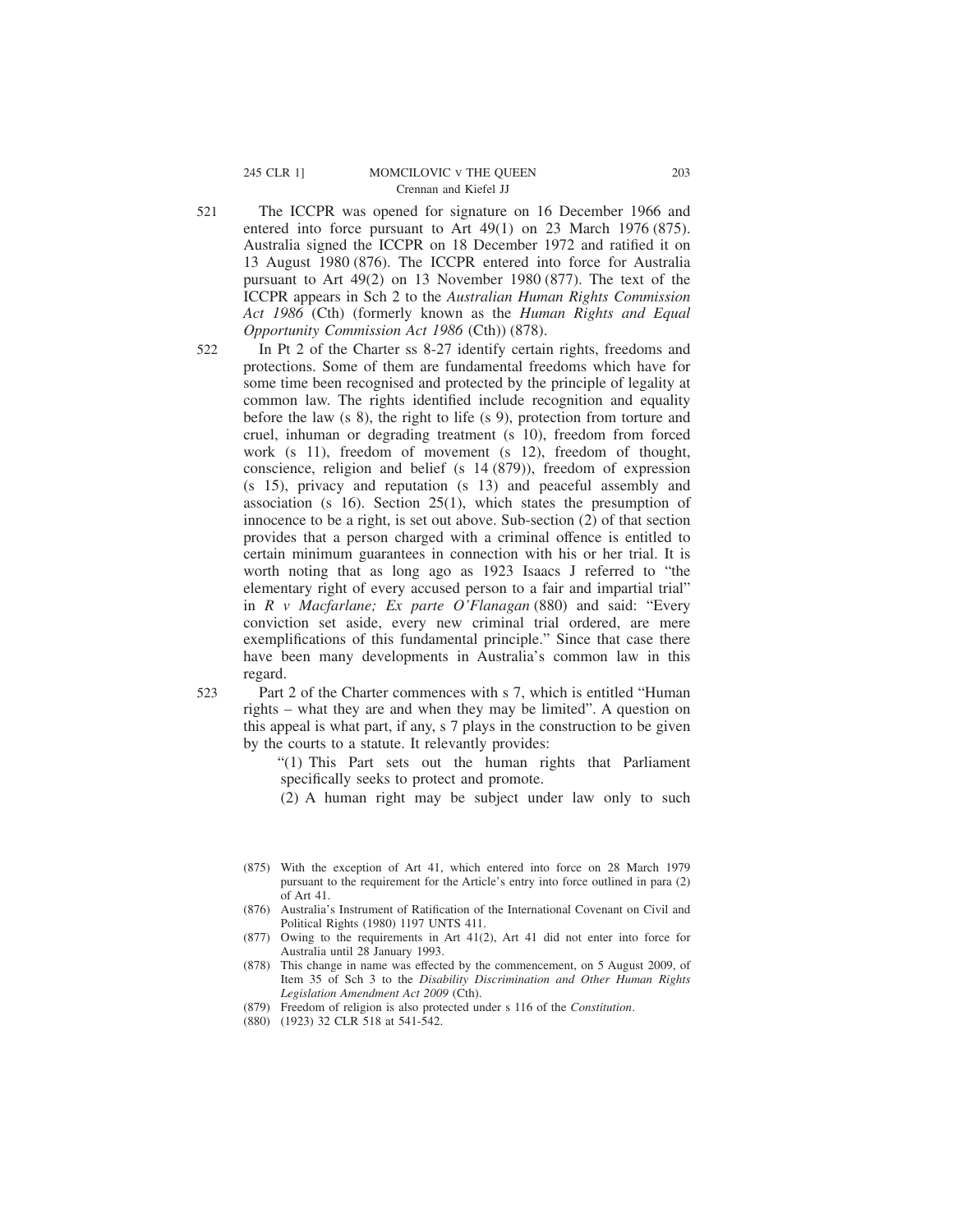521 The ICCPR was opened for signature on 16 December 1966 and entered into force pursuant to Art 49(1) on 23 March 1976 (875). Australia signed the ICCPR on 18 December 1972 and ratified it on 13 August 1980 (876). The ICCPR entered into force for Australia pursuant to Art 49(2) on 13 November 1980 (877). The text of the ICCPR appears in Sch 2 to the *Australian Human Rights Commission Act 1986* (Cth) (formerly known as the *Human Rights and Equal Opportunity Commission Act 1986* (Cth)) (878).

522 In Pt 2 of the Charter ss 8-27 identify certain rights, freedoms and protections. Some of them are fundamental freedoms which have for some time been recognised and protected by the principle of legality at common law. The rights identified include recognition and equality before the law (s 8), the right to life (s 9), protection from torture and cruel, inhuman or degrading treatment (s 10), freedom from forced work (s 11), freedom of movement (s 12), freedom of thought, conscience, religion and belief (s 14 (879)), freedom of expression (s 15), privacy and reputation (s 13) and peaceful assembly and association (s 16). Section 25(1), which states the presumption of innocence to be a right, is set out above. Sub-section (2) of that section provides that a person charged with a criminal offence is entitled to certain minimum guarantees in connection with his or her trial. It is worth noting that as long ago as 1923 Isaacs J referred to "the elementary right of every accused person to a fair and impartial trial" in *R v Macfarlane; Ex parte O'Flanagan* (880) and said: "Every conviction set aside, every new criminal trial ordered, are mere exemplifications of this fundamental principle." Since that case there have been many developments in Australia's common law in this regard.

523 Part 2 of the Charter commences with s 7, which is entitled "Human rights – what they are and when they may be limited". A question on this appeal is what part, if any, s 7 plays in the construction to be given by the courts to a statute. It relevantly provides:

> "(1) This Part sets out the human rights that Parliament specifically seeks to protect and promote.
>
> (2) A human right may be subject under law only to such

(875) With the exception of Art 41, which entered into force on 28 March 1979 pursuant to the requirement for the Article's entry into force outlined in para (2) of Art 41.

(876) Australia's Instrument of Ratification of the International Covenant on Civil and Political Rights (1980) 1197 UNTS 411.

(877) Owing to the requirements in Art 41(2), Art 41 did not enter into force for Australia until 28 January 1993.

(878) This change in name was effected by the commencement, on 5 August 2009, of Item 35 of Sch 3 to the *Disability Discrimination and Other Human Rights Legislation Amendment Act 2009* (Cth).

(879) Freedom of religion is also protected under s 116 of the *Constitution*.

(880) (1923) 32 CLR 518 at 541-542.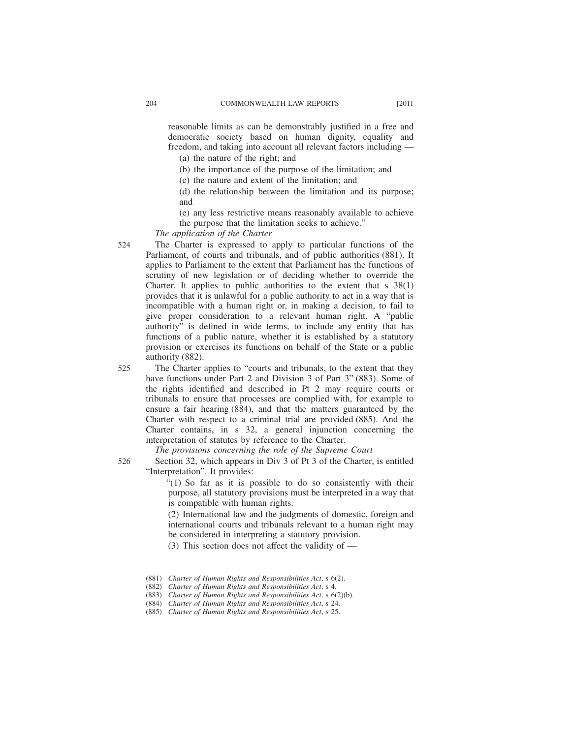reasonable limits as can be demonstrably justified in a free and democratic society based on human dignity, equality and freedom, and taking into account all relevant factors including —

(a) the nature of the right; and

(b) the importance of the purpose of the limitation; and

(c) the nature and extent of the limitation; and

(d) the relationship between the limitation and its purpose; and

(e) any less restrictive means reasonably available to achieve the purpose that the limitation seeks to achieve."

*The application of the Charter*

524 The Charter is expressed to apply to particular functions of the Parliament, of courts and tribunals, and of public authorities (881). It applies to Parliament to the extent that Parliament has the functions of scrutiny of new legislation or of deciding whether to override the Charter. It applies to public authorities to the extent that s 38(1) provides that it is unlawful for a public authority to act in a way that is incompatible with a human right or, in making a decision, to fail to give proper consideration to a relevant human right. A "public authority" is defined in wide terms, to include any entity that has functions of a public nature, whether it is established by a statutory provision or exercises its functions on behalf of the State or a public authority (882).

525 The Charter applies to "courts and tribunals, to the extent that they have functions under Part 2 and Division 3 of Part 3" (883). Some of the rights identified and described in Pt 2 may require courts or tribunals to ensure that processes are complied with, for example to ensure a fair hearing (884), and that the matters guaranteed by the Charter with respect to a criminal trial are provided (885). And the Charter contains, in s 32, a general injunction concerning the interpretation of statutes by reference to the Charter.

*The provisions concerning the role of the Supreme Court*

526 Section 32, which appears in Div 3 of Pt 3 of the Charter, is entitled "Interpretation". It provides:

"(1) So far as it is possible to do so consistently with their purpose, all statutory provisions must be interpreted in a way that is compatible with human rights.

(2) International law and the judgments of domestic, foreign and international courts and tribunals relevant to a human right may be considered in interpreting a statutory provision.

(3) This section does not affect the validity of —

(881) *Charter of Human Rights and Responsibilities Act*, s 6(2).

(882) *Charter of Human Rights and Responsibilities Act*, s 4.

(883) *Charter of Human Rights and Responsibilities Act*, s 6(2)(b).

(884) *Charter of Human Rights and Responsibilities Act*, s 24.

(885) *Charter of Human Rights and Responsibilities Act*, s 25.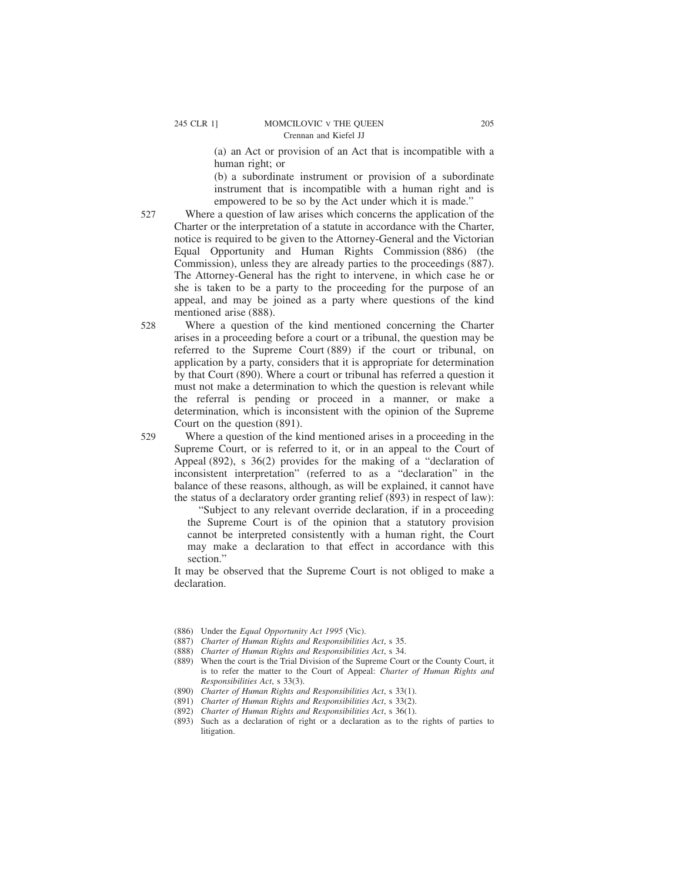(a) an Act or provision of an Act that is incompatible with a human right; or

(b) a subordinate instrument or provision of a subordinate instrument that is incompatible with a human right and is empowered to be so by the Act under which it is made."

527 Where a question of law arises which concerns the application of the Charter or the interpretation of a statute in accordance with the Charter, notice is required to be given to the Attorney-General and the Victorian Equal Opportunity and Human Rights Commission (886) (the Commission), unless they are already parties to the proceedings (887). The Attorney-General has the right to intervene, in which case he or she is taken to be a party to the proceeding for the purpose of an appeal, and may be joined as a party where questions of the kind mentioned arise (888).

528 Where a question of the kind mentioned concerning the Charter arises in a proceeding before a court or a tribunal, the question may be referred to the Supreme Court (889) if the court or tribunal, on application by a party, considers that it is appropriate for determination by that Court (890). Where a court or tribunal has referred a question it must not make a determination to which the question is relevant while the referral is pending or proceed in a manner, or make a determination, which is inconsistent with the opinion of the Supreme Court on the question (891).

529 Where a question of the kind mentioned arises in a proceeding in the Supreme Court, or is referred to it, or in an appeal to the Court of Appeal (892), s 36(2) provides for the making of a "declaration of inconsistent interpretation" (referred to as a "declaration" in the balance of these reasons, although, as will be explained, it cannot have the status of a declaratory order granting relief (893) in respect of law):

> "Subject to any relevant override declaration, if in a proceeding the Supreme Court is of the opinion that a statutory provision cannot be interpreted consistently with a human right, the Court may make a declaration to that effect in accordance with this section."

It may be observed that the Supreme Court is not obliged to make a declaration.

(886) Under the *Equal Opportunity Act 1995* (Vic).

(887) *Charter of Human Rights and Responsibilities Act*, s 35.

(888) *Charter of Human Rights and Responsibilities Act*, s 34.

(889) When the court is the Trial Division of the Supreme Court or the County Court, it is to refer the matter to the Court of Appeal: *Charter of Human Rights and Responsibilities Act*, s 33(3).

(890) *Charter of Human Rights and Responsibilities Act*, s 33(1).

(891) *Charter of Human Rights and Responsibilities Act*, s 33(2).

(892) *Charter of Human Rights and Responsibilities Act*, s 36(1).

(893) Such as a declaration of right or a declaration as to the rights of parties to litigation.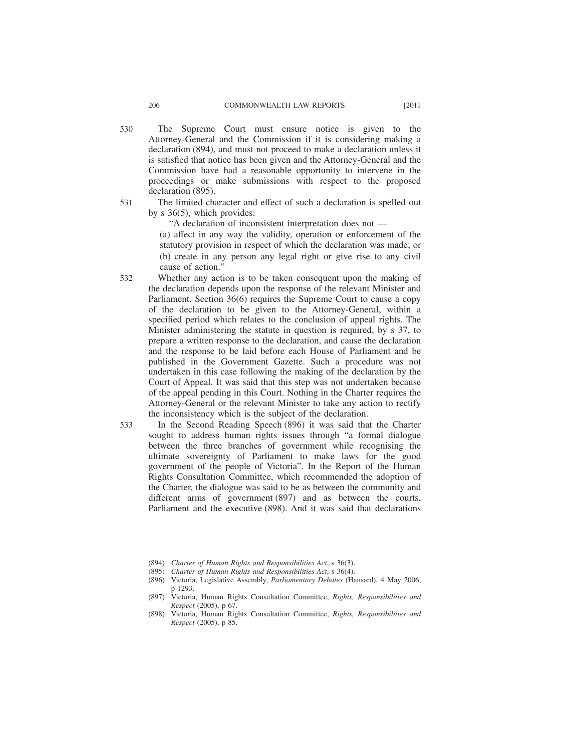530 The Supreme Court must ensure notice is given to the Attorney-General and the Commission if it is considering making a declaration (894), and must not proceed to make a declaration unless it is satisfied that notice has been given and the Attorney-General and the Commission have had a reasonable opportunity to intervene in the proceedings or make submissions with respect to the proposed declaration (895).

531 The limited character and effect of such a declaration is spelled out by s 36(5), which provides:

> "A declaration of inconsistent interpretation does not —
>
> (a) affect in any way the validity, operation or enforcement of the statutory provision in respect of which the declaration was made; or
>
> (b) create in any person any legal right or give rise to any civil cause of action."

532 Whether any action is to be taken consequent upon the making of the declaration depends upon the response of the relevant Minister and Parliament. Section 36(6) requires the Supreme Court to cause a copy of the declaration to be given to the Attorney-General, within a specified period which relates to the conclusion of appeal rights. The Minister administering the statute in question is required, by s 37, to prepare a written response to the declaration, and cause the declaration and the response to be laid before each House of Parliament and be published in the Government Gazette. Such a procedure was not undertaken in this case following the making of the declaration by the Court of Appeal. It was said that this step was not undertaken because of the appeal pending in this Court. Nothing in the Charter requires the Attorney-General or the relevant Minister to take any action to rectify the inconsistency which is the subject of the declaration.

533 In the Second Reading Speech (896) it was said that the Charter sought to address human rights issues through "a formal dialogue between the three branches of government while recognising the ultimate sovereignty of Parliament to make laws for the good government of the people of Victoria". In the Report of the Human Rights Consultation Committee, which recommended the adoption of the Charter, the dialogue was said to be as between the community and different arms of government (897) and as between the courts, Parliament and the executive (898). And it was said that declarations

---

(894) *Charter of Human Rights and Responsibilities Act*, s 36(3).

(895) *Charter of Human Rights and Responsibilities Act*, s 36(4).

(896) Victoria, Legislative Assembly, *Parliamentary Debates* (Hansard), 4 May 2006, p 1293.

(897) Victoria, Human Rights Consultation Committee, *Rights, Responsibilities and Respect* (2005), p 67.

(898) Victoria, Human Rights Consultation Committee, *Rights, Responsibilities and Respect* (2005), p 85.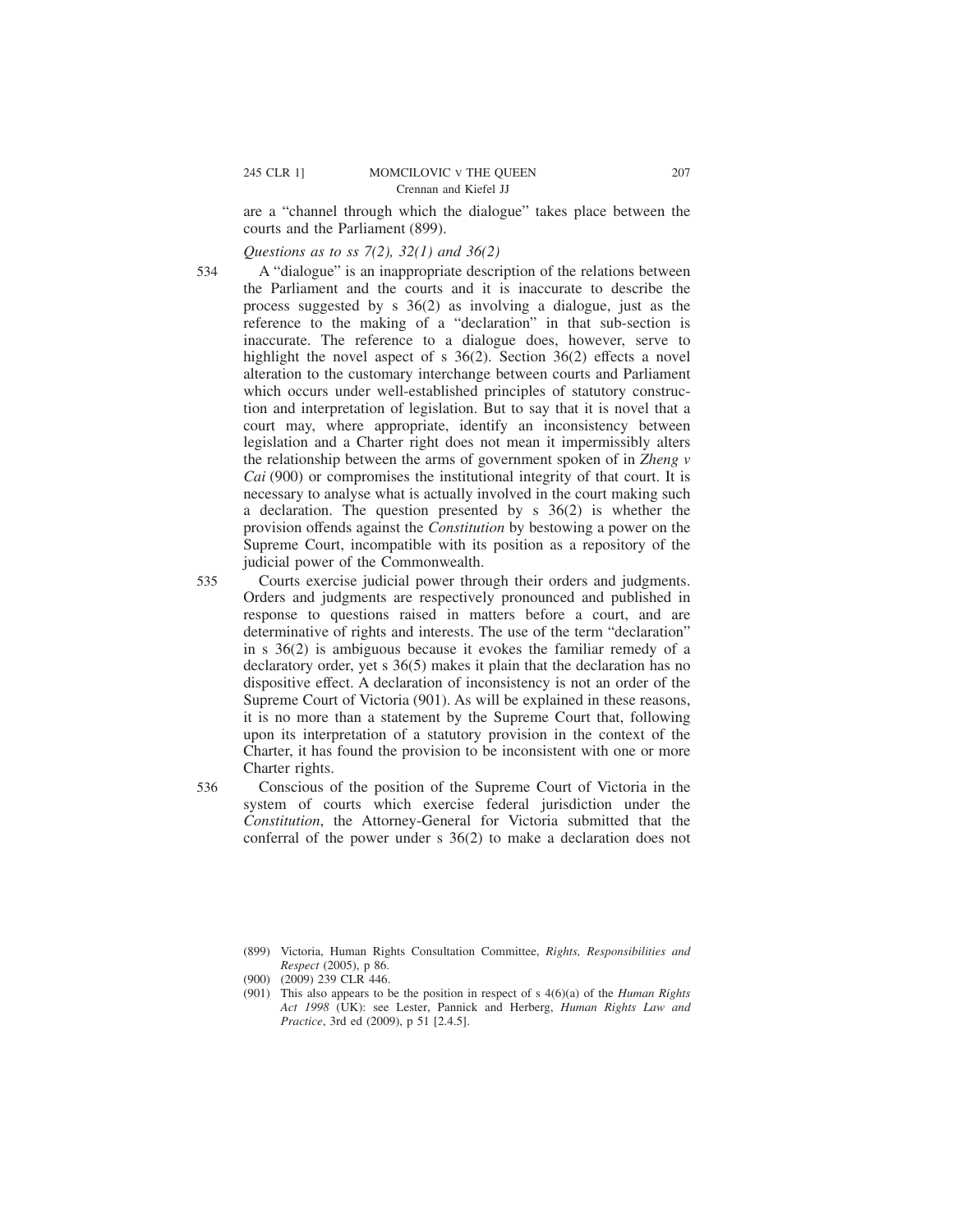are a "channel through which the dialogue" takes place between the courts and the Parliament (899).

*Questions as to ss 7(2), 32(1) and 36(2)*

534 A "dialogue" is an inappropriate description of the relations between the Parliament and the courts and it is inaccurate to describe the process suggested by s 36(2) as involving a dialogue, just as the reference to the making of a "declaration" in that sub-section is inaccurate. The reference to a dialogue does, however, serve to highlight the novel aspect of s 36(2). Section 36(2) effects a novel alteration to the customary interchange between courts and Parliament which occurs under well-established principles of statutory construction and interpretation of legislation. But to say that it is novel that a court may, where appropriate, identify an inconsistency between legislation and a Charter right does not mean it impermissibly alters the relationship between the arms of government spoken of in *Zheng v Cai* (900) or compromises the institutional integrity of that court. It is necessary to analyse what is actually involved in the court making such a declaration. The question presented by s 36(2) is whether the provision offends against the *Constitution* by bestowing a power on the Supreme Court, incompatible with its position as a repository of the judicial power of the Commonwealth.

535 Courts exercise judicial power through their orders and judgments. Orders and judgments are respectively pronounced and published in response to questions raised in matters before a court, and are determinative of rights and interests. The use of the term "declaration" in s 36(2) is ambiguous because it evokes the familiar remedy of a declaratory order, yet s 36(5) makes it plain that the declaration has no dispositive effect. A declaration of inconsistency is not an order of the Supreme Court of Victoria (901). As will be explained in these reasons, it is no more than a statement by the Supreme Court that, following upon its interpretation of a statutory provision in the context of the Charter, it has found the provision to be inconsistent with one or more Charter rights.

536 Conscious of the position of the Supreme Court of Victoria in the system of courts which exercise federal jurisdiction under the *Constitution*, the Attorney-General for Victoria submitted that the conferral of the power under s 36(2) to make a declaration does not

(899) Victoria, Human Rights Consultation Committee, *Rights, Responsibilities and Respect* (2005), p 86.

(900) (2009) 239 CLR 446.

(901) This also appears to be the position in respect of s 4(6)(a) of the *Human Rights Act 1998* (UK): see Lester, Pannick and Herberg, *Human Rights Law and Practice*, 3rd ed (2009), p 51 [2.4.5].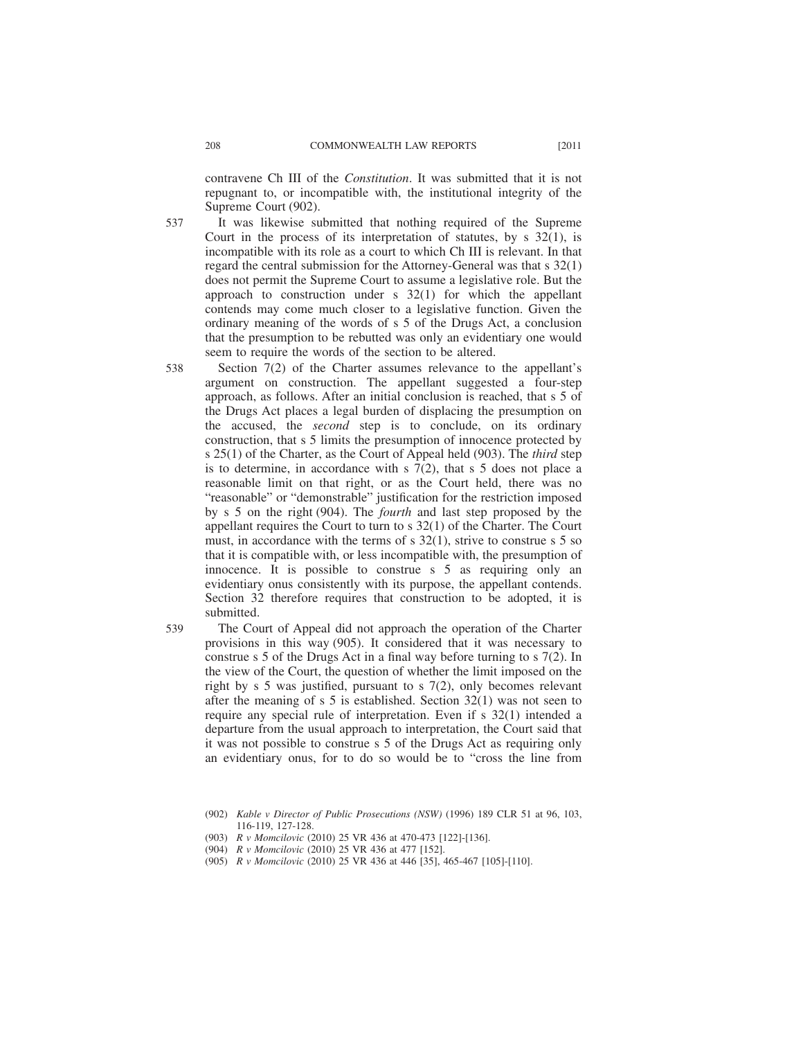contravene Ch III of the *Constitution*. It was submitted that it is not repugnant to, or incompatible with, the institutional integrity of the Supreme Court (902).

537 It was likewise submitted that nothing required of the Supreme Court in the process of its interpretation of statutes, by s 32(1), is incompatible with its role as a court to which Ch III is relevant. In that regard the central submission for the Attorney-General was that s 32(1) does not permit the Supreme Court to assume a legislative role. But the approach to construction under s 32(1) for which the appellant contends may come much closer to a legislative function. Given the ordinary meaning of the words of s 5 of the Drugs Act, a conclusion that the presumption to be rebutted was only an evidentiary one would seem to require the words of the section to be altered.

538 Section 7(2) of the Charter assumes relevance to the appellant's argument on construction. The appellant suggested a four-step approach, as follows. After an initial conclusion is reached, that s 5 of the Drugs Act places a legal burden of displacing the presumption on the accused, the *second* step is to conclude, on its ordinary construction, that s 5 limits the presumption of innocence protected by s 25(1) of the Charter, as the Court of Appeal held (903). The *third* step is to determine, in accordance with s 7(2), that s 5 does not place a reasonable limit on that right, or as the Court held, there was no "reasonable" or "demonstrable" justification for the restriction imposed by s 5 on the right (904). The *fourth* and last step proposed by the appellant requires the Court to turn to s 32(1) of the Charter. The Court must, in accordance with the terms of s 32(1), strive to construe s 5 so that it is compatible with, or less incompatible with, the presumption of innocence. It is possible to construe s 5 as requiring only an evidentiary onus consistently with its purpose, the appellant contends. Section 32 therefore requires that construction to be adopted, it is submitted.

539 The Court of Appeal did not approach the operation of the Charter provisions in this way (905). It considered that it was necessary to construe s 5 of the Drugs Act in a final way before turning to s 7(2). In the view of the Court, the question of whether the limit imposed on the right by s 5 was justified, pursuant to s 7(2), only becomes relevant after the meaning of s 5 is established. Section 32(1) was not seen to require any special rule of interpretation. Even if s 32(1) intended a departure from the usual approach to interpretation, the Court said that it was not possible to construe s 5 of the Drugs Act as requiring only an evidentiary onus, for to do so would be to "cross the line from

(902) *Kable v Director of Public Prosecutions (NSW)* (1996) 189 CLR 51 at 96, 103, 116-119, 127-128.

(903) *R v Momcilovic* (2010) 25 VR 436 at 470-473 [122]-[136].

(904) *R v Momcilovic* (2010) 25 VR 436 at 477 [152].

(905) *R v Momcilovic* (2010) 25 VR 436 at 446 [35], 465-467 [105]-[110].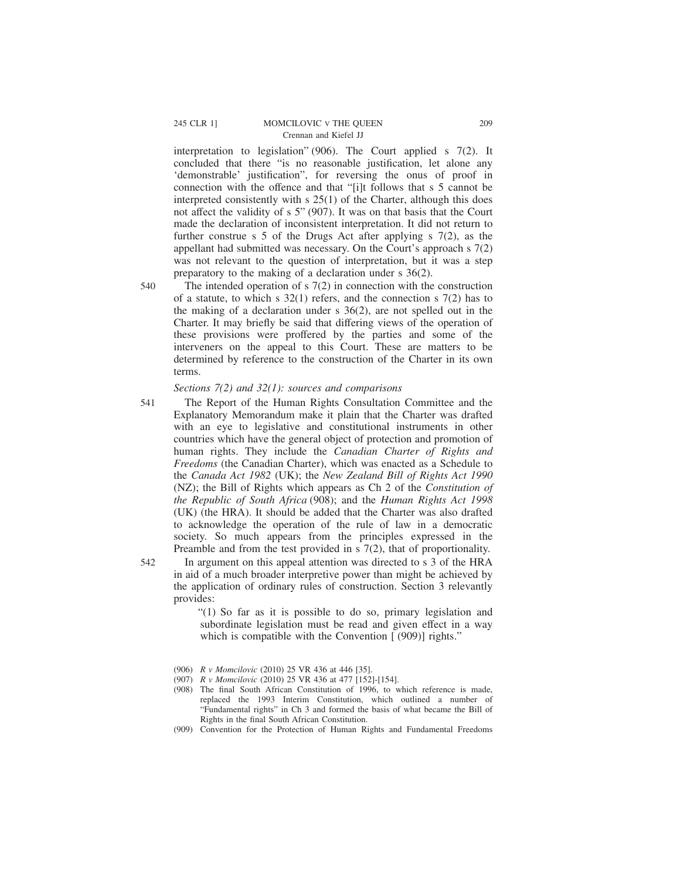interpretation to legislation" (906). The Court applied s 7(2). It concluded that there "is no reasonable justification, let alone any 'demonstrable' justification", for reversing the onus of proof in connection with the offence and that "[i]t follows that s 5 cannot be interpreted consistently with s 25(1) of the Charter, although this does not affect the validity of s 5" (907). It was on that basis that the Court made the declaration of inconsistent interpretation. It did not return to further construe s 5 of the Drugs Act after applying s 7(2), as the appellant had submitted was necessary. On the Court's approach s 7(2) was not relevant to the question of interpretation, but it was a step preparatory to the making of a declaration under s 36(2).

540 The intended operation of s 7(2) in connection with the construction of a statute, to which s 32(1) refers, and the connection s 7(2) has to the making of a declaration under s 36(2), are not spelled out in the Charter. It may briefly be said that differing views of the operation of these provisions were proffered by the parties and some of the interveners on the appeal to this Court. These are matters to be determined by reference to the construction of the Charter in its own terms.

*Sections 7(2) and 32(1): sources and comparisons*

541 The Report of the Human Rights Consultation Committee and the Explanatory Memorandum make it plain that the Charter was drafted with an eye to legislative and constitutional instruments in other countries which have the general object of protection and promotion of human rights. They include the *Canadian Charter of Rights and Freedoms* (the Canadian Charter), which was enacted as a Schedule to the *Canada Act 1982* (UK); the *New Zealand Bill of Rights Act 1990* (NZ); the Bill of Rights which appears as Ch 2 of the *Constitution of the Republic of South Africa* (908); and the *Human Rights Act 1998* (UK) (the HRA). It should be added that the Charter was also drafted to acknowledge the operation of the rule of law in a democratic society. So much appears from the principles expressed in the Preamble and from the test provided in s 7(2), that of proportionality.

542 In argument on this appeal attention was directed to s 3 of the HRA in aid of a much broader interpretive power than might be achieved by the application of ordinary rules of construction. Section 3 relevantly provides:

> "(1) So far as it is possible to do so, primary legislation and subordinate legislation must be read and given effect in a way which is compatible with the Convention [ (909)] rights."

(906) *R v Momcilovic* (2010) 25 VR 436 at 446 [35].

(907) *R v Momcilovic* (2010) 25 VR 436 at 477 [152]-[154].

(908) The final South African Constitution of 1996, to which reference is made, replaced the 1993 Interim Constitution, which outlined a number of "Fundamental rights" in Ch 3 and formed the basis of what became the Bill of Rights in the final South African Constitution.

(909) Convention for the Protection of Human Rights and Fundamental Freedoms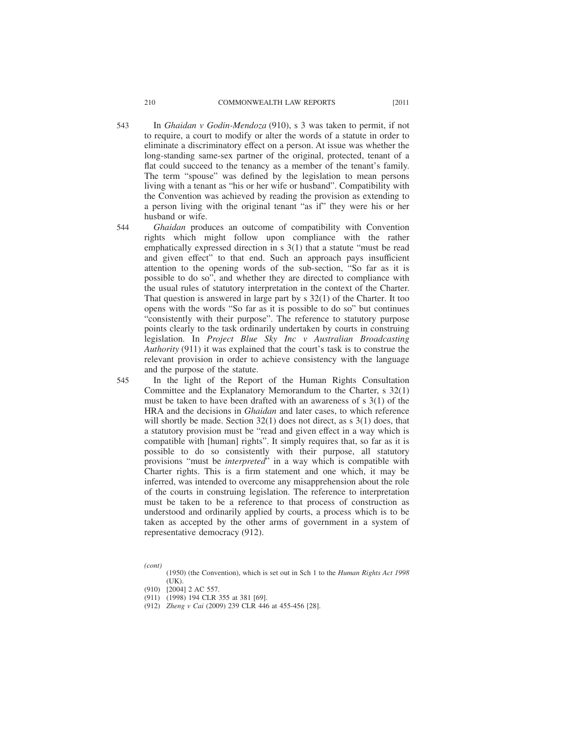543 In *Ghaidan v Godin-Mendoza* (910), s 3 was taken to permit, if not to require, a court to modify or alter the words of a statute in order to eliminate a discriminatory effect on a person. At issue was whether the long-standing same-sex partner of the original, protected, tenant of a flat could succeed to the tenancy as a member of the tenant's family. The term "spouse" was defined by the legislation to mean persons living with a tenant as "his or her wife or husband". Compatibility with the Convention was achieved by reading the provision as extending to a person living with the original tenant "as if" they were his or her husband or wife.

544 *Ghaidan* produces an outcome of compatibility with Convention rights which might follow upon compliance with the rather emphatically expressed direction in s 3(1) that a statute "must be read and given effect" to that end. Such an approach pays insufficient attention to the opening words of the sub-section, "So far as it is possible to do so", and whether they are directed to compliance with the usual rules of statutory interpretation in the context of the Charter. That question is answered in large part by s 32(1) of the Charter. It too opens with the words "So far as it is possible to do so" but continues "consistently with their purpose". The reference to statutory purpose points clearly to the task ordinarily undertaken by courts in construing legislation. In *Project Blue Sky Inc v Australian Broadcasting Authority* (911) it was explained that the court's task is to construe the relevant provision in order to achieve consistency with the language and the purpose of the statute.

545 In the light of the Report of the Human Rights Consultation Committee and the Explanatory Memorandum to the Charter, s 32(1) must be taken to have been drafted with an awareness of s 3(1) of the HRA and the decisions in *Ghaidan* and later cases, to which reference will shortly be made. Section 32(1) does not direct, as s 3(1) does, that a statutory provision must be "read and given effect in a way which is compatible with [human] rights". It simply requires that, so far as it is possible to do so consistently with their purpose, all statutory provisions "must be *interpreted*" in a way which is compatible with Charter rights. This is a firm statement and one which, it may be inferred, was intended to overcome any misapprehension about the role of the courts in construing legislation. The reference to interpretation must be taken to be a reference to that process of construction as understood and ordinarily applied by courts, a process which is to be taken as accepted by the other arms of government in a system of representative democracy (912).

*(cont)*
(1950) (the Convention), which is set out in Sch 1 to the *Human Rights Act 1998* (UK).

(910) [2004] 2 AC 557.

(911) (1998) 194 CLR 355 at 381 [69].

(912) *Zheng v Cai* (2009) 239 CLR 446 at 455-456 [28].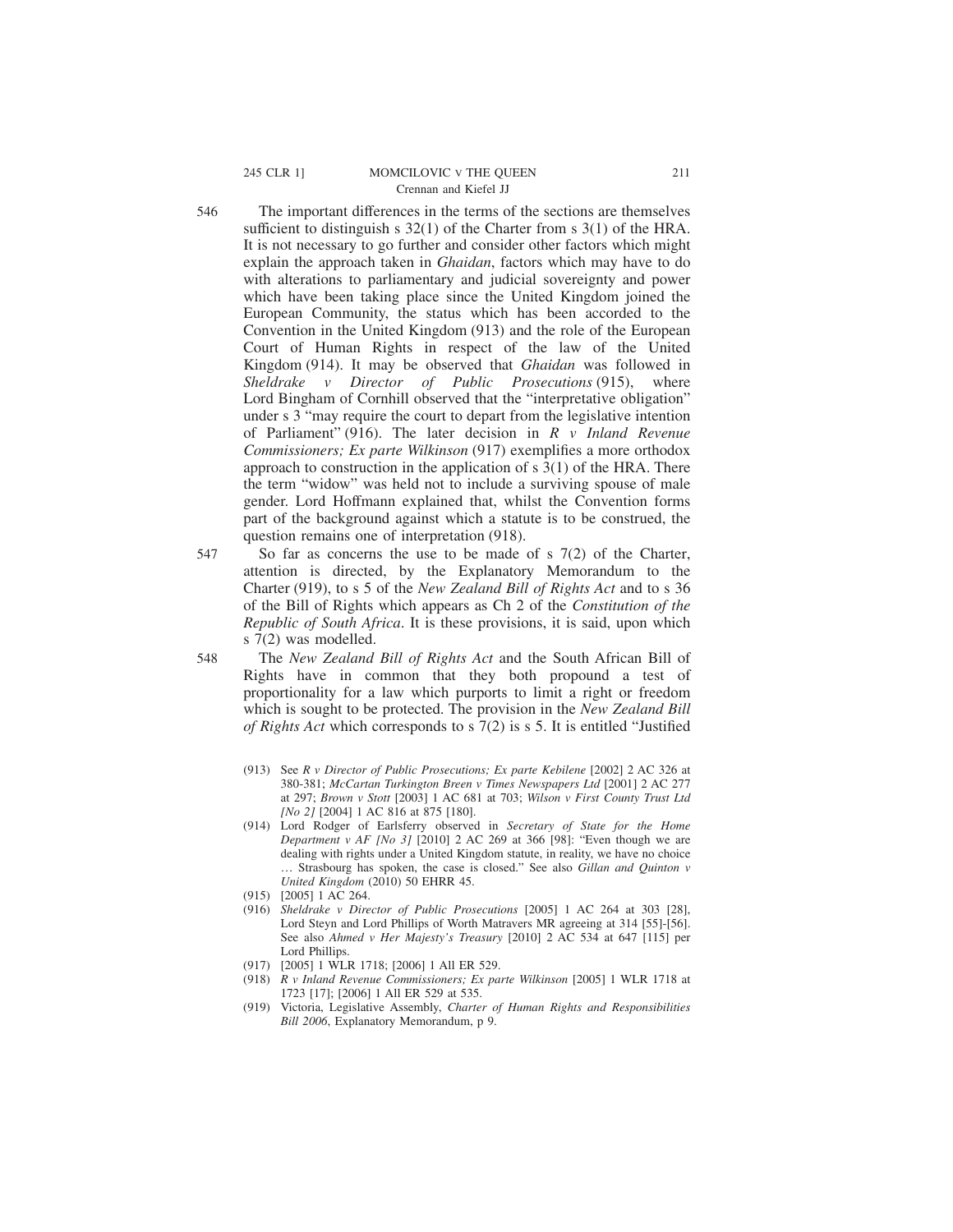546 The important differences in the terms of the sections are themselves sufficient to distinguish s 32(1) of the Charter from s 3(1) of the HRA. It is not necessary to go further and consider other factors which might explain the approach taken in *Ghaidan*, factors which may have to do with alterations to parliamentary and judicial sovereignty and power which have been taking place since the United Kingdom joined the European Community, the status which has been accorded to the Convention in the United Kingdom (913) and the role of the European Court of Human Rights in respect of the law of the United Kingdom (914). It may be observed that *Ghaidan* was followed in *Sheldrake v Director of Public Prosecutions* (915), where Lord Bingham of Cornhill observed that the "interpretative obligation" under s 3 "may require the court to depart from the legislative intention of Parliament" (916). The later decision in *R v Inland Revenue Commissioners; Ex parte Wilkinson* (917) exemplifies a more orthodox approach to construction in the application of s 3(1) of the HRA. There the term "widow" was held not to include a surviving spouse of male gender. Lord Hoffmann explained that, whilst the Convention forms part of the background against which a statute is to be construed, the question remains one of interpretation (918).

547 So far as concerns the use to be made of s 7(2) of the Charter, attention is directed, by the Explanatory Memorandum to the Charter (919), to s 5 of the *New Zealand Bill of Rights Act* and to s 36 of the Bill of Rights which appears as Ch 2 of the *Constitution of the Republic of South Africa*. It is these provisions, it is said, upon which s 7(2) was modelled.

548 The *New Zealand Bill of Rights Act* and the South African Bill of Rights have in common that they both propound a test of proportionality for a law which purports to limit a right or freedom which is sought to be protected. The provision in the *New Zealand Bill of Rights Act* which corresponds to s 7(2) is s 5. It is entitled "Justified

(913) See *R v Director of Public Prosecutions; Ex parte Kebilene* [2002] 2 AC 326 at 380-381; *McCartan Turkington Breen v Times Newspapers Ltd* [2001] 2 AC 277 at 297; *Brown v Stott* [2003] 1 AC 681 at 703; *Wilson v First County Trust Ltd [No 2]* [2004] 1 AC 816 at 875 [180].

(914) Lord Rodger of Earlsferry observed in *Secretary of State for the Home Department v AF [No 3]* [2010] 2 AC 269 at 366 [98]: "Even though we are dealing with rights under a United Kingdom statute, in reality, we have no choice … Strasbourg has spoken, the case is closed." See also *Gillan and Quinton v United Kingdom* (2010) 50 EHRR 45.

(915) [2005] 1 AC 264.

(916) *Sheldrake v Director of Public Prosecutions* [2005] 1 AC 264 at 303 [28], Lord Steyn and Lord Phillips of Worth Matravers MR agreeing at 314 [55]-[56]. See also *Ahmed v Her Majesty's Treasury* [2010] 2 AC 534 at 647 [115] per Lord Phillips.

(917) [2005] 1 WLR 1718; [2006] 1 All ER 529.

(918) *R v Inland Revenue Commissioners; Ex parte Wilkinson* [2005] 1 WLR 1718 at 1723 [17]; [2006] 1 All ER 529 at 535.

(919) Victoria, Legislative Assembly, *Charter of Human Rights and Responsibilities Bill 2006*, Explanatory Memorandum, p 9.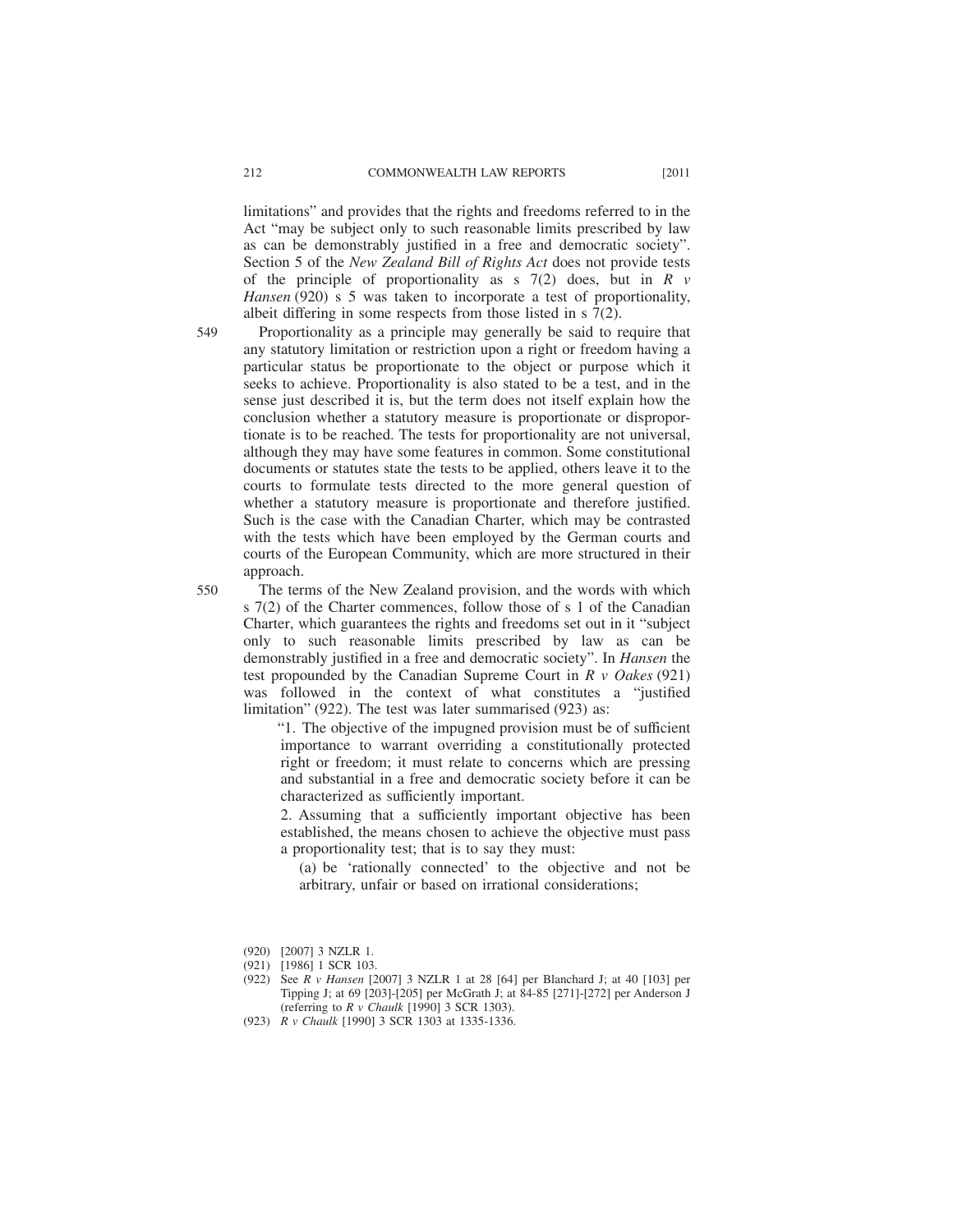limitations" and provides that the rights and freedoms referred to in the Act "may be subject only to such reasonable limits prescribed by law as can be demonstrably justified in a free and democratic society". Section 5 of the *New Zealand Bill of Rights Act* does not provide tests of the principle of proportionality as s 7(2) does, but in *R v Hansen* (920) s 5 was taken to incorporate a test of proportionality, albeit differing in some respects from those listed in s 7(2).

549 Proportionality as a principle may generally be said to require that any statutory limitation or restriction upon a right or freedom having a particular status be proportionate to the object or purpose which it seeks to achieve. Proportionality is also stated to be a test, and in the sense just described it is, but the term does not itself explain how the conclusion whether a statutory measure is proportionate or disproportionate is to be reached. The tests for proportionality are not universal, although they may have some features in common. Some constitutional documents or statutes state the tests to be applied, others leave it to the courts to formulate tests directed to the more general question of whether a statutory measure is proportionate and therefore justified. Such is the case with the Canadian Charter, which may be contrasted with the tests which have been employed by the German courts and courts of the European Community, which are more structured in their approach.

550 The terms of the New Zealand provision, and the words with which s 7(2) of the Charter commences, follow those of s 1 of the Canadian Charter, which guarantees the rights and freedoms set out in it "subject only to such reasonable limits prescribed by law as can be demonstrably justified in a free and democratic society". In *Hansen* the test propounded by the Canadian Supreme Court in *R v Oakes* (921) was followed in the context of what constitutes a "justified limitation" (922). The test was later summarised (923) as:

> "1. The objective of the impugned provision must be of sufficient importance to warrant overriding a constitutionally protected right or freedom; it must relate to concerns which are pressing and substantial in a free and democratic society before it can be characterized as sufficiently important.
>
> 2. Assuming that a sufficiently important objective has been established, the means chosen to achieve the objective must pass a proportionality test; that is to say they must:
>
> (a) be 'rationally connected' to the objective and not be arbitrary, unfair or based on irrational considerations;

(920) [2007] 3 NZLR 1.

(921) [1986] 1 SCR 103.

(922) See *R v Hansen* [2007] 3 NZLR 1 at 28 [64] per Blanchard J; at 40 [103] per Tipping J; at 69 [203]-[205] per McGrath J; at 84-85 [271]-[272] per Anderson J (referring to *R v Chaulk* [1990] 3 SCR 1303).

(923) *R v Chaulk* [1990] 3 SCR 1303 at 1335-1336.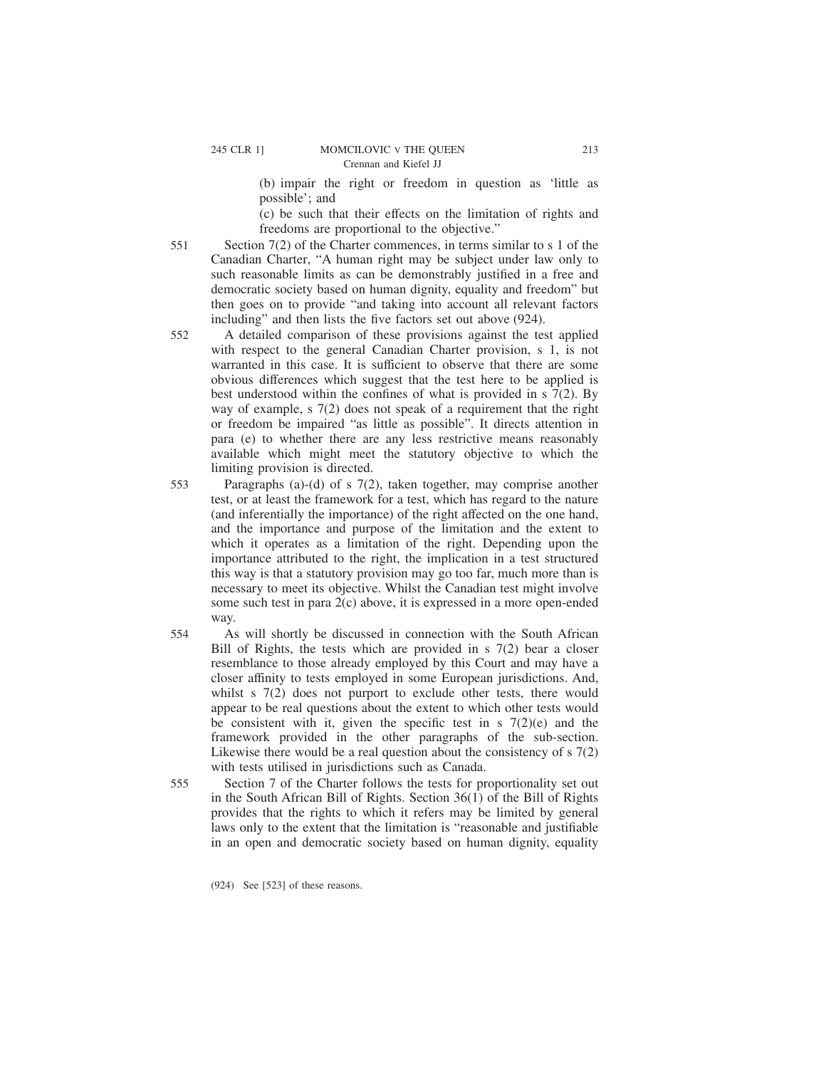(b) impair the right or freedom in question as 'little as possible'; and

(c) be such that their effects on the limitation of rights and freedoms are proportional to the objective."

551 Section 7(2) of the Charter commences, in terms similar to s 1 of the Canadian Charter, "A human right may be subject under law only to such reasonable limits as can be demonstrably justified in a free and democratic society based on human dignity, equality and freedom" but then goes on to provide "and taking into account all relevant factors including" and then lists the five factors set out above (924).

552 A detailed comparison of these provisions against the test applied with respect to the general Canadian Charter provision, s 1, is not warranted in this case. It is sufficient to observe that there are some obvious differences which suggest that the test here to be applied is best understood within the confines of what is provided in s 7(2). By way of example, s 7(2) does not speak of a requirement that the right or freedom be impaired "as little as possible". It directs attention in para (e) to whether there are any less restrictive means reasonably available which might meet the statutory objective to which the limiting provision is directed.

553 Paragraphs (a)-(d) of s 7(2), taken together, may comprise another test, or at least the framework for a test, which has regard to the nature (and inferentially the importance) of the right affected on the one hand, and the importance and purpose of the limitation and the extent to which it operates as a limitation of the right. Depending upon the importance attributed to the right, the implication in a test structured this way is that a statutory provision may go too far, much more than is necessary to meet its objective. Whilst the Canadian test might involve some such test in para 2(c) above, it is expressed in a more open-ended way.

554 As will shortly be discussed in connection with the South African Bill of Rights, the tests which are provided in s 7(2) bear a closer resemblance to those already employed by this Court and may have a closer affinity to tests employed in some European jurisdictions. And, whilst s 7(2) does not purport to exclude other tests, there would appear to be real questions about the extent to which other tests would be consistent with it, given the specific test in s 7(2)(e) and the framework provided in the other paragraphs of the sub-section. Likewise there would be a real question about the consistency of s 7(2) with tests utilised in jurisdictions such as Canada.

555 Section 7 of the Charter follows the tests for proportionality set out in the South African Bill of Rights. Section 36(1) of the Bill of Rights provides that the rights to which it refers may be limited by general laws only to the extent that the limitation is "reasonable and justifiable in an open and democratic society based on human dignity, equality

(924) See [523] of these reasons.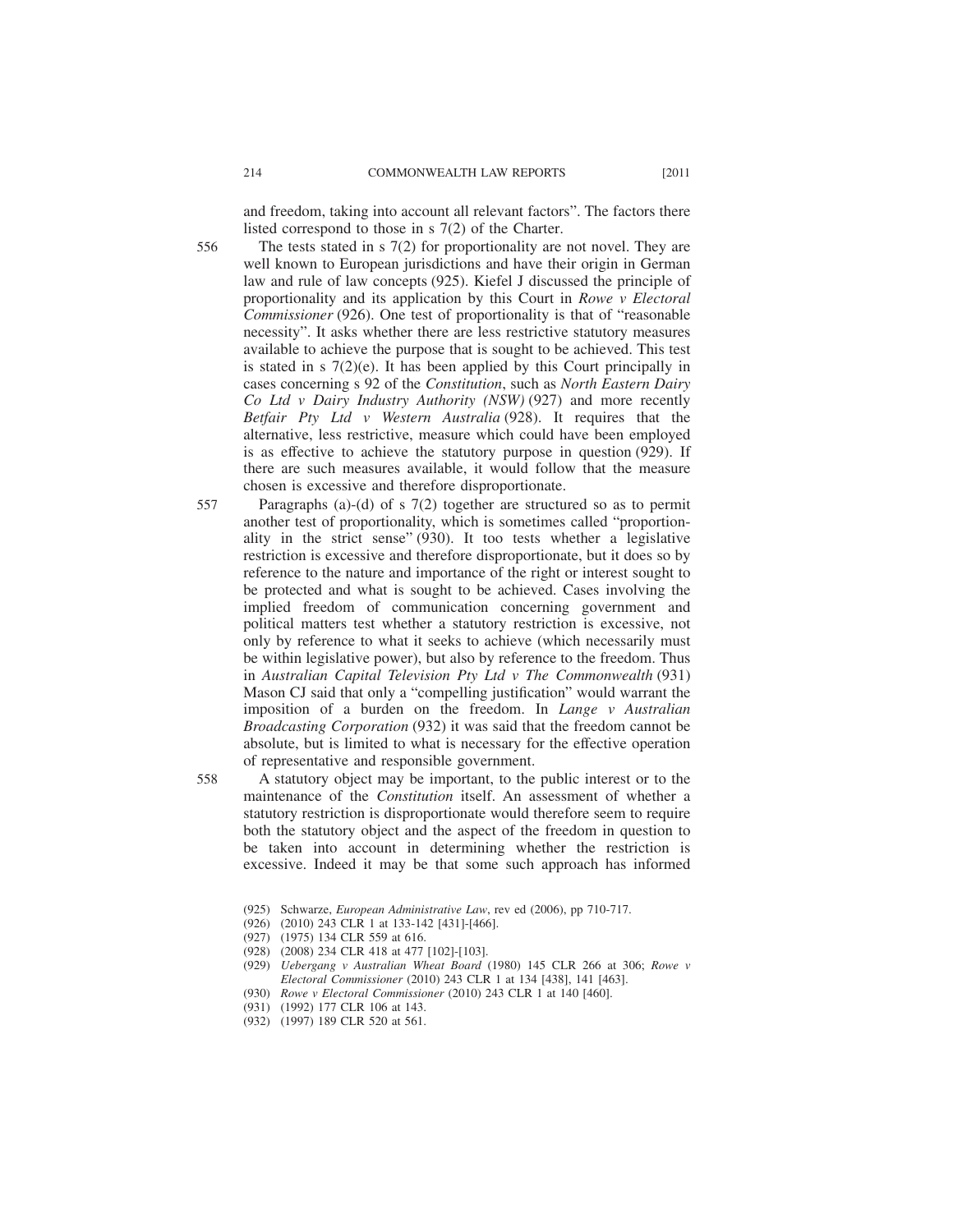and freedom, taking into account all relevant factors". The factors there listed correspond to those in s 7(2) of the Charter.

556 The tests stated in s 7(2) for proportionality are not novel. They are well known to European jurisdictions and have their origin in German law and rule of law concepts (925). Kiefel J discussed the principle of proportionality and its application by this Court in *Rowe v Electoral Commissioner* (926). One test of proportionality is that of "reasonable necessity". It asks whether there are less restrictive statutory measures available to achieve the purpose that is sought to be achieved. This test is stated in s 7(2)(e). It has been applied by this Court principally in cases concerning s 92 of the *Constitution*, such as *North Eastern Dairy Co Ltd v Dairy Industry Authority (NSW)* (927) and more recently *Betfair Pty Ltd v Western Australia* (928). It requires that the alternative, less restrictive, measure which could have been employed is as effective to achieve the statutory purpose in question (929). If there are such measures available, it would follow that the measure chosen is excessive and therefore disproportionate.

557 Paragraphs (a)-(d) of s 7(2) together are structured so as to permit another test of proportionality, which is sometimes called "proportionality in the strict sense" (930). It too tests whether a legislative restriction is excessive and therefore disproportionate, but it does so by reference to the nature and importance of the right or interest sought to be protected and what is sought to be achieved. Cases involving the implied freedom of communication concerning government and political matters test whether a statutory restriction is excessive, not only by reference to what it seeks to achieve (which necessarily must be within legislative power), but also by reference to the freedom. Thus in *Australian Capital Television Pty Ltd v The Commonwealth* (931) Mason CJ said that only a "compelling justification" would warrant the imposition of a burden on the freedom. In *Lange v Australian Broadcasting Corporation* (932) it was said that the freedom cannot be absolute, but is limited to what is necessary for the effective operation of representative and responsible government.

558 A statutory object may be important, to the public interest or to the maintenance of the *Constitution* itself. An assessment of whether a statutory restriction is disproportionate would therefore seem to require both the statutory object and the aspect of the freedom in question to be taken into account in determining whether the restriction is excessive. Indeed it may be that some such approach has informed

(925) Schwarze, *European Administrative Law*, rev ed (2006), pp 710-717.

(926) (2010) 243 CLR 1 at 133-142 [431]-[466].

(927) (1975) 134 CLR 559 at 616.

(928) (2008) 234 CLR 418 at 477 [102]-[103].

(929) *Uebergang v Australian Wheat Board* (1980) 145 CLR 266 at 306; *Rowe v Electoral Commissioner* (2010) 243 CLR 1 at 134 [438], 141 [463].

(930) *Rowe v Electoral Commissioner* (2010) 243 CLR 1 at 140 [460].

(931) (1992) 177 CLR 106 at 143.

(932) (1997) 189 CLR 520 at 561.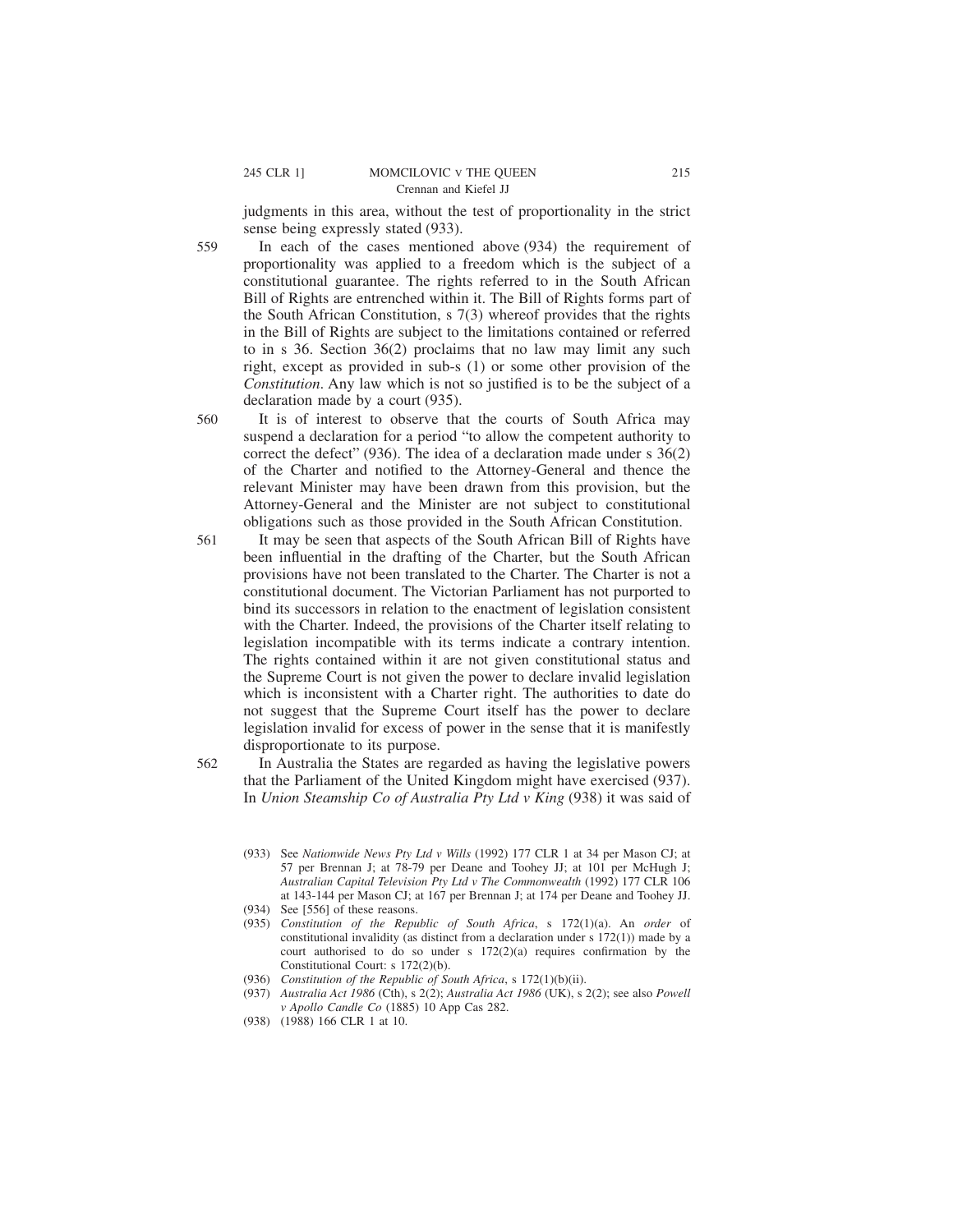judgments in this area, without the test of proportionality in the strict sense being expressly stated (933).

559 In each of the cases mentioned above (934) the requirement of proportionality was applied to a freedom which is the subject of a constitutional guarantee. The rights referred to in the South African Bill of Rights are entrenched within it. The Bill of Rights forms part of the South African Constitution, s 7(3) whereof provides that the rights in the Bill of Rights are subject to the limitations contained or referred to in s 36. Section 36(2) proclaims that no law may limit any such right, except as provided in sub-s (1) or some other provision of the *Constitution*. Any law which is not so justified is to be the subject of a declaration made by a court (935).

560 It is of interest to observe that the courts of South Africa may suspend a declaration for a period "to allow the competent authority to correct the defect" (936). The idea of a declaration made under s 36(2) of the Charter and notified to the Attorney-General and thence the relevant Minister may have been drawn from this provision, but the Attorney-General and the Minister are not subject to constitutional obligations such as those provided in the South African Constitution.

561 It may be seen that aspects of the South African Bill of Rights have been influential in the drafting of the Charter, but the South African provisions have not been translated to the Charter. The Charter is not a constitutional document. The Victorian Parliament has not purported to bind its successors in relation to the enactment of legislation consistent with the Charter. Indeed, the provisions of the Charter itself relating to legislation incompatible with its terms indicate a contrary intention. The rights contained within it are not given constitutional status and the Supreme Court is not given the power to declare invalid legislation which is inconsistent with a Charter right. The authorities to date do not suggest that the Supreme Court itself has the power to declare legislation invalid for excess of power in the sense that it is manifestly disproportionate to its purpose.

562 In Australia the States are regarded as having the legislative powers that the Parliament of the United Kingdom might have exercised (937). In *Union Steamship Co of Australia Pty Ltd v King* (938) it was said of

---

(933) See *Nationwide News Pty Ltd v Wills* (1992) 177 CLR 1 at 34 per Mason CJ; at 57 per Brennan J; at 78-79 per Deane and Toohey JJ; at 101 per McHugh J; *Australian Capital Television Pty Ltd v The Commonwealth* (1992) 177 CLR 106 at 143-144 per Mason CJ; at 167 per Brennan J; at 174 per Deane and Toohey JJ.

(934) See [556] of these reasons.

(935) *Constitution of the Republic of South Africa*, s 172(1)(a). An *order* of constitutional invalidity (as distinct from a declaration under s 172(1)) made by a court authorised to do so under s 172(2)(a) requires confirmation by the Constitutional Court: s 172(2)(b).

(936) *Constitution of the Republic of South Africa*, s 172(1)(b)(ii).

(937) *Australia Act 1986* (Cth), s 2(2); *Australia Act 1986* (UK), s 2(2); see also *Powell v Apollo Candle Co* (1885) 10 App Cas 282.

(938) (1988) 166 CLR 1 at 10.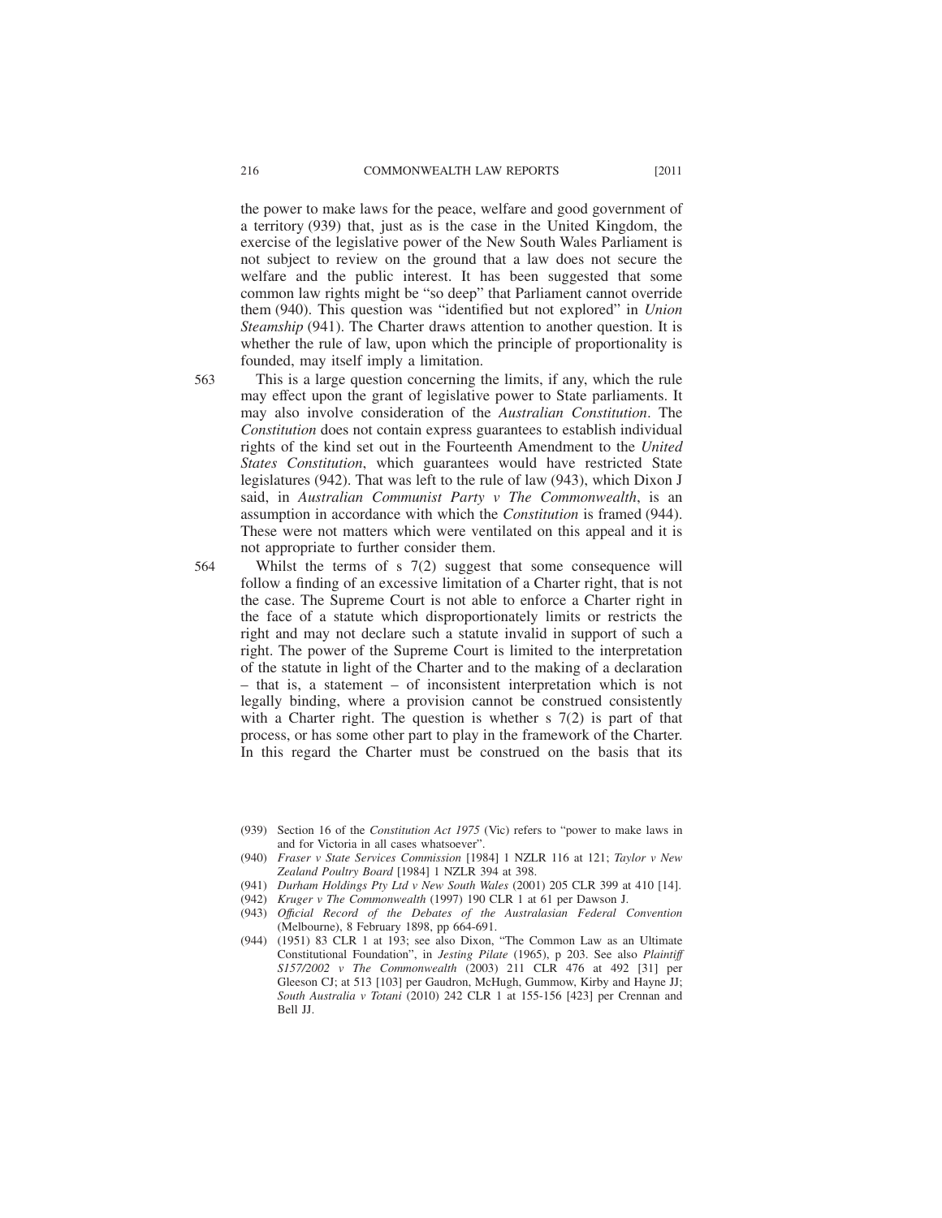the power to make laws for the peace, welfare and good government of a territory (939) that, just as is the case in the United Kingdom, the exercise of the legislative power of the New South Wales Parliament is not subject to review on the ground that a law does not secure the welfare and the public interest. It has been suggested that some common law rights might be "so deep" that Parliament cannot override them (940). This question was "identified but not explored" in *Union Steamship* (941). The Charter draws attention to another question. It is whether the rule of law, upon which the principle of proportionality is founded, may itself imply a limitation.

563 This is a large question concerning the limits, if any, which the rule may effect upon the grant of legislative power to State parliaments. It may also involve consideration of the *Australian Constitution*. The *Constitution* does not contain express guarantees to establish individual rights of the kind set out in the Fourteenth Amendment to the *United States Constitution*, which guarantees would have restricted State legislatures (942). That was left to the rule of law (943), which Dixon J said, in *Australian Communist Party v The Commonwealth*, is an assumption in accordance with which the *Constitution* is framed (944). These were not matters which were ventilated on this appeal and it is not appropriate to further consider them.

564 Whilst the terms of s 7(2) suggest that some consequence will follow a finding of an excessive limitation of a Charter right, that is not the case. The Supreme Court is not able to enforce a Charter right in the face of a statute which disproportionately limits or restricts the right and may not declare such a statute invalid in support of such a right. The power of the Supreme Court is limited to the interpretation of the statute in light of the Charter and to the making of a declaration – that is, a statement – of inconsistent interpretation which is not legally binding, where a provision cannot be construed consistently with a Charter right. The question is whether s 7(2) is part of that process, or has some other part to play in the framework of the Charter. In this regard the Charter must be construed on the basis that its

(939) Section 16 of the *Constitution Act 1975* (Vic) refers to "power to make laws in and for Victoria in all cases whatsoever".

(940) *Fraser v State Services Commission* [1984] 1 NZLR 116 at 121; *Taylor v New Zealand Poultry Board* [1984] 1 NZLR 394 at 398.

(941) *Durham Holdings Pty Ltd v New South Wales* (2001) 205 CLR 399 at 410 [14].

(942) *Kruger v The Commonwealth* (1997) 190 CLR 1 at 61 per Dawson J.

(943) *Official Record of the Debates of the Australasian Federal Convention* (Melbourne), 8 February 1898, pp 664-691.

(944) (1951) 83 CLR 1 at 193; see also Dixon, "The Common Law as an Ultimate Constitutional Foundation", in *Jesting Pilate* (1965), p 203. See also *Plaintiff S157/2002 v The Commonwealth* (2003) 211 CLR 476 at 492 [31] per Gleeson CJ; at 513 [103] per Gaudron, McHugh, Gummow, Kirby and Hayne JJ; *South Australia v Totani* (2010) 242 CLR 1 at 155-156 [423] per Crennan and Bell JJ.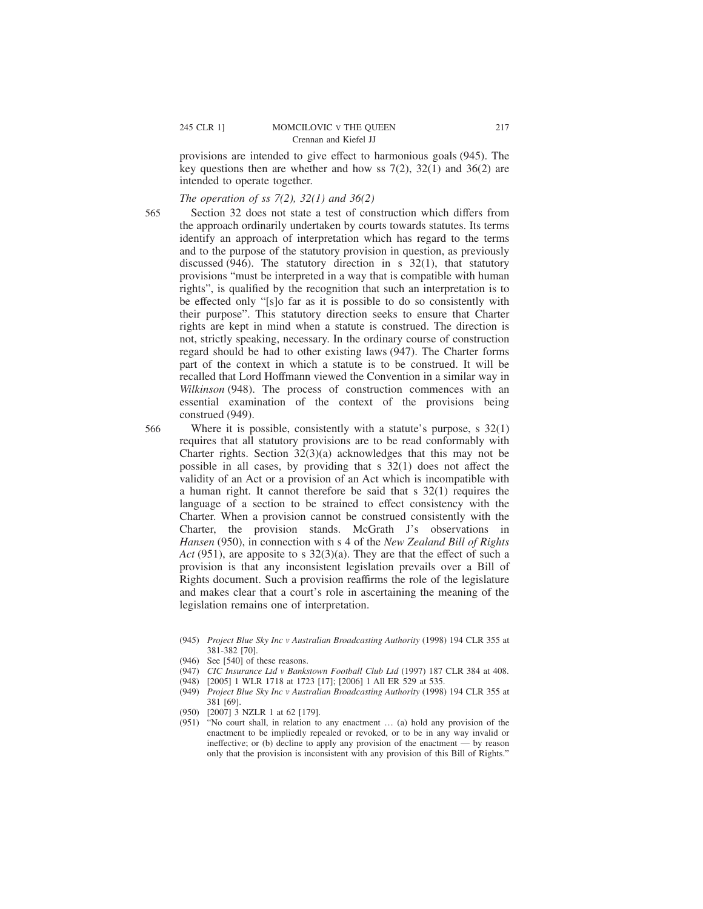provisions are intended to give effect to harmonious goals (945). The key questions then are whether and how ss 7(2), 32(1) and 36(2) are intended to operate together.

*The operation of ss 7(2), 32(1) and 36(2)*

565 Section 32 does not state a test of construction which differs from the approach ordinarily undertaken by courts towards statutes. Its terms identify an approach of interpretation which has regard to the terms and to the purpose of the statutory provision in question, as previously discussed (946). The statutory direction in s 32(1), that statutory provisions "must be interpreted in a way that is compatible with human rights", is qualified by the recognition that such an interpretation is to be effected only "[s]o far as it is possible to do so consistently with their purpose". This statutory direction seeks to ensure that Charter rights are kept in mind when a statute is construed. The direction is not, strictly speaking, necessary. In the ordinary course of construction regard should be had to other existing laws (947). The Charter forms part of the context in which a statute is to be construed. It will be recalled that Lord Hoffmann viewed the Convention in a similar way in *Wilkinson* (948). The process of construction commences with an essential examination of the context of the provisions being construed (949).

566 Where it is possible, consistently with a statute's purpose, s 32(1) requires that all statutory provisions are to be read conformably with Charter rights. Section 32(3)(a) acknowledges that this may not be possible in all cases, by providing that s 32(1) does not affect the validity of an Act or a provision of an Act which is incompatible with a human right. It cannot therefore be said that s 32(1) requires the language of a section to be strained to effect consistency with the Charter. When a provision cannot be construed consistently with the Charter, the provision stands. McGrath J's observations in *Hansen* (950), in connection with s 4 of the *New Zealand Bill of Rights Act* (951), are apposite to s 32(3)(a). They are that the effect of such a provision is that any inconsistent legislation prevails over a Bill of Rights document. Such a provision reaffirms the role of the legislature and makes clear that a court's role in ascertaining the meaning of the legislation remains one of interpretation.

(945) *Project Blue Sky Inc v Australian Broadcasting Authority* (1998) 194 CLR 355 at 381-382 [70].

(946) See [540] of these reasons.

(947) *CIC Insurance Ltd v Bankstown Football Club Ltd* (1997) 187 CLR 384 at 408.

(948) [2005] 1 WLR 1718 at 1723 [17]; [2006] 1 All ER 529 at 535.

(949) *Project Blue Sky Inc v Australian Broadcasting Authority* (1998) 194 CLR 355 at 381 [69].

(950) [2007] 3 NZLR 1 at 62 [179].

(951) "No court shall, in relation to any enactment … (a) hold any provision of the enactment to be impliedly repealed or revoked, or to be in any way invalid or ineffective; or (b) decline to apply any provision of the enactment — by reason only that the provision is inconsistent with any provision of this Bill of Rights."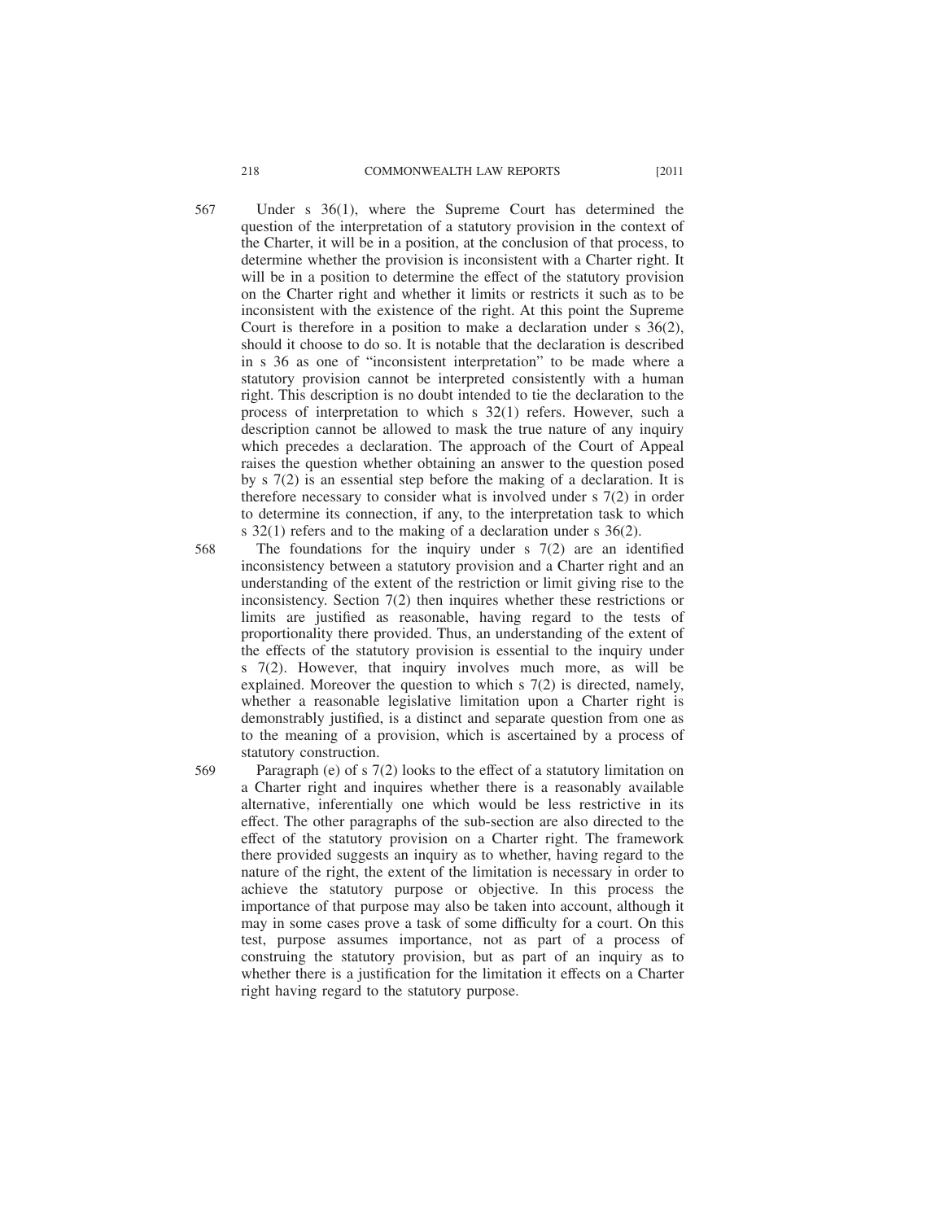567 Under s 36(1), where the Supreme Court has determined the question of the interpretation of a statutory provision in the context of the Charter, it will be in a position, at the conclusion of that process, to determine whether the provision is inconsistent with a Charter right. It will be in a position to determine the effect of the statutory provision on the Charter right and whether it limits or restricts it such as to be inconsistent with the existence of the right. At this point the Supreme Court is therefore in a position to make a declaration under s 36(2), should it choose to do so. It is notable that the declaration is described in s 36 as one of "inconsistent interpretation" to be made where a statutory provision cannot be interpreted consistently with a human right. This description is no doubt intended to tie the declaration to the process of interpretation to which s 32(1) refers. However, such a description cannot be allowed to mask the true nature of any inquiry which precedes a declaration. The approach of the Court of Appeal raises the question whether obtaining an answer to the question posed by s 7(2) is an essential step before the making of a declaration. It is therefore necessary to consider what is involved under s 7(2) in order to determine its connection, if any, to the interpretation task to which s 32(1) refers and to the making of a declaration under s 36(2).

568 The foundations for the inquiry under s 7(2) are an identified inconsistency between a statutory provision and a Charter right and an understanding of the extent of the restriction or limit giving rise to the inconsistency. Section 7(2) then inquires whether these restrictions or limits are justified as reasonable, having regard to the tests of proportionality there provided. Thus, an understanding of the extent of the effects of the statutory provision is essential to the inquiry under s 7(2). However, that inquiry involves much more, as will be explained. Moreover the question to which s 7(2) is directed, namely, whether a reasonable legislative limitation upon a Charter right is demonstrably justified, is a distinct and separate question from one as to the meaning of a provision, which is ascertained by a process of statutory construction.

569 Paragraph (e) of s 7(2) looks to the effect of a statutory limitation on a Charter right and inquires whether there is a reasonably available alternative, inferentially one which would be less restrictive in its effect. The other paragraphs of the sub-section are also directed to the effect of the statutory provision on a Charter right. The framework there provided suggests an inquiry as to whether, having regard to the nature of the right, the extent of the limitation is necessary in order to achieve the statutory purpose or objective. In this process the importance of that purpose may also be taken into account, although it may in some cases prove a task of some difficulty for a court. On this test, purpose assumes importance, not as part of a process of construing the statutory provision, but as part of an inquiry as to whether there is a justification for the limitation it effects on a Charter right having regard to the statutory purpose.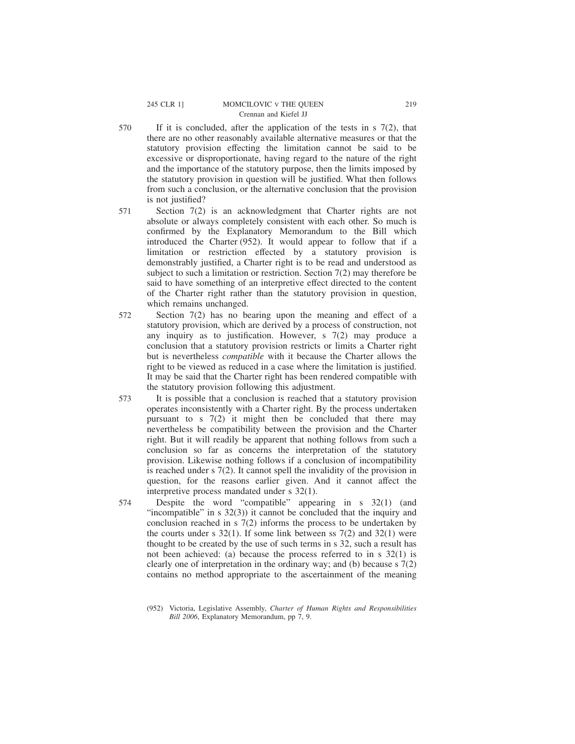570 If it is concluded, after the application of the tests in s 7(2), that there are no other reasonably available alternative measures or that the statutory provision effecting the limitation cannot be said to be excessive or disproportionate, having regard to the nature of the right and the importance of the statutory purpose, then the limits imposed by the statutory provision in question will be justified. What then follows from such a conclusion, or the alternative conclusion that the provision is not justified?

571 Section 7(2) is an acknowledgment that Charter rights are not absolute or always completely consistent with each other. So much is confirmed by the Explanatory Memorandum to the Bill which introduced the Charter (952). It would appear to follow that if a limitation or restriction effected by a statutory provision is demonstrably justified, a Charter right is to be read and understood as subject to such a limitation or restriction. Section 7(2) may therefore be said to have something of an interpretive effect directed to the content of the Charter right rather than the statutory provision in question, which remains unchanged.

572 Section 7(2) has no bearing upon the meaning and effect of a statutory provision, which are derived by a process of construction, not any inquiry as to justification. However, s 7(2) may produce a conclusion that a statutory provision restricts or limits a Charter right but is nevertheless *compatible* with it because the Charter allows the right to be viewed as reduced in a case where the limitation is justified. It may be said that the Charter right has been rendered compatible with the statutory provision following this adjustment.

573 It is possible that a conclusion is reached that a statutory provision operates inconsistently with a Charter right. By the process undertaken pursuant to s 7(2) it might then be concluded that there may nevertheless be compatibility between the provision and the Charter right. But it will readily be apparent that nothing follows from such a conclusion so far as concerns the interpretation of the statutory provision. Likewise nothing follows if a conclusion of incompatibility is reached under s 7(2). It cannot spell the invalidity of the provision in question, for the reasons earlier given. And it cannot affect the interpretive process mandated under s 32(1).

574 Despite the word "compatible" appearing in s 32(1) (and "incompatible" in s 32(3)) it cannot be concluded that the inquiry and conclusion reached in s 7(2) informs the process to be undertaken by the courts under s 32(1). If some link between ss 7(2) and 32(1) were thought to be created by the use of such terms in s 32, such a result has not been achieved: (a) because the process referred to in s 32(1) is clearly one of interpretation in the ordinary way; and (b) because s 7(2) contains no method appropriate to the ascertainment of the meaning

(952) Victoria, Legislative Assembly, *Charter of Human Rights and Responsibilities Bill 2006*, Explanatory Memorandum, pp 7, 9.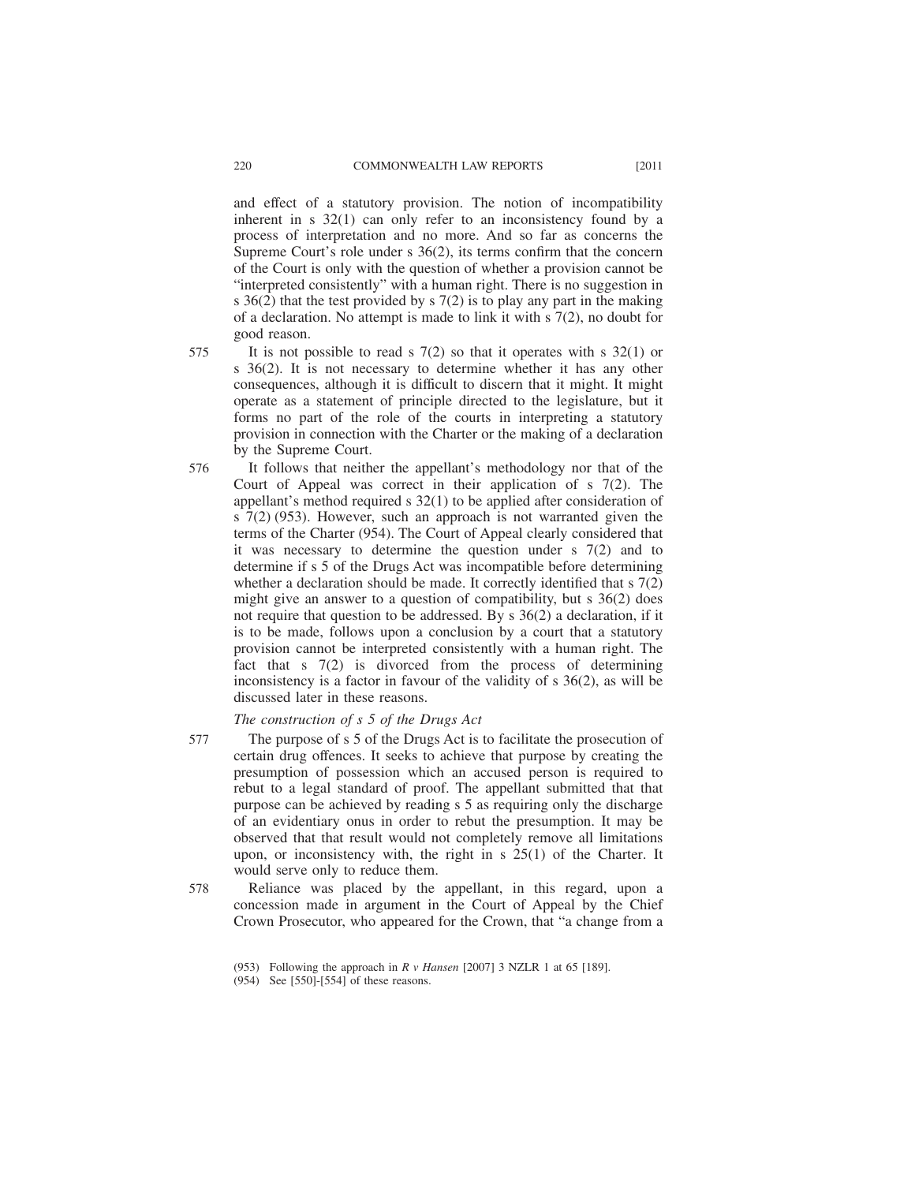and effect of a statutory provision. The notion of incompatibility inherent in s 32(1) can only refer to an inconsistency found by a process of interpretation and no more. And so far as concerns the Supreme Court's role under s 36(2), its terms confirm that the concern of the Court is only with the question of whether a provision cannot be "interpreted consistently" with a human right. There is no suggestion in s 36(2) that the test provided by s 7(2) is to play any part in the making of a declaration. No attempt is made to link it with s 7(2), no doubt for good reason.

575 It is not possible to read s 7(2) so that it operates with s 32(1) or s 36(2). It is not necessary to determine whether it has any other consequences, although it is difficult to discern that it might. It might operate as a statement of principle directed to the legislature, but it forms no part of the role of the courts in interpreting a statutory provision in connection with the Charter or the making of a declaration by the Supreme Court.

576 It follows that neither the appellant's methodology nor that of the Court of Appeal was correct in their application of s 7(2). The appellant's method required s 32(1) to be applied after consideration of s 7(2) (953). However, such an approach is not warranted given the terms of the Charter (954). The Court of Appeal clearly considered that it was necessary to determine the question under s 7(2) and to determine if s 5 of the Drugs Act was incompatible before determining whether a declaration should be made. It correctly identified that s 7(2) might give an answer to a question of compatibility, but s 36(2) does not require that question to be addressed. By s 36(2) a declaration, if it is to be made, follows upon a conclusion by a court that a statutory provision cannot be interpreted consistently with a human right. The fact that s 7(2) is divorced from the process of determining inconsistency is a factor in favour of the validity of s 36(2), as will be discussed later in these reasons.

*The construction of s 5 of the Drugs Act*

577 The purpose of s 5 of the Drugs Act is to facilitate the prosecution of certain drug offences. It seeks to achieve that purpose by creating the presumption of possession which an accused person is required to rebut to a legal standard of proof. The appellant submitted that that purpose can be achieved by reading s 5 as requiring only the discharge of an evidentiary onus in order to rebut the presumption. It may be observed that that result would not completely remove all limitations upon, or inconsistency with, the right in s 25(1) of the Charter. It would serve only to reduce them.

578 Reliance was placed by the appellant, in this regard, upon a concession made in argument in the Court of Appeal by the Chief Crown Prosecutor, who appeared for the Crown, that "a change from a

(953) Following the approach in *R v Hansen* [2007] 3 NZLR 1 at 65 [189].

(954) See [550]-[554] of these reasons.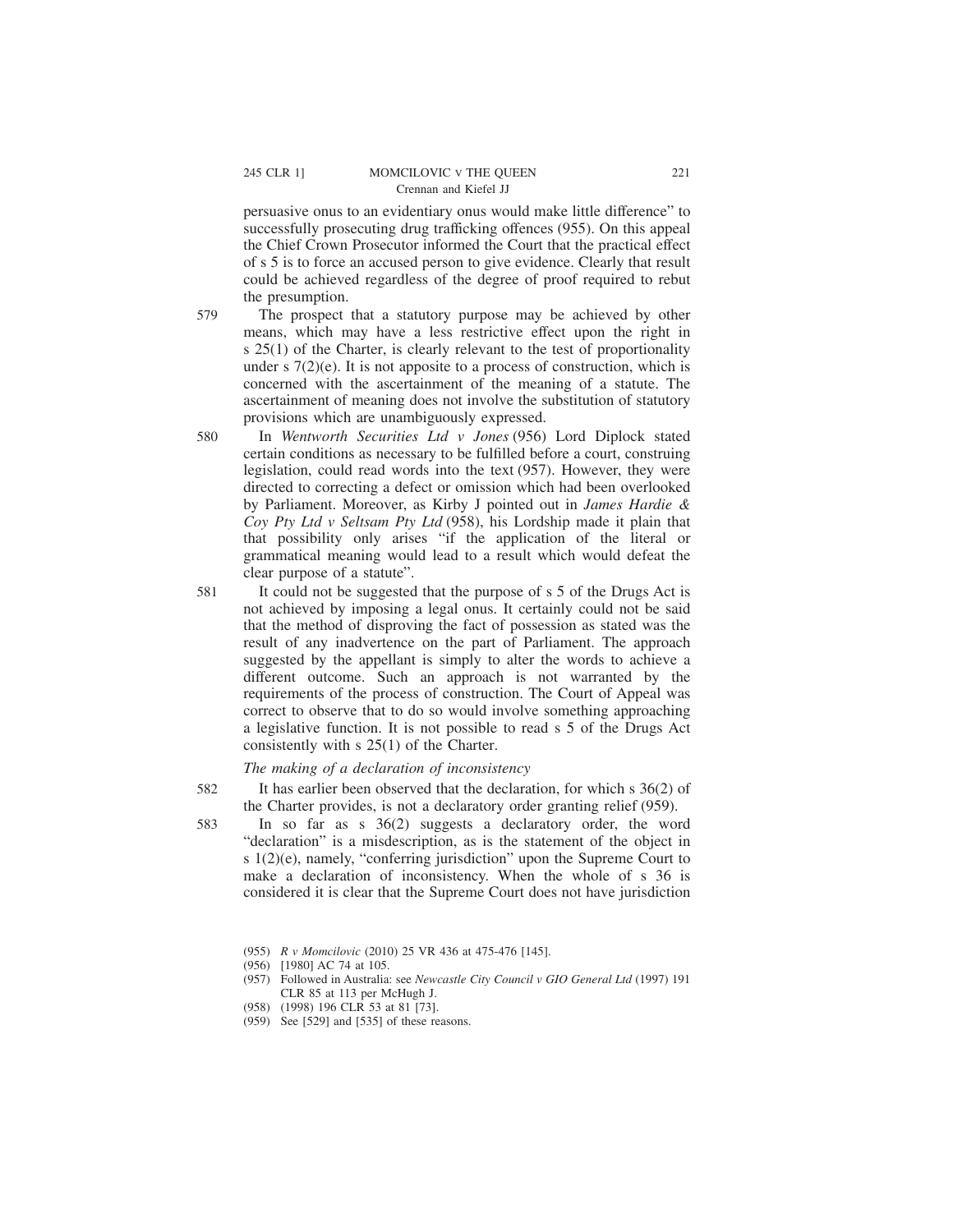persuasive onus to an evidentiary onus would make little difference" to successfully prosecuting drug trafficking offences (955). On this appeal the Chief Crown Prosecutor informed the Court that the practical effect of s 5 is to force an accused person to give evidence. Clearly that result could be achieved regardless of the degree of proof required to rebut the presumption.

579 The prospect that a statutory purpose may be achieved by other means, which may have a less restrictive effect upon the right in s 25(1) of the Charter, is clearly relevant to the test of proportionality under s 7(2)(e). It is not apposite to a process of construction, which is concerned with the ascertainment of the meaning of a statute. The ascertainment of meaning does not involve the substitution of statutory provisions which are unambiguously expressed.

580 In *Wentworth Securities Ltd v Jones* (956) Lord Diplock stated certain conditions as necessary to be fulfilled before a court, construing legislation, could read words into the text (957). However, they were directed to correcting a defect or omission which had been overlooked by Parliament. Moreover, as Kirby J pointed out in *James Hardie & Coy Pty Ltd v Seltsam Pty Ltd* (958), his Lordship made it plain that that possibility only arises "if the application of the literal or grammatical meaning would lead to a result which would defeat the clear purpose of a statute".

581 It could not be suggested that the purpose of s 5 of the Drugs Act is not achieved by imposing a legal onus. It certainly could not be said that the method of disproving the fact of possession as stated was the result of any inadvertence on the part of Parliament. The approach suggested by the appellant is simply to alter the words to achieve a different outcome. Such an approach is not warranted by the requirements of the process of construction. The Court of Appeal was correct to observe that to do so would involve something approaching a legislative function. It is not possible to read s 5 of the Drugs Act consistently with s 25(1) of the Charter.

*The making of a declaration of inconsistency*

582 It has earlier been observed that the declaration, for which s 36(2) of the Charter provides, is not a declaratory order granting relief (959).

583 In so far as s 36(2) suggests a declaratory order, the word "declaration" is a misdescription, as is the statement of the object in s 1(2)(e), namely, "conferring jurisdiction" upon the Supreme Court to make a declaration of inconsistency. When the whole of s 36 is considered it is clear that the Supreme Court does not have jurisdiction

(955) *R v Momcilovic* (2010) 25 VR 436 at 475-476 [145].

(956) [1980] AC 74 at 105.

(957) Followed in Australia: see *Newcastle City Council v GIO General Ltd* (1997) 191 CLR 85 at 113 per McHugh J.

(958) (1998) 196 CLR 53 at 81 [73].

(959) See [529] and [535] of these reasons.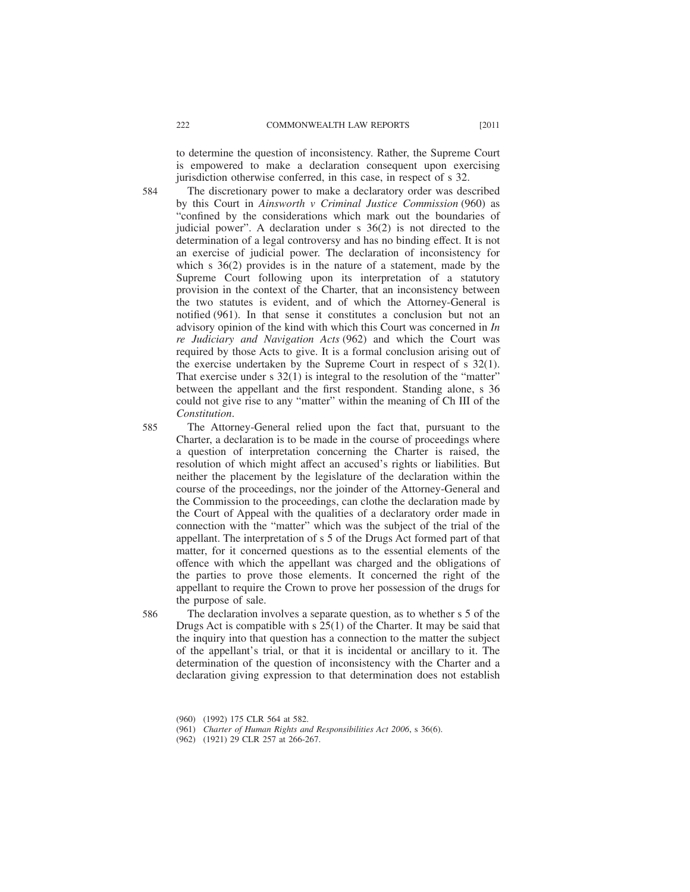to determine the question of inconsistency. Rather, the Supreme Court is empowered to make a declaration consequent upon exercising jurisdiction otherwise conferred, in this case, in respect of s 32.

584 The discretionary power to make a declaratory order was described by this Court in *Ainsworth v Criminal Justice Commission* (960) as "confined by the considerations which mark out the boundaries of judicial power". A declaration under s 36(2) is not directed to the determination of a legal controversy and has no binding effect. It is not an exercise of judicial power. The declaration of inconsistency for which s 36(2) provides is in the nature of a statement, made by the Supreme Court following upon its interpretation of a statutory provision in the context of the Charter, that an inconsistency between the two statutes is evident, and of which the Attorney-General is notified (961). In that sense it constitutes a conclusion but not an advisory opinion of the kind with which this Court was concerned in *In re Judiciary and Navigation Acts* (962) and which the Court was required by those Acts to give. It is a formal conclusion arising out of the exercise undertaken by the Supreme Court in respect of s 32(1). That exercise under s 32(1) is integral to the resolution of the "matter" between the appellant and the first respondent. Standing alone, s 36 could not give rise to any "matter" within the meaning of Ch III of the *Constitution*.

585 The Attorney-General relied upon the fact that, pursuant to the Charter, a declaration is to be made in the course of proceedings where a question of interpretation concerning the Charter is raised, the resolution of which might affect an accused's rights or liabilities. But neither the placement by the legislature of the declaration within the course of the proceedings, nor the joinder of the Attorney-General and the Commission to the proceedings, can clothe the declaration made by the Court of Appeal with the qualities of a declaratory order made in connection with the "matter" which was the subject of the trial of the appellant. The interpretation of s 5 of the Drugs Act formed part of that matter, for it concerned questions as to the essential elements of the offence with which the appellant was charged and the obligations of the parties to prove those elements. It concerned the right of the appellant to require the Crown to prove her possession of the drugs for the purpose of sale.

586 The declaration involves a separate question, as to whether s 5 of the Drugs Act is compatible with s 25(1) of the Charter. It may be said that the inquiry into that question has a connection to the matter the subject of the appellant's trial, or that it is incidental or ancillary to it. The determination of the question of inconsistency with the Charter and a declaration giving expression to that determination does not establish

(960) (1992) 175 CLR 564 at 582.

(961) *Charter of Human Rights and Responsibilities Act 2006*, s 36(6).

(962) (1921) 29 CLR 257 at 266-267.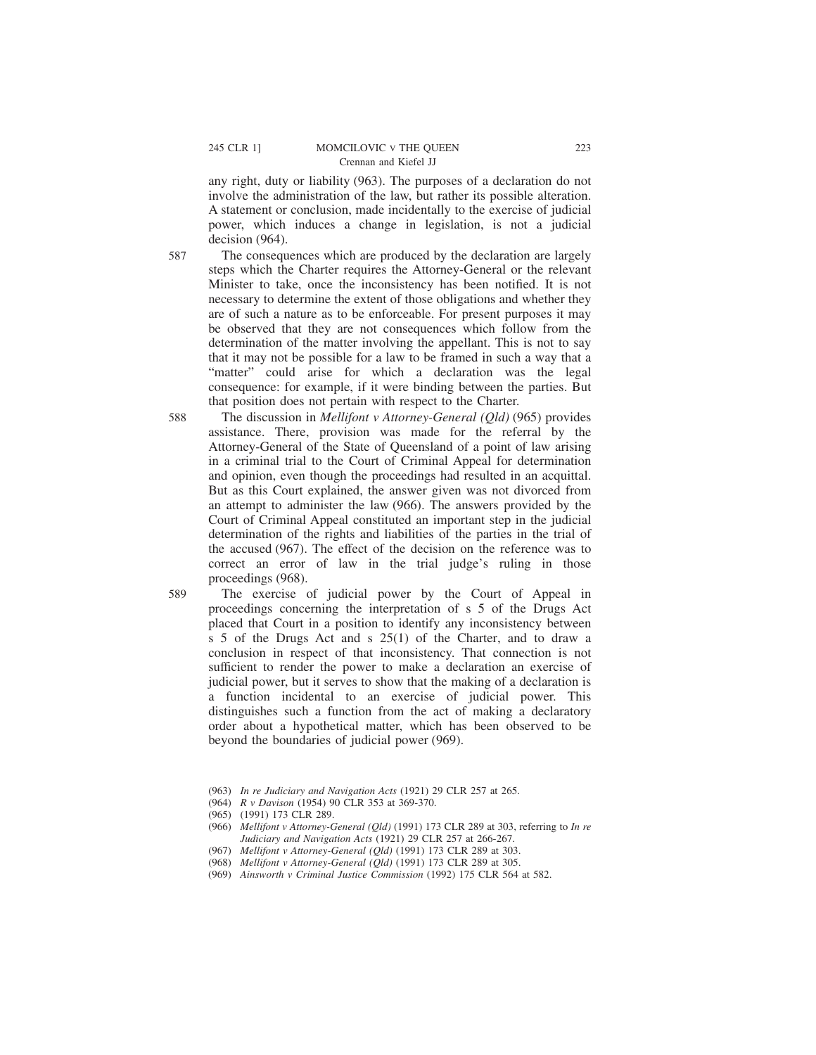any right, duty or liability (963). The purposes of a declaration do not involve the administration of the law, but rather its possible alteration. A statement or conclusion, made incidentally to the exercise of judicial power, which induces a change in legislation, is not a judicial decision (964).

587 The consequences which are produced by the declaration are largely steps which the Charter requires the Attorney-General or the relevant Minister to take, once the inconsistency has been notified. It is not necessary to determine the extent of those obligations and whether they are of such a nature as to be enforceable. For present purposes it may be observed that they are not consequences which follow from the determination of the matter involving the appellant. This is not to say that it may not be possible for a law to be framed in such a way that a "matter" could arise for which a declaration was the legal consequence: for example, if it were binding between the parties. But that position does not pertain with respect to the Charter.

588 The discussion in *Mellifont v Attorney-General (Qld)* (965) provides assistance. There, provision was made for the referral by the Attorney-General of the State of Queensland of a point of law arising in a criminal trial to the Court of Criminal Appeal for determination and opinion, even though the proceedings had resulted in an acquittal. But as this Court explained, the answer given was not divorced from an attempt to administer the law (966). The answers provided by the Court of Criminal Appeal constituted an important step in the judicial determination of the rights and liabilities of the parties in the trial of the accused (967). The effect of the decision on the reference was to correct an error of law in the trial judge's ruling in those proceedings (968).

589 The exercise of judicial power by the Court of Appeal in proceedings concerning the interpretation of s 5 of the Drugs Act placed that Court in a position to identify any inconsistency between s 5 of the Drugs Act and s 25(1) of the Charter, and to draw a conclusion in respect of that inconsistency. That connection is not sufficient to render the power to make a declaration an exercise of judicial power, but it serves to show that the making of a declaration is a function incidental to an exercise of judicial power. This distinguishes such a function from the act of making a declaratory order about a hypothetical matter, which has been observed to be beyond the boundaries of judicial power (969).

(963) *In re Judiciary and Navigation Acts* (1921) 29 CLR 257 at 265.

(964) *R v Davison* (1954) 90 CLR 353 at 369-370.

(965) (1991) 173 CLR 289.

(966) *Mellifont v Attorney-General (Qld)* (1991) 173 CLR 289 at 303, referring to *In re Judiciary and Navigation Acts* (1921) 29 CLR 257 at 266-267.

(967) *Mellifont v Attorney-General (Qld)* (1991) 173 CLR 289 at 303.

(968) *Mellifont v Attorney-General (Qld)* (1991) 173 CLR 289 at 305.

(969) *Ainsworth v Criminal Justice Commission* (1992) 175 CLR 564 at 582.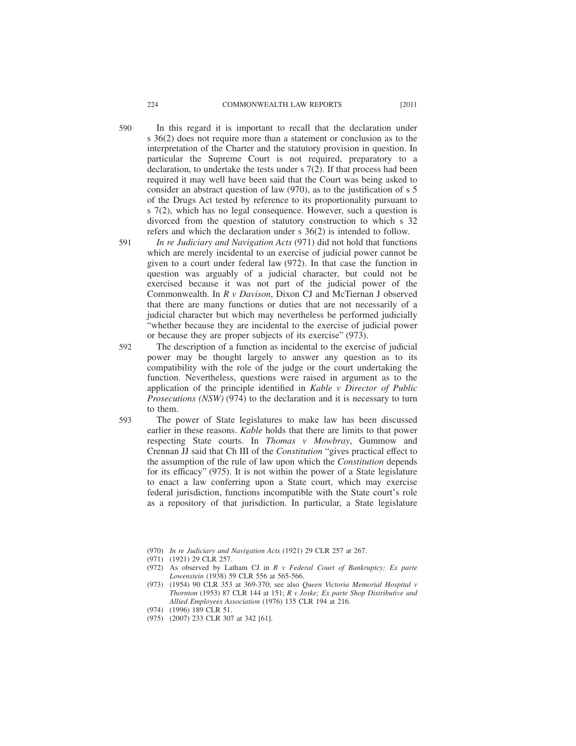590 In this regard it is important to recall that the declaration under s 36(2) does not require more than a statement or conclusion as to the interpretation of the Charter and the statutory provision in question. In particular the Supreme Court is not required, preparatory to a declaration, to undertake the tests under s 7(2). If that process had been required it may well have been said that the Court was being asked to consider an abstract question of law (970), as to the justification of s 5 of the Drugs Act tested by reference to its proportionality pursuant to s 7(2), which has no legal consequence. However, such a question is divorced from the question of statutory construction to which s 32 refers and which the declaration under s 36(2) is intended to follow.

591 *In re Judiciary and Navigation Acts* (971) did not hold that functions which are merely incidental to an exercise of judicial power cannot be given to a court under federal law (972). In that case the function in question was arguably of a judicial character, but could not be exercised because it was not part of the judicial power of the Commonwealth. In *R v Davison*, Dixon CJ and McTiernan J observed that there are many functions or duties that are not necessarily of a judicial character but which may nevertheless be performed judicially "whether because they are incidental to the exercise of judicial power or because they are proper subjects of its exercise" (973).

592 The description of a function as incidental to the exercise of judicial power may be thought largely to answer any question as to its compatibility with the role of the judge or the court undertaking the function. Nevertheless, questions were raised in argument as to the application of the principle identified in *Kable v Director of Public Prosecutions (NSW)* (974) to the declaration and it is necessary to turn to them.

593 The power of State legislatures to make law has been discussed earlier in these reasons. *Kable* holds that there are limits to that power respecting State courts. In *Thomas v Mowbray*, Gummow and Crennan JJ said that Ch III of the *Constitution* "gives practical effect to the assumption of the rule of law upon which the *Constitution* depends for its efficacy" (975). It is not within the power of a State legislature to enact a law conferring upon a State court, which may exercise federal jurisdiction, functions incompatible with the State court's role as a repository of that jurisdiction. In particular, a State legislature

(970) *In re Judiciary and Navigation Acts* (1921) 29 CLR 257 at 267.

(971) (1921) 29 CLR 257.

(972) As observed by Latham CJ in *R v Federal Court of Bankruptcy; Ex parte Lowenstein* (1938) 59 CLR 556 at 565-566.

(973) (1954) 90 CLR 353 at 369-370; see also *Queen Victoria Memorial Hospital v Thornton* (1953) 87 CLR 144 at 151; *R v Joske; Ex parte Shop Distributive and Allied Employees Association* (1976) 135 CLR 194 at 216.

(974) (1996) 189 CLR 51.

(975) (2007) 233 CLR 307 at 342 [61].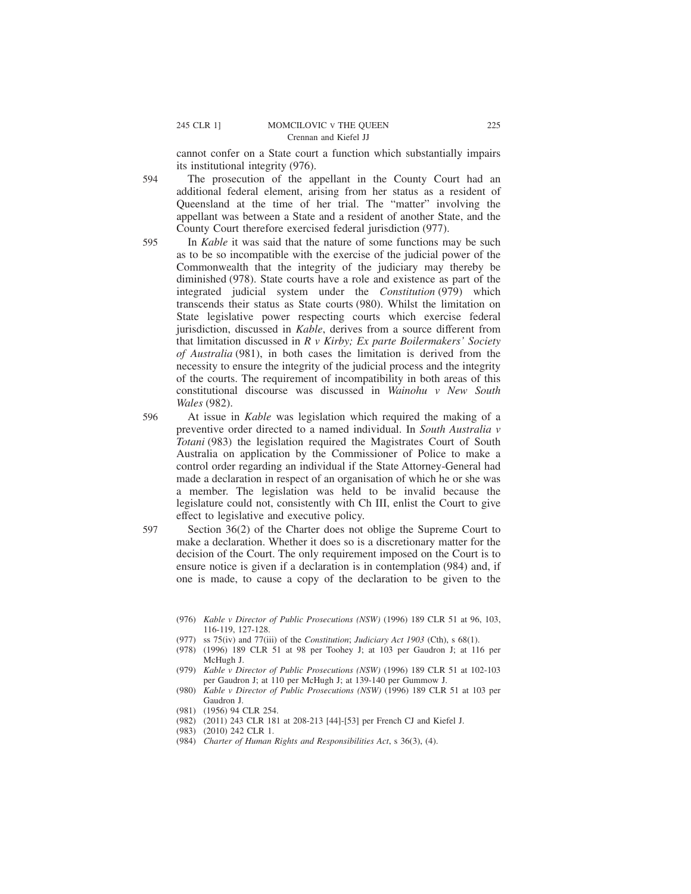cannot confer on a State court a function which substantially impairs its institutional integrity (976).

594 The prosecution of the appellant in the County Court had an additional federal element, arising from her status as a resident of Queensland at the time of her trial. The "matter" involving the appellant was between a State and a resident of another State, and the County Court therefore exercised federal jurisdiction (977).

595 In *Kable* it was said that the nature of some functions may be such as to be so incompatible with the exercise of the judicial power of the Commonwealth that the integrity of the judiciary may thereby be diminished (978). State courts have a role and existence as part of the integrated judicial system under the *Constitution* (979) which transcends their status as State courts (980). Whilst the limitation on State legislative power respecting courts which exercise federal jurisdiction, discussed in *Kable*, derives from a source different from that limitation discussed in *R v Kirby; Ex parte Boilermakers' Society of Australia* (981), in both cases the limitation is derived from the necessity to ensure the integrity of the judicial process and the integrity of the courts. The requirement of incompatibility in both areas of this constitutional discourse was discussed in *Wainohu v New South Wales* (982).

596 At issue in *Kable* was legislation which required the making of a preventive order directed to a named individual. In *South Australia v Totani* (983) the legislation required the Magistrates Court of South Australia on application by the Commissioner of Police to make a control order regarding an individual if the State Attorney-General had made a declaration in respect of an organisation of which he or she was a member. The legislation was held to be invalid because the legislature could not, consistently with Ch III, enlist the Court to give effect to legislative and executive policy.

597 Section 36(2) of the Charter does not oblige the Supreme Court to make a declaration. Whether it does so is a discretionary matter for the decision of the Court. The only requirement imposed on the Court is to ensure notice is given if a declaration is in contemplation (984) and, if one is made, to cause a copy of the declaration to be given to the

(976) *Kable v Director of Public Prosecutions (NSW)* (1996) 189 CLR 51 at 96, 103, 116-119, 127-128.

(977) ss 75(iv) and 77(iii) of the *Constitution*; *Judiciary Act 1903* (Cth), s 68(1).

(978) (1996) 189 CLR 51 at 98 per Toohey J; at 103 per Gaudron J; at 116 per McHugh J.

(979) *Kable v Director of Public Prosecutions (NSW)* (1996) 189 CLR 51 at 102-103 per Gaudron J; at 110 per McHugh J; at 139-140 per Gummow J.

(980) *Kable v Director of Public Prosecutions (NSW)* (1996) 189 CLR 51 at 103 per Gaudron J.

(981) (1956) 94 CLR 254.

(982) (2011) 243 CLR 181 at 208-213 [44]-[53] per French CJ and Kiefel J.

(983) (2010) 242 CLR 1.

(984) *Charter of Human Rights and Responsibilities Act*, s 36(3), (4).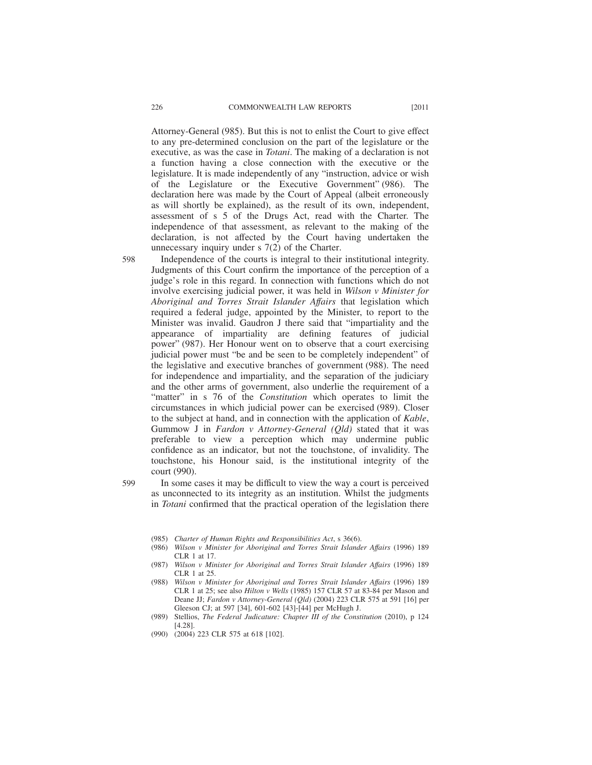Attorney-General (985). But this is not to enlist the Court to give effect to any pre-determined conclusion on the part of the legislature or the executive, as was the case in *Totani*. The making of a declaration is not a function having a close connection with the executive or the legislature. It is made independently of any "instruction, advice or wish of the Legislature or the Executive Government" (986). The declaration here was made by the Court of Appeal (albeit erroneously as will shortly be explained), as the result of its own, independent, assessment of s 5 of the Drugs Act, read with the Charter. The independence of that assessment, as relevant to the making of the declaration, is not affected by the Court having undertaken the unnecessary inquiry under s 7(2) of the Charter.

598 Independence of the courts is integral to their institutional integrity. Judgments of this Court confirm the importance of the perception of a judge's role in this regard. In connection with functions which do not involve exercising judicial power, it was held in *Wilson v Minister for Aboriginal and Torres Strait Islander Affairs* that legislation which required a federal judge, appointed by the Minister, to report to the Minister was invalid. Gaudron J there said that "impartiality and the appearance of impartiality are defining features of judicial power" (987). Her Honour went on to observe that a court exercising judicial power must "be and be seen to be completely independent" of the legislative and executive branches of government (988). The need for independence and impartiality, and the separation of the judiciary and the other arms of government, also underlie the requirement of a "matter" in s 76 of the *Constitution* which operates to limit the circumstances in which judicial power can be exercised (989). Closer to the subject at hand, and in connection with the application of *Kable*, Gummow J in *Fardon v Attorney-General (Qld)* stated that it was preferable to view a perception which may undermine public confidence as an indicator, but not the touchstone, of invalidity. The touchstone, his Honour said, is the institutional integrity of the court (990).

599 In some cases it may be difficult to view the way a court is perceived as unconnected to its integrity as an institution. Whilst the judgments in *Totani* confirmed that the practical operation of the legislation there

(985) *Charter of Human Rights and Responsibilities Act*, s 36(6).

(986) *Wilson v Minister for Aboriginal and Torres Strait Islander Affairs* (1996) 189 CLR 1 at 17.

(987) *Wilson v Minister for Aboriginal and Torres Strait Islander Affairs* (1996) 189 CLR 1 at 25.

(988) *Wilson v Minister for Aboriginal and Torres Strait Islander Affairs* (1996) 189 CLR 1 at 25; see also *Hilton v Wells* (1985) 157 CLR 57 at 83-84 per Mason and Deane JJ; *Fardon v Attorney-General (Qld)* (2004) 223 CLR 575 at 591 [16] per Gleeson CJ; at 597 [34], 601-602 [43]-[44] per McHugh J.

(989) Stellios, *The Federal Judicature: Chapter III of the Constitution* (2010), p 124 [4.28].

(990) (2004) 223 CLR 575 at 618 [102].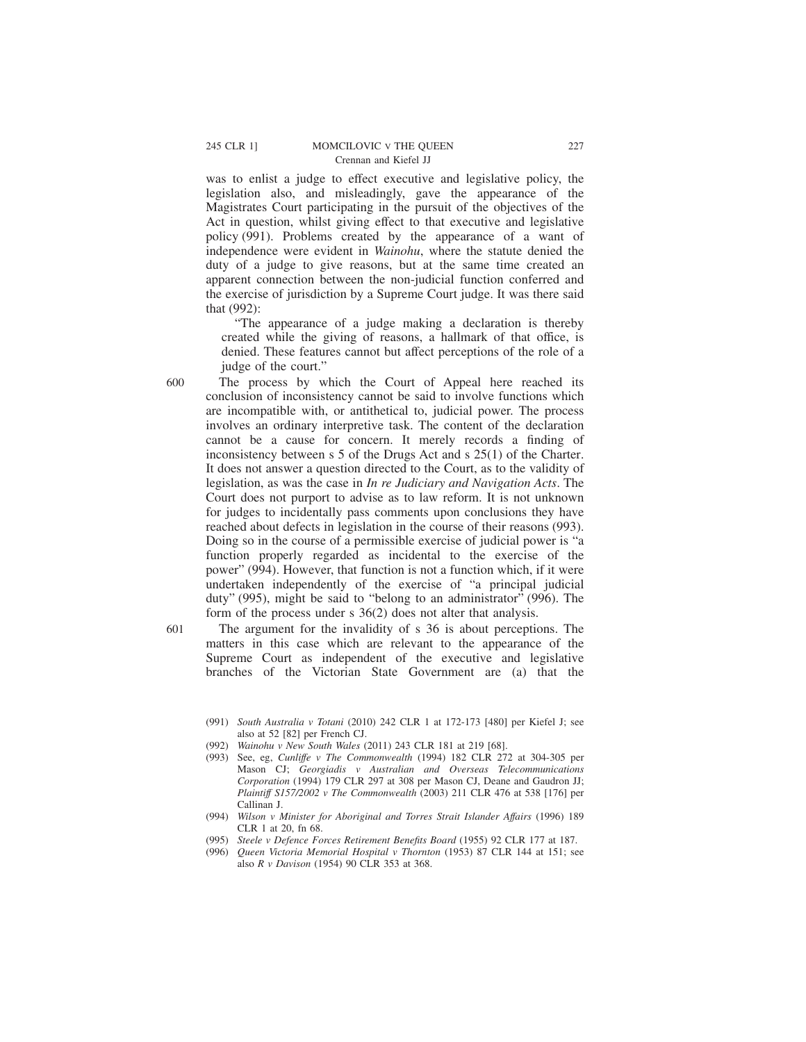was to enlist a judge to effect executive and legislative policy, the legislation also, and misleadingly, gave the appearance of the Magistrates Court participating in the pursuit of the objectives of the Act in question, whilst giving effect to that executive and legislative policy (991). Problems created by the appearance of a want of independence were evident in *Wainohu*, where the statute denied the duty of a judge to give reasons, but at the same time created an apparent connection between the non-judicial function conferred and the exercise of jurisdiction by a Supreme Court judge. It was there said that (992):

> "The appearance of a judge making a declaration is thereby created while the giving of reasons, a hallmark of that office, is denied. These features cannot but affect perceptions of the role of a judge of the court."

600 The process by which the Court of Appeal here reached its conclusion of inconsistency cannot be said to involve functions which are incompatible with, or antithetical to, judicial power. The process involves an ordinary interpretive task. The content of the declaration cannot be a cause for concern. It merely records a finding of inconsistency between s 5 of the Drugs Act and s 25(1) of the Charter. It does not answer a question directed to the Court, as to the validity of legislation, as was the case in *In re Judiciary and Navigation Acts*. The Court does not purport to advise as to law reform. It is not unknown for judges to incidentally pass comments upon conclusions they have reached about defects in legislation in the course of their reasons (993). Doing so in the course of a permissible exercise of judicial power is "a function properly regarded as incidental to the exercise of the power" (994). However, that function is not a function which, if it were undertaken independently of the exercise of "a principal judicial duty" (995), might be said to "belong to an administrator" (996). The form of the process under s 36(2) does not alter that analysis.

601 The argument for the invalidity of s 36 is about perceptions. The matters in this case which are relevant to the appearance of the Supreme Court as independent of the executive and legislative branches of the Victorian State Government are (a) that the

(991) *South Australia v Totani* (2010) 242 CLR 1 at 172-173 [480] per Kiefel J; see also at 52 [82] per French CJ.

(992) *Wainohu v New South Wales* (2011) 243 CLR 181 at 219 [68].

(993) See, eg, *Cunliffe v The Commonwealth* (1994) 182 CLR 272 at 304-305 per Mason CJ; *Georgiadis v Australian and Overseas Telecommunications Corporation* (1994) 179 CLR 297 at 308 per Mason CJ, Deane and Gaudron JJ; *Plaintiff S157/2002 v The Commonwealth* (2003) 211 CLR 476 at 538 [176] per Callinan J.

(994) *Wilson v Minister for Aboriginal and Torres Strait Islander Affairs* (1996) 189 CLR 1 at 20, fn 68.

(995) *Steele v Defence Forces Retirement Benefits Board* (1955) 92 CLR 177 at 187.

(996) *Queen Victoria Memorial Hospital v Thornton* (1953) 87 CLR 144 at 151; see also *R v Davison* (1954) 90 CLR 353 at 368.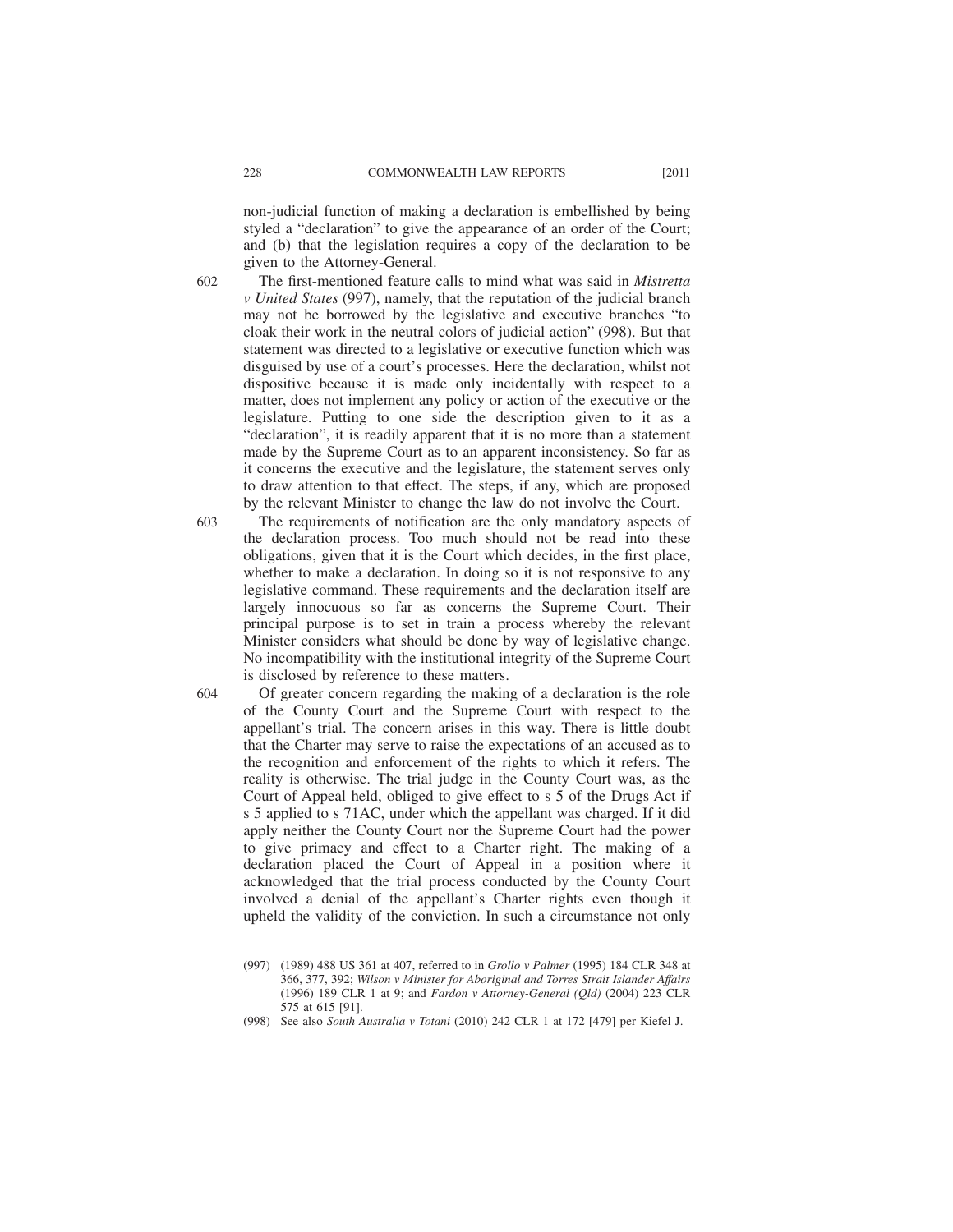non-judicial function of making a declaration is embellished by being styled a "declaration" to give the appearance of an order of the Court; and (b) that the legislation requires a copy of the declaration to be given to the Attorney-General.

602 The first-mentioned feature calls to mind what was said in *Mistretta v United States* (997), namely, that the reputation of the judicial branch may not be borrowed by the legislative and executive branches "to cloak their work in the neutral colors of judicial action" (998). But that statement was directed to a legislative or executive function which was disguised by use of a court's processes. Here the declaration, whilst not dispositive because it is made only incidentally with respect to a matter, does not implement any policy or action of the executive or the legislature. Putting to one side the description given to it as a "declaration", it is readily apparent that it is no more than a statement made by the Supreme Court as to an apparent inconsistency. So far as it concerns the executive and the legislature, the statement serves only to draw attention to that effect. The steps, if any, which are proposed by the relevant Minister to change the law do not involve the Court.

603 The requirements of notification are the only mandatory aspects of the declaration process. Too much should not be read into these obligations, given that it is the Court which decides, in the first place, whether to make a declaration. In doing so it is not responsive to any legislative command. These requirements and the declaration itself are largely innocuous so far as concerns the Supreme Court. Their principal purpose is to set in train a process whereby the relevant Minister considers what should be done by way of legislative change. No incompatibility with the institutional integrity of the Supreme Court is disclosed by reference to these matters.

604 Of greater concern regarding the making of a declaration is the role of the County Court and the Supreme Court with respect to the appellant's trial. The concern arises in this way. There is little doubt that the Charter may serve to raise the expectations of an accused as to the recognition and enforcement of the rights to which it refers. The reality is otherwise. The trial judge in the County Court was, as the Court of Appeal held, obliged to give effect to s 5 of the Drugs Act if s 5 applied to s 71AC, under which the appellant was charged. If it did apply neither the County Court nor the Supreme Court had the power to give primacy and effect to a Charter right. The making of a declaration placed the Court of Appeal in a position where it acknowledged that the trial process conducted by the County Court involved a denial of the appellant's Charter rights even though it upheld the validity of the conviction. In such a circumstance not only

(997) (1989) 488 US 361 at 407, referred to in *Grollo v Palmer* (1995) 184 CLR 348 at 366, 377, 392; *Wilson v Minister for Aboriginal and Torres Strait Islander Affairs* (1996) 189 CLR 1 at 9; and *Fardon v Attorney-General (Qld)* (2004) 223 CLR 575 at 615 [91].

(998) See also *South Australia v Totani* (2010) 242 CLR 1 at 172 [479] per Kiefel J.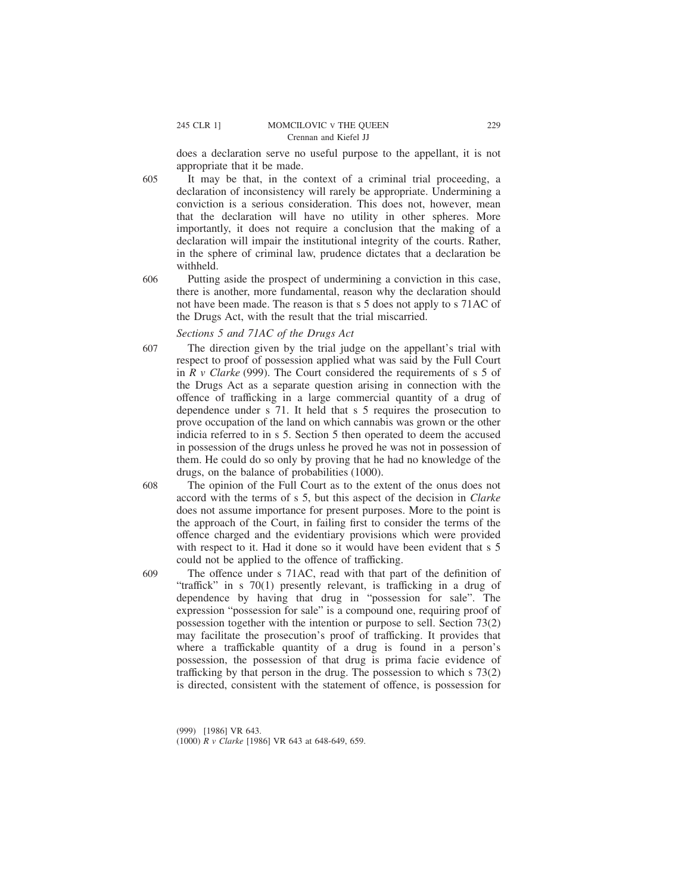does a declaration serve no useful purpose to the appellant, it is not appropriate that it be made.

605 It may be that, in the context of a criminal trial proceeding, a declaration of inconsistency will rarely be appropriate. Undermining a conviction is a serious consideration. This does not, however, mean that the declaration will have no utility in other spheres. More importantly, it does not require a conclusion that the making of a declaration will impair the institutional integrity of the courts. Rather, in the sphere of criminal law, prudence dictates that a declaration be withheld.

606 Putting aside the prospect of undermining a conviction in this case, there is another, more fundamental, reason why the declaration should not have been made. The reason is that s 5 does not apply to s 71AC of the Drugs Act, with the result that the trial miscarried.

*Sections 5 and 71AC of the Drugs Act*

607 The direction given by the trial judge on the appellant's trial with respect to proof of possession applied what was said by the Full Court in *R v Clarke* (999). The Court considered the requirements of s 5 of the Drugs Act as a separate question arising in connection with the offence of trafficking in a large commercial quantity of a drug of dependence under s 71. It held that s 5 requires the prosecution to prove occupation of the land on which cannabis was grown or the other indicia referred to in s 5. Section 5 then operated to deem the accused in possession of the drugs unless he proved he was not in possession of them. He could do so only by proving that he had no knowledge of the drugs, on the balance of probabilities (1000).

608 The opinion of the Full Court as to the extent of the onus does not accord with the terms of s 5, but this aspect of the decision in *Clarke* does not assume importance for present purposes. More to the point is the approach of the Court, in failing first to consider the terms of the offence charged and the evidentiary provisions which were provided with respect to it. Had it done so it would have been evident that s 5 could not be applied to the offence of trafficking.

609 The offence under s 71AC, read with that part of the definition of "traffic" in s 70(1) presently relevant, is trafficking in a drug of dependence by having that drug in "possession for sale". The expression "possession for sale" is a compound one, requiring proof of possession together with the intention or purpose to sell. Section 73(2) may facilitate the prosecution's proof of trafficking. It provides that where a trafficable quantity of a drug is found in a person's possession, the possession of that drug is prima facie evidence of trafficking by that person in the drug. The possession to which s 73(2) is directed, consistent with the statement of offence, is possession for

(999) [1986] VR 643.
(1000) *R v Clarke* [1986] VR 643 at 648-649, 659.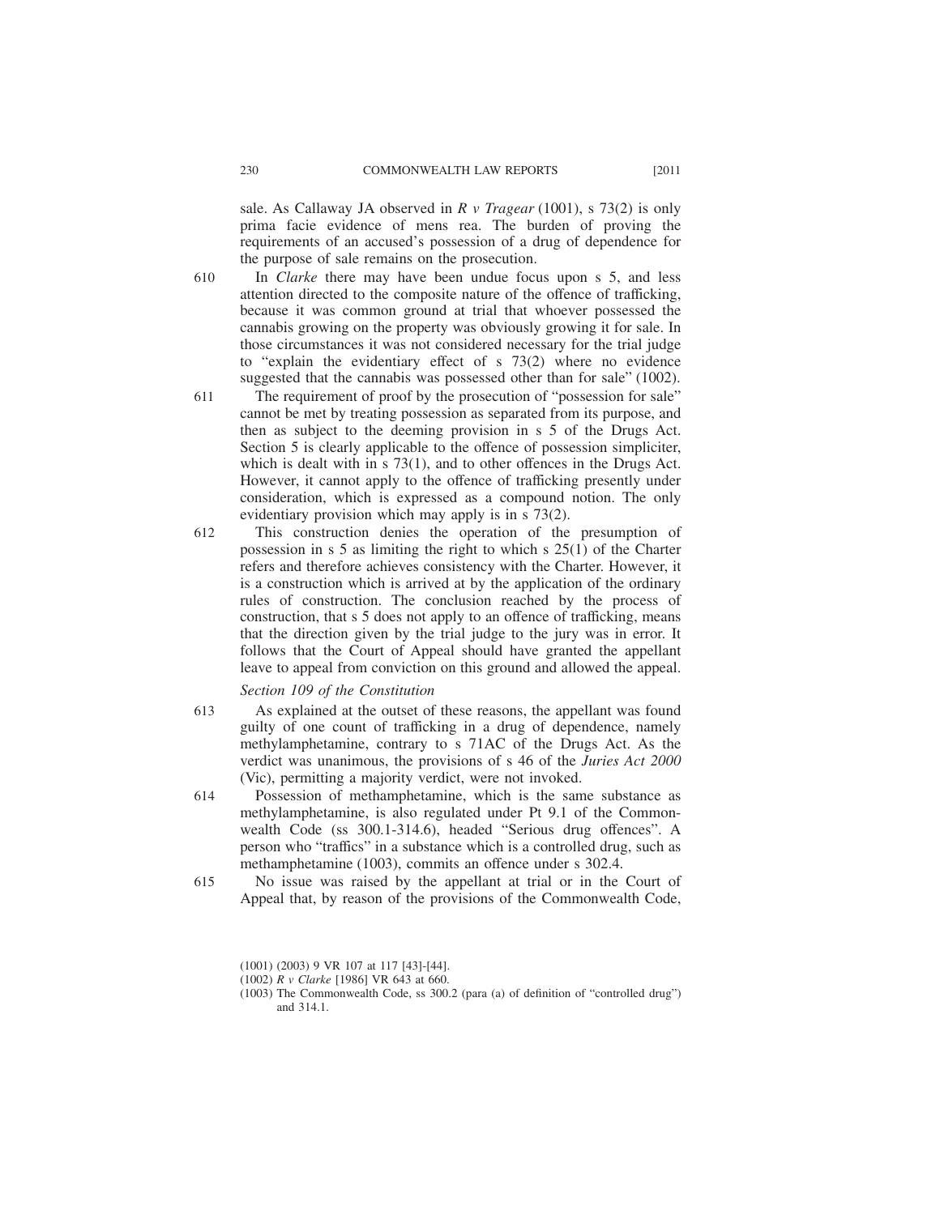sale. As Callaway JA observed in *R v Tragear* (1001), s 73(2) is only prima facie evidence of mens rea. The burden of proving the requirements of an accused's possession of a drug of dependence for the purpose of sale remains on the prosecution.

610 In *Clarke* there may have been undue focus upon s 5, and less attention directed to the composite nature of the offence of trafficking, because it was common ground at trial that whoever possessed the cannabis growing on the property was obviously growing it for sale. In those circumstances it was not considered necessary for the trial judge to "explain the evidentiary effect of s 73(2) where no evidence suggested that the cannabis was possessed other than for sale" (1002).

611 The requirement of proof by the prosecution of "possession for sale" cannot be met by treating possession as separated from its purpose, and then as subject to the deeming provision in s 5 of the Drugs Act. Section 5 is clearly applicable to the offence of possession simpliciter, which is dealt with in s 73(1), and to other offences in the Drugs Act. However, it cannot apply to the offence of trafficking presently under consideration, which is expressed as a compound notion. The only evidentiary provision which may apply is in s 73(2).

612 This construction denies the operation of the presumption of possession in s 5 as limiting the right to which s 25(1) of the Charter refers and therefore achieves consistency with the Charter. However, it is a construction which is arrived at by the application of the ordinary rules of construction. The conclusion reached by the process of construction, that s 5 does not apply to an offence of trafficking, means that the direction given by the trial judge to the jury was in error. It follows that the Court of Appeal should have granted the appellant leave to appeal from conviction on this ground and allowed the appeal.

*Section 109 of the Constitution*

613 As explained at the outset of these reasons, the appellant was found guilty of one count of trafficking in a drug of dependence, namely methylamphetamine, contrary to s 71AC of the Drugs Act. As the verdict was unanimous, the provisions of s 46 of the *Juries Act 2000* (Vic), permitting a majority verdict, were not invoked.

614 Possession of methamphetamine, which is the same substance as methylamphetamine, is also regulated under Pt 9.1 of the Commonwealth Code (ss 300.1-314.6), headed "Serious drug offences". A person who "traffics" in a substance which is a controlled drug, such as methamphetamine (1003), commits an offence under s 302.4.

615 No issue was raised by the appellant at trial or in the Court of Appeal that, by reason of the provisions of the Commonwealth Code,

(1001) (2003) 9 VR 107 at 117 [43]-[44].

(1002) *R v Clarke* [1986] VR 643 at 660.

(1003) The Commonwealth Code, ss 300.2 (para (a) of definition of "controlled drug") and 314.1.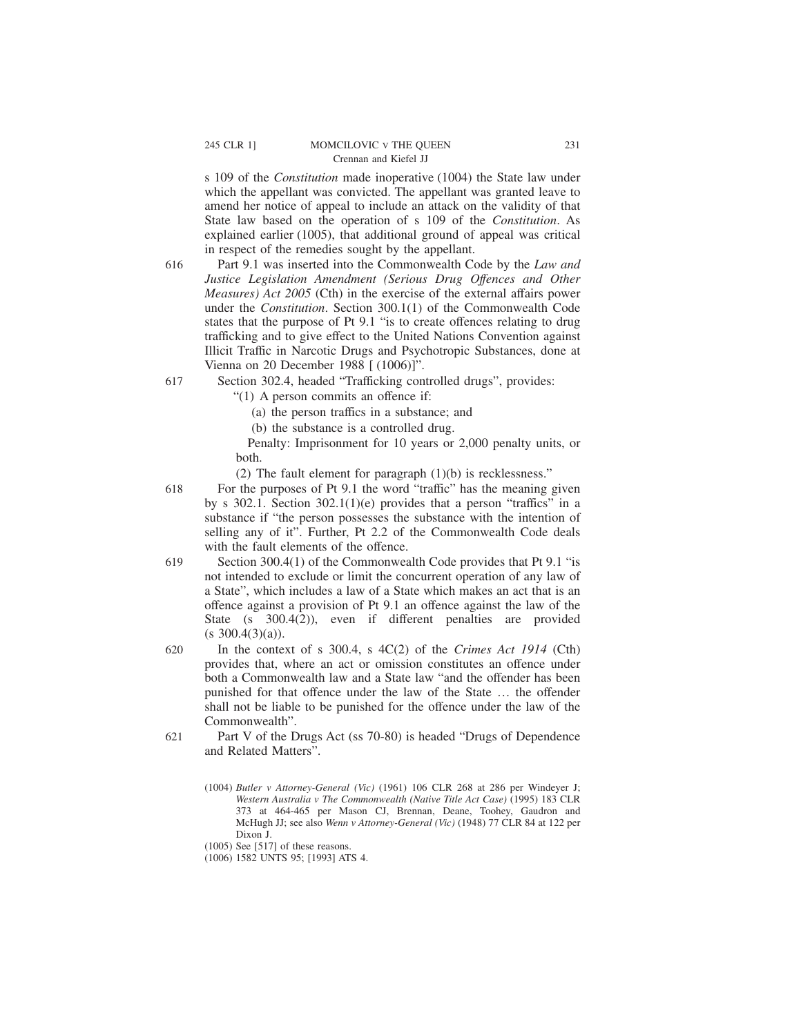s 109 of the *Constitution* made inoperative (1004) the State law under which the appellant was convicted. The appellant was granted leave to amend her notice of appeal to include an attack on the validity of that State law based on the operation of s 109 of the *Constitution*. As explained earlier (1005), that additional ground of appeal was critical in respect of the remedies sought by the appellant.

616 Part 9.1 was inserted into the Commonwealth Code by the *Law and Justice Legislation Amendment (Serious Drug Offences and Other Measures) Act 2005* (Cth) in the exercise of the external affairs power under the *Constitution*. Section 300.1(1) of the Commonwealth Code states that the purpose of Pt 9.1 "is to create offences relating to drug trafficking and to give effect to the United Nations Convention against Illicit Traffic in Narcotic Drugs and Psychotropic Substances, done at Vienna on 20 December 1988 [ (1006)]".

617 Section 302.4, headed "Trafficking controlled drugs", provides:

> "(1) A person commits an offence if:
>
> (a) the person traffics in a substance; and
>
> (b) the substance is a controlled drug.
>
> Penalty: Imprisonment for 10 years or 2,000 penalty units, or both.
>
> (2) The fault element for paragraph (1)(b) is recklessness."

618 For the purposes of Pt 9.1 the word "traffic" has the meaning given by s 302.1. Section 302.1(1)(e) provides that a person "traffics" in a substance if "the person possesses the substance with the intention of selling any of it". Further, Pt 2.2 of the Commonwealth Code deals with the fault elements of the offence.

619 Section 300.4(1) of the Commonwealth Code provides that Pt 9.1 "is not intended to exclude or limit the concurrent operation of any law of a State", which includes a law of a State which makes an act that is an offence against a provision of Pt 9.1 an offence against the law of the State (s 300.4(2)), even if different penalties are provided (s 300.4(3)(a)).

620 In the context of s 300.4, s 4C(2) of the *Crimes Act 1914* (Cth) provides that, where an act or omission constitutes an offence under both a Commonwealth law and a State law "and the offender has been punished for that offence under the law of the State … the offender shall not be liable to be punished for the offence under the law of the Commonwealth".

621 Part V of the Drugs Act (ss 70-80) is headed "Drugs of Dependence and Related Matters".

(1004) *Butler v Attorney-General (Vic)* (1961) 106 CLR 268 at 286 per Windeyer J; *Western Australia v The Commonwealth (Native Title Act Case)* (1995) 183 CLR 373 at 464-465 per Mason CJ, Brennan, Deane, Toohey, Gaudron and McHugh JJ; see also *Wenn v Attorney-General (Vic)* (1948) 77 CLR 84 at 122 per Dixon J.

(1005) See [517] of these reasons.

(1006) 1582 UNTS 95; [1993] ATS 4.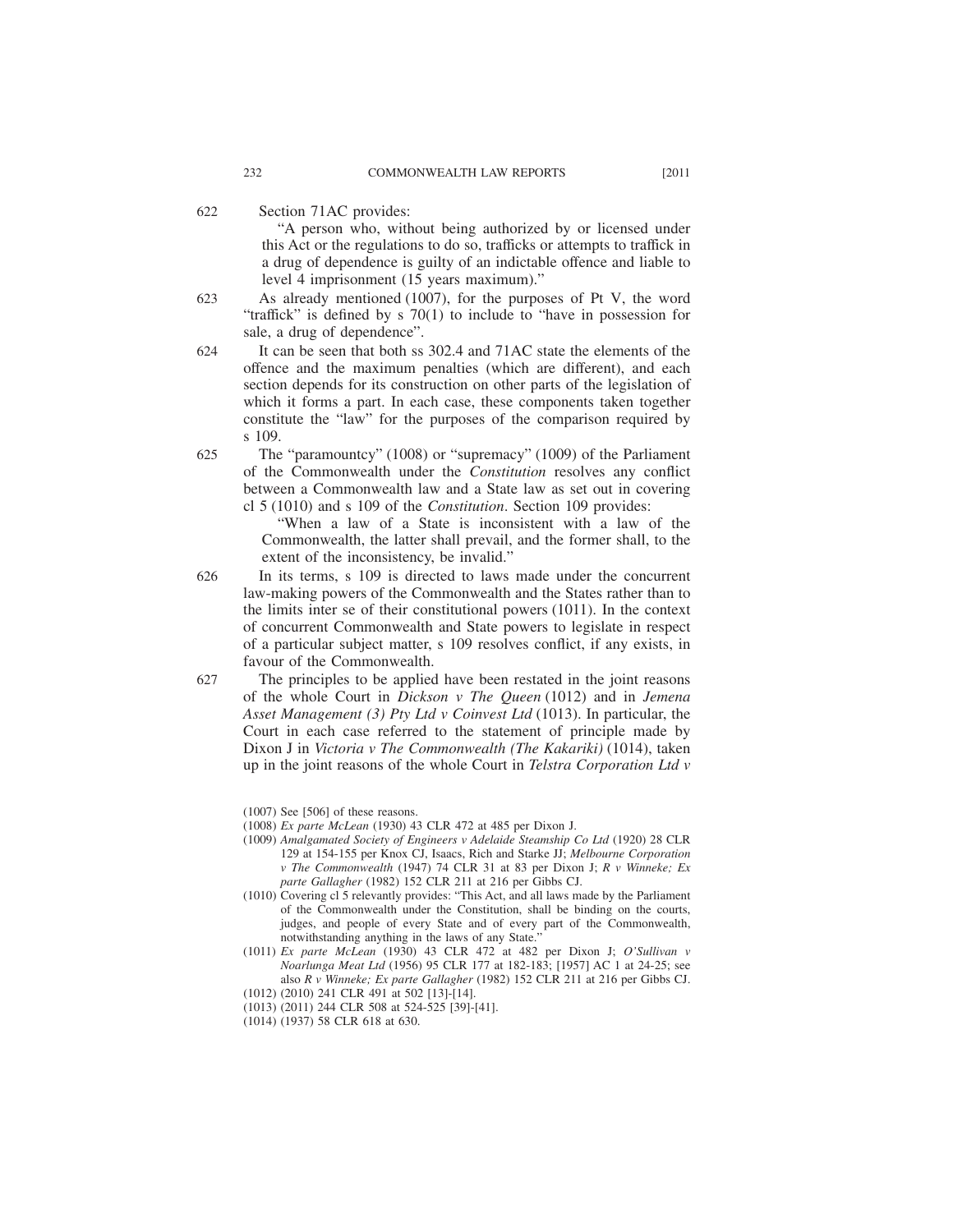622 Section 71AC provides:

> "A person who, without being authorized by or licensed under this Act or the regulations to do so, trafficks or attempts to traffick in a drug of dependence is guilty of an indictable offence and liable to level 4 imprisonment (15 years maximum)."

623 As already mentioned (1007), for the purposes of Pt V, the word "traffick" is defined by s 70(1) to include to "have in possession for sale, a drug of dependence".

624 It can be seen that both ss 302.4 and 71AC state the elements of the offence and the maximum penalties (which are different), and each section depends for its construction on other parts of the legislation of which it forms a part. In each case, these components taken together constitute the "law" for the purposes of the comparison required by s 109.

625 The "paramountcy" (1008) or "supremacy" (1009) of the Parliament of the Commonwealth under the *Constitution* resolves any conflict between a Commonwealth law and a State law as set out in covering cl 5 (1010) and s 109 of the *Constitution*. Section 109 provides:

> "When a law of a State is inconsistent with a law of the Commonwealth, the latter shall prevail, and the former shall, to the extent of the inconsistency, be invalid."

626 In its terms, s 109 is directed to laws made under the concurrent law-making powers of the Commonwealth and the States rather than to the limits inter se of their constitutional powers (1011). In the context of concurrent Commonwealth and State powers to legislate in respect of a particular subject matter, s 109 resolves conflict, if any exists, in favour of the Commonwealth.

627 The principles to be applied have been restated in the joint reasons of the whole Court in *Dickson v The Queen* (1012) and in *Jemena Asset Management (3) Pty Ltd v Coinvest Ltd* (1013). In particular, the Court in each case referred to the statement of principle made by Dixon J in *Victoria v The Commonwealth (The Kakariki)* (1014), taken up in the joint reasons of the whole Court in *Telstra Corporation Ltd v*

(1007) See [506] of these reasons.

(1008) *Ex parte McLean* (1930) 43 CLR 472 at 485 per Dixon J.

(1009) *Amalgamated Society of Engineers v Adelaide Steamship Co Ltd* (1920) 28 CLR 129 at 154-155 per Knox CJ, Isaacs, Rich and Starke JJ; *Melbourne Corporation v The Commonwealth* (1947) 74 CLR 31 at 83 per Dixon J; *R v Winneke; Ex parte Gallagher* (1982) 152 CLR 211 at 216 per Gibbs CJ.

(1010) Covering cl 5 relevantly provides: "This Act, and all laws made by the Parliament of the Commonwealth under the Constitution, shall be binding on the courts, judges, and people of every State and of every part of the Commonwealth, notwithstanding anything in the laws of any State."

(1011) *Ex parte McLean* (1930) 43 CLR 472 at 482 per Dixon J; *O'Sullivan v Noarlunga Meat Ltd* (1956) 95 CLR 177 at 182-183; [1957] AC 1 at 24-25; see also *R v Winneke; Ex parte Gallagher* (1982) 152 CLR 211 at 216 per Gibbs CJ.

(1012) (2010) 241 CLR 491 at 502 [13]-[14].

(1013) (2011) 244 CLR 508 at 524-525 [39]-[41].

(1014) (1937) 58 CLR 618 at 630.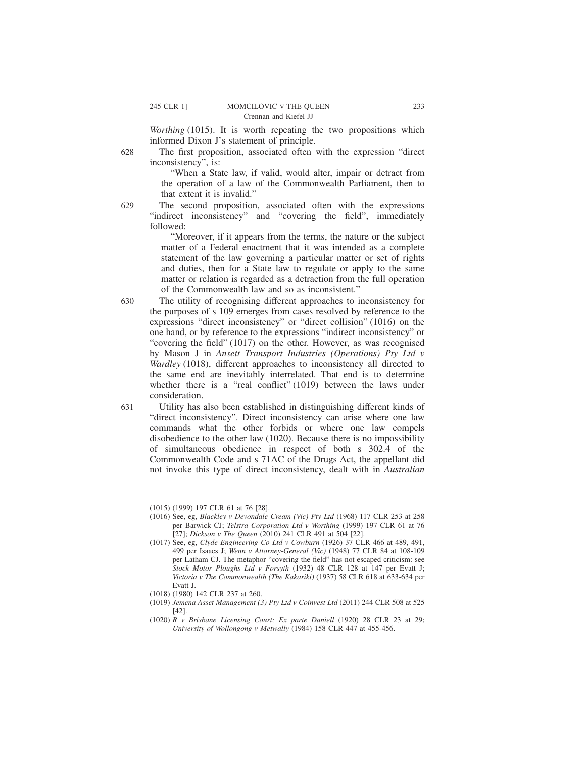*Worthing* (1015). It is worth repeating the two propositions which informed Dixon J's statement of principle.

628 The first proposition, associated often with the expression "direct inconsistency", is:

> "When a State law, if valid, would alter, impair or detract from the operation of a law of the Commonwealth Parliament, then to that extent it is invalid."

629 The second proposition, associated often with the expressions "indirect inconsistency" and "covering the field", immediately followed:

> "Moreover, if it appears from the terms, the nature or the subject matter of a Federal enactment that it was intended as a complete statement of the law governing a particular matter or set of rights and duties, then for a State law to regulate or apply to the same matter or relation is regarded as a detraction from the full operation of the Commonwealth law and so as inconsistent."

630 The utility of recognising different approaches to inconsistency for the purposes of s 109 emerges from cases resolved by reference to the expressions "direct inconsistency" or "direct collision" (1016) on the one hand, or by reference to the expressions "indirect inconsistency" or "covering the field" (1017) on the other. However, as was recognised by Mason J in *Ansett Transport Industries (Operations) Pty Ltd v Wardley* (1018), different approaches to inconsistency all directed to the same end are inevitably interrelated. That end is to determine whether there is a "real conflict" (1019) between the laws under consideration.

631 Utility has also been established in distinguishing different kinds of "direct inconsistency". Direct inconsistency can arise where one law commands what the other forbids or where one law compels disobedience to the other law (1020). Because there is no impossibility of simultaneous obedience in respect of both s 302.4 of the Commonwealth Code and s 71AC of the Drugs Act, the appellant did not invoke this type of direct inconsistency, dealt with in *Australian*

---

(1015) (1999) 197 CLR 61 at 76 [28].

(1016) See, eg, *Blackley v Devondale Cream (Vic) Pty Ltd* (1968) 117 CLR 253 at 258 per Barwick CJ; *Telstra Corporation Ltd v Worthing* (1999) 197 CLR 61 at 76 [27]; *Dickson v The Queen* (2010) 241 CLR 491 at 504 [22].

(1017) See, eg, *Clyde Engineering Co Ltd v Cowburn* (1926) 37 CLR 466 at 489, 491, 499 per Isaacs J; *Wenn v Attorney-General (Vic)* (1948) 77 CLR 84 at 108-109 per Latham CJ. The metaphor "covering the field" has not escaped criticism: see *Stock Motor Ploughs Ltd v Forsyth* (1932) 48 CLR 128 at 147 per Evatt J; *Victoria v The Commonwealth (The Kakariki)* (1937) 58 CLR 618 at 633-634 per Evatt J.

(1018) (1980) 142 CLR 237 at 260.

(1019) *Jemena Asset Management (3) Pty Ltd v Coinvest Ltd* (2011) 244 CLR 508 at 525 [42].

(1020) *R v Brisbane Licensing Court; Ex parte Daniell* (1920) 28 CLR 23 at 29; *University of Wollongong v Metwally* (1984) 158 CLR 447 at 455-456.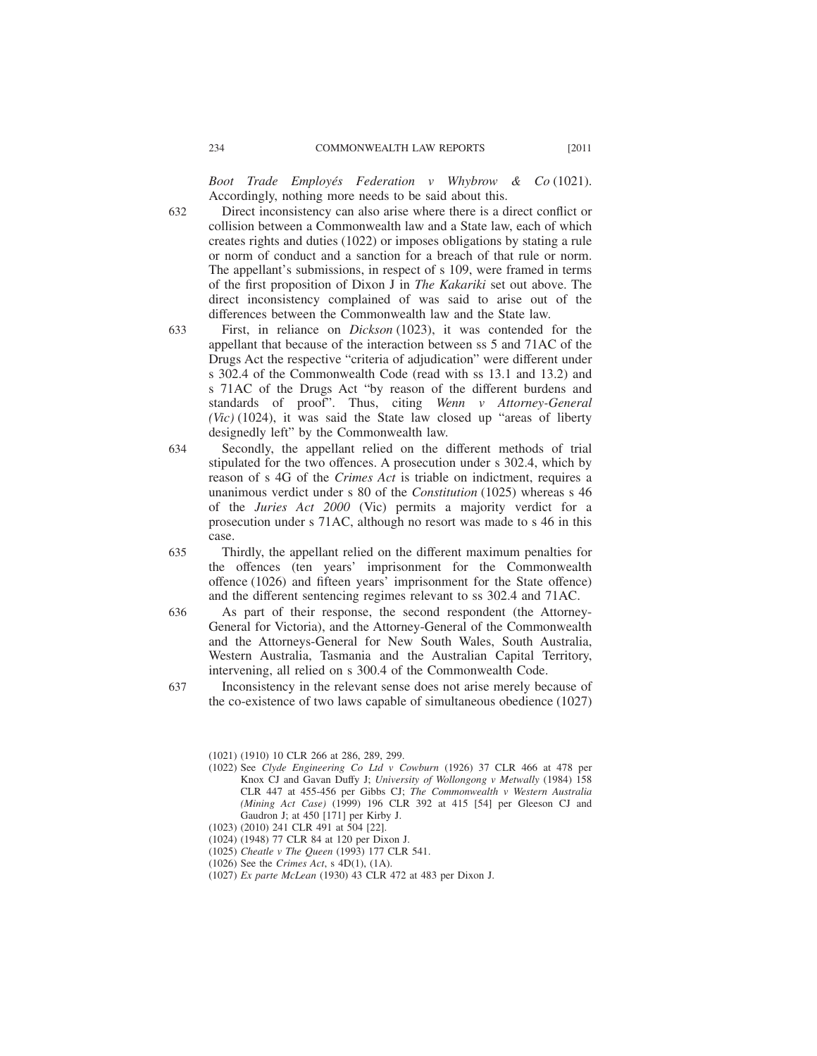*Boot Trade Employés Federation v Whybrow & Co* (1021). Accordingly, nothing more needs to be said about this.

632 Direct inconsistency can also arise where there is a direct conflict or collision between a Commonwealth law and a State law, each of which creates rights and duties (1022) or imposes obligations by stating a rule or norm of conduct and a sanction for a breach of that rule or norm. The appellant's submissions, in respect of s 109, were framed in terms of the first proposition of Dixon J in *The Kakariki* set out above. The direct inconsistency complained of was said to arise out of the differences between the Commonwealth law and the State law.

633 First, in reliance on *Dickson* (1023), it was contended for the appellant that because of the interaction between ss 5 and 71AC of the Drugs Act the respective "criteria of adjudication" were different under s 302.4 of the Commonwealth Code (read with ss 13.1 and 13.2) and s 71AC of the Drugs Act "by reason of the different burdens and standards of proof". Thus, citing *Wenn v Attorney-General (Vic)* (1024), it was said the State law closed up "areas of liberty designedly left" by the Commonwealth law.

634 Secondly, the appellant relied on the different methods of trial stipulated for the two offences. A prosecution under s 302.4, which by reason of s 4G of the *Crimes Act* is triable on indictment, requires a unanimous verdict under s 80 of the *Constitution* (1025) whereas s 46 of the *Juries Act 2000* (Vic) permits a majority verdict for a prosecution under s 71AC, although no resort was made to s 46 in this case.

635 Thirdly, the appellant relied on the different maximum penalties for the offences (ten years' imprisonment for the Commonwealth offence (1026) and fifteen years' imprisonment for the State offence) and the different sentencing regimes relevant to ss 302.4 and 71AC.

636 As part of their response, the second respondent (the Attorney-General for Victoria), and the Attorney-General of the Commonwealth and the Attorneys-General for New South Wales, South Australia, Western Australia, Tasmania and the Australian Capital Territory, intervening, all relied on s 300.4 of the Commonwealth Code.

637 Inconsistency in the relevant sense does not arise merely because of the co-existence of two laws capable of simultaneous obedience (1027)

---

(1021) (1910) 10 CLR 266 at 286, 289, 299.

(1022) See *Clyde Engineering Co Ltd v Cowburn* (1926) 37 CLR 466 at 478 per Knox CJ and Gavan Duffy J; *University of Wollongong v Metwally* (1984) 158 CLR 447 at 455-456 per Gibbs CJ; *The Commonwealth v Western Australia (Mining Act Case)* (1999) 196 CLR 392 at 415 [54] per Gleeson CJ and Gaudron J; at 450 [171] per Kirby J.

(1023) (2010) 241 CLR 491 at 504 [22].

(1024) (1948) 77 CLR 84 at 120 per Dixon J.

(1025) *Cheatle v The Queen* (1993) 177 CLR 541.

(1026) See the *Crimes Act*, s 4D(1), (1A).

(1027) *Ex parte McLean* (1930) 43 CLR 472 at 483 per Dixon J.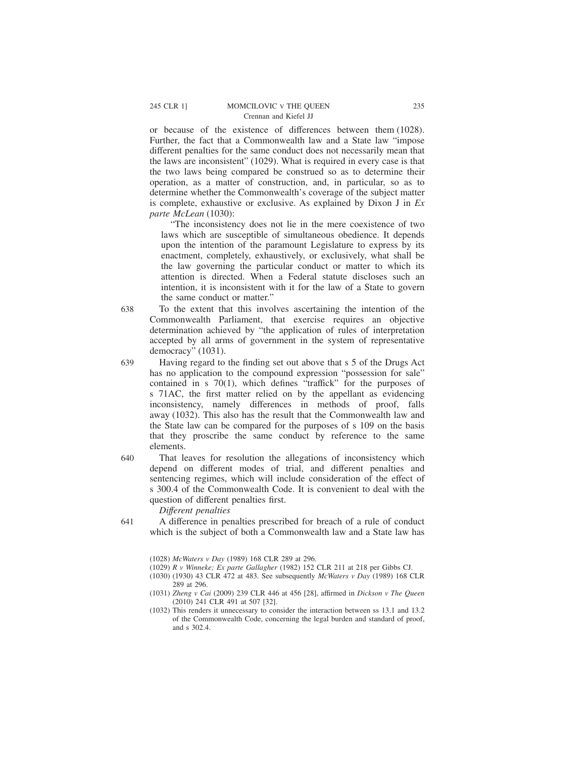or because of the existence of differences between them (1028). Further, the fact that a Commonwealth law and a State law "impose different penalties for the same conduct does not necessarily mean that the laws are inconsistent" (1029). What is required in every case is that the two laws being compared be construed so as to determine their operation, as a matter of construction, and, in particular, so as to determine whether the Commonwealth's coverage of the subject matter is complete, exhaustive or exclusive. As explained by Dixon J in *Ex parte McLean* (1030):

> "The inconsistency does not lie in the mere coexistence of two laws which are susceptible of simultaneous obedience. It depends upon the intention of the paramount Legislature to express by its enactment, completely, exhaustively, or exclusively, what shall be the law governing the particular conduct or matter to which its attention is directed. When a Federal statute discloses such an intention, it is inconsistent with it for the law of a State to govern the same conduct or matter."

638 To the extent that this involves ascertaining the intention of the Commonwealth Parliament, that exercise requires an objective determination achieved by "the application of rules of interpretation accepted by all arms of government in the system of representative democracy" (1031).

639 Having regard to the finding set out above that s 5 of the Drugs Act has no application to the compound expression "possession for sale" contained in s 70(1), which defines "traffick" for the purposes of s 71AC, the first matter relied on by the appellant as evidencing inconsistency, namely differences in methods of proof, falls away (1032). This also has the result that the Commonwealth law and the State law can be compared for the purposes of s 109 on the basis that they proscribe the same conduct by reference to the same elements.

640 That leaves for resolution the allegations of inconsistency which depend on different modes of trial, and different penalties and sentencing regimes, which will include consideration of the effect of s 300.4 of the Commonwealth Code. It is convenient to deal with the question of different penalties first.

*Different penalties*

641 A difference in penalties prescribed for breach of a rule of conduct which is the subject of both a Commonwealth law and a State law has

(1028) *McWaters v Day* (1989) 168 CLR 289 at 296.

(1029) *R v Winneke; Ex parte Gallagher* (1982) 152 CLR 211 at 218 per Gibbs CJ.

(1030) (1930) 43 CLR 472 at 483. See subsequently *McWaters v Day* (1989) 168 CLR 289 at 296.

(1031) *Zheng v Cai* (2009) 239 CLR 446 at 456 [28], affirmed in *Dickson v The Queen* (2010) 241 CLR 491 at 507 [32].

(1032) This renders it unnecessary to consider the interaction between ss 13.1 and 13.2 of the Commonwealth Code, concerning the legal burden and standard of proof, and s 302.4.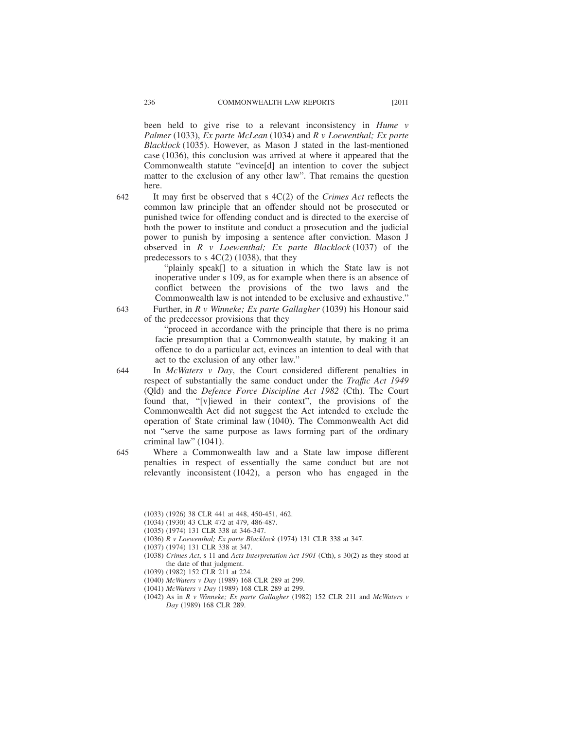been held to give rise to a relevant inconsistency in *Hume v Palmer* (1033), *Ex parte McLean* (1034) and *R v Loewenthal; Ex parte Blacklock* (1035). However, as Mason J stated in the last-mentioned case (1036), this conclusion was arrived at where it appeared that the Commonwealth statute "evince[d] an intention to cover the subject matter to the exclusion of any other law". That remains the question here.

642 It may first be observed that s 4C(2) of the *Crimes Act* reflects the common law principle that an offender should not be prosecuted or punished twice for offending conduct and is directed to the exercise of both the power to institute and conduct a prosecution and the judicial power to punish by imposing a sentence after conviction. Mason J observed in *R v Loewenthal; Ex parte Blacklock* (1037) of the predecessors to s 4C(2) (1038), that they

> "plainly speak[] to a situation in which the State law is not inoperative under s 109, as for example when there is an absence of conflict between the provisions of the two laws and the Commonwealth law is not intended to be exclusive and exhaustive."

643 Further, in *R v Winneke; Ex parte Gallagher* (1039) his Honour said of the predecessor provisions that they

> "proceed in accordance with the principle that there is no prima facie presumption that a Commonwealth statute, by making it an offence to do a particular act, evinces an intention to deal with that act to the exclusion of any other law."

644 In *McWaters v Day*, the Court considered different penalties in respect of substantially the same conduct under the *Traffic Act 1949* (Qld) and the *Defence Force Discipline Act 1982* (Cth). The Court found that, "[v]iewed in their context", the provisions of the Commonwealth Act did not suggest the Act intended to exclude the operation of State criminal law (1040). The Commonwealth Act did not "serve the same purpose as laws forming part of the ordinary criminal law" (1041).

645 Where a Commonwealth law and a State law impose different penalties in respect of essentially the same conduct but are not relevantly inconsistent (1042), a person who has engaged in the

(1033) (1926) 38 CLR 441 at 448, 450-451, 462.

(1034) (1930) 43 CLR 472 at 479, 486-487.

(1035) (1974) 131 CLR 338 at 346-347.

(1036) *R v Loewenthal; Ex parte Blacklock* (1974) 131 CLR 338 at 347.

(1037) (1974) 131 CLR 338 at 347.

(1038) *Crimes Act*, s 11 and *Acts Interpretation Act 1901* (Cth), s 30(2) as they stood at the date of that judgment.

(1039) (1982) 152 CLR 211 at 224.

(1040) *McWaters v Day* (1989) 168 CLR 289 at 299.

(1041) *McWaters v Day* (1989) 168 CLR 289 at 299.

(1042) As in *R v Winneke; Ex parte Gallagher* (1982) 152 CLR 211 and *McWaters v Day* (1989) 168 CLR 289.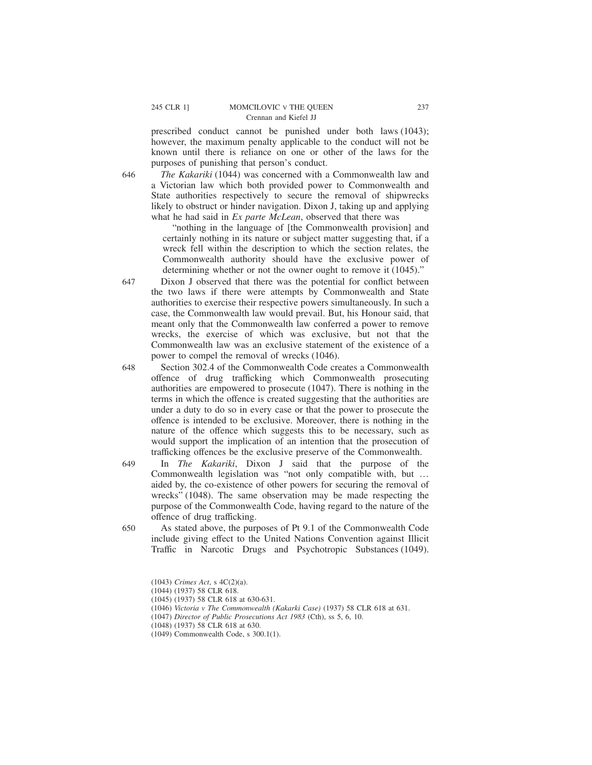prescribed conduct cannot be punished under both laws (1043); however, the maximum penalty applicable to the conduct will not be known until there is reliance on one or other of the laws for the purposes of punishing that person's conduct.

646 *The Kakariki* (1044) was concerned with a Commonwealth law and a Victorian law which both provided power to Commonwealth and State authorities respectively to secure the removal of shipwrecks likely to obstruct or hinder navigation. Dixon J, taking up and applying what he had said in *Ex parte McLean*, observed that there was

> "nothing in the language of [the Commonwealth provision] and certainly nothing in its nature or subject matter suggesting that, if a wreck fell within the description to which the section relates, the Commonwealth authority should have the exclusive power of determining whether or not the owner ought to remove it (1045)."

647 Dixon J observed that there was the potential for conflict between the two laws if there were attempts by Commonwealth and State authorities to exercise their respective powers simultaneously. In such a case, the Commonwealth law would prevail. But, his Honour said, that meant only that the Commonwealth law conferred a power to remove wrecks, the exercise of which was exclusive, but not that the Commonwealth law was an exclusive statement of the existence of a power to compel the removal of wrecks (1046).

648 Section 302.4 of the Commonwealth Code creates a Commonwealth offence of drug trafficking which Commonwealth prosecuting authorities are empowered to prosecute (1047). There is nothing in the terms in which the offence is created suggesting that the authorities are under a duty to do so in every case or that the power to prosecute the offence is intended to be exclusive. Moreover, there is nothing in the nature of the offence which suggests this to be necessary, such as would support the implication of an intention that the prosecution of trafficking offences be the exclusive preserve of the Commonwealth.

649 In *The Kakariki*, Dixon J said that the purpose of the Commonwealth legislation was "not only compatible with, but … aided by, the co-existence of other powers for securing the removal of wrecks" (1048). The same observation may be made respecting the purpose of the Commonwealth Code, having regard to the nature of the offence of drug trafficking.

650 As stated above, the purposes of Pt 9.1 of the Commonwealth Code include giving effect to the United Nations Convention against Illicit Traffic in Narcotic Drugs and Psychotropic Substances (1049).

(1043) *Crimes Act*, s 4C(2)(a).

(1044) (1937) 58 CLR 618.

(1045) (1937) 58 CLR 618 at 630-631.

(1046) *Victoria v The Commonwealth (Kakarki Case)* (1937) 58 CLR 618 at 631.

(1047) *Director of Public Prosecutions Act 1983* (Cth), ss 5, 6, 10.

(1048) (1937) 58 CLR 618 at 630.

(1049) Commonwealth Code, s 300.1(1).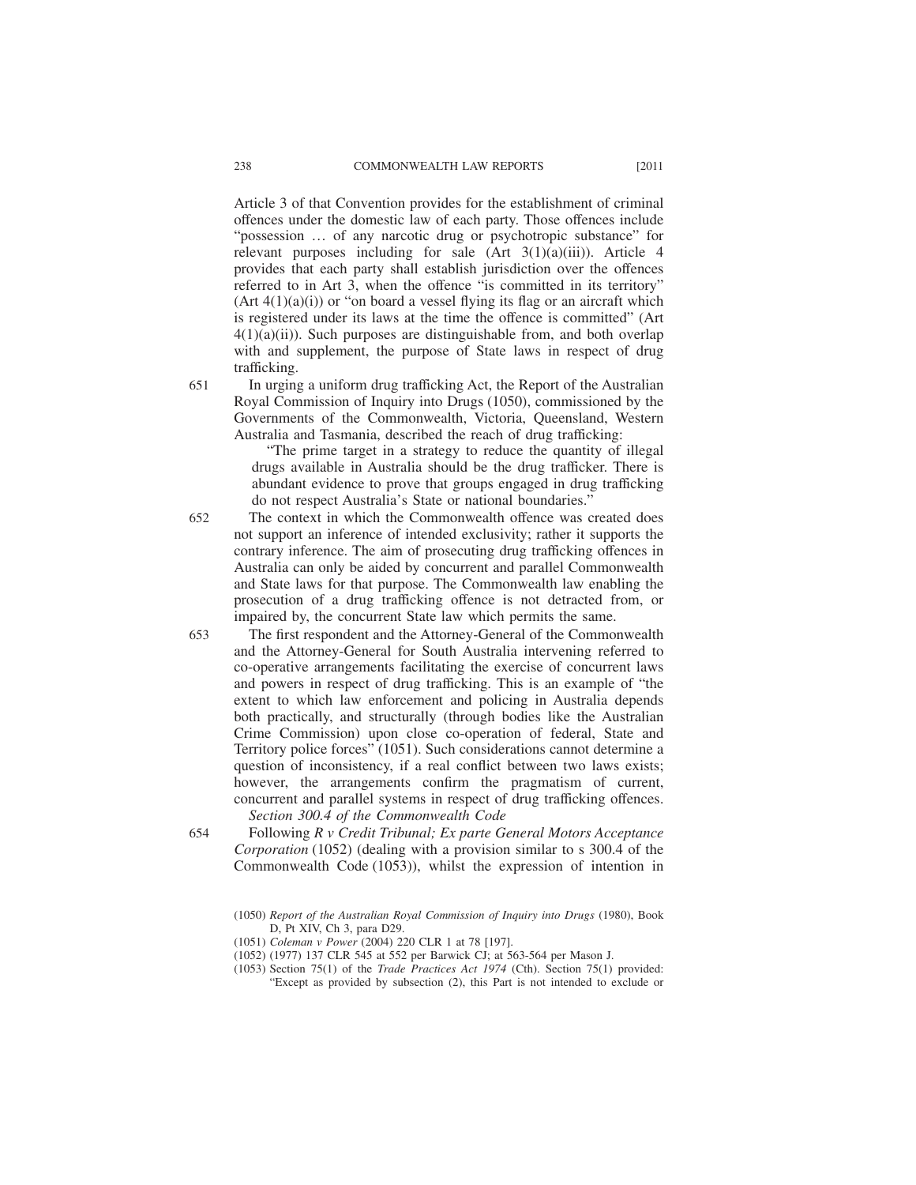Article 3 of that Convention provides for the establishment of criminal offences under the domestic law of each party. Those offences include "possession … of any narcotic drug or psychotropic substance" for relevant purposes including for sale (Art 3(1)(a)(iii)). Article 4 provides that each party shall establish jurisdiction over the offences referred to in Art 3, when the offence "is committed in its territory" (Art 4(1)(a)(i)) or "on board a vessel flying its flag or an aircraft which is registered under its laws at the time the offence is committed" (Art 4(1)(a)(ii)). Such purposes are distinguishable from, and both overlap with and supplement, the purpose of State laws in respect of drug trafficking.

651 In urging a uniform drug trafficking Act, the Report of the Australian Royal Commission of Inquiry into Drugs (1050), commissioned by the Governments of the Commonwealth, Victoria, Queensland, Western Australia and Tasmania, described the reach of drug trafficking:

> "The prime target in a strategy to reduce the quantity of illegal drugs available in Australia should be the drug trafficker. There is abundant evidence to prove that groups engaged in drug trafficking do not respect Australia's State or national boundaries."

652 The context in which the Commonwealth offence was created does not support an inference of intended exclusivity; rather it supports the contrary inference. The aim of prosecuting drug trafficking offences in Australia can only be aided by concurrent and parallel Commonwealth and State laws for that purpose. The Commonwealth law enabling the prosecution of a drug trafficking offence is not detracted from, or impaired by, the concurrent State law which permits the same.

653 The first respondent and the Attorney-General of the Commonwealth and the Attorney-General for South Australia intervening referred to co-operative arrangements facilitating the exercise of concurrent laws and powers in respect of drug trafficking. This is an example of "the extent to which law enforcement and policing in Australia depends both practically, and structurally (through bodies like the Australian Crime Commission) upon close co-operation of federal, State and Territory police forces" (1051). Such considerations cannot determine a question of inconsistency, if a real conflict between two laws exists; however, the arrangements confirm the pragmatism of current, concurrent and parallel systems in respect of drug trafficking offences.

*Section 300.4 of the Commonwealth Code*

654 Following *R v Credit Tribunal; Ex parte General Motors Acceptance Corporation* (1052) (dealing with a provision similar to s 300.4 of the Commonwealth Code (1053)), whilst the expression of intention in

(1050) *Report of the Australian Royal Commission of Inquiry into Drugs* (1980), Book D, Pt XIV, Ch 3, para D29.

(1051) *Coleman v Power* (2004) 220 CLR 1 at 78 [197].

(1052) (1977) 137 CLR 545 at 552 per Barwick CJ; at 563-564 per Mason J.

(1053) Section 75(1) of the *Trade Practices Act 1974* (Cth). Section 75(1) provided: "Except as provided by subsection (2), this Part is not intended to exclude or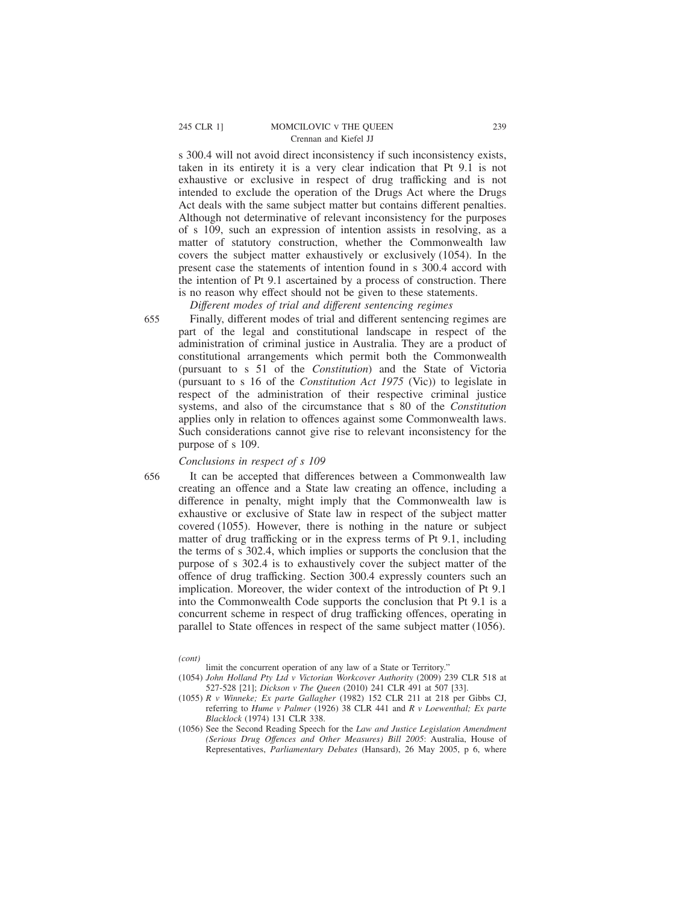s 300.4 will not avoid direct inconsistency if such inconsistency exists, taken in its entirety it is a very clear indication that Pt 9.1 is not exhaustive or exclusive in respect of drug trafficking and is not intended to exclude the operation of the Drugs Act where the Drugs Act deals with the same subject matter but contains different penalties. Although not determinative of relevant inconsistency for the purposes of s 109, such an expression of intention assists in resolving, as a matter of statutory construction, whether the Commonwealth law covers the subject matter exhaustively or exclusively (1054). In the present case the statements of intention found in s 300.4 accord with the intention of Pt 9.1 ascertained by a process of construction. There is no reason why effect should not be given to these statements.

*Different modes of trial and different sentencing regimes*

655 Finally, different modes of trial and different sentencing regimes are part of the legal and constitutional landscape in respect of the administration of criminal justice in Australia. They are a product of constitutional arrangements which permit both the Commonwealth (pursuant to s 51 of the *Constitution*) and the State of Victoria (pursuant to s 16 of the *Constitution Act 1975* (Vic)) to legislate in respect of the administration of their respective criminal justice systems, and also of the circumstance that s 80 of the *Constitution* applies only in relation to offences against some Commonwealth laws. Such considerations cannot give rise to relevant inconsistency for the purpose of s 109.

*Conclusions in respect of s 109*

656 It can be accepted that differences between a Commonwealth law creating an offence and a State law creating an offence, including a difference in penalty, might imply that the Commonwealth law is exhaustive or exclusive of State law in respect of the subject matter covered (1055). However, there is nothing in the nature or subject matter of drug trafficking or in the express terms of Pt 9.1, including the terms of s 302.4, which implies or supports the conclusion that the purpose of s 302.4 is to exhaustively cover the subject matter of the offence of drug trafficking. Section 300.4 expressly counters such an implication. Moreover, the wider context of the introduction of Pt 9.1 into the Commonwealth Code supports the conclusion that Pt 9.1 is a concurrent scheme in respect of drug trafficking offences, operating in parallel to State offences in respect of the same subject matter (1056).

---

*(cont)*

limit the concurrent operation of any law of a State or Territory."

(1054) *John Holland Pty Ltd v Victorian Workcover Authority* (2009) 239 CLR 518 at 527-528 [21]; *Dickson v The Queen* (2010) 241 CLR 491 at 507 [33].

(1055) *R v Winneke; Ex parte Gallagher* (1982) 152 CLR 211 at 218 per Gibbs CJ, referring to *Hume v Palmer* (1926) 38 CLR 441 and *R v Loewenthal; Ex parte Blacklock* (1974) 131 CLR 338.

(1056) See the Second Reading Speech for the *Law and Justice Legislation Amendment (Serious Drug Offences and Other Measures) Bill 2005*: Australia, House of Representatives, *Parliamentary Debates* (Hansard), 26 May 2005, p 6, where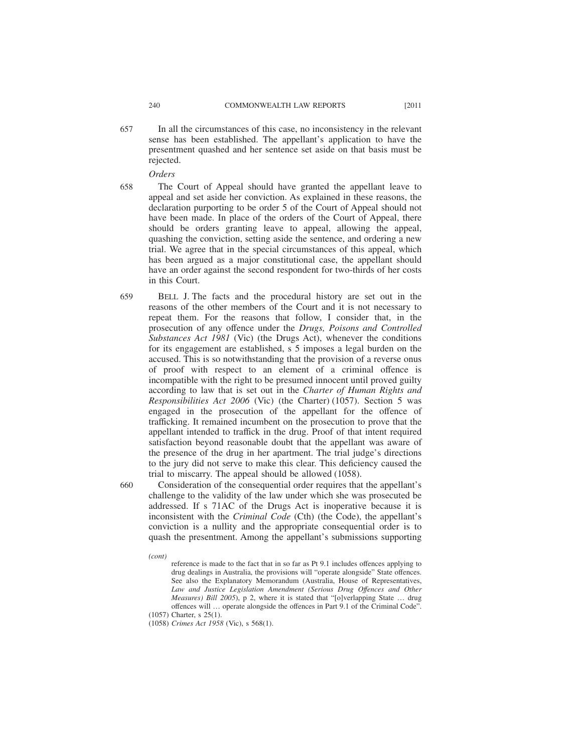657 In all the circumstances of this case, no inconsistency in the relevant sense has been established. The appellant's application to have the presentment quashed and her sentence set aside on that basis must be rejected.

*Orders*

658 The Court of Appeal should have granted the appellant leave to appeal and set aside her conviction. As explained in these reasons, the declaration purporting to be order 5 of the Court of Appeal should not have been made. In place of the orders of the Court of Appeal, there should be orders granting leave to appeal, allowing the appeal, quashing the conviction, setting aside the sentence, and ordering a new trial. We agree that in the special circumstances of this appeal, which has been argued as a major constitutional case, the appellant should have an order against the second respondent for two-thirds of her costs in this Court.

659 BELL J. The facts and the procedural history are set out in the reasons of the other members of the Court and it is not necessary to repeat them. For the reasons that follow, I consider that, in the prosecution of any offence under the *Drugs, Poisons and Controlled Substances Act 1981* (Vic) (the Drugs Act), whenever the conditions for its engagement are established, s 5 imposes a legal burden on the accused. This is so notwithstanding that the provision of a reverse onus of proof with respect to an element of a criminal offence is incompatible with the right to be presumed innocent until proved guilty according to law that is set out in the *Charter of Human Rights and Responsibilities Act 2006* (Vic) (the Charter) (1057). Section 5 was engaged in the prosecution of the appellant for the offence of trafficking. It remained incumbent on the prosecution to prove that the appellant intended to traffick in the drug. Proof of that intent required satisfaction beyond reasonable doubt that the appellant was aware of the presence of the drug in her apartment. The trial judge's directions to the jury did not serve to make this clear. This deficiency caused the trial to miscarry. The appeal should be allowed (1058).

660 Consideration of the consequential order requires that the appellant's challenge to the validity of the law under which she was prosecuted be addressed. If s 71AC of the Drugs Act is inoperative because it is inconsistent with the *Criminal Code* (Cth) (the Code), the appellant's conviction is a nullity and the appropriate consequential order is to quash the presentment. Among the appellant's submissions supporting

*(cont)*

reference is made to the fact that in so far as Pt 9.1 includes offences applying to drug dealings in Australia, the provisions will "operate alongside" State offences. See also the Explanatory Memorandum (Australia, House of Representatives, *Law and Justice Legislation Amendment (Serious Drug Offences and Other Measures) Bill 2005*), p 2, where it is stated that "[o]verlapping State … drug offences will … operate alongside the offences in Part 9.1 of the Criminal Code".

(1057) Charter, s 25(1).

(1058) *Crimes Act 1958* (Vic), s 568(1).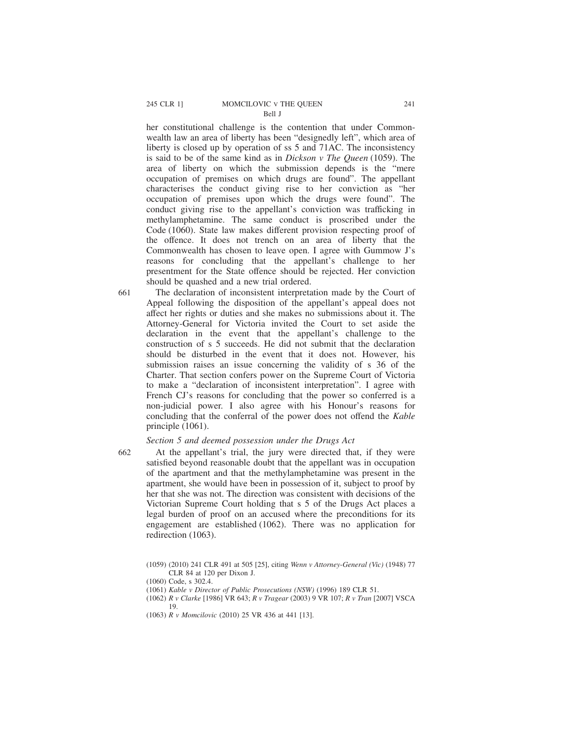her constitutional challenge is the contention that under Commonwealth law an area of liberty has been "designedly left", which area of liberty is closed up by operation of ss 5 and 71AC. The inconsistency is said to be of the same kind as in *Dickson v The Queen* (1059). The area of liberty on which the submission depends is the "mere occupation of premises on which drugs are found". The appellant characterises the conduct giving rise to her conviction as "her occupation of premises upon which the drugs were found". The conduct giving rise to the appellant's conviction was trafficking in methylamphetamine. The same conduct is proscribed under the Code (1060). State law makes different provision respecting proof of the offence. It does not trench on an area of liberty that the Commonwealth has chosen to leave open. I agree with Gummow J's reasons for concluding that the appellant's challenge to her presentment for the State offence should be rejected. Her conviction should be quashed and a new trial ordered.

661 The declaration of inconsistent interpretation made by the Court of Appeal following the disposition of the appellant's appeal does not affect her rights or duties and she makes no submissions about it. The Attorney-General for Victoria invited the Court to set aside the declaration in the event that the appellant's challenge to the construction of s 5 succeeds. He did not submit that the declaration should be disturbed in the event that it does not. However, his submission raises an issue concerning the validity of s 36 of the Charter. That section confers power on the Supreme Court of Victoria to make a "declaration of inconsistent interpretation". I agree with French CJ's reasons for concluding that the power so conferred is a non-judicial power. I also agree with his Honour's reasons for concluding that the conferral of the power does not offend the *Kable* principle (1061).

*Section 5 and deemed possession under the Drugs Act*

662 At the appellant's trial, the jury were directed that, if they were satisfied beyond reasonable doubt that the appellant was in occupation of the apartment and that the methylamphetamine was present in the apartment, she would have been in possession of it, subject to proof by her that she was not. The direction was consistent with decisions of the Victorian Supreme Court holding that s 5 of the Drugs Act places a legal burden of proof on an accused where the preconditions for its engagement are established (1062). There was no application for redirection (1063).

(1059) (2010) 241 CLR 491 at 505 [25], citing *Wenn v Attorney-General (Vic)* (1948) 77 CLR 84 at 120 per Dixon J.

(1060) Code, s 302.4.

(1061) *Kable v Director of Public Prosecutions (NSW)* (1996) 189 CLR 51.

(1062) *R v Clarke* [1986] VR 643; *R v Tragear* (2003) 9 VR 107; *R v Tran* [2007] VSCA 19.

(1063) *R v Momcilovic* (2010) 25 VR 436 at 441 [13].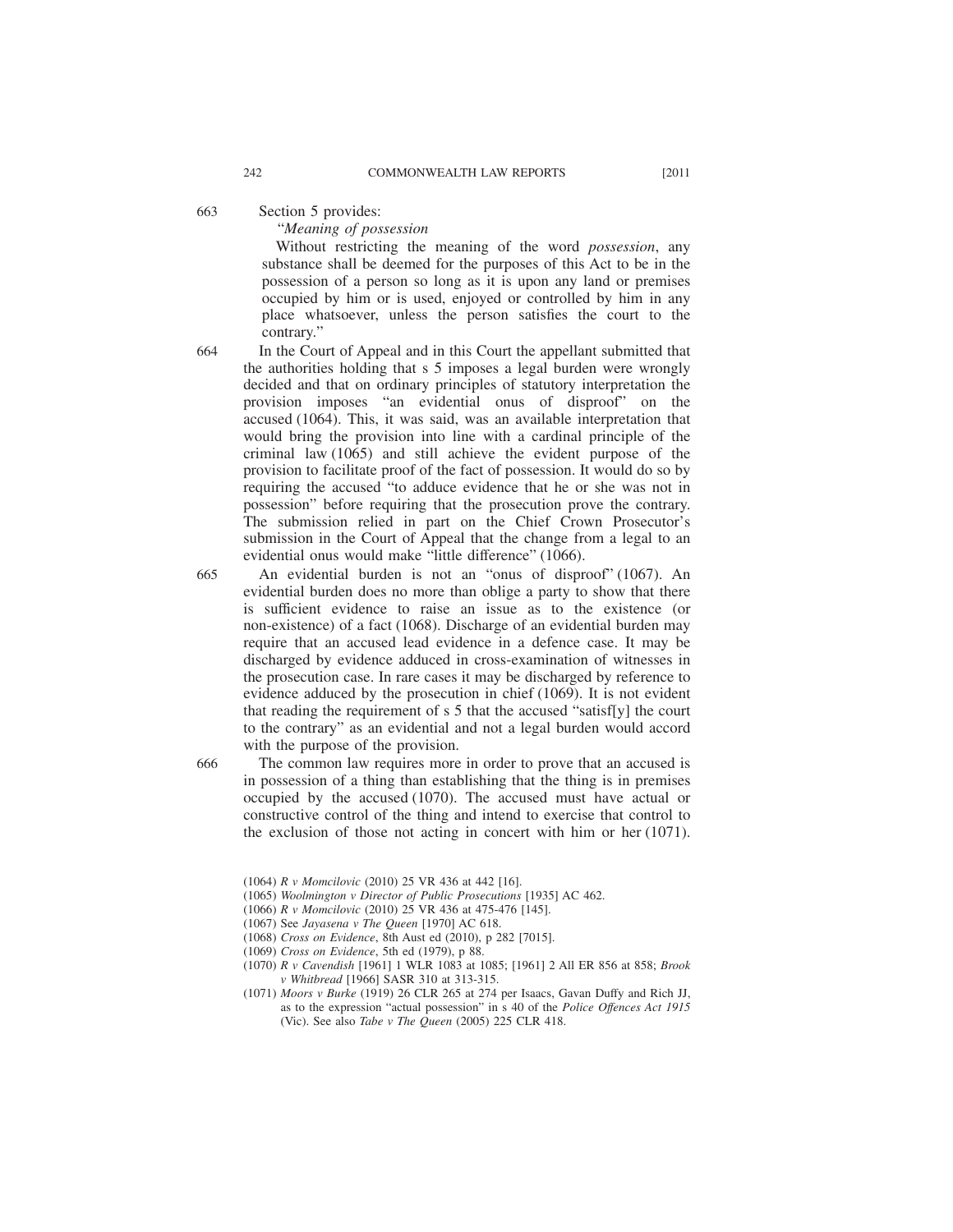663 Section 5 provides:

"*Meaning of possession*

Without restricting the meaning of the word *possession*, any substance shall be deemed for the purposes of this Act to be in the possession of a person so long as it is upon any land or premises occupied by him or is used, enjoyed or controlled by him in any place whatsoever, unless the person satisfies the court to the contrary."

664 In the Court of Appeal and in this Court the appellant submitted that the authorities holding that s 5 imposes a legal burden were wrongly decided and that on ordinary principles of statutory interpretation the provision imposes "an evidential onus of disproof" on the accused (1064). This, it was said, was an available interpretation that would bring the provision into line with a cardinal principle of the criminal law (1065) and still achieve the evident purpose of the provision to facilitate proof of the fact of possession. It would do so by requiring the accused "to adduce evidence that he or she was not in possession" before requiring that the prosecution prove the contrary. The submission relied in part on the Chief Crown Prosecutor's submission in the Court of Appeal that the change from a legal to an evidential onus would make "little difference" (1066).

665 An evidential burden is not an "onus of disproof" (1067). An evidential burden does no more than oblige a party to show that there is sufficient evidence to raise an issue as to the existence (or non-existence) of a fact (1068). Discharge of an evidential burden may require that an accused lead evidence in a defence case. It may be discharged by evidence adduced in cross-examination of witnesses in the prosecution case. In rare cases it may be discharged by reference to evidence adduced by the prosecution in chief (1069). It is not evident that reading the requirement of s 5 that the accused "satisf[y] the court to the contrary" as an evidential and not a legal burden would accord with the purpose of the provision.

666 The common law requires more in order to prove that an accused is in possession of a thing than establishing that the thing is in premises occupied by the accused (1070). The accused must have actual or constructive control of the thing and intend to exercise that control to the exclusion of those not acting in concert with him or her (1071).

(1064) *R v Momcilovic* (2010) 25 VR 436 at 442 [16].

(1065) *Woolmington v Director of Public Prosecutions* [1935] AC 462.

(1066) *R v Momcilovic* (2010) 25 VR 436 at 475-476 [145].

(1067) See *Jayasena v The Queen* [1970] AC 618.

(1068) *Cross on Evidence*, 8th Aust ed (2010), p 282 [7015].

(1069) *Cross on Evidence*, 5th ed (1979), p 88.

(1070) *R v Cavendish* [1961] 1 WLR 1083 at 1085; [1961] 2 All ER 856 at 858; *Brook v Whitbread* [1966] SASR 310 at 313-315.

(1071) *Moors v Burke* (1919) 26 CLR 265 at 274 per Isaacs, Gavan Duffy and Rich JJ, as to the expression "actual possession" in s 40 of the *Police Offences Act 1915* (Vic). See also *Tabe v The Queen* (2005) 225 CLR 418.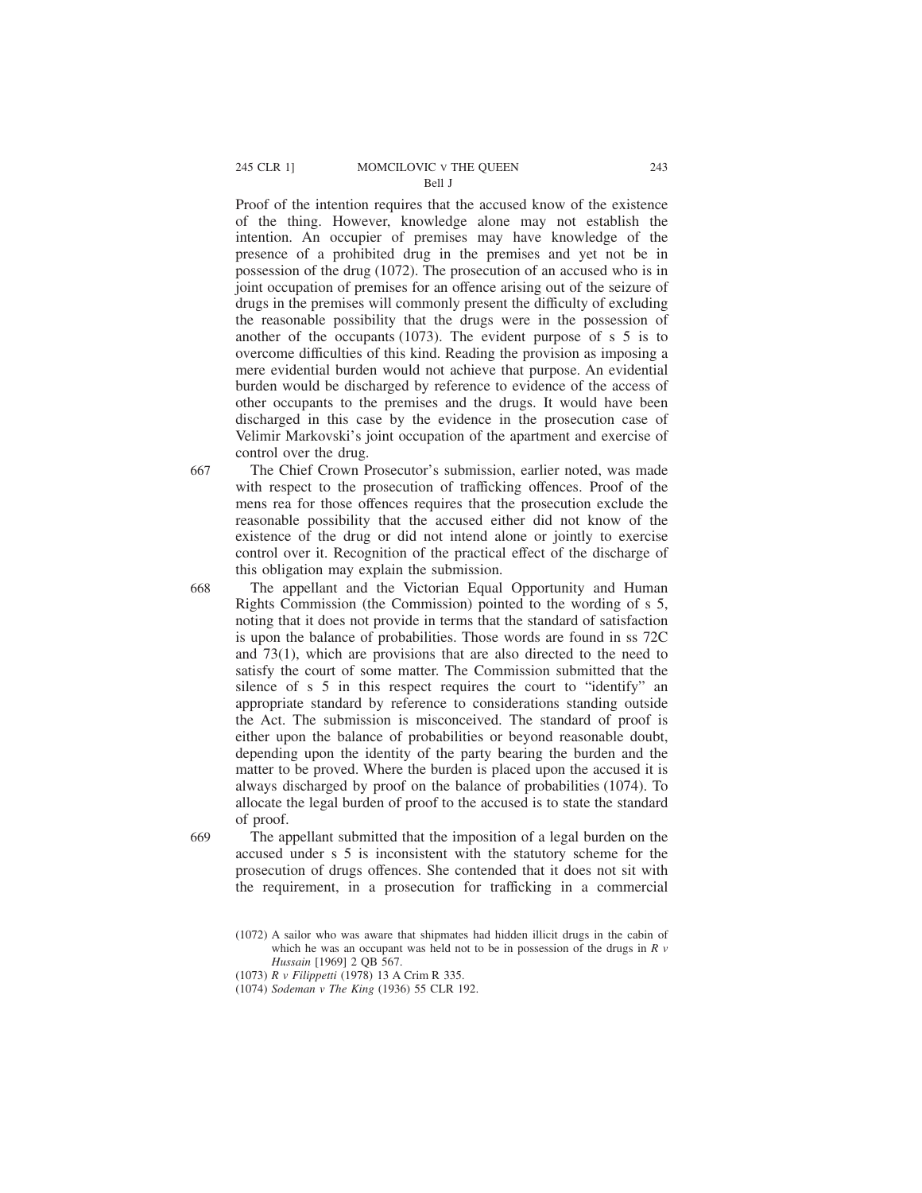Proof of the intention requires that the accused know of the existence of the thing. However, knowledge alone may not establish the intention. An occupier of premises may have knowledge of the presence of a prohibited drug in the premises and yet not be in possession of the drug (1072). The prosecution of an accused who is in joint occupation of premises for an offence arising out of the seizure of drugs in the premises will commonly present the difficulty of excluding the reasonable possibility that the drugs were in the possession of another of the occupants (1073). The evident purpose of s 5 is to overcome difficulties of this kind. Reading the provision as imposing a mere evidential burden would not achieve that purpose. An evidential burden would be discharged by reference to evidence of the access of other occupants to the premises and the drugs. It would have been discharged in this case by the evidence in the prosecution case of Velimir Markovski's joint occupation of the apartment and exercise of control over the drug.

667 The Chief Crown Prosecutor's submission, earlier noted, was made with respect to the prosecution of trafficking offences. Proof of the mens rea for those offences requires that the prosecution exclude the reasonable possibility that the accused either did not know of the existence of the drug or did not intend alone or jointly to exercise control over it. Recognition of the practical effect of the discharge of this obligation may explain the submission.

668 The appellant and the Victorian Equal Opportunity and Human Rights Commission (the Commission) pointed to the wording of s 5, noting that it does not provide in terms that the standard of satisfaction is upon the balance of probabilities. Those words are found in ss 72C and 73(1), which are provisions that are also directed to the need to satisfy the court of some matter. The Commission submitted that the silence of s 5 in this respect requires the court to "identify" an appropriate standard by reference to considerations standing outside the Act. The submission is misconceived. The standard of proof is either upon the balance of probabilities or beyond reasonable doubt, depending upon the identity of the party bearing the burden and the matter to be proved. Where the burden is placed upon the accused it is always discharged by proof on the balance of probabilities (1074). To allocate the legal burden of proof to the accused is to state the standard of proof.

669 The appellant submitted that the imposition of a legal burden on the accused under s 5 is inconsistent with the statutory scheme for the prosecution of drugs offences. She contended that it does not sit with the requirement, in a prosecution for trafficking in a commercial

(1072) A sailor who was aware that shipmates had hidden illicit drugs in the cabin of which he was an occupant was held not to be in possession of the drugs in *R v Hussain* [1969] 2 QB 567.

(1073) *R v Filippetti* (1978) 13 A Crim R 335.

(1074) *Sodeman v The King* (1936) 55 CLR 192.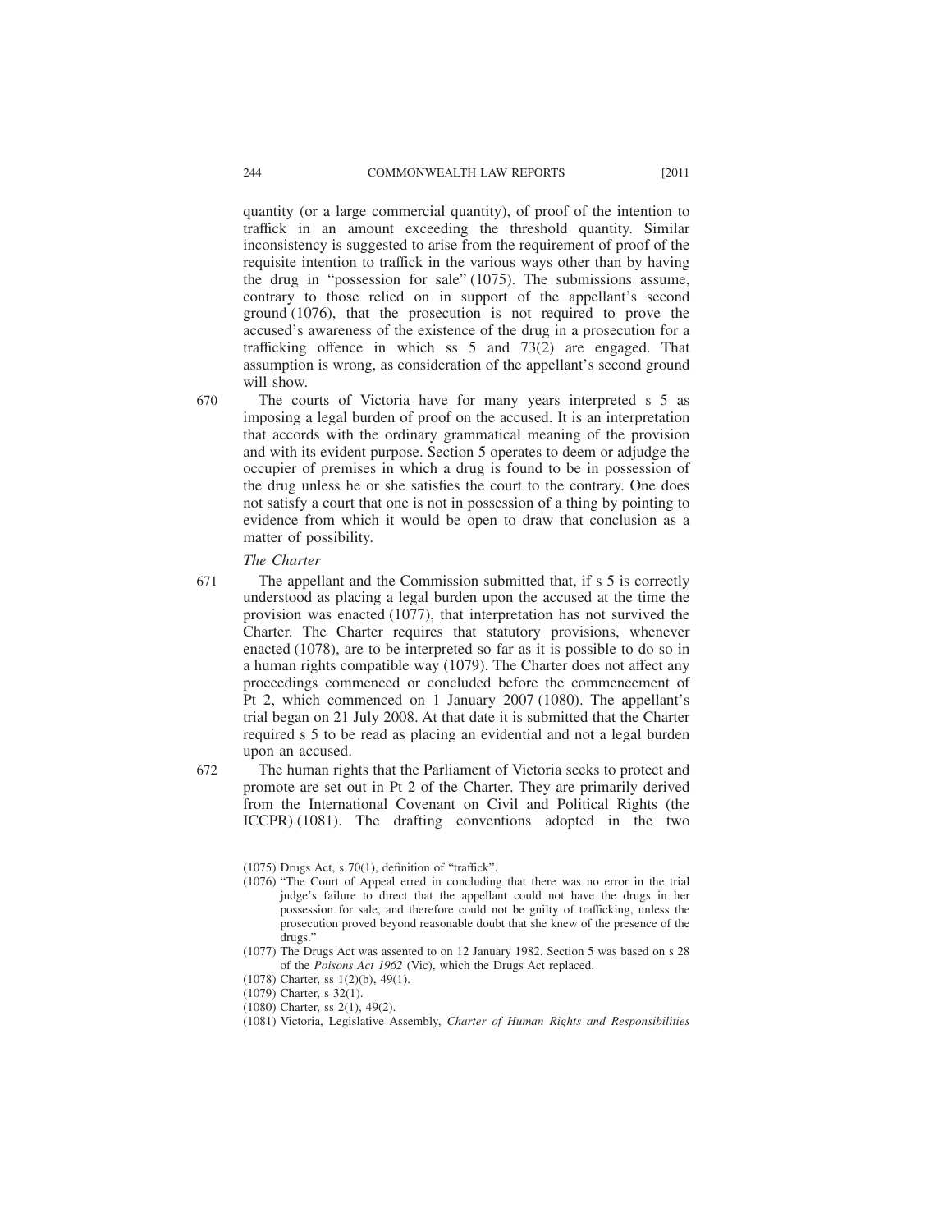quantity (or a large commercial quantity), of proof of the intention to traffick in an amount exceeding the threshold quantity. Similar inconsistency is suggested to arise from the requirement of proof of the requisite intention to traffick in the various ways other than by having the drug in "possession for sale" (1075). The submissions assume, contrary to those relied on in support of the appellant's second ground (1076), that the prosecution is not required to prove the accused's awareness of the existence of the drug in a prosecution for a trafficking offence in which ss 5 and 73(2) are engaged. That assumption is wrong, as consideration of the appellant's second ground will show.

670 The courts of Victoria have for many years interpreted s 5 as imposing a legal burden of proof on the accused. It is an interpretation that accords with the ordinary grammatical meaning of the provision and with its evident purpose. Section 5 operates to deem or adjudge the occupier of premises in which a drug is found to be in possession of the drug unless he or she satisfies the court to the contrary. One does not satisfy a court that one is not in possession of a thing by pointing to evidence from which it would be open to draw that conclusion as a matter of possibility.

*The Charter*

671 The appellant and the Commission submitted that, if s 5 is correctly understood as placing a legal burden upon the accused at the time the provision was enacted (1077), that interpretation has not survived the Charter. The Charter requires that statutory provisions, whenever enacted (1078), are to be interpreted so far as it is possible to do so in a human rights compatible way (1079). The Charter does not affect any proceedings commenced or concluded before the commencement of Pt 2, which commenced on 1 January 2007 (1080). The appellant's trial began on 21 July 2008. At that date it is submitted that the Charter required s 5 to be read as placing an evidential and not a legal burden upon an accused.

672 The human rights that the Parliament of Victoria seeks to protect and promote are set out in Pt 2 of the Charter. They are primarily derived from the International Covenant on Civil and Political Rights (the ICCPR) (1081). The drafting conventions adopted in the two

(1075) Drugs Act, s 70(1), definition of "traffick".

(1076) "The Court of Appeal erred in concluding that there was no error in the trial judge's failure to direct that the appellant could not have the drugs in her possession for sale, and therefore could not be guilty of trafficking, unless the prosecution proved beyond reasonable doubt that she knew of the presence of the drugs."

(1077) The Drugs Act was assented to on 12 January 1982. Section 5 was based on s 28 of the *Poisons Act 1962* (Vic), which the Drugs Act replaced.

(1078) Charter, ss 1(2)(b), 49(1).

(1079) Charter, s 32(1).

(1080) Charter, ss 2(1), 49(2).

(1081) Victoria, Legislative Assembly, *Charter of Human Rights and Responsibilities*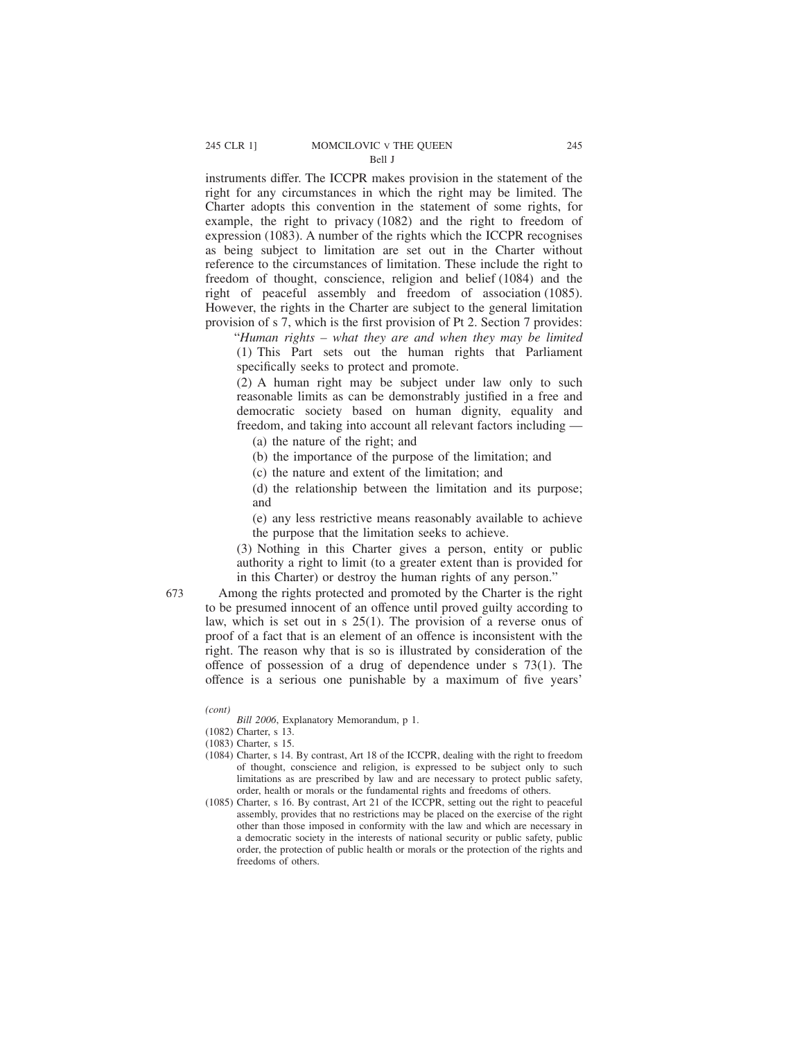instruments differ. The ICCPR makes provision in the statement of the right for any circumstances in which the right may be limited. The Charter adopts this convention in the statement of some rights, for example, the right to privacy (1082) and the right to freedom of expression (1083). A number of the rights which the ICCPR recognises as being subject to limitation are set out in the Charter without reference to the circumstances of limitation. These include the right to freedom of thought, conscience, religion and belief (1084) and the right of peaceful assembly and freedom of association (1085). However, the rights in the Charter are subject to the general limitation provision of s 7, which is the first provision of Pt 2. Section 7 provides:

> "*Human rights – what they are and when they may be limited*
>
> (1) This Part sets out the human rights that Parliament specifically seeks to protect and promote.
>
> (2) A human right may be subject under law only to such reasonable limits as can be demonstrably justified in a free and democratic society based on human dignity, equality and freedom, and taking into account all relevant factors including —
>
> (a) the nature of the right; and
>
> (b) the importance of the purpose of the limitation; and
>
> (c) the nature and extent of the limitation; and
>
> (d) the relationship between the limitation and its purpose; and
>
> (e) any less restrictive means reasonably available to achieve the purpose that the limitation seeks to achieve.
>
> (3) Nothing in this Charter gives a person, entity or public authority a right to limit (to a greater extent than is provided for in this Charter) or destroy the human rights of any person."

673 Among the rights protected and promoted by the Charter is the right to be presumed innocent of an offence until proved guilty according to law, which is set out in s 25(1). The provision of a reverse onus of proof of a fact that is an element of an offence is inconsistent with the right. The reason why that is so is illustrated by consideration of the offence of possession of a drug of dependence under s 73(1). The offence is a serious one punishable by a maximum of five years'

---

*(cont)*

*Bill 2006*, Explanatory Memorandum, p 1.

(1082) Charter, s 13.

(1083) Charter, s 15.

(1084) Charter, s 14. By contrast, Art 18 of the ICCPR, dealing with the right to freedom of thought, conscience and religion, is expressed to be subject only to such limitations as are prescribed by law and are necessary to protect public safety, order, health or morals or the fundamental rights and freedoms of others.

(1085) Charter, s 16. By contrast, Art 21 of the ICCPR, setting out the right to peaceful assembly, provides that no restrictions may be placed on the exercise of the right other than those imposed in conformity with the law and which are necessary in a democratic society in the interests of national security or public safety, public order, the protection of public health or morals or the protection of the rights and freedoms of others.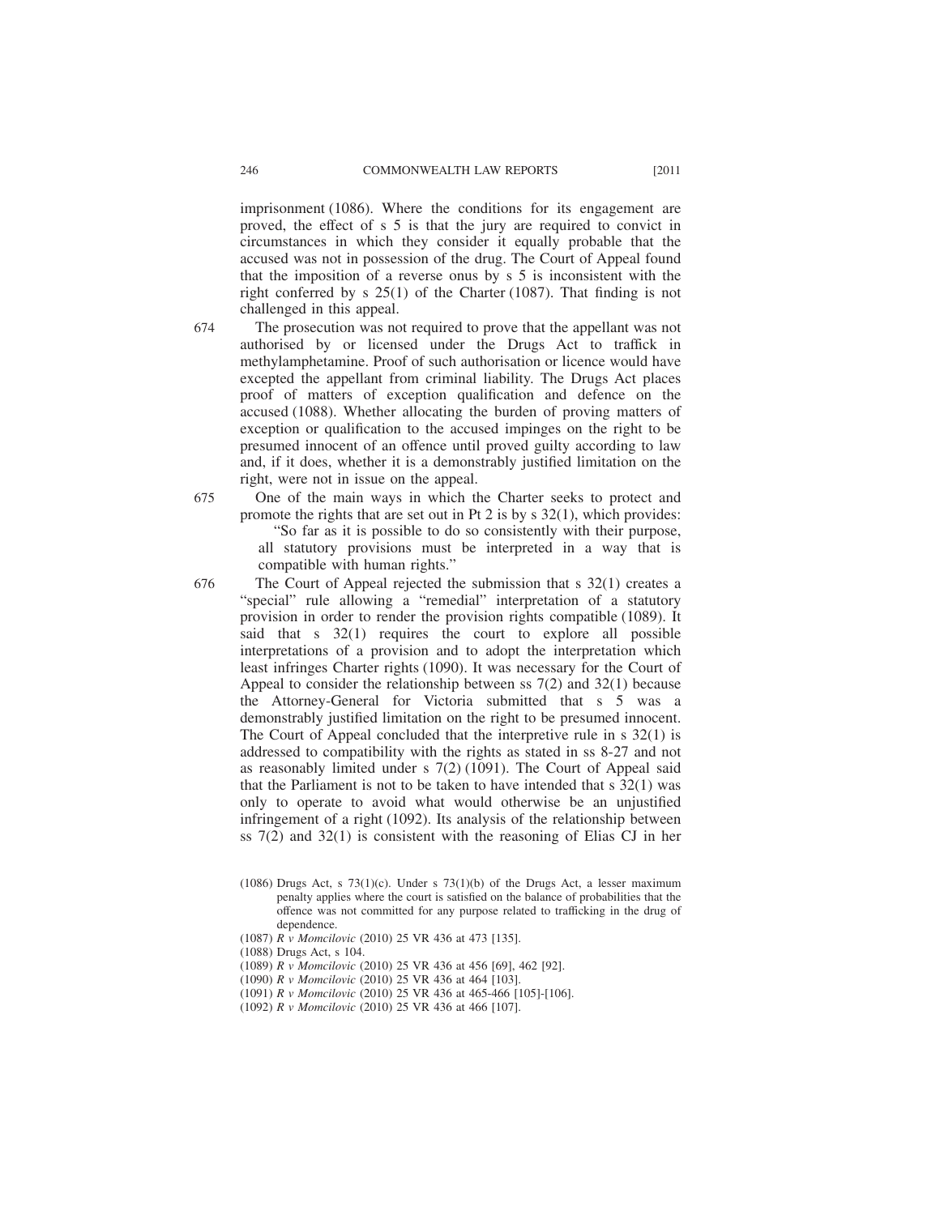imprisonment (1086). Where the conditions for its engagement are proved, the effect of s 5 is that the jury are required to convict in circumstances in which they consider it equally probable that the accused was not in possession of the drug. The Court of Appeal found that the imposition of a reverse onus by s 5 is inconsistent with the right conferred by s 25(1) of the Charter (1087). That finding is not challenged in this appeal.

674 The prosecution was not required to prove that the appellant was not authorised by or licensed under the Drugs Act to traffick in methylamphetamine. Proof of such authorisation or licence would have excepted the appellant from criminal liability. The Drugs Act places proof of matters of exception qualification and defence on the accused (1088). Whether allocating the burden of proving matters of exception or qualification to the accused impinges on the right to be presumed innocent of an offence until proved guilty according to law and, if it does, whether it is a demonstrably justified limitation on the right, were not in issue on the appeal.

675 One of the main ways in which the Charter seeks to protect and promote the rights that are set out in Pt 2 is by s 32(1), which provides:

> "So far as it is possible to do so consistently with their purpose, all statutory provisions must be interpreted in a way that is compatible with human rights."

676 The Court of Appeal rejected the submission that s 32(1) creates a "special" rule allowing a "remedial" interpretation of a statutory provision in order to render the provision rights compatible (1089). It said that s 32(1) requires the court to explore all possible interpretations of a provision and to adopt the interpretation which least infringes Charter rights (1090). It was necessary for the Court of Appeal to consider the relationship between ss 7(2) and 32(1) because the Attorney-General for Victoria submitted that s 5 was a demonstrably justified limitation on the right to be presumed innocent. The Court of Appeal concluded that the interpretive rule in s 32(1) is addressed to compatibility with the rights as stated in ss 8-27 and not as reasonably limited under s 7(2) (1091). The Court of Appeal said that the Parliament is not to be taken to have intended that s 32(1) was only to operate to avoid what would otherwise be an unjustified infringement of a right (1092). Its analysis of the relationship between ss 7(2) and 32(1) is consistent with the reasoning of Elias CJ in her

(1086) Drugs Act, s 73(1)(c). Under s 73(1)(b) of the Drugs Act, a lesser maximum penalty applies where the court is satisfied on the balance of probabilities that the offence was not committed for any purpose related to trafficking in the drug of dependence.

(1087) *R v Momcilovic* (2010) 25 VR 436 at 473 [135].

(1088) Drugs Act, s 104.

(1089) *R v Momcilovic* (2010) 25 VR 436 at 456 [69], 462 [92].

(1090) *R v Momcilovic* (2010) 25 VR 436 at 464 [103].

(1091) *R v Momcilovic* (2010) 25 VR 436 at 465-466 [105]-[106].

(1092) *R v Momcilovic* (2010) 25 VR 436 at 466 [107].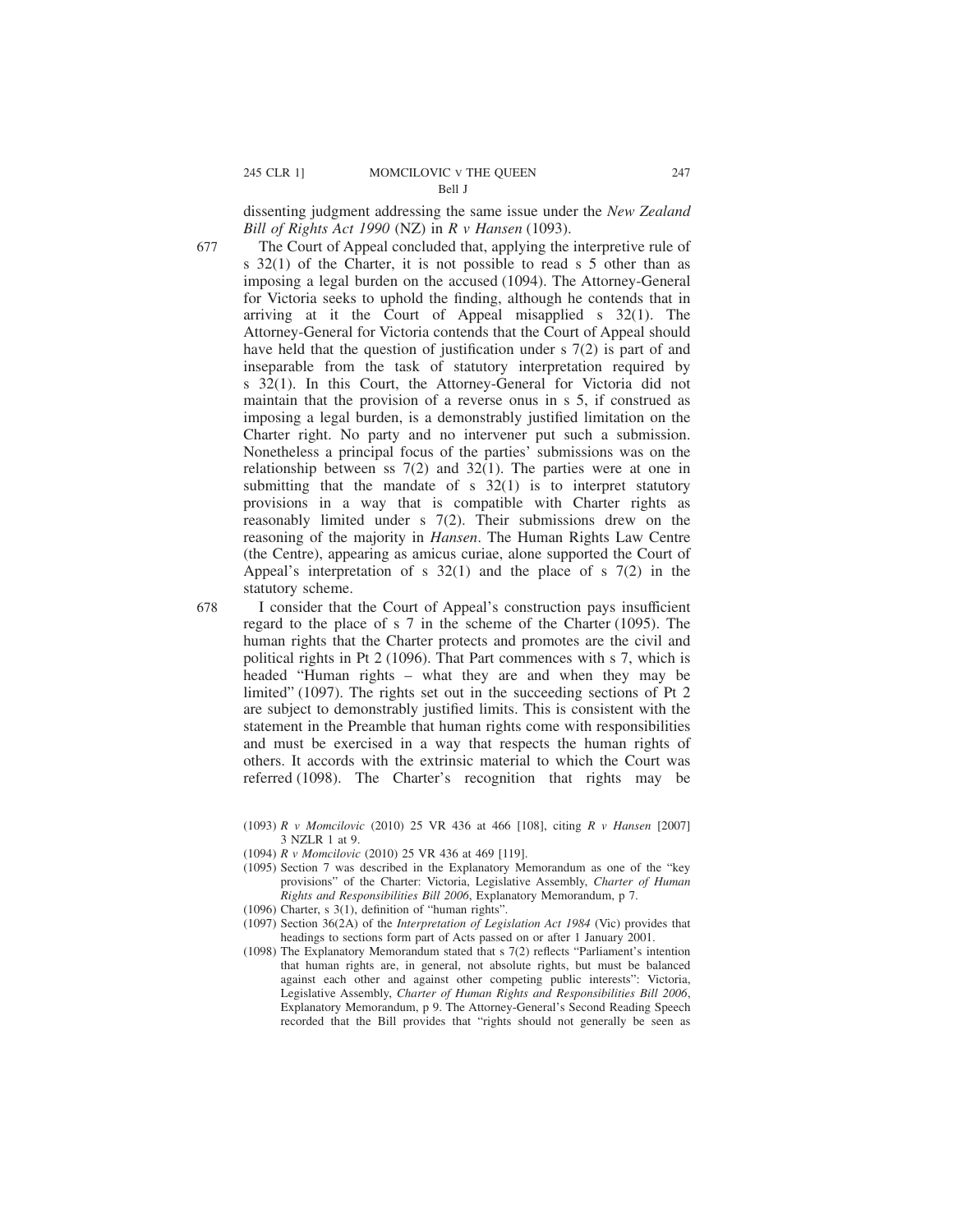dissenting judgment addressing the same issue under the *New Zealand Bill of Rights Act 1990* (NZ) in *R v Hansen* (1093).

677 The Court of Appeal concluded that, applying the interpretive rule of s 32(1) of the Charter, it is not possible to read s 5 other than as imposing a legal burden on the accused (1094). The Attorney-General for Victoria seeks to uphold the finding, although he contends that in arriving at it the Court of Appeal misapplied s 32(1). The Attorney-General for Victoria contends that the Court of Appeal should have held that the question of justification under s 7(2) is part of and inseparable from the task of statutory interpretation required by s 32(1). In this Court, the Attorney-General for Victoria did not maintain that the provision of a reverse onus in s 5, if construed as imposing a legal burden, is a demonstrably justified limitation on the Charter right. No party and no intervener put such a submission. Nonetheless a principal focus of the parties' submissions was on the relationship between ss 7(2) and 32(1). The parties were at one in submitting that the mandate of s 32(1) is to interpret statutory provisions in a way that is compatible with Charter rights as reasonably limited under s 7(2). Their submissions drew on the reasoning of the majority in *Hansen*. The Human Rights Law Centre (the Centre), appearing as amicus curiae, alone supported the Court of Appeal's interpretation of s 32(1) and the place of s 7(2) in the statutory scheme.

678 I consider that the Court of Appeal's construction pays insufficient regard to the place of s 7 in the scheme of the Charter (1095). The human rights that the Charter protects and promotes are the civil and political rights in Pt 2 (1096). That Part commences with s 7, which is headed "Human rights – what they are and when they may be limited" (1097). The rights set out in the succeeding sections of Pt 2 are subject to demonstrably justified limits. This is consistent with the statement in the Preamble that human rights come with responsibilities and must be exercised in a way that respects the human rights of others. It accords with the extrinsic material to which the Court was referred (1098). The Charter's recognition that rights may be

(1093) *R v Momcilovic* (2010) 25 VR 436 at 466 [108], citing *R v Hansen* [2007] 3 NZLR 1 at 9.

(1094) *R v Momcilovic* (2010) 25 VR 436 at 469 [119].

(1095) Section 7 was described in the Explanatory Memorandum as one of the "key provisions" of the Charter: Victoria, Legislative Assembly, *Charter of Human Rights and Responsibilities Bill 2006*, Explanatory Memorandum, p 7.

(1096) Charter, s 3(1), definition of "human rights".

(1097) Section 36(2A) of the *Interpretation of Legislation Act 1984* (Vic) provides that headings to sections form part of Acts passed on or after 1 January 2001.

(1098) The Explanatory Memorandum stated that s 7(2) reflects "Parliament's intention that human rights are, in general, not absolute rights, but must be balanced against each other and against other competing public interests": Victoria, Legislative Assembly, *Charter of Human Rights and Responsibilities Bill 2006*, Explanatory Memorandum, p 9. The Attorney-General's Second Reading Speech recorded that the Bill provides that "rights should not generally be seen as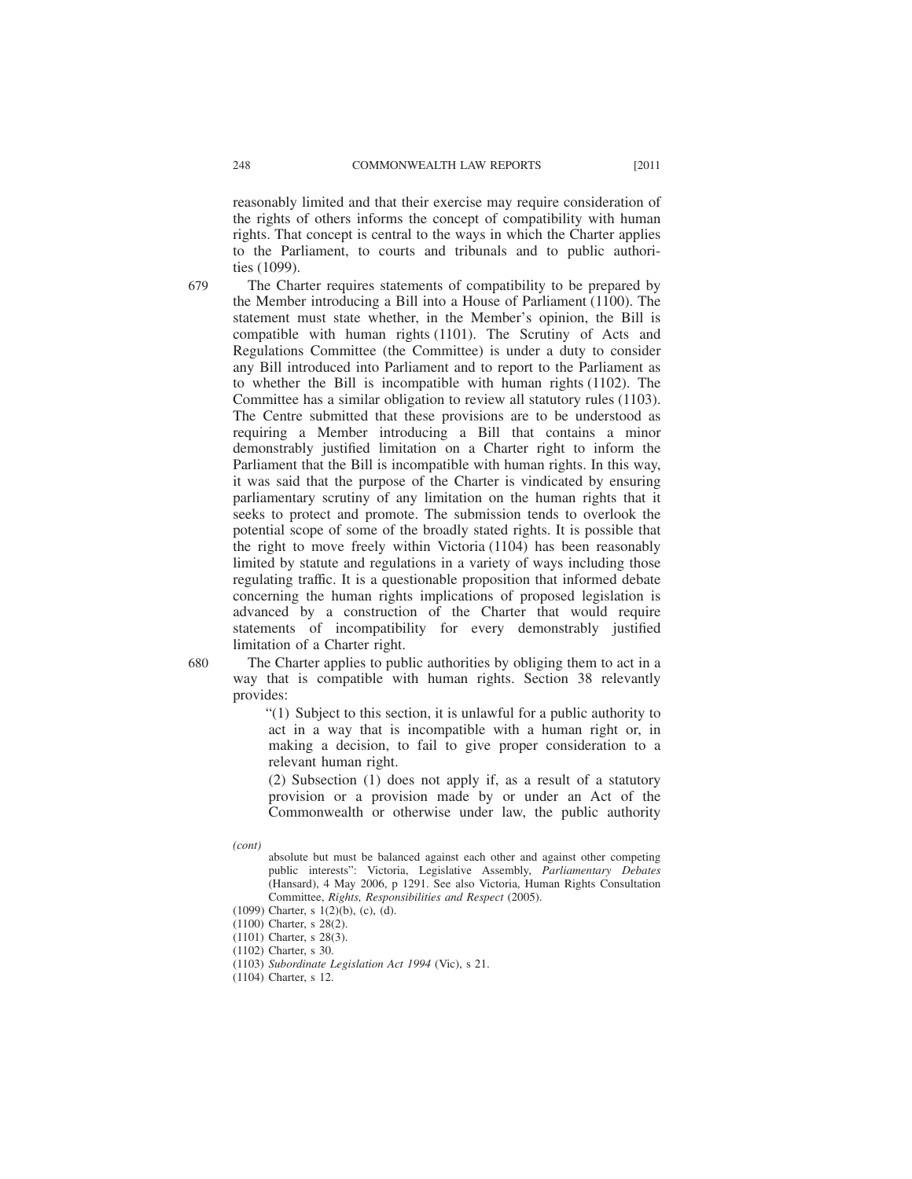reasonably limited and that their exercise may require consideration of the rights of others informs the concept of compatibility with human rights. That concept is central to the ways in which the Charter applies to the Parliament, to courts and tribunals and to public authorities (1099).

679 The Charter requires statements of compatibility to be prepared by the Member introducing a Bill into a House of Parliament (1100). The statement must state whether, in the Member's opinion, the Bill is compatible with human rights (1101). The Scrutiny of Acts and Regulations Committee (the Committee) is under a duty to consider any Bill introduced into Parliament and to report to the Parliament as to whether the Bill is incompatible with human rights (1102). The Committee has a similar obligation to review all statutory rules (1103). The Centre submitted that these provisions are to be understood as requiring a Member introducing a Bill that contains a minor demonstrably justified limitation on a Charter right to inform the Parliament that the Bill is incompatible with human rights. In this way, it was said that the purpose of the Charter is vindicated by ensuring parliamentary scrutiny of any limitation on the human rights that it seeks to protect and promote. The submission tends to overlook the potential scope of some of the broadly stated rights. It is possible that the right to move freely within Victoria (1104) has been reasonably limited by statute and regulations in a variety of ways including those regulating traffic. It is a questionable proposition that informed debate concerning the human rights implications of proposed legislation is advanced by a construction of the Charter that would require statements of incompatibility for every demonstrably justified limitation of a Charter right.

680 The Charter applies to public authorities by obliging them to act in a way that is compatible with human rights. Section 38 relevantly provides:

> "(1) Subject to this section, it is unlawful for a public authority to act in a way that is incompatible with a human right or, in making a decision, to fail to give proper consideration to a relevant human right.
>
> (2) Subsection (1) does not apply if, as a result of a statutory provision or a provision made by or under an Act of the Commonwealth or otherwise under law, the public authority

*(cont)*

absolute but must be balanced against each other and against other competing public interests": Victoria, Legislative Assembly, *Parliamentary Debates* (Hansard), 4 May 2006, p 1291. See also Victoria, Human Rights Consultation Committee, *Rights, Responsibilities and Respect* (2005).

(1099) Charter, s 1(2)(b), (c), (d).

(1100) Charter, s 28(2).

(1101) Charter, s 28(3).

(1102) Charter, s 30.

(1103) *Subordinate Legislation Act 1994* (Vic), s 21.

(1104) Charter, s 12.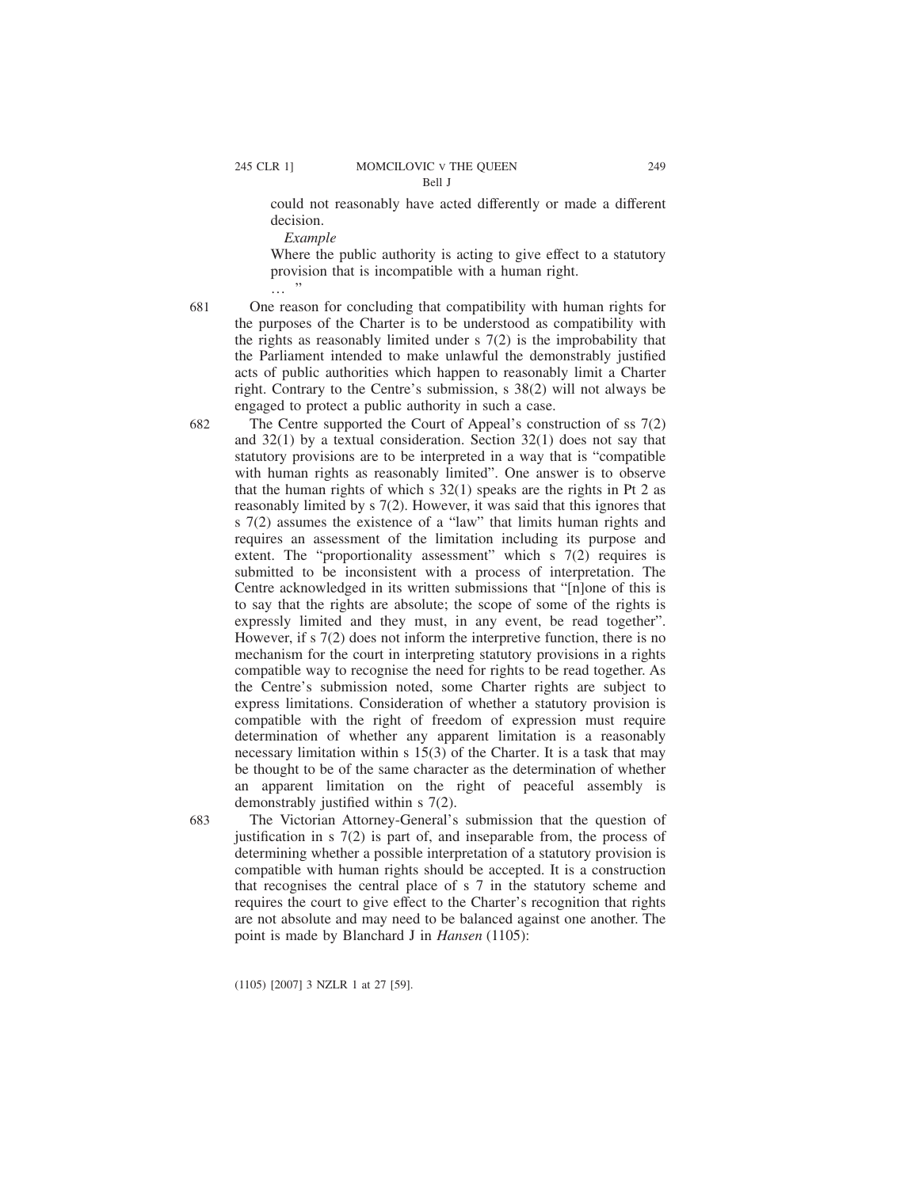> could not reasonably have acted differently or made a different decision.
>
> *Example*
>
> Where the public authority is acting to give effect to a statutory provision that is incompatible with a human right.
>
> … ”

681 One reason for concluding that compatibility with human rights for the purposes of the Charter is to be understood as compatibility with the rights as reasonably limited under s 7(2) is the improbability that the Parliament intended to make unlawful the demonstrably justified acts of public authorities which happen to reasonably limit a Charter right. Contrary to the Centre's submission, s 38(2) will not always be engaged to protect a public authority in such a case.

682 The Centre supported the Court of Appeal's construction of ss 7(2) and 32(1) by a textual consideration. Section 32(1) does not say that statutory provisions are to be interpreted in a way that is "compatible with human rights as reasonably limited". One answer is to observe that the human rights of which s 32(1) speaks are the rights in Pt 2 as reasonably limited by s 7(2). However, it was said that this ignores that s 7(2) assumes the existence of a "law" that limits human rights and requires an assessment of the limitation including its purpose and extent. The "proportionality assessment" which s 7(2) requires is submitted to be inconsistent with a process of interpretation. The Centre acknowledged in its written submissions that "[n]one of this is to say that the rights are absolute; the scope of some of the rights is expressly limited and they must, in any event, be read together". However, if s 7(2) does not inform the interpretive function, there is no mechanism for the court in interpreting statutory provisions in a rights compatible way to recognise the need for rights to be read together. As the Centre's submission noted, some Charter rights are subject to express limitations. Consideration of whether a statutory provision is compatible with the right of freedom of expression must require determination of whether any apparent limitation is a reasonably necessary limitation within s 15(3) of the Charter. It is a task that may be thought to be of the same character as the determination of whether an apparent limitation on the right of peaceful assembly is demonstrably justified within s 7(2).

683 The Victorian Attorney-General's submission that the question of justification in s 7(2) is part of, and inseparable from, the process of determining whether a possible interpretation of a statutory provision is compatible with human rights should be accepted. It is a construction that recognises the central place of s 7 in the statutory scheme and requires the court to give effect to the Charter's recognition that rights are not absolute and may need to be balanced against one another. The point is made by Blanchard J in *Hansen* (1105):

(1105) [2007] 3 NZLR 1 at 27 [59].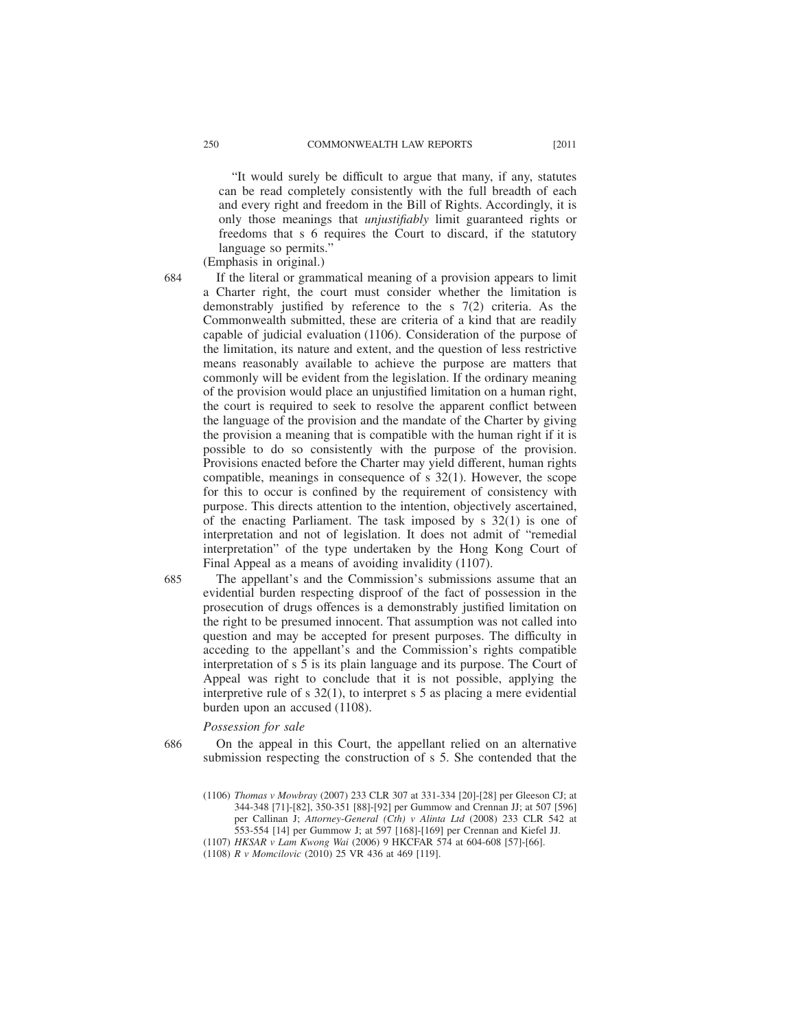"It would surely be difficult to argue that many, if any, statutes can be read completely consistently with the full breadth of each and every right and freedom in the Bill of Rights. Accordingly, it is only those meanings that *unjustifiably* limit guaranteed rights or freedoms that s 6 requires the Court to discard, if the statutory language so permits."

(Emphasis in original.)

684 If the literal or grammatical meaning of a provision appears to limit a Charter right, the court must consider whether the limitation is demonstrably justified by reference to the s 7(2) criteria. As the Commonwealth submitted, these are criteria of a kind that are readily capable of judicial evaluation (1106). Consideration of the purpose of the limitation, its nature and extent, and the question of less restrictive means reasonably available to achieve the purpose are matters that commonly will be evident from the legislation. If the ordinary meaning of the provision would place an unjustified limitation on a human right, the court is required to seek to resolve the apparent conflict between the language of the provision and the mandate of the Charter by giving the provision a meaning that is compatible with the human right if it is possible to do so consistently with the purpose of the provision. Provisions enacted before the Charter may yield different, human rights compatible, meanings in consequence of s 32(1). However, the scope for this to occur is confined by the requirement of consistency with purpose. This directs attention to the intention, objectively ascertained, of the enacting Parliament. The task imposed by s 32(1) is one of interpretation and not of legislation. It does not admit of "remedial interpretation" of the type undertaken by the Hong Kong Court of Final Appeal as a means of avoiding invalidity (1107).

685 The appellant's and the Commission's submissions assume that an evidential burden respecting disproof of the fact of possession in the prosecution of drugs offences is a demonstrably justified limitation on the right to be presumed innocent. That assumption was not called into question and may be accepted for present purposes. The difficulty in acceding to the appellant's and the Commission's rights compatible interpretation of s 5 is its plain language and its purpose. The Court of Appeal was right to conclude that it is not possible, applying the interpretive rule of s 32(1), to interpret s 5 as placing a mere evidential burden upon an accused (1108).

*Possession for sale*

686 On the appeal in this Court, the appellant relied on an alternative submission respecting the construction of s 5. She contended that the

(1106) *Thomas v Mowbray* (2007) 233 CLR 307 at 331-334 [20]-[28] per Gleeson CJ; at 344-348 [71]-[82], 350-351 [88]-[92] per Gummow and Crennan JJ; at 507 [596] per Callinan J; *Attorney-General (Cth) v Alinta Ltd* (2008) 233 CLR 542 at 553-554 [14] per Gummow J; at 597 [168]-[169] per Crennan and Kiefel JJ.

(1107) *HKSAR v Lam Kwong Wai* (2006) 9 HKCFAR 574 at 604-608 [57]-[66].

(1108) *R v Momcilovic* (2010) 25 VR 436 at 469 [119].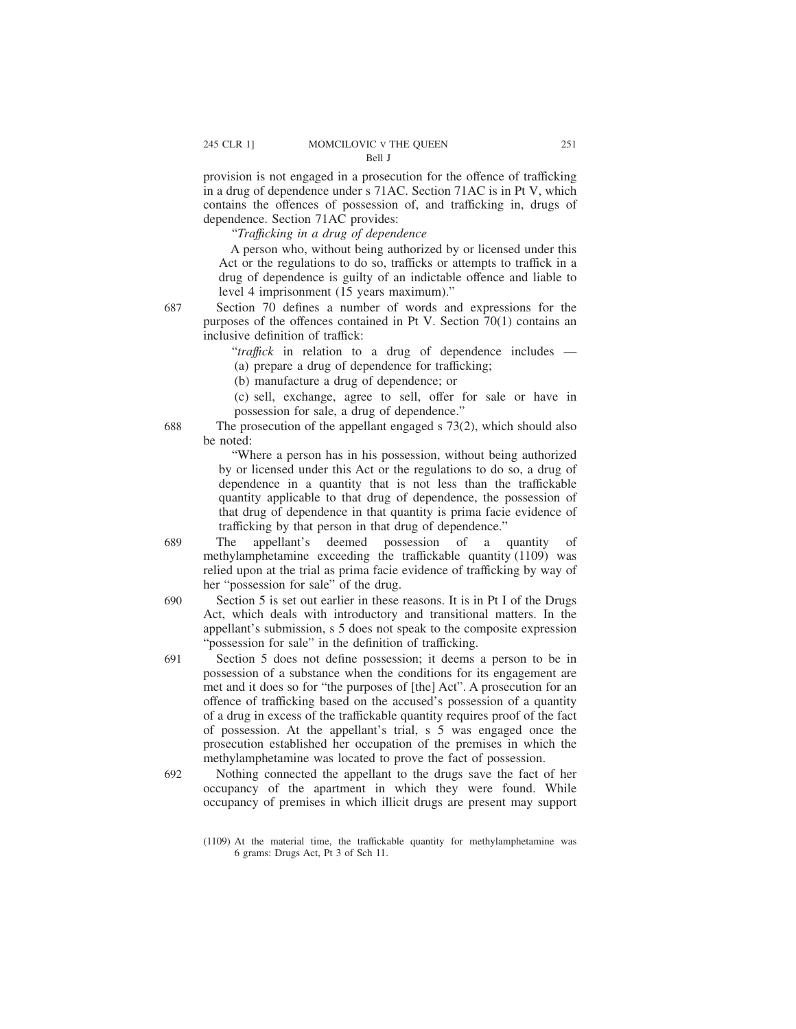provision is not engaged in a prosecution for the offence of trafficking in a drug of dependence under s 71AC. Section 71AC is in Pt V, which contains the offences of possession of, and trafficking in, drugs of dependence. Section 71AC provides:

> "*Trafficking in a drug of dependence*
>
> A person who, without being authorized by or licensed under this Act or the regulations to do so, trafficks or attempts to traffick in a drug of dependence is guilty of an indictable offence and liable to level 4 imprisonment (15 years maximum)."

687 Section 70 defines a number of words and expressions for the purposes of the offences contained in Pt V. Section 70(1) contains an inclusive definition of traffick:

> "*traffick* in relation to a drug of dependence includes —
>
> (a) prepare a drug of dependence for trafficking;
>
> (b) manufacture a drug of dependence; or
>
> (c) sell, exchange, agree to sell, offer for sale or have in possession for sale, a drug of dependence."

688 The prosecution of the appellant engaged s 73(2), which should also be noted:

> "Where a person has in his possession, without being authorized by or licensed under this Act or the regulations to do so, a drug of dependence in a quantity that is not less than the traffickable quantity applicable to that drug of dependence, the possession of that drug of dependence in that quantity is prima facie evidence of trafficking by that person in that drug of dependence."

689 The appellant's deemed possession of a quantity of methylamphetamine exceeding the traffickable quantity (1109) was relied upon at the trial as prima facie evidence of trafficking by way of her "possession for sale" of the drug.

690 Section 5 is set out earlier in these reasons. It is in Pt I of the Drugs Act, which deals with introductory and transitional matters. In the appellant's submission, s 5 does not speak to the composite expression "possession for sale" in the definition of trafficking.

691 Section 5 does not define possession; it deems a person to be in possession of a substance when the conditions for its engagement are met and it does so for "the purposes of [the] Act". A prosecution for an offence of trafficking based on the accused's possession of a quantity of a drug in excess of the traffickable quantity requires proof of the fact of possession. At the appellant's trial, s 5 was engaged once the prosecution established her occupation of the premises in which the methylamphetamine was located to prove the fact of possession.

692 Nothing connected the appellant to the drugs save the fact of her occupancy of the apartment in which they were found. While occupancy of premises in which illicit drugs are present may support

(1109) At the material time, the traffickable quantity for methylamphetamine was 6 grams: Drugs Act, Pt 3 of Sch 11.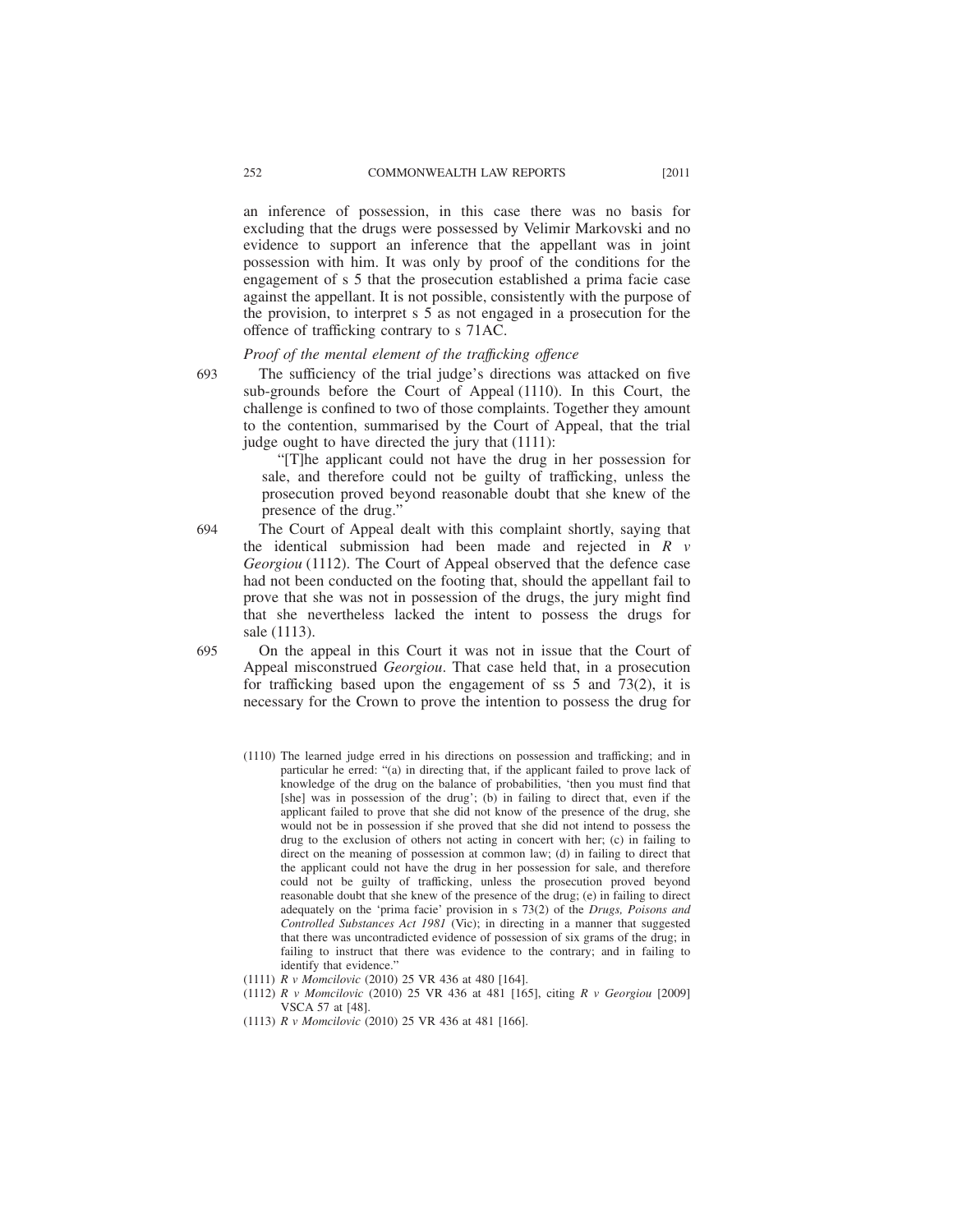an inference of possession, in this case there was no basis for excluding that the drugs were possessed by Velimir Markovski and no evidence to support an inference that the appellant was in joint possession with him. It was only by proof of the conditions for the engagement of s 5 that the prosecution established a prima facie case against the appellant. It is not possible, consistently with the purpose of the provision, to interpret s 5 as not engaged in a prosecution for the offence of trafficking contrary to s 71AC.

*Proof of the mental element of the trafficking offence*

693 The sufficiency of the trial judge's directions was attacked on five sub-grounds before the Court of Appeal (1110). In this Court, the challenge is confined to two of those complaints. Together they amount to the contention, summarised by the Court of Appeal, that the trial judge ought to have directed the jury that (1111):

> "[T]he applicant could not have the drug in her possession for sale, and therefore could not be guilty of trafficking, unless the prosecution proved beyond reasonable doubt that she knew of the presence of the drug."

694 The Court of Appeal dealt with this complaint shortly, saying that the identical submission had been made and rejected in *R v Georgiou* (1112). The Court of Appeal observed that the defence case had not been conducted on the footing that, should the appellant fail to prove that she was not in possession of the drugs, the jury might find that she nevertheless lacked the intent to possess the drugs for sale (1113).

695 On the appeal in this Court it was not in issue that the Court of Appeal misconstrued *Georgiou*. That case held that, in a prosecution for trafficking based upon the engagement of ss 5 and 73(2), it is necessary for the Crown to prove the intention to possess the drug for

(1110) The learned judge erred in his directions on possession and trafficking; and in particular he erred: "(a) in directing that, if the applicant failed to prove lack of knowledge of the drug on the balance of probabilities, 'then you must find that [she] was in possession of the drug'; (b) in failing to direct that, even if the applicant failed to prove that she did not know of the presence of the drug, she would not be in possession if she proved that she did not intend to possess the drug to the exclusion of others not acting in concert with her; (c) in failing to direct on the meaning of possession at common law; (d) in failing to direct that the applicant could not have the drug in her possession for sale, and therefore could not be guilty of trafficking, unless the prosecution proved beyond reasonable doubt that she knew of the presence of the drug; (e) in failing to direct adequately on the 'prima facie' provision in s 73(2) of the *Drugs, Poisons and Controlled Substances Act 1981* (Vic); in directing in a manner that suggested that there was uncontradicted evidence of possession of six grams of the drug; in failing to instruct that there was evidence to the contrary; and in failing to identify that evidence."

(1111) *R v Momcilovic* (2010) 25 VR 436 at 480 [164].

(1112) *R v Momcilovic* (2010) 25 VR 436 at 481 [165], citing *R v Georgiou* [2009] VSCA 57 at [48].

(1113) *R v Momcilovic* (2010) 25 VR 436 at 481 [166].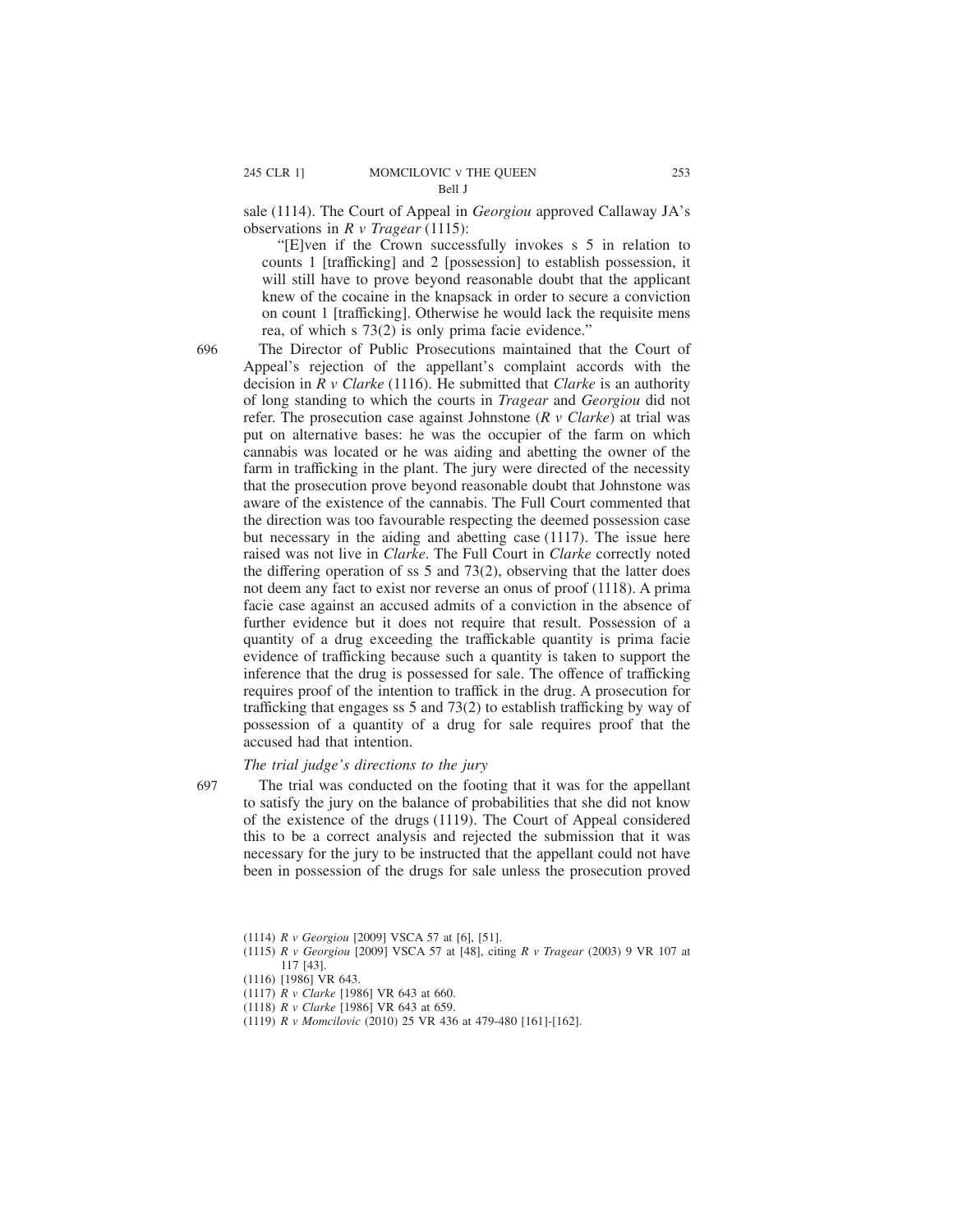sale (1114). The Court of Appeal in *Georgiou* approved Callaway JA's observations in *R v Tragear* (1115):

> "[E]ven if the Crown successfully invokes s 5 in relation to counts 1 [trafficking] and 2 [possession] to establish possession, it will still have to prove beyond reasonable doubt that the applicant knew of the cocaine in the knapsack in order to secure a conviction on count 1 [trafficking]. Otherwise he would lack the requisite mens rea, of which s 73(2) is only prima facie evidence."

696 The Director of Public Prosecutions maintained that the Court of Appeal's rejection of the appellant's complaint accords with the decision in *R v Clarke* (1116). He submitted that *Clarke* is an authority of long standing to which the courts in *Tragear* and *Georgiou* did not refer. The prosecution case against Johnstone (*R v Clarke*) at trial was put on alternative bases: he was the occupier of the farm on which cannabis was located or he was aiding and abetting the owner of the farm in trafficking in the plant. The jury were directed of the necessity that the prosecution prove beyond reasonable doubt that Johnstone was aware of the existence of the cannabis. The Full Court commented that the direction was too favourable respecting the deemed possession case but necessary in the aiding and abetting case (1117). The issue here raised was not live in *Clarke*. The Full Court in *Clarke* correctly noted the differing operation of ss 5 and 73(2), observing that the latter does not deem any fact to exist nor reverse an onus of proof (1118). A prima facie case against an accused admits of a conviction in the absence of further evidence but it does not require that result. Possession of a quantity of a drug exceeding the traffickable quantity is prima facie evidence of trafficking because such a quantity is taken to support the inference that the drug is possessed for sale. The offence of trafficking requires proof of the intention to traffick in the drug. A prosecution for trafficking that engages ss 5 and 73(2) to establish trafficking by way of possession of a quantity of a drug for sale requires proof that the accused had that intention.

*The trial judge's directions to the jury*

697 The trial was conducted on the footing that it was for the appellant to satisfy the jury on the balance of probabilities that she did not know of the existence of the drugs (1119). The Court of Appeal considered this to be a correct analysis and rejected the submission that it was necessary for the jury to be instructed that the appellant could not have been in possession of the drugs for sale unless the prosecution proved

(1114) *R v Georgiou* [2009] VSCA 57 at [6], [51].

(1115) *R v Georgiou* [2009] VSCA 57 at [48], citing *R v Tragear* (2003) 9 VR 107 at 117 [43].

(1116) [1986] VR 643.

(1117) *R v Clarke* [1986] VR 643 at 660.

(1118) *R v Clarke* [1986] VR 643 at 659.

(1119) *R v Momcilovic* (2010) 25 VR 436 at 479-480 [161]-[162].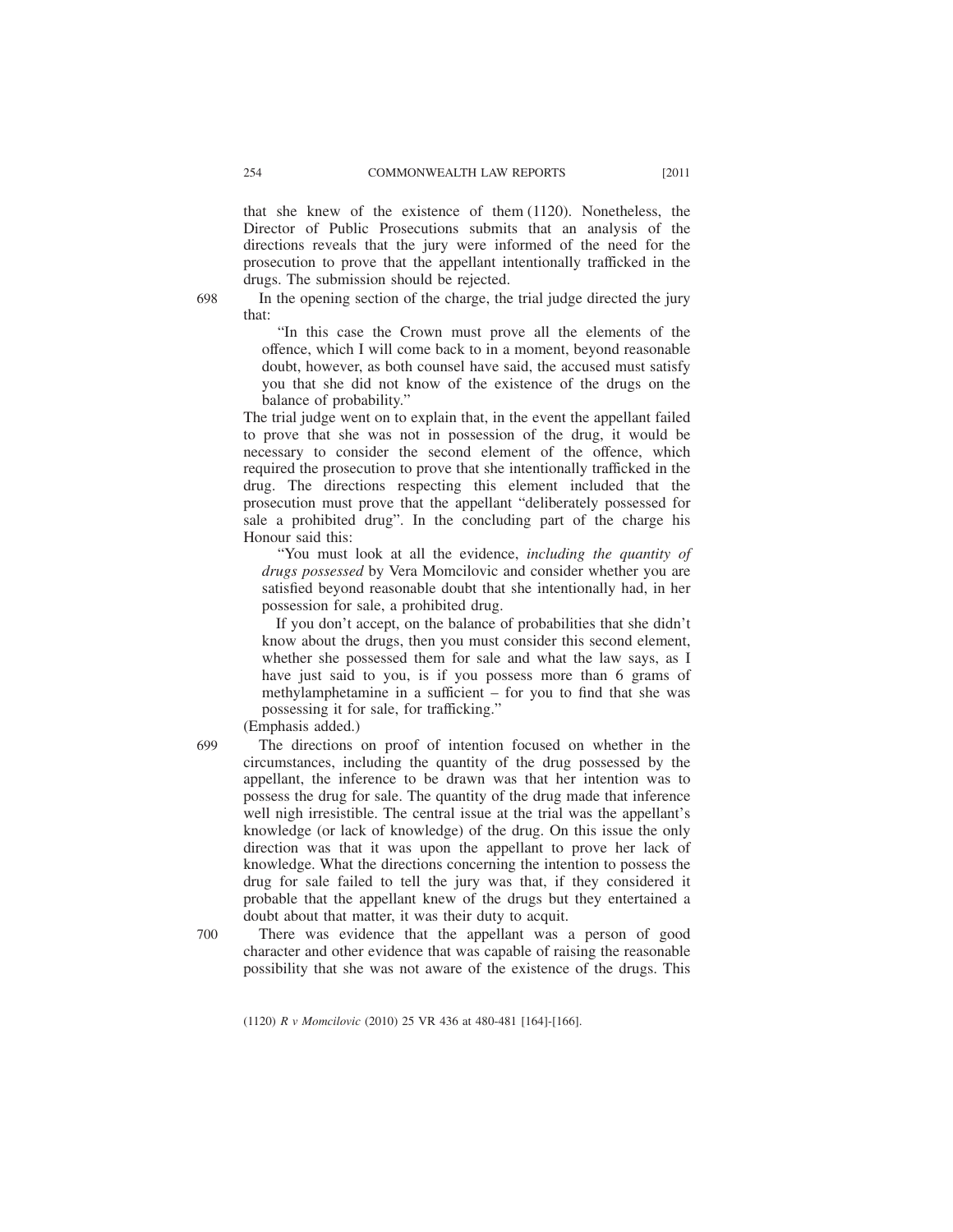that she knew of the existence of them (1120). Nonetheless, the Director of Public Prosecutions submits that an analysis of the directions reveals that the jury were informed of the need for the prosecution to prove that the appellant intentionally trafficked in the drugs. The submission should be rejected.

698 In the opening section of the charge, the trial judge directed the jury that:

> "In this case the Crown must prove all the elements of the offence, which I will come back to in a moment, beyond reasonable doubt, however, as both counsel have said, the accused must satisfy you that she did not know of the existence of the drugs on the balance of probability."

The trial judge went on to explain that, in the event the appellant failed to prove that she was not in possession of the drug, it would be necessary to consider the second element of the offence, which required the prosecution to prove that she intentionally trafficked in the drug. The directions respecting this element included that the prosecution must prove that the appellant "deliberately possessed for sale a prohibited drug". In the concluding part of the charge his Honour said this:

> "You must look at all the evidence, *including the quantity of drugs possessed* by Vera Momcilovic and consider whether you are satisfied beyond reasonable doubt that she intentionally had, in her possession for sale, a prohibited drug.
>
> If you don't accept, on the balance of probabilities that she didn't know about the drugs, then you must consider this second element, whether she possessed them for sale and what the law says, as I have just said to you, is if you possess more than 6 grams of methylamphetamine in a sufficient – for you to find that she was possessing it for sale, for trafficking."

(Emphasis added.)

699 The directions on proof of intention focused on whether in the circumstances, including the quantity of the drug possessed by the appellant, the inference to be drawn was that her intention was to possess the drug for sale. The quantity of the drug made that inference well nigh irresistible. The central issue at the trial was the appellant's knowledge (or lack of knowledge) of the drug. On this issue the only direction was that it was upon the appellant to prove her lack of knowledge. What the directions concerning the intention to possess the drug for sale failed to tell the jury was that, if they considered it probable that the appellant knew of the drugs but they entertained a doubt about that matter, it was their duty to acquit.

700 There was evidence that the appellant was a person of good character and other evidence that was capable of raising the reasonable possibility that she was not aware of the existence of the drugs. This

(1120) *R v Momcilovic* (2010) 25 VR 436 at 480-481 [164]-[166].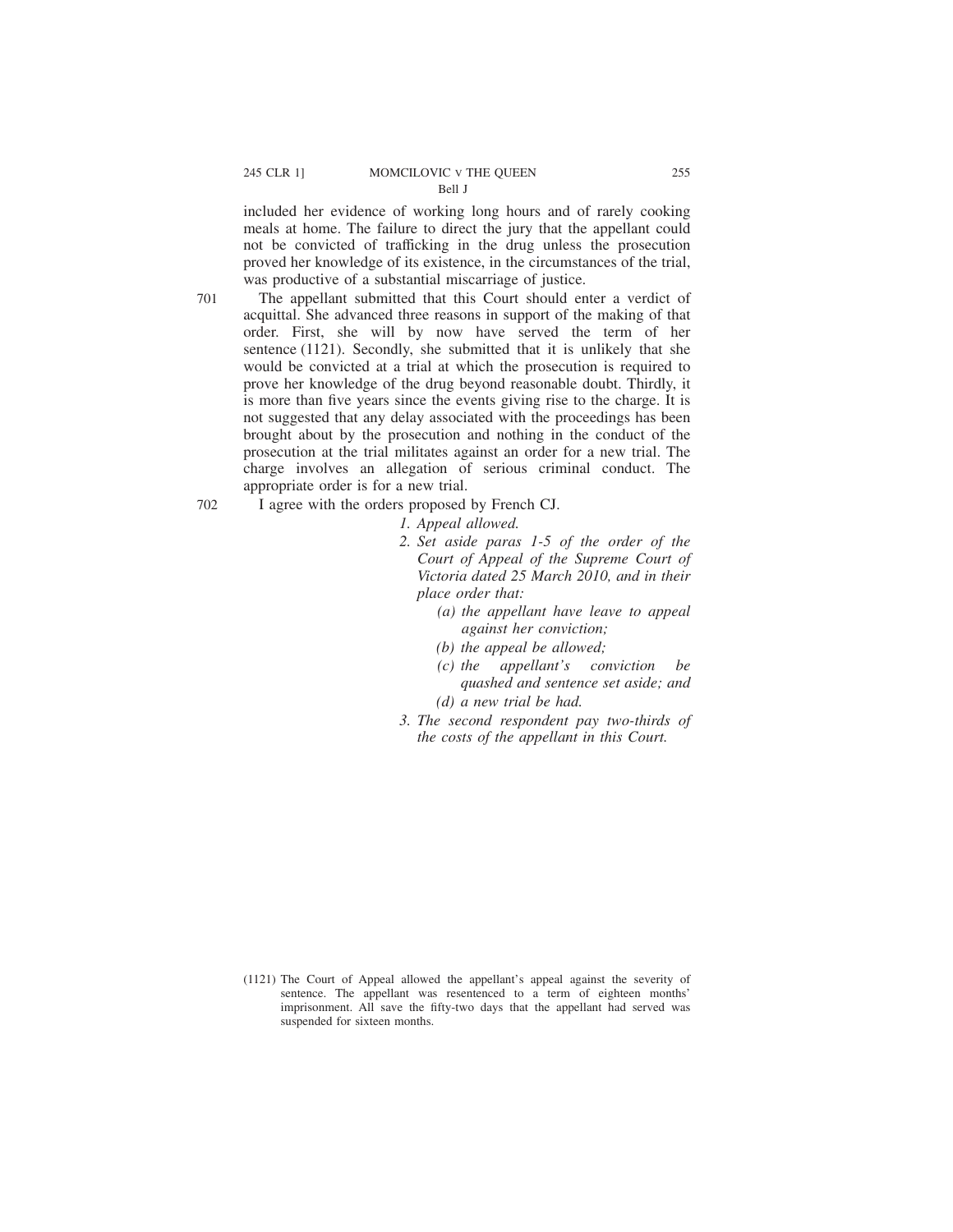included her evidence of working long hours and of rarely cooking meals at home. The failure to direct the jury that the appellant could not be convicted of trafficking in the drug unless the prosecution proved her knowledge of its existence, in the circumstances of the trial, was productive of a substantial miscarriage of justice.

701 The appellant submitted that this Court should enter a verdict of acquittal. She advanced three reasons in support of the making of that order. First, she will by now have served the term of her sentence (1121). Secondly, she submitted that it is unlikely that she would be convicted at a trial at which the prosecution is required to prove her knowledge of the drug beyond reasonable doubt. Thirdly, it is more than five years since the events giving rise to the charge. It is not suggested that any delay associated with the proceedings has been brought about by the prosecution and nothing in the conduct of the prosecution at the trial militates against an order for a new trial. The charge involves an allegation of serious criminal conduct. The appropriate order is for a new trial.

702 I agree with the orders proposed by French CJ.

*1. Appeal allowed.*

*2. Set aside paras 1-5 of the order of the Court of Appeal of the Supreme Court of Victoria dated 25 March 2010, and in their place order that:*

*(a) the appellant have leave to appeal against her conviction;*

*(b) the appeal be allowed;*

*(c) the appellant's conviction be quashed and sentence set aside; and*

*(d) a new trial be had.*

*3. The second respondent pay two-thirds of the costs of the appellant in this Court.*

(1121) The Court of Appeal allowed the appellant's appeal against the severity of sentence. The appellant was resentenced to a term of eighteen months' imprisonment. All save the fifty-two days that the appellant had served was suspended for sixteen months.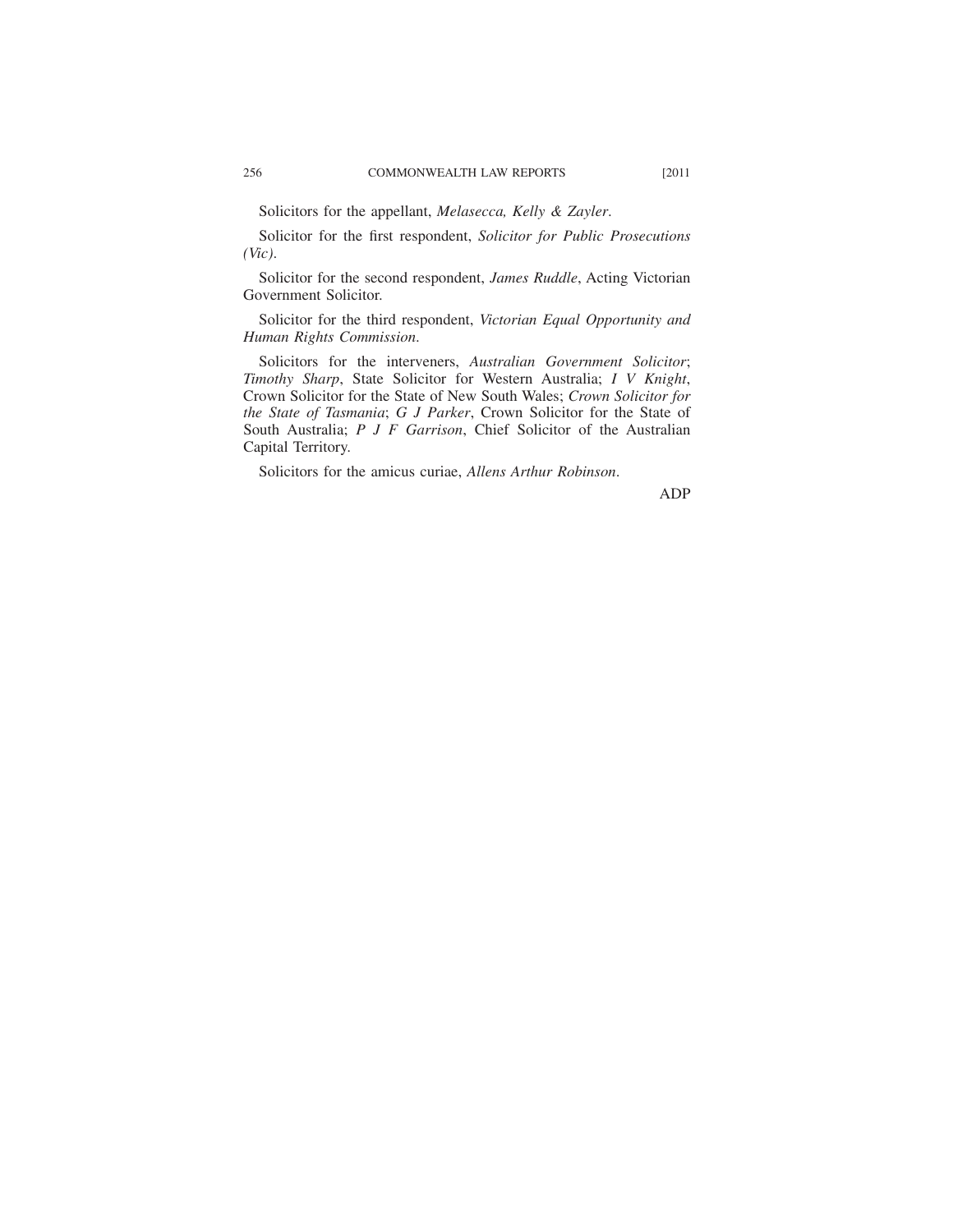Solicitors for the appellant, *Melasecca, Kelly & Zayler*.

Solicitor for the first respondent, *Solicitor for Public Prosecutions (Vic)*.

Solicitor for the second respondent, *James Ruddle*, Acting Victorian Government Solicitor.

Solicitor for the third respondent, *Victorian Equal Opportunity and Human Rights Commission*.

Solicitors for the interveners, *Australian Government Solicitor*; *Timothy Sharp*, State Solicitor for Western Australia; *I V Knight*, Crown Solicitor for the State of New South Wales; *Crown Solicitor for the State of Tasmania*; *G J Parker*, Crown Solicitor for the State of South Australia; *P J F Garrison*, Chief Solicitor of the Australian Capital Territory.

Solicitors for the amicus curiae, *Allens Arthur Robinson*.

ADP